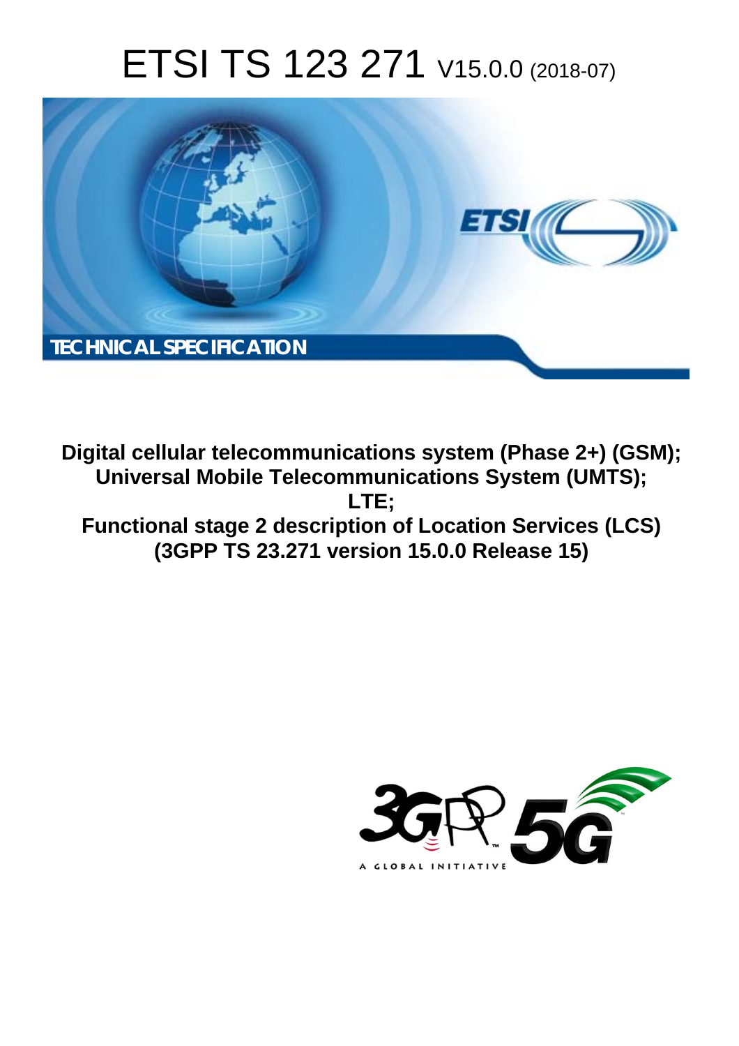# ETSI TS 123 271 V15.0.0 (2018-07)

**TECHNICAL SPECIFICATION**

**Digital cellular telecommunications system (Phase 2+) (GSM); Universal Mobile Telecommunications System (UMTS); LTE; Functional stage 2 description of Location Services (LCS) (3GPP TS 23.271 version 15.0.0 Release 15)**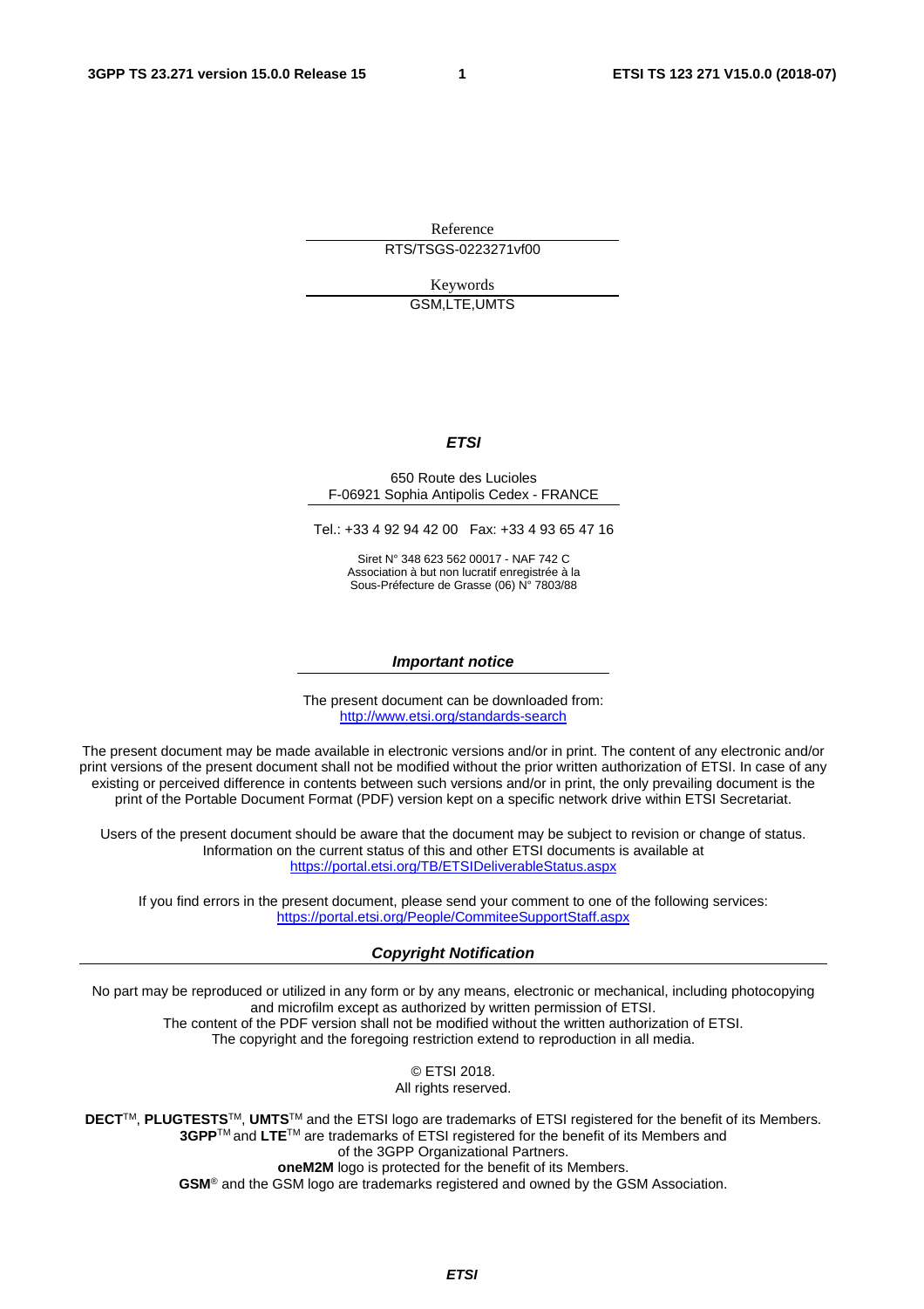Reference

RTS/TSGS-0223271vf00

Keywords

GSM,LTE,UMTS

***ETSI***

650 Route des Lucioles
F-06921 Sophia Antipolis Cedex - FRANCE

Tel.: +33 4 92 94 42 00   Fax: +33 4 93 65 47 16

Siret N° 348 623 562 00017 - NAF 742 C
Association à but non lucratif enregistrée à la
Sous-Préfecture de Grasse (06) N° 7803/88

***Important notice***

The present document can be downloaded from:
http://www.etsi.org/standards-search

The present document may be made available in electronic versions and/or in print. The content of any electronic and/or print versions of the present document shall not be modified without the prior written authorization of ETSI. In case of any existing or perceived difference in contents between such versions and/or in print, the only prevailing document is the print of the Portable Document Format (PDF) version kept on a specific network drive within ETSI Secretariat.

Users of the present document should be aware that the document may be subject to revision or change of status. Information on the current status of this and other ETSI documents is available at
https://portal.etsi.org/TB/ETSIDeliverableStatus.aspx

If you find errors in the present document, please send your comment to one of the following services:
https://portal.etsi.org/People/CommiteeSupportStaff.aspx

***Copyright Notification***

No part may be reproduced or utilized in any form or by any means, electronic or mechanical, including photocopying and microfilm except as authorized by written permission of ETSI.
The content of the PDF version shall not be modified without the written authorization of ETSI.
The copyright and the foregoing restriction extend to reproduction in all media.

© ETSI 2018.
All rights reserved.

**DECT**™, **PLUGTESTS**™, **UMTS**™ and the ETSI logo are trademarks of ETSI registered for the benefit of its Members.
**3GPP**™ and **LTE**™ are trademarks of ETSI registered for the benefit of its Members and of the 3GPP Organizational Partners.
**oneM2M** logo is protected for the benefit of its Members.
**GSM**® and the GSM logo are trademarks registered and owned by the GSM Association.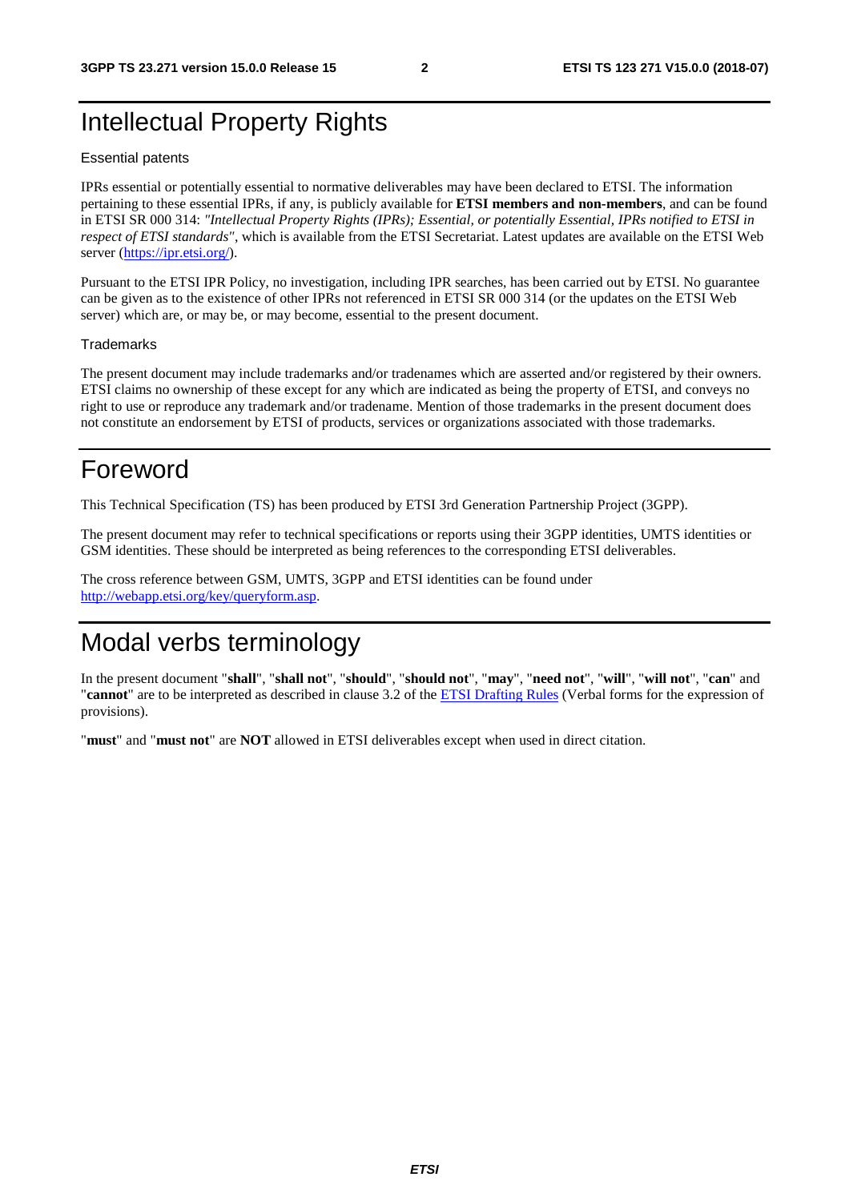# Intellectual Property Rights

Essential patents

IPRs essential or potentially essential to normative deliverables may have been declared to ETSI. The information pertaining to these essential IPRs, if any, is publicly available for **ETSI members and non-members**, and can be found in ETSI SR 000 314: *"Intellectual Property Rights (IPRs); Essential, or potentially Essential, IPRs notified to ETSI in respect of ETSI standards"*, which is available from the ETSI Secretariat. Latest updates are available on the ETSI Web server (https://ipr.etsi.org/).

Pursuant to the ETSI IPR Policy, no investigation, including IPR searches, has been carried out by ETSI. No guarantee can be given as to the existence of other IPRs not referenced in ETSI SR 000 314 (or the updates on the ETSI Web server) which are, or may be, or may become, essential to the present document.

Trademarks

The present document may include trademarks and/or tradenames which are asserted and/or registered by their owners. ETSI claims no ownership of these except for any which are indicated as being the property of ETSI, and conveys no right to use or reproduce any trademark and/or tradename. Mention of those trademarks in the present document does not constitute an endorsement by ETSI of products, services or organizations associated with those trademarks.

# Foreword

This Technical Specification (TS) has been produced by ETSI 3rd Generation Partnership Project (3GPP).

The present document may refer to technical specifications or reports using their 3GPP identities, UMTS identities or GSM identities. These should be interpreted as being references to the corresponding ETSI deliverables.

The cross reference between GSM, UMTS, 3GPP and ETSI identities can be found under http://webapp.etsi.org/key/queryform.asp.

# Modal verbs terminology

In the present document "**shall**", "**shall not**", "**should**", "**should not**", "**may**", "**need not**", "**will**", "**will not**", "**can**" and "**cannot**" are to be interpreted as described in clause 3.2 of the ETSI Drafting Rules (Verbal forms for the expression of provisions).

"**must**" and "**must not**" are **NOT** allowed in ETSI deliverables except when used in direct citation.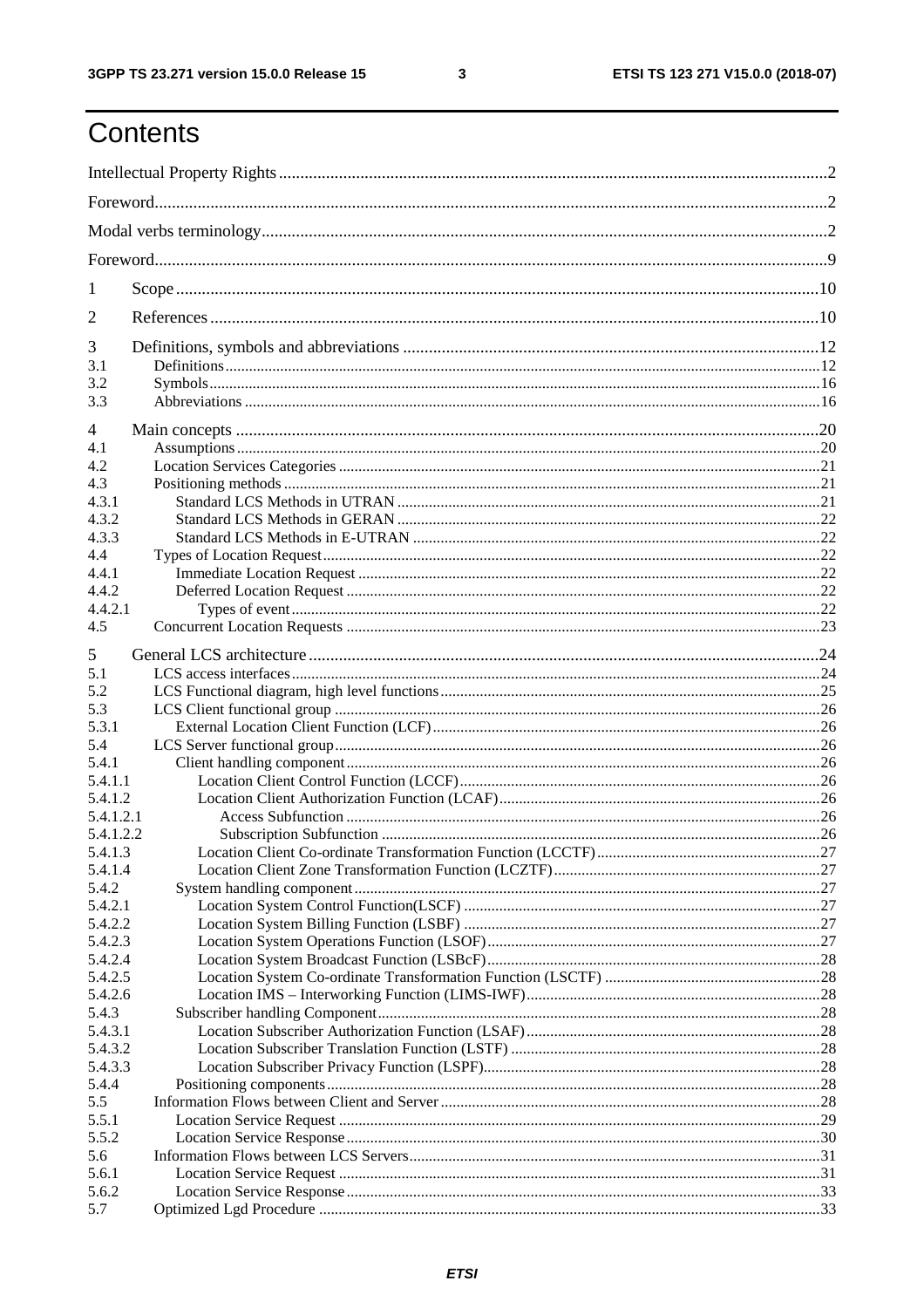# Contents

Intellectual Property Rights ... 2
Foreword ... 2
Modal verbs terminology ... 2
Foreword ... 9
1 Scope ... 10
2 References ... 10
3 Definitions, symbols and abbreviations ... 12
3.1 Definitions ... 12
3.2 Symbols ... 16
3.3 Abbreviations ... 16
4 Main concepts ... 20
4.1 Assumptions ... 20
4.2 Location Services Categories ... 21
4.3 Positioning methods ... 21
4.3.1 Standard LCS Methods in UTRAN ... 21
4.3.2 Standard LCS Methods in GERAN ... 22
4.3.3 Standard LCS Methods in E-UTRAN ... 22
4.4 Types of Location Request ... 22
4.4.1 Immediate Location Request ... 22
4.4.2 Deferred Location Request ... 22
4.4.2.1 Types of event ... 22
4.5 Concurrent Location Requests ... 23
5 General LCS architecture ... 24
5.1 LCS access interfaces ... 24
5.2 LCS Functional diagram, high level functions ... 25
5.3 LCS Client functional group ... 26
5.3.1 External Location Client Function (LCF) ... 26
5.4 LCS Server functional group ... 26
5.4.1 Client handling component ... 26
5.4.1.1 Location Client Control Function (LCCF) ... 26
5.4.1.2 Location Client Authorization Function (LCAF) ... 26
5.4.1.2.1 Access Subfunction ... 26
5.4.1.2.2 Subscription Subfunction ... 26
5.4.1.3 Location Client Co-ordinate Transformation Function (LCCTF) ... 27
5.4.1.4 Location Client Zone Transformation Function (LCZTF) ... 27
5.4.2 System handling component ... 27
5.4.2.1 Location System Control Function(LSCF) ... 27
5.4.2.2 Location System Billing Function (LSBF) ... 27
5.4.2.3 Location System Operations Function (LSOF) ... 27
5.4.2.4 Location System Broadcast Function (LSBcF) ... 28
5.4.2.5 Location System Co-ordinate Transformation Function (LSCTF) ... 28
5.4.2.6 Location IMS – Interworking Function (LIMS-IWF) ... 28
5.4.3 Subscriber handling Component ... 28
5.4.3.1 Location Subscriber Authorization Function (LSAF) ... 28
5.4.3.2 Location Subscriber Translation Function (LSTF) ... 28
5.4.3.3 Location Subscriber Privacy Function (LSPF) ... 28
5.4.4 Positioning components ... 28
5.5 Information Flows between Client and Server ... 28
5.5.1 Location Service Request ... 29
5.5.2 Location Service Response ... 30
5.6 Information Flows between LCS Servers ... 31
5.6.1 Location Service Request ... 31
5.6.2 Location Service Response ... 33
5.7 Optimized Lgd Procedure ... 33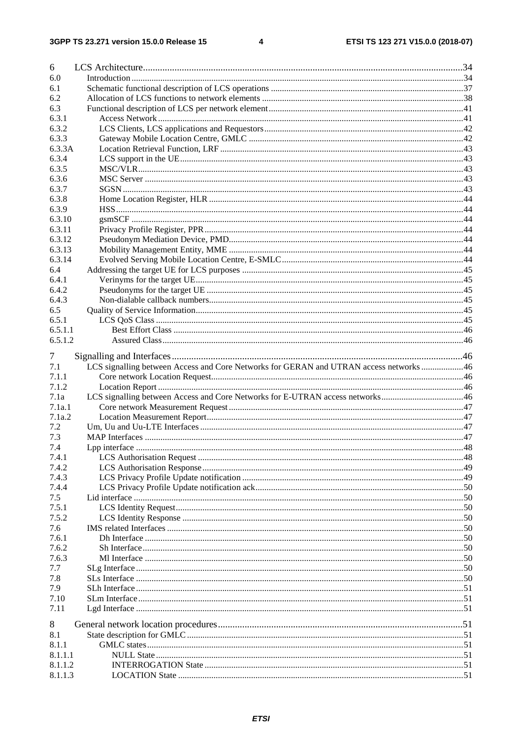6 LCS Architecture .......................................................... 34
6.0 Introduction .......................................................... 34
6.1 Schematic functional description of LCS operations .......................................................... 37
6.2 Allocation of LCS functions to network elements .......................................................... 38
6.3 Functional description of LCS per network element .......................................................... 41
6.3.1 Access Network .......................................................... 41
6.3.2 LCS Clients, LCS applications and Requestors .......................................................... 42
6.3.3 Gateway Mobile Location Centre, GMLC .......................................................... 42
6.3.3A Location Retrieval Function, LRF .......................................................... 43
6.3.4 LCS support in the UE .......................................................... 43
6.3.5 MSC/VLR .......................................................... 43
6.3.6 MSC Server .......................................................... 43
6.3.7 SGSN .......................................................... 43
6.3.8 Home Location Register, HLR .......................................................... 44
6.3.9 HSS .......................................................... 44
6.3.10 gsmSCF .......................................................... 44
6.3.11 Privacy Profile Register, PPR .......................................................... 44
6.3.12 Pseudonym Mediation Device, PMD .......................................................... 44
6.3.13 Mobility Management Entity, MME .......................................................... 44
6.3.14 Evolved Serving Mobile Location Centre, E-SMLC .......................................................... 44
6.4 Addressing the target UE for LCS purposes .......................................................... 45
6.4.1 Verinyms for the target UE .......................................................... 45
6.4.2 Pseudonyms for the target UE .......................................................... 45
6.4.3 Non-dialable callback numbers .......................................................... 45
6.5 Quality of Service Information .......................................................... 45
6.5.1 LCS QoS Class .......................................................... 45
6.5.1.1 Best Effort Class .......................................................... 46
6.5.1.2 Assured Class .......................................................... 46

7 Signalling and Interfaces .......................................................... 46
7.1 LCS signalling between Access and Core Networks for GERAN and UTRAN access networks .......................................................... 46
7.1.1 Core network Location Request .......................................................... 46
7.1.2 Location Report .......................................................... 46
7.1a LCS signalling between Access and Core Networks for E-UTRAN access networks .......................................................... 46
7.1a.1 Core network Measurement Request .......................................................... 47
7.1a.2 Location Measurement Report .......................................................... 47
7.2 Um, Uu and Uu-LTE Interfaces .......................................................... 47
7.3 MAP Interfaces .......................................................... 47
7.4 Lpp interface .......................................................... 48
7.4.1 LCS Authorisation Request .......................................................... 48
7.4.2 LCS Authorisation Response .......................................................... 49
7.4.3 LCS Privacy Profile Update notification .......................................................... 49
7.4.4 LCS Privacy Profile Update notification ack .......................................................... 50
7.5 Lid interface .......................................................... 50
7.5.1 LCS Identity Request .......................................................... 50
7.5.2 LCS Identity Response .......................................................... 50
7.6 IMS related Interfaces .......................................................... 50
7.6.1 Dh Interface .......................................................... 50
7.6.2 Sh Interface .......................................................... 50
7.6.3 Ml Interface .......................................................... 50
7.7 SLg Interface .......................................................... 50
7.8 SLs Interface .......................................................... 50
7.9 SLh Interface .......................................................... 51
7.10 SLm Interface .......................................................... 51
7.11 Lgd Interface .......................................................... 51

8 General network location procedures .......................................................... 51
8.1 State description for GMLC .......................................................... 51
8.1.1 GMLC states .......................................................... 51
8.1.1.1 NULL State .......................................................... 51
8.1.1.2 INTERROGATION State .......................................................... 51
8.1.1.3 LOCATION State .......................................................... 51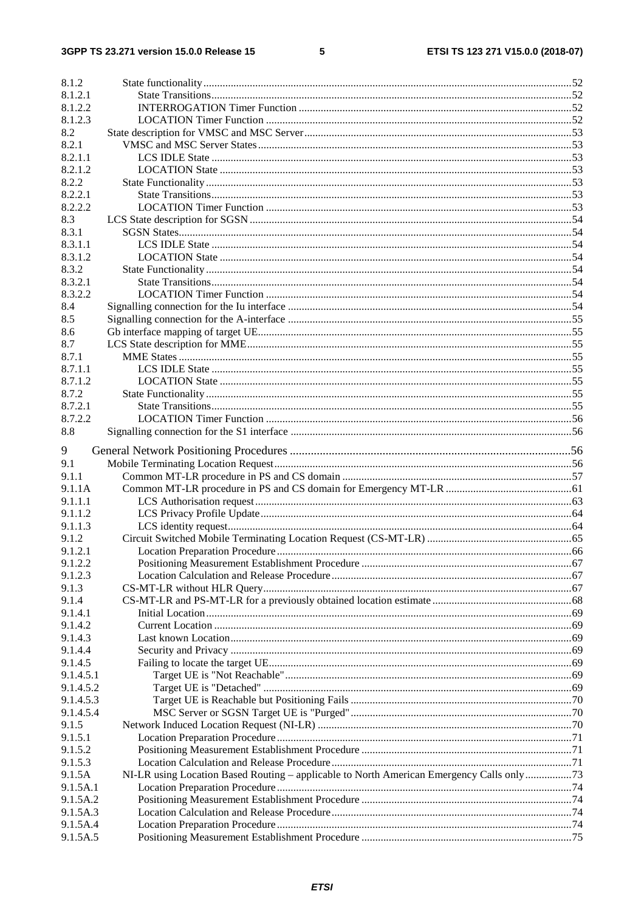8.1.2 State functionality ..... 52
8.1.2.1 State Transitions ..... 52
8.1.2.2 INTERROGATION Timer Function ..... 52
8.1.2.3 LOCATION Timer Function ..... 52
8.2 State description for VMSC and MSC Server ..... 53
8.2.1 VMSC and MSC Server States ..... 53
8.2.1.1 LCS IDLE State ..... 53
8.2.1.2 LOCATION State ..... 53
8.2.2 State Functionality ..... 53
8.2.2.1 State Transitions ..... 53
8.2.2.2 LOCATION Timer Function ..... 53
8.3 LCS State description for SGSN ..... 54
8.3.1 SGSN States ..... 54
8.3.1.1 LCS IDLE State ..... 54
8.3.1.2 LOCATION State ..... 54
8.3.2 State Functionality ..... 54
8.3.2.1 State Transitions ..... 54
8.3.2.2 LOCATION Timer Function ..... 54
8.4 Signalling connection for the Iu interface ..... 54
8.5 Signalling connection for the A-interface ..... 55
8.6 Gb interface mapping of target UE ..... 55
8.7 LCS State description for MME ..... 55
8.7.1 MME States ..... 55
8.7.1.1 LCS IDLE State ..... 55
8.7.1.2 LOCATION State ..... 55
8.7.2 State Functionality ..... 55
8.7.2.1 State Transitions ..... 55
8.7.2.2 LOCATION Timer Function ..... 56
8.8 Signalling connection for the S1 interface ..... 56

9 General Network Positioning Procedures ..... 56
9.1 Mobile Terminating Location Request ..... 56
9.1.1 Common MT-LR procedure in PS and CS domain ..... 57
9.1.1A Common MT-LR procedure in PS and CS domain for Emergency MT-LR ..... 61
9.1.1.1 LCS Authorisation request ..... 63
9.1.1.2 LCS Privacy Profile Update ..... 64
9.1.1.3 LCS identity request ..... 64
9.1.2 Circuit Switched Mobile Terminating Location Request (CS-MT-LR) ..... 65
9.1.2.1 Location Preparation Procedure ..... 66
9.1.2.2 Positioning Measurement Establishment Procedure ..... 67
9.1.2.3 Location Calculation and Release Procedure ..... 67
9.1.3 CS-MT-LR without HLR Query ..... 67
9.1.4 CS-MT-LR and PS-MT-LR for a previously obtained location estimate ..... 68
9.1.4.1 Initial Location ..... 69
9.1.4.2 Current Location ..... 69
9.1.4.3 Last known Location ..... 69
9.1.4.4 Security and Privacy ..... 69
9.1.4.5 Failing to locate the target UE ..... 69
9.1.4.5.1 Target UE is "Not Reachable" ..... 69
9.1.4.5.2 Target UE is "Detached" ..... 69
9.1.4.5.3 Target UE is Reachable but Positioning Fails ..... 70
9.1.4.5.4 MSC Server or SGSN Target UE is "Purged" ..... 70
9.1.5 Network Induced Location Request (NI-LR) ..... 70
9.1.5.1 Location Preparation Procedure ..... 71
9.1.5.2 Positioning Measurement Establishment Procedure ..... 71
9.1.5.3 Location Calculation and Release Procedure ..... 71
9.1.5A NI-LR using Location Based Routing – applicable to North American Emergency Calls only ..... 73
9.1.5A.1 Location Preparation Procedure ..... 74
9.1.5A.2 Positioning Measurement Establishment Procedure ..... 74
9.1.5A.3 Location Calculation and Release Procedure ..... 74
9.1.5A.4 Location Preparation Procedure ..... 74
9.1.5A.5 Positioning Measurement Establishment Procedure ..... 75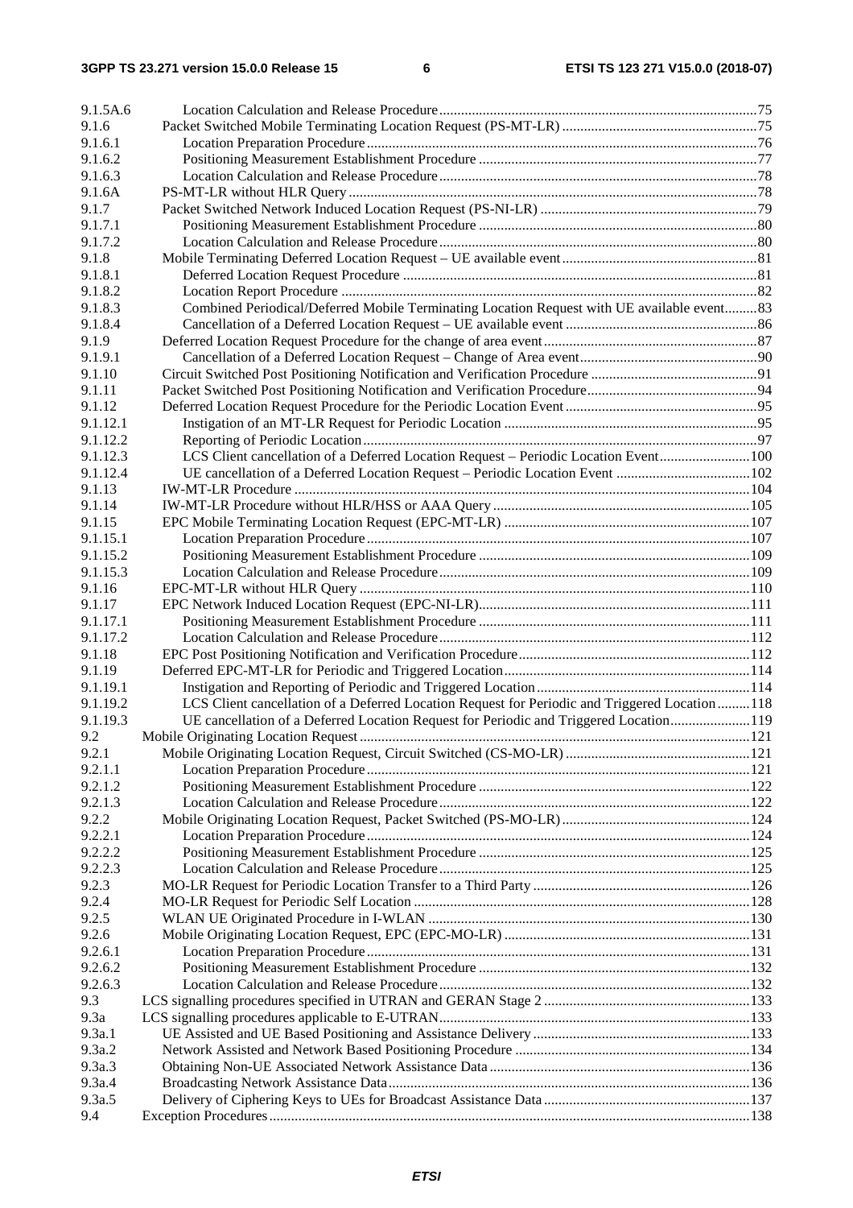9.1.5A.6 Location Calculation and Release Procedure 75
9.1.6 Packet Switched Mobile Terminating Location Request (PS-MT-LR) 75
9.1.6.1 Location Preparation Procedure 76
9.1.6.2 Positioning Measurement Establishment Procedure 77
9.1.6.3 Location Calculation and Release Procedure 78
9.1.6A PS-MT-LR without HLR Query 78
9.1.7 Packet Switched Network Induced Location Request (PS-NI-LR) 79
9.1.7.1 Positioning Measurement Establishment Procedure 80
9.1.7.2 Location Calculation and Release Procedure 80
9.1.8 Mobile Terminating Deferred Location Request – UE available event 81
9.1.8.1 Deferred Location Request Procedure 81
9.1.8.2 Location Report Procedure 82
9.1.8.3 Combined Periodical/Deferred Mobile Terminating Location Request with UE available event 83
9.1.8.4 Cancellation of a Deferred Location Request – UE available event 86
9.1.9 Deferred Location Request Procedure for the change of area event 87
9.1.9.1 Cancellation of a Deferred Location Request – Change of Area event 90
9.1.10 Circuit Switched Post Positioning Notification and Verification Procedure 91
9.1.11 Packet Switched Post Positioning Notification and Verification Procedure 94
9.1.12 Deferred Location Request Procedure for the Periodic Location Event 95
9.1.12.1 Instigation of an MT-LR Request for Periodic Location 95
9.1.12.2 Reporting of Periodic Location 97
9.1.12.3 LCS Client cancellation of a Deferred Location Request – Periodic Location Event 100
9.1.12.4 UE cancellation of a Deferred Location Request – Periodic Location Event 102
9.1.13 IW-MT-LR Procedure 104
9.1.14 IW-MT-LR Procedure without HLR/HSS or AAA Query 105
9.1.15 EPC Mobile Terminating Location Request (EPC-MT-LR) 107
9.1.15.1 Location Preparation Procedure 107
9.1.15.2 Positioning Measurement Establishment Procedure 109
9.1.15.3 Location Calculation and Release Procedure 109
9.1.16 EPC-MT-LR without HLR Query 110
9.1.17 EPC Network Induced Location Request (EPC-NI-LR) 111
9.1.17.1 Positioning Measurement Establishment Procedure 111
9.1.17.2 Location Calculation and Release Procedure 112
9.1.18 EPC Post Positioning Notification and Verification Procedure 112
9.1.19 Deferred EPC-MT-LR for Periodic and Triggered Location 114
9.1.19.1 Instigation and Reporting of Periodic and Triggered Location 114
9.1.19.2 LCS Client cancellation of a Deferred Location Request for Periodic and Triggered Location 118
9.1.19.3 UE cancellation of a Deferred Location Request for Periodic and Triggered Location 119
9.2 Mobile Originating Location Request 121
9.2.1 Mobile Originating Location Request, Circuit Switched (CS-MO-LR) 121
9.2.1.1 Location Preparation Procedure 121
9.2.1.2 Positioning Measurement Establishment Procedure 122
9.2.1.3 Location Calculation and Release Procedure 122
9.2.2 Mobile Originating Location Request, Packet Switched (PS-MO-LR) 124
9.2.2.1 Location Preparation Procedure 124
9.2.2.2 Positioning Measurement Establishment Procedure 125
9.2.2.3 Location Calculation and Release Procedure 125
9.2.3 MO-LR Request for Periodic Location Transfer to a Third Party 126
9.2.4 MO-LR Request for Periodic Self Location 128
9.2.5 WLAN UE Originated Procedure in I-WLAN 130
9.2.6 Mobile Originating Location Request, EPC (EPC-MO-LR) 131
9.2.6.1 Location Preparation Procedure 131
9.2.6.2 Positioning Measurement Establishment Procedure 132
9.2.6.3 Location Calculation and Release Procedure 132
9.3 LCS signalling procedures specified in UTRAN and GERAN Stage 2 133
9.3a LCS signalling procedures applicable to E-UTRAN 133
9.3a.1 UE Assisted and UE Based Positioning and Assistance Delivery 133
9.3a.2 Network Assisted and Network Based Positioning Procedure 134
9.3a.3 Obtaining Non-UE Associated Network Assistance Data 136
9.3a.4 Broadcasting Network Assistance Data 136
9.3a.5 Delivery of Ciphering Keys to UEs for Broadcast Assistance Data 137
9.4 Exception Procedures 138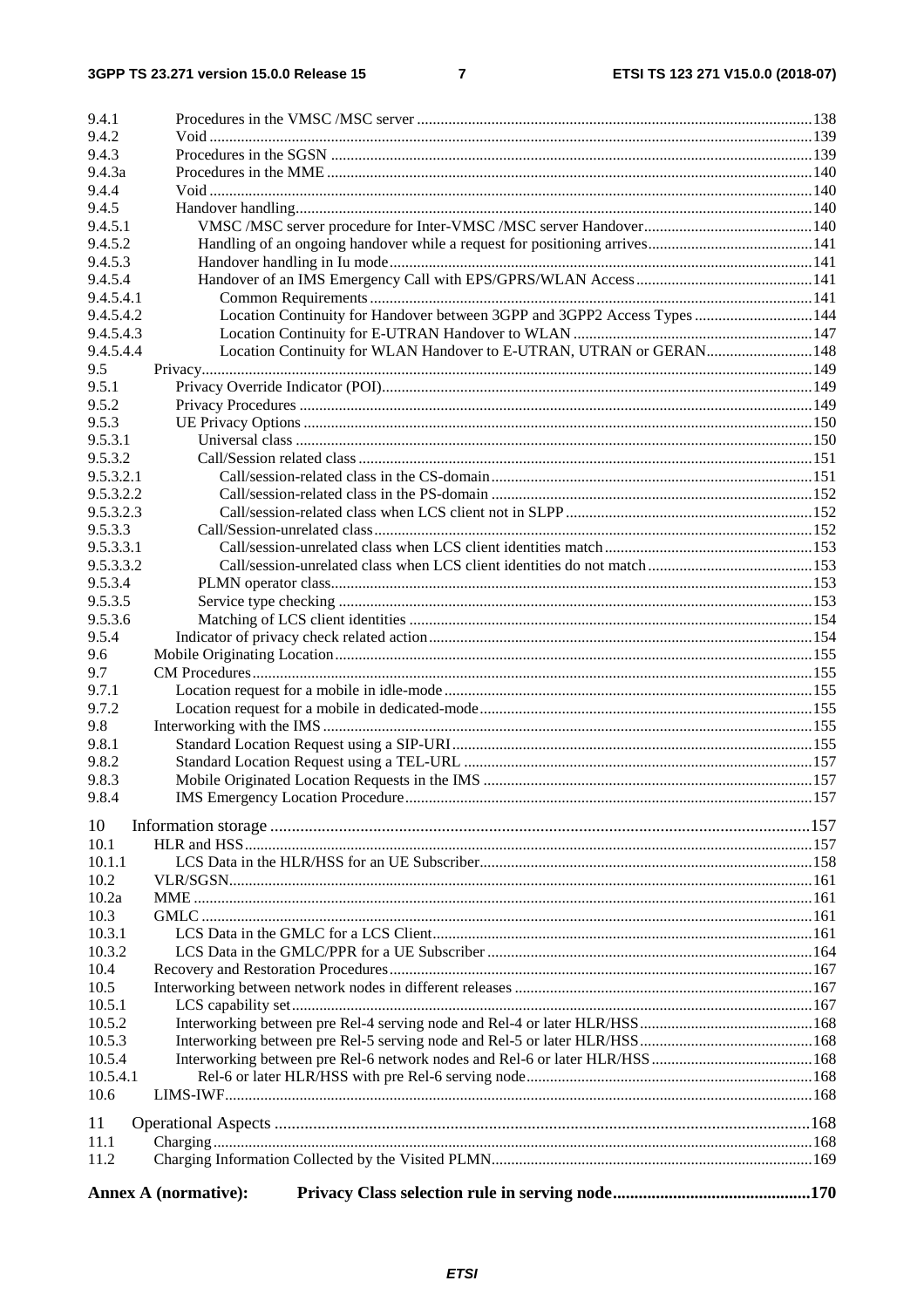9.4.1 Procedures in the VMSC /MSC server ....................................................................................................138
9.4.2 Void .........................................................................................................................................................139
9.4.3 Procedures in the SGSN ..........................................................................................................................139
9.4.3a Procedures in the MME ...........................................................................................................................140
9.4.4 Void .........................................................................................................................................................140
9.4.5 Handover handling...................................................................................................................................140
9.4.5.1 VMSC /MSC server procedure for Inter-VMSC /MSC server Handover...........................................140
9.4.5.2 Handling of an ongoing handover while a request for positioning arrives..........................................141
9.4.5.3 Handover handling in Iu mode...........................................................................................................141
9.4.5.4 Handover of an IMS Emergency Call with EPS/GPRS/WLAN Access............................................141
9.4.5.4.1 Common Requirements................................................................................................................141
9.4.5.4.2 Location Continuity for Handover between 3GPP and 3GPP2 Access Types..............................144
9.4.5.4.3 Location Continuity for E-UTRAN Handover to WLAN.............................................................147
9.4.5.4.4 Location Continuity for WLAN Handover to E-UTRAN, UTRAN or GERAN...........................148
9.5 Privacy.........................................................................................................................................................149
9.5.1 Privacy Override Indicator (POI).............................................................................................................149
9.5.2 Privacy Procedures ..................................................................................................................................149
9.5.3 UE Privacy Options .................................................................................................................................150
9.5.3.1 Universal class ...................................................................................................................................150
9.5.3.2 Call/Session related class ...................................................................................................................151
9.5.3.2.1 Call/session-related class in the CS-domain.................................................................................151
9.5.3.2.2 Call/session-related class in the PS-domain .................................................................................152
9.5.3.2.3 Call/session-related class when LCS client not in SLPP..............................................................152
9.5.3.3 Call/Session-unrelated class...............................................................................................................152
9.5.3.3.1 Call/session-unrelated class when LCS client identities match....................................................153
9.5.3.3.2 Call/session-unrelated class when LCS client identities do not match..........................................153
9.5.3.4 PLMN operator class..........................................................................................................................153
9.5.3.5 Service type checking ........................................................................................................................153
9.5.3.6 Matching of LCS client identities ......................................................................................................154
9.5.4 Indicator of privacy check related action.................................................................................................154
9.6 Mobile Originating Location.........................................................................................................................155
9.7 CM Procedures.............................................................................................................................................155
9.7.1 Location request for a mobile in idle-mode.............................................................................................155
9.7.2 Location request for a mobile in dedicated-mode....................................................................................155
9.8 Interworking with the IMS ...........................................................................................................................155
9.8.1 Standard Location Request using a SIP-URI...........................................................................................155
9.8.2 Standard Location Request using a TEL-URL ........................................................................................157
9.8.3 Mobile Originated Location Requests in the IMS ...................................................................................157
9.8.4 IMS Emergency Location Procedure.......................................................................................................157

10 Information storage ..............................................................................................................................157
10.1 HLR and HSS...............................................................................................................................................157
10.1.1 LCS Data in the HLR/HSS for an UE Subscriber....................................................................................158
10.2 VLR/SGSN...................................................................................................................................................161
10.2a MME ............................................................................................................................................................161
10.3 GMLC ..........................................................................................................................................................161
10.3.1 LCS Data in the GMLC for a LCS Client................................................................................................161
10.3.2 LCS Data in the GMLC/PPR for a UE Subscriber ..................................................................................164
10.4 Recovery and Restoration Procedures...........................................................................................................167
10.5 Interworking between network nodes in different releases ...........................................................................167
10.5.1 LCS capability set...................................................................................................................................167
10.5.2 Interworking between pre Rel-4 serving node and Rel-4 or later HLR/HSS...........................................168
10.5.3 Interworking between pre Rel-5 serving node and Rel-5 or later HLR/HSS...........................................168
10.5.4 Interworking between pre Rel-6 network nodes and Rel-6 or later HLR/HSS.........................................168
10.5.4.1 Rel-6 or later HLR/HSS with pre Rel-6 serving node........................................................................168
10.6 LIMS-IWF....................................................................................................................................................168

11 Operational Aspects .............................................................................................................................168
11.1 Charging.......................................................................................................................................................168
11.2 Charging Information Collected by the Visited PLMN.................................................................................169

**Annex A (normative): Privacy Class selection rule in serving node.............................................170**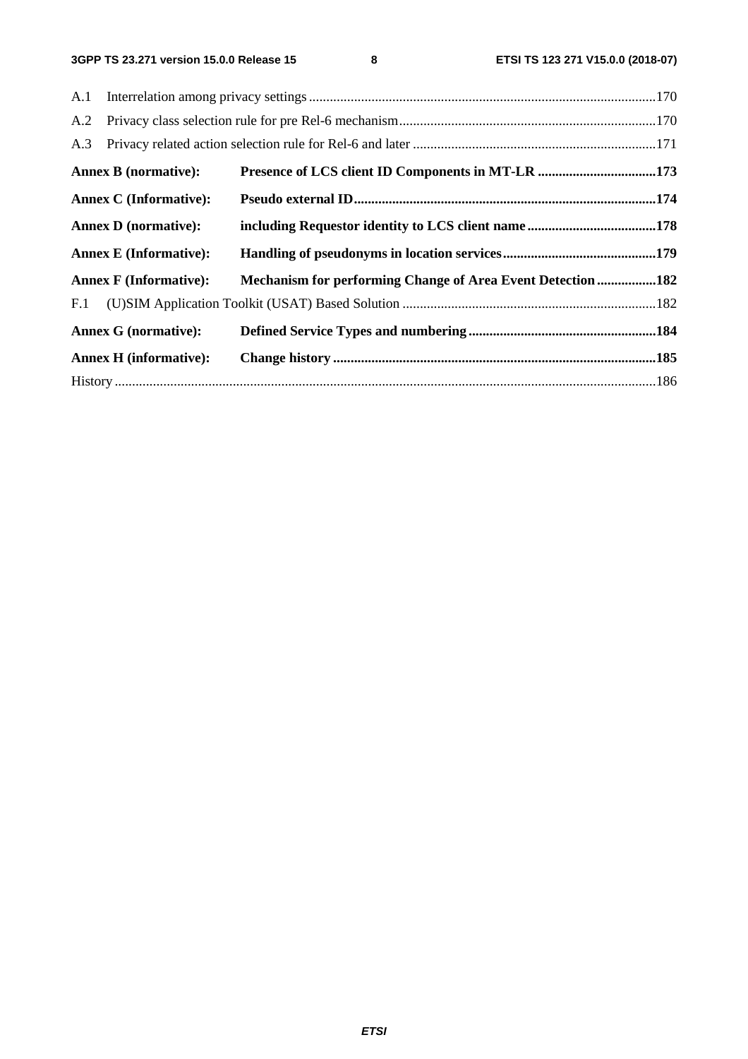A.1 Interrelation among privacy settings ....................................................................................................170

A.2 Privacy class selection rule for pre Rel-6 mechanism..........................................................................170

A.3 Privacy related action selection rule for Rel-6 and later .....................................................................171

**Annex B (normative): Presence of LCS client ID Components in MT-LR ..................................173**

**Annex C (Informative): Pseudo external ID.......................................................................................174**

**Annex D (normative): including Requestor identity to LCS client name .....................................178**

**Annex E (Informative): Handling of pseudonyms in location services............................................179**

**Annex F (Informative): Mechanism for performing Change of Area Event Detection .................182**

F.1 (U)SIM Application Toolkit (USAT) Based Solution .........................................................................182

**Annex G (normative): Defined Service Types and numbering......................................................184**

**Annex H (informative): Change history .............................................................................................185**

History ............................................................................................................................................................186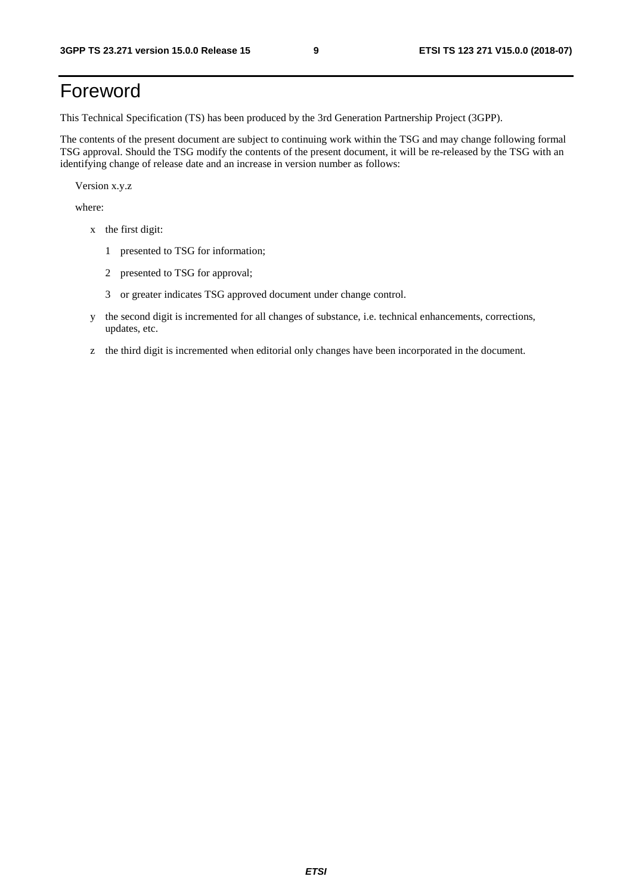# Foreword

This Technical Specification (TS) has been produced by the 3rd Generation Partnership Project (3GPP).

The contents of the present document are subject to continuing work within the TSG and may change following formal TSG approval. Should the TSG modify the contents of the present document, it will be re-released by the TSG with an identifying change of release date and an increase in version number as follows:

Version x.y.z

where:

- x the first digit:
  - 1 presented to TSG for information;
  - 2 presented to TSG for approval;
  - 3 or greater indicates TSG approved document under change control.
- y the second digit is incremented for all changes of substance, i.e. technical enhancements, corrections, updates, etc.
- z the third digit is incremented when editorial only changes have been incorporated in the document.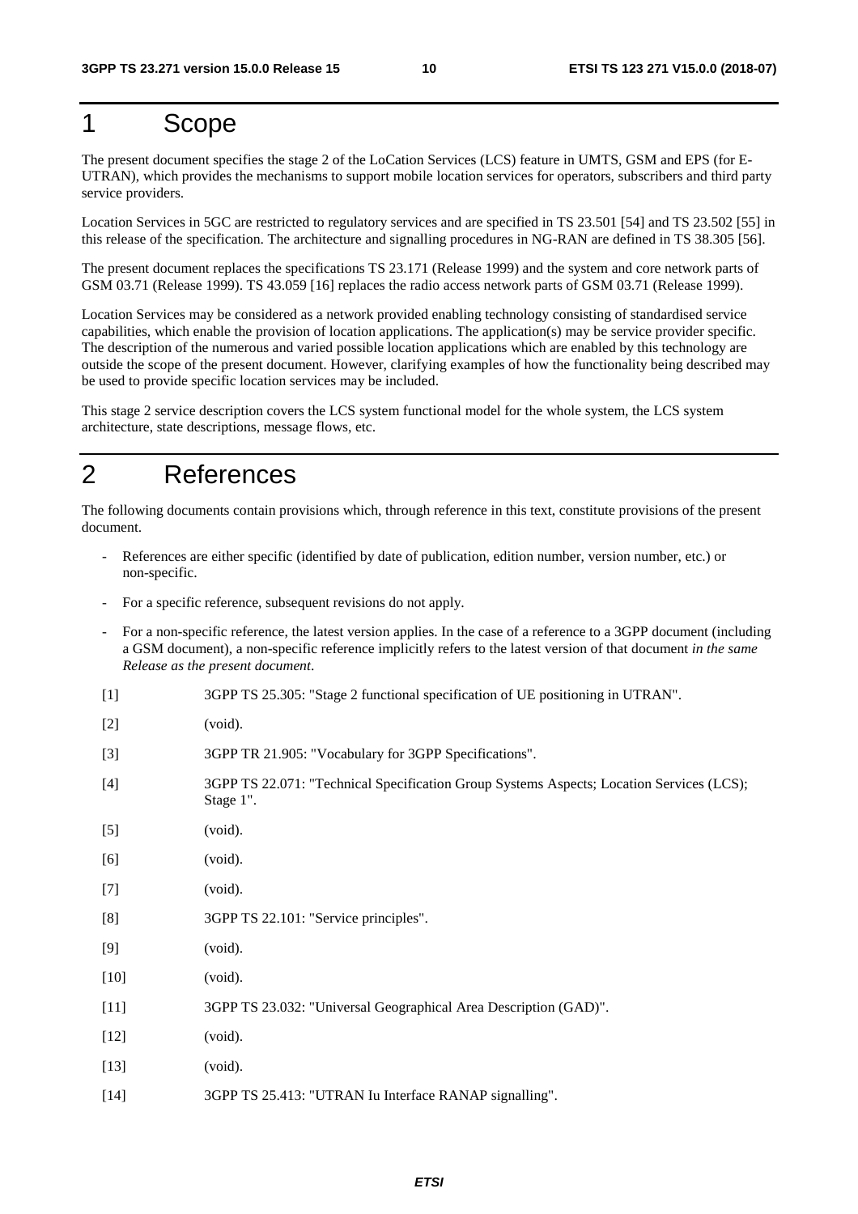# 1 Scope

The present document specifies the stage 2 of the LoCation Services (LCS) feature in UMTS, GSM and EPS (for E-UTRAN), which provides the mechanisms to support mobile location services for operators, subscribers and third party service providers.

Location Services in 5GC are restricted to regulatory services and are specified in TS 23.501 [54] and TS 23.502 [55] in this release of the specification. The architecture and signalling procedures in NG-RAN are defined in TS 38.305 [56].

The present document replaces the specifications TS 23.171 (Release 1999) and the system and core network parts of GSM 03.71 (Release 1999). TS 43.059 [16] replaces the radio access network parts of GSM 03.71 (Release 1999).

Location Services may be considered as a network provided enabling technology consisting of standardised service capabilities, which enable the provision of location applications. The application(s) may be service provider specific. The description of the numerous and varied possible location applications which are enabled by this technology are outside the scope of the present document. However, clarifying examples of how the functionality being described may be used to provide specific location services may be included.

This stage 2 service description covers the LCS system functional model for the whole system, the LCS system architecture, state descriptions, message flows, etc.

# 2 References

The following documents contain provisions which, through reference in this text, constitute provisions of the present document.

- References are either specific (identified by date of publication, edition number, version number, etc.) or non-specific.
- For a specific reference, subsequent revisions do not apply.
- For a non-specific reference, the latest version applies. In the case of a reference to a 3GPP document (including a GSM document), a non-specific reference implicitly refers to the latest version of that document *in the same Release as the present document*.

[1] 3GPP TS 25.305: "Stage 2 functional specification of UE positioning in UTRAN".

[2] (void).

[3] 3GPP TR 21.905: "Vocabulary for 3GPP Specifications".

[4] 3GPP TS 22.071: "Technical Specification Group Systems Aspects; Location Services (LCS); Stage 1".

[5] (void).

[6] (void).

[7] (void).

[8] 3GPP TS 22.101: "Service principles".

[9] (void).

[10] (void).

[11] 3GPP TS 23.032: "Universal Geographical Area Description (GAD)".

[12] (void).

[13] (void).

[14] 3GPP TS 25.413: "UTRAN Iu Interface RANAP signalling".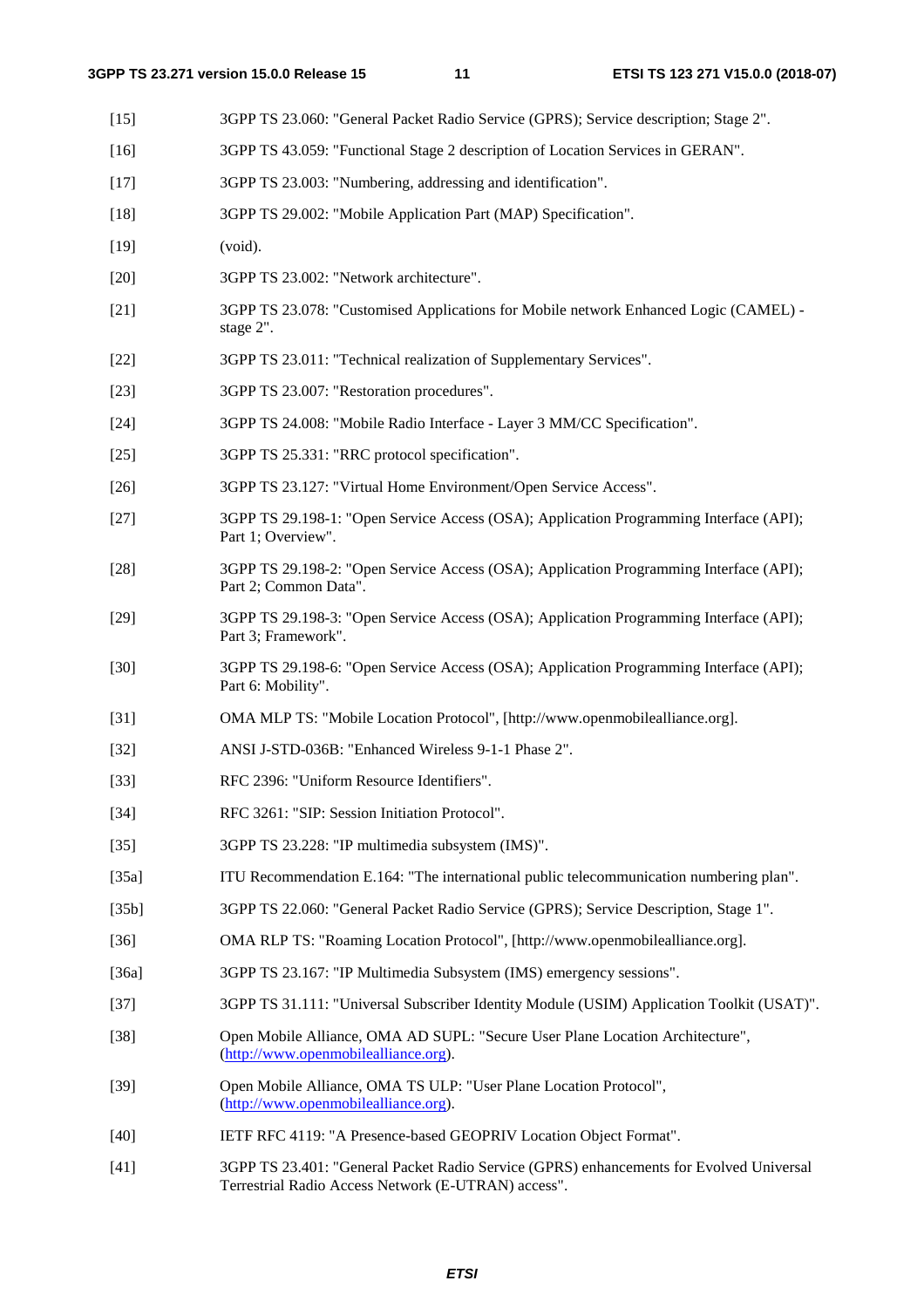[15] 3GPP TS 23.060: "General Packet Radio Service (GPRS); Service description; Stage 2".

[16] 3GPP TS 43.059: "Functional Stage 2 description of Location Services in GERAN".

[17] 3GPP TS 23.003: "Numbering, addressing and identification".

[18] 3GPP TS 29.002: "Mobile Application Part (MAP) Specification".

[19] (void).

[20] 3GPP TS 23.002: "Network architecture".

[21] 3GPP TS 23.078: "Customised Applications for Mobile network Enhanced Logic (CAMEL) - stage 2".

[22] 3GPP TS 23.011: "Technical realization of Supplementary Services".

[23] 3GPP TS 23.007: "Restoration procedures".

[24] 3GPP TS 24.008: "Mobile Radio Interface - Layer 3 MM/CC Specification".

[25] 3GPP TS 25.331: "RRC protocol specification".

[26] 3GPP TS 23.127: "Virtual Home Environment/Open Service Access".

[27] 3GPP TS 29.198-1: "Open Service Access (OSA); Application Programming Interface (API); Part 1; Overview".

[28] 3GPP TS 29.198-2: "Open Service Access (OSA); Application Programming Interface (API); Part 2; Common Data".

[29] 3GPP TS 29.198-3: "Open Service Access (OSA); Application Programming Interface (API); Part 3; Framework".

[30] 3GPP TS 29.198-6: "Open Service Access (OSA); Application Programming Interface (API); Part 6: Mobility".

[31] OMA MLP TS: "Mobile Location Protocol", [http://www.openmobilealliance.org].

[32] ANSI J-STD-036B: "Enhanced Wireless 9-1-1 Phase 2".

[33] RFC 2396: "Uniform Resource Identifiers".

[34] RFC 3261: "SIP: Session Initiation Protocol".

[35] 3GPP TS 23.228: "IP multimedia subsystem (IMS)".

[35a] ITU Recommendation E.164: "The international public telecommunication numbering plan".

[35b] 3GPP TS 22.060: "General Packet Radio Service (GPRS); Service Description, Stage 1".

[36] OMA RLP TS: "Roaming Location Protocol", [http://www.openmobilealliance.org].

[36a] 3GPP TS 23.167: "IP Multimedia Subsystem (IMS) emergency sessions".

[37] 3GPP TS 31.111: "Universal Subscriber Identity Module (USIM) Application Toolkit (USAT)".

[38] Open Mobile Alliance, OMA AD SUPL: "Secure User Plane Location Architecture", (http://www.openmobilealliance.org).

[39] Open Mobile Alliance, OMA TS ULP: "User Plane Location Protocol", (http://www.openmobilealliance.org).

[40] IETF RFC 4119: "A Presence-based GEOPRIV Location Object Format".

[41] 3GPP TS 23.401: "General Packet Radio Service (GPRS) enhancements for Evolved Universal Terrestrial Radio Access Network (E-UTRAN) access".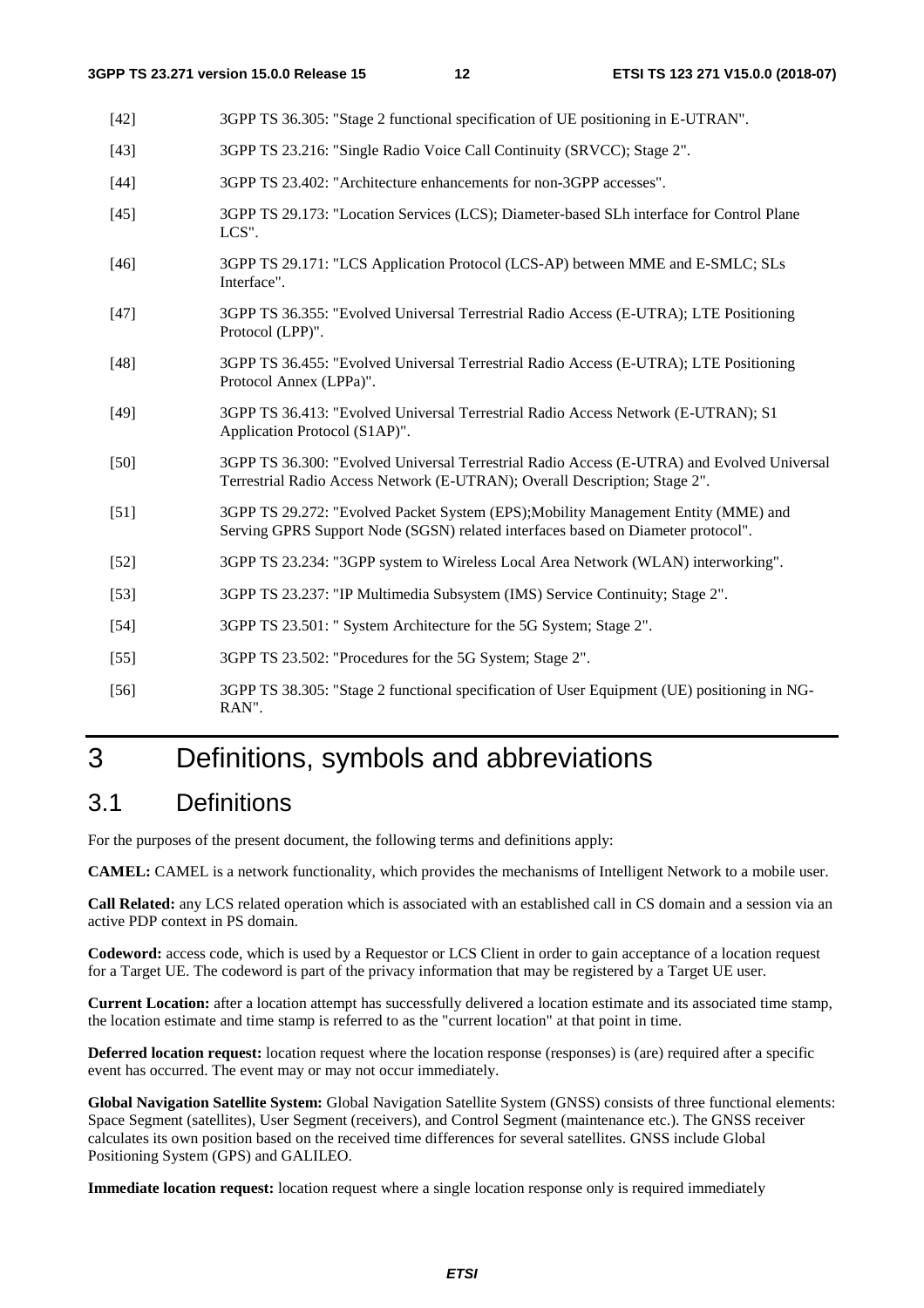[42] 3GPP TS 36.305: "Stage 2 functional specification of UE positioning in E-UTRAN".

[43] 3GPP TS 23.216: "Single Radio Voice Call Continuity (SRVCC); Stage 2".

[44] 3GPP TS 23.402: "Architecture enhancements for non-3GPP accesses".

[45] 3GPP TS 29.173: "Location Services (LCS); Diameter-based SLh interface for Control Plane LCS".

[46] 3GPP TS 29.171: "LCS Application Protocol (LCS-AP) between MME and E-SMLC; SLs Interface".

[47] 3GPP TS 36.355: "Evolved Universal Terrestrial Radio Access (E-UTRA); LTE Positioning Protocol (LPP)".

[48] 3GPP TS 36.455: "Evolved Universal Terrestrial Radio Access (E-UTRA); LTE Positioning Protocol Annex (LPPa)".

[49] 3GPP TS 36.413: "Evolved Universal Terrestrial Radio Access Network (E-UTRAN); S1 Application Protocol (S1AP)".

[50] 3GPP TS 36.300: "Evolved Universal Terrestrial Radio Access (E-UTRA) and Evolved Universal Terrestrial Radio Access Network (E-UTRAN); Overall Description; Stage 2".

[51] 3GPP TS 29.272: "Evolved Packet System (EPS);Mobility Management Entity (MME) and Serving GPRS Support Node (SGSN) related interfaces based on Diameter protocol".

[52] 3GPP TS 23.234: "3GPP system to Wireless Local Area Network (WLAN) interworking".

[53] 3GPP TS 23.237: "IP Multimedia Subsystem (IMS) Service Continuity; Stage 2".

[54] 3GPP TS 23.501: " System Architecture for the 5G System; Stage 2".

[55] 3GPP TS 23.502: "Procedures for the 5G System; Stage 2".

[56] 3GPP TS 38.305: "Stage 2 functional specification of User Equipment (UE) positioning in NG-RAN".

# 3 Definitions, symbols and abbreviations

## 3.1 Definitions

For the purposes of the present document, the following terms and definitions apply:

**CAMEL:** CAMEL is a network functionality, which provides the mechanisms of Intelligent Network to a mobile user.

**Call Related:** any LCS related operation which is associated with an established call in CS domain and a session via an active PDP context in PS domain.

**Codeword:** access code, which is used by a Requestor or LCS Client in order to gain acceptance of a location request for a Target UE. The codeword is part of the privacy information that may be registered by a Target UE user.

**Current Location:** after a location attempt has successfully delivered a location estimate and its associated time stamp, the location estimate and time stamp is referred to as the "current location" at that point in time.

**Deferred location request:** location request where the location response (responses) is (are) required after a specific event has occurred. The event may or may not occur immediately.

**Global Navigation Satellite System:** Global Navigation Satellite System (GNSS) consists of three functional elements: Space Segment (satellites), User Segment (receivers), and Control Segment (maintenance etc.). The GNSS receiver calculates its own position based on the received time differences for several satellites. GNSS include Global Positioning System (GPS) and GALILEO.

**Immediate location request:** location request where a single location response only is required immediately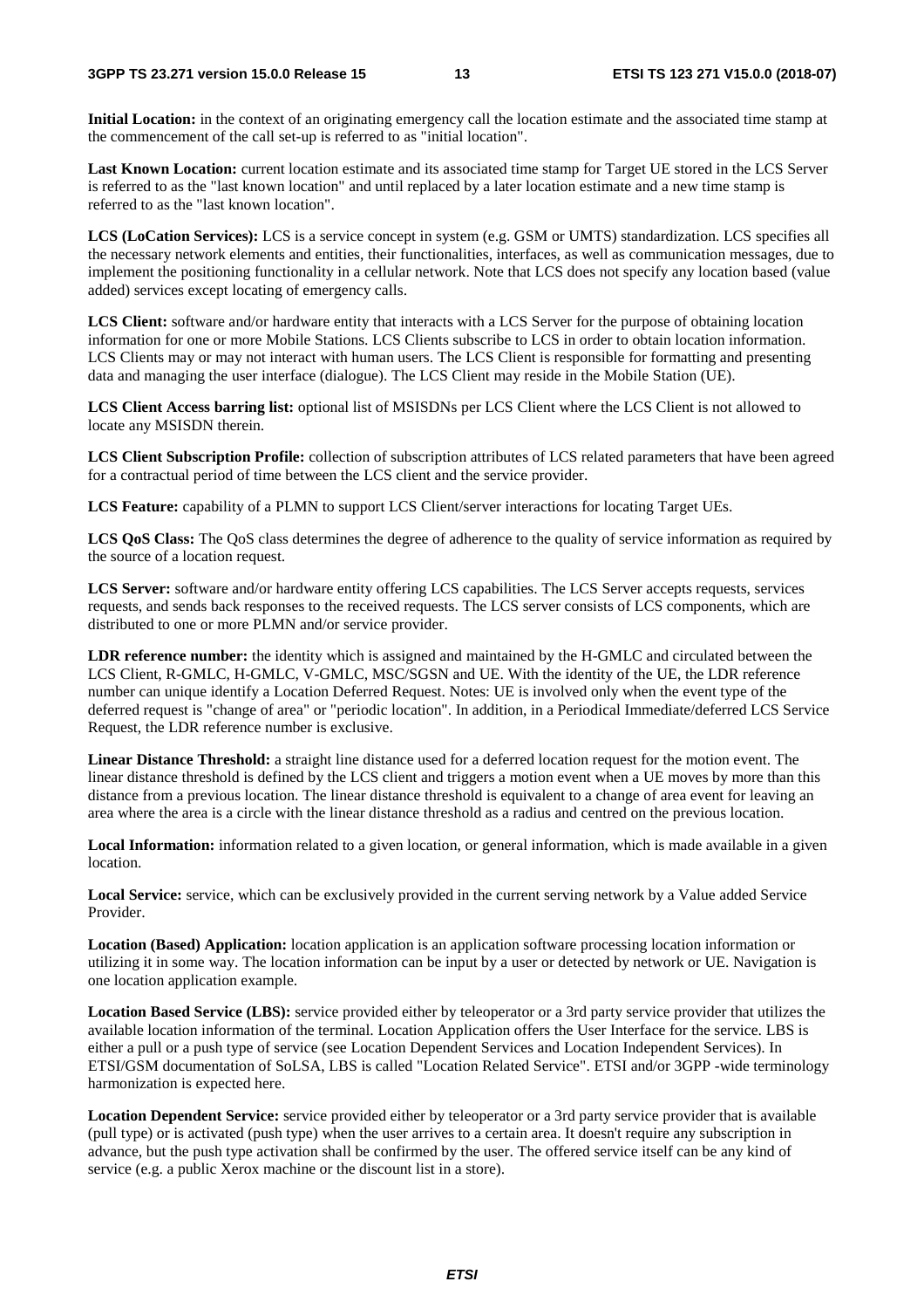**Initial Location:** in the context of an originating emergency call the location estimate and the associated time stamp at the commencement of the call set-up is referred to as "initial location".

**Last Known Location:** current location estimate and its associated time stamp for Target UE stored in the LCS Server is referred to as the "last known location" and until replaced by a later location estimate and a new time stamp is referred to as the "last known location".

**LCS (LoCation Services):** LCS is a service concept in system (e.g. GSM or UMTS) standardization. LCS specifies all the necessary network elements and entities, their functionalities, interfaces, as well as communication messages, due to implement the positioning functionality in a cellular network. Note that LCS does not specify any location based (value added) services except locating of emergency calls.

**LCS Client:** software and/or hardware entity that interacts with a LCS Server for the purpose of obtaining location information for one or more Mobile Stations. LCS Clients subscribe to LCS in order to obtain location information. LCS Clients may or may not interact with human users. The LCS Client is responsible for formatting and presenting data and managing the user interface (dialogue). The LCS Client may reside in the Mobile Station (UE).

**LCS Client Access barring list:** optional list of MSISDNs per LCS Client where the LCS Client is not allowed to locate any MSISDN therein.

**LCS Client Subscription Profile:** collection of subscription attributes of LCS related parameters that have been agreed for a contractual period of time between the LCS client and the service provider.

**LCS Feature:** capability of a PLMN to support LCS Client/server interactions for locating Target UEs.

**LCS QoS Class:** The QoS class determines the degree of adherence to the quality of service information as required by the source of a location request.

**LCS Server:** software and/or hardware entity offering LCS capabilities. The LCS Server accepts requests, services requests, and sends back responses to the received requests. The LCS server consists of LCS components, which are distributed to one or more PLMN and/or service provider.

**LDR reference number:** the identity which is assigned and maintained by the H-GMLC and circulated between the LCS Client, R-GMLC, H-GMLC, V-GMLC, MSC/SGSN and UE. With the identity of the UE, the LDR reference number can unique identify a Location Deferred Request. Notes: UE is involved only when the event type of the deferred request is "change of area" or "periodic location". In addition, in a Periodical Immediate/deferred LCS Service Request, the LDR reference number is exclusive.

**Linear Distance Threshold:** a straight line distance used for a deferred location request for the motion event. The linear distance threshold is defined by the LCS client and triggers a motion event when a UE moves by more than this distance from a previous location. The linear distance threshold is equivalent to a change of area event for leaving an area where the area is a circle with the linear distance threshold as a radius and centred on the previous location.

**Local Information:** information related to a given location, or general information, which is made available in a given location.

**Local Service:** service, which can be exclusively provided in the current serving network by a Value added Service Provider.

**Location (Based) Application:** location application is an application software processing location information or utilizing it in some way. The location information can be input by a user or detected by network or UE. Navigation is one location application example.

**Location Based Service (LBS):** service provided either by teleoperator or a 3rd party service provider that utilizes the available location information of the terminal. Location Application offers the User Interface for the service. LBS is either a pull or a push type of service (see Location Dependent Services and Location Independent Services). In ETSI/GSM documentation of SoLSA, LBS is called "Location Related Service". ETSI and/or 3GPP -wide terminology harmonization is expected here.

**Location Dependent Service:** service provided either by teleoperator or a 3rd party service provider that is available (pull type) or is activated (push type) when the user arrives to a certain area. It doesn't require any subscription in advance, but the push type activation shall be confirmed by the user. The offered service itself can be any kind of service (e.g. a public Xerox machine or the discount list in a store).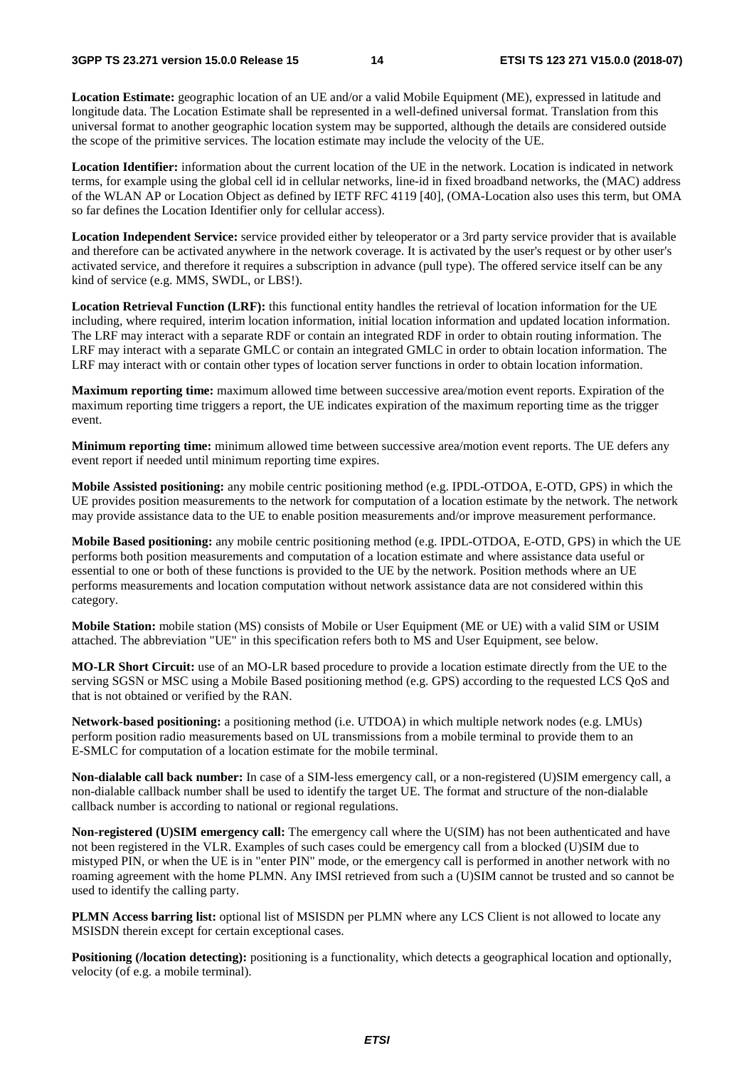**Location Estimate:** geographic location of an UE and/or a valid Mobile Equipment (ME), expressed in latitude and longitude data. The Location Estimate shall be represented in a well-defined universal format. Translation from this universal format to another geographic location system may be supported, although the details are considered outside the scope of the primitive services. The location estimate may include the velocity of the UE.

**Location Identifier:** information about the current location of the UE in the network. Location is indicated in network terms, for example using the global cell id in cellular networks, line-id in fixed broadband networks, the (MAC) address of the WLAN AP or Location Object as defined by IETF RFC 4119 [40], (OMA-Location also uses this term, but OMA so far defines the Location Identifier only for cellular access).

**Location Independent Service:** service provided either by teleoperator or a 3rd party service provider that is available and therefore can be activated anywhere in the network coverage. It is activated by the user's request or by other user's activated service, and therefore it requires a subscription in advance (pull type). The offered service itself can be any kind of service (e.g. MMS, SWDL, or LBS!).

**Location Retrieval Function (LRF):** this functional entity handles the retrieval of location information for the UE including, where required, interim location information, initial location information and updated location information. The LRF may interact with a separate RDF or contain an integrated RDF in order to obtain routing information. The LRF may interact with a separate GMLC or contain an integrated GMLC in order to obtain location information. The LRF may interact with or contain other types of location server functions in order to obtain location information.

**Maximum reporting time:** maximum allowed time between successive area/motion event reports. Expiration of the maximum reporting time triggers a report, the UE indicates expiration of the maximum reporting time as the trigger event.

**Minimum reporting time:** minimum allowed time between successive area/motion event reports. The UE defers any event report if needed until minimum reporting time expires.

**Mobile Assisted positioning:** any mobile centric positioning method (e.g. IPDL-OTDOA, E-OTD, GPS) in which the UE provides position measurements to the network for computation of a location estimate by the network. The network may provide assistance data to the UE to enable position measurements and/or improve measurement performance.

**Mobile Based positioning:** any mobile centric positioning method (e.g. IPDL-OTDOA, E-OTD, GPS) in which the UE performs both position measurements and computation of a location estimate and where assistance data useful or essential to one or both of these functions is provided to the UE by the network. Position methods where an UE performs measurements and location computation without network assistance data are not considered within this category.

**Mobile Station:** mobile station (MS) consists of Mobile or User Equipment (ME or UE) with a valid SIM or USIM attached. The abbreviation "UE" in this specification refers both to MS and User Equipment, see below.

**MO-LR Short Circuit:** use of an MO-LR based procedure to provide a location estimate directly from the UE to the serving SGSN or MSC using a Mobile Based positioning method (e.g. GPS) according to the requested LCS QoS and that is not obtained or verified by the RAN.

**Network-based positioning:** a positioning method (i.e. UTDOA) in which multiple network nodes (e.g. LMUs) perform position radio measurements based on UL transmissions from a mobile terminal to provide them to an E-SMLC for computation of a location estimate for the mobile terminal.

**Non-dialable call back number:** In case of a SIM-less emergency call, or a non-registered (U)SIM emergency call, a non-dialable callback number shall be used to identify the target UE. The format and structure of the non-dialable callback number is according to national or regional regulations.

**Non-registered (U)SIM emergency call:** The emergency call where the U(SIM) has not been authenticated and have not been registered in the VLR. Examples of such cases could be emergency call from a blocked (U)SIM due to mistyped PIN, or when the UE is in "enter PIN" mode, or the emergency call is performed in another network with no roaming agreement with the home PLMN. Any IMSI retrieved from such a (U)SIM cannot be trusted and so cannot be used to identify the calling party.

**PLMN Access barring list:** optional list of MSISDN per PLMN where any LCS Client is not allowed to locate any MSISDN therein except for certain exceptional cases.

**Positioning (/location detecting):** positioning is a functionality, which detects a geographical location and optionally, velocity (of e.g. a mobile terminal).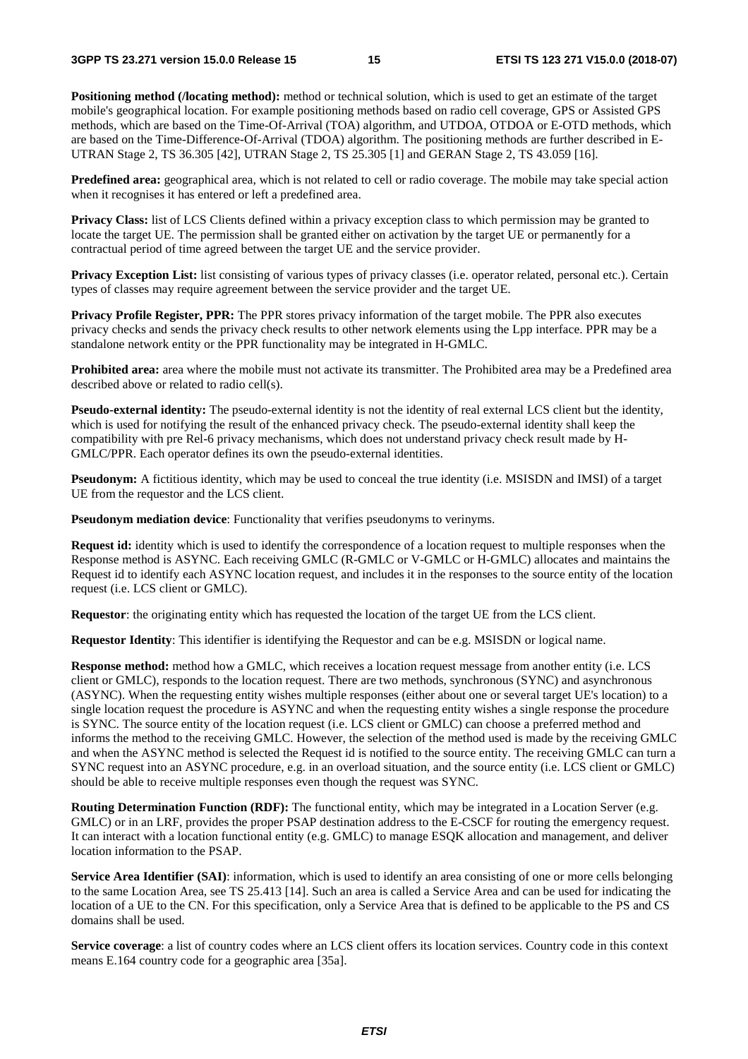**Positioning method (/locating method):** method or technical solution, which is used to get an estimate of the target mobile's geographical location. For example positioning methods based on radio cell coverage, GPS or Assisted GPS methods, which are based on the Time-Of-Arrival (TOA) algorithm, and UTDOA, OTDOA or E-OTD methods, which are based on the Time-Difference-Of-Arrival (TDOA) algorithm. The positioning methods are further described in E-UTRAN Stage 2, TS 36.305 [42], UTRAN Stage 2, TS 25.305 [1] and GERAN Stage 2, TS 43.059 [16].

**Predefined area:** geographical area, which is not related to cell or radio coverage. The mobile may take special action when it recognises it has entered or left a predefined area.

**Privacy Class:** list of LCS Clients defined within a privacy exception class to which permission may be granted to locate the target UE. The permission shall be granted either on activation by the target UE or permanently for a contractual period of time agreed between the target UE and the service provider.

**Privacy Exception List:** list consisting of various types of privacy classes (i.e. operator related, personal etc.). Certain types of classes may require agreement between the service provider and the target UE.

**Privacy Profile Register, PPR:** The PPR stores privacy information of the target mobile. The PPR also executes privacy checks and sends the privacy check results to other network elements using the Lpp interface. PPR may be a standalone network entity or the PPR functionality may be integrated in H-GMLC.

**Prohibited area:** area where the mobile must not activate its transmitter. The Prohibited area may be a Predefined area described above or related to radio cell(s).

**Pseudo-external identity:** The pseudo-external identity is not the identity of real external LCS client but the identity, which is used for notifying the result of the enhanced privacy check. The pseudo-external identity shall keep the compatibility with pre Rel-6 privacy mechanisms, which does not understand privacy check result made by H-GMLC/PPR. Each operator defines its own the pseudo-external identities.

**Pseudonym:** A fictitious identity, which may be used to conceal the true identity (i.e. MSISDN and IMSI) of a target UE from the requestor and the LCS client.

**Pseudonym mediation device**: Functionality that verifies pseudonyms to verinyms.

**Request id:** identity which is used to identify the correspondence of a location request to multiple responses when the Response method is ASYNC. Each receiving GMLC (R-GMLC or V-GMLC or H-GMLC) allocates and maintains the Request id to identify each ASYNC location request, and includes it in the responses to the source entity of the location request (i.e. LCS client or GMLC).

**Requestor**: the originating entity which has requested the location of the target UE from the LCS client.

**Requestor Identity**: This identifier is identifying the Requestor and can be e.g. MSISDN or logical name.

**Response method:** method how a GMLC, which receives a location request message from another entity (i.e. LCS client or GMLC), responds to the location request. There are two methods, synchronous (SYNC) and asynchronous (ASYNC). When the requesting entity wishes multiple responses (either about one or several target UE's location) to a single location request the procedure is ASYNC and when the requesting entity wishes a single response the procedure is SYNC. The source entity of the location request (i.e. LCS client or GMLC) can choose a preferred method and informs the method to the receiving GMLC. However, the selection of the method used is made by the receiving GMLC and when the ASYNC method is selected the Request id is notified to the source entity. The receiving GMLC can turn a SYNC request into an ASYNC procedure, e.g. in an overload situation, and the source entity (i.e. LCS client or GMLC) should be able to receive multiple responses even though the request was SYNC.

**Routing Determination Function (RDF):** The functional entity, which may be integrated in a Location Server (e.g. GMLC) or in an LRF, provides the proper PSAP destination address to the E-CSCF for routing the emergency request. It can interact with a location functional entity (e.g. GMLC) to manage ESQK allocation and management, and deliver location information to the PSAP.

**Service Area Identifier (SAI)**: information, which is used to identify an area consisting of one or more cells belonging to the same Location Area, see TS 25.413 [14]. Such an area is called a Service Area and can be used for indicating the location of a UE to the CN. For this specification, only a Service Area that is defined to be applicable to the PS and CS domains shall be used.

**Service coverage**: a list of country codes where an LCS client offers its location services. Country code in this context means E.164 country code for a geographic area [35a].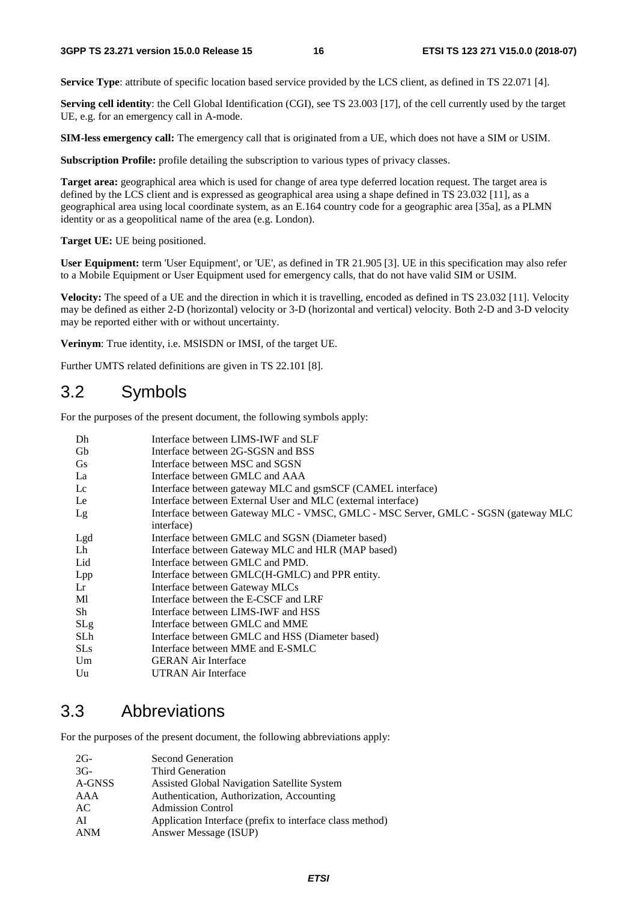**Service Type**: attribute of specific location based service provided by the LCS client, as defined in TS 22.071 [4].

**Serving cell identity**: the Cell Global Identification (CGI), see TS 23.003 [17], of the cell currently used by the target UE, e.g. for an emergency call in A-mode.

**SIM-less emergency call:** The emergency call that is originated from a UE, which does not have a SIM or USIM.

**Subscription Profile:** profile detailing the subscription to various types of privacy classes.

**Target area:** geographical area which is used for change of area type deferred location request. The target area is defined by the LCS client and is expressed as geographical area using a shape defined in TS 23.032 [11], as a geographical area using local coordinate system, as an E.164 country code for a geographic area [35a], as a PLMN identity or as a geopolitical name of the area (e.g. London).

**Target UE:** UE being positioned.

**User Equipment:** term 'User Equipment', or 'UE', as defined in TR 21.905 [3]. UE in this specification may also refer to a Mobile Equipment or User Equipment used for emergency calls, that do not have valid SIM or USIM.

**Velocity:** The speed of a UE and the direction in which it is travelling, encoded as defined in TS 23.032 [11]. Velocity may be defined as either 2-D (horizontal) velocity or 3-D (horizontal and vertical) velocity. Both 2-D and 3-D velocity may be reported either with or without uncertainty.

**Verinym**: True identity, i.e. MSISDN or IMSI, of the target UE.

Further UMTS related definitions are given in TS 22.101 [8].

## 3.2 Symbols

For the purposes of the present document, the following symbols apply:

| | |
|---|---|
| Dh | Interface between LIMS-IWF and SLF |
| Gb | Interface between 2G-SGSN and BSS |
| Gs | Interface between MSC and SGSN |
| La | Interface between GMLC and AAA |
| Lc | Interface between gateway MLC and gsmSCF (CAMEL interface) |
| Le | Interface between External User and MLC (external interface) |
| Lg | Interface between Gateway MLC - VMSC, GMLC - MSC Server, GMLC - SGSN (gateway MLC interface) |
| Lgd | Interface between GMLC and SGSN (Diameter based) |
| Lh | Interface between Gateway MLC and HLR (MAP based) |
| Lid | Interface between GMLC and PMD. |
| Lpp | Interface between GMLC(H-GMLC) and PPR entity. |
| Lr | Interface between Gateway MLCs |
| Ml | Interface between the E-CSCF and LRF |
| Sh | Interface between LIMS-IWF and HSS |
| SLg | Interface between GMLC and MME |
| SLh | Interface between GMLC and HSS (Diameter based) |
| SLs | Interface between MME and E-SMLC |
| Um | GERAN Air Interface |
| Uu | UTRAN Air Interface |

## 3.3 Abbreviations

For the purposes of the present document, the following abbreviations apply:

| | |
|---|---|
| 2G- | Second Generation |
| 3G- | Third Generation |
| A-GNSS | Assisted Global Navigation Satellite System |
| AAA | Authentication, Authorization, Accounting |
| AC | Admission Control |
| AI | Application Interface (prefix to interface class method) |
| ANM | Answer Message (ISUP) |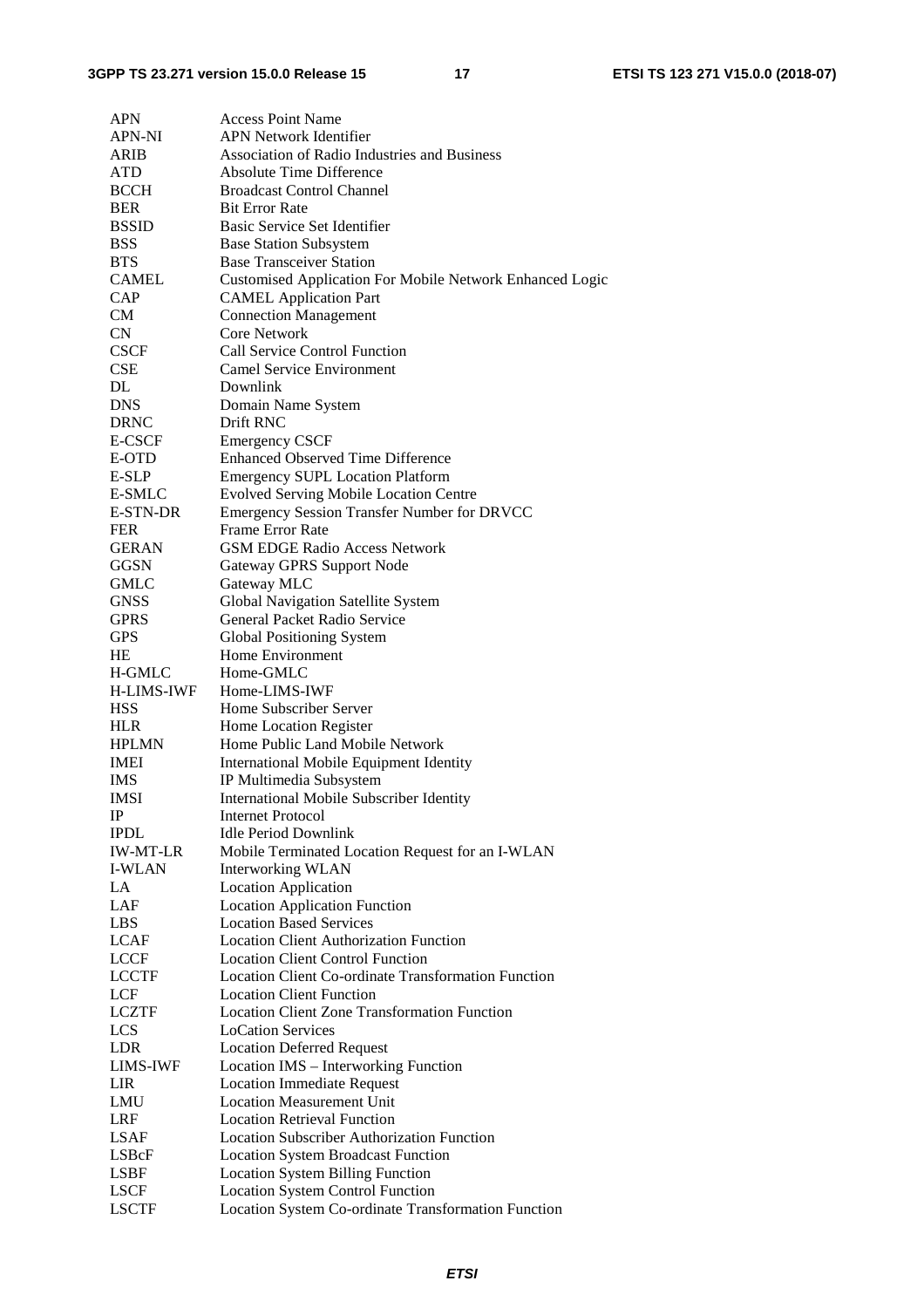| | |
|---|---|
| APN | Access Point Name |
| APN-NI | APN Network Identifier |
| ARIB | Association of Radio Industries and Business |
| ATD | Absolute Time Difference |
| BCCH | Broadcast Control Channel |
| BER | Bit Error Rate |
| BSSID | Basic Service Set Identifier |
| BSS | Base Station Subsystem |
| BTS | Base Transceiver Station |
| CAMEL | Customised Application For Mobile Network Enhanced Logic |
| CAP | CAMEL Application Part |
| CM | Connection Management |
| CN | Core Network |
| CSCF | Call Service Control Function |
| CSE | Camel Service Environment |
| DL | Downlink |
| DNS | Domain Name System |
| DRNC | Drift RNC |
| E-CSCF | Emergency CSCF |
| E-OTD | Enhanced Observed Time Difference |
| E-SLP | Emergency SUPL Location Platform |
| E-SMLC | Evolved Serving Mobile Location Centre |
| E-STN-DR | Emergency Session Transfer Number for DRVCC |
| FER | Frame Error Rate |
| GERAN | GSM EDGE Radio Access Network |
| GGSN | Gateway GPRS Support Node |
| GMLC | Gateway MLC |
| GNSS | Global Navigation Satellite System |
| GPRS | General Packet Radio Service |
| GPS | Global Positioning System |
| HE | Home Environment |
| H-GMLC | Home-GMLC |
| H-LIMS-IWF | Home-LIMS-IWF |
| HSS | Home Subscriber Server |
| HLR | Home Location Register |
| HPLMN | Home Public Land Mobile Network |
| IMEI | International Mobile Equipment Identity |
| IMS | IP Multimedia Subsystem |
| IMSI | International Mobile Subscriber Identity |
| IP | Internet Protocol |
| IPDL | Idle Period Downlink |
| IW-MT-LR | Mobile Terminated Location Request for an I-WLAN |
| I-WLAN | Interworking WLAN |
| LA | Location Application |
| LAF | Location Application Function |
| LBS | Location Based Services |
| LCAF | Location Client Authorization Function |
| LCCF | Location Client Control Function |
| LCCTF | Location Client Co-ordinate Transformation Function |
| LCF | Location Client Function |
| LCZTF | Location Client Zone Transformation Function |
| LCS | LoCation Services |
| LDR | Location Deferred Request |
| LIMS-IWF | Location IMS – Interworking Function |
| LIR | Location Immediate Request |
| LMU | Location Measurement Unit |
| LRF | Location Retrieval Function |
| LSAF | Location Subscriber Authorization Function |
| LSBcF | Location System Broadcast Function |
| LSBF | Location System Billing Function |
| LSCF | Location System Control Function |
| LSCTF | Location System Co-ordinate Transformation Function |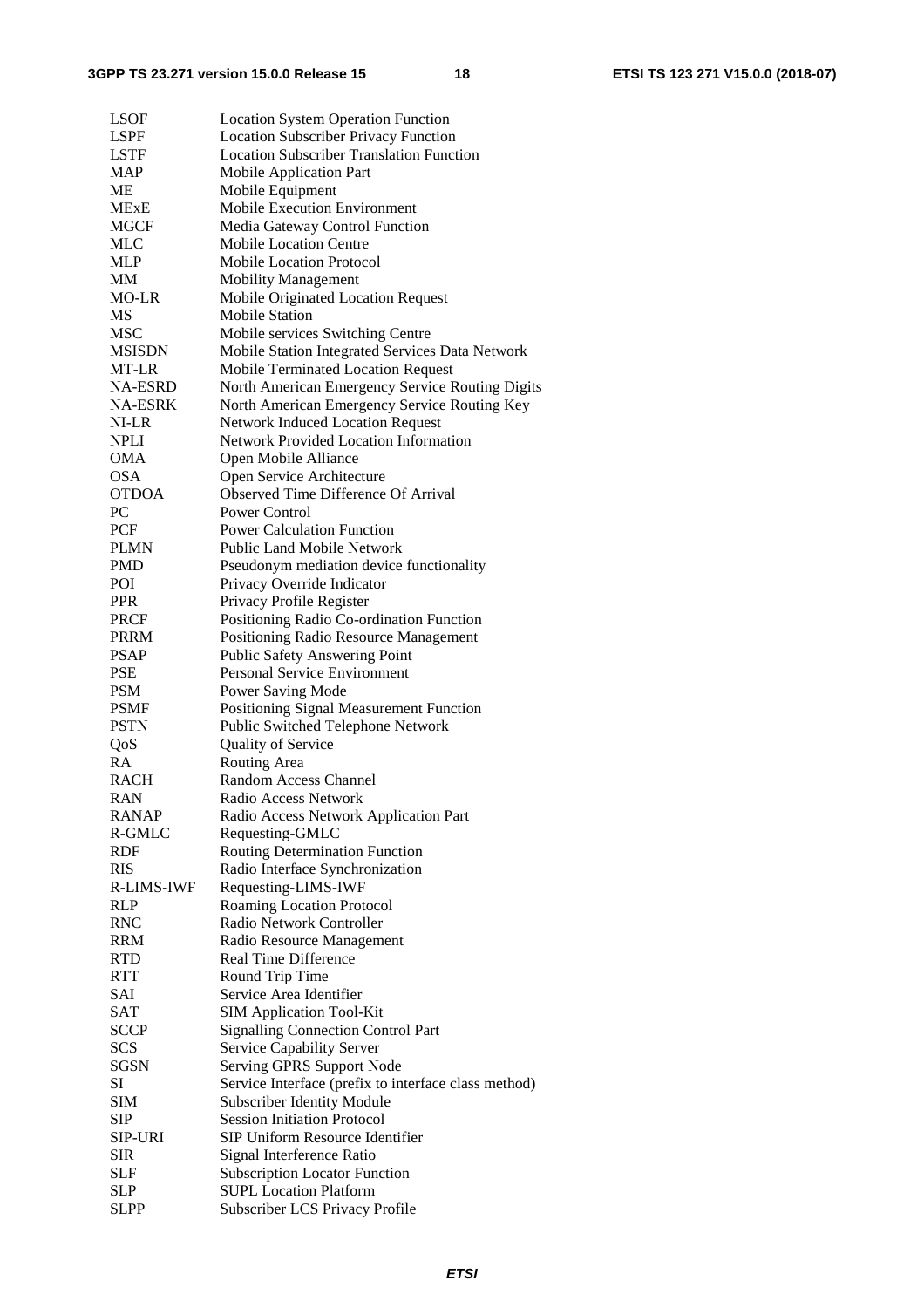| | |
|---|---|
| LSOF | Location System Operation Function |
| LSPF | Location Subscriber Privacy Function |
| LSTF | Location Subscriber Translation Function |
| MAP | Mobile Application Part |
| ME | Mobile Equipment |
| MExE | Mobile Execution Environment |
| MGCF | Media Gateway Control Function |
| MLC | Mobile Location Centre |
| MLP | Mobile Location Protocol |
| MM | Mobility Management |
| MO-LR | Mobile Originated Location Request |
| MS | Mobile Station |
| MSC | Mobile services Switching Centre |
| MSISDN | Mobile Station Integrated Services Data Network |
| MT-LR | Mobile Terminated Location Request |
| NA-ESRD | North American Emergency Service Routing Digits |
| NA-ESRK | North American Emergency Service Routing Key |
| NI-LR | Network Induced Location Request |
| NPLI | Network Provided Location Information |
| OMA | Open Mobile Alliance |
| OSA | Open Service Architecture |
| OTDOA | Observed Time Difference Of Arrival |
| PC | Power Control |
| PCF | Power Calculation Function |
| PLMN | Public Land Mobile Network |
| PMD | Pseudonym mediation device functionality |
| POI | Privacy Override Indicator |
| PPR | Privacy Profile Register |
| PRCF | Positioning Radio Co-ordination Function |
| PRRM | Positioning Radio Resource Management |
| PSAP | Public Safety Answering Point |
| PSE | Personal Service Environment |
| PSM | Power Saving Mode |
| PSMF | Positioning Signal Measurement Function |
| PSTN | Public Switched Telephone Network |
| QoS | Quality of Service |
| RA | Routing Area |
| RACH | Random Access Channel |
| RAN | Radio Access Network |
| RANAP | Radio Access Network Application Part |
| R-GMLC | Requesting-GMLC |
| RDF | Routing Determination Function |
| RIS | Radio Interface Synchronization |
| R-LIMS-IWF | Requesting-LIMS-IWF |
| RLP | Roaming Location Protocol |
| RNC | Radio Network Controller |
| RRM | Radio Resource Management |
| RTD | Real Time Difference |
| RTT | Round Trip Time |
| SAI | Service Area Identifier |
| SAT | SIM Application Tool-Kit |
| SCCP | Signalling Connection Control Part |
| SCS | Service Capability Server |
| SGSN | Serving GPRS Support Node |
| SI | Service Interface (prefix to interface class method) |
| SIM | Subscriber Identity Module |
| SIP | Session Initiation Protocol |
| SIP-URI | SIP Uniform Resource Identifier |
| SIR | Signal Interference Ratio |
| SLF | Subscription Locator Function |
| SLP | SUPL Location Platform |
| SLPP | Subscriber LCS Privacy Profile |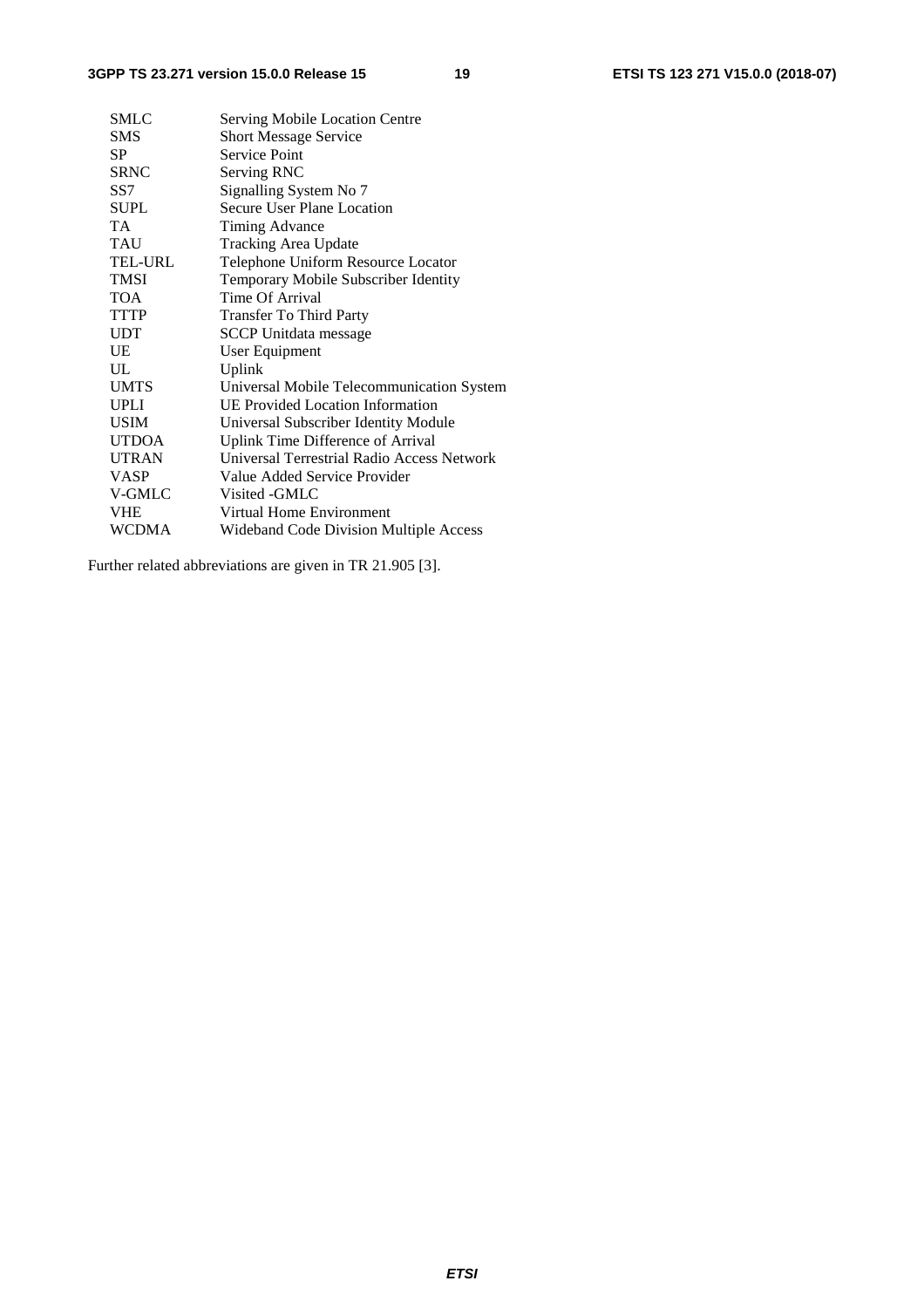| | |
|---|---|
| SMLC | Serving Mobile Location Centre |
| SMS | Short Message Service |
| SP | Service Point |
| SRNC | Serving RNC |
| SS7 | Signalling System No 7 |
| SUPL | Secure User Plane Location |
| TA | Timing Advance |
| TAU | Tracking Area Update |
| TEL-URL | Telephone Uniform Resource Locator |
| TMSI | Temporary Mobile Subscriber Identity |
| TOA | Time Of Arrival |
| TTTP | Transfer To Third Party |
| UDT | SCCP Unitdata message |
| UE | User Equipment |
| UL | Uplink |
| UMTS | Universal Mobile Telecommunication System |
| UPLI | UE Provided Location Information |
| USIM | Universal Subscriber Identity Module |
| UTDOA | Uplink Time Difference of Arrival |
| UTRAN | Universal Terrestrial Radio Access Network |
| VASP | Value Added Service Provider |
| V-GMLC | Visited -GMLC |
| VHE | Virtual Home Environment |
| WCDMA | Wideband Code Division Multiple Access |

Further related abbreviations are given in TR 21.905 [3].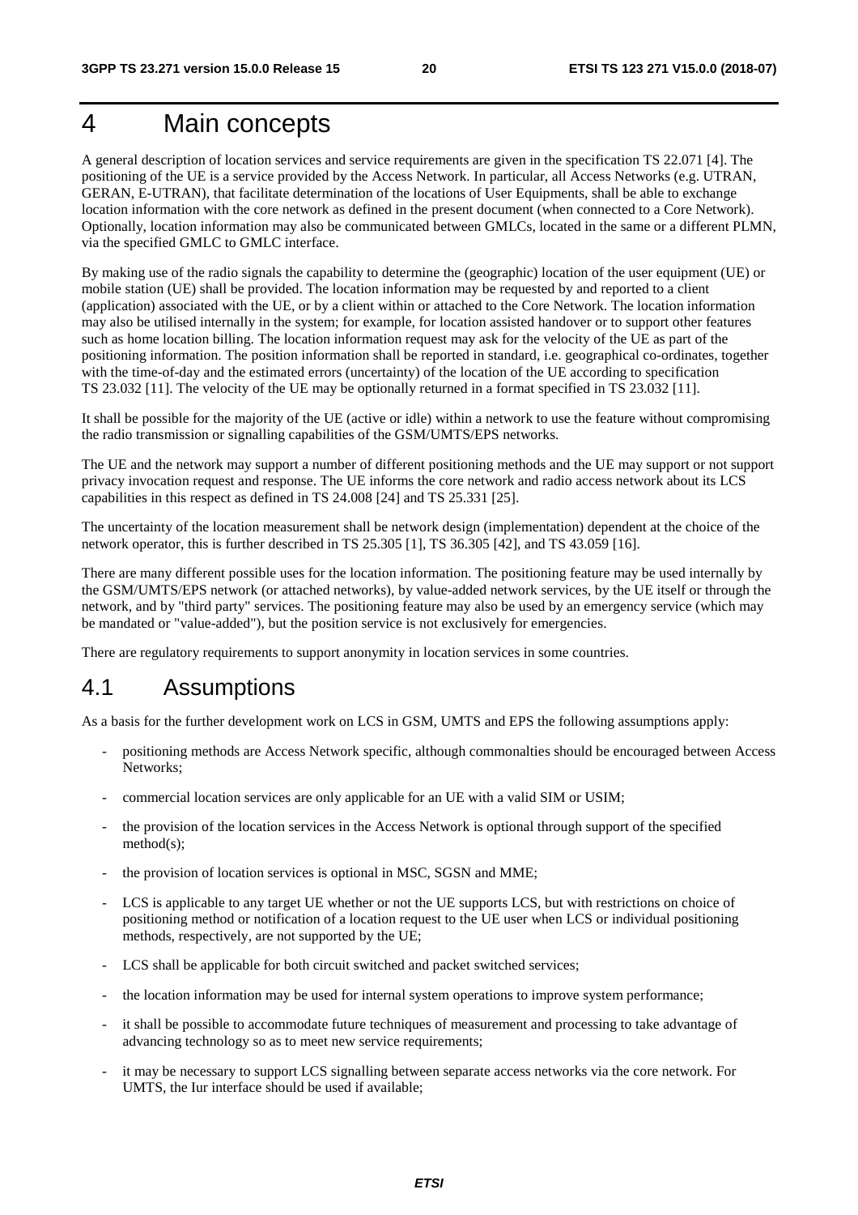# 4 Main concepts

A general description of location services and service requirements are given in the specification TS 22.071 [4]. The positioning of the UE is a service provided by the Access Network. In particular, all Access Networks (e.g. UTRAN, GERAN, E-UTRAN), that facilitate determination of the locations of User Equipments, shall be able to exchange location information with the core network as defined in the present document (when connected to a Core Network). Optionally, location information may also be communicated between GMLCs, located in the same or a different PLMN, via the specified GMLC to GMLC interface.

By making use of the radio signals the capability to determine the (geographic) location of the user equipment (UE) or mobile station (UE) shall be provided. The location information may be requested by and reported to a client (application) associated with the UE, or by a client within or attached to the Core Network. The location information may also be utilised internally in the system; for example, for location assisted handover or to support other features such as home location billing. The location information request may ask for the velocity of the UE as part of the positioning information. The position information shall be reported in standard, i.e. geographical co-ordinates, together with the time-of-day and the estimated errors (uncertainty) of the location of the UE according to specification TS 23.032 [11]. The velocity of the UE may be optionally returned in a format specified in TS 23.032 [11].

It shall be possible for the majority of the UE (active or idle) within a network to use the feature without compromising the radio transmission or signalling capabilities of the GSM/UMTS/EPS networks.

The UE and the network may support a number of different positioning methods and the UE may support or not support privacy invocation request and response. The UE informs the core network and radio access network about its LCS capabilities in this respect as defined in TS 24.008 [24] and TS 25.331 [25].

The uncertainty of the location measurement shall be network design (implementation) dependent at the choice of the network operator, this is further described in TS 25.305 [1], TS 36.305 [42], and TS 43.059 [16].

There are many different possible uses for the location information. The positioning feature may be used internally by the GSM/UMTS/EPS network (or attached networks), by value-added network services, by the UE itself or through the network, and by "third party" services. The positioning feature may also be used by an emergency service (which may be mandated or "value-added"), but the position service is not exclusively for emergencies.

There are regulatory requirements to support anonymity in location services in some countries.

## 4.1 Assumptions

As a basis for the further development work on LCS in GSM, UMTS and EPS the following assumptions apply:

- positioning methods are Access Network specific, although commonalties should be encouraged between Access Networks;
- commercial location services are only applicable for an UE with a valid SIM or USIM;
- the provision of the location services in the Access Network is optional through support of the specified method(s);
- the provision of location services is optional in MSC, SGSN and MME;
- LCS is applicable to any target UE whether or not the UE supports LCS, but with restrictions on choice of positioning method or notification of a location request to the UE user when LCS or individual positioning methods, respectively, are not supported by the UE;
- LCS shall be applicable for both circuit switched and packet switched services;
- the location information may be used for internal system operations to improve system performance;
- it shall be possible to accommodate future techniques of measurement and processing to take advantage of advancing technology so as to meet new service requirements;
- it may be necessary to support LCS signalling between separate access networks via the core network. For UMTS, the Iur interface should be used if available;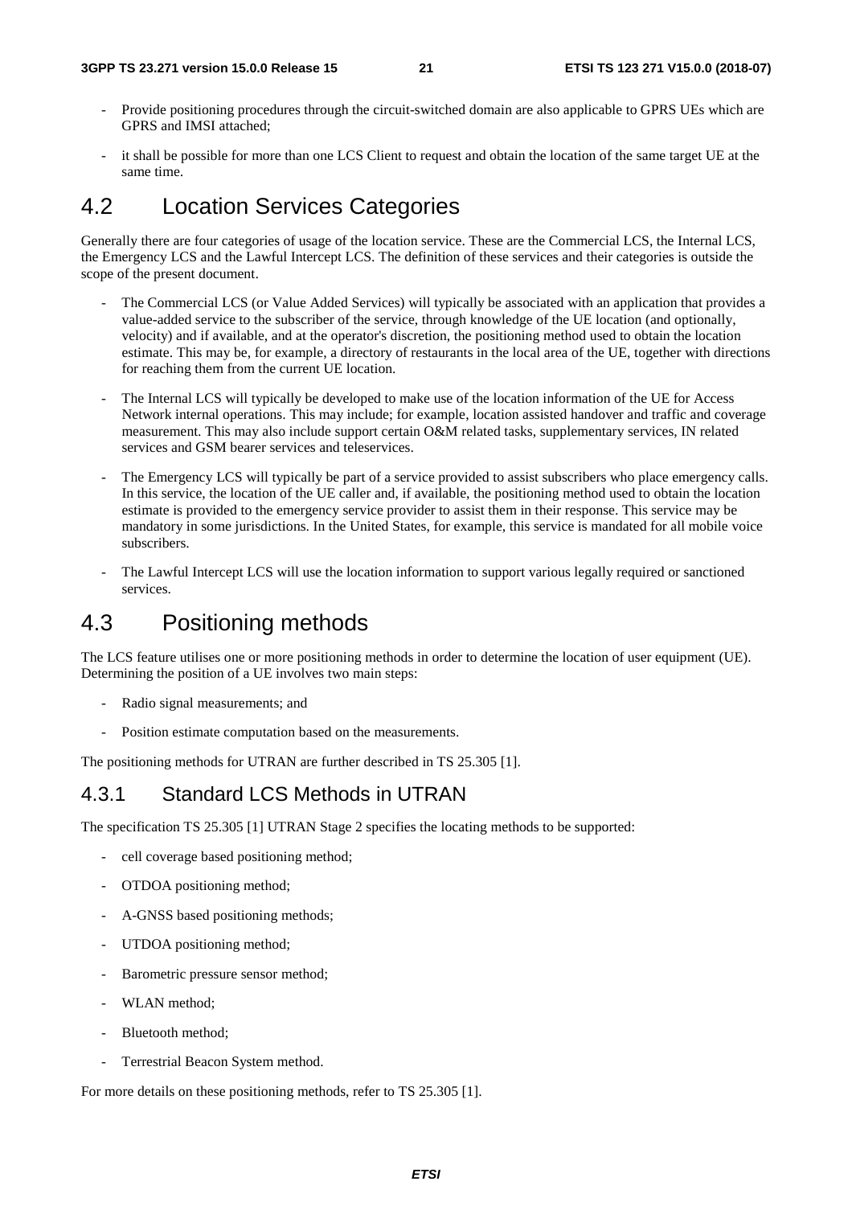- Provide positioning procedures through the circuit-switched domain are also applicable to GPRS UEs which are GPRS and IMSI attached;

- it shall be possible for more than one LCS Client to request and obtain the location of the same target UE at the same time.

## 4.2 Location Services Categories

Generally there are four categories of usage of the location service. These are the Commercial LCS, the Internal LCS, the Emergency LCS and the Lawful Intercept LCS. The definition of these services and their categories is outside the scope of the present document.

- The Commercial LCS (or Value Added Services) will typically be associated with an application that provides a value-added service to the subscriber of the service, through knowledge of the UE location (and optionally, velocity) and if available, and at the operator's discretion, the positioning method used to obtain the location estimate. This may be, for example, a directory of restaurants in the local area of the UE, together with directions for reaching them from the current UE location.

- The Internal LCS will typically be developed to make use of the location information of the UE for Access Network internal operations. This may include; for example, location assisted handover and traffic and coverage measurement. This may also include support certain O&M related tasks, supplementary services, IN related services and GSM bearer services and teleservices.

- The Emergency LCS will typically be part of a service provided to assist subscribers who place emergency calls. In this service, the location of the UE caller and, if available, the positioning method used to obtain the location estimate is provided to the emergency service provider to assist them in their response. This service may be mandatory in some jurisdictions. In the United States, for example, this service is mandated for all mobile voice subscribers.

- The Lawful Intercept LCS will use the location information to support various legally required or sanctioned services.

## 4.3 Positioning methods

The LCS feature utilises one or more positioning methods in order to determine the location of user equipment (UE). Determining the position of a UE involves two main steps:

- Radio signal measurements; and

- Position estimate computation based on the measurements.

The positioning methods for UTRAN are further described in TS 25.305 [1].

### 4.3.1 Standard LCS Methods in UTRAN

The specification TS 25.305 [1] UTRAN Stage 2 specifies the locating methods to be supported:

- cell coverage based positioning method;

- OTDOA positioning method;

- A-GNSS based positioning methods;

- UTDOA positioning method;

- Barometric pressure sensor method;

- WLAN method;

- Bluetooth method;

- Terrestrial Beacon System method.

For more details on these positioning methods, refer to TS 25.305 [1].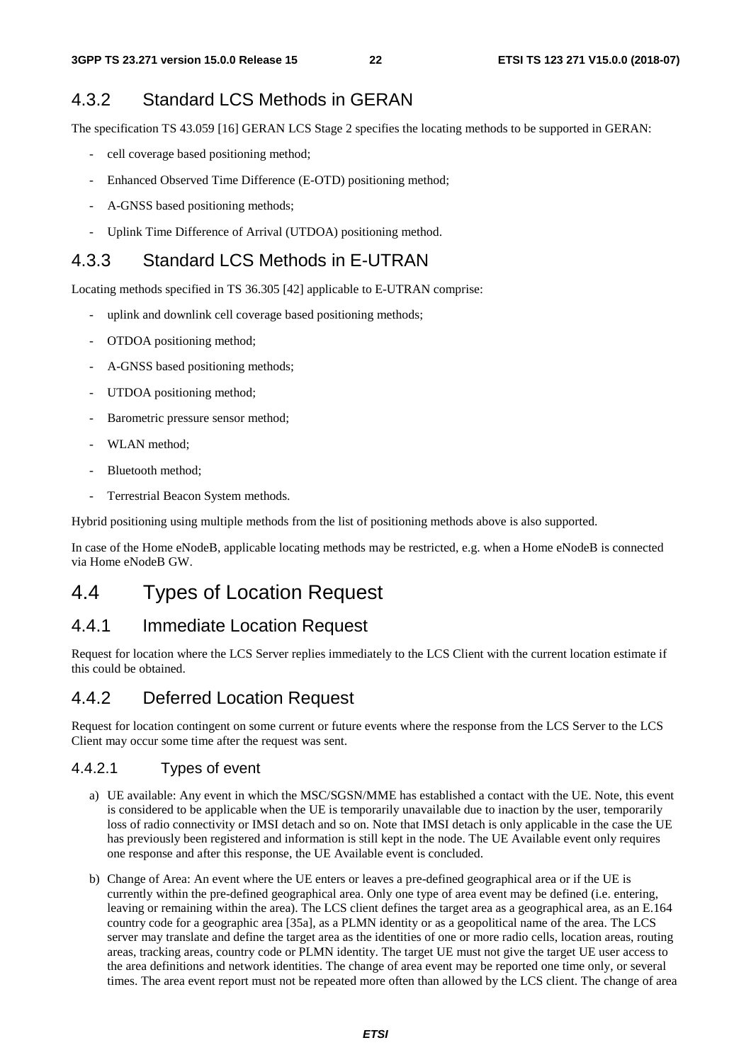### 4.3.2 Standard LCS Methods in GERAN

The specification TS 43.059 [16] GERAN LCS Stage 2 specifies the locating methods to be supported in GERAN:

- cell coverage based positioning method;
- Enhanced Observed Time Difference (E-OTD) positioning method;
- A-GNSS based positioning methods;
- Uplink Time Difference of Arrival (UTDOA) positioning method.

### 4.3.3 Standard LCS Methods in E-UTRAN

Locating methods specified in TS 36.305 [42] applicable to E-UTRAN comprise:

- uplink and downlink cell coverage based positioning methods;
- OTDOA positioning method;
- A-GNSS based positioning methods;
- UTDOA positioning method;
- Barometric pressure sensor method;
- WLAN method;
- Bluetooth method;
- Terrestrial Beacon System methods.

Hybrid positioning using multiple methods from the list of positioning methods above is also supported.

In case of the Home eNodeB, applicable locating methods may be restricted, e.g. when a Home eNodeB is connected via Home eNodeB GW.

## 4.4 Types of Location Request

### 4.4.1 Immediate Location Request

Request for location where the LCS Server replies immediately to the LCS Client with the current location estimate if this could be obtained.

### 4.4.2 Deferred Location Request

Request for location contingent on some current or future events where the response from the LCS Server to the LCS Client may occur some time after the request was sent.

#### 4.4.2.1 Types of event

a) UE available: Any event in which the MSC/SGSN/MME has established a contact with the UE. Note, this event is considered to be applicable when the UE is temporarily unavailable due to inaction by the user, temporarily loss of radio connectivity or IMSI detach and so on. Note that IMSI detach is only applicable in the case the UE has previously been registered and information is still kept in the node. The UE Available event only requires one response and after this response, the UE Available event is concluded.

b) Change of Area: An event where the UE enters or leaves a pre-defined geographical area or if the UE is currently within the pre-defined geographical area. Only one type of area event may be defined (i.e. entering, leaving or remaining within the area). The LCS client defines the target area as a geographical area, as an E.164 country code for a geographic area [35a], as a PLMN identity or as a geopolitical name of the area. The LCS server may translate and define the target area as the identities of one or more radio cells, location areas, routing areas, tracking areas, country code or PLMN identity. The target UE must not give the target UE user access to the area definitions and network identities. The change of area event may be reported one time only, or several times. The area event report must not be repeated more often than allowed by the LCS client. The change of area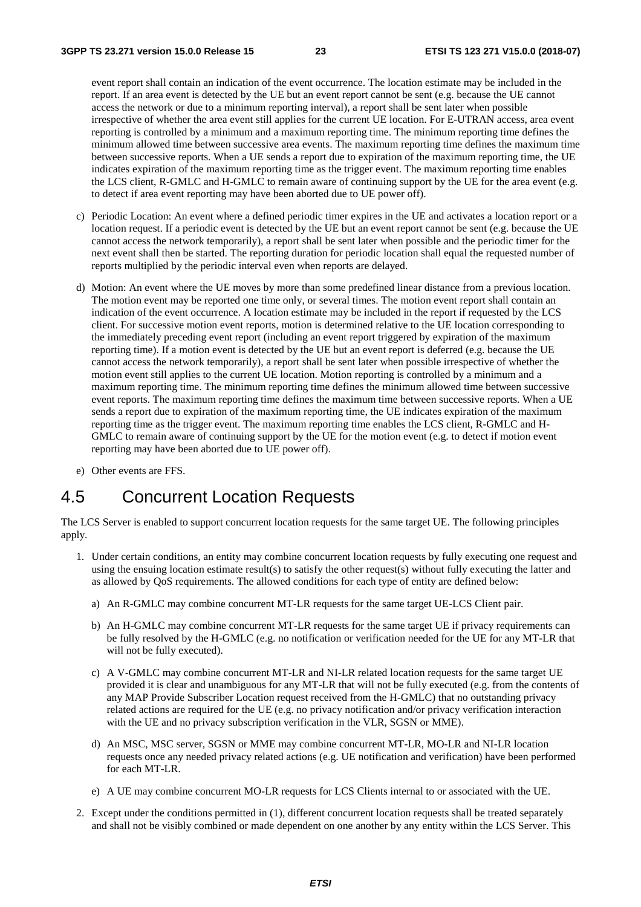event report shall contain an indication of the event occurrence. The location estimate may be included in the report. If an area event is detected by the UE but an event report cannot be sent (e.g. because the UE cannot access the network or due to a minimum reporting interval), a report shall be sent later when possible irrespective of whether the area event still applies for the current UE location. For E-UTRAN access, area event reporting is controlled by a minimum and a maximum reporting time. The minimum reporting time defines the minimum allowed time between successive area events. The maximum reporting time defines the maximum time between successive reports. When a UE sends a report due to expiration of the maximum reporting time, the UE indicates expiration of the maximum reporting time as the trigger event. The maximum reporting time enables the LCS client, R-GMLC and H-GMLC to remain aware of continuing support by the UE for the area event (e.g. to detect if area event reporting may have been aborted due to UE power off).

c) Periodic Location: An event where a defined periodic timer expires in the UE and activates a location report or a location request. If a periodic event is detected by the UE but an event report cannot be sent (e.g. because the UE cannot access the network temporarily), a report shall be sent later when possible and the periodic timer for the next event shall then be started. The reporting duration for periodic location shall equal the requested number of reports multiplied by the periodic interval even when reports are delayed.

d) Motion: An event where the UE moves by more than some predefined linear distance from a previous location. The motion event may be reported one time only, or several times. The motion event report shall contain an indication of the event occurrence. A location estimate may be included in the report if requested by the LCS client. For successive motion event reports, motion is determined relative to the UE location corresponding to the immediately preceding event report (including an event report triggered by expiration of the maximum reporting time). If a motion event is detected by the UE but an event report is deferred (e.g. because the UE cannot access the network temporarily), a report shall be sent later when possible irrespective of whether the motion event still applies to the current UE location. Motion reporting is controlled by a minimum and a maximum reporting time. The minimum reporting time defines the minimum allowed time between successive event reports. The maximum reporting time defines the maximum time between successive reports. When a UE sends a report due to expiration of the maximum reporting time, the UE indicates expiration of the maximum reporting time as the trigger event. The maximum reporting time enables the LCS client, R-GMLC and H-GMLC to remain aware of continuing support by the UE for the motion event (e.g. to detect if motion event reporting may have been aborted due to UE power off).

e) Other events are FFS.

## 4.5 Concurrent Location Requests

The LCS Server is enabled to support concurrent location requests for the same target UE. The following principles apply.

1. Under certain conditions, an entity may combine concurrent location requests by fully executing one request and using the ensuing location estimate result(s) to satisfy the other request(s) without fully executing the latter and as allowed by QoS requirements. The allowed conditions for each type of entity are defined below:

   a) An R-GMLC may combine concurrent MT-LR requests for the same target UE-LCS Client pair.

   b) An H-GMLC may combine concurrent MT-LR requests for the same target UE if privacy requirements can be fully resolved by the H-GMLC (e.g. no notification or verification needed for the UE for any MT-LR that will not be fully executed).

   c) A V-GMLC may combine concurrent MT-LR and NI-LR related location requests for the same target UE provided it is clear and unambiguous for any MT-LR that will not be fully executed (e.g. from the contents of any MAP Provide Subscriber Location request received from the H-GMLC) that no outstanding privacy related actions are required for the UE (e.g. no privacy notification and/or privacy verification interaction with the UE and no privacy subscription verification in the VLR, SGSN or MME).

   d) An MSC, MSC server, SGSN or MME may combine concurrent MT-LR, MO-LR and NI-LR location requests once any needed privacy related actions (e.g. UE notification and verification) have been performed for each MT-LR.

   e) A UE may combine concurrent MO-LR requests for LCS Clients internal to or associated with the UE.

2. Except under the conditions permitted in (1), different concurrent location requests shall be treated separately and shall not be visibly combined or made dependent on one another by any entity within the LCS Server. This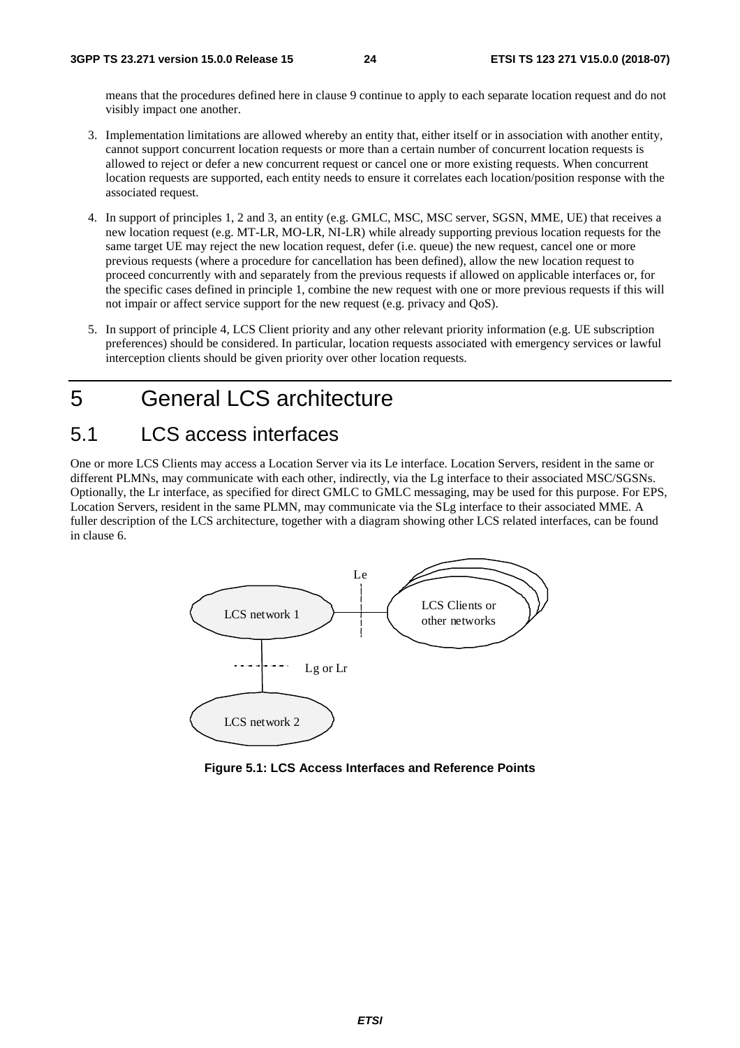means that the procedures defined here in clause 9 continue to apply to each separate location request and do not visibly impact one another.

3. Implementation limitations are allowed whereby an entity that, either itself or in association with another entity, cannot support concurrent location requests or more than a certain number of concurrent location requests is allowed to reject or defer a new concurrent request or cancel one or more existing requests. When concurrent location requests are supported, each entity needs to ensure it correlates each location/position response with the associated request.

4. In support of principles 1, 2 and 3, an entity (e.g. GMLC, MSC, MSC server, SGSN, MME, UE) that receives a new location request (e.g. MT-LR, MO-LR, NI-LR) while already supporting previous location requests for the same target UE may reject the new location request, defer (i.e. queue) the new request, cancel one or more previous requests (where a procedure for cancellation has been defined), allow the new location request to proceed concurrently with and separately from the previous requests if allowed on applicable interfaces or, for the specific cases defined in principle 1, combine the new request with one or more previous requests if this will not impair or affect service support for the new request (e.g. privacy and QoS).

5. In support of principle 4, LCS Client priority and any other relevant priority information (e.g. UE subscription preferences) should be considered. In particular, location requests associated with emergency services or lawful interception clients should be given priority over other location requests.

# 5 General LCS architecture

## 5.1 LCS access interfaces

One or more LCS Clients may access a Location Server via its Le interface. Location Servers, resident in the same or different PLMNs, may communicate with each other, indirectly, via the Lg interface to their associated MSC/SGSNs. Optionally, the Lr interface, as specified for direct GMLC to GMLC messaging, may be used for this purpose. For EPS, Location Servers, resident in the same PLMN, may communicate via the SLg interface to their associated MME. A fuller description of the LCS architecture, together with a diagram showing other LCS related interfaces, can be found in clause 6.

Le

LCS network 1

LCS Clients or other networks

Lg or Lr

LCS network 2

**Figure 5.1: LCS Access Interfaces and Reference Points**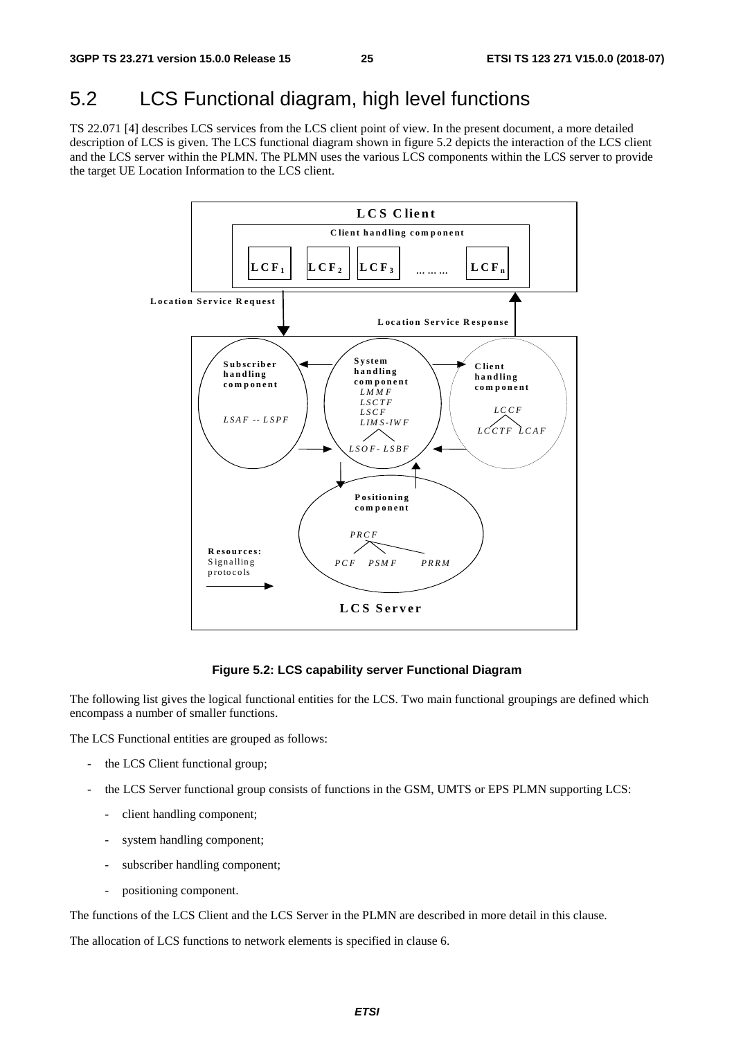## 5.2 LCS Functional diagram, high level functions

TS 22.071 [4] describes LCS services from the LCS client point of view. In the present document, a more detailed description of LCS is given. The LCS functional diagram shown in figure 5.2 depicts the interaction of the LCS client and the LCS server within the PLMN. The PLMN uses the various LCS components within the LCS server to provide the target UE Location Information to the LCS client.

**Figure 5.2: LCS capability server Functional Diagram**

The following list gives the logical functional entities for the LCS. Two main functional groupings are defined which encompass a number of smaller functions.

The LCS Functional entities are grouped as follows:

- the LCS Client functional group;
- the LCS Server functional group consists of functions in the GSM, UMTS or EPS PLMN supporting LCS:
  - client handling component;
  - system handling component;
  - subscriber handling component;
  - positioning component.

The functions of the LCS Client and the LCS Server in the PLMN are described in more detail in this clause.

The allocation of LCS functions to network elements is specified in clause 6.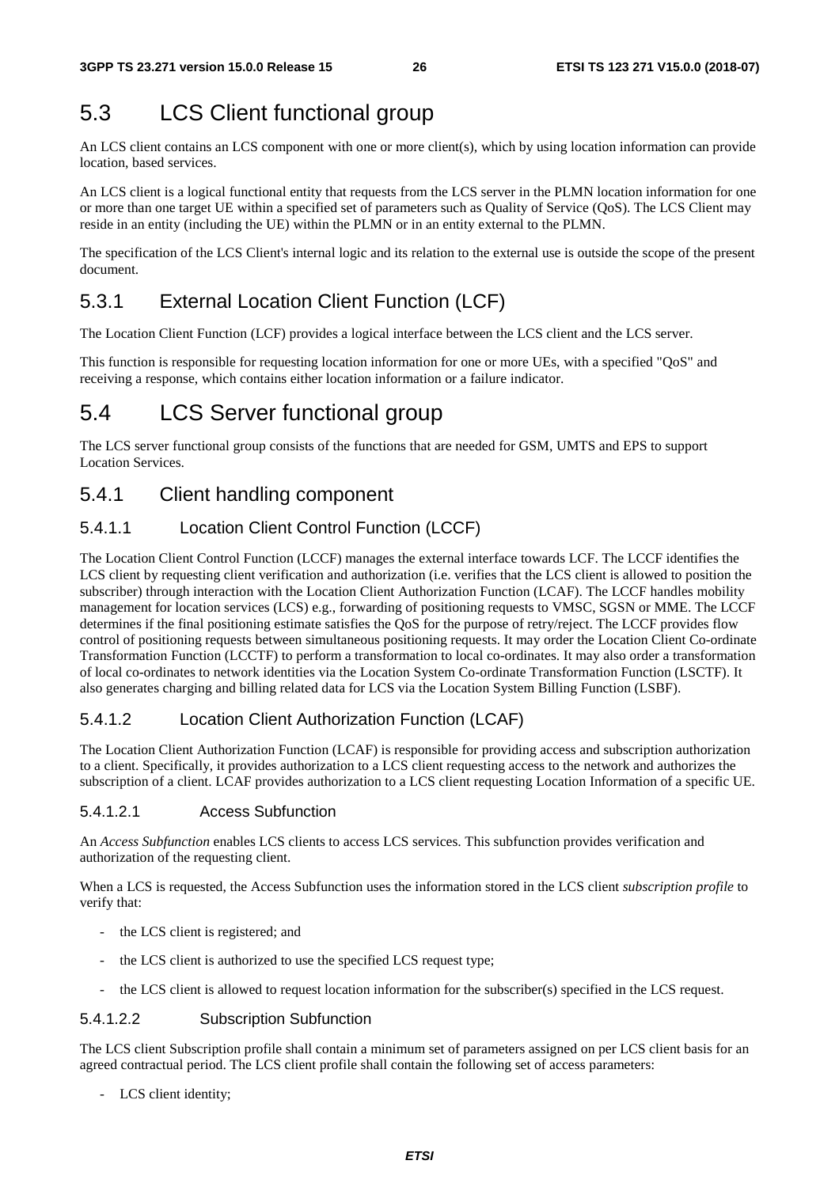# 5.3 LCS Client functional group

An LCS client contains an LCS component with one or more client(s), which by using location information can provide location, based services.

An LCS client is a logical functional entity that requests from the LCS server in the PLMN location information for one or more than one target UE within a specified set of parameters such as Quality of Service (QoS). The LCS Client may reside in an entity (including the UE) within the PLMN or in an entity external to the PLMN.

The specification of the LCS Client's internal logic and its relation to the external use is outside the scope of the present document.

## 5.3.1 External Location Client Function (LCF)

The Location Client Function (LCF) provides a logical interface between the LCS client and the LCS server.

This function is responsible for requesting location information for one or more UEs, with a specified "QoS" and receiving a response, which contains either location information or a failure indicator.

# 5.4 LCS Server functional group

The LCS server functional group consists of the functions that are needed for GSM, UMTS and EPS to support Location Services.

## 5.4.1 Client handling component

### 5.4.1.1 Location Client Control Function (LCCF)

The Location Client Control Function (LCCF) manages the external interface towards LCF. The LCCF identifies the LCS client by requesting client verification and authorization (i.e. verifies that the LCS client is allowed to position the subscriber) through interaction with the Location Client Authorization Function (LCAF). The LCCF handles mobility management for location services (LCS) e.g., forwarding of positioning requests to VMSC, SGSN or MME. The LCCF determines if the final positioning estimate satisfies the QoS for the purpose of retry/reject. The LCCF provides flow control of positioning requests between simultaneous positioning requests. It may order the Location Client Co-ordinate Transformation Function (LCCTF) to perform a transformation to local co-ordinates. It may also order a transformation of local co-ordinates to network identities via the Location System Co-ordinate Transformation Function (LSCTF). It also generates charging and billing related data for LCS via the Location System Billing Function (LSBF).

### 5.4.1.2 Location Client Authorization Function (LCAF)

The Location Client Authorization Function (LCAF) is responsible for providing access and subscription authorization to a client. Specifically, it provides authorization to a LCS client requesting access to the network and authorizes the subscription of a client. LCAF provides authorization to a LCS client requesting Location Information of a specific UE.

#### 5.4.1.2.1 Access Subfunction

An *Access Subfunction* enables LCS clients to access LCS services. This subfunction provides verification and authorization of the requesting client.

When a LCS is requested, the Access Subfunction uses the information stored in the LCS client *subscription profile* to verify that:

- the LCS client is registered; and
- the LCS client is authorized to use the specified LCS request type;
- the LCS client is allowed to request location information for the subscriber(s) specified in the LCS request.

#### 5.4.1.2.2 Subscription Subfunction

The LCS client Subscription profile shall contain a minimum set of parameters assigned on per LCS client basis for an agreed contractual period. The LCS client profile shall contain the following set of access parameters:

- LCS client identity;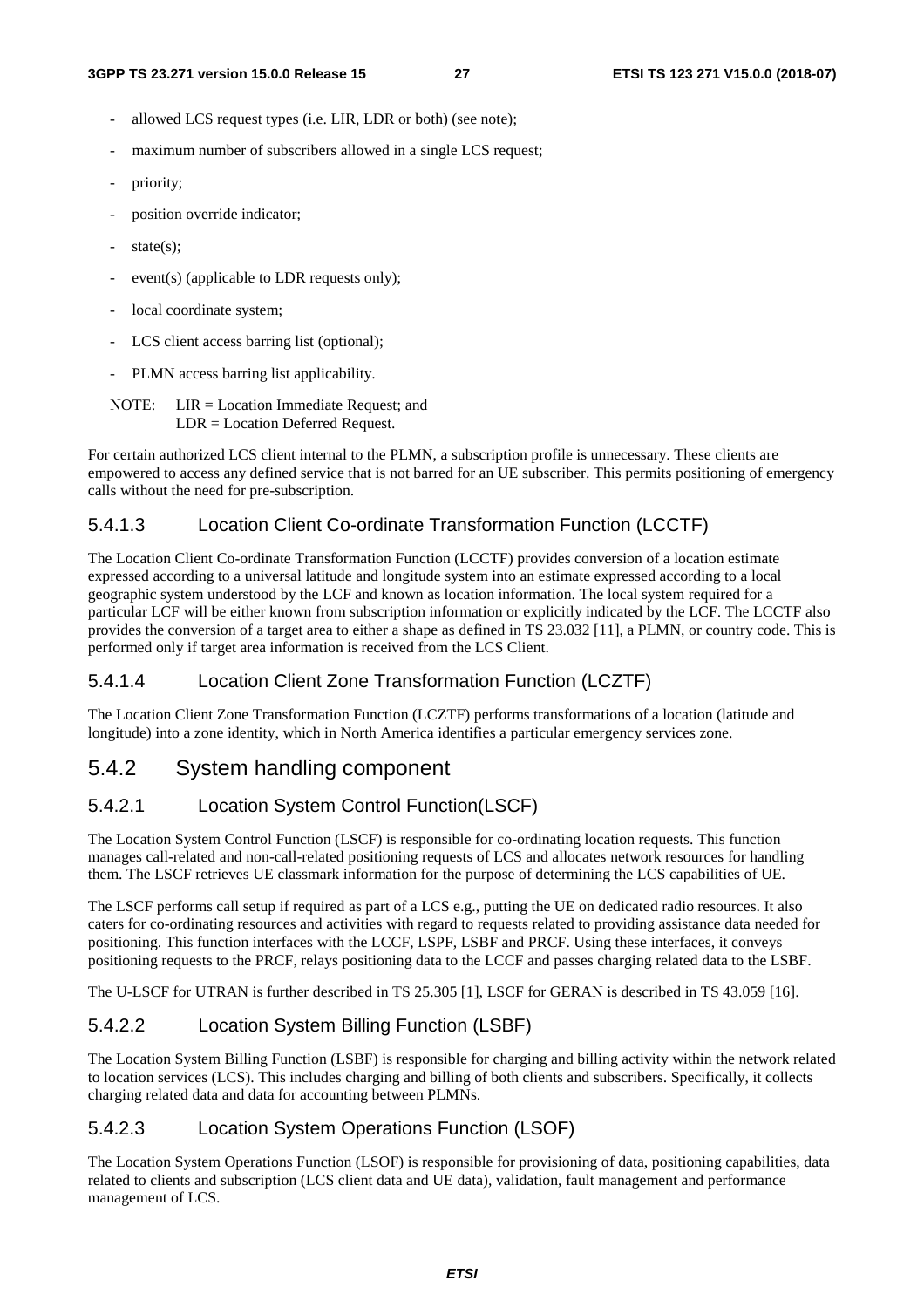- allowed LCS request types (i.e. LIR, LDR or both) (see note);
- maximum number of subscribers allowed in a single LCS request;
- priority;
- position override indicator;
- state(s);
- event(s) (applicable to LDR requests only);
- local coordinate system;
- LCS client access barring list (optional);
- PLMN access barring list applicability.

NOTE: LIR = Location Immediate Request; and
LDR = Location Deferred Request.

For certain authorized LCS client internal to the PLMN, a subscription profile is unnecessary. These clients are empowered to access any defined service that is not barred for an UE subscriber. This permits positioning of emergency calls without the need for pre-subscription.

#### 5.4.1.3 Location Client Co-ordinate Transformation Function (LCCTF)

The Location Client Co-ordinate Transformation Function (LCCTF) provides conversion of a location estimate expressed according to a universal latitude and longitude system into an estimate expressed according to a local geographic system understood by the LCF and known as location information. The local system required for a particular LCF will be either known from subscription information or explicitly indicated by the LCF. The LCCTF also provides the conversion of a target area to either a shape as defined in TS 23.032 [11], a PLMN, or country code. This is performed only if target area information is received from the LCS Client.

#### 5.4.1.4 Location Client Zone Transformation Function (LCZTF)

The Location Client Zone Transformation Function (LCZTF) performs transformations of a location (latitude and longitude) into a zone identity, which in North America identifies a particular emergency services zone.

### 5.4.2 System handling component

#### 5.4.2.1 Location System Control Function(LSCF)

The Location System Control Function (LSCF) is responsible for co-ordinating location requests. This function manages call-related and non-call-related positioning requests of LCS and allocates network resources for handling them. The LSCF retrieves UE classmark information for the purpose of determining the LCS capabilities of UE.

The LSCF performs call setup if required as part of a LCS e.g., putting the UE on dedicated radio resources. It also caters for co-ordinating resources and activities with regard to requests related to providing assistance data needed for positioning. This function interfaces with the LCCF, LSPF, LSBF and PRCF. Using these interfaces, it conveys positioning requests to the PRCF, relays positioning data to the LCCF and passes charging related data to the LSBF.

The U-LSCF for UTRAN is further described in TS 25.305 [1], LSCF for GERAN is described in TS 43.059 [16].

#### 5.4.2.2 Location System Billing Function (LSBF)

The Location System Billing Function (LSBF) is responsible for charging and billing activity within the network related to location services (LCS). This includes charging and billing of both clients and subscribers. Specifically, it collects charging related data and data for accounting between PLMNs.

#### 5.4.2.3 Location System Operations Function (LSOF)

The Location System Operations Function (LSOF) is responsible for provisioning of data, positioning capabilities, data related to clients and subscription (LCS client data and UE data), validation, fault management and performance management of LCS.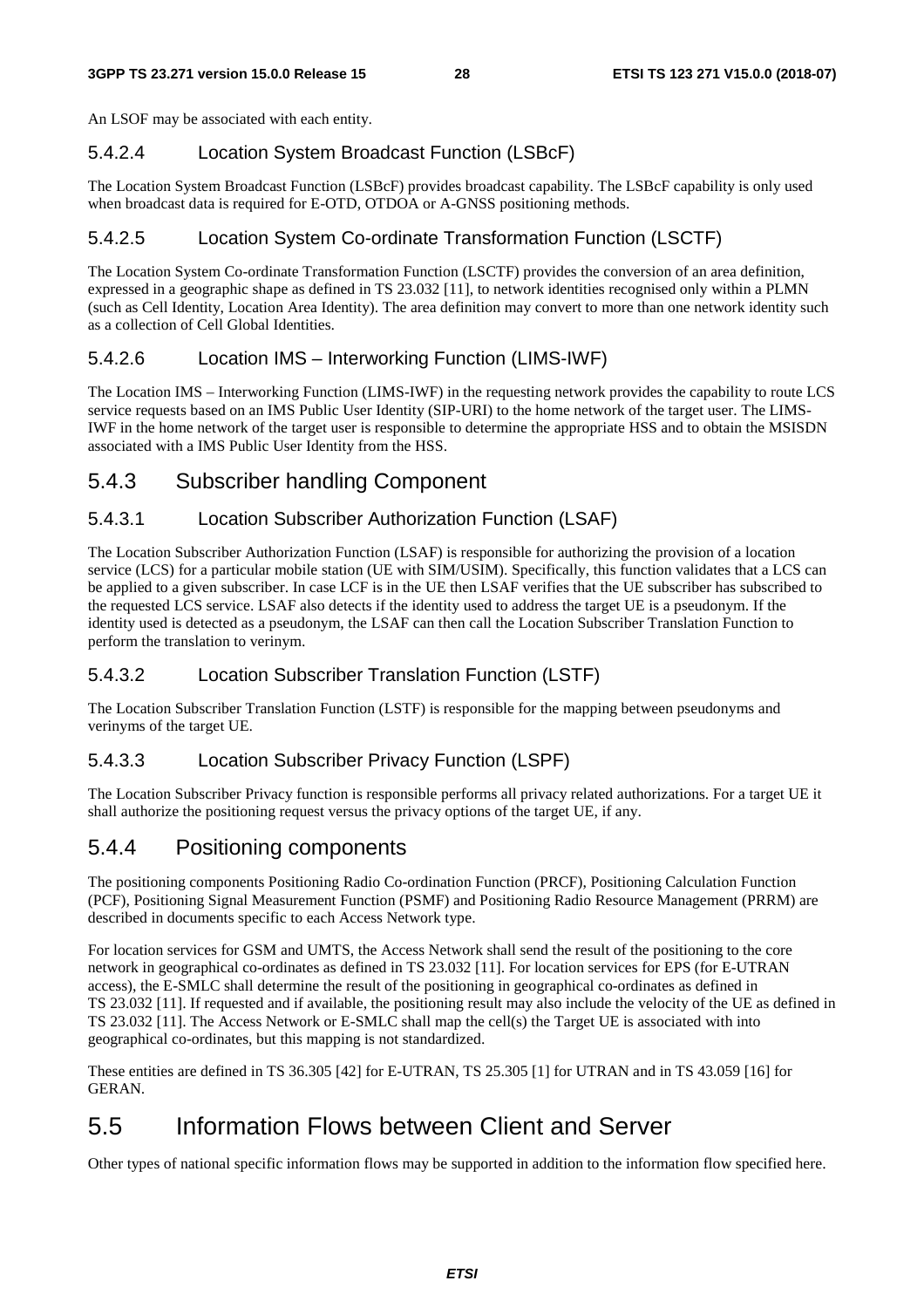An LSOF may be associated with each entity.

#### 5.4.2.4 Location System Broadcast Function (LSBcF)

The Location System Broadcast Function (LSBcF) provides broadcast capability. The LSBcF capability is only used when broadcast data is required for E-OTD, OTDOA or A-GNSS positioning methods.

#### 5.4.2.5 Location System Co-ordinate Transformation Function (LSCTF)

The Location System Co-ordinate Transformation Function (LSCTF) provides the conversion of an area definition, expressed in a geographic shape as defined in TS 23.032 [11], to network identities recognised only within a PLMN (such as Cell Identity, Location Area Identity). The area definition may convert to more than one network identity such as a collection of Cell Global Identities.

#### 5.4.2.6 Location IMS – Interworking Function (LIMS-IWF)

The Location IMS – Interworking Function (LIMS-IWF) in the requesting network provides the capability to route LCS service requests based on an IMS Public User Identity (SIP-URI) to the home network of the target user. The LIMS-IWF in the home network of the target user is responsible to determine the appropriate HSS and to obtain the MSISDN associated with a IMS Public User Identity from the HSS.

### 5.4.3 Subscriber handling Component

#### 5.4.3.1 Location Subscriber Authorization Function (LSAF)

The Location Subscriber Authorization Function (LSAF) is responsible for authorizing the provision of a location service (LCS) for a particular mobile station (UE with SIM/USIM). Specifically, this function validates that a LCS can be applied to a given subscriber. In case LCF is in the UE then LSAF verifies that the UE subscriber has subscribed to the requested LCS service. LSAF also detects if the identity used to address the target UE is a pseudonym. If the identity used is detected as a pseudonym, the LSAF can then call the Location Subscriber Translation Function to perform the translation to verinym.

#### 5.4.3.2 Location Subscriber Translation Function (LSTF)

The Location Subscriber Translation Function (LSTF) is responsible for the mapping between pseudonyms and verinyms of the target UE.

#### 5.4.3.3 Location Subscriber Privacy Function (LSPF)

The Location Subscriber Privacy function is responsible performs all privacy related authorizations. For a target UE it shall authorize the positioning request versus the privacy options of the target UE, if any.

### 5.4.4 Positioning components

The positioning components Positioning Radio Co-ordination Function (PRCF), Positioning Calculation Function (PCF), Positioning Signal Measurement Function (PSMF) and Positioning Radio Resource Management (PRRM) are described in documents specific to each Access Network type.

For location services for GSM and UMTS, the Access Network shall send the result of the positioning to the core network in geographical co-ordinates as defined in TS 23.032 [11]. For location services for EPS (for E-UTRAN access), the E-SMLC shall determine the result of the positioning in geographical co-ordinates as defined in TS 23.032 [11]. If requested and if available, the positioning result may also include the velocity of the UE as defined in TS 23.032 [11]. The Access Network or E-SMLC shall map the cell(s) the Target UE is associated with into geographical co-ordinates, but this mapping is not standardized.

These entities are defined in TS 36.305 [42] for E-UTRAN, TS 25.305 [1] for UTRAN and in TS 43.059 [16] for GERAN.

## 5.5 Information Flows between Client and Server

Other types of national specific information flows may be supported in addition to the information flow specified here.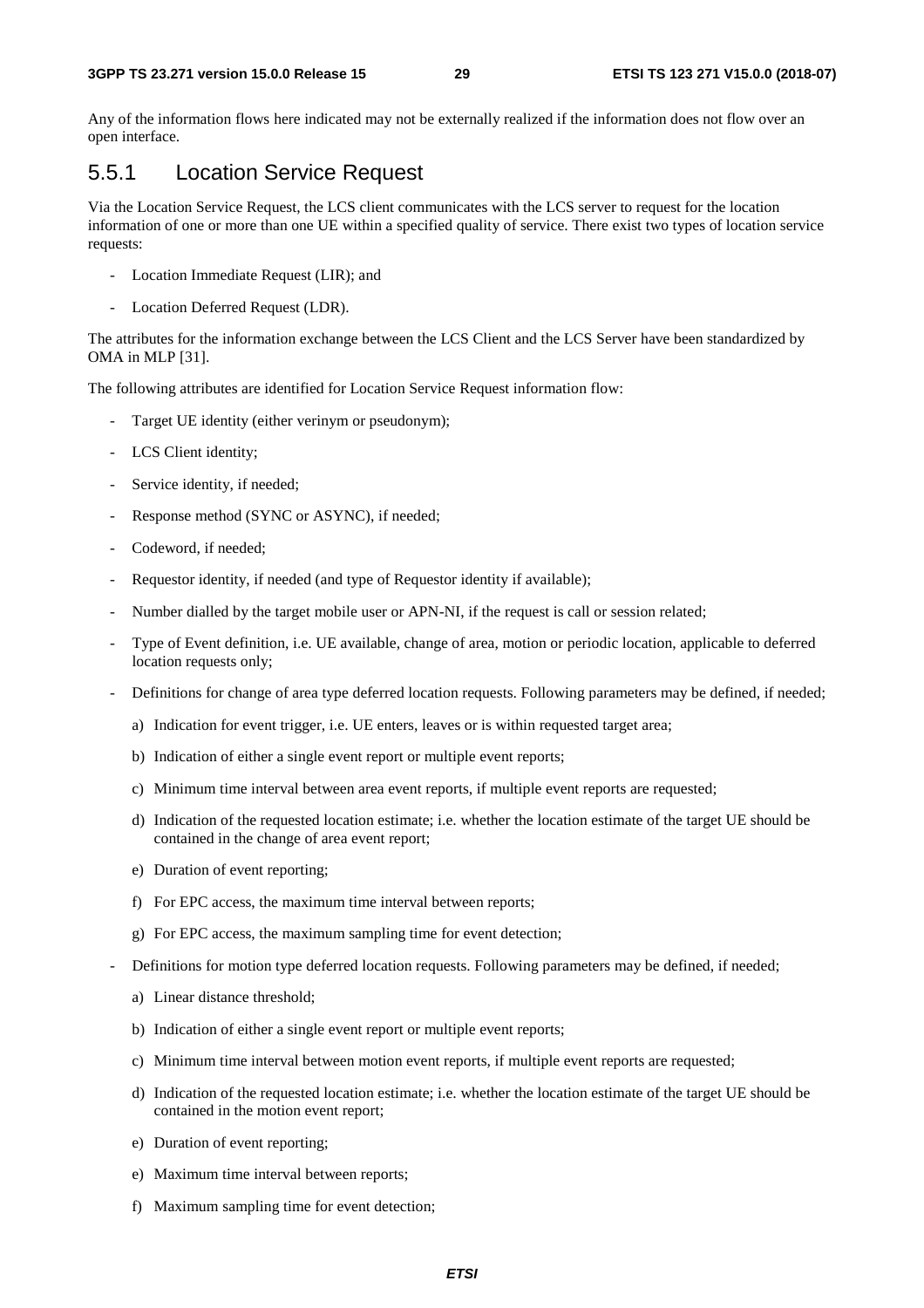Any of the information flows here indicated may not be externally realized if the information does not flow over an open interface.

### 5.5.1 Location Service Request

Via the Location Service Request, the LCS client communicates with the LCS server to request for the location information of one or more than one UE within a specified quality of service. There exist two types of location service requests:

- Location Immediate Request (LIR); and
- Location Deferred Request (LDR).

The attributes for the information exchange between the LCS Client and the LCS Server have been standardized by OMA in MLP [31].

The following attributes are identified for Location Service Request information flow:

- Target UE identity (either verinym or pseudonym);
- LCS Client identity;
- Service identity, if needed;
- Response method (SYNC or ASYNC), if needed;
- Codeword, if needed;
- Requestor identity, if needed (and type of Requestor identity if available);
- Number dialled by the target mobile user or APN-NI, if the request is call or session related;
- Type of Event definition, i.e. UE available, change of area, motion or periodic location, applicable to deferred location requests only;
- Definitions for change of area type deferred location requests. Following parameters may be defined, if needed;
  - a) Indication for event trigger, i.e. UE enters, leaves or is within requested target area;
  - b) Indication of either a single event report or multiple event reports;
  - c) Minimum time interval between area event reports, if multiple event reports are requested;
  - d) Indication of the requested location estimate; i.e. whether the location estimate of the target UE should be contained in the change of area event report;
  - e) Duration of event reporting;
  - f) For EPC access, the maximum time interval between reports;
  - g) For EPC access, the maximum sampling time for event detection;
- Definitions for motion type deferred location requests. Following parameters may be defined, if needed;
  - a) Linear distance threshold;
  - b) Indication of either a single event report or multiple event reports;
  - c) Minimum time interval between motion event reports, if multiple event reports are requested;
  - d) Indication of the requested location estimate; i.e. whether the location estimate of the target UE should be contained in the motion event report;
  - e) Duration of event reporting;
  - e) Maximum time interval between reports;
  - f) Maximum sampling time for event detection;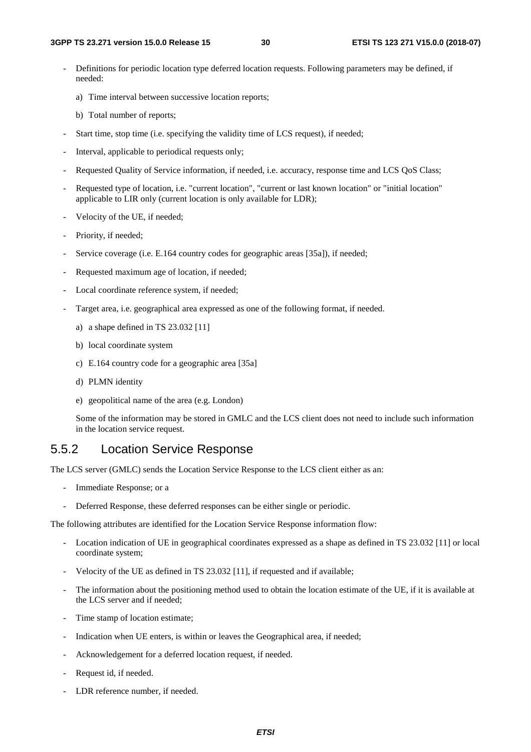- Definitions for periodic location type deferred location requests. Following parameters may be defined, if needed:

  a) Time interval between successive location reports;

  b) Total number of reports;

- Start time, stop time (i.e. specifying the validity time of LCS request), if needed;
- Interval, applicable to periodical requests only;
- Requested Quality of Service information, if needed, i.e. accuracy, response time and LCS QoS Class;
- Requested type of location, i.e. "current location", "current or last known location" or "initial location" applicable to LIR only (current location is only available for LDR);
- Velocity of the UE, if needed;
- Priority, if needed;
- Service coverage (i.e. E.164 country codes for geographic areas [35a]), if needed;
- Requested maximum age of location, if needed;
- Local coordinate reference system, if needed;
- Target area, i.e. geographical area expressed as one of the following format, if needed.

  a) a shape defined in TS 23.032 [11]

  b) local coordinate system

  c) E.164 country code for a geographic area [35a]

  d) PLMN identity

  e) geopolitical name of the area (e.g. London)

  Some of the information may be stored in GMLC and the LCS client does not need to include such information in the location service request.

## 5.5.2 Location Service Response

The LCS server (GMLC) sends the Location Service Response to the LCS client either as an:

- Immediate Response; or a
- Deferred Response, these deferred responses can be either single or periodic.

The following attributes are identified for the Location Service Response information flow:

- Location indication of UE in geographical coordinates expressed as a shape as defined in TS 23.032 [11] or local coordinate system;
- Velocity of the UE as defined in TS 23.032 [11], if requested and if available;
- The information about the positioning method used to obtain the location estimate of the UE, if it is available at the LCS server and if needed;
- Time stamp of location estimate;
- Indication when UE enters, is within or leaves the Geographical area, if needed;
- Acknowledgement for a deferred location request, if needed.
- Request id, if needed.
- LDR reference number, if needed.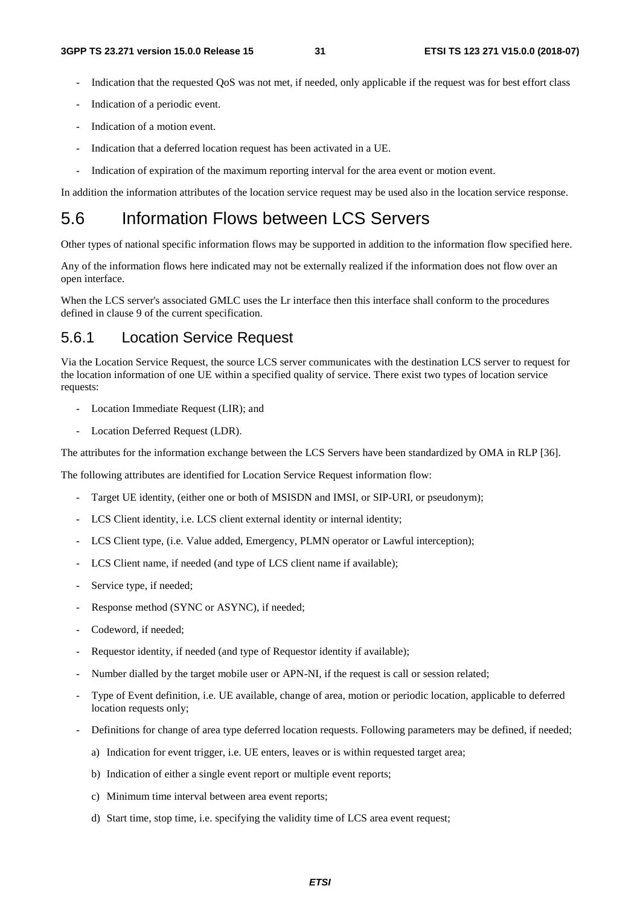- Indication that the requested QoS was not met, if needed, only applicable if the request was for best effort class
- Indication of a periodic event.
- Indication of a motion event.
- Indication that a deferred location request has been activated in a UE.
- Indication of expiration of the maximum reporting interval for the area event or motion event.

In addition the information attributes of the location service request may be used also in the location service response.

# 5.6 Information Flows between LCS Servers

Other types of national specific information flows may be supported in addition to the information flow specified here.

Any of the information flows here indicated may not be externally realized if the information does not flow over an open interface.

When the LCS server's associated GMLC uses the Lr interface then this interface shall conform to the procedures defined in clause 9 of the current specification.

## 5.6.1 Location Service Request

Via the Location Service Request, the source LCS server communicates with the destination LCS server to request for the location information of one UE within a specified quality of service. There exist two types of location service requests:

- Location Immediate Request (LIR); and
- Location Deferred Request (LDR).

The attributes for the information exchange between the LCS Servers have been standardized by OMA in RLP [36].

The following attributes are identified for Location Service Request information flow:

- Target UE identity, (either one or both of MSISDN and IMSI, or SIP-URI, or pseudonym);
- LCS Client identity, i.e. LCS client external identity or internal identity;
- LCS Client type, (i.e. Value added, Emergency, PLMN operator or Lawful interception);
- LCS Client name, if needed (and type of LCS client name if available);
- Service type, if needed;
- Response method (SYNC or ASYNC), if needed;
- Codeword, if needed;
- Requestor identity, if needed (and type of Requestor identity if available);
- Number dialled by the target mobile user or APN-NI, if the request is call or session related;
- Type of Event definition, i.e. UE available, change of area, motion or periodic location, applicable to deferred location requests only;
- Definitions for change of area type deferred location requests. Following parameters may be defined, if needed;
  a) Indication for event trigger, i.e. UE enters, leaves or is within requested target area;
  b) Indication of either a single event report or multiple event reports;
  c) Minimum time interval between area event reports;
  d) Start time, stop time, i.e. specifying the validity time of LCS area event request;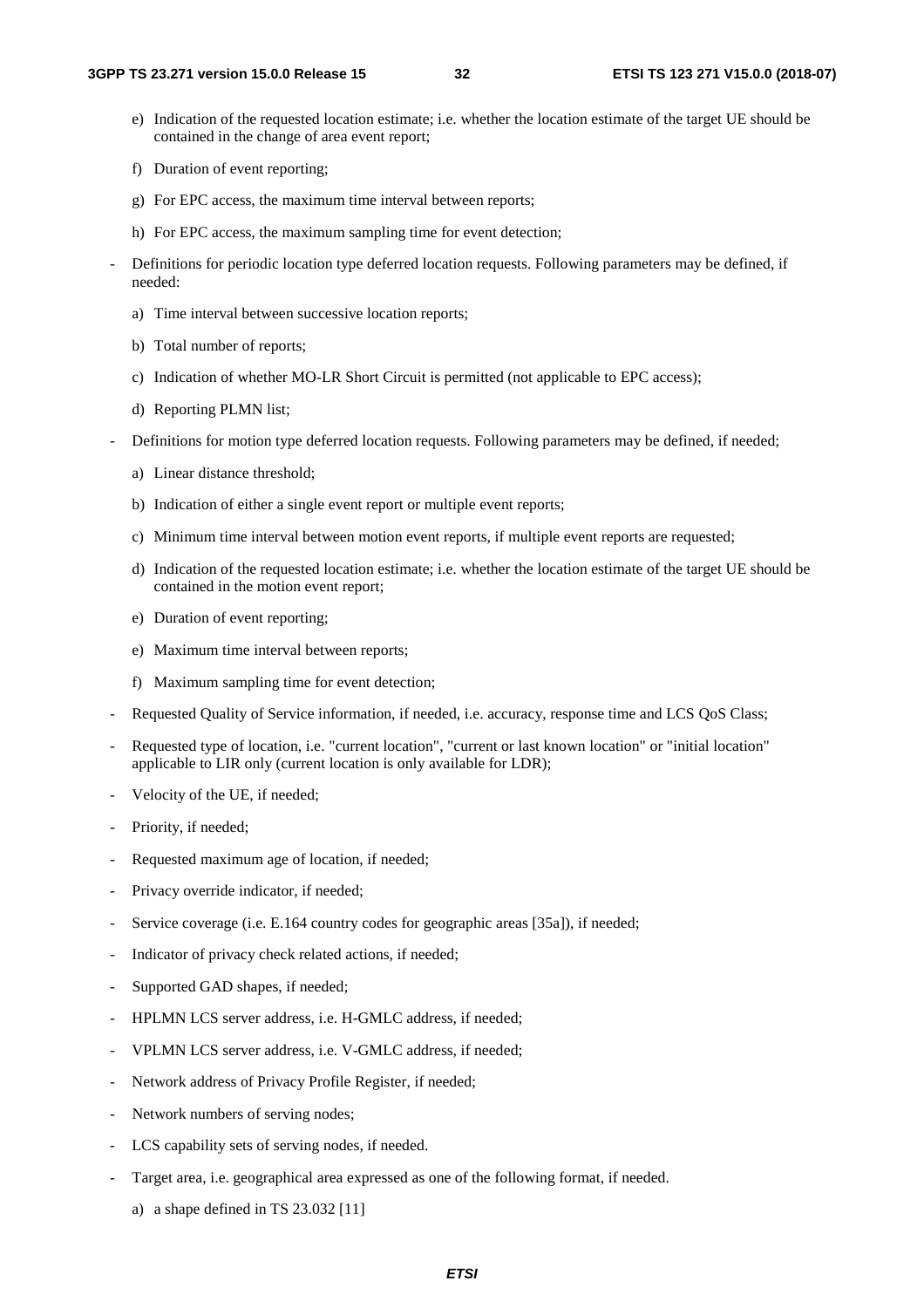e) Indication of the requested location estimate; i.e. whether the location estimate of the target UE should be contained in the change of area event report;

f) Duration of event reporting;

g) For EPC access, the maximum time interval between reports;

h) For EPC access, the maximum sampling time for event detection;

- Definitions for periodic location type deferred location requests. Following parameters may be defined, if needed:

  a) Time interval between successive location reports;

  b) Total number of reports;

  c) Indication of whether MO-LR Short Circuit is permitted (not applicable to EPC access);

  d) Reporting PLMN list;

- Definitions for motion type deferred location requests. Following parameters may be defined, if needed;

  a) Linear distance threshold;

  b) Indication of either a single event report or multiple event reports;

  c) Minimum time interval between motion event reports, if multiple event reports are requested;

  d) Indication of the requested location estimate; i.e. whether the location estimate of the target UE should be contained in the motion event report;

  e) Duration of event reporting;

  e) Maximum time interval between reports;

  f) Maximum sampling time for event detection;

- Requested Quality of Service information, if needed, i.e. accuracy, response time and LCS QoS Class;

- Requested type of location, i.e. "current location", "current or last known location" or "initial location" applicable to LIR only (current location is only available for LDR);

- Velocity of the UE, if needed;

- Priority, if needed;

- Requested maximum age of location, if needed;

- Privacy override indicator, if needed;

- Service coverage (i.e. E.164 country codes for geographic areas [35a]), if needed;

- Indicator of privacy check related actions, if needed;

- Supported GAD shapes, if needed;

- HPLMN LCS server address, i.e. H-GMLC address, if needed;

- VPLMN LCS server address, i.e. V-GMLC address, if needed;

- Network address of Privacy Profile Register, if needed;

- Network numbers of serving nodes;

- LCS capability sets of serving nodes, if needed.

- Target area, i.e. geographical area expressed as one of the following format, if needed.

  a) a shape defined in TS 23.032 [11]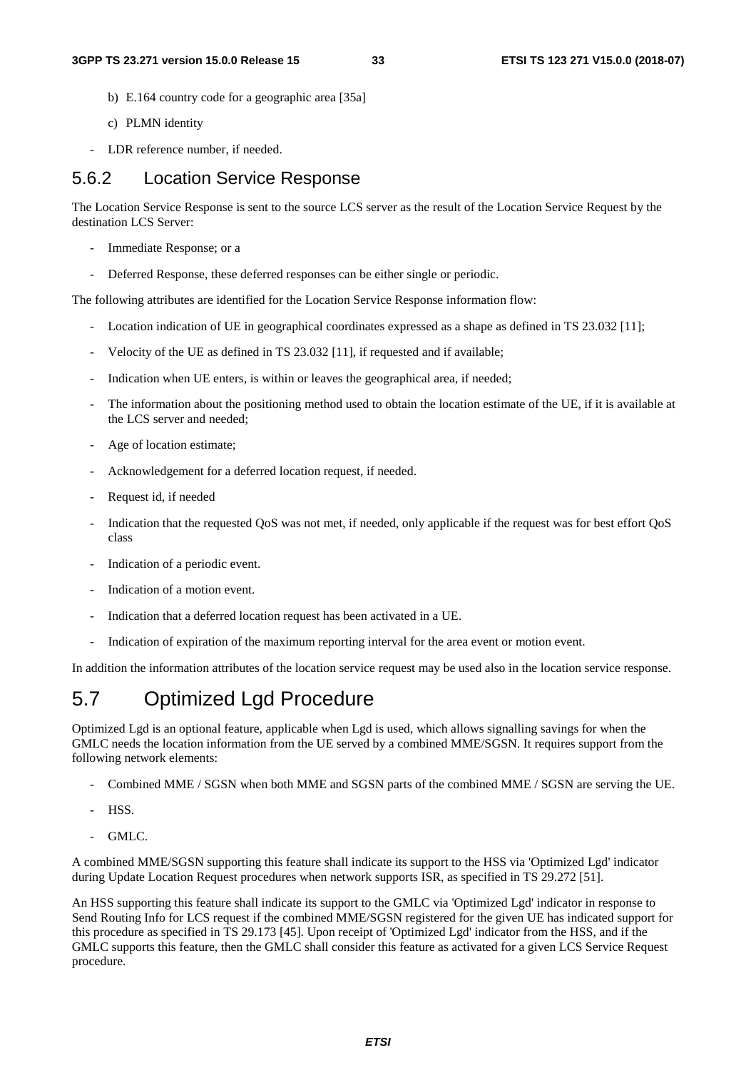b) E.164 country code for a geographic area [35a]

c) PLMN identity

- LDR reference number, if needed.

### 5.6.2 Location Service Response

The Location Service Response is sent to the source LCS server as the result of the Location Service Request by the destination LCS Server:

- Immediate Response; or a
- Deferred Response, these deferred responses can be either single or periodic.

The following attributes are identified for the Location Service Response information flow:

- Location indication of UE in geographical coordinates expressed as a shape as defined in TS 23.032 [11];
- Velocity of the UE as defined in TS 23.032 [11], if requested and if available;
- Indication when UE enters, is within or leaves the geographical area, if needed;
- The information about the positioning method used to obtain the location estimate of the UE, if it is available at the LCS server and needed;
- Age of location estimate;
- Acknowledgement for a deferred location request, if needed.
- Request id, if needed
- Indication that the requested QoS was not met, if needed, only applicable if the request was for best effort QoS class
- Indication of a periodic event.
- Indication of a motion event.
- Indication that a deferred location request has been activated in a UE.
- Indication of expiration of the maximum reporting interval for the area event or motion event.

In addition the information attributes of the location service request may be used also in the location service response.

## 5.7 Optimized Lgd Procedure

Optimized Lgd is an optional feature, applicable when Lgd is used, which allows signalling savings for when the GMLC needs the location information from the UE served by a combined MME/SGSN. It requires support from the following network elements:

- Combined MME / SGSN when both MME and SGSN parts of the combined MME / SGSN are serving the UE.
- HSS.
- GMLC.

A combined MME/SGSN supporting this feature shall indicate its support to the HSS via 'Optimized Lgd' indicator during Update Location Request procedures when network supports ISR, as specified in TS 29.272 [51].

An HSS supporting this feature shall indicate its support to the GMLC via 'Optimized Lgd' indicator in response to Send Routing Info for LCS request if the combined MME/SGSN registered for the given UE has indicated support for this procedure as specified in TS 29.173 [45]. Upon receipt of 'Optimized Lgd' indicator from the HSS, and if the GMLC supports this feature, then the GMLC shall consider this feature as activated for a given LCS Service Request procedure.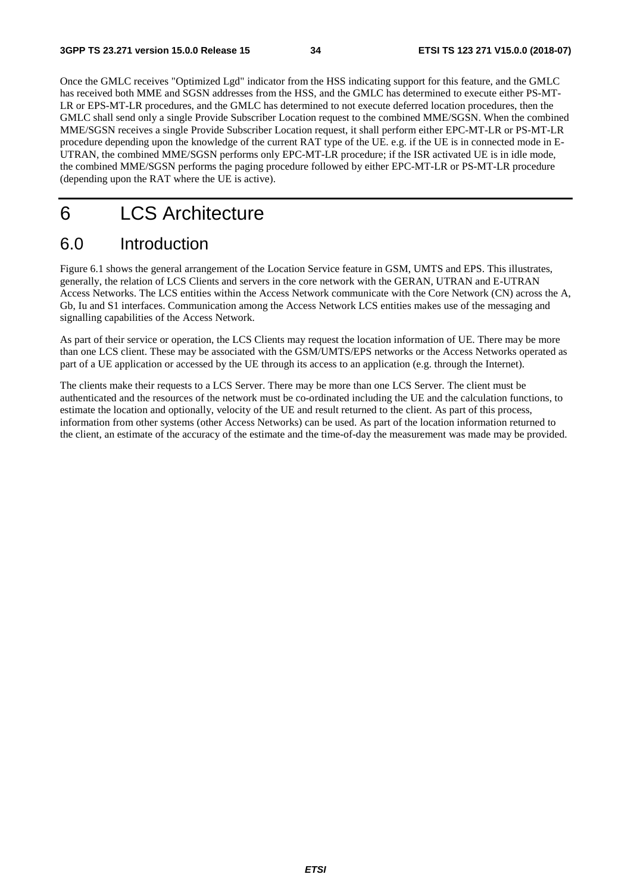Once the GMLC receives "Optimized Lgd" indicator from the HSS indicating support for this feature, and the GMLC has received both MME and SGSN addresses from the HSS, and the GMLC has determined to execute either PS-MT-LR or EPS-MT-LR procedures, and the GMLC has determined to not execute deferred location procedures, then the GMLC shall send only a single Provide Subscriber Location request to the combined MME/SGSN. When the combined MME/SGSN receives a single Provide Subscriber Location request, it shall perform either EPC-MT-LR or PS-MT-LR procedure depending upon the knowledge of the current RAT type of the UE. e.g. if the UE is in connected mode in E-UTRAN, the combined MME/SGSN performs only EPC-MT-LR procedure; if the ISR activated UE is in idle mode, the combined MME/SGSN performs the paging procedure followed by either EPC-MT-LR or PS-MT-LR procedure (depending upon the RAT where the UE is active).

# 6 LCS Architecture

## 6.0 Introduction

Figure 6.1 shows the general arrangement of the Location Service feature in GSM, UMTS and EPS. This illustrates, generally, the relation of LCS Clients and servers in the core network with the GERAN, UTRAN and E-UTRAN Access Networks. The LCS entities within the Access Network communicate with the Core Network (CN) across the A, Gb, Iu and S1 interfaces. Communication among the Access Network LCS entities makes use of the messaging and signalling capabilities of the Access Network.

As part of their service or operation, the LCS Clients may request the location information of UE. There may be more than one LCS client. These may be associated with the GSM/UMTS/EPS networks or the Access Networks operated as part of a UE application or accessed by the UE through its access to an application (e.g. through the Internet).

The clients make their requests to a LCS Server. There may be more than one LCS Server. The client must be authenticated and the resources of the network must be co-ordinated including the UE and the calculation functions, to estimate the location and optionally, velocity of the UE and result returned to the client. As part of this process, information from other systems (other Access Networks) can be used. As part of the location information returned to the client, an estimate of the accuracy of the estimate and the time-of-day the measurement was made may be provided.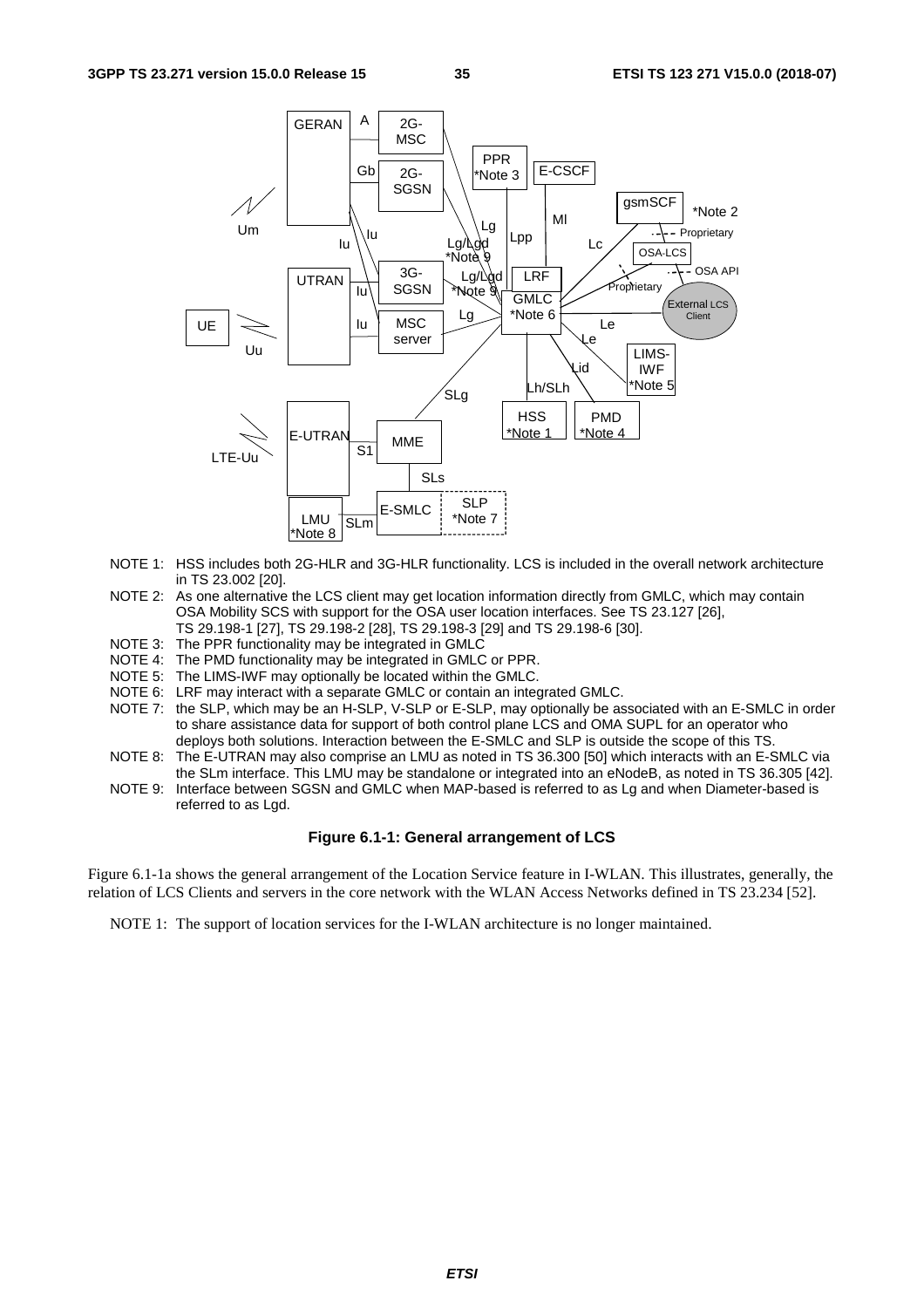NOTE 1: HSS includes both 2G-HLR and 3G-HLR functionality. LCS is included in the overall network architecture in TS 23.002 [20].

NOTE 2: As one alternative the LCS client may get location information directly from GMLC, which may contain OSA Mobility SCS with support for the OSA user location interfaces. See TS 23.127 [26], TS 29.198-1 [27], TS 29.198-2 [28], TS 29.198-3 [29] and TS 29.198-6 [30].

NOTE 3: The PPR functionality may be integrated in GMLC

NOTE 4: The PMD functionality may be integrated in GMLC or PPR.

NOTE 5: The LIMS-IWF may optionally be located within the GMLC.

NOTE 6: LRF may interact with a separate GMLC or contain an integrated GMLC.

NOTE 7: the SLP, which may be an H-SLP, V-SLP or E-SLP, may optionally be associated with an E-SMLC in order to share assistance data for support of both control plane LCS and OMA SUPL for an operator who deploys both solutions. Interaction between the E-SMLC and SLP is outside the scope of this TS.

NOTE 8: The E-UTRAN may also comprise an LMU as noted in TS 36.300 [50] which interacts with an E-SMLC via the SLm interface. This LMU may be standalone or integrated into an eNodeB, as noted in TS 36.305 [42].

NOTE 9: Interface between SGSN and GMLC when MAP-based is referred to as Lg and when Diameter-based is referred to as Lgd.

**Figure 6.1-1: General arrangement of LCS**

Figure 6.1-1a shows the general arrangement of the Location Service feature in I-WLAN. This illustrates, generally, the relation of LCS Clients and servers in the core network with the WLAN Access Networks defined in TS 23.234 [52].

NOTE 1: The support of location services for the I-WLAN architecture is no longer maintained.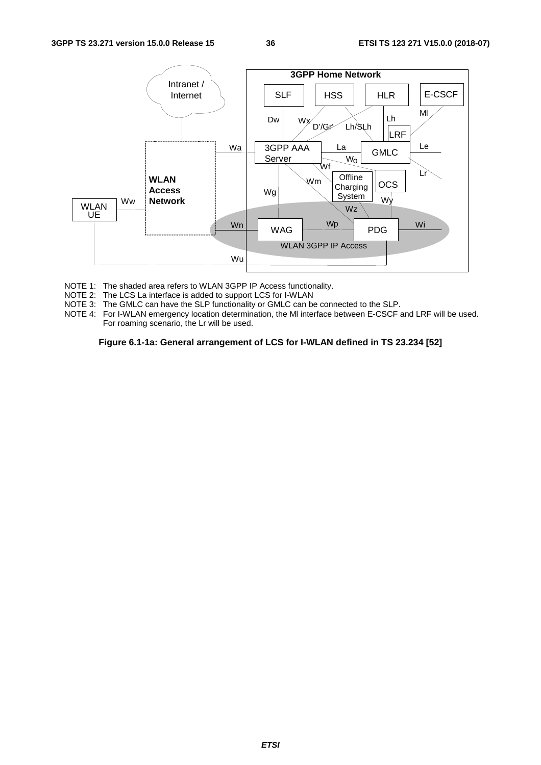NOTE 1: The shaded area refers to WLAN 3GPP IP Access functionality.

NOTE 2: The LCS La interface is added to support LCS for I-WLAN

NOTE 3: The GMLC can have the SLP functionality or GMLC can be connected to the SLP.

NOTE 4: For I-WLAN emergency location determination, the Ml interface between E-CSCF and LRF will be used. For roaming scenario, the Lr will be used.

**Figure 6.1-1a: General arrangement of LCS for I-WLAN defined in TS 23.234 [52]**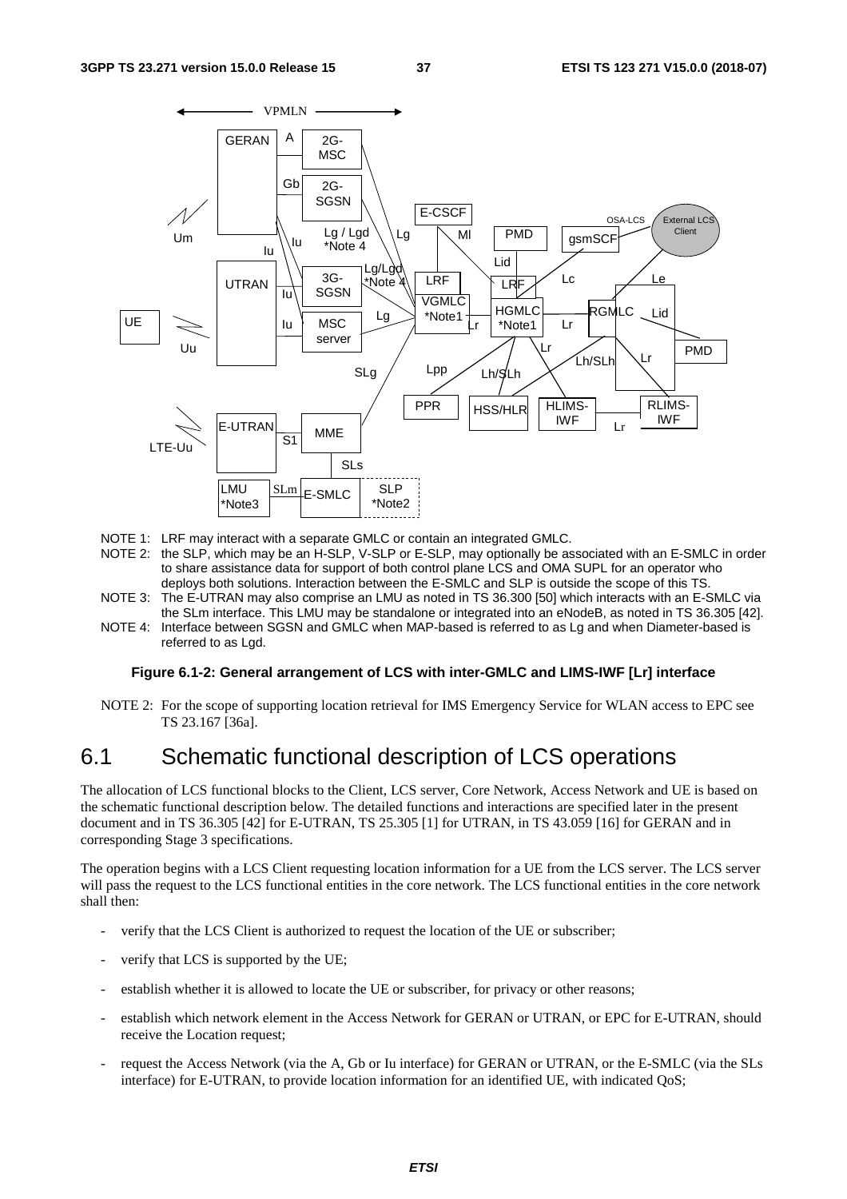NOTE 1: LRF may interact with a separate GMLC or contain an integrated GMLC.

NOTE 2: the SLP, which may be an H-SLP, V-SLP or E-SLP, may optionally be associated with an E-SMLC in order to share assistance data for support of both control plane LCS and OMA SUPL for an operator who deploys both solutions. Interaction between the E-SMLC and SLP is outside the scope of this TS.

NOTE 3: The E-UTRAN may also comprise an LMU as noted in TS 36.300 [50] which interacts with an E-SMLC via the SLm interface. This LMU may be standalone or integrated into an eNodeB, as noted in TS 36.305 [42].

NOTE 4: Interface between SGSN and GMLC when MAP-based is referred to as Lg and when Diameter-based is referred to as Lgd.

**Figure 6.1-2: General arrangement of LCS with inter-GMLC and LIMS-IWF [Lr] interface**

NOTE 2: For the scope of supporting location retrieval for IMS Emergency Service for WLAN access to EPC see TS 23.167 [36a].

# 6.1 Schematic functional description of LCS operations

The allocation of LCS functional blocks to the Client, LCS server, Core Network, Access Network and UE is based on the schematic functional description below. The detailed functions and interactions are specified later in the present document and in TS 36.305 [42] for E-UTRAN, TS 25.305 [1] for UTRAN, in TS 43.059 [16] for GERAN and in corresponding Stage 3 specifications.

The operation begins with a LCS Client requesting location information for a UE from the LCS server. The LCS server will pass the request to the LCS functional entities in the core network. The LCS functional entities in the core network shall then:

- verify that the LCS Client is authorized to request the location of the UE or subscriber;
- verify that LCS is supported by the UE;
- establish whether it is allowed to locate the UE or subscriber, for privacy or other reasons;
- establish which network element in the Access Network for GERAN or UTRAN, or EPC for E-UTRAN, should receive the Location request;
- request the Access Network (via the A, Gb or Iu interface) for GERAN or UTRAN, or the E-SMLC (via the SLs interface) for E-UTRAN, to provide location information for an identified UE, with indicated QoS;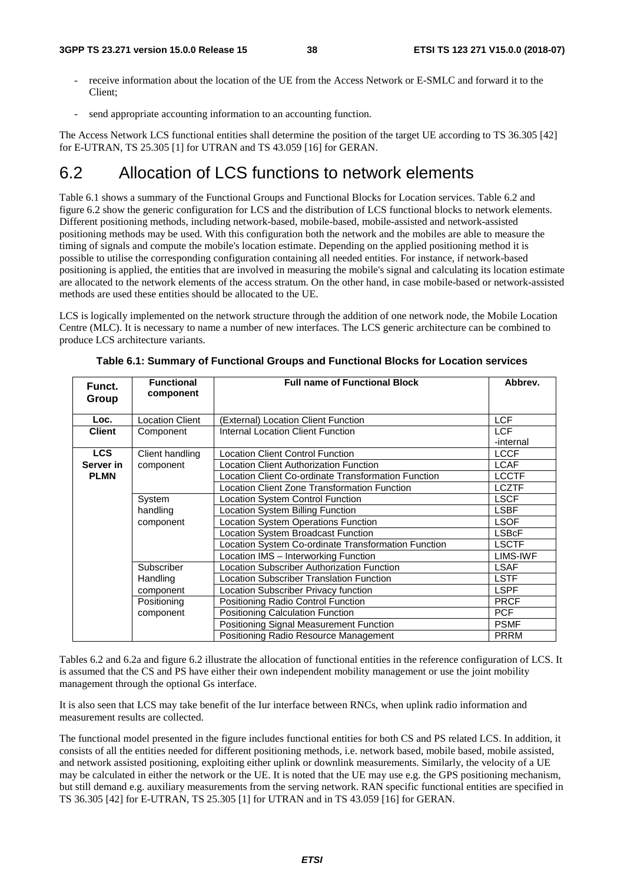- receive information about the location of the UE from the Access Network or E-SMLC and forward it to the Client;

- send appropriate accounting information to an accounting function.

The Access Network LCS functional entities shall determine the position of the target UE according to TS 36.305 [42] for E-UTRAN, TS 25.305 [1] for UTRAN and TS 43.059 [16] for GERAN.

# 6.2 Allocation of LCS functions to network elements

Table 6.1 shows a summary of the Functional Groups and Functional Blocks for Location services. Table 6.2 and figure 6.2 show the generic configuration for LCS and the distribution of LCS functional blocks to network elements. Different positioning methods, including network-based, mobile-based, mobile-assisted and network-assisted positioning methods may be used. With this configuration both the network and the mobiles are able to measure the timing of signals and compute the mobile's location estimate. Depending on the applied positioning method it is possible to utilise the corresponding configuration containing all needed entities. For instance, if network-based positioning is applied, the entities that are involved in measuring the mobile's signal and calculating its location estimate are allocated to the network elements of the access stratum. On the other hand, in case mobile-based or network-assisted methods are used these entities should be allocated to the UE.

LCS is logically implemented on the network structure through the addition of one network node, the Mobile Location Centre (MLC). It is necessary to name a number of new interfaces. The LCS generic architecture can be combined to produce LCS architecture variants.

**Table 6.1: Summary of Functional Groups and Functional Blocks for Location services**

| Funct. Group | Functional component | Full name of Functional Block | Abbrev. |
|---|---|---|---|
| Loc. Client | Location Client Component | (External) Location Client Function | LCF |
| | | Internal Location Client Function | LCF -internal |
| LCS Server in PLMN | Client handling component | Location Client Control Function | LCCF |
| | | Location Client Authorization Function | LCAF |
| | | Location Client Co-ordinate Transformation Function | LCCTF |
| | | Location Client Zone Transformation Function | LCZTF |
| | System handling component | Location System Control Function | LSCF |
| | | Location System Billing Function | LSBF |
| | | Location System Operations Function | LSOF |
| | | Location System Broadcast Function | LSBcF |
| | | Location System Co-ordinate Transformation Function | LSCTF |
| | | Location IMS – Interworking Function | LIMS-IWF |
| | Subscriber Handling component | Location Subscriber Authorization Function | LSAF |
| | | Location Subscriber Translation Function | LSTF |
| | | Location Subscriber Privacy function | LSPF |
| | Positioning component | Positioning Radio Control Function | PRCF |
| | | Positioning Calculation Function | PCF |
| | | Positioning Signal Measurement Function | PSMF |
| | | Positioning Radio Resource Management | PRRM |

Tables 6.2 and 6.2a and figure 6.2 illustrate the allocation of functional entities in the reference configuration of LCS. It is assumed that the CS and PS have either their own independent mobility management or use the joint mobility management through the optional Gs interface.

It is also seen that LCS may take benefit of the Iur interface between RNCs, when uplink radio information and measurement results are collected.

The functional model presented in the figure includes functional entities for both CS and PS related LCS. In addition, it consists of all the entities needed for different positioning methods, i.e. network based, mobile based, mobile assisted, and network assisted positioning, exploiting either uplink or downlink measurements. Similarly, the velocity of a UE may be calculated in either the network or the UE. It is noted that the UE may use e.g. the GPS positioning mechanism, but still demand e.g. auxiliary measurements from the serving network. RAN specific functional entities are specified in TS 36.305 [42] for E-UTRAN, TS 25.305 [1] for UTRAN and in TS 43.059 [16] for GERAN.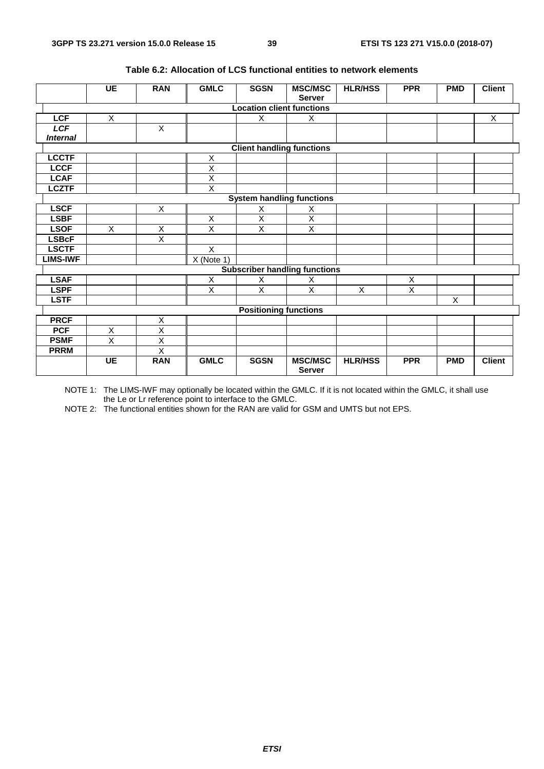**Table 6.2: Allocation of LCS functional entities to network elements**

| | UE | RAN | GMLC | SGSN | MSC/MSC Server | HLR/HSS | PPR | PMD | Client |
|---|---|---|---|---|---|---|---|---|---|
| **Location client functions** | | | | | | | | | |
| **LCF** | X | | | X | X | | | | X |
| ***LCF Internal*** | | X | | | | | | | |
| **Client handling functions** | | | | | | | | | |
| **LCCTF** | | | X | | | | | | |
| **LCCF** | | | X | | | | | | |
| **LCAF** | | | X | | | | | | |
| **LCZTF** | | | X | | | | | | |
| **System handling functions** | | | | | | | | | |
| **LSCF** | | X | | X | X | | | | |
| **LSBF** | | | X | X | X | | | | |
| **LSOF** | X | X | X | X | X | | | | |
| **LSBcF** | | X | | | | | | | |
| **LSCTF** | | | X | | | | | | |
| **LIMS-IWF** | | | X (Note 1) | | | | | | |
| **Subscriber handling functions** | | | | | | | | | |
| **LSAF** | | | X | X | X | | X | | |
| **LSPF** | | | X | X | X | X | X | | |
| **LSTF** | | | | | | | | X | |
| **Positioning functions** | | | | | | | | | |
| **PRCF** | | X | | | | | | | |
| **PCF** | X | X | | | | | | | |
| **PSMF** | X | X | | | | | | | |
| **PRRM** | | X | | | | | | | |
| | **UE** | **RAN** | **GMLC** | **SGSN** | **MSC/MSC Server** | **HLR/HSS** | **PPR** | **PMD** | **Client** |

NOTE 1: The LIMS-IWF may optionally be located within the GMLC. If it is not located within the GMLC, it shall use the Le or Lr reference point to interface to the GMLC.

NOTE 2: The functional entities shown for the RAN are valid for GSM and UMTS but not EPS.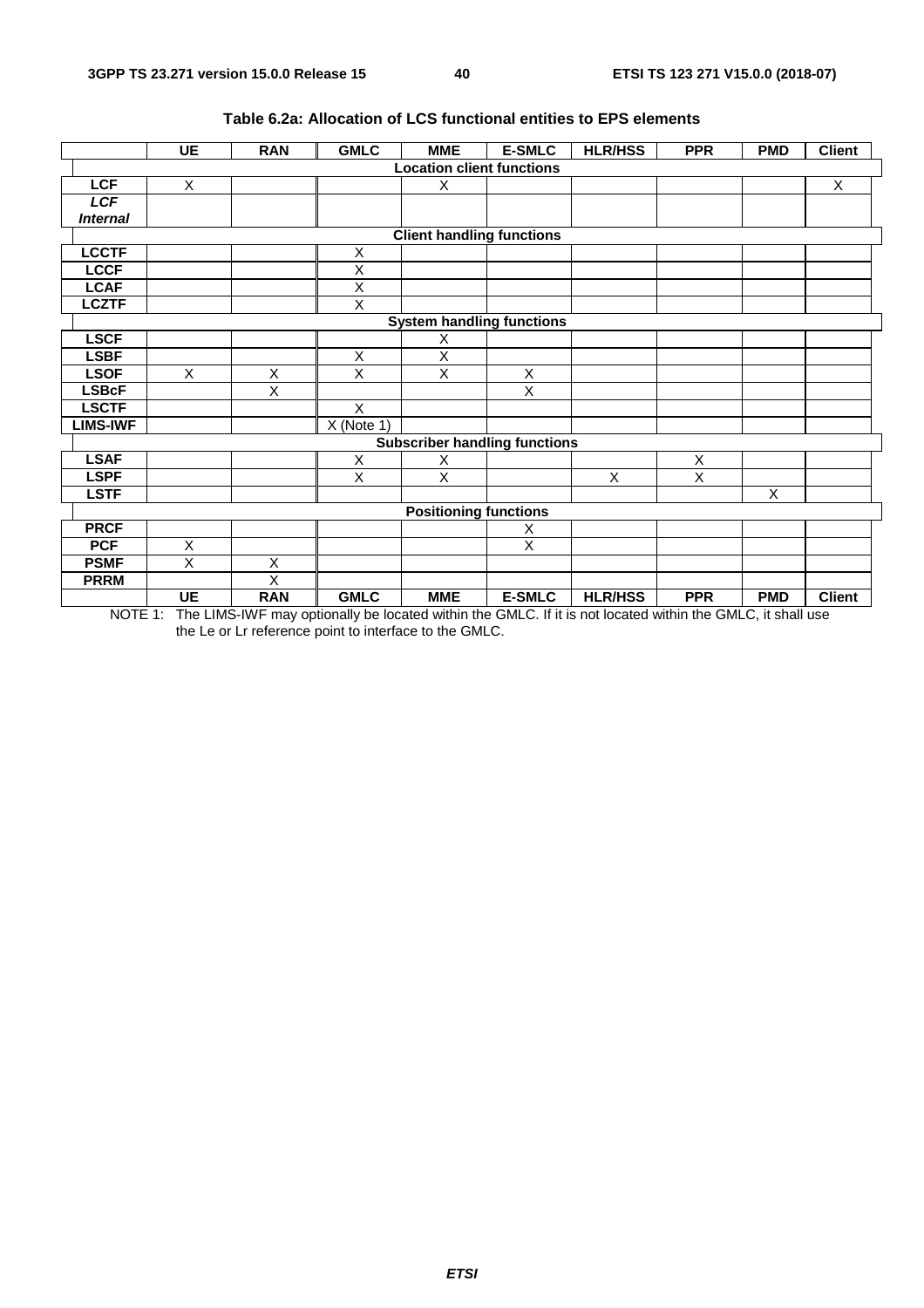**Table 6.2a: Allocation of LCS functional entities to EPS elements**

| | UE | RAN | GMLC | MME | E-SMLC | HLR/HSS | PPR | PMD | Client |
|---|---|---|---|---|---|---|---|---|---|
| **Location client functions** | | | | | | | | | |
| **LCF** | X | | | X | | | | | X |
| ***LCF Internal*** | | | | | | | | | |
| **Client handling functions** | | | | | | | | | |
| **LCCTF** | | | X | | | | | | |
| **LCCF** | | | X | | | | | | |
| **LCAF** | | | X | | | | | | |
| **LCZTF** | | | X | | | | | | |
| **System handling functions** | | | | | | | | | |
| **LSCF** | | | | X | | | | | |
| **LSBF** | | | X | X | | | | | |
| **LSOF** | X | X | X | X | X | | | | |
| **LSBcF** | | X | | | X | | | | |
| **LSCTF** | | | X | | | | | | |
| **LIMS-IWF** | | | X (Note 1) | | | | | | |
| **Subscriber handling functions** | | | | | | | | | |
| **LSAF** | | | X | X | | | X | | |
| **LSPF** | | | X | X | | X | X | | |
| **LSTF** | | | | | | | | X | |
| **Positioning functions** | | | | | | | | | |
| **PRCF** | | | | | X | | | | |
| **PCF** | X | | | | X | | | | |
| **PSMF** | X | X | | | | | | | |
| **PRRM** | | X | | | | | | | |
| | **UE** | **RAN** | **GMLC** | **MME** | **E-SMLC** | **HLR/HSS** | **PPR** | **PMD** | **Client** |

NOTE 1: The LIMS-IWF may optionally be located within the GMLC. If it is not located within the GMLC, it shall use the Le or Lr reference point to interface to the GMLC.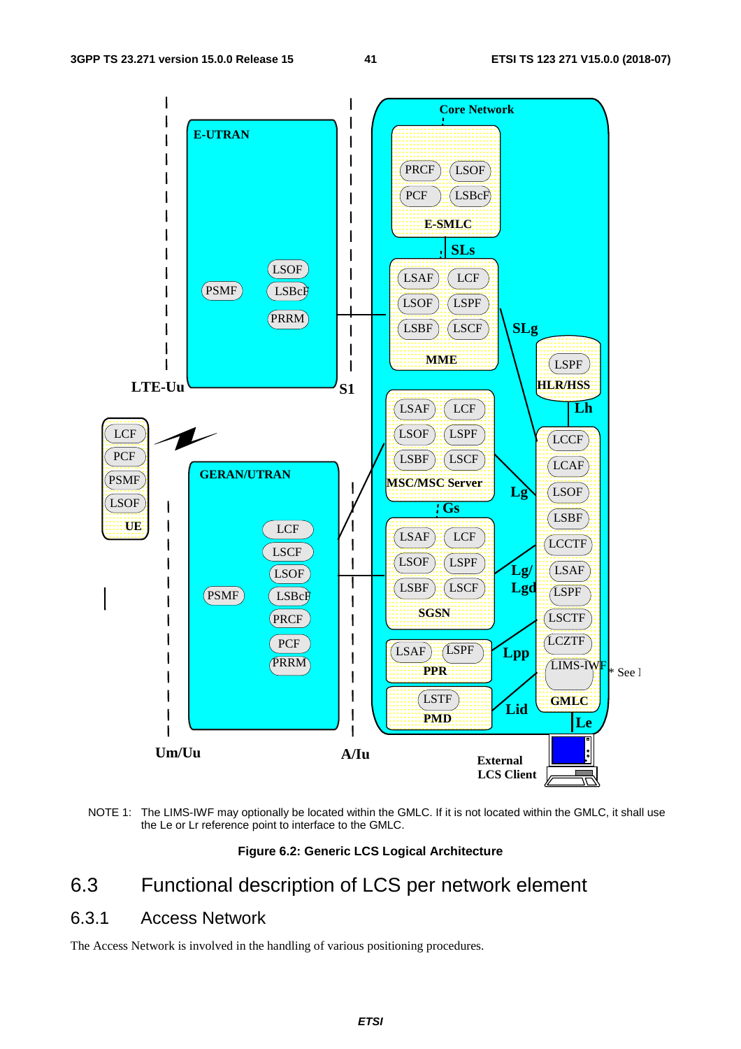NOTE 1: The LIMS-IWF may optionally be located within the GMLC. If it is not located within the GMLC, it shall use the Le or Lr reference point to interface to the GMLC.

**Figure 6.2: Generic LCS Logical Architecture**

## 6.3 Functional description of LCS per network element

### 6.3.1 Access Network

The Access Network is involved in the handling of various positioning procedures.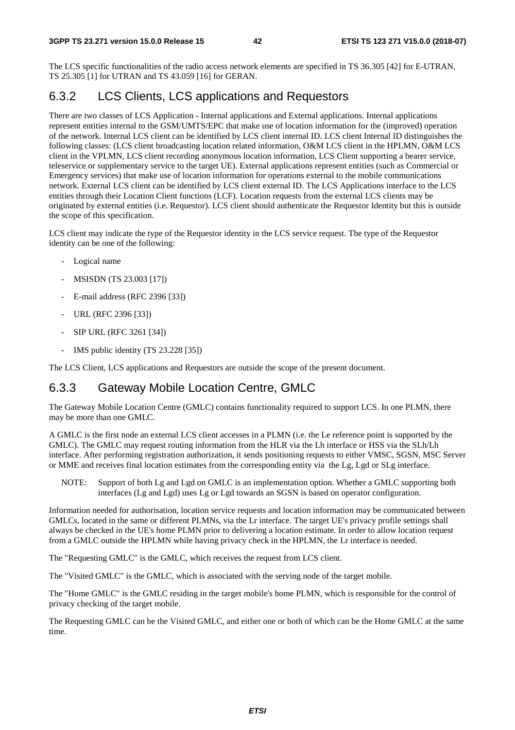The LCS specific functionalities of the radio access network elements are specified in TS 36.305 [42] for E-UTRAN, TS 25.305 [1] for UTRAN and TS 43.059 [16] for GERAN.

## 6.3.2 LCS Clients, LCS applications and Requestors

There are two classes of LCS Application - Internal applications and External applications. Internal applications represent entities internal to the GSM/UMTS/EPC that make use of location information for the (improved) operation of the network. Internal LCS client can be identified by LCS client internal ID. LCS client Internal ID distinguishes the following classes: (LCS client broadcasting location related information, O&M LCS client in the HPLMN, O&M LCS client in the VPLMN, LCS client recording anonymous location information, LCS Client supporting a bearer service, teleservice or supplementary service to the target UE). External applications represent entities (such as Commercial or Emergency services) that make use of location information for operations external to the mobile communications network. External LCS client can be identified by LCS client external ID. The LCS Applications interface to the LCS entities through their Location Client functions (LCF). Location requests from the external LCS clients may be originated by external entities (i.e. Requestor). LCS client should authenticate the Requestor Identity but this is outside the scope of this specification.

LCS client may indicate the type of the Requestor identity in the LCS service request. The type of the Requestor identity can be one of the following:

- Logical name
- MSISDN (TS 23.003 [17])
- E-mail address (RFC 2396 [33])
- URL (RFC 2396 [33])
- SIP URL (RFC 3261 [34])
- IMS public identity (TS 23.228 [35])

The LCS Client, LCS applications and Requestors are outside the scope of the present document.

## 6.3.3 Gateway Mobile Location Centre, GMLC

The Gateway Mobile Location Centre (GMLC) contains functionality required to support LCS. In one PLMN, there may be more than one GMLC.

A GMLC is the first node an external LCS client accesses in a PLMN (i.e. the Le reference point is supported by the GMLC). The GMLC may request routing information from the HLR via the Lh interface or HSS via the SLh/Lh interface. After performing registration authorization, it sends positioning requests to either VMSC, SGSN, MSC Server or MME and receives final location estimates from the corresponding entity via the Lg, Lgd or SLg interface.

NOTE: Support of both Lg and Lgd on GMLC is an implementation option. Whether a GMLC supporting both interfaces (Lg and Lgd) uses Lg or Lgd towards an SGSN is based on operator configuration.

Information needed for authorisation, location service requests and location information may be communicated between GMLCs, located in the same or different PLMNs, via the Lr interface. The target UE's privacy profile settings shall always be checked in the UE's home PLMN prior to delivering a location estimate. In order to allow location request from a GMLC outside the HPLMN while having privacy check in the HPLMN, the Lr interface is needed.

The "Requesting GMLC" is the GMLC, which receives the request from LCS client.

The "Visited GMLC" is the GMLC, which is associated with the serving node of the target mobile.

The "Home GMLC" is the GMLC residing in the target mobile's home PLMN, which is responsible for the control of privacy checking of the target mobile.

The Requesting GMLC can be the Visited GMLC, and either one or both of which can be the Home GMLC at the same time.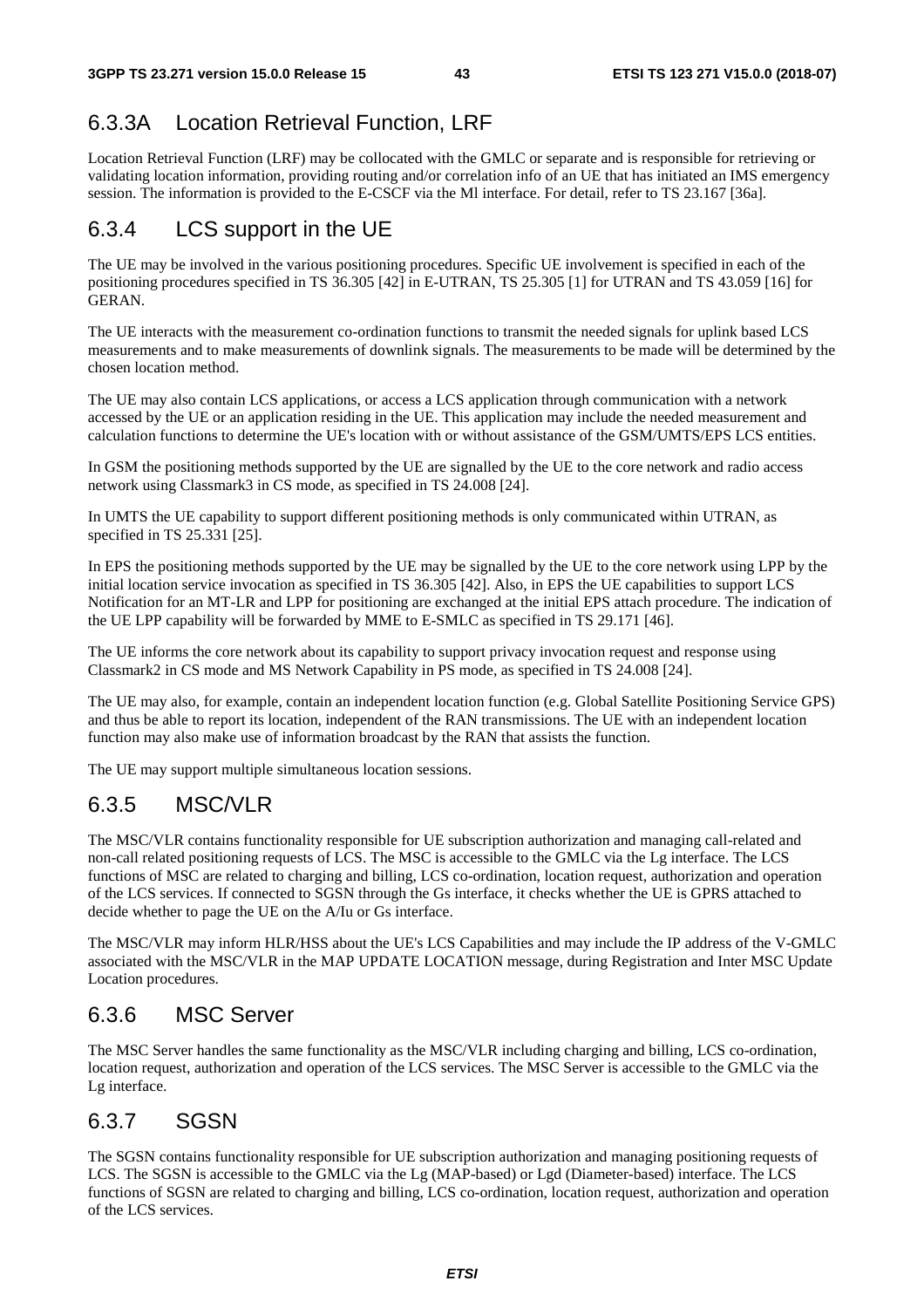### 6.3.3A Location Retrieval Function, LRF

Location Retrieval Function (LRF) may be collocated with the GMLC or separate and is responsible for retrieving or validating location information, providing routing and/or correlation info of an UE that has initiated an IMS emergency session. The information is provided to the E-CSCF via the Ml interface. For detail, refer to TS 23.167 [36a].

### 6.3.4 LCS support in the UE

The UE may be involved in the various positioning procedures. Specific UE involvement is specified in each of the positioning procedures specified in TS 36.305 [42] in E-UTRAN, TS 25.305 [1] for UTRAN and TS 43.059 [16] for GERAN.

The UE interacts with the measurement co-ordination functions to transmit the needed signals for uplink based LCS measurements and to make measurements of downlink signals. The measurements to be made will be determined by the chosen location method.

The UE may also contain LCS applications, or access a LCS application through communication with a network accessed by the UE or an application residing in the UE. This application may include the needed measurement and calculation functions to determine the UE's location with or without assistance of the GSM/UMTS/EPS LCS entities.

In GSM the positioning methods supported by the UE are signalled by the UE to the core network and radio access network using Classmark3 in CS mode, as specified in TS 24.008 [24].

In UMTS the UE capability to support different positioning methods is only communicated within UTRAN, as specified in TS 25.331 [25].

In EPS the positioning methods supported by the UE may be signalled by the UE to the core network using LPP by the initial location service invocation as specified in TS 36.305 [42]. Also, in EPS the UE capabilities to support LCS Notification for an MT-LR and LPP for positioning are exchanged at the initial EPS attach procedure. The indication of the UE LPP capability will be forwarded by MME to E-SMLC as specified in TS 29.171 [46].

The UE informs the core network about its capability to support privacy invocation request and response using Classmark2 in CS mode and MS Network Capability in PS mode, as specified in TS 24.008 [24].

The UE may also, for example, contain an independent location function (e.g. Global Satellite Positioning Service GPS) and thus be able to report its location, independent of the RAN transmissions. The UE with an independent location function may also make use of information broadcast by the RAN that assists the function.

The UE may support multiple simultaneous location sessions.

### 6.3.5 MSC/VLR

The MSC/VLR contains functionality responsible for UE subscription authorization and managing call-related and non-call related positioning requests of LCS. The MSC is accessible to the GMLC via the Lg interface. The LCS functions of MSC are related to charging and billing, LCS co-ordination, location request, authorization and operation of the LCS services. If connected to SGSN through the Gs interface, it checks whether the UE is GPRS attached to decide whether to page the UE on the A/Iu or Gs interface.

The MSC/VLR may inform HLR/HSS about the UE's LCS Capabilities and may include the IP address of the V-GMLC associated with the MSC/VLR in the MAP UPDATE LOCATION message, during Registration and Inter MSC Update Location procedures.

### 6.3.6 MSC Server

The MSC Server handles the same functionality as the MSC/VLR including charging and billing, LCS co-ordination, location request, authorization and operation of the LCS services. The MSC Server is accessible to the GMLC via the Lg interface.

### 6.3.7 SGSN

The SGSN contains functionality responsible for UE subscription authorization and managing positioning requests of LCS. The SGSN is accessible to the GMLC via the Lg (MAP-based) or Lgd (Diameter-based) interface. The LCS functions of SGSN are related to charging and billing, LCS co-ordination, location request, authorization and operation of the LCS services.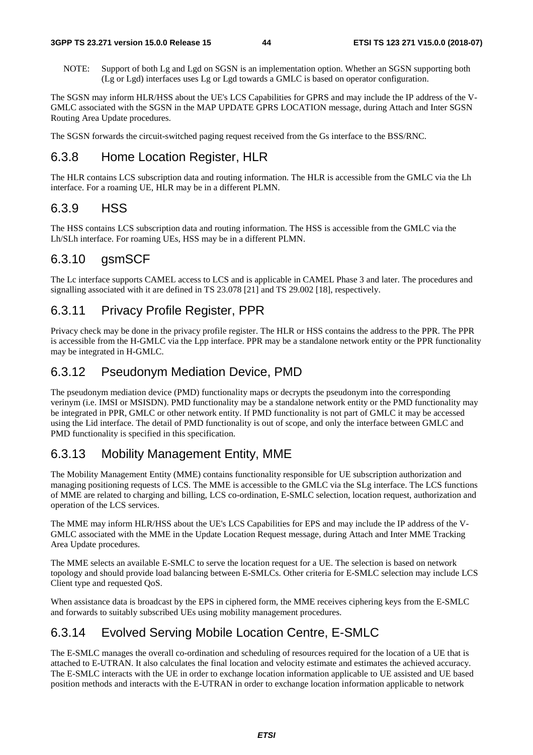NOTE: Support of both Lg and Lgd on SGSN is an implementation option. Whether an SGSN supporting both (Lg or Lgd) interfaces uses Lg or Lgd towards a GMLC is based on operator configuration.

The SGSN may inform HLR/HSS about the UE's LCS Capabilities for GPRS and may include the IP address of the V-GMLC associated with the SGSN in the MAP UPDATE GPRS LOCATION message, during Attach and Inter SGSN Routing Area Update procedures.

The SGSN forwards the circuit-switched paging request received from the Gs interface to the BSS/RNC.

### 6.3.8 Home Location Register, HLR

The HLR contains LCS subscription data and routing information. The HLR is accessible from the GMLC via the Lh interface. For a roaming UE, HLR may be in a different PLMN.

### 6.3.9 HSS

The HSS contains LCS subscription data and routing information. The HSS is accessible from the GMLC via the Lh/SLh interface. For roaming UEs, HSS may be in a different PLMN.

### 6.3.10 gsmSCF

The Lc interface supports CAMEL access to LCS and is applicable in CAMEL Phase 3 and later. The procedures and signalling associated with it are defined in TS 23.078 [21] and TS 29.002 [18], respectively.

### 6.3.11 Privacy Profile Register, PPR

Privacy check may be done in the privacy profile register. The HLR or HSS contains the address to the PPR. The PPR is accessible from the H-GMLC via the Lpp interface. PPR may be a standalone network entity or the PPR functionality may be integrated in H-GMLC.

### 6.3.12 Pseudonym Mediation Device, PMD

The pseudonym mediation device (PMD) functionality maps or decrypts the pseudonym into the corresponding verinym (i.e. IMSI or MSISDN). PMD functionality may be a standalone network entity or the PMD functionality may be integrated in PPR, GMLC or other network entity. If PMD functionality is not part of GMLC it may be accessed using the Lid interface. The detail of PMD functionality is out of scope, and only the interface between GMLC and PMD functionality is specified in this specification.

### 6.3.13 Mobility Management Entity, MME

The Mobility Management Entity (MME) contains functionality responsible for UE subscription authorization and managing positioning requests of LCS. The MME is accessible to the GMLC via the SLg interface. The LCS functions of MME are related to charging and billing, LCS co-ordination, E-SMLC selection, location request, authorization and operation of the LCS services.

The MME may inform HLR/HSS about the UE's LCS Capabilities for EPS and may include the IP address of the V-GMLC associated with the MME in the Update Location Request message, during Attach and Inter MME Tracking Area Update procedures.

The MME selects an available E-SMLC to serve the location request for a UE. The selection is based on network topology and should provide load balancing between E-SMLCs. Other criteria for E-SMLC selection may include LCS Client type and requested QoS.

When assistance data is broadcast by the EPS in ciphered form, the MME receives ciphering keys from the E-SMLC and forwards to suitably subscribed UEs using mobility management procedures.

### 6.3.14 Evolved Serving Mobile Location Centre, E-SMLC

The E-SMLC manages the overall co-ordination and scheduling of resources required for the location of a UE that is attached to E-UTRAN. It also calculates the final location and velocity estimate and estimates the achieved accuracy. The E-SMLC interacts with the UE in order to exchange location information applicable to UE assisted and UE based position methods and interacts with the E-UTRAN in order to exchange location information applicable to network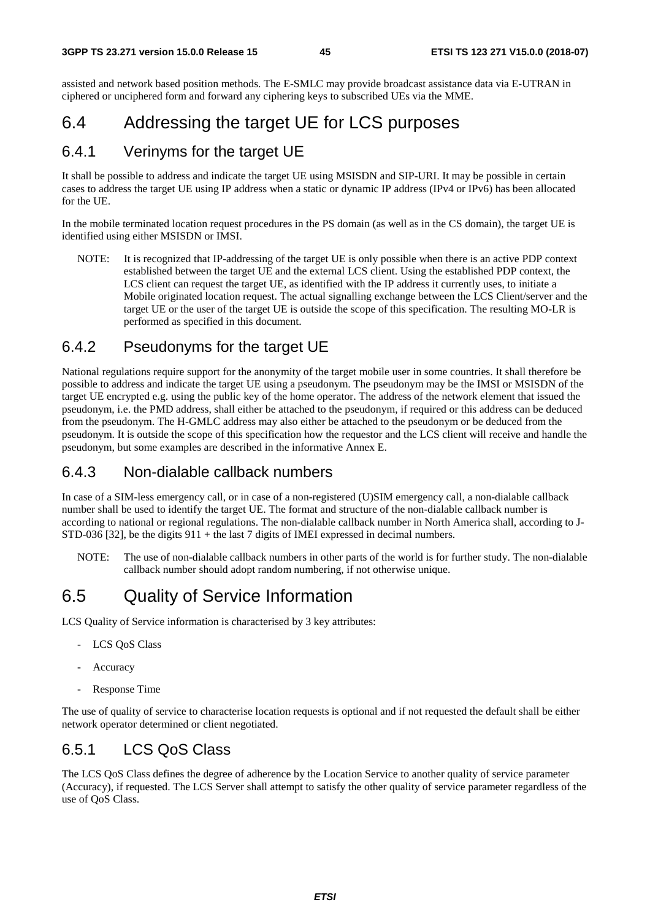assisted and network based position methods. The E-SMLC may provide broadcast assistance data via E-UTRAN in ciphered or unciphered form and forward any ciphering keys to subscribed UEs via the MME.

# 6.4 Addressing the target UE for LCS purposes

## 6.4.1 Verinyms for the target UE

It shall be possible to address and indicate the target UE using MSISDN and SIP-URI. It may be possible in certain cases to address the target UE using IP address when a static or dynamic IP address (IPv4 or IPv6) has been allocated for the UE.

In the mobile terminated location request procedures in the PS domain (as well as in the CS domain), the target UE is identified using either MSISDN or IMSI.

NOTE: It is recognized that IP-addressing of the target UE is only possible when there is an active PDP context established between the target UE and the external LCS client. Using the established PDP context, the LCS client can request the target UE, as identified with the IP address it currently uses, to initiate a Mobile originated location request. The actual signalling exchange between the LCS Client/server and the target UE or the user of the target UE is outside the scope of this specification. The resulting MO-LR is performed as specified in this document.

## 6.4.2 Pseudonyms for the target UE

National regulations require support for the anonymity of the target mobile user in some countries. It shall therefore be possible to address and indicate the target UE using a pseudonym. The pseudonym may be the IMSI or MSISDN of the target UE encrypted e.g. using the public key of the home operator. The address of the network element that issued the pseudonym, i.e. the PMD address, shall either be attached to the pseudonym, if required or this address can be deduced from the pseudonym. The H-GMLC address may also either be attached to the pseudonym or be deduced from the pseudonym. It is outside the scope of this specification how the requestor and the LCS client will receive and handle the pseudonym, but some examples are described in the informative Annex E.

## 6.4.3 Non-dialable callback numbers

In case of a SIM-less emergency call, or in case of a non-registered (U)SIM emergency call, a non-dialable callback number shall be used to identify the target UE. The format and structure of the non-dialable callback number is according to national or regional regulations. The non-dialable callback number in North America shall, according to J-STD-036 [32], be the digits 911 + the last 7 digits of IMEI expressed in decimal numbers.

NOTE: The use of non-dialable callback numbers in other parts of the world is for further study. The non-dialable callback number should adopt random numbering, if not otherwise unique.

# 6.5 Quality of Service Information

LCS Quality of Service information is characterised by 3 key attributes:

- LCS QoS Class
- Accuracy
- Response Time

The use of quality of service to characterise location requests is optional and if not requested the default shall be either network operator determined or client negotiated.

## 6.5.1 LCS QoS Class

The LCS QoS Class defines the degree of adherence by the Location Service to another quality of service parameter (Accuracy), if requested. The LCS Server shall attempt to satisfy the other quality of service parameter regardless of the use of QoS Class.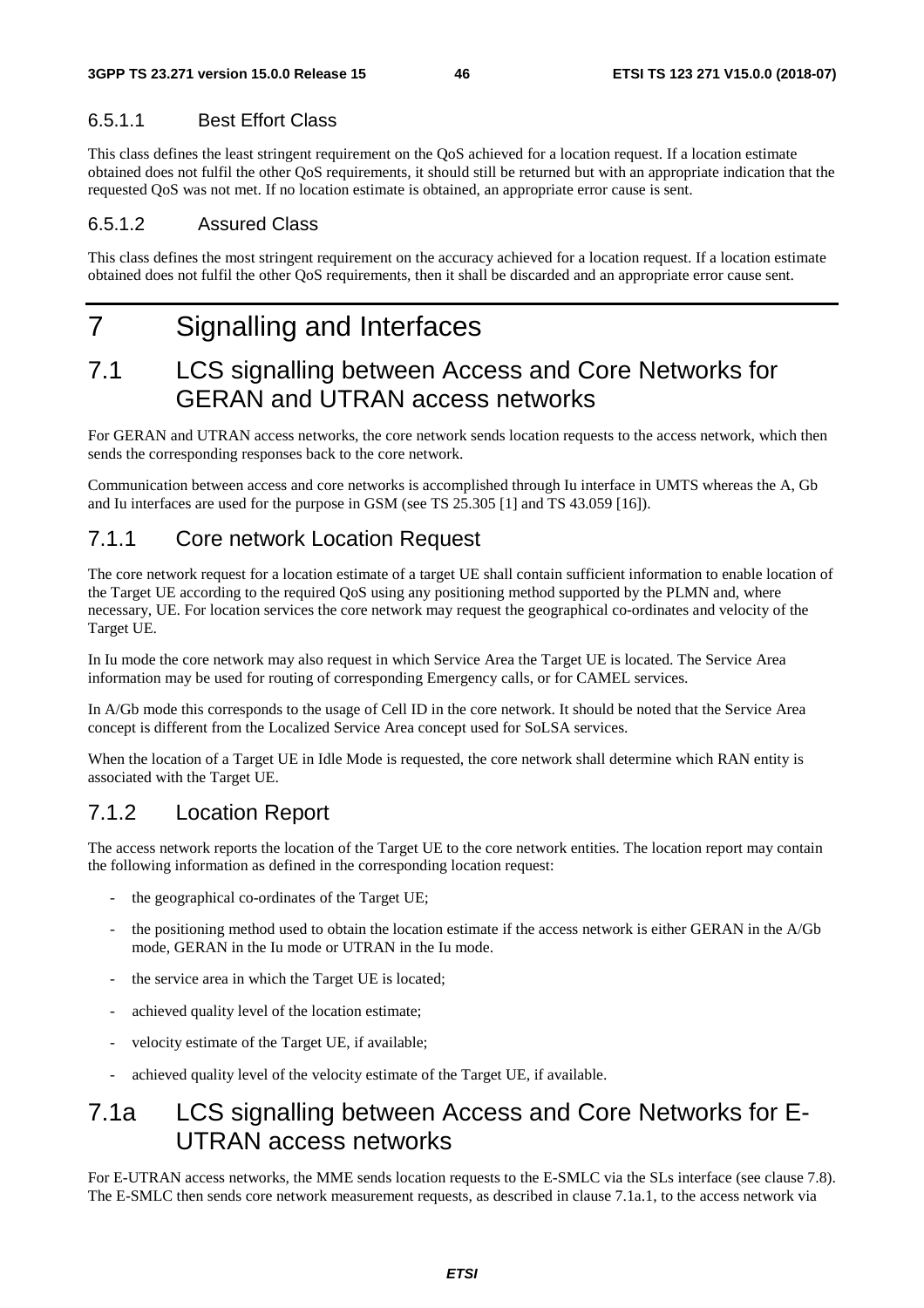#### 6.5.1.1 Best Effort Class

This class defines the least stringent requirement on the QoS achieved for a location request. If a location estimate obtained does not fulfil the other QoS requirements, it should still be returned but with an appropriate indication that the requested QoS was not met. If no location estimate is obtained, an appropriate error cause is sent.

#### 6.5.1.2 Assured Class

This class defines the most stringent requirement on the accuracy achieved for a location request. If a location estimate obtained does not fulfil the other QoS requirements, then it shall be discarded and an appropriate error cause sent.

# 7 Signalling and Interfaces

## 7.1 LCS signalling between Access and Core Networks for GERAN and UTRAN access networks

For GERAN and UTRAN access networks, the core network sends location requests to the access network, which then sends the corresponding responses back to the core network.

Communication between access and core networks is accomplished through Iu interface in UMTS whereas the A, Gb and Iu interfaces are used for the purpose in GSM (see TS 25.305 [1] and TS 43.059 [16]).

### 7.1.1 Core network Location Request

The core network request for a location estimate of a target UE shall contain sufficient information to enable location of the Target UE according to the required QoS using any positioning method supported by the PLMN and, where necessary, UE. For location services the core network may request the geographical co-ordinates and velocity of the Target UE.

In Iu mode the core network may also request in which Service Area the Target UE is located. The Service Area information may be used for routing of corresponding Emergency calls, or for CAMEL services.

In A/Gb mode this corresponds to the usage of Cell ID in the core network. It should be noted that the Service Area concept is different from the Localized Service Area concept used for SoLSA services.

When the location of a Target UE in Idle Mode is requested, the core network shall determine which RAN entity is associated with the Target UE.

### 7.1.2 Location Report

The access network reports the location of the Target UE to the core network entities. The location report may contain the following information as defined in the corresponding location request:

- the geographical co-ordinates of the Target UE;
- the positioning method used to obtain the location estimate if the access network is either GERAN in the A/Gb mode, GERAN in the Iu mode or UTRAN in the Iu mode.
- the service area in which the Target UE is located;
- achieved quality level of the location estimate;
- velocity estimate of the Target UE, if available;
- achieved quality level of the velocity estimate of the Target UE, if available.

## 7.1a LCS signalling between Access and Core Networks for E-UTRAN access networks

For E-UTRAN access networks, the MME sends location requests to the E-SMLC via the SLs interface (see clause 7.8). The E-SMLC then sends core network measurement requests, as described in clause 7.1a.1, to the access network via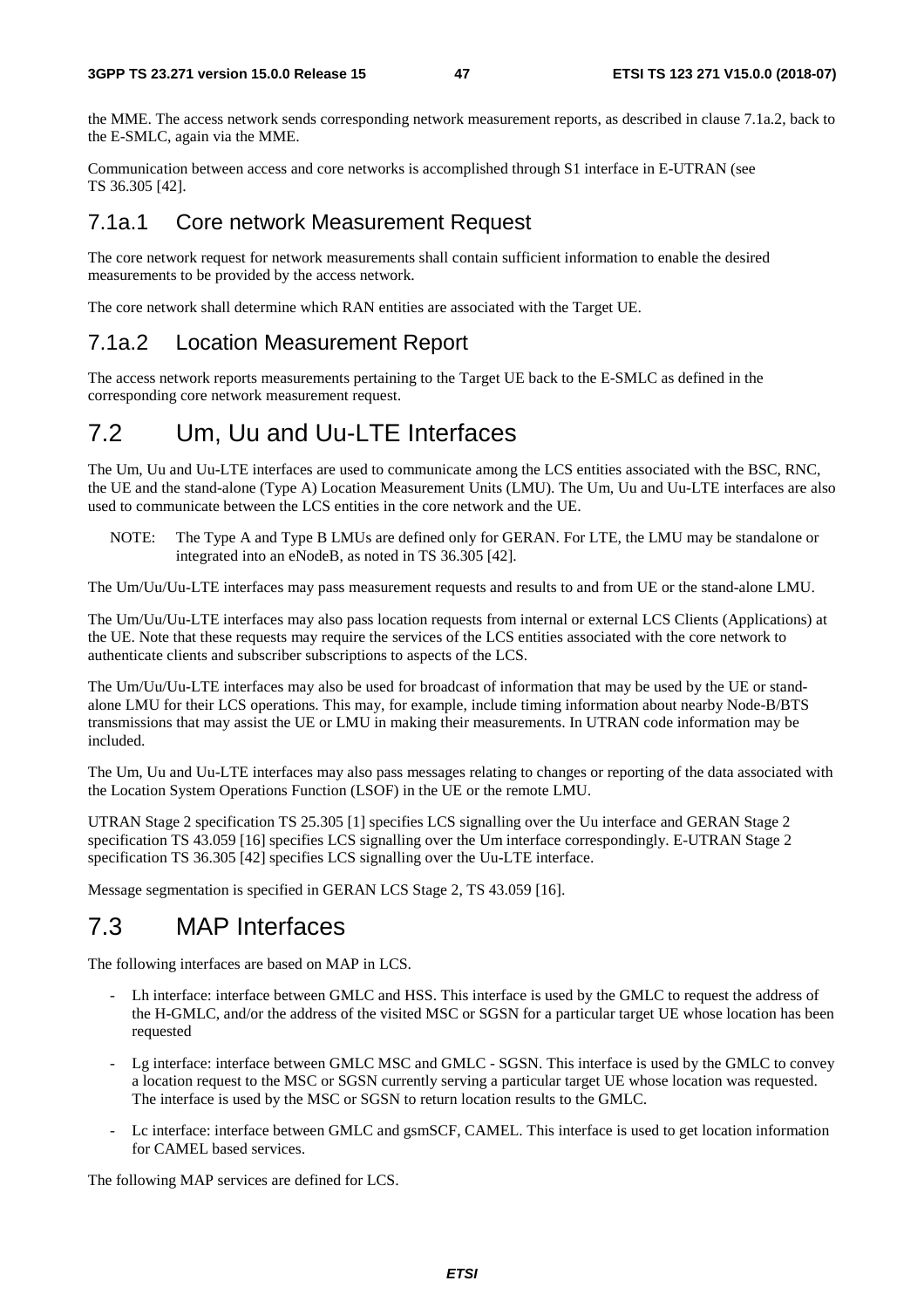the MME. The access network sends corresponding network measurement reports, as described in clause 7.1a.2, back to the E-SMLC, again via the MME.

Communication between access and core networks is accomplished through S1 interface in E-UTRAN (see TS 36.305 [42].

### 7.1a.1 Core network Measurement Request

The core network request for network measurements shall contain sufficient information to enable the desired measurements to be provided by the access network.

The core network shall determine which RAN entities are associated with the Target UE.

### 7.1a.2 Location Measurement Report

The access network reports measurements pertaining to the Target UE back to the E-SMLC as defined in the corresponding core network measurement request.

## 7.2 Um, Uu and Uu-LTE Interfaces

The Um, Uu and Uu-LTE interfaces are used to communicate among the LCS entities associated with the BSC, RNC, the UE and the stand-alone (Type A) Location Measurement Units (LMU). The Um, Uu and Uu-LTE interfaces are also used to communicate between the LCS entities in the core network and the UE.

NOTE: The Type A and Type B LMUs are defined only for GERAN. For LTE, the LMU may be standalone or integrated into an eNodeB, as noted in TS 36.305 [42].

The Um/Uu/Uu-LTE interfaces may pass measurement requests and results to and from UE or the stand-alone LMU.

The Um/Uu/Uu-LTE interfaces may also pass location requests from internal or external LCS Clients (Applications) at the UE. Note that these requests may require the services of the LCS entities associated with the core network to authenticate clients and subscriber subscriptions to aspects of the LCS.

The Um/Uu/Uu-LTE interfaces may also be used for broadcast of information that may be used by the UE or stand-alone LMU for their LCS operations. This may, for example, include timing information about nearby Node-B/BTS transmissions that may assist the UE or LMU in making their measurements. In UTRAN code information may be included.

The Um, Uu and Uu-LTE interfaces may also pass messages relating to changes or reporting of the data associated with the Location System Operations Function (LSOF) in the UE or the remote LMU.

UTRAN Stage 2 specification TS 25.305 [1] specifies LCS signalling over the Uu interface and GERAN Stage 2 specification TS 43.059 [16] specifies LCS signalling over the Um interface correspondingly. E-UTRAN Stage 2 specification TS 36.305 [42] specifies LCS signalling over the Uu-LTE interface.

Message segmentation is specified in GERAN LCS Stage 2, TS 43.059 [16].

## 7.3 MAP Interfaces

The following interfaces are based on MAP in LCS.

- Lh interface: interface between GMLC and HSS. This interface is used by the GMLC to request the address of the H-GMLC, and/or the address of the visited MSC or SGSN for a particular target UE whose location has been requested
- Lg interface: interface between GMLC MSC and GMLC - SGSN. This interface is used by the GMLC to convey a location request to the MSC or SGSN currently serving a particular target UE whose location was requested. The interface is used by the MSC or SGSN to return location results to the GMLC.
- Lc interface: interface between GMLC and gsmSCF, CAMEL. This interface is used to get location information for CAMEL based services.

The following MAP services are defined for LCS.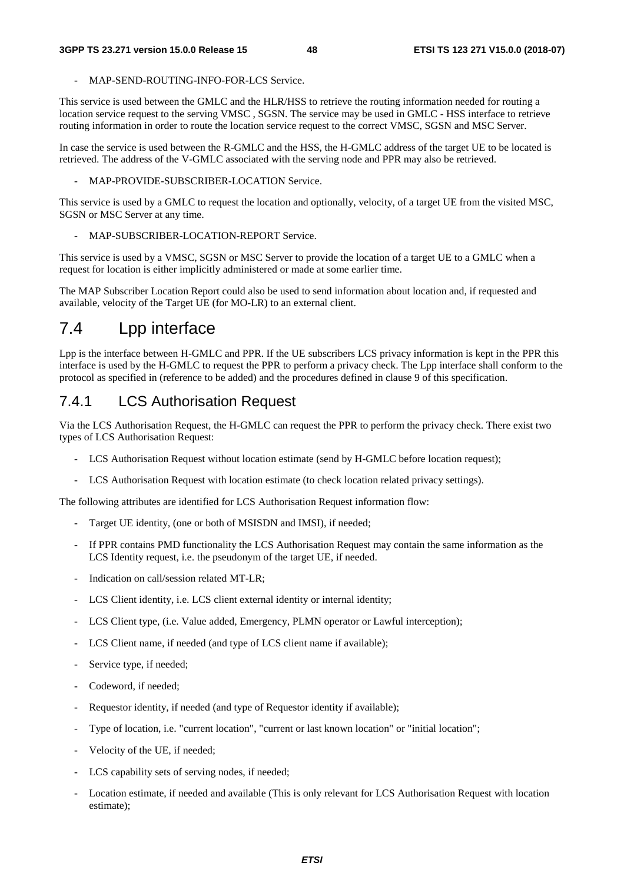- MAP-SEND-ROUTING-INFO-FOR-LCS Service.

This service is used between the GMLC and the HLR/HSS to retrieve the routing information needed for routing a location service request to the serving VMSC , SGSN. The service may be used in GMLC - HSS interface to retrieve routing information in order to route the location service request to the correct VMSC, SGSN and MSC Server.

In case the service is used between the R-GMLC and the HSS, the H-GMLC address of the target UE to be located is retrieved. The address of the V-GMLC associated with the serving node and PPR may also be retrieved.

- MAP-PROVIDE-SUBSCRIBER-LOCATION Service.

This service is used by a GMLC to request the location and optionally, velocity, of a target UE from the visited MSC, SGSN or MSC Server at any time.

- MAP-SUBSCRIBER-LOCATION-REPORT Service.

This service is used by a VMSC, SGSN or MSC Server to provide the location of a target UE to a GMLC when a request for location is either implicitly administered or made at some earlier time.

The MAP Subscriber Location Report could also be used to send information about location and, if requested and available, velocity of the Target UE (for MO-LR) to an external client.

# 7.4 Lpp interface

Lpp is the interface between H-GMLC and PPR. If the UE subscribers LCS privacy information is kept in the PPR this interface is used by the H-GMLC to request the PPR to perform a privacy check. The Lpp interface shall conform to the protocol as specified in (reference to be added) and the procedures defined in clause 9 of this specification.

## 7.4.1 LCS Authorisation Request

Via the LCS Authorisation Request, the H-GMLC can request the PPR to perform the privacy check. There exist two types of LCS Authorisation Request:

- LCS Authorisation Request without location estimate (send by H-GMLC before location request);
- LCS Authorisation Request with location estimate (to check location related privacy settings).

The following attributes are identified for LCS Authorisation Request information flow:

- Target UE identity, (one or both of MSISDN and IMSI), if needed;
- If PPR contains PMD functionality the LCS Authorisation Request may contain the same information as the LCS Identity request, i.e. the pseudonym of the target UE, if needed.
- Indication on call/session related MT-LR;
- LCS Client identity, i.e. LCS client external identity or internal identity;
- LCS Client type, (i.e. Value added, Emergency, PLMN operator or Lawful interception);
- LCS Client name, if needed (and type of LCS client name if available);
- Service type, if needed;
- Codeword, if needed;
- Requestor identity, if needed (and type of Requestor identity if available);
- Type of location, i.e. "current location", "current or last known location" or "initial location";
- Velocity of the UE, if needed;
- LCS capability sets of serving nodes, if needed;
- Location estimate, if needed and available (This is only relevant for LCS Authorisation Request with location estimate);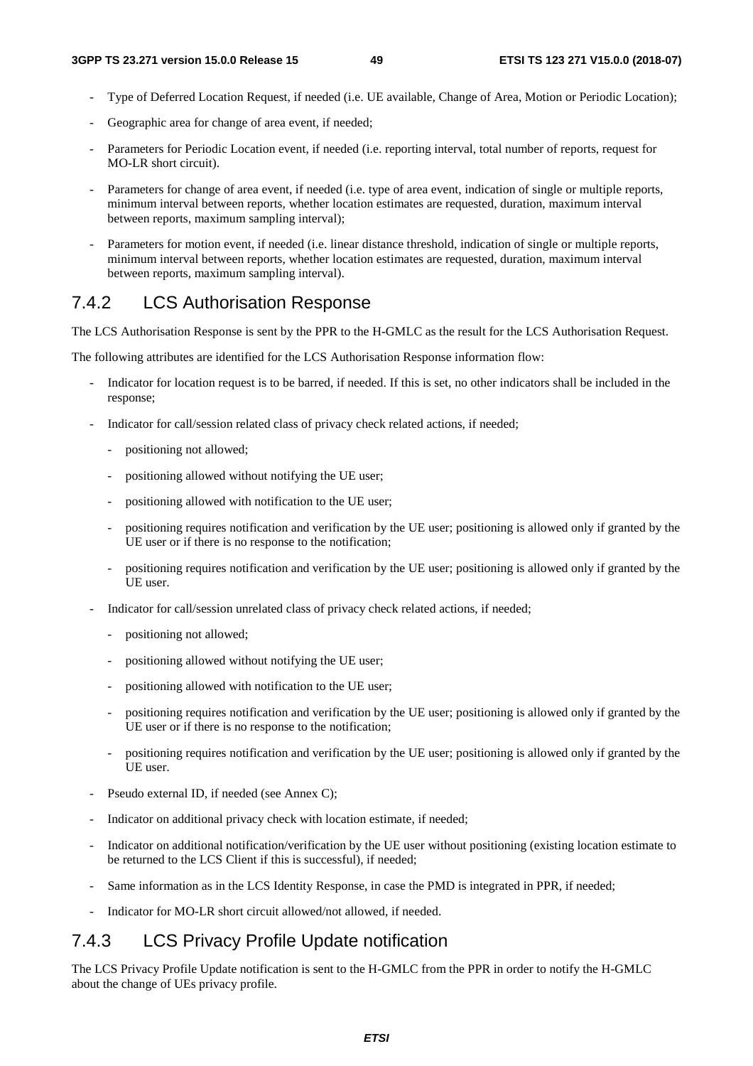- Type of Deferred Location Request, if needed (i.e. UE available, Change of Area, Motion or Periodic Location);
- Geographic area for change of area event, if needed;
- Parameters for Periodic Location event, if needed (i.e. reporting interval, total number of reports, request for MO-LR short circuit).
- Parameters for change of area event, if needed (i.e. type of area event, indication of single or multiple reports, minimum interval between reports, whether location estimates are requested, duration, maximum interval between reports, maximum sampling interval);
- Parameters for motion event, if needed (i.e. linear distance threshold, indication of single or multiple reports, minimum interval between reports, whether location estimates are requested, duration, maximum interval between reports, maximum sampling interval).

### 7.4.2 LCS Authorisation Response

The LCS Authorisation Response is sent by the PPR to the H-GMLC as the result for the LCS Authorisation Request.

The following attributes are identified for the LCS Authorisation Response information flow:

- Indicator for location request is to be barred, if needed. If this is set, no other indicators shall be included in the response;
- Indicator for call/session related class of privacy check related actions, if needed;
  - positioning not allowed;
  - positioning allowed without notifying the UE user;
  - positioning allowed with notification to the UE user;
  - positioning requires notification and verification by the UE user; positioning is allowed only if granted by the UE user or if there is no response to the notification;
  - positioning requires notification and verification by the UE user; positioning is allowed only if granted by the UE user.
- Indicator for call/session unrelated class of privacy check related actions, if needed;
  - positioning not allowed;
  - positioning allowed without notifying the UE user;
  - positioning allowed with notification to the UE user;
  - positioning requires notification and verification by the UE user; positioning is allowed only if granted by the UE user or if there is no response to the notification;
  - positioning requires notification and verification by the UE user; positioning is allowed only if granted by the UE user.
- Pseudo external ID, if needed (see Annex C);
- Indicator on additional privacy check with location estimate, if needed;
- Indicator on additional notification/verification by the UE user without positioning (existing location estimate to be returned to the LCS Client if this is successful), if needed;
- Same information as in the LCS Identity Response, in case the PMD is integrated in PPR, if needed;
- Indicator for MO-LR short circuit allowed/not allowed, if needed.

### 7.4.3 LCS Privacy Profile Update notification

The LCS Privacy Profile Update notification is sent to the H-GMLC from the PPR in order to notify the H-GMLC about the change of UEs privacy profile.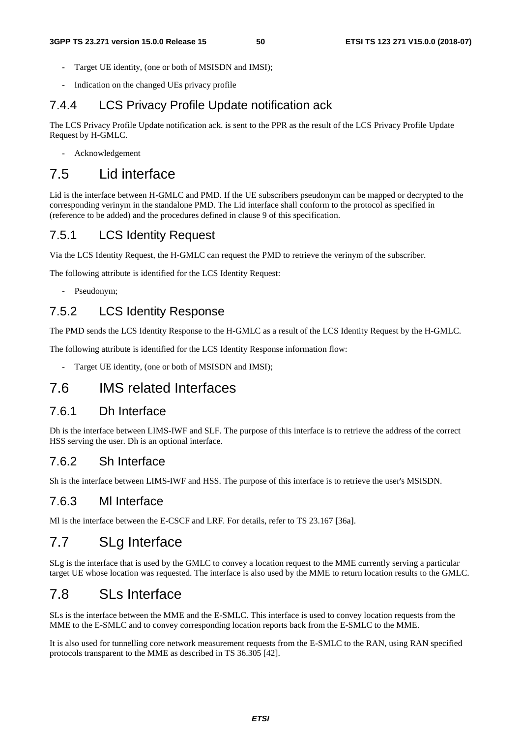- Target UE identity, (one or both of MSISDN and IMSI);
- Indication on the changed UEs privacy profile

### 7.4.4 LCS Privacy Profile Update notification ack

The LCS Privacy Profile Update notification ack. is sent to the PPR as the result of the LCS Privacy Profile Update Request by H-GMLC.

- Acknowledgement

## 7.5 Lid interface

Lid is the interface between H-GMLC and PMD. If the UE subscribers pseudonym can be mapped or decrypted to the corresponding verinym in the standalone PMD. The Lid interface shall conform to the protocol as specified in (reference to be added) and the procedures defined in clause 9 of this specification.

### 7.5.1 LCS Identity Request

Via the LCS Identity Request, the H-GMLC can request the PMD to retrieve the verinym of the subscriber.

The following attribute is identified for the LCS Identity Request:

- Pseudonym;

### 7.5.2 LCS Identity Response

The PMD sends the LCS Identity Response to the H-GMLC as a result of the LCS Identity Request by the H-GMLC.

The following attribute is identified for the LCS Identity Response information flow:

- Target UE identity, (one or both of MSISDN and IMSI);

## 7.6 IMS related Interfaces

### 7.6.1 Dh Interface

Dh is the interface between LIMS-IWF and SLF. The purpose of this interface is to retrieve the address of the correct HSS serving the user. Dh is an optional interface.

### 7.6.2 Sh Interface

Sh is the interface between LIMS-IWF and HSS. The purpose of this interface is to retrieve the user's MSISDN.

### 7.6.3 Ml Interface

Ml is the interface between the E-CSCF and LRF. For details, refer to TS 23.167 [36a].

## 7.7 SLg Interface

SLg is the interface that is used by the GMLC to convey a location request to the MME currently serving a particular target UE whose location was requested. The interface is also used by the MME to return location results to the GMLC.

## 7.8 SLs Interface

SLs is the interface between the MME and the E-SMLC. This interface is used to convey location requests from the MME to the E-SMLC and to convey corresponding location reports back from the E-SMLC to the MME.

It is also used for tunnelling core network measurement requests from the E-SMLC to the RAN, using RAN specified protocols transparent to the MME as described in TS 36.305 [42].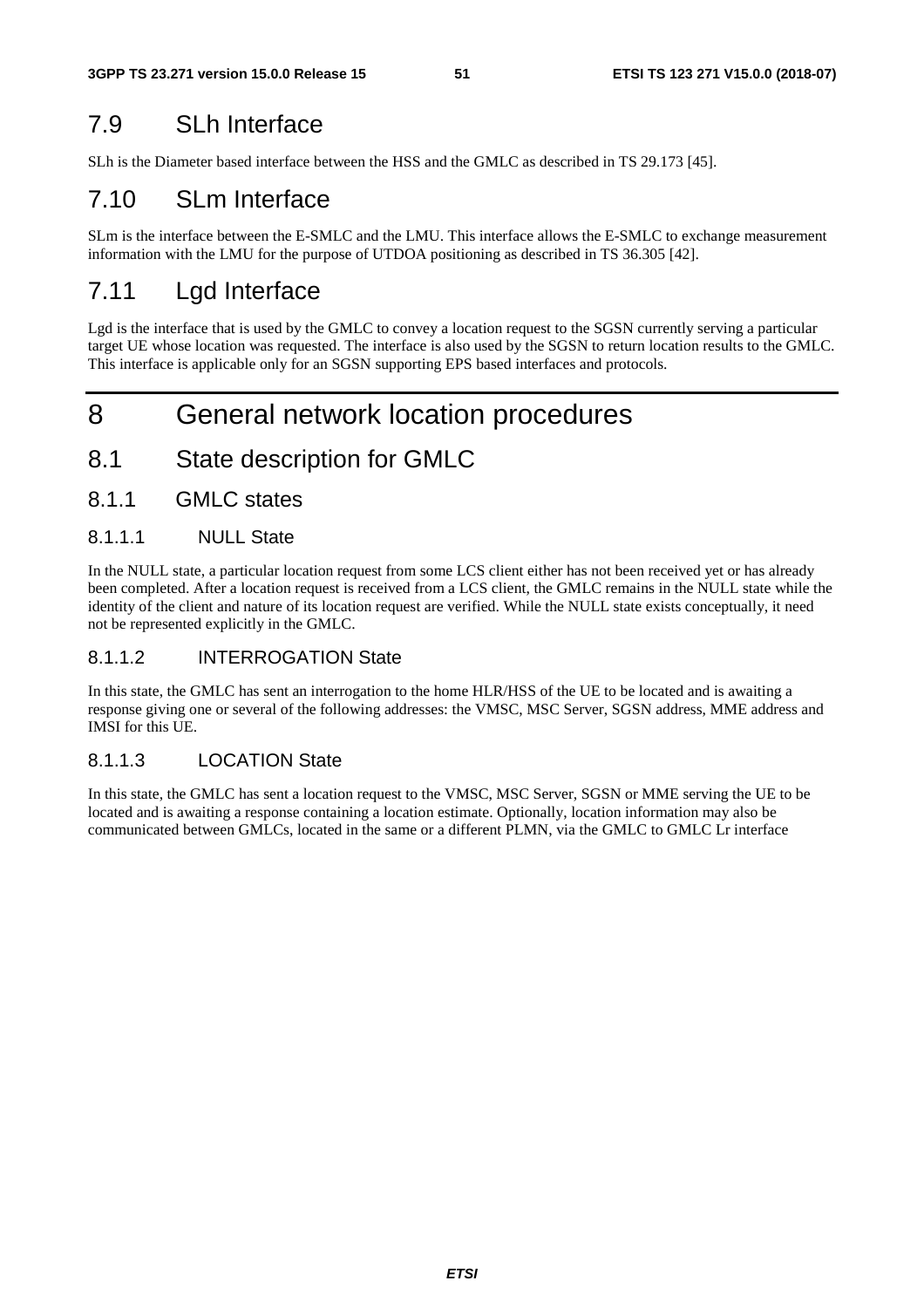## 7.9 SLh Interface

SLh is the Diameter based interface between the HSS and the GMLC as described in TS 29.173 [45].

## 7.10 SLm Interface

SLm is the interface between the E-SMLC and the LMU. This interface allows the E-SMLC to exchange measurement information with the LMU for the purpose of UTDOA positioning as described in TS 36.305 [42].

## 7.11 Lgd Interface

Lgd is the interface that is used by the GMLC to convey a location request to the SGSN currently serving a particular target UE whose location was requested. The interface is also used by the SGSN to return location results to the GMLC. This interface is applicable only for an SGSN supporting EPS based interfaces and protocols.

# 8 General network location procedures

## 8.1 State description for GMLC

### 8.1.1 GMLC states

#### 8.1.1.1 NULL State

In the NULL state, a particular location request from some LCS client either has not been received yet or has already been completed. After a location request is received from a LCS client, the GMLC remains in the NULL state while the identity of the client and nature of its location request are verified. While the NULL state exists conceptually, it need not be represented explicitly in the GMLC.

#### 8.1.1.2 INTERROGATION State

In this state, the GMLC has sent an interrogation to the home HLR/HSS of the UE to be located and is awaiting a response giving one or several of the following addresses: the VMSC, MSC Server, SGSN address, MME address and IMSI for this UE.

#### 8.1.1.3 LOCATION State

In this state, the GMLC has sent a location request to the VMSC, MSC Server, SGSN or MME serving the UE to be located and is awaiting a response containing a location estimate. Optionally, location information may also be communicated between GMLCs, located in the same or a different PLMN, via the GMLC to GMLC Lr interface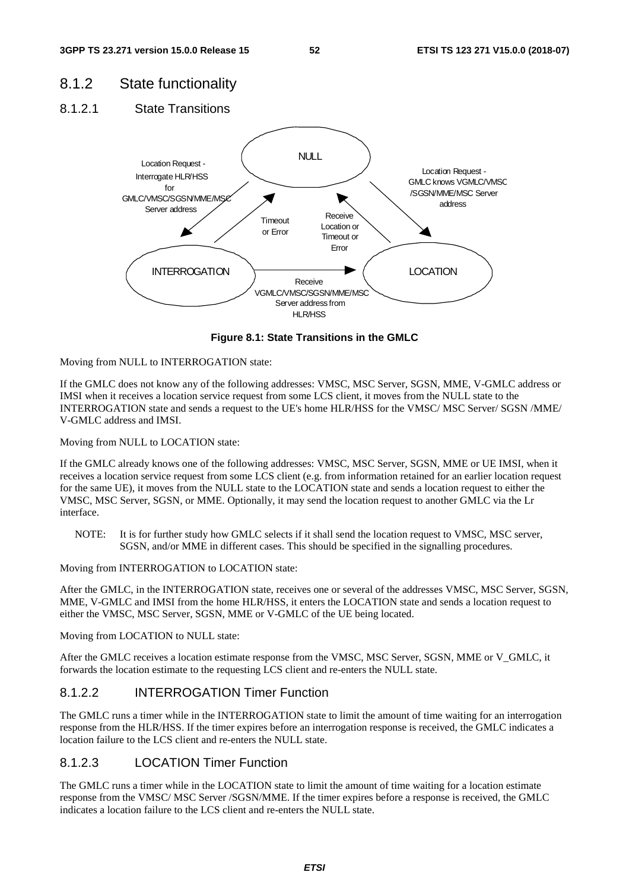### 8.1.2 State functionality

#### 8.1.2.1 State Transitions

**Figure 8.1: State Transitions in the GMLC**

Moving from NULL to INTERROGATION state:

If the GMLC does not know any of the following addresses: VMSC, MSC Server, SGSN, MME, V-GMLC address or IMSI when it receives a location service request from some LCS client, it moves from the NULL state to the INTERROGATION state and sends a request to the UE's home HLR/HSS for the VMSC/ MSC Server/ SGSN /MME/ V-GMLC address and IMSI.

Moving from NULL to LOCATION state:

If the GMLC already knows one of the following addresses: VMSC, MSC Server, SGSN, MME or UE IMSI, when it receives a location service request from some LCS client (e.g. from information retained for an earlier location request for the same UE), it moves from the NULL state to the LOCATION state and sends a location request to either the VMSC, MSC Server, SGSN, or MME. Optionally, it may send the location request to another GMLC via the Lr interface.

NOTE: It is for further study how GMLC selects if it shall send the location request to VMSC, MSC server, SGSN, and/or MME in different cases. This should be specified in the signalling procedures.

Moving from INTERROGATION to LOCATION state:

After the GMLC, in the INTERROGATION state, receives one or several of the addresses VMSC, MSC Server, SGSN, MME, V-GMLC and IMSI from the home HLR/HSS, it enters the LOCATION state and sends a location request to either the VMSC, MSC Server, SGSN, MME or V-GMLC of the UE being located.

Moving from LOCATION to NULL state:

After the GMLC receives a location estimate response from the VMSC, MSC Server, SGSN, MME or V_GMLC, it forwards the location estimate to the requesting LCS client and re-enters the NULL state.

#### 8.1.2.2 INTERROGATION Timer Function

The GMLC runs a timer while in the INTERROGATION state to limit the amount of time waiting for an interrogation response from the HLR/HSS. If the timer expires before an interrogation response is received, the GMLC indicates a location failure to the LCS client and re-enters the NULL state.

#### 8.1.2.3 LOCATION Timer Function

The GMLC runs a timer while in the LOCATION state to limit the amount of time waiting for a location estimate response from the VMSC/ MSC Server /SGSN/MME. If the timer expires before a response is received, the GMLC indicates a location failure to the LCS client and re-enters the NULL state.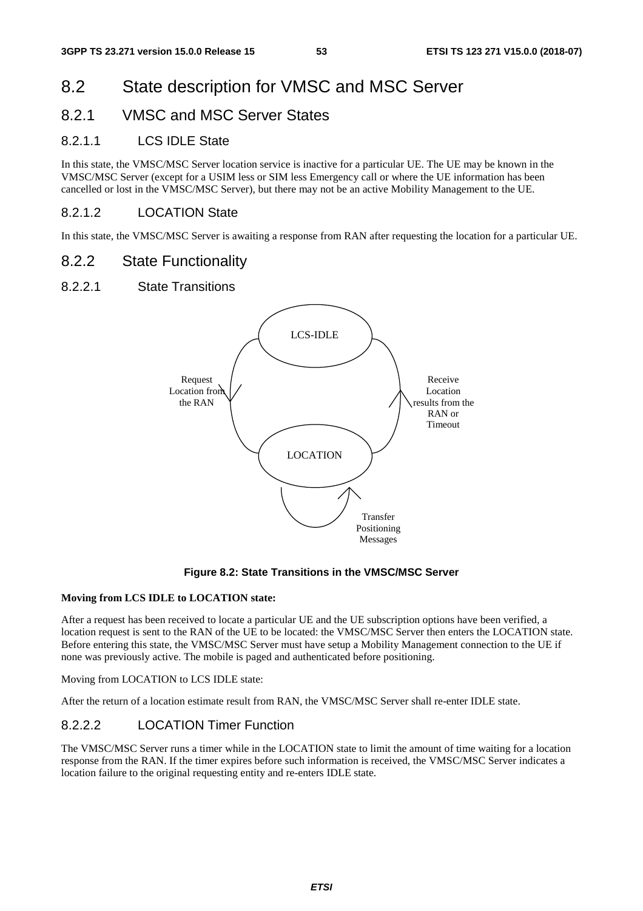# 8.2 State description for VMSC and MSC Server

## 8.2.1 VMSC and MSC Server States

### 8.2.1.1 LCS IDLE State

In this state, the VMSC/MSC Server location service is inactive for a particular UE. The UE may be known in the VMSC/MSC Server (except for a USIM less or SIM less Emergency call or where the UE information has been cancelled or lost in the VMSC/MSC Server), but there may not be an active Mobility Management to the UE.

### 8.2.1.2 LOCATION State

In this state, the VMSC/MSC Server is awaiting a response from RAN after requesting the location for a particular UE.

## 8.2.2 State Functionality

### 8.2.2.1 State Transitions

LCS-IDLE

Request Location from the RAN

Receive Location results from the RAN or Timeout

LOCATION

Transfer Positioning Messages

**Figure 8.2: State Transitions in the VMSC/MSC Server**

**Moving from LCS IDLE to LOCATION state:**

After a request has been received to locate a particular UE and the UE subscription options have been verified, a location request is sent to the RAN of the UE to be located: the VMSC/MSC Server then enters the LOCATION state. Before entering this state, the VMSC/MSC Server must have setup a Mobility Management connection to the UE if none was previously active. The mobile is paged and authenticated before positioning.

Moving from LOCATION to LCS IDLE state:

After the return of a location estimate result from RAN, the VMSC/MSC Server shall re-enter IDLE state.

### 8.2.2.2 LOCATION Timer Function

The VMSC/MSC Server runs a timer while in the LOCATION state to limit the amount of time waiting for a location response from the RAN. If the timer expires before such information is received, the VMSC/MSC Server indicates a location failure to the original requesting entity and re-enters IDLE state.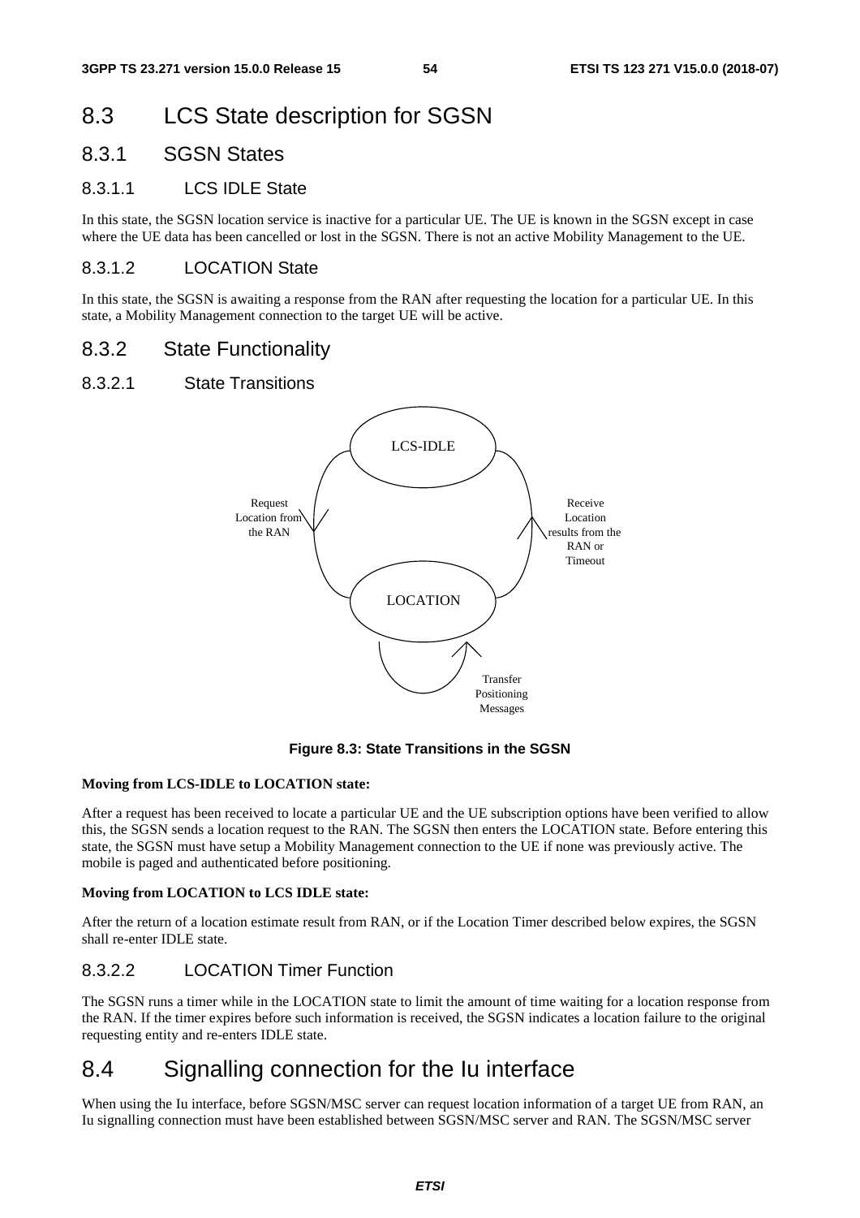# 8.3 LCS State description for SGSN

## 8.3.1 SGSN States

### 8.3.1.1 LCS IDLE State

In this state, the SGSN location service is inactive for a particular UE. The UE is known in the SGSN except in case where the UE data has been cancelled or lost in the SGSN. There is not an active Mobility Management to the UE.

### 8.3.1.2 LOCATION State

In this state, the SGSN is awaiting a response from the RAN after requesting the location for a particular UE. In this state, a Mobility Management connection to the target UE will be active.

## 8.3.2 State Functionality

### 8.3.2.1 State Transitions

LCS-IDLE

Request Location from the RAN

Receive Location results from the RAN or Timeout

LOCATION

Transfer Positioning Messages

**Figure 8.3: State Transitions in the SGSN**

**Moving from LCS-IDLE to LOCATION state:**

After a request has been received to locate a particular UE and the UE subscription options have been verified to allow this, the SGSN sends a location request to the RAN. The SGSN then enters the LOCATION state. Before entering this state, the SGSN must have setup a Mobility Management connection to the UE if none was previously active. The mobile is paged and authenticated before positioning.

**Moving from LOCATION to LCS IDLE state:**

After the return of a location estimate result from RAN, or if the Location Timer described below expires, the SGSN shall re-enter IDLE state.

### 8.3.2.2 LOCATION Timer Function

The SGSN runs a timer while in the LOCATION state to limit the amount of time waiting for a location response from the RAN. If the timer expires before such information is received, the SGSN indicates a location failure to the original requesting entity and re-enters IDLE state.

# 8.4 Signalling connection for the Iu interface

When using the Iu interface, before SGSN/MSC server can request location information of a target UE from RAN, an Iu signalling connection must have been established between SGSN/MSC server and RAN. The SGSN/MSC server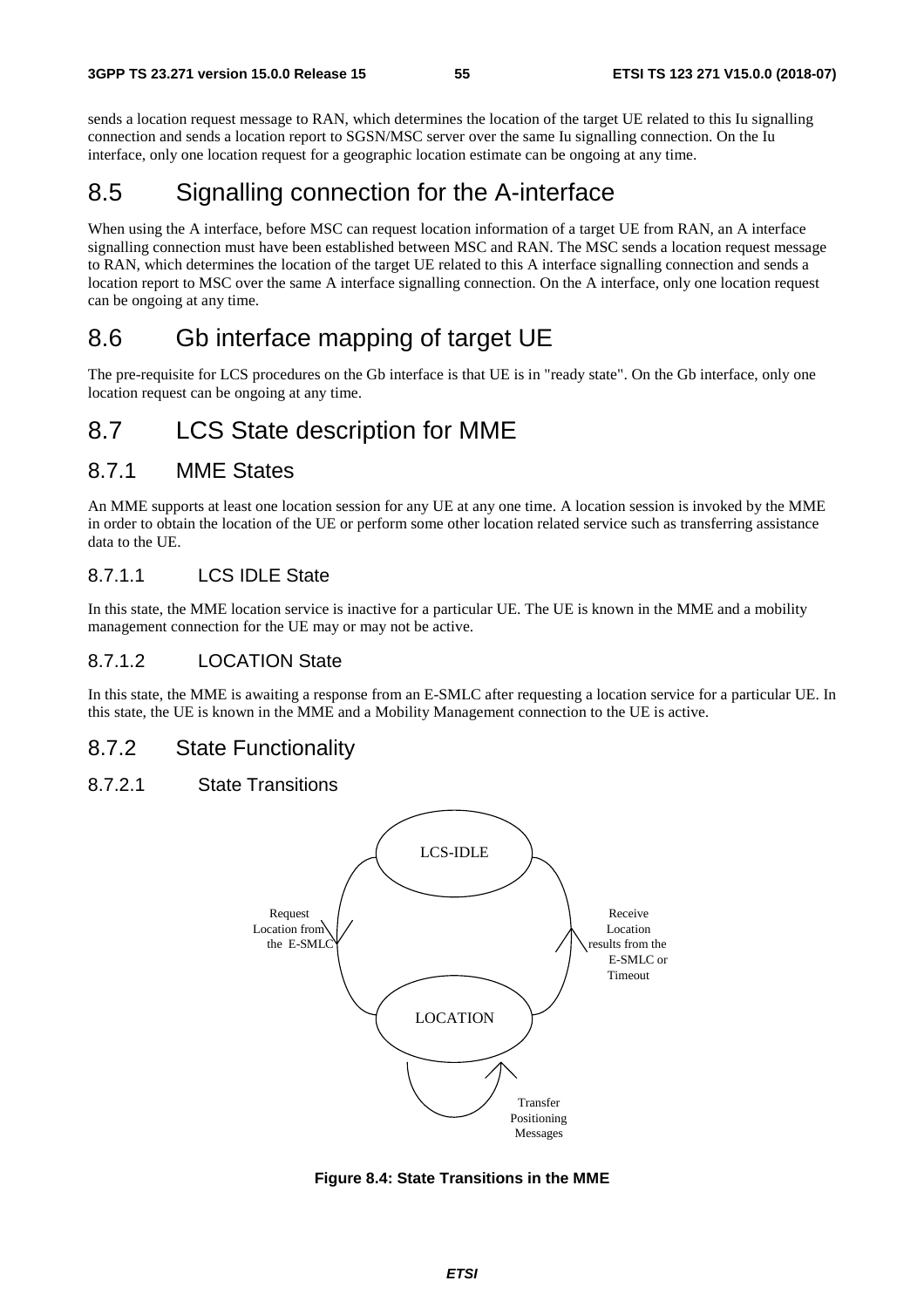sends a location request message to RAN, which determines the location of the target UE related to this Iu signalling connection and sends a location report to SGSN/MSC server over the same Iu signalling connection. On the Iu interface, only one location request for a geographic location estimate can be ongoing at any time.

## 8.5 Signalling connection for the A-interface

When using the A interface, before MSC can request location information of a target UE from RAN, an A interface signalling connection must have been established between MSC and RAN. The MSC sends a location request message to RAN, which determines the location of the target UE related to this A interface signalling connection and sends a location report to MSC over the same A interface signalling connection. On the A interface, only one location request can be ongoing at any time.

## 8.6 Gb interface mapping of target UE

The pre-requisite for LCS procedures on the Gb interface is that UE is in "ready state". On the Gb interface, only one location request can be ongoing at any time.

## 8.7 LCS State description for MME

### 8.7.1 MME States

An MME supports at least one location session for any UE at any one time. A location session is invoked by the MME in order to obtain the location of the UE or perform some other location related service such as transferring assistance data to the UE.

#### 8.7.1.1 LCS IDLE State

In this state, the MME location service is inactive for a particular UE. The UE is known in the MME and a mobility management connection for the UE may or may not be active.

#### 8.7.1.2 LOCATION State

In this state, the MME is awaiting a response from an E-SMLC after requesting a location service for a particular UE. In this state, the UE is known in the MME and a Mobility Management connection to the UE is active.

### 8.7.2 State Functionality

#### 8.7.2.1 State Transitions

LCS-IDLE

Request Location from the E-SMLC

Receive Location results from the E-SMLC or Timeout

LOCATION

Transfer Positioning Messages

**Figure 8.4: State Transitions in the MME**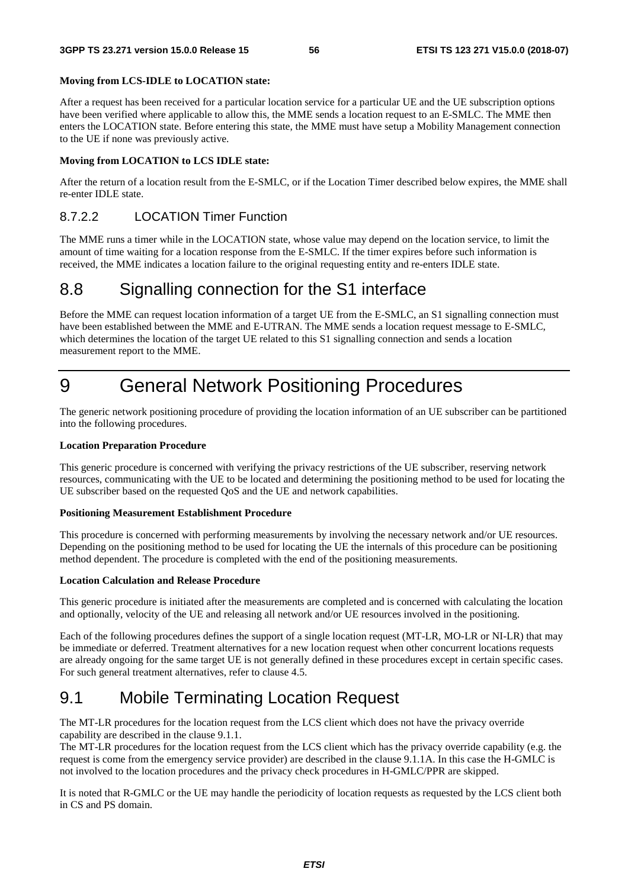**Moving from LCS-IDLE to LOCATION state:**

After a request has been received for a particular location service for a particular UE and the UE subscription options have been verified where applicable to allow this, the MME sends a location request to an E-SMLC. The MME then enters the LOCATION state. Before entering this state, the MME must have setup a Mobility Management connection to the UE if none was previously active.

**Moving from LOCATION to LCS IDLE state:**

After the return of a location result from the E-SMLC, or if the Location Timer described below expires, the MME shall re-enter IDLE state.

#### 8.7.2.2 LOCATION Timer Function

The MME runs a timer while in the LOCATION state, whose value may depend on the location service, to limit the amount of time waiting for a location response from the E-SMLC. If the timer expires before such information is received, the MME indicates a location failure to the original requesting entity and re-enters IDLE state.

## 8.8 Signalling connection for the S1 interface

Before the MME can request location information of a target UE from the E-SMLC, an S1 signalling connection must have been established between the MME and E-UTRAN. The MME sends a location request message to E-SMLC, which determines the location of the target UE related to this S1 signalling connection and sends a location measurement report to the MME.

# 9 General Network Positioning Procedures

The generic network positioning procedure of providing the location information of an UE subscriber can be partitioned into the following procedures.

**Location Preparation Procedure**

This generic procedure is concerned with verifying the privacy restrictions of the UE subscriber, reserving network resources, communicating with the UE to be located and determining the positioning method to be used for locating the UE subscriber based on the requested QoS and the UE and network capabilities.

**Positioning Measurement Establishment Procedure**

This procedure is concerned with performing measurements by involving the necessary network and/or UE resources. Depending on the positioning method to be used for locating the UE the internals of this procedure can be positioning method dependent. The procedure is completed with the end of the positioning measurements.

**Location Calculation and Release Procedure**

This generic procedure is initiated after the measurements are completed and is concerned with calculating the location and optionally, velocity of the UE and releasing all network and/or UE resources involved in the positioning.

Each of the following procedures defines the support of a single location request (MT-LR, MO-LR or NI-LR) that may be immediate or deferred. Treatment alternatives for a new location request when other concurrent locations requests are already ongoing for the same target UE is not generally defined in these procedures except in certain specific cases. For such general treatment alternatives, refer to clause 4.5.

## 9.1 Mobile Terminating Location Request

The MT-LR procedures for the location request from the LCS client which does not have the privacy override capability are described in the clause 9.1.1.

The MT-LR procedures for the location request from the LCS client which has the privacy override capability (e.g. the request is come from the emergency service provider) are described in the clause 9.1.1A. In this case the H-GMLC is not involved to the location procedures and the privacy check procedures in H-GMLC/PPR are skipped.

It is noted that R-GMLC or the UE may handle the periodicity of location requests as requested by the LCS client both in CS and PS domain.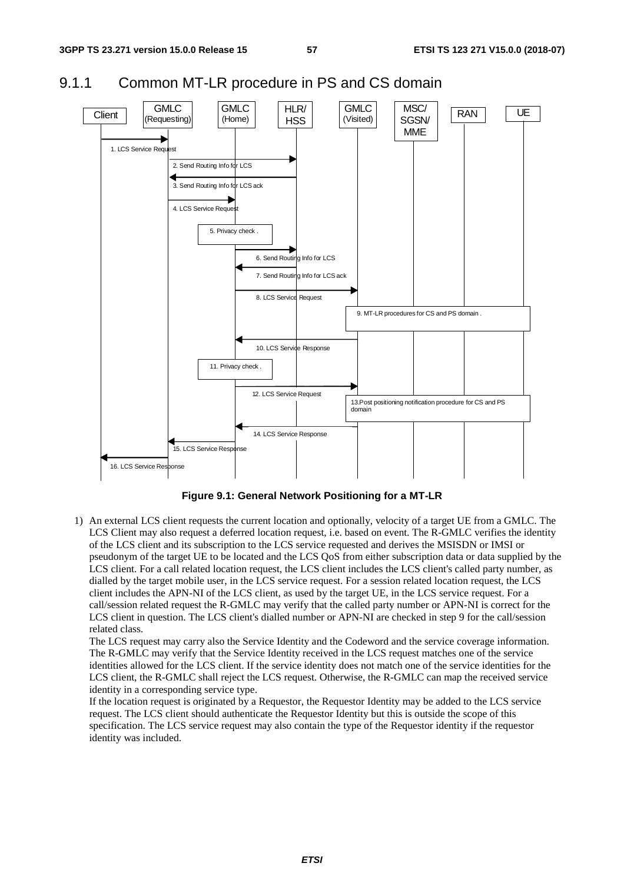### 9.1.1 Common MT-LR procedure in PS and CS domain

**Figure 9.1: General Network Positioning for a MT-LR**

1) An external LCS client requests the current location and optionally, velocity of a target UE from a GMLC. The LCS Client may also request a deferred location request, i.e. based on event. The R-GMLC verifies the identity of the LCS client and its subscription to the LCS service requested and derives the MSISDN or IMSI or pseudonym of the target UE to be located and the LCS QoS from either subscription data or data supplied by the LCS client. For a call related location request, the LCS client includes the LCS client's called party number, as dialled by the target mobile user, in the LCS service request. For a session related location request, the LCS client includes the APN-NI of the LCS client, as used by the target UE, in the LCS service request. For a call/session related request the R-GMLC may verify that the called party number or APN-NI is correct for the LCS client in question. The LCS client's dialled number or APN-NI are checked in step 9 for the call/session related class.

   The LCS request may carry also the Service Identity and the Codeword and the service coverage information. The R-GMLC may verify that the Service Identity received in the LCS request matches one of the service identities allowed for the LCS client. If the service identity does not match one of the service identities for the LCS client, the R-GMLC shall reject the LCS request. Otherwise, the R-GMLC can map the received service identity in a corresponding service type.

   If the location request is originated by a Requestor, the Requestor Identity may be added to the LCS service request. The LCS client should authenticate the Requestor Identity but this is outside the scope of this specification. The LCS service request may also contain the type of the Requestor identity if the requestor identity was included.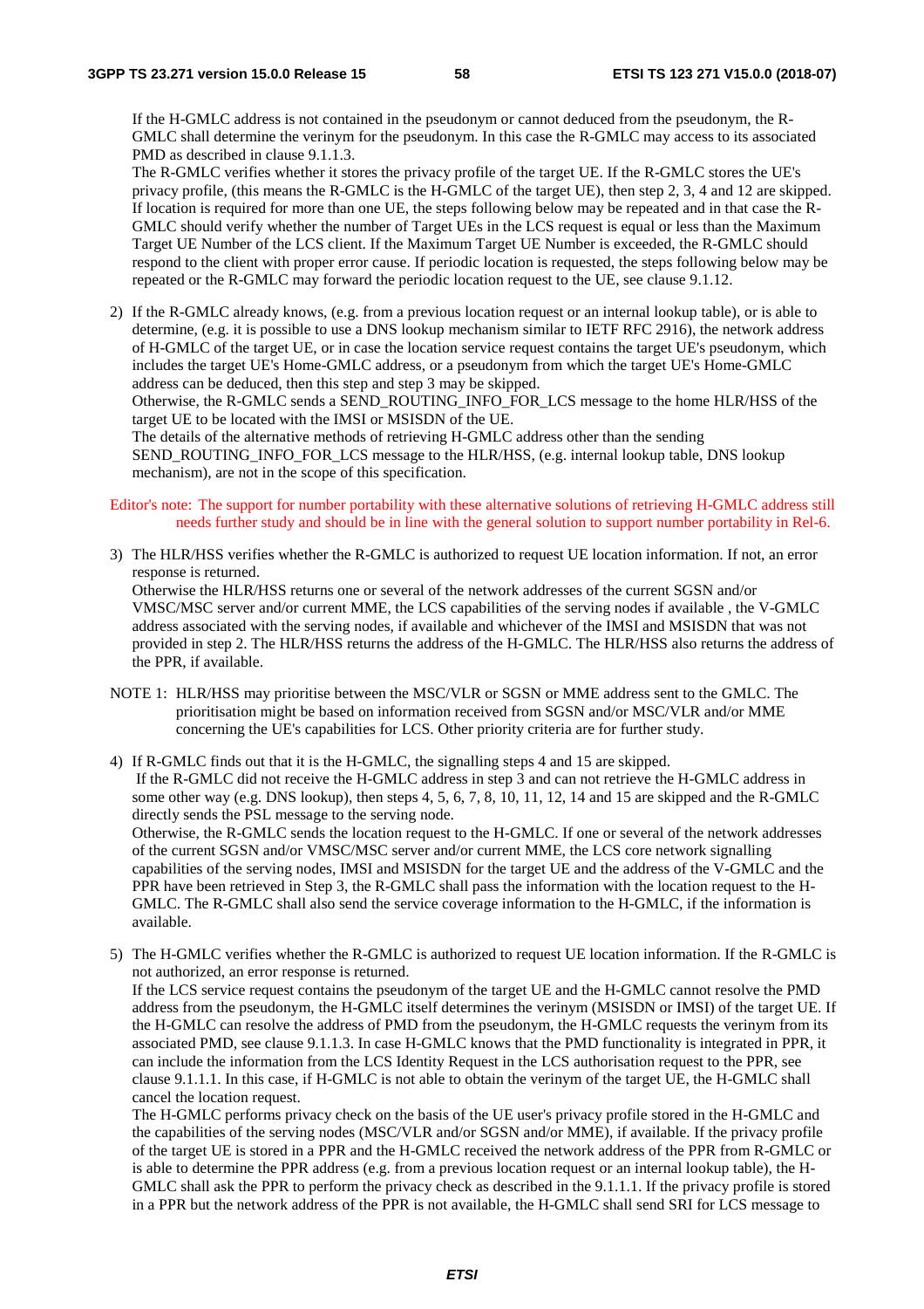If the H-GMLC address is not contained in the pseudonym or cannot deduced from the pseudonym, the R-GMLC shall determine the verinym for the pseudonym. In this case the R-GMLC may access to its associated PMD as described in clause 9.1.1.3.
The R-GMLC verifies whether it stores the privacy profile of the target UE. If the R-GMLC stores the UE's privacy profile, (this means the R-GMLC is the H-GMLC of the target UE), then step 2, 3, 4 and 12 are skipped. If location is required for more than one UE, the steps following below may be repeated and in that case the R-GMLC should verify whether the number of Target UEs in the LCS request is equal or less than the Maximum Target UE Number of the LCS client. If the Maximum Target UE Number is exceeded, the R-GMLC should respond to the client with proper error cause. If periodic location is requested, the steps following below may be repeated or the R-GMLC may forward the periodic location request to the UE, see clause 9.1.12.

2) If the R-GMLC already knows, (e.g. from a previous location request or an internal lookup table), or is able to determine, (e.g. it is possible to use a DNS lookup mechanism similar to IETF RFC 2916), the network address of H-GMLC of the target UE, or in case the location service request contains the target UE's pseudonym, which includes the target UE's Home-GMLC address, or a pseudonym from which the target UE's Home-GMLC address can be deduced, then this step and step 3 may be skipped.
Otherwise, the R-GMLC sends a SEND_ROUTING_INFO_FOR_LCS message to the home HLR/HSS of the target UE to be located with the IMSI or MSISDN of the UE.
The details of the alternative methods of retrieving H-GMLC address other than the sending SEND_ROUTING_INFO_FOR_LCS message to the HLR/HSS, (e.g. internal lookup table, DNS lookup mechanism), are not in the scope of this specification.

Editor's note: The support for number portability with these alternative solutions of retrieving H-GMLC address still needs further study and should be in line with the general solution to support number portability in Rel-6.

3) The HLR/HSS verifies whether the R-GMLC is authorized to request UE location information. If not, an error response is returned.
Otherwise the HLR/HSS returns one or several of the network addresses of the current SGSN and/or VMSC/MSC server and/or current MME, the LCS capabilities of the serving nodes if available , the V-GMLC address associated with the serving nodes, if available and whichever of the IMSI and MSISDN that was not provided in step 2. The HLR/HSS returns the address of the H-GMLC. The HLR/HSS also returns the address of the PPR, if available.

NOTE 1: HLR/HSS may prioritise between the MSC/VLR or SGSN or MME address sent to the GMLC. The prioritisation might be based on information received from SGSN and/or MSC/VLR and/or MME concerning the UE's capabilities for LCS. Other priority criteria are for further study.

4) If R-GMLC finds out that it is the H-GMLC, the signalling steps 4 and 15 are skipped.
If the R-GMLC did not receive the H-GMLC address in step 3 and can not retrieve the H-GMLC address in some other way (e.g. DNS lookup), then steps 4, 5, 6, 7, 8, 10, 11, 12, 14 and 15 are skipped and the R-GMLC directly sends the PSL message to the serving node.
Otherwise, the R-GMLC sends the location request to the H-GMLC. If one or several of the network addresses of the current SGSN and/or VMSC/MSC server and/or current MME, the LCS core network signalling capabilities of the serving nodes, IMSI and MSISDN for the target UE and the address of the V-GMLC and the PPR have been retrieved in Step 3, the R-GMLC shall pass the information with the location request to the H-GMLC. The R-GMLC shall also send the service coverage information to the H-GMLC, if the information is available.

5) The H-GMLC verifies whether the R-GMLC is authorized to request UE location information. If the R-GMLC is not authorized, an error response is returned.
If the LCS service request contains the pseudonym of the target UE and the H-GMLC cannot resolve the PMD address from the pseudonym, the H-GMLC itself determines the verinym (MSISDN or IMSI) of the target UE. If the H-GMLC can resolve the address of PMD from the pseudonym, the H-GMLC requests the verinym from its associated PMD, see clause 9.1.1.3. In case H-GMLC knows that the PMD functionality is integrated in PPR, it can include the information from the LCS Identity Request in the LCS authorisation request to the PPR, see clause 9.1.1.1. In this case, if H-GMLC is not able to obtain the verinym of the target UE, the H-GMLC shall cancel the location request.
The H-GMLC performs privacy check on the basis of the UE user's privacy profile stored in the H-GMLC and the capabilities of the serving nodes (MSC/VLR and/or SGSN and/or MME), if available. If the privacy profile of the target UE is stored in a PPR and the H-GMLC received the network address of the PPR from R-GMLC or is able to determine the PPR address (e.g. from a previous location request or an internal lookup table), the H-GMLC shall ask the PPR to perform the privacy check as described in the 9.1.1.1. If the privacy profile is stored in a PPR but the network address of the PPR is not available, the H-GMLC shall send SRI for LCS message to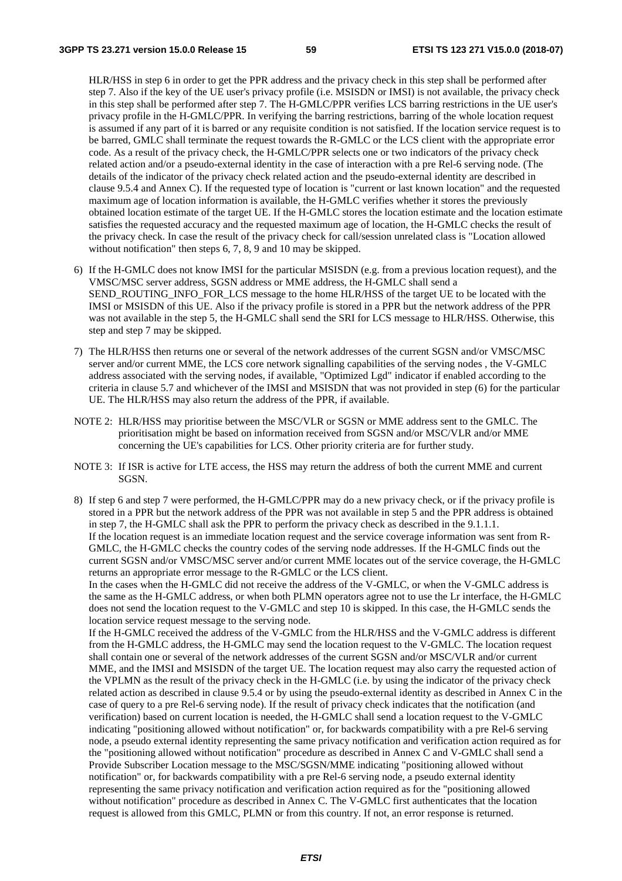HLR/HSS in step 6 in order to get the PPR address and the privacy check in this step shall be performed after step 7. Also if the key of the UE user's privacy profile (i.e. MSISDN or IMSI) is not available, the privacy check in this step shall be performed after step 7. The H-GMLC/PPR verifies LCS barring restrictions in the UE user's privacy profile in the H-GMLC/PPR. In verifying the barring restrictions, barring of the whole location request is assumed if any part of it is barred or any requisite condition is not satisfied. If the location service request is to be barred, GMLC shall terminate the request towards the R-GMLC or the LCS client with the appropriate error code. As a result of the privacy check, the H-GMLC/PPR selects one or two indicators of the privacy check related action and/or a pseudo-external identity in the case of interaction with a pre Rel-6 serving node. (The details of the indicator of the privacy check related action and the pseudo-external identity are described in clause 9.5.4 and Annex C). If the requested type of location is "current or last known location" and the requested maximum age of location information is available, the H-GMLC verifies whether it stores the previously obtained location estimate of the target UE. If the H-GMLC stores the location estimate and the location estimate satisfies the requested accuracy and the requested maximum age of location, the H-GMLC checks the result of the privacy check. In case the result of the privacy check for call/session unrelated class is "Location allowed without notification" then steps 6, 7, 8, 9 and 10 may be skipped.

6) If the H-GMLC does not know IMSI for the particular MSISDN (e.g. from a previous location request), and the VMSC/MSC server address, SGSN address or MME address, the H-GMLC shall send a SEND_ROUTING_INFO_FOR_LCS message to the home HLR/HSS of the target UE to be located with the IMSI or MSISDN of this UE. Also if the privacy profile is stored in a PPR but the network address of the PPR was not available in the step 5, the H-GMLC shall send the SRI for LCS message to HLR/HSS. Otherwise, this step and step 7 may be skipped.

7) The HLR/HSS then returns one or several of the network addresses of the current SGSN and/or VMSC/MSC server and/or current MME, the LCS core network signalling capabilities of the serving nodes , the V-GMLC address associated with the serving nodes, if available, "Optimized Lgd" indicator if enabled according to the criteria in clause 5.7 and whichever of the IMSI and MSISDN that was not provided in step (6) for the particular UE. The HLR/HSS may also return the address of the PPR, if available.

NOTE 2: HLR/HSS may prioritise between the MSC/VLR or SGSN or MME address sent to the GMLC. The prioritisation might be based on information received from SGSN and/or MSC/VLR and/or MME concerning the UE's capabilities for LCS. Other priority criteria are for further study.

NOTE 3: If ISR is active for LTE access, the HSS may return the address of both the current MME and current SGSN.

8) If step 6 and step 7 were performed, the H-GMLC/PPR may do a new privacy check, or if the privacy profile is stored in a PPR but the network address of the PPR was not available in step 5 and the PPR address is obtained in step 7, the H-GMLC shall ask the PPR to perform the privacy check as described in the 9.1.1.1.
If the location request is an immediate location request and the service coverage information was sent from R-GMLC, the H-GMLC checks the country codes of the serving node addresses. If the H-GMLC finds out the current SGSN and/or VMSC/MSC server and/or current MME locates out of the service coverage, the H-GMLC returns an appropriate error message to the R-GMLC or the LCS client.
In the cases when the H-GMLC did not receive the address of the V-GMLC, or when the V-GMLC address is the same as the H-GMLC address, or when both PLMN operators agree not to use the Lr interface, the H-GMLC does not send the location request to the V-GMLC and step 10 is skipped. In this case, the H-GMLC sends the location service request message to the serving node.
If the H-GMLC received the address of the V-GMLC from the HLR/HSS and the V-GMLC address is different from the H-GMLC address, the H-GMLC may send the location request to the V-GMLC. The location request shall contain one or several of the network addresses of the current SGSN and/or MSC/VLR and/or current MME, and the IMSI and MSISDN of the target UE. The location request may also carry the requested action of the VPLMN as the result of the privacy check in the H-GMLC (i.e. by using the indicator of the privacy check related action as described in clause 9.5.4 or by using the pseudo-external identity as described in Annex C in the case of query to a pre Rel-6 serving node). If the result of privacy check indicates that the notification (and verification) based on current location is needed, the H-GMLC shall send a location request to the V-GMLC indicating "positioning allowed without notification" or, for backwards compatibility with a pre Rel-6 serving node, a pseudo external identity representing the same privacy notification and verification action required as for the "positioning allowed without notification" procedure as described in Annex C and V-GMLC shall send a Provide Subscriber Location message to the MSC/SGSN/MME indicating "positioning allowed without notification" or, for backwards compatibility with a pre Rel-6 serving node, a pseudo external identity representing the same privacy notification and verification action required as for the "positioning allowed without notification" procedure as described in Annex C. The V-GMLC first authenticates that the location request is allowed from this GMLC, PLMN or from this country. If not, an error response is returned.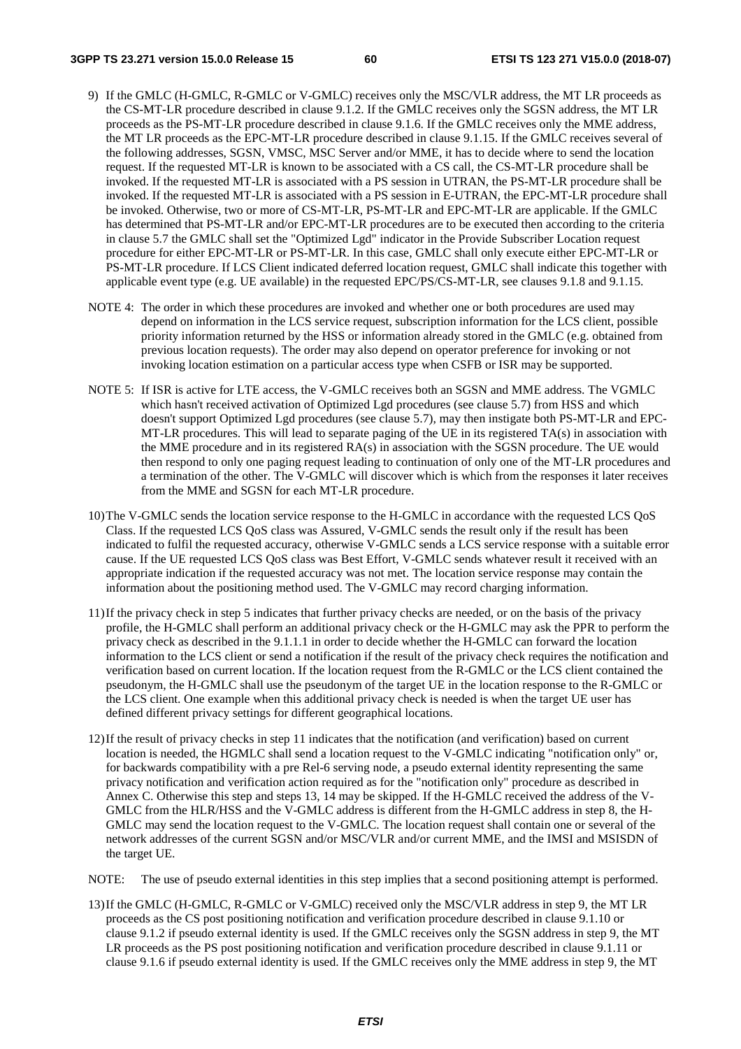9) If the GMLC (H-GMLC, R-GMLC or V-GMLC) receives only the MSC/VLR address, the MT LR proceeds as the CS-MT-LR procedure described in clause 9.1.2. If the GMLC receives only the SGSN address, the MT LR proceeds as the PS-MT-LR procedure described in clause 9.1.6. If the GMLC receives only the MME address, the MT LR proceeds as the EPC-MT-LR procedure described in clause 9.1.15. If the GMLC receives several of the following addresses, SGSN, VMSC, MSC Server and/or MME, it has to decide where to send the location request. If the requested MT-LR is known to be associated with a CS call, the CS-MT-LR procedure shall be invoked. If the requested MT-LR is associated with a PS session in UTRAN, the PS-MT-LR procedure shall be invoked. If the requested MT-LR is associated with a PS session in E-UTRAN, the EPC-MT-LR procedure shall be invoked. Otherwise, two or more of CS-MT-LR, PS-MT-LR and EPC-MT-LR are applicable. If the GMLC has determined that PS-MT-LR and/or EPC-MT-LR procedures are to be executed then according to the criteria in clause 5.7 the GMLC shall set the "Optimized Lgd" indicator in the Provide Subscriber Location request procedure for either EPC-MT-LR or PS-MT-LR. In this case, GMLC shall only execute either EPC-MT-LR or PS-MT-LR procedure. If LCS Client indicated deferred location request, GMLC shall indicate this together with applicable event type (e.g. UE available) in the requested EPC/PS/CS-MT-LR, see clauses 9.1.8 and 9.1.15.

NOTE 4: The order in which these procedures are invoked and whether one or both procedures are used may depend on information in the LCS service request, subscription information for the LCS client, possible priority information returned by the HSS or information already stored in the GMLC (e.g. obtained from previous location requests). The order may also depend on operator preference for invoking or not invoking location estimation on a particular access type when CSFB or ISR may be supported.

NOTE 5: If ISR is active for LTE access, the V-GMLC receives both an SGSN and MME address. The VGMLC which hasn't received activation of Optimized Lgd procedures (see clause 5.7) from HSS and which doesn't support Optimized Lgd procedures (see clause 5.7), may then instigate both PS-MT-LR and EPC-MT-LR procedures. This will lead to separate paging of the UE in its registered TA(s) in association with the MME procedure and in its registered RA(s) in association with the SGSN procedure. The UE would then respond to only one paging request leading to continuation of only one of the MT-LR procedures and a termination of the other. The V-GMLC will discover which is which from the responses it later receives from the MME and SGSN for each MT-LR procedure.

10) The V-GMLC sends the location service response to the H-GMLC in accordance with the requested LCS QoS Class. If the requested LCS QoS class was Assured, V-GMLC sends the result only if the result has been indicated to fulfil the requested accuracy, otherwise V-GMLC sends a LCS service response with a suitable error cause. If the UE requested LCS QoS class was Best Effort, V-GMLC sends whatever result it received with an appropriate indication if the requested accuracy was not met. The location service response may contain the information about the positioning method used. The V-GMLC may record charging information.

11) If the privacy check in step 5 indicates that further privacy checks are needed, or on the basis of the privacy profile, the H-GMLC shall perform an additional privacy check or the H-GMLC may ask the PPR to perform the privacy check as described in the 9.1.1.1 in order to decide whether the H-GMLC can forward the location information to the LCS client or send a notification if the result of the privacy check requires the notification and verification based on current location. If the location request from the R-GMLC or the LCS client contained the pseudonym, the H-GMLC shall use the pseudonym of the target UE in the location response to the R-GMLC or the LCS client. One example when this additional privacy check is needed is when the target UE user has defined different privacy settings for different geographical locations.

12) If the result of privacy checks in step 11 indicates that the notification (and verification) based on current location is needed, the HGMLC shall send a location request to the V-GMLC indicating "notification only" or, for backwards compatibility with a pre Rel-6 serving node, a pseudo external identity representing the same privacy notification and verification action required as for the "notification only" procedure as described in Annex C. Otherwise this step and steps 13, 14 may be skipped. If the H-GMLC received the address of the V-GMLC from the HLR/HSS and the V-GMLC address is different from the H-GMLC address in step 8, the H-GMLC may send the location request to the V-GMLC. The location request shall contain one or several of the network addresses of the current SGSN and/or MSC/VLR and/or current MME, and the IMSI and MSISDN of the target UE.

NOTE: The use of pseudo external identities in this step implies that a second positioning attempt is performed.

13) If the GMLC (H-GMLC, R-GMLC or V-GMLC) received only the MSC/VLR address in step 9, the MT LR proceeds as the CS post positioning notification and verification procedure described in clause 9.1.10 or clause 9.1.2 if pseudo external identity is used. If the GMLC receives only the SGSN address in step 9, the MT LR proceeds as the PS post positioning notification and verification procedure described in clause 9.1.11 or clause 9.1.6 if pseudo external identity is used. If the GMLC receives only the MME address in step 9, the MT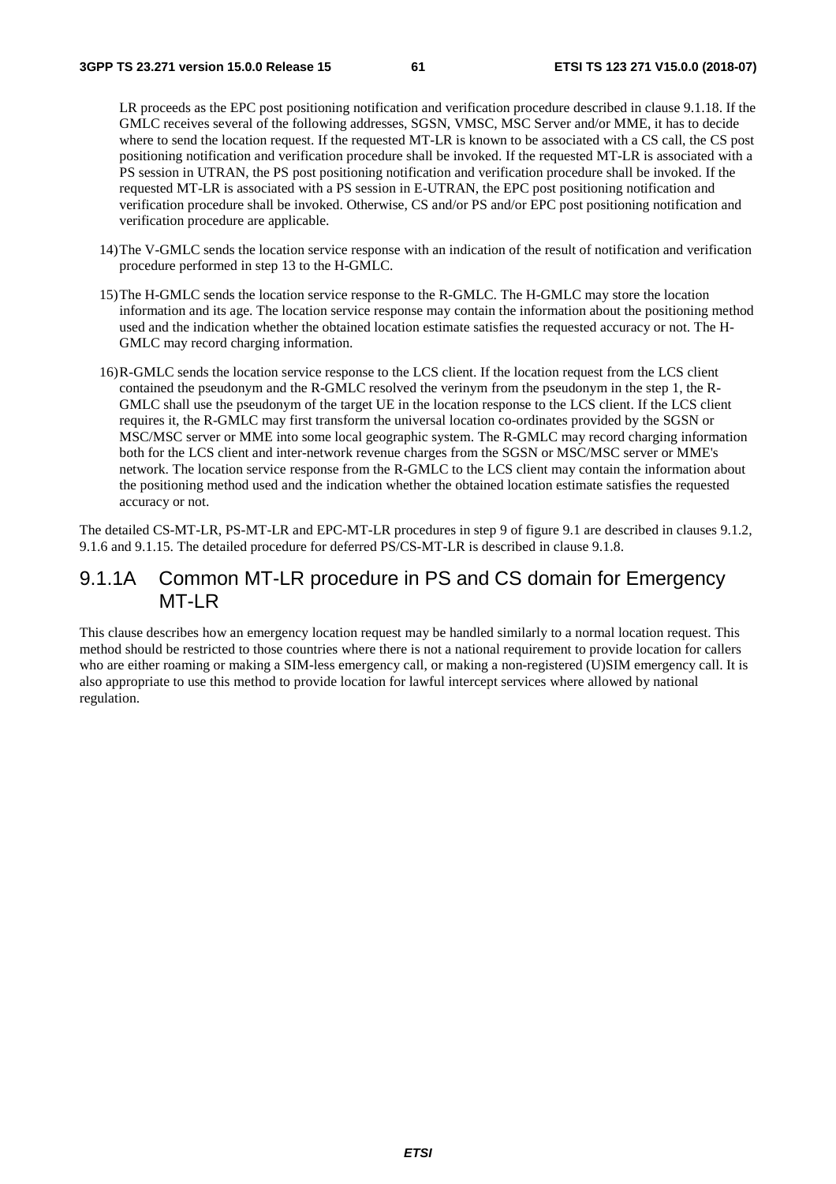LR proceeds as the EPC post positioning notification and verification procedure described in clause 9.1.18. If the GMLC receives several of the following addresses, SGSN, VMSC, MSC Server and/or MME, it has to decide where to send the location request. If the requested MT-LR is known to be associated with a CS call, the CS post positioning notification and verification procedure shall be invoked. If the requested MT-LR is associated with a PS session in UTRAN, the PS post positioning notification and verification procedure shall be invoked. If the requested MT-LR is associated with a PS session in E-UTRAN, the EPC post positioning notification and verification procedure shall be invoked. Otherwise, CS and/or PS and/or EPC post positioning notification and verification procedure are applicable.

14) The V-GMLC sends the location service response with an indication of the result of notification and verification procedure performed in step 13 to the H-GMLC.

15) The H-GMLC sends the location service response to the R-GMLC. The H-GMLC may store the location information and its age. The location service response may contain the information about the positioning method used and the indication whether the obtained location estimate satisfies the requested accuracy or not. The H-GMLC may record charging information.

16) R-GMLC sends the location service response to the LCS client. If the location request from the LCS client contained the pseudonym and the R-GMLC resolved the verinym from the pseudonym in the step 1, the R-GMLC shall use the pseudonym of the target UE in the location response to the LCS client. If the LCS client requires it, the R-GMLC may first transform the universal location co-ordinates provided by the SGSN or MSC/MSC server or MME into some local geographic system. The R-GMLC may record charging information both for the LCS client and inter-network revenue charges from the SGSN or MSC/MSC server or MME's network. The location service response from the R-GMLC to the LCS client may contain the information about the positioning method used and the indication whether the obtained location estimate satisfies the requested accuracy or not.

The detailed CS-MT-LR, PS-MT-LR and EPC-MT-LR procedures in step 9 of figure 9.1 are described in clauses 9.1.2, 9.1.6 and 9.1.15. The detailed procedure for deferred PS/CS-MT-LR is described in clause 9.1.8.

### 9.1.1A Common MT-LR procedure in PS and CS domain for Emergency MT-LR

This clause describes how an emergency location request may be handled similarly to a normal location request. This method should be restricted to those countries where there is not a national requirement to provide location for callers who are either roaming or making a SIM-less emergency call, or making a non-registered (U)SIM emergency call. It is also appropriate to use this method to provide location for lawful intercept services where allowed by national regulation.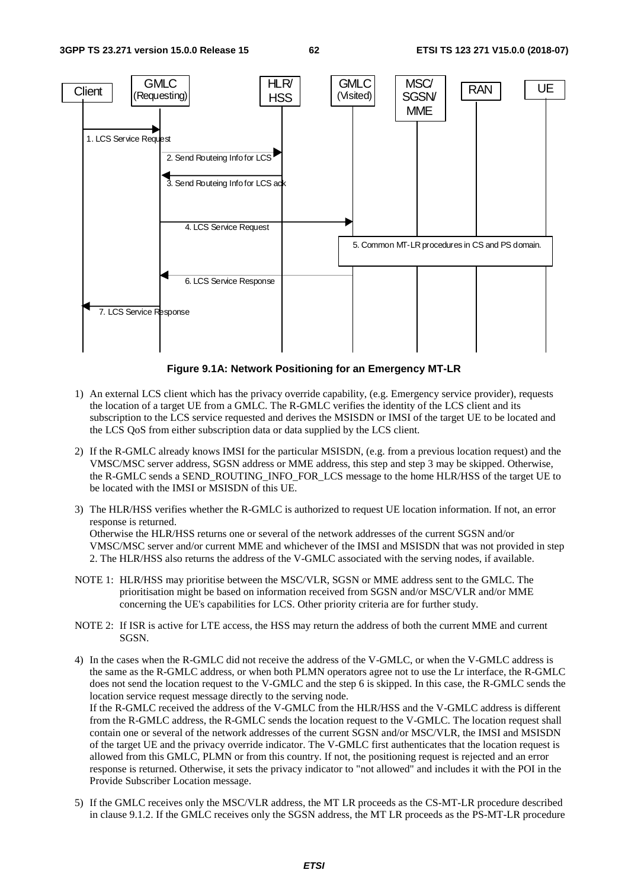**Figure 9.1A: Network Positioning for an Emergency MT-LR**

1) An external LCS client which has the privacy override capability, (e.g. Emergency service provider), requests the location of a target UE from a GMLC. The R-GMLC verifies the identity of the LCS client and its subscription to the LCS service requested and derives the MSISDN or IMSI of the target UE to be located and the LCS QoS from either subscription data or data supplied by the LCS client.

2) If the R-GMLC already knows IMSI for the particular MSISDN, (e.g. from a previous location request) and the VMSC/MSC server address, SGSN address or MME address, this step and step 3 may be skipped. Otherwise, the R-GMLC sends a SEND_ROUTING_INFO_FOR_LCS message to the home HLR/HSS of the target UE to be located with the IMSI or MSISDN of this UE.

3) The HLR/HSS verifies whether the R-GMLC is authorized to request UE location information. If not, an error response is returned.
Otherwise the HLR/HSS returns one or several of the network addresses of the current SGSN and/or VMSC/MSC server and/or current MME and whichever of the IMSI and MSISDN that was not provided in step 2. The HLR/HSS also returns the address of the V-GMLC associated with the serving nodes, if available.

NOTE 1: HLR/HSS may prioritise between the MSC/VLR, SGSN or MME address sent to the GMLC. The prioritisation might be based on information received from SGSN and/or MSC/VLR and/or MME concerning the UE's capabilities for LCS. Other priority criteria are for further study.

NOTE 2: If ISR is active for LTE access, the HSS may return the address of both the current MME and current SGSN.

4) In the cases when the R-GMLC did not receive the address of the V-GMLC, or when the V-GMLC address is the same as the R-GMLC address, or when both PLMN operators agree not to use the Lr interface, the R-GMLC does not send the location request to the V-GMLC and the step 6 is skipped. In this case, the R-GMLC sends the location service request message directly to the serving node.
If the R-GMLC received the address of the V-GMLC from the HLR/HSS and the V-GMLC address is different from the R-GMLC address, the R-GMLC sends the location request to the V-GMLC. The location request shall contain one or several of the network addresses of the current SGSN and/or MSC/VLR, the IMSI and MSISDN of the target UE and the privacy override indicator. The V-GMLC first authenticates that the location request is allowed from this GMLC, PLMN or from this country. If not, the positioning request is rejected and an error response is returned. Otherwise, it sets the privacy indicator to "not allowed" and includes it with the POI in the Provide Subscriber Location message.

5) If the GMLC receives only the MSC/VLR address, the MT LR proceeds as the CS-MT-LR procedure described in clause 9.1.2. If the GMLC receives only the SGSN address, the MT LR proceeds as the PS-MT-LR procedure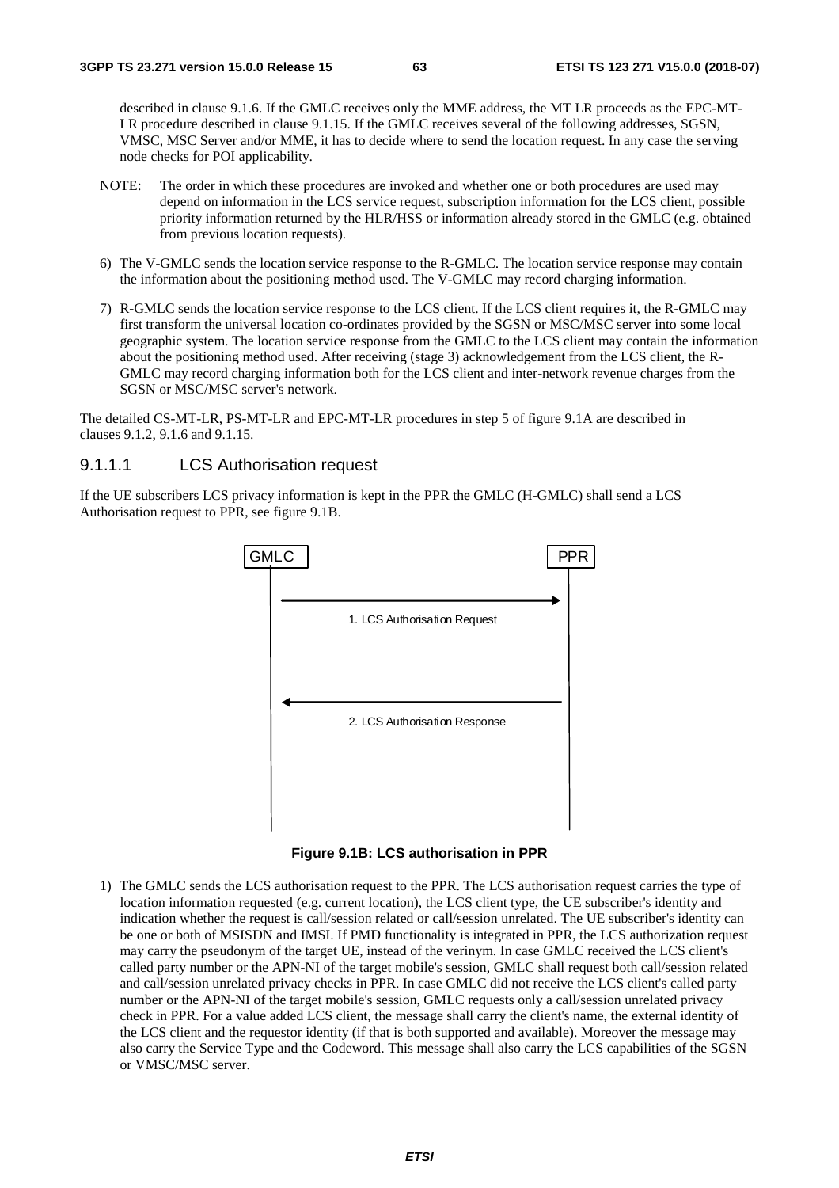described in clause 9.1.6. If the GMLC receives only the MME address, the MT LR proceeds as the EPC-MT-LR procedure described in clause 9.1.15. If the GMLC receives several of the following addresses, SGSN, VMSC, MSC Server and/or MME, it has to decide where to send the location request. In any case the serving node checks for POI applicability.

NOTE: The order in which these procedures are invoked and whether one or both procedures are used may depend on information in the LCS service request, subscription information for the LCS client, possible priority information returned by the HLR/HSS or information already stored in the GMLC (e.g. obtained from previous location requests).

6) The V-GMLC sends the location service response to the R-GMLC. The location service response may contain the information about the positioning method used. The V-GMLC may record charging information.

7) R-GMLC sends the location service response to the LCS client. If the LCS client requires it, the R-GMLC may first transform the universal location co-ordinates provided by the SGSN or MSC/MSC server into some local geographic system. The location service response from the GMLC to the LCS client may contain the information about the positioning method used. After receiving (stage 3) acknowledgement from the LCS client, the R-GMLC may record charging information both for the LCS client and inter-network revenue charges from the SGSN or MSC/MSC server's network.

The detailed CS-MT-LR, PS-MT-LR and EPC-MT-LR procedures in step 5 of figure 9.1A are described in clauses 9.1.2, 9.1.6 and 9.1.15.

#### 9.1.1.1 LCS Authorisation request

If the UE subscribers LCS privacy information is kept in the PPR the GMLC (H-GMLC) shall send a LCS Authorisation request to PPR, see figure 9.1B.

GMLC → PPR: 1. LCS Authorisation Request

PPR → GMLC: 2. LCS Authorisation Response

**Figure 9.1B: LCS authorisation in PPR**

1) The GMLC sends the LCS authorisation request to the PPR. The LCS authorisation request carries the type of location information requested (e.g. current location), the LCS client type, the UE subscriber's identity and indication whether the request is call/session related or call/session unrelated. The UE subscriber's identity can be one or both of MSISDN and IMSI. If PMD functionality is integrated in PPR, the LCS authorization request may carry the pseudonym of the target UE, instead of the verinym. In case GMLC received the LCS client's called party number or the APN-NI of the target mobile's session, GMLC shall request both call/session related and call/session unrelated privacy checks in PPR. In case GMLC did not receive the LCS client's called party number or the APN-NI of the target mobile's session, GMLC requests only a call/session unrelated privacy check in PPR. For a value added LCS client, the message shall carry the client's name, the external identity of the LCS client and the requestor identity (if that is both supported and available). Moreover the message may also carry the Service Type and the Codeword. This message shall also carry the LCS capabilities of the SGSN or VMSC/MSC server.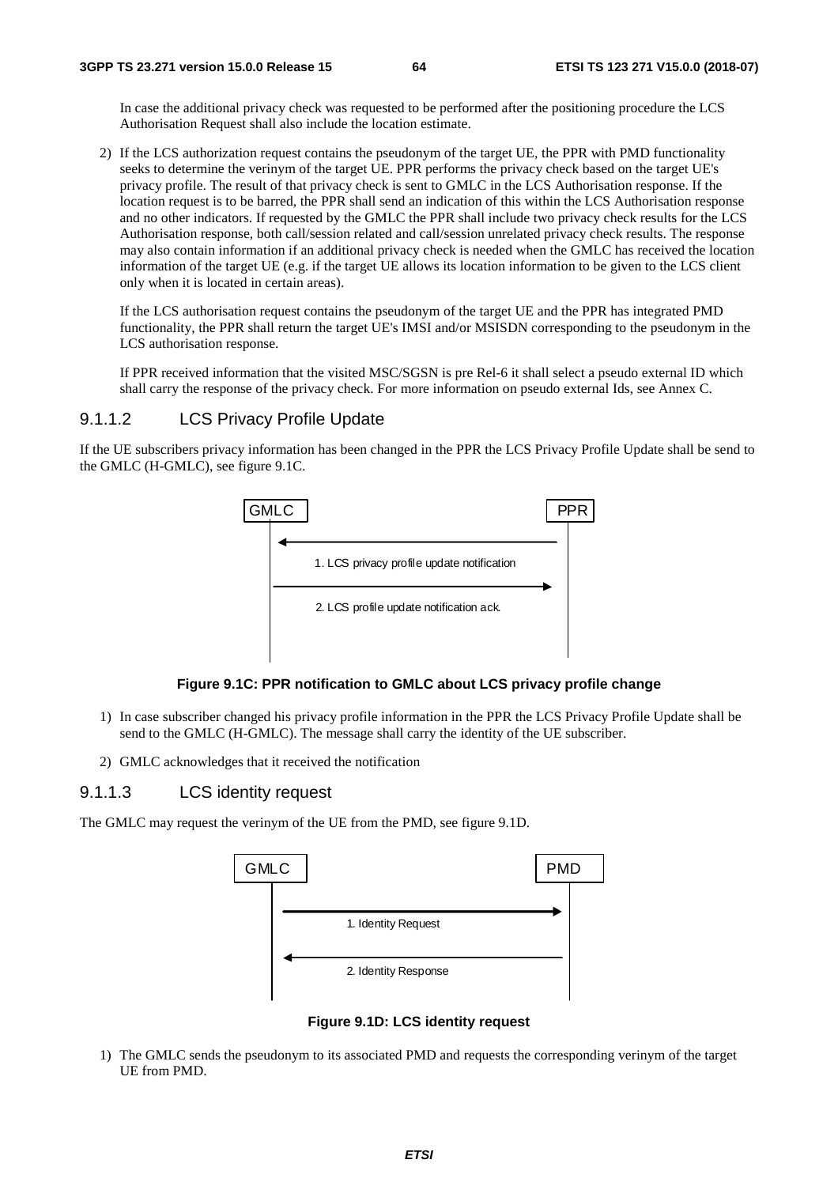In case the additional privacy check was requested to be performed after the positioning procedure the LCS Authorisation Request shall also include the location estimate.

2) If the LCS authorization request contains the pseudonym of the target UE, the PPR with PMD functionality seeks to determine the verinym of the target UE. PPR performs the privacy check based on the target UE's privacy profile. The result of that privacy check is sent to GMLC in the LCS Authorisation response. If the location request is to be barred, the PPR shall send an indication of this within the LCS Authorisation response and no other indicators. If requested by the GMLC the PPR shall include two privacy check results for the LCS Authorisation response, both call/session related and call/session unrelated privacy check results. The response may also contain information if an additional privacy check is needed when the GMLC has received the location information of the target UE (e.g. if the target UE allows its location information to be given to the LCS client only when it is located in certain areas).

   If the LCS authorisation request contains the pseudonym of the target UE and the PPR has integrated PMD functionality, the PPR shall return the target UE's IMSI and/or MSISDN corresponding to the pseudonym in the LCS authorisation response.

   If PPR received information that the visited MSC/SGSN is pre Rel-6 it shall select a pseudo external ID which shall carry the response of the privacy check. For more information on pseudo external Ids, see Annex C.

#### 9.1.1.2 LCS Privacy Profile Update

If the UE subscribers privacy information has been changed in the PPR the LCS Privacy Profile Update shall be send to the GMLC (H-GMLC), see figure 9.1C.

GMLC | PPR

1. LCS privacy profile update notification

2. LCS profile update notification ack.

**Figure 9.1C: PPR notification to GMLC about LCS privacy profile change**

1) In case subscriber changed his privacy profile information in the PPR the LCS Privacy Profile Update shall be send to the GMLC (H-GMLC). The message shall carry the identity of the UE subscriber.

2) GMLC acknowledges that it received the notification

#### 9.1.1.3 LCS identity request

The GMLC may request the verinym of the UE from the PMD, see figure 9.1D.

GMLC | PMD

1. Identity Request

2. Identity Response

**Figure 9.1D: LCS identity request**

1) The GMLC sends the pseudonym to its associated PMD and requests the corresponding verinym of the target UE from PMD.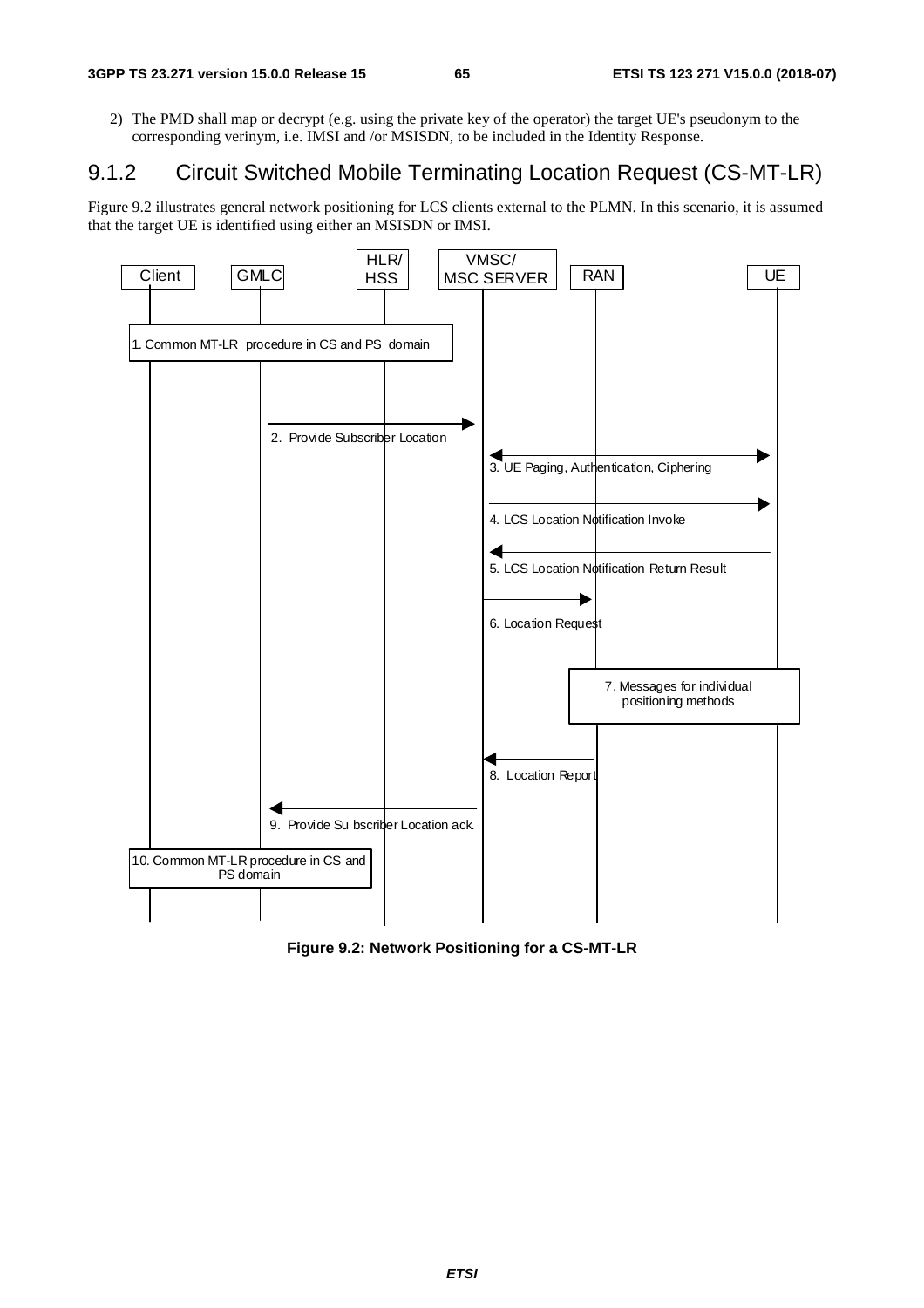2) The PMD shall map or decrypt (e.g. using the private key of the operator) the target UE's pseudonym to the corresponding verinym, i.e. IMSI and /or MSISDN, to be included in the Identity Response.

### 9.1.2 Circuit Switched Mobile Terminating Location Request (CS-MT-LR)

Figure 9.2 illustrates general network positioning for LCS clients external to the PLMN. In this scenario, it is assumed that the target UE is identified using either an MSISDN or IMSI.

**Figure 9.2: Network Positioning for a CS-MT-LR**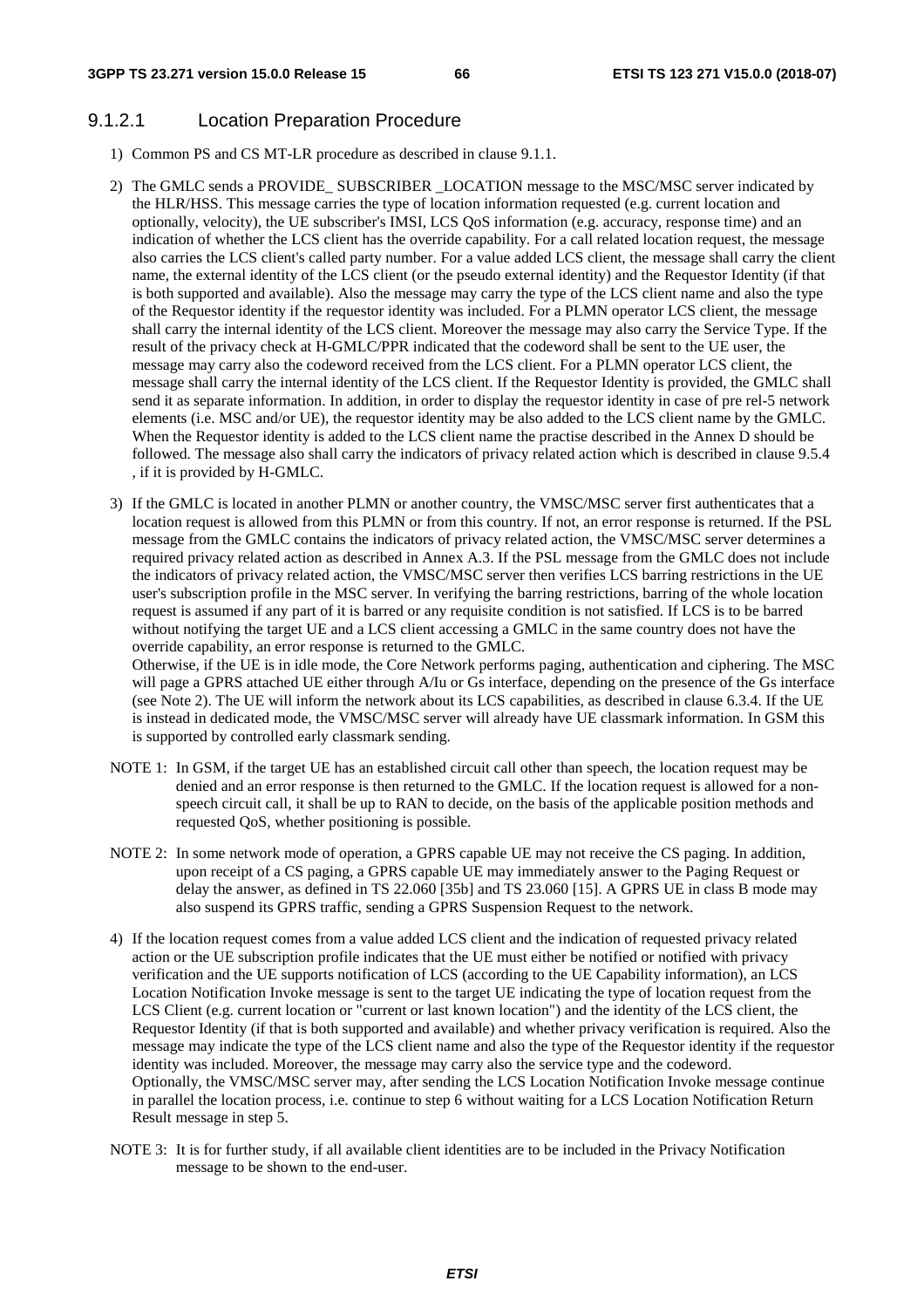#### 9.1.2.1 Location Preparation Procedure

1) Common PS and CS MT-LR procedure as described in clause 9.1.1.

2) The GMLC sends a PROVIDE_ SUBSCRIBER _LOCATION message to the MSC/MSC server indicated by the HLR/HSS. This message carries the type of location information requested (e.g. current location and optionally, velocity), the UE subscriber's IMSI, LCS QoS information (e.g. accuracy, response time) and an indication of whether the LCS client has the override capability. For a call related location request, the message also carries the LCS client's called party number. For a value added LCS client, the message shall carry the client name, the external identity of the LCS client (or the pseudo external identity) and the Requestor Identity (if that is both supported and available). Also the message may carry the type of the LCS client name and also the type of the Requestor identity if the requestor identity was included. For a PLMN operator LCS client, the message shall carry the internal identity of the LCS client. Moreover the message may also carry the Service Type. If the result of the privacy check at H-GMLC/PPR indicated that the codeword shall be sent to the UE user, the message may carry also the codeword received from the LCS client. For a PLMN operator LCS client, the message shall carry the internal identity of the LCS client. If the Requestor Identity is provided, the GMLC shall send it as separate information. In addition, in order to display the requestor identity in case of pre rel-5 network elements (i.e. MSC and/or UE), the requestor identity may be also added to the LCS client name by the GMLC. When the Requestor identity is added to the LCS client name the practise described in the Annex D should be followed. The message also shall carry the indicators of privacy related action which is described in clause 9.5.4 , if it is provided by H-GMLC.

3) If the GMLC is located in another PLMN or another country, the VMSC/MSC server first authenticates that a location request is allowed from this PLMN or from this country. If not, an error response is returned. If the PSL message from the GMLC contains the indicators of privacy related action, the VMSC/MSC server determines a required privacy related action as described in Annex A.3. If the PSL message from the GMLC does not include the indicators of privacy related action, the VMSC/MSC server then verifies LCS barring restrictions in the UE user's subscription profile in the MSC server. In verifying the barring restrictions, barring of the whole location request is assumed if any part of it is barred or any requisite condition is not satisfied. If LCS is to be barred without notifying the target UE and a LCS client accessing a GMLC in the same country does not have the override capability, an error response is returned to the GMLC.
Otherwise, if the UE is in idle mode, the Core Network performs paging, authentication and ciphering. The MSC will page a GPRS attached UE either through A/Iu or Gs interface, depending on the presence of the Gs interface (see Note 2). The UE will inform the network about its LCS capabilities, as described in clause 6.3.4. If the UE is instead in dedicated mode, the VMSC/MSC server will already have UE classmark information. In GSM this is supported by controlled early classmark sending.

NOTE 1: In GSM, if the target UE has an established circuit call other than speech, the location request may be denied and an error response is then returned to the GMLC. If the location request is allowed for a non-speech circuit call, it shall be up to RAN to decide, on the basis of the applicable position methods and requested QoS, whether positioning is possible.

NOTE 2: In some network mode of operation, a GPRS capable UE may not receive the CS paging. In addition, upon receipt of a CS paging, a GPRS capable UE may immediately answer to the Paging Request or delay the answer, as defined in TS 22.060 [35b] and TS 23.060 [15]. A GPRS UE in class B mode may also suspend its GPRS traffic, sending a GPRS Suspension Request to the network.

4) If the location request comes from a value added LCS client and the indication of requested privacy related action or the UE subscription profile indicates that the UE must either be notified or notified with privacy verification and the UE supports notification of LCS (according to the UE Capability information), an LCS Location Notification Invoke message is sent to the target UE indicating the type of location request from the LCS Client (e.g. current location or "current or last known location") and the identity of the LCS client, the Requestor Identity (if that is both supported and available) and whether privacy verification is required. Also the message may indicate the type of the LCS client name and also the type of the Requestor identity if the requestor identity was included. Moreover, the message may carry also the service type and the codeword.
Optionally, the VMSC/MSC server may, after sending the LCS Location Notification Invoke message continue in parallel the location process, i.e. continue to step 6 without waiting for a LCS Location Notification Return Result message in step 5.

NOTE 3: It is for further study, if all available client identities are to be included in the Privacy Notification message to be shown to the end-user.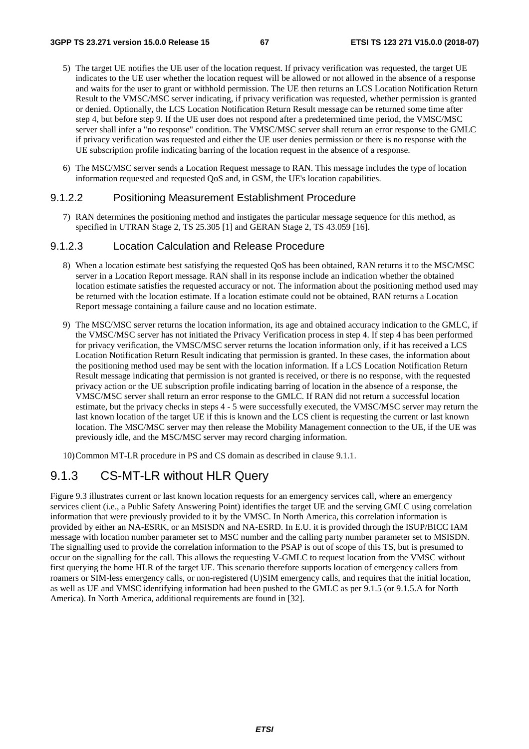5) The target UE notifies the UE user of the location request. If privacy verification was requested, the target UE indicates to the UE user whether the location request will be allowed or not allowed in the absence of a response and waits for the user to grant or withhold permission. The UE then returns an LCS Location Notification Return Result to the VMSC/MSC server indicating, if privacy verification was requested, whether permission is granted or denied. Optionally, the LCS Location Notification Return Result message can be returned some time after step 4, but before step 9. If the UE user does not respond after a predetermined time period, the VMSC/MSC server shall infer a "no response" condition. The VMSC/MSC server shall return an error response to the GMLC if privacy verification was requested and either the UE user denies permission or there is no response with the UE subscription profile indicating barring of the location request in the absence of a response.

6) The MSC/MSC server sends a Location Request message to RAN. This message includes the type of location information requested and requested QoS and, in GSM, the UE's location capabilities.

#### 9.1.2.2 Positioning Measurement Establishment Procedure

7) RAN determines the positioning method and instigates the particular message sequence for this method, as specified in UTRAN Stage 2, TS 25.305 [1] and GERAN Stage 2, TS 43.059 [16].

#### 9.1.2.3 Location Calculation and Release Procedure

8) When a location estimate best satisfying the requested QoS has been obtained, RAN returns it to the MSC/MSC server in a Location Report message. RAN shall in its response include an indication whether the obtained location estimate satisfies the requested accuracy or not. The information about the positioning method used may be returned with the location estimate. If a location estimate could not be obtained, RAN returns a Location Report message containing a failure cause and no location estimate.

9) The MSC/MSC server returns the location information, its age and obtained accuracy indication to the GMLC, if the VMSC/MSC server has not initiated the Privacy Verification process in step 4. If step 4 has been performed for privacy verification, the VMSC/MSC server returns the location information only, if it has received a LCS Location Notification Return Result indicating that permission is granted. In these cases, the information about the positioning method used may be sent with the location information. If a LCS Location Notification Return Result message indicating that permission is not granted is received, or there is no response, with the requested privacy action or the UE subscription profile indicating barring of location in the absence of a response, the VMSC/MSC server shall return an error response to the GMLC. If RAN did not return a successful location estimate, but the privacy checks in steps 4 - 5 were successfully executed, the VMSC/MSC server may return the last known location of the target UE if this is known and the LCS client is requesting the current or last known location. The MSC/MSC server may then release the Mobility Management connection to the UE, if the UE was previously idle, and the MSC/MSC server may record charging information.

10) Common MT-LR procedure in PS and CS domain as described in clause 9.1.1.

### 9.1.3 CS-MT-LR without HLR Query

Figure 9.3 illustrates current or last known location requests for an emergency services call, where an emergency services client (i.e., a Public Safety Answering Point) identifies the target UE and the serving GMLC using correlation information that were previously provided to it by the VMSC. In North America, this correlation information is provided by either an NA-ESRK, or an MSISDN and NA-ESRD. In E.U. it is provided through the ISUP/BICC IAM message with location number parameter set to MSC number and the calling party number parameter set to MSISDN. The signalling used to provide the correlation information to the PSAP is out of scope of this TS, but is presumed to occur on the signalling for the call. This allows the requesting V-GMLC to request location from the VMSC without first querying the home HLR of the target UE. This scenario therefore supports location of emergency callers from roamers or SIM-less emergency calls, or non-registered (U)SIM emergency calls, and requires that the initial location, as well as UE and VMSC identifying information had been pushed to the GMLC as per 9.1.5 (or 9.1.5.A for North America). In North America, additional requirements are found in [32].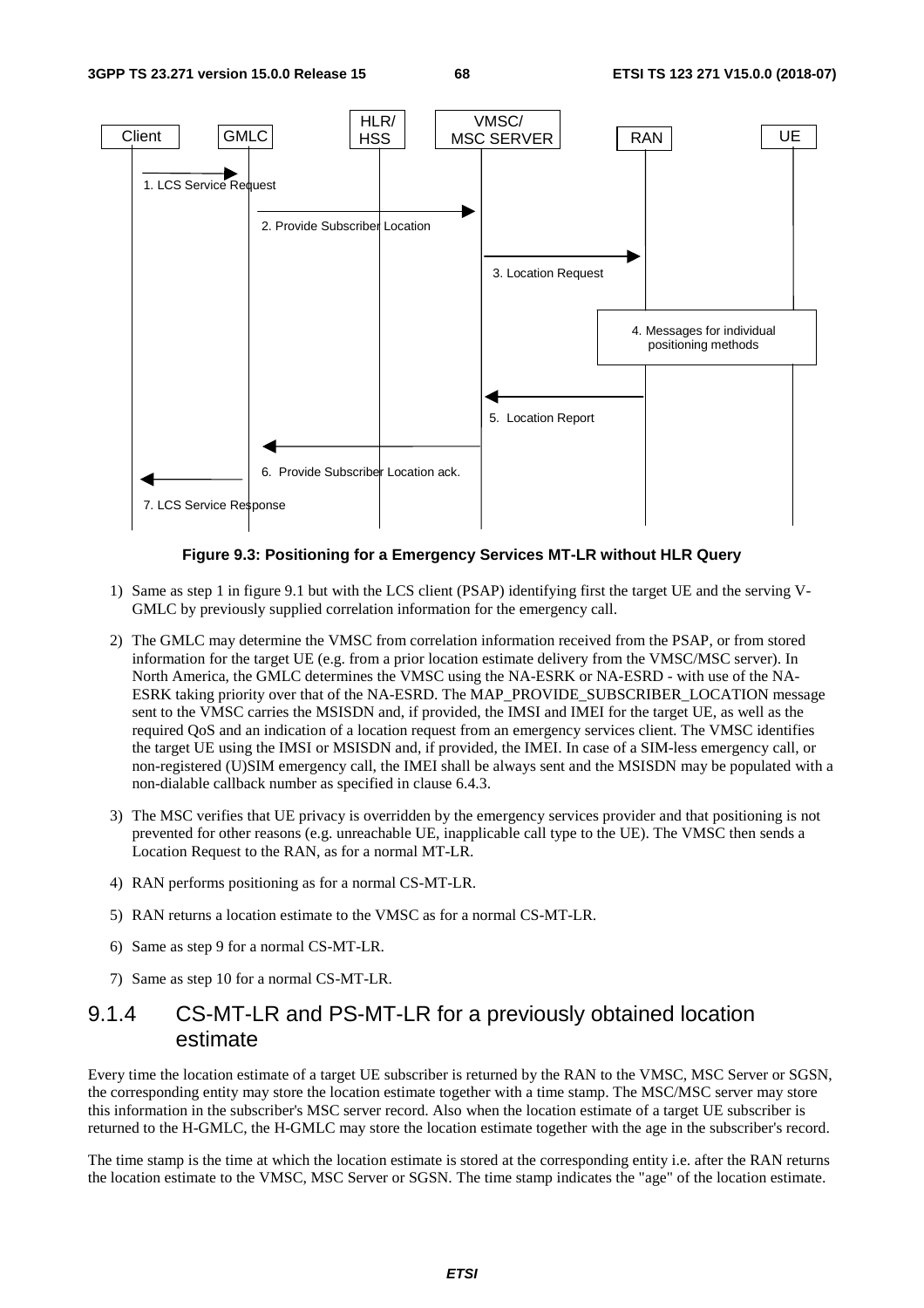**Figure 9.3: Positioning for a Emergency Services MT-LR without HLR Query**

1) Same as step 1 in figure 9.1 but with the LCS client (PSAP) identifying first the target UE and the serving V-GMLC by previously supplied correlation information for the emergency call.

2) The GMLC may determine the VMSC from correlation information received from the PSAP, or from stored information for the target UE (e.g. from a prior location estimate delivery from the VMSC/MSC server). In North America, the GMLC determines the VMSC using the NA-ESRK or NA-ESRD - with use of the NA-ESRK taking priority over that of the NA-ESRD. The MAP_PROVIDE_SUBSCRIBER_LOCATION message sent to the VMSC carries the MSISDN and, if provided, the IMSI and IMEI for the target UE, as well as the required QoS and an indication of a location request from an emergency services client. The VMSC identifies the target UE using the IMSI or MSISDN and, if provided, the IMEI. In case of a SIM-less emergency call, or non-registered (U)SIM emergency call, the IMEI shall be always sent and the MSISDN may be populated with a non-dialable callback number as specified in clause 6.4.3.

3) The MSC verifies that UE privacy is overridden by the emergency services provider and that positioning is not prevented for other reasons (e.g. unreachable UE, inapplicable call type to the UE). The VMSC then sends a Location Request to the RAN, as for a normal MT-LR.

4) RAN performs positioning as for a normal CS-MT-LR.

5) RAN returns a location estimate to the VMSC as for a normal CS-MT-LR.

6) Same as step 9 for a normal CS-MT-LR.

7) Same as step 10 for a normal CS-MT-LR.

### 9.1.4 CS-MT-LR and PS-MT-LR for a previously obtained location estimate

Every time the location estimate of a target UE subscriber is returned by the RAN to the VMSC, MSC Server or SGSN, the corresponding entity may store the location estimate together with a time stamp. The MSC/MSC server may store this information in the subscriber's MSC server record. Also when the location estimate of a target UE subscriber is returned to the H-GMLC, the H-GMLC may store the location estimate together with the age in the subscriber's record.

The time stamp is the time at which the location estimate is stored at the corresponding entity i.e. after the RAN returns the location estimate to the VMSC, MSC Server or SGSN. The time stamp indicates the "age" of the location estimate.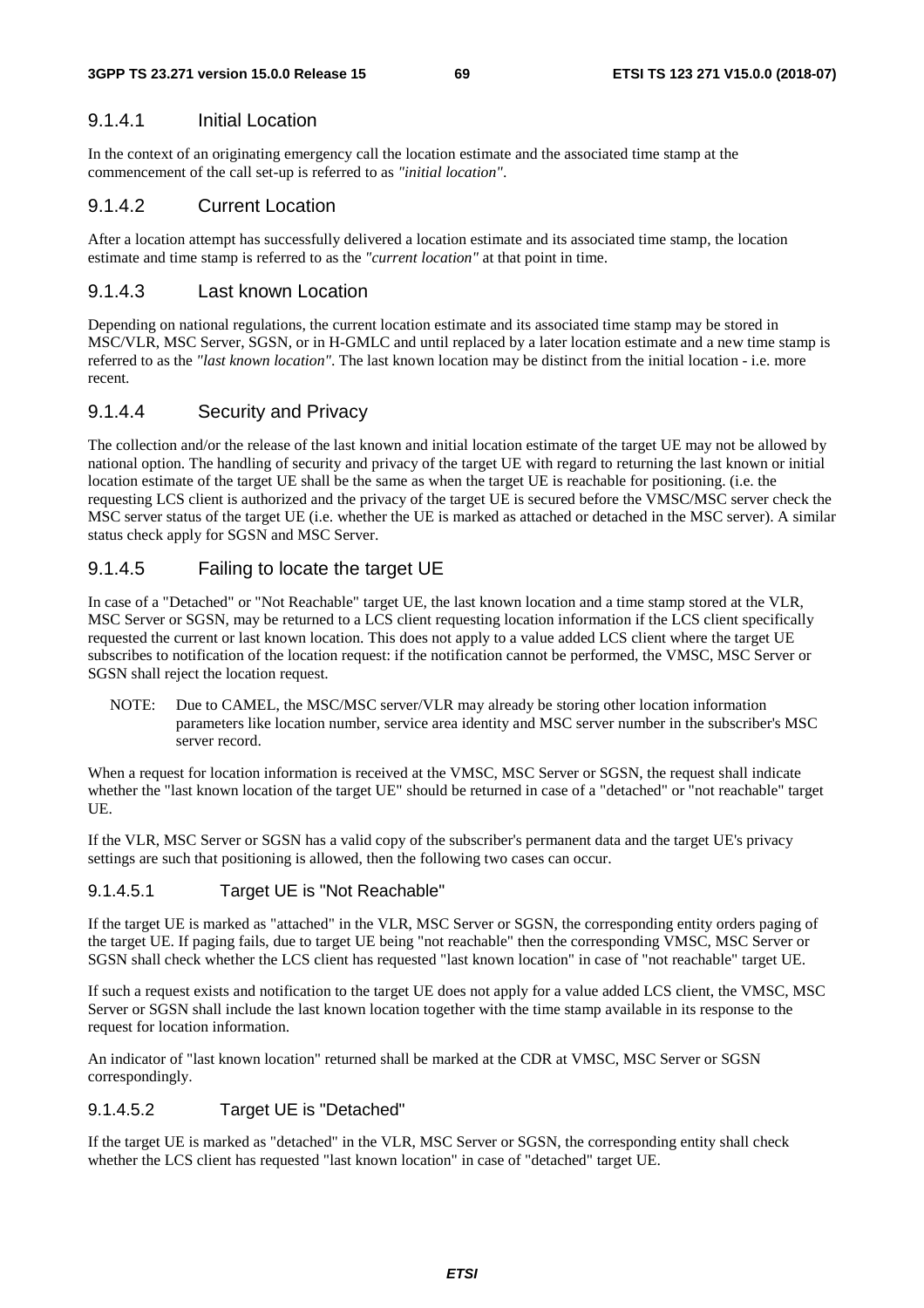#### 9.1.4.1 Initial Location

In the context of an originating emergency call the location estimate and the associated time stamp at the commencement of the call set-up is referred to as *"initial location"*.

#### 9.1.4.2 Current Location

After a location attempt has successfully delivered a location estimate and its associated time stamp, the location estimate and time stamp is referred to as the *"current location"* at that point in time.

#### 9.1.4.3 Last known Location

Depending on national regulations, the current location estimate and its associated time stamp may be stored in MSC/VLR, MSC Server, SGSN, or in H-GMLC and until replaced by a later location estimate and a new time stamp is referred to as the *"last known location"*. The last known location may be distinct from the initial location - i.e. more recent.

#### 9.1.4.4 Security and Privacy

The collection and/or the release of the last known and initial location estimate of the target UE may not be allowed by national option. The handling of security and privacy of the target UE with regard to returning the last known or initial location estimate of the target UE shall be the same as when the target UE is reachable for positioning. (i.e. the requesting LCS client is authorized and the privacy of the target UE is secured before the VMSC/MSC server check the MSC server status of the target UE (i.e. whether the UE is marked as attached or detached in the MSC server). A similar status check apply for SGSN and MSC Server.

#### 9.1.4.5 Failing to locate the target UE

In case of a "Detached" or "Not Reachable" target UE, the last known location and a time stamp stored at the VLR, MSC Server or SGSN, may be returned to a LCS client requesting location information if the LCS client specifically requested the current or last known location. This does not apply to a value added LCS client where the target UE subscribes to notification of the location request: if the notification cannot be performed, the VMSC, MSC Server or SGSN shall reject the location request.

NOTE: Due to CAMEL, the MSC/MSC server/VLR may already be storing other location information parameters like location number, service area identity and MSC server number in the subscriber's MSC server record.

When a request for location information is received at the VMSC, MSC Server or SGSN, the request shall indicate whether the "last known location of the target UE" should be returned in case of a "detached" or "not reachable" target UE.

If the VLR, MSC Server or SGSN has a valid copy of the subscriber's permanent data and the target UE's privacy settings are such that positioning is allowed, then the following two cases can occur.

##### 9.1.4.5.1 Target UE is "Not Reachable"

If the target UE is marked as "attached" in the VLR, MSC Server or SGSN, the corresponding entity orders paging of the target UE. If paging fails, due to target UE being "not reachable" then the corresponding VMSC, MSC Server or SGSN shall check whether the LCS client has requested "last known location" in case of "not reachable" target UE.

If such a request exists and notification to the target UE does not apply for a value added LCS client, the VMSC, MSC Server or SGSN shall include the last known location together with the time stamp available in its response to the request for location information.

An indicator of "last known location" returned shall be marked at the CDR at VMSC, MSC Server or SGSN correspondingly.

##### 9.1.4.5.2 Target UE is "Detached"

If the target UE is marked as "detached" in the VLR, MSC Server or SGSN, the corresponding entity shall check whether the LCS client has requested "last known location" in case of "detached" target UE.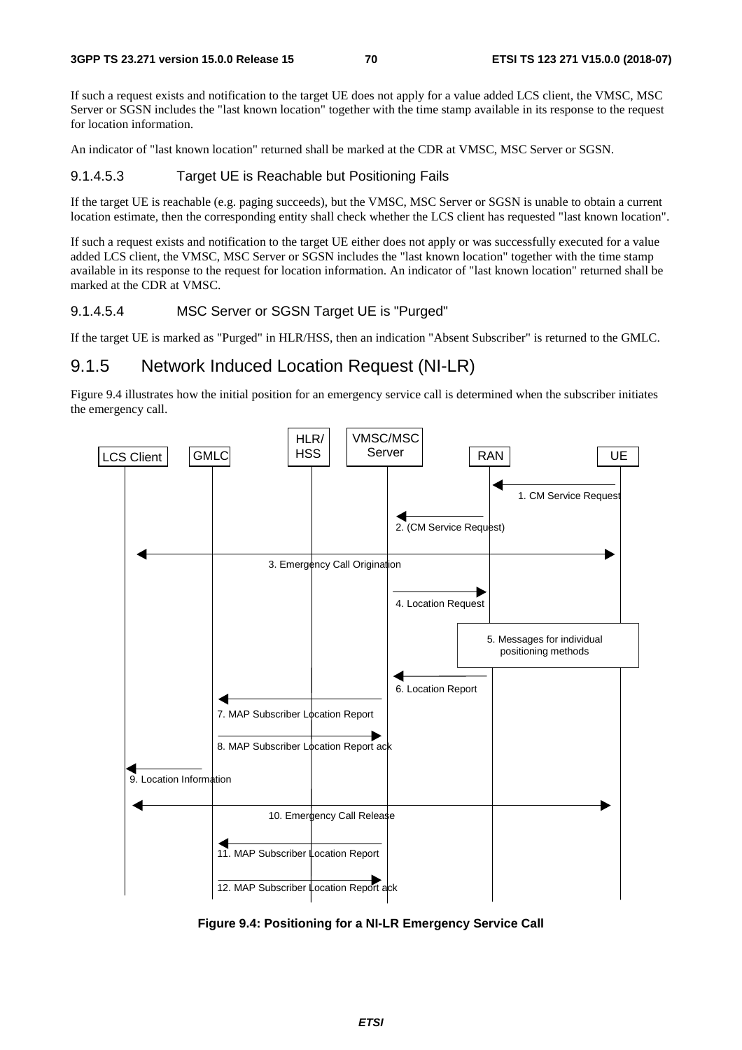If such a request exists and notification to the target UE does not apply for a value added LCS client, the VMSC, MSC Server or SGSN includes the "last known location" together with the time stamp available in its response to the request for location information.

An indicator of "last known location" returned shall be marked at the CDR at VMSC, MSC Server or SGSN.

#### 9.1.4.5.3 Target UE is Reachable but Positioning Fails

If the target UE is reachable (e.g. paging succeeds), but the VMSC, MSC Server or SGSN is unable to obtain a current location estimate, then the corresponding entity shall check whether the LCS client has requested "last known location".

If such a request exists and notification to the target UE either does not apply or was successfully executed for a value added LCS client, the VMSC, MSC Server or SGSN includes the "last known location" together with the time stamp available in its response to the request for location information. An indicator of "last known location" returned shall be marked at the CDR at VMSC.

#### 9.1.4.5.4 MSC Server or SGSN Target UE is "Purged"

If the target UE is marked as "Purged" in HLR/HSS, then an indication "Absent Subscriber" is returned to the GMLC.

### 9.1.5 Network Induced Location Request (NI-LR)

Figure 9.4 illustrates how the initial position for an emergency service call is determined when the subscriber initiates the emergency call.

LCS Client | GMLC | HLR/HSS | VMSC/MSC Server | RAN | UE

1. CM Service Request
2. (CM Service Request)
3. Emergency Call Origination
4. Location Request
5. Messages for individual positioning methods
6. Location Report
7. MAP Subscriber Location Report
8. MAP Subscriber Location Report ack
9. Location Information
10. Emergency Call Release
11. MAP Subscriber Location Report
12. MAP Subscriber Location Report ack

**Figure 9.4: Positioning for a NI-LR Emergency Service Call**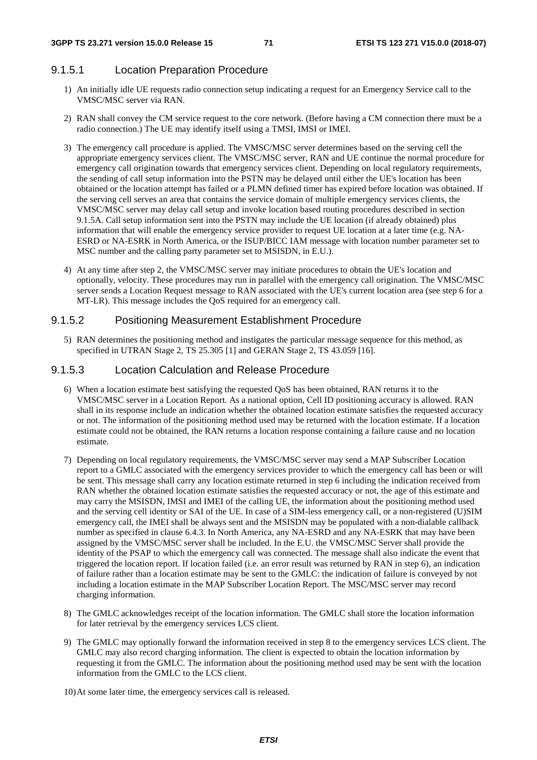#### 9.1.5.1 Location Preparation Procedure

1) An initially idle UE requests radio connection setup indicating a request for an Emergency Service call to the VMSC/MSC server via RAN.

2) RAN shall convey the CM service request to the core network. (Before having a CM connection there must be a radio connection.) The UE may identify itself using a TMSI, IMSI or IMEI.

3) The emergency call procedure is applied. The VMSC/MSC server determines based on the serving cell the appropriate emergency services client. The VMSC/MSC server, RAN and UE continue the normal procedure for emergency call origination towards that emergency services client. Depending on local regulatory requirements, the sending of call setup information into the PSTN may be delayed until either the UE's location has been obtained or the location attempt has failed or a PLMN defined timer has expired before location was obtained. If the serving cell serves an area that contains the service domain of multiple emergency services clients, the VMSC/MSC server may delay call setup and invoke location based routing procedures described in section 9.1.5A. Call setup information sent into the PSTN may include the UE location (if already obtained) plus information that will enable the emergency service provider to request UE location at a later time (e.g. NA-ESRD or NA-ESRK in North America, or the ISUP/BICC IAM message with location number parameter set to MSC number and the calling party parameter set to MSISDN, in E.U.).

4) At any time after step 2, the VMSC/MSC server may initiate procedures to obtain the UE's location and optionally, velocity. These procedures may run in parallel with the emergency call origination. The VMSC/MSC server sends a Location Request message to RAN associated with the UE's current location area (see step 6 for a MT-LR). This message includes the QoS required for an emergency call.

#### 9.1.5.2 Positioning Measurement Establishment Procedure

5) RAN determines the positioning method and instigates the particular message sequence for this method, as specified in UTRAN Stage 2, TS 25.305 [1] and GERAN Stage 2, TS 43.059 [16].

#### 9.1.5.3 Location Calculation and Release Procedure

6) When a location estimate best satisfying the requested QoS has been obtained, RAN returns it to the VMSC/MSC server in a Location Report. As a national option, Cell ID positioning accuracy is allowed. RAN shall in its response include an indication whether the obtained location estimate satisfies the requested accuracy or not. The information of the positioning method used may be returned with the location estimate. If a location estimate could not be obtained, the RAN returns a location response containing a failure cause and no location estimate.

7) Depending on local regulatory requirements, the VMSC/MSC server may send a MAP Subscriber Location report to a GMLC associated with the emergency services provider to which the emergency call has been or will be sent. This message shall carry any location estimate returned in step 6 including the indication received from RAN whether the obtained location estimate satisfies the requested accuracy or not, the age of this estimate and may carry the MSISDN, IMSI and IMEI of the calling UE, the information about the positioning method used and the serving cell identity or SAI of the UE. In case of a SIM-less emergency call, or a non-registered (U)SIM emergency call, the IMEI shall be always sent and the MSISDN may be populated with a non-dialable callback number as specified in clause 6.4.3. In North America, any NA-ESRD and any NA-ESRK that may have been assigned by the VMSC/MSC server shall be included. In the E.U. the VMSC/MSC Server shall provide the identity of the PSAP to which the emergency call was connected. The message shall also indicate the event that triggered the location report. If location failed (i.e. an error result was returned by RAN in step 6), an indication of failure rather than a location estimate may be sent to the GMLC: the indication of failure is conveyed by not including a location estimate in the MAP Subscriber Location Report. The MSC/MSC server may record charging information.

8) The GMLC acknowledges receipt of the location information. The GMLC shall store the location information for later retrieval by the emergency services LCS client.

9) The GMLC may optionally forward the information received in step 8 to the emergency services LCS client. The GMLC may also record charging information. The client is expected to obtain the location information by requesting it from the GMLC. The information about the positioning method used may be sent with the location information from the GMLC to the LCS client.

10) At some later time, the emergency services call is released.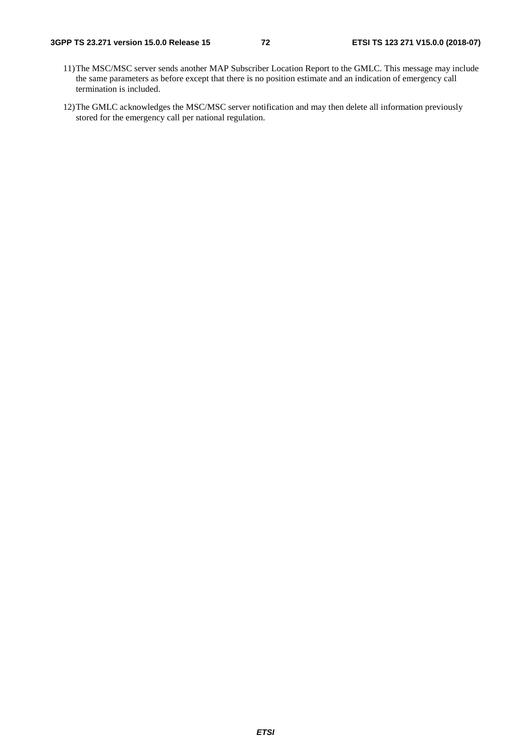11) The MSC/MSC server sends another MAP Subscriber Location Report to the GMLC. This message may include the same parameters as before except that there is no position estimate and an indication of emergency call termination is included.

12) The GMLC acknowledges the MSC/MSC server notification and may then delete all information previously stored for the emergency call per national regulation.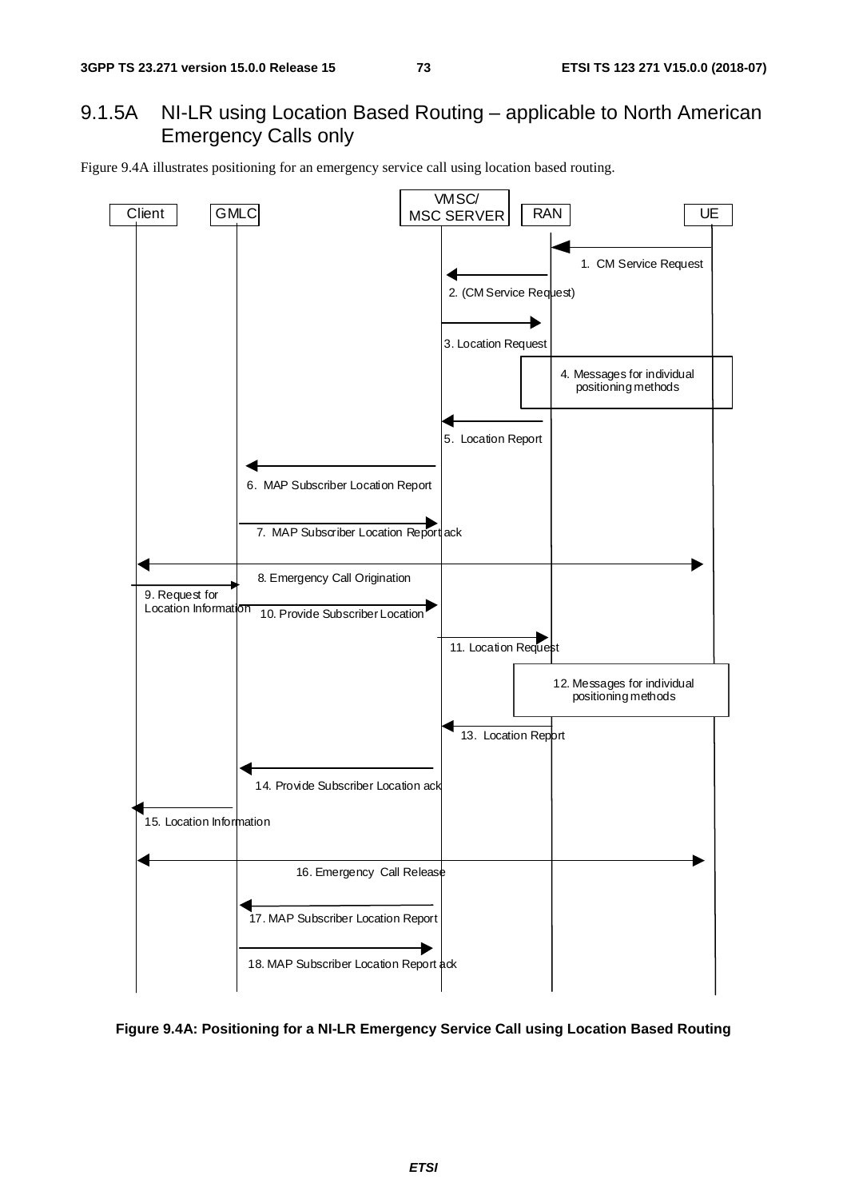### 9.1.5A NI-LR using Location Based Routing – applicable to North American Emergency Calls only

Figure 9.4A illustrates positioning for an emergency service call using location based routing.

Client | GMLC | VMSC/ MSC SERVER | RAN | UE

1. CM Service Request
2. (CM Service Request)
3. Location Request
4. Messages for individual positioning methods
5. Location Report
6. MAP Subscriber Location Report
7. MAP Subscriber Location Report ack
8. Emergency Call Origination
9. Request for Location Information
10. Provide Subscriber Location
11. Location Request
12. Messages for individual positioning methods
13. Location Report
14. Provide Subscriber Location ack
15. Location Information
16. Emergency Call Release
17. MAP Subscriber Location Report
18. MAP Subscriber Location Report ack

**Figure 9.4A: Positioning for a NI-LR Emergency Service Call using Location Based Routing**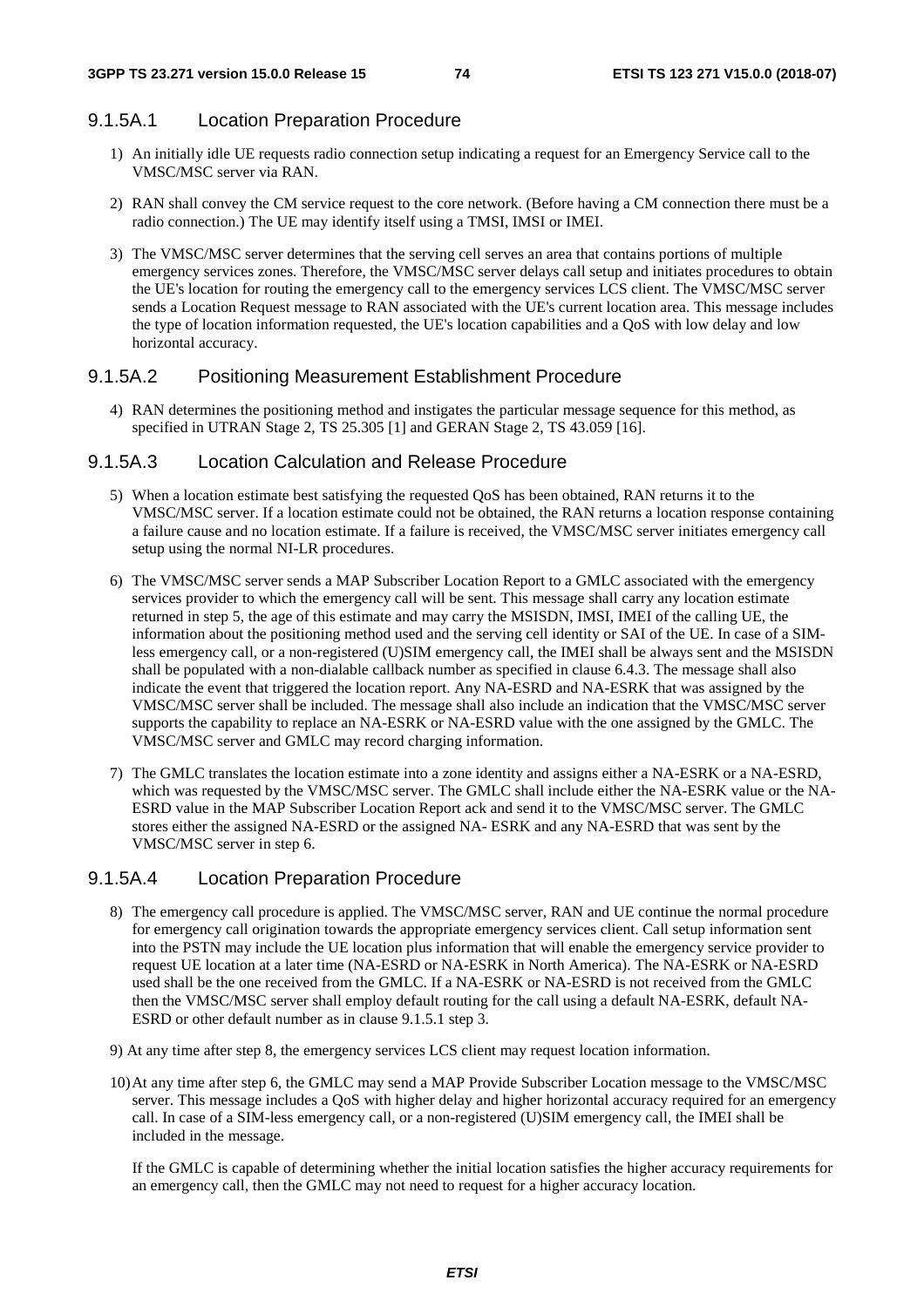#### 9.1.5A.1 Location Preparation Procedure

1) An initially idle UE requests radio connection setup indicating a request for an Emergency Service call to the VMSC/MSC server via RAN.

2) RAN shall convey the CM service request to the core network. (Before having a CM connection there must be a radio connection.) The UE may identify itself using a TMSI, IMSI or IMEI.

3) The VMSC/MSC server determines that the serving cell serves an area that contains portions of multiple emergency services zones. Therefore, the VMSC/MSC server delays call setup and initiates procedures to obtain the UE's location for routing the emergency call to the emergency services LCS client. The VMSC/MSC server sends a Location Request message to RAN associated with the UE's current location area. This message includes the type of location information requested, the UE's location capabilities and a QoS with low delay and low horizontal accuracy.

#### 9.1.5A.2 Positioning Measurement Establishment Procedure

4) RAN determines the positioning method and instigates the particular message sequence for this method, as specified in UTRAN Stage 2, TS 25.305 [1] and GERAN Stage 2, TS 43.059 [16].

#### 9.1.5A.3 Location Calculation and Release Procedure

5) When a location estimate best satisfying the requested QoS has been obtained, RAN returns it to the VMSC/MSC server. If a location estimate could not be obtained, the RAN returns a location response containing a failure cause and no location estimate. If a failure is received, the VMSC/MSC server initiates emergency call setup using the normal NI-LR procedures.

6) The VMSC/MSC server sends a MAP Subscriber Location Report to a GMLC associated with the emergency services provider to which the emergency call will be sent. This message shall carry any location estimate returned in step 5, the age of this estimate and may carry the MSISDN, IMSI, IMEI of the calling UE, the information about the positioning method used and the serving cell identity or SAI of the UE. In case of a SIM-less emergency call, or a non-registered (U)SIM emergency call, the IMEI shall be always sent and the MSISDN shall be populated with a non-dialable callback number as specified in clause 6.4.3. The message shall also indicate the event that triggered the location report. Any NA-ESRK and NA-ESRK that was assigned by the VMSC/MSC server shall be included. The message shall also include an indication that the VMSC/MSC server supports the capability to replace an NA-ESRK or NA-ESRD value with the one assigned by the GMLC. The VMSC/MSC server and GMLC may record charging information.

7) The GMLC translates the location estimate into a zone identity and assigns either a NA-ESRK or a NA-ESRD, which was requested by the VMSC/MSC server. The GMLC shall include either the NA-ESRK value or the NA-ESRD value in the MAP Subscriber Location Report ack and send it to the VMSC/MSC server. The GMLC stores either the assigned NA-ESRD or the assigned NA- ESRK and any NA-ESRD that was sent by the VMSC/MSC server in step 6.

#### 9.1.5A.4 Location Preparation Procedure

8) The emergency call procedure is applied. The VMSC/MSC server, RAN and UE continue the normal procedure for emergency call origination towards the appropriate emergency services client. Call setup information sent into the PSTN may include the UE location plus information that will enable the emergency service provider to request UE location at a later time (NA-ESRD or NA-ESRK in North America). The NA-ESRK or NA-ESRD used shall be the one received from the GMLC. If a NA-ESRK or NA-ESRD is not received from the GMLC then the VMSC/MSC server shall employ default routing for the call using a default NA-ESRK, default NA-ESRD or other default number as in clause 9.1.5.1 step 3.

9) At any time after step 8, the emergency services LCS client may request location information.

10) At any time after step 6, the GMLC may send a MAP Provide Subscriber Location message to the VMSC/MSC server. This message includes a QoS with higher delay and higher horizontal accuracy required for an emergency call. In case of a SIM-less emergency call, or a non-registered (U)SIM emergency call, the IMEI shall be included in the message.

    If the GMLC is capable of determining whether the initial location satisfies the higher accuracy requirements for an emergency call, then the GMLC may not need to request for a higher accuracy location.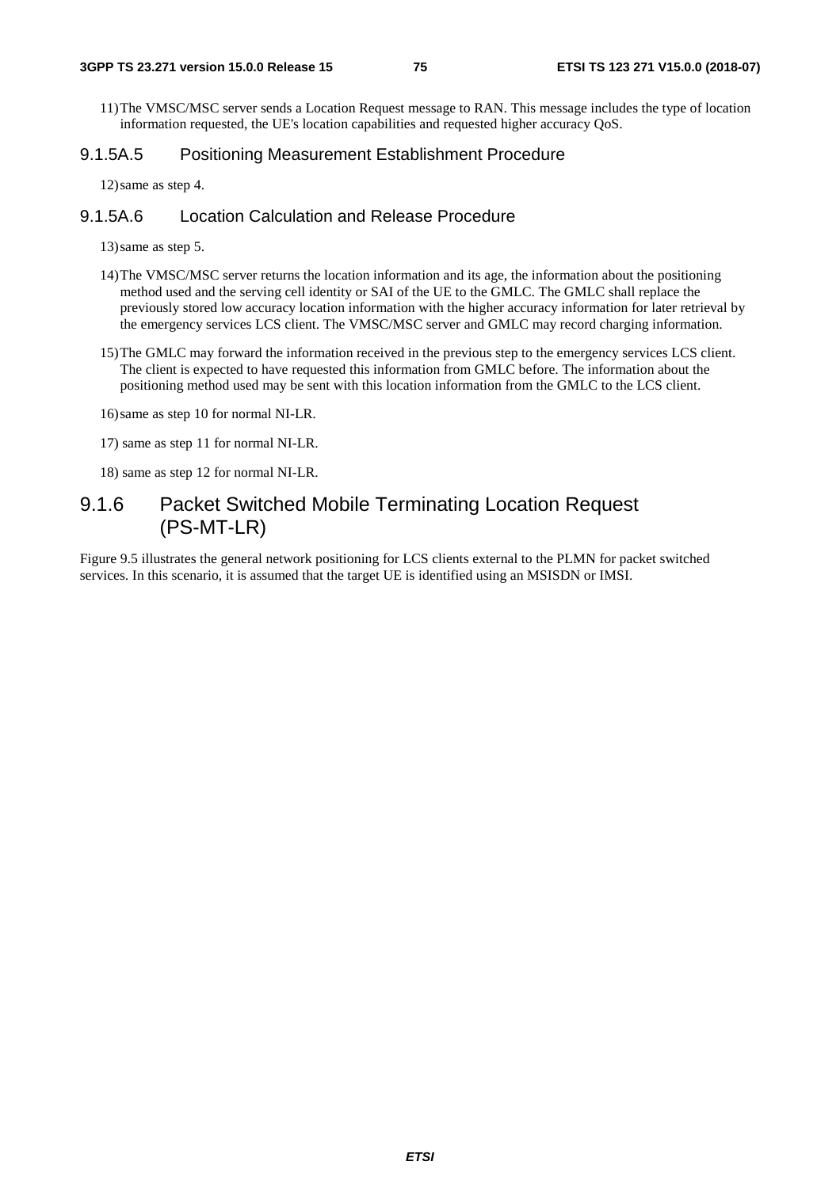11) The VMSC/MSC server sends a Location Request message to RAN. This message includes the type of location information requested, the UE's location capabilities and requested higher accuracy QoS.

#### 9.1.5A.5 Positioning Measurement Establishment Procedure

12) same as step 4.

#### 9.1.5A.6 Location Calculation and Release Procedure

13) same as step 5.

14) The VMSC/MSC server returns the location information and its age, the information about the positioning method used and the serving cell identity or SAI of the UE to the GMLC. The GMLC shall replace the previously stored low accuracy location information with the higher accuracy information for later retrieval by the emergency services LCS client. The VMSC/MSC server and GMLC may record charging information.

15) The GMLC may forward the information received in the previous step to the emergency services LCS client. The client is expected to have requested this information from GMLC before. The information about the positioning method used may be sent with this location information from the GMLC to the LCS client.

16) same as step 10 for normal NI-LR.

17) same as step 11 for normal NI-LR.

18) same as step 12 for normal NI-LR.

### 9.1.6 Packet Switched Mobile Terminating Location Request (PS-MT-LR)

Figure 9.5 illustrates the general network positioning for LCS clients external to the PLMN for packet switched services. In this scenario, it is assumed that the target UE is identified using an MSISDN or IMSI.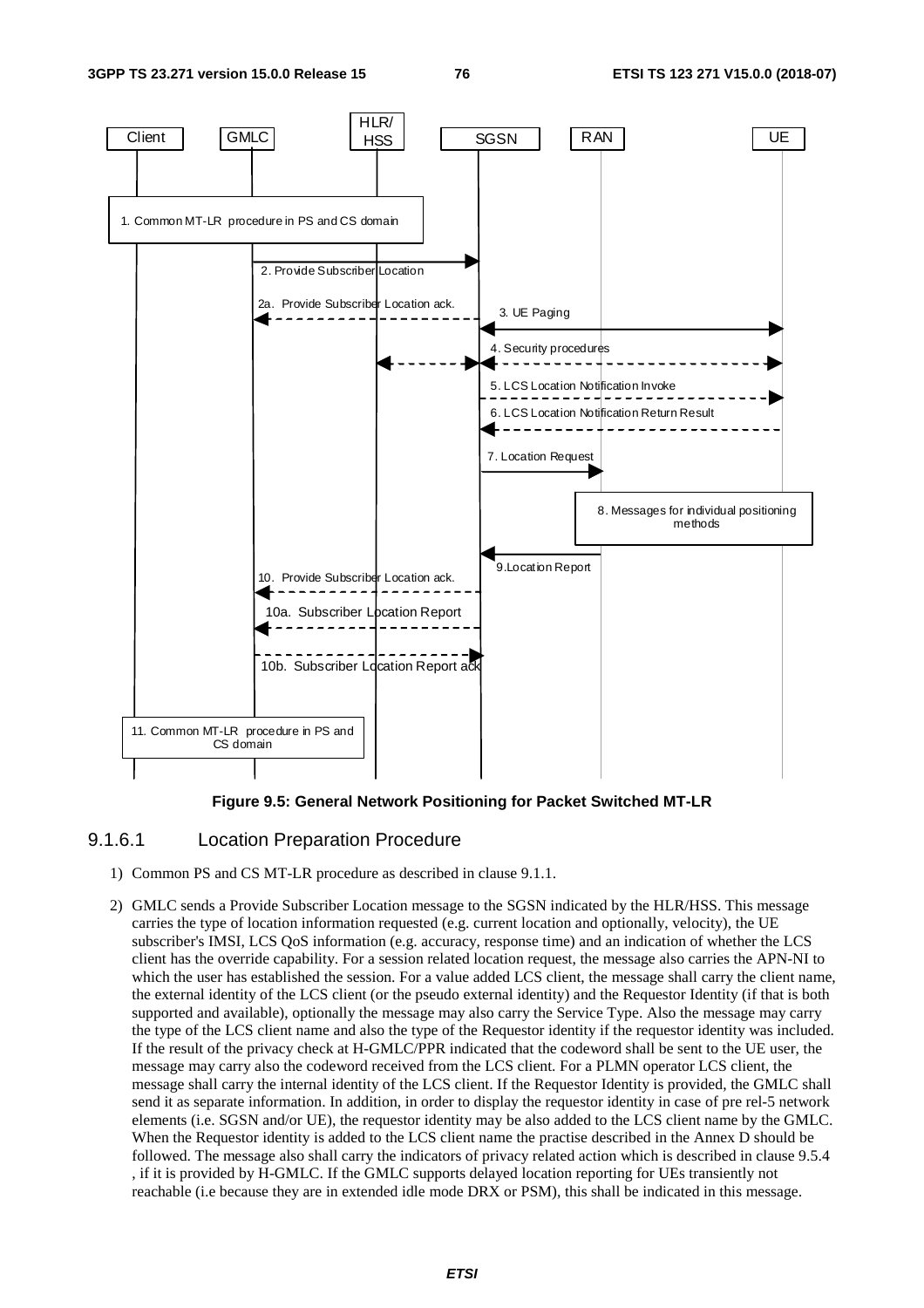Figure 9.5: General Network Positioning for Packet Switched MT-LR

### 9.1.6.1 Location Preparation Procedure

1) Common PS and CS MT-LR procedure as described in clause 9.1.1.

2) GMLC sends a Provide Subscriber Location message to the SGSN indicated by the HLR/HSS. This message carries the type of location information requested (e.g. current location and optionally, velocity), the UE subscriber's IMSI, LCS QoS information (e.g. accuracy, response time) and an indication of whether the LCS client has the override capability. For a session related location request, the message also carries the APN-NI to which the user has established the session. For a value added LCS client, the message shall carry the client name, the external identity of the LCS client (or the pseudo external identity) and the Requestor Identity (if that is both supported and available), optionally the message may also carry the Service Type. Also the message may carry the type of the LCS client name and also the type of the Requestor identity if the requestor identity was included. If the result of the privacy check at H-GMLC/PPR indicated that the codeword shall be sent to the UE user, the message may carry also the codeword received from the LCS client. For a PLMN operator LCS client, the message shall carry the internal identity of the LCS client. If the Requestor Identity is provided, the GMLC shall send it as separate information. In addition, in order to display the requestor identity in case of pre rel-5 network elements (i.e. SGSN and/or UE), the requestor identity may be also added to the LCS client name by the GMLC. When the Requestor identity is added to the LCS client name the practise described in the Annex D should be followed. The message also shall carry the indicators of privacy related action which is described in clause 9.5.4 , if it is provided by H-GMLC. If the GMLC supports delayed location reporting for UEs transiently not reachable (i.e because they are in extended idle mode DRX or PSM), this shall be indicated in this message.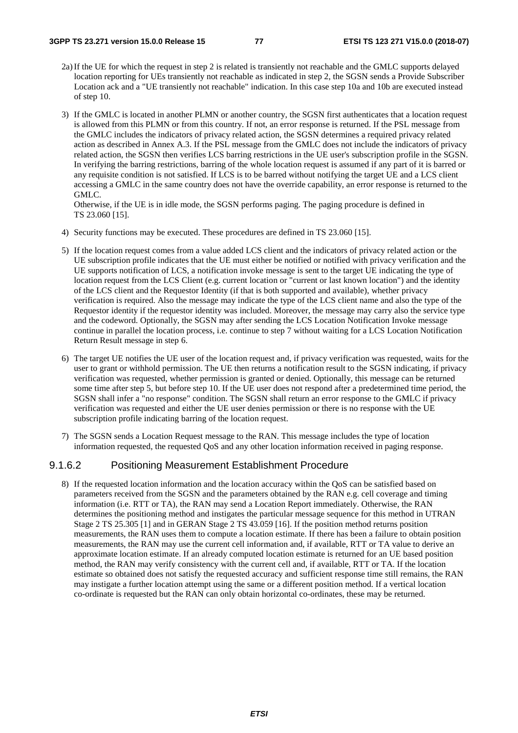2a) If the UE for which the request in step 2 is related is transiently not reachable and the GMLC supports delayed location reporting for UEs transiently not reachable as indicated in step 2, the SGSN sends a Provide Subscriber Location ack and a "UE transiently not reachable" indication. In this case step 10a and 10b are executed instead of step 10.

3) If the GMLC is located in another PLMN or another country, the SGSN first authenticates that a location request is allowed from this PLMN or from this country. If not, an error response is returned. If the PSL message from the GMLC includes the indicators of privacy related action, the SGSN determines a required privacy related action as described in Annex A.3. If the PSL message from the GMLC does not include the indicators of privacy related action, the SGSN then verifies LCS barring restrictions in the UE user's subscription profile in the SGSN. In verifying the barring restrictions, barring of the whole location request is assumed if any part of it is barred or any requisite condition is not satisfied. If LCS is to be barred without notifying the target UE and a LCS client accessing a GMLC in the same country does not have the override capability, an error response is returned to the GMLC.
Otherwise, if the UE is in idle mode, the SGSN performs paging. The paging procedure is defined in TS 23.060 [15].

4) Security functions may be executed. These procedures are defined in TS 23.060 [15].

5) If the location request comes from a value added LCS client and the indicators of privacy related action or the UE subscription profile indicates that the UE must either be notified or notified with privacy verification and the UE supports notification of LCS, a notification invoke message is sent to the target UE indicating the type of location request from the LCS Client (e.g. current location or "current or last known location") and the identity of the LCS client and the Requestor Identity (if that is both supported and available), whether privacy verification is required. Also the message may indicate the type of the LCS client name and also the type of the Requestor identity if the requestor identity was included. Moreover, the message may carry also the service type and the codeword. Optionally, the SGSN may after sending the LCS Location Notification Invoke message continue in parallel the location process, i.e. continue to step 7 without waiting for a LCS Location Notification Return Result message in step 6.

6) The target UE notifies the UE user of the location request and, if privacy verification was requested, waits for the user to grant or withhold permission. The UE then returns a notification result to the SGSN indicating, if privacy verification was requested, whether permission is granted or denied. Optionally, this message can be returned some time after step 5, but before step 10. If the UE user does not respond after a predetermined time period, the SGSN shall infer a "no response" condition. The SGSN shall return an error response to the GMLC if privacy verification was requested and either the UE user denies permission or there is no response with the UE subscription profile indicating barring of the location request.

7) The SGSN sends a Location Request message to the RAN. This message includes the type of location information requested, the requested QoS and any other location information received in paging response.

#### 9.1.6.2 Positioning Measurement Establishment Procedure

8) If the requested location information and the location accuracy within the QoS can be satisfied based on parameters received from the SGSN and the parameters obtained by the RAN e.g. cell coverage and timing information (i.e. RTT or TA), the RAN may send a Location Report immediately. Otherwise, the RAN determines the positioning method and instigates the particular message sequence for this method in UTRAN Stage 2 TS 25.305 [1] and in GERAN Stage 2 TS 43.059 [16]. If the position method returns position measurements, the RAN uses them to compute a location estimate. If there has been a failure to obtain position measurements, the RAN may use the current cell information and, if available, RTT or TA value to derive an approximate location estimate. If an already computed location estimate is returned for an UE based position method, the RAN may verify consistency with the current cell and, if available, RTT or TA. If the location estimate so obtained does not satisfy the requested accuracy and sufficient response time still remains, the RAN may instigate a further location attempt using the same or a different position method. If a vertical location co-ordinate is requested but the RAN can only obtain horizontal co-ordinates, these may be returned.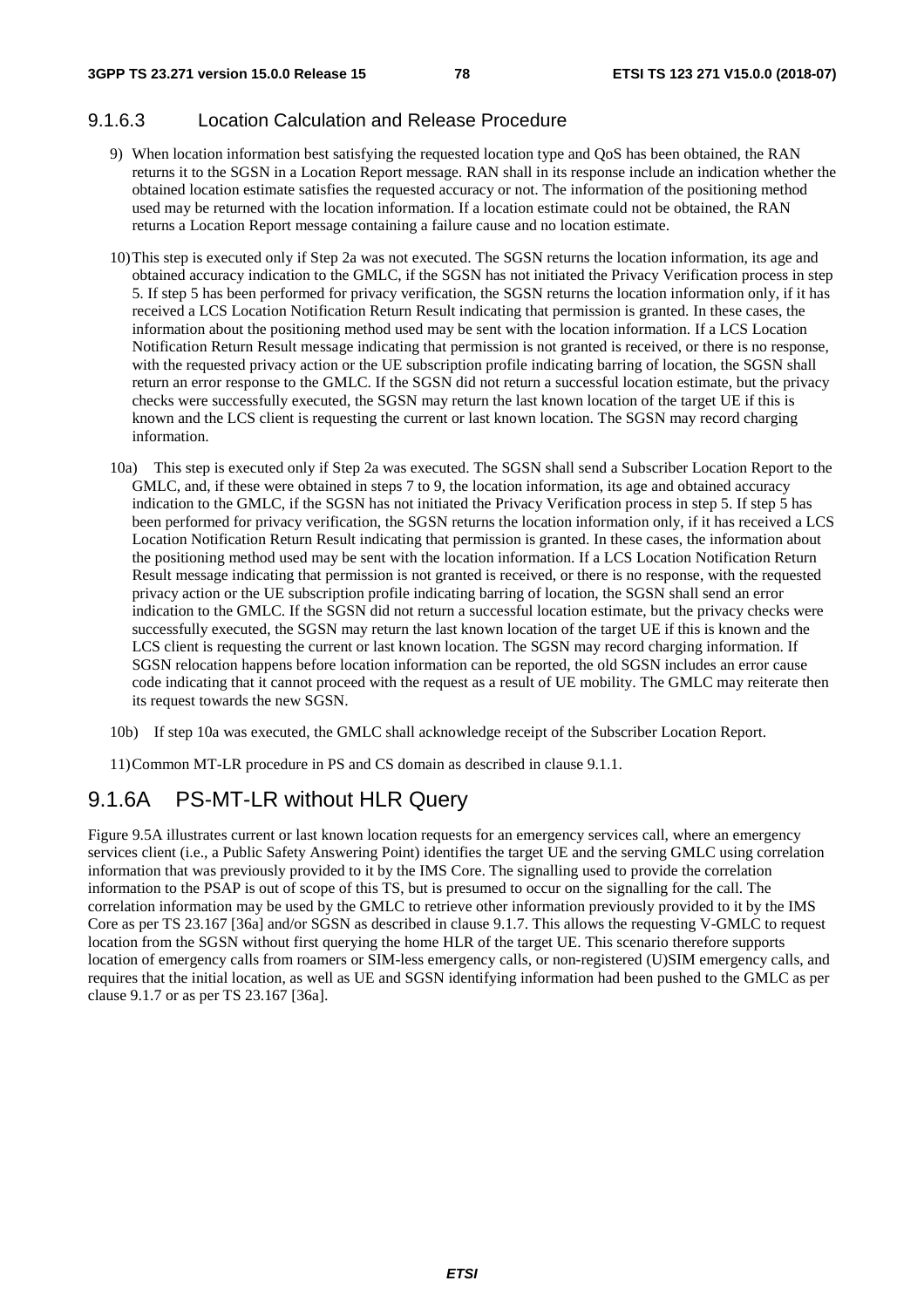#### 9.1.6.3 Location Calculation and Release Procedure

9) When location information best satisfying the requested location type and QoS has been obtained, the RAN returns it to the SGSN in a Location Report message. RAN shall in its response include an indication whether the obtained location estimate satisfies the requested accuracy or not. The information of the positioning method used may be returned with the location information. If a location estimate could not be obtained, the RAN returns a Location Report message containing a failure cause and no location estimate.

10) This step is executed only if Step 2a was not executed. The SGSN returns the location information, its age and obtained accuracy indication to the GMLC, if the SGSN has not initiated the Privacy Verification process in step 5. If step 5 has been performed for privacy verification, the SGSN returns the location information only, if it has received a LCS Location Notification Return Result indicating that permission is granted. In these cases, the information about the positioning method used may be sent with the location information. If a LCS Location Notification Return Result message indicating that permission is not granted is received, or there is no response, with the requested privacy action or the UE subscription profile indicating barring of location, the SGSN shall return an error response to the GMLC. If the SGSN did not return a successful location estimate, but the privacy checks were successfully executed, the SGSN may return the last known location of the target UE if this is known and the LCS client is requesting the current or last known location. The SGSN may record charging information.

10a) This step is executed only if Step 2a was executed. The SGSN shall send a Subscriber Location Report to the GMLC, and, if these were obtained in steps 7 to 9, the location information, its age and obtained accuracy indication to the GMLC, if the SGSN has not initiated the Privacy Verification process in step 5. If step 5 has been performed for privacy verification, the SGSN returns the location information only, if it has received a LCS Location Notification Return Result indicating that permission is granted. In these cases, the information about the positioning method used may be sent with the location information. If a LCS Location Notification Return Result message indicating that permission is not granted is received, or there is no response, with the requested privacy action or the UE subscription profile indicating barring of location, the SGSN shall send an error indication to the GMLC. If the SGSN did not return a successful location estimate, but the privacy checks were successfully executed, the SGSN may return the last known location of the target UE if this is known and the LCS client is requesting the current or last known location. The SGSN may record charging information. If SGSN relocation happens before location information can be reported, the old SGSN includes an error cause code indicating that it cannot proceed with the request as a result of UE mobility. The GMLC may reiterate then its request towards the new SGSN.

10b) If step 10a was executed, the GMLC shall acknowledge receipt of the Subscriber Location Report.

11) Common MT-LR procedure in PS and CS domain as described in clause 9.1.1.

### 9.1.6A PS-MT-LR without HLR Query

Figure 9.5A illustrates current or last known location requests for an emergency services call, where an emergency services client (i.e., a Public Safety Answering Point) identifies the target UE and the serving GMLC using correlation information that was previously provided to it by the IMS Core. The signalling used to provide the correlation information to the PSAP is out of scope of this TS, but is presumed to occur on the signalling for the call. The correlation information may be used by the GMLC to retrieve other information previously provided to it by the IMS Core as per TS 23.167 [36a] and/or SGSN as described in clause 9.1.7. This allows the requesting V-GMLC to request location from the SGSN without first querying the home HLR of the target UE. This scenario therefore supports location of emergency calls from roamers or SIM-less emergency calls, or non-registered (U)SIM emergency calls, and requires that the initial location, as well as UE and SGSN identifying information had been pushed to the GMLC as per clause 9.1.7 or as per TS 23.167 [36a].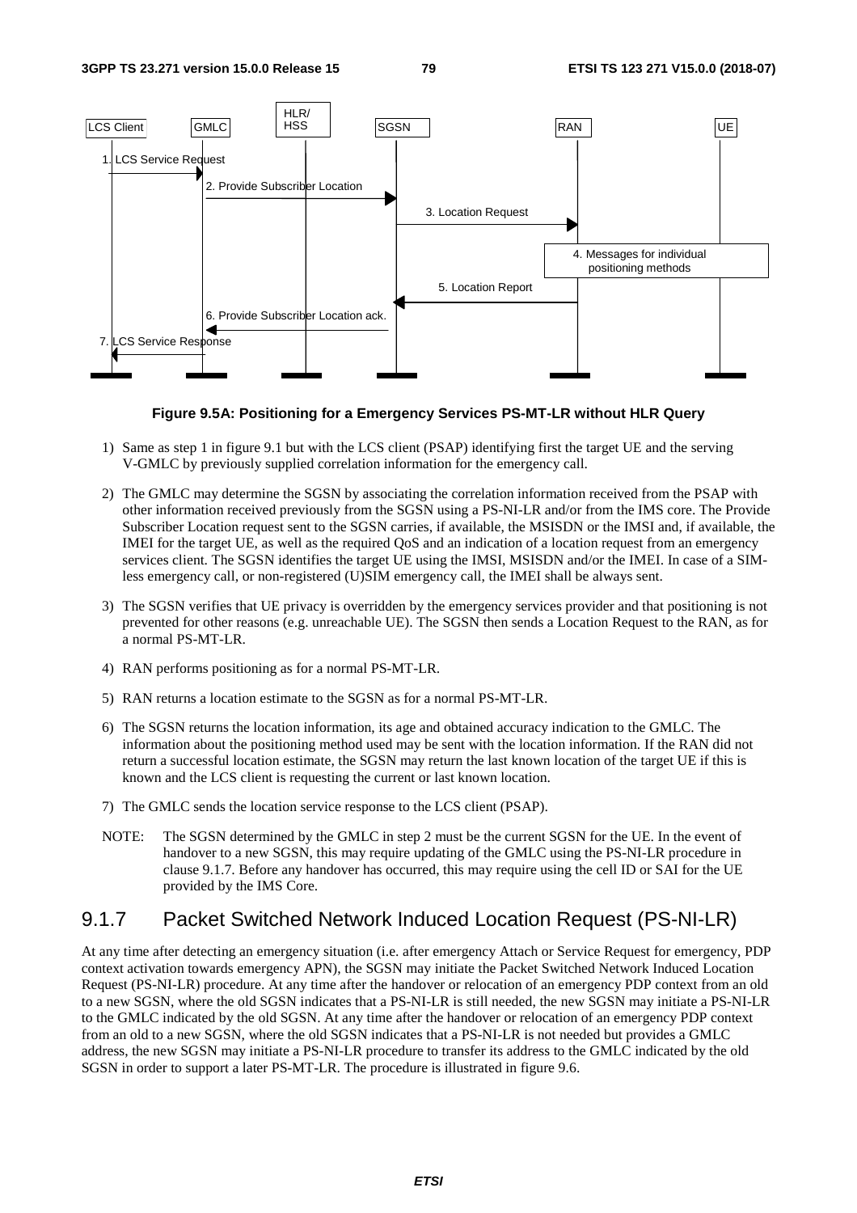**Figure 9.5A: Positioning for a Emergency Services PS-MT-LR without HLR Query**

1) Same as step 1 in figure 9.1 but with the LCS client (PSAP) identifying first the target UE and the serving V-GMLC by previously supplied correlation information for the emergency call.

2) The GMLC may determine the SGSN by associating the correlation information received from the PSAP with other information received previously from the SGSN using a PS-NI-LR and/or from the IMS core. The Provide Subscriber Location request sent to the SGSN carries, if available, the MSISDN or the IMSI and, if available, the IMEI for the target UE, as well as the required QoS and an indication of a location request from an emergency services client. The SGSN identifies the target UE using the IMSI, MSISDN and/or the IMEI. In case of a SIM-less emergency call, or non-registered (U)SIM emergency call, the IMEI shall be always sent.

3) The SGSN verifies that UE privacy is overridden by the emergency services provider and that positioning is not prevented for other reasons (e.g. unreachable UE). The SGSN then sends a Location Request to the RAN, as for a normal PS-MT-LR.

4) RAN performs positioning as for a normal PS-MT-LR.

5) RAN returns a location estimate to the SGSN as for a normal PS-MT-LR.

6) The SGSN returns the location information, its age and obtained accuracy indication to the GMLC. The information about the positioning method used may be sent with the location information. If the RAN did not return a successful location estimate, the SGSN may return the last known location of the target UE if this is known and the LCS client is requesting the current or last known location.

7) The GMLC sends the location service response to the LCS client (PSAP).

NOTE: The SGSN determined by the GMLC in step 2 must be the current SGSN for the UE. In the event of handover to a new SGSN, this may require updating of the GMLC using the PS-NI-LR procedure in clause 9.1.7. Before any handover has occurred, this may require using the cell ID or SAI for the UE provided by the IMS Core.

### 9.1.7 Packet Switched Network Induced Location Request (PS-NI-LR)

At any time after detecting an emergency situation (i.e. after emergency Attach or Service Request for emergency, PDP context activation towards emergency APN), the SGSN may initiate the Packet Switched Network Induced Location Request (PS-NI-LR) procedure. At any time after the handover or relocation of an emergency PDP context from an old to a new SGSN, where the old SGSN indicates that a PS-NI-LR is still needed, the new SGSN may initiate a PS-NI-LR to the GMLC indicated by the old SGSN. At any time after the handover or relocation of an emergency PDP context from an old to a new SGSN, where the old SGSN indicates that a PS-NI-LR is not needed but provides a GMLC address, the new SGSN may initiate a PS-NI-LR procedure to transfer its address to the GMLC indicated by the old SGSN in order to support a later PS-MT-LR. The procedure is illustrated in figure 9.6.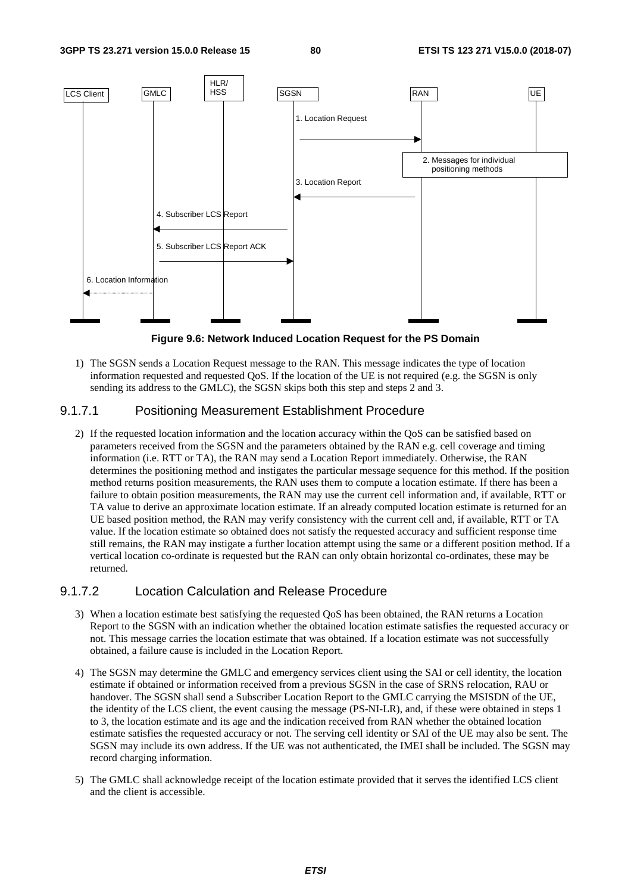**Figure 9.6: Network Induced Location Request for the PS Domain**

1) The SGSN sends a Location Request message to the RAN. This message indicates the type of location information requested and requested QoS. If the location of the UE is not required (e.g. the SGSN is only sending its address to the GMLC), the SGSN skips both this step and steps 2 and 3.

### 9.1.7.1 Positioning Measurement Establishment Procedure

2) If the requested location information and the location accuracy within the QoS can be satisfied based on parameters received from the SGSN and the parameters obtained by the RAN e.g. cell coverage and timing information (i.e. RTT or TA), the RAN may send a Location Report immediately. Otherwise, the RAN determines the positioning method and instigates the particular message sequence for this method. If the position method returns position measurements, the RAN uses them to compute a location estimate. If there has been a failure to obtain position measurements, the RAN may use the current cell information and, if available, RTT or TA value to derive an approximate location estimate. If an already computed location estimate is returned for an UE based position method, the RAN may verify consistency with the current cell and, if available, RTT or TA value. If the location estimate so obtained does not satisfy the requested accuracy and sufficient response time still remains, the RAN may instigate a further location attempt using the same or a different position method. If a vertical location co-ordinate is requested but the RAN can only obtain horizontal co-ordinates, these may be returned.

### 9.1.7.2 Location Calculation and Release Procedure

3) When a location estimate best satisfying the requested QoS has been obtained, the RAN returns a Location Report to the SGSN with an indication whether the obtained location estimate satisfies the requested accuracy or not. This message carries the location estimate that was obtained. If a location estimate was not successfully obtained, a failure cause is included in the Location Report.

4) The SGSN may determine the GMLC and emergency services client using the SAI or cell identity, the location estimate if obtained or information received from a previous SGSN in the case of SRNS relocation, RAU or handover. The SGSN shall send a Subscriber Location Report to the GMLC carrying the MSISDN of the UE, the identity of the LCS client, the event causing the message (PS-NI-LR), and, if these were obtained in steps 1 to 3, the location estimate and its age and the indication received from RAN whether the obtained location estimate satisfies the requested accuracy or not. The serving cell identity or SAI of the UE may also be sent. The SGSN may include its own address. If the UE was not authenticated, the IMEI shall be included. The SGSN may record charging information.

5) The GMLC shall acknowledge receipt of the location estimate provided that it serves the identified LCS client and the client is accessible.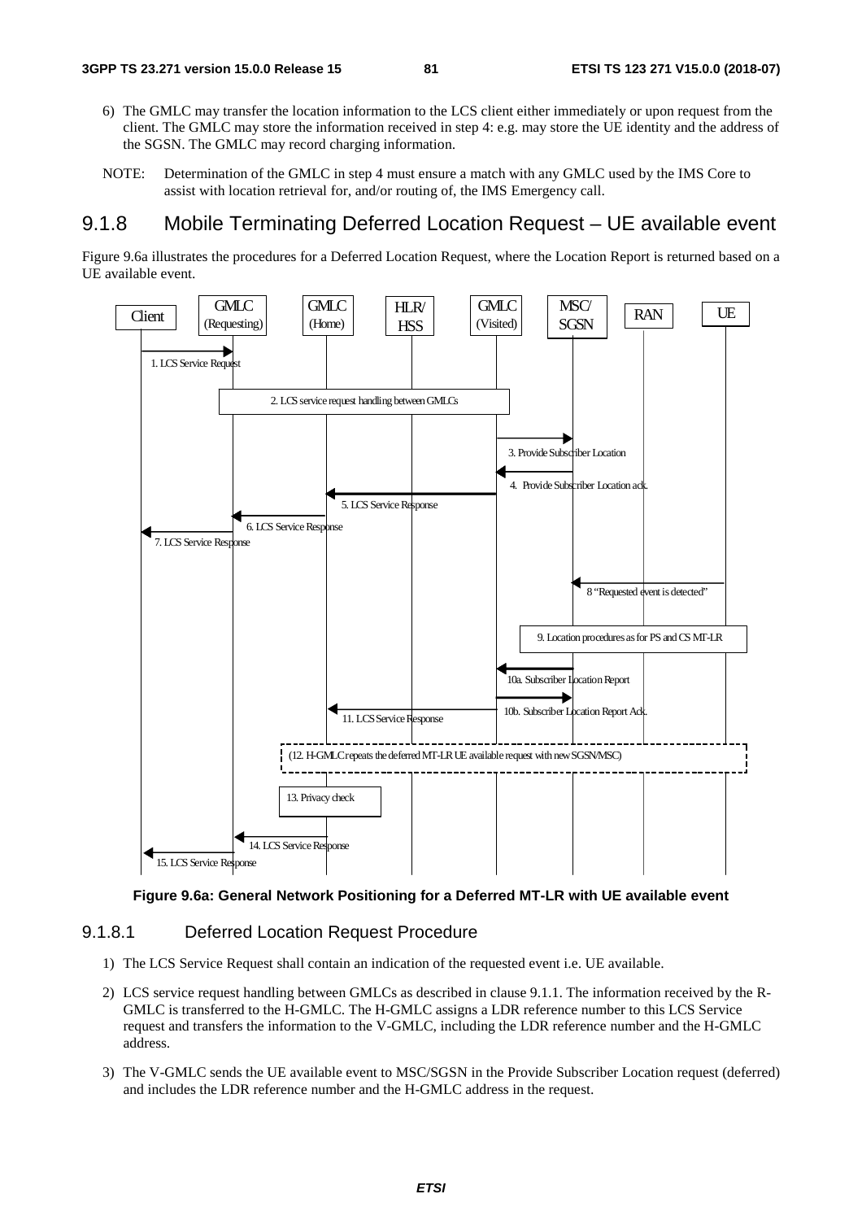6) The GMLC may transfer the location information to the LCS client either immediately or upon request from the client. The GMLC may store the information received in step 4: e.g. may store the UE identity and the address of the SGSN. The GMLC may record charging information.

NOTE: Determination of the GMLC in step 4 must ensure a match with any GMLC used by the IMS Core to assist with location retrieval for, and/or routing of, the IMS Emergency call.

## 9.1.8 Mobile Terminating Deferred Location Request – UE available event

Figure 9.6a illustrates the procedures for a Deferred Location Request, where the Location Report is returned based on a UE available event.

**Figure 9.6a: General Network Positioning for a Deferred MT-LR with UE available event**

### 9.1.8.1 Deferred Location Request Procedure

1) The LCS Service Request shall contain an indication of the requested event i.e. UE available.

2) LCS service request handling between GMLCs as described in clause 9.1.1. The information received by the R-GMLC is transferred to the H-GMLC. The H-GMLC assigns a LDR reference number to this LCS Service request and transfers the information to the V-GMLC, including the LDR reference number and the H-GMLC address.

3) The V-GMLC sends the UE available event to MSC/SGSN in the Provide Subscriber Location request (deferred) and includes the LDR reference number and the H-GMLC address in the request.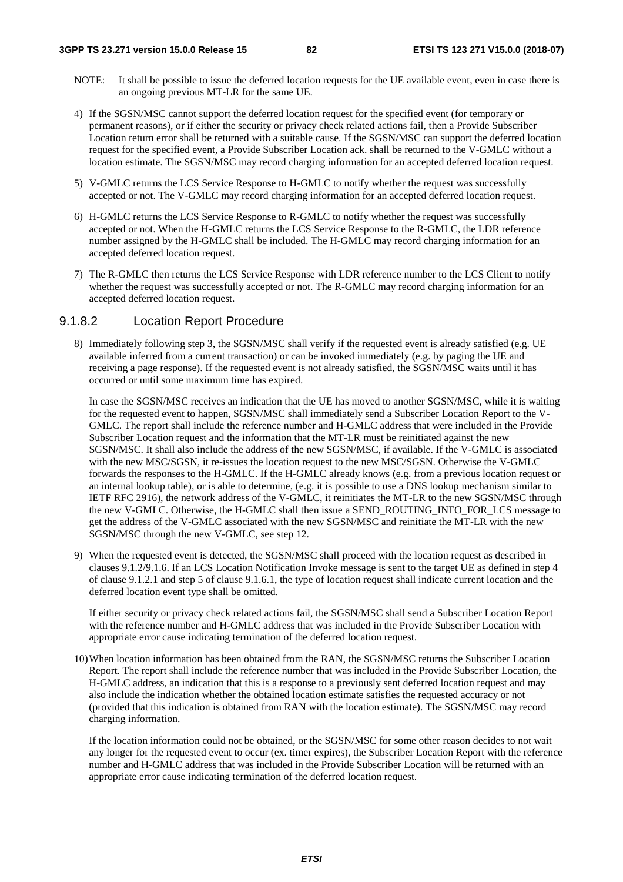NOTE: It shall be possible to issue the deferred location requests for the UE available event, even in case there is an ongoing previous MT-LR for the same UE.

4) If the SGSN/MSC cannot support the deferred location request for the specified event (for temporary or permanent reasons), or if either the security or privacy check related actions fail, then a Provide Subscriber Location return error shall be returned with a suitable cause. If the SGSN/MSC can support the deferred location request for the specified event, a Provide Subscriber Location ack. shall be returned to the V-GMLC without a location estimate. The SGSN/MSC may record charging information for an accepted deferred location request.

5) V-GMLC returns the LCS Service Response to H-GMLC to notify whether the request was successfully accepted or not. The V-GMLC may record charging information for an accepted deferred location request.

6) H-GMLC returns the LCS Service Response to R-GMLC to notify whether the request was successfully accepted or not. When the H-GMLC returns the LCS Service Response to the R-GMLC, the LDR reference number assigned by the H-GMLC shall be included. The H-GMLC may record charging information for an accepted deferred location request.

7) The R-GMLC then returns the LCS Service Response with LDR reference number to the LCS Client to notify whether the request was successfully accepted or not. The R-GMLC may record charging information for an accepted deferred location request.

### 9.1.8.2 Location Report Procedure

8) Immediately following step 3, the SGSN/MSC shall verify if the requested event is already satisfied (e.g. UE available inferred from a current transaction) or can be invoked immediately (e.g. by paging the UE and receiving a page response). If the requested event is not already satisfied, the SGSN/MSC waits until it has occurred or until some maximum time has expired.

   In case the SGSN/MSC receives an indication that the UE has moved to another SGSN/MSC, while it is waiting for the requested event to happen, SGSN/MSC shall immediately send a Subscriber Location Report to the V-GMLC. The report shall include the reference number and H-GMLC address that were included in the Provide Subscriber Location request and the information that the MT-LR must be reinitiated against the new SGSN/MSC. It shall also include the address of the new SGSN/MSC, if available. If the V-GMLC is associated with the new MSC/SGSN, it re-issues the location request to the new MSC/SGSN. Otherwise the V-GMLC forwards the responses to the H-GMLC. If the H-GMLC already knows (e.g. from a previous location request or an internal lookup table), or is able to determine, (e.g. it is possible to use a DNS lookup mechanism similar to IETF RFC 2916), the network address of the V-GMLC, it reinitiates the MT-LR to the new SGSN/MSC through the new V-GMLC. Otherwise, the H-GMLC shall then issue a SEND_ROUTING_INFO_FOR_LCS message to get the address of the V-GMLC associated with the new SGSN/MSC and reinitiate the MT-LR with the new SGSN/MSC through the new V-GMLC, see step 12.

9) When the requested event is detected, the SGSN/MSC shall proceed with the location request as described in clauses 9.1.2/9.1.6. If an LCS Location Notification Invoke message is sent to the target UE as defined in step 4 of clause 9.1.2.1 and step 5 of clause 9.1.6.1, the type of location request shall indicate current location and the deferred location event type shall be omitted.

   If either security or privacy check related actions fail, the SGSN/MSC shall send a Subscriber Location Report with the reference number and H-GMLC address that was included in the Provide Subscriber Location with appropriate error cause indicating termination of the deferred location request.

10) When location information has been obtained from the RAN, the SGSN/MSC returns the Subscriber Location Report. The report shall include the reference number that was included in the Provide Subscriber Location, the H-GMLC address, an indication that this is a response to a previously sent deferred location request and may also include the indication whether the obtained location estimate satisfies the requested accuracy or not (provided that this indication is obtained from RAN with the location estimate). The SGSN/MSC may record charging information.

   If the location information could not be obtained, or the SGSN/MSC for some other reason decides to not wait any longer for the requested event to occur (ex. timer expires), the Subscriber Location Report with the reference number and H-GMLC address that was included in the Provide Subscriber Location will be returned with an appropriate error cause indicating termination of the deferred location request.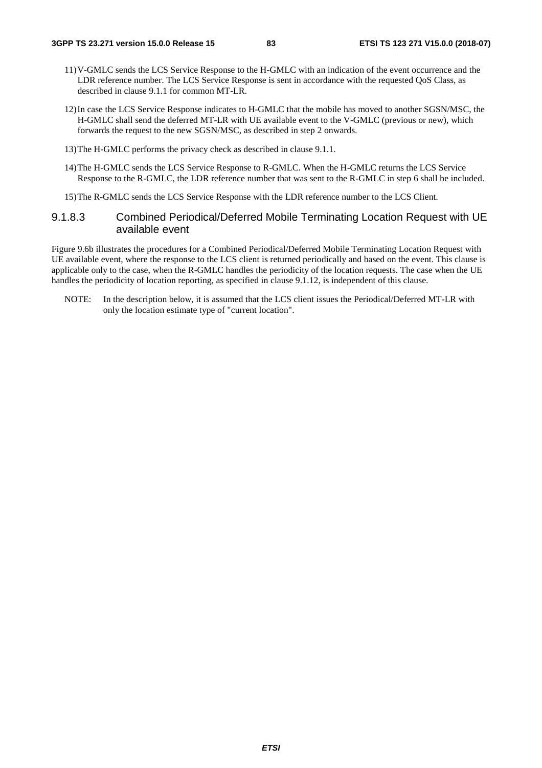11) V-GMLC sends the LCS Service Response to the H-GMLC with an indication of the event occurrence and the LDR reference number. The LCS Service Response is sent in accordance with the requested QoS Class, as described in clause 9.1.1 for common MT-LR.

12) In case the LCS Service Response indicates to H-GMLC that the mobile has moved to another SGSN/MSC, the H-GMLC shall send the deferred MT-LR with UE available event to the V-GMLC (previous or new), which forwards the request to the new SGSN/MSC, as described in step 2 onwards.

13) The H-GMLC performs the privacy check as described in clause 9.1.1.

14) The H-GMLC sends the LCS Service Response to R-GMLC. When the H-GMLC returns the LCS Service Response to the R-GMLC, the LDR reference number that was sent to the R-GMLC in step 6 shall be included.

15) The R-GMLC sends the LCS Service Response with the LDR reference number to the LCS Client.

#### 9.1.8.3 Combined Periodical/Deferred Mobile Terminating Location Request with UE available event

Figure 9.6b illustrates the procedures for a Combined Periodical/Deferred Mobile Terminating Location Request with UE available event, where the response to the LCS client is returned periodically and based on the event. This clause is applicable only to the case, when the R-GMLC handles the periodicity of the location requests. The case when the UE handles the periodicity of location reporting, as specified in clause 9.1.12, is independent of this clause.

NOTE: In the description below, it is assumed that the LCS client issues the Periodical/Deferred MT-LR with only the location estimate type of "current location".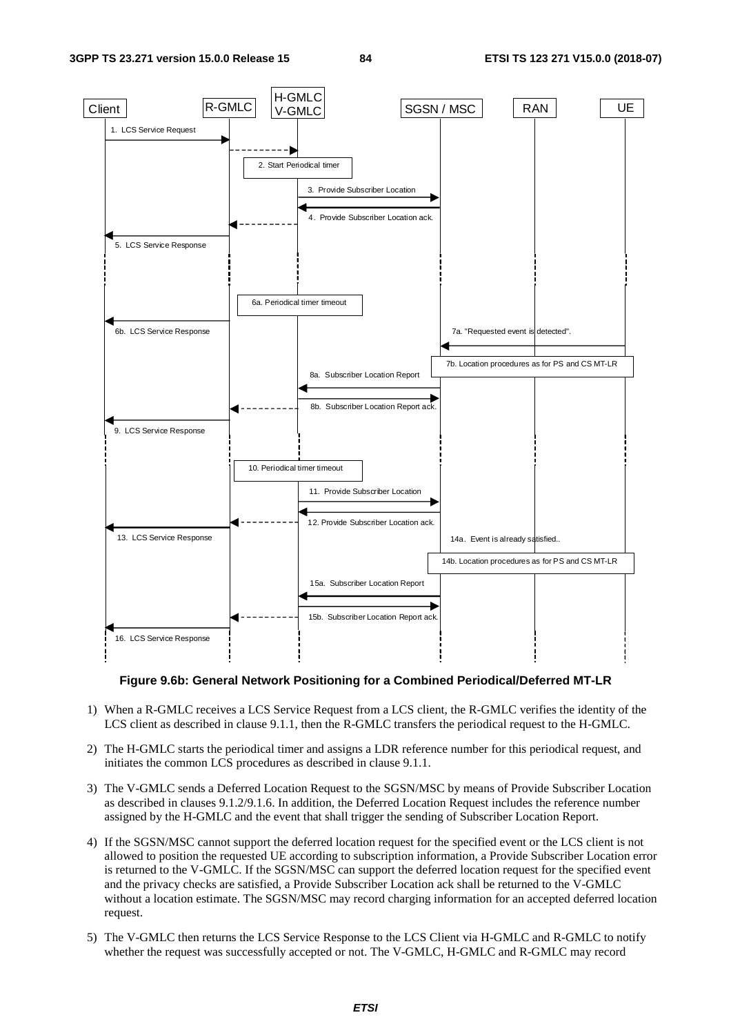**Figure 9.6b: General Network Positioning for a Combined Periodical/Deferred MT-LR**

1) When a R-GMLC receives a LCS Service Request from a LCS client, the R-GMLC verifies the identity of the LCS client as described in clause 9.1.1, then the R-GMLC transfers the periodical request to the H-GMLC.

2) The H-GMLC starts the periodical timer and assigns a LDR reference number for this periodical request, and initiates the common LCS procedures as described in clause 9.1.1.

3) The V-GMLC sends a Deferred Location Request to the SGSN/MSC by means of Provide Subscriber Location as described in clauses 9.1.2/9.1.6. In addition, the Deferred Location Request includes the reference number assigned by the H-GMLC and the event that shall trigger the sending of Subscriber Location Report.

4) If the SGSN/MSC cannot support the deferred location request for the specified event or the LCS client is not allowed to position the requested UE according to subscription information, a Provide Subscriber Location error is returned to the V-GMLC. If the SGSN/MSC can support the deferred location request for the specified event and the privacy checks are satisfied, a Provide Subscriber Location ack shall be returned to the V-GMLC without a location estimate. The SGSN/MSC may record charging information for an accepted deferred location request.

5) The V-GMLC then returns the LCS Service Response to the LCS Client via H-GMLC and R-GMLC to notify whether the request was successfully accepted or not. The V-GMLC, H-GMLC and R-GMLC may record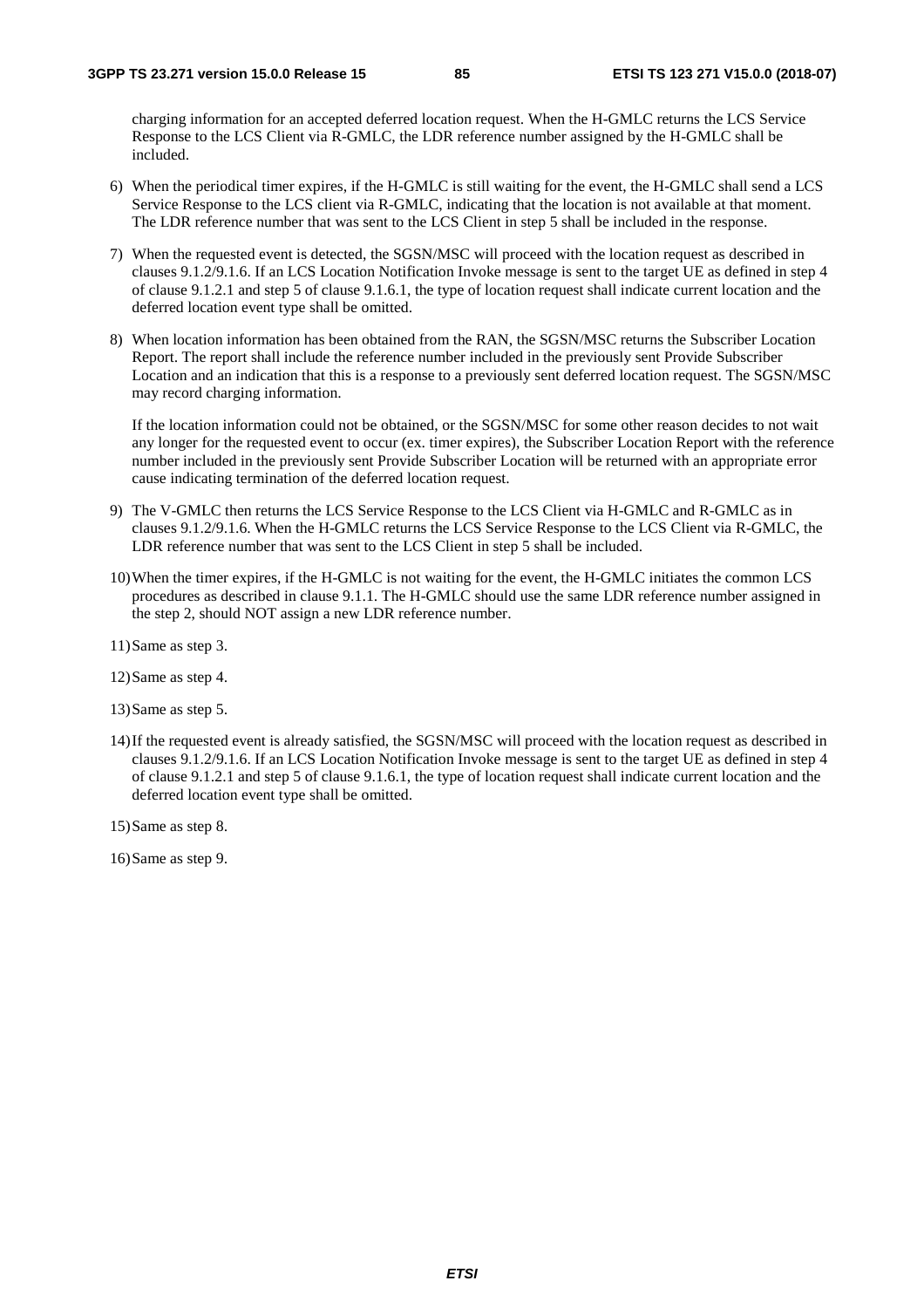charging information for an accepted deferred location request. When the H-GMLC returns the LCS Service Response to the LCS Client via R-GMLC, the LDR reference number assigned by the H-GMLC shall be included.

6) When the periodical timer expires, if the H-GMLC is still waiting for the event, the H-GMLC shall send a LCS Service Response to the LCS client via R-GMLC, indicating that the location is not available at that moment. The LDR reference number that was sent to the LCS Client in step 5 shall be included in the response.

7) When the requested event is detected, the SGSN/MSC will proceed with the location request as described in clauses 9.1.2/9.1.6. If an LCS Location Notification Invoke message is sent to the target UE as defined in step 4 of clause 9.1.2.1 and step 5 of clause 9.1.6.1, the type of location request shall indicate current location and the deferred location event type shall be omitted.

8) When location information has been obtained from the RAN, the SGSN/MSC returns the Subscriber Location Report. The report shall include the reference number included in the previously sent Provide Subscriber Location and an indication that this is a response to a previously sent deferred location request. The SGSN/MSC may record charging information.

   If the location information could not be obtained, or the SGSN/MSC for some other reason decides to not wait any longer for the requested event to occur (ex. timer expires), the Subscriber Location Report with the reference number included in the previously sent Provide Subscriber Location will be returned with an appropriate error cause indicating termination of the deferred location request.

9) The V-GMLC then returns the LCS Service Response to the LCS Client via H-GMLC and R-GMLC as in clauses 9.1.2/9.1.6. When the H-GMLC returns the LCS Service Response to the LCS Client via R-GMLC, the LDR reference number that was sent to the LCS Client in step 5 shall be included.

10) When the timer expires, if the H-GMLC is not waiting for the event, the H-GMLC initiates the common LCS procedures as described in clause 9.1.1. The H-GMLC should use the same LDR reference number assigned in the step 2, should NOT assign a new LDR reference number.

11) Same as step 3.

12) Same as step 4.

13) Same as step 5.

14) If the requested event is already satisfied, the SGSN/MSC will proceed with the location request as described in clauses 9.1.2/9.1.6. If an LCS Location Notification Invoke message is sent to the target UE as defined in step 4 of clause 9.1.2.1 and step 5 of clause 9.1.6.1, the type of location request shall indicate current location and the deferred location event type shall be omitted.

15) Same as step 8.

16) Same as step 9.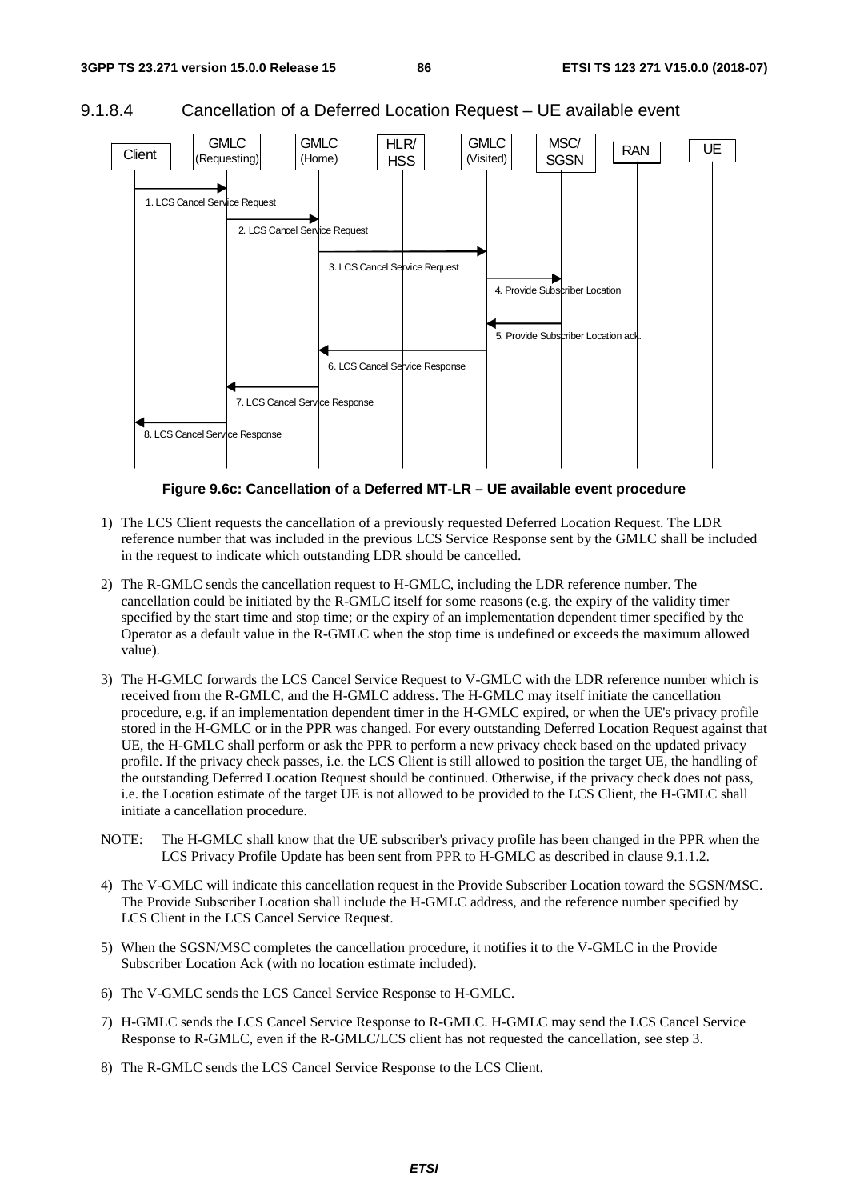#### 9.1.8.4 Cancellation of a Deferred Location Request – UE available event

**Figure 9.6c: Cancellation of a Deferred MT-LR – UE available event procedure**

1) The LCS Client requests the cancellation of a previously requested Deferred Location Request. The LDR reference number that was included in the previous LCS Service Response sent by the GMLC shall be included in the request to indicate which outstanding LDR should be cancelled.

2) The R-GMLC sends the cancellation request to H-GMLC, including the LDR reference number. The cancellation could be initiated by the R-GMLC itself for some reasons (e.g. the expiry of the validity timer specified by the start time and stop time; or the expiry of an implementation dependent timer specified by the Operator as a default value in the R-GMLC when the stop time is undefined or exceeds the maximum allowed value).

3) The H-GMLC forwards the LCS Cancel Service Request to V-GMLC with the LDR reference number which is received from the R-GMLC, and the H-GMLC address. The H-GMLC may itself initiate the cancellation procedure, e.g. if an implementation dependent timer in the H-GMLC expired, or when the UE's privacy profile stored in the H-GMLC or in the PPR was changed. For every outstanding Deferred Location Request against that UE, the H-GMLC shall perform or ask the PPR to perform a new privacy check based on the updated privacy profile. If the privacy check passes, i.e. the LCS Client is still allowed to position the target UE, the handling of the outstanding Deferred Location Request should be continued. Otherwise, if the privacy check does not pass, i.e. the Location estimate of the target UE is not allowed to be provided to the LCS Client, the H-GMLC shall initiate a cancellation procedure.

NOTE: The H-GMLC shall know that the UE subscriber's privacy profile has been changed in the PPR when the LCS Privacy Profile Update has been sent from PPR to H-GMLC as described in clause 9.1.1.2.

4) The V-GMLC will indicate this cancellation request in the Provide Subscriber Location toward the SGSN/MSC. The Provide Subscriber Location shall include the H-GMLC address, and the reference number specified by LCS Client in the LCS Cancel Service Request.

5) When the SGSN/MSC completes the cancellation procedure, it notifies it to the V-GMLC in the Provide Subscriber Location Ack (with no location estimate included).

6) The V-GMLC sends the LCS Cancel Service Response to H-GMLC.

7) H-GMLC sends the LCS Cancel Service Response to R-GMLC. H-GMLC may send the LCS Cancel Service Response to R-GMLC, even if the R-GMLC/LCS client has not requested the cancellation, see step 3.

8) The R-GMLC sends the LCS Cancel Service Response to the LCS Client.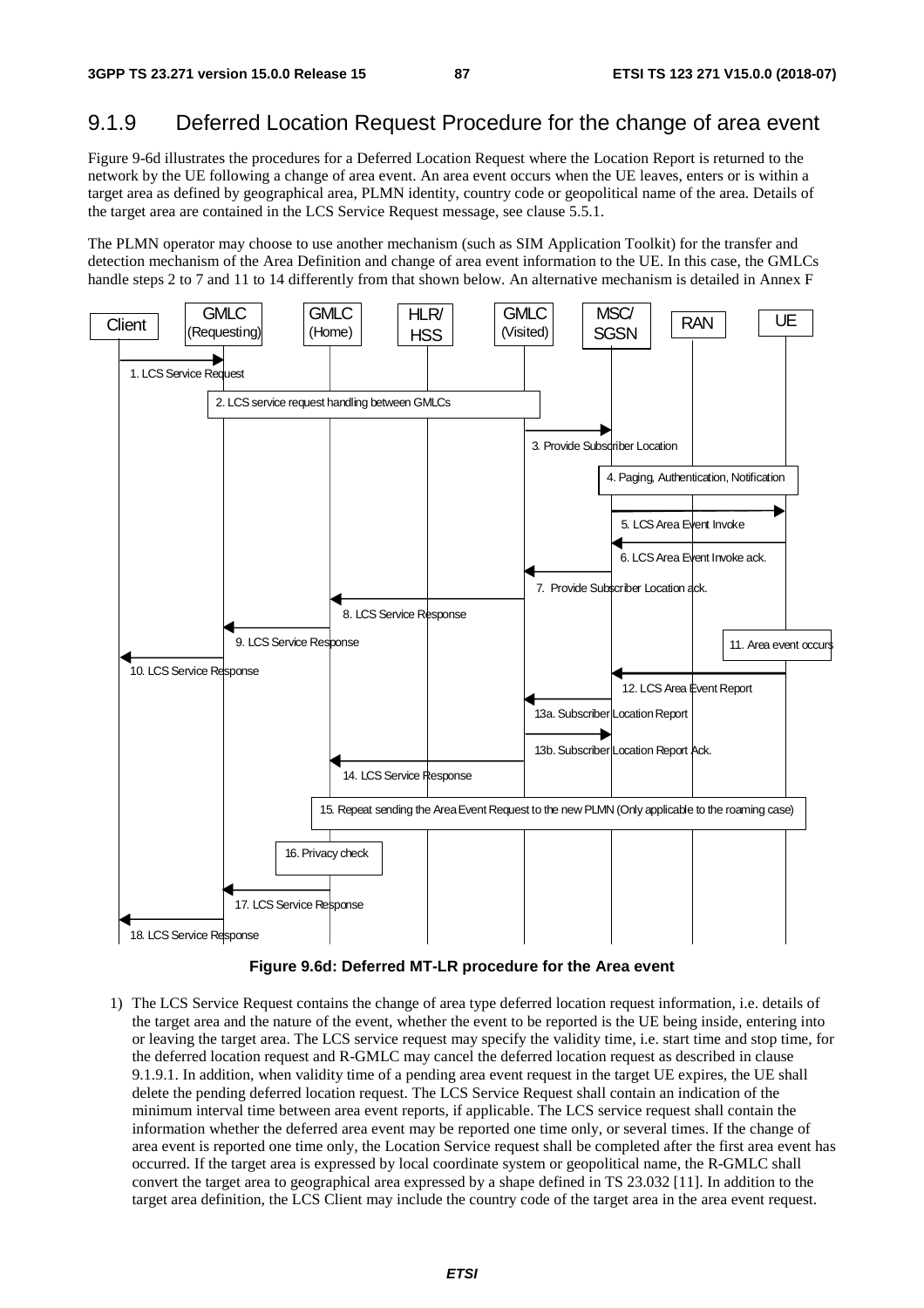## 9.1.9 Deferred Location Request Procedure for the change of area event

Figure 9-6d illustrates the procedures for a Deferred Location Request where the Location Report is returned to the network by the UE following a change of area event. An area event occurs when the UE leaves, enters or is within a target area as defined by geographical area, PLMN identity, country code or geopolitical name of the area. Details of the target area are contained in the LCS Service Request message, see clause 5.5.1.

The PLMN operator may choose to use another mechanism (such as SIM Application Toolkit) for the transfer and detection mechanism of the Area Definition and change of area event information to the UE. In this case, the GMLCs handle steps 2 to 7 and 11 to 14 differently from that shown below. An alternative mechanism is detailed in Annex F

Client | GMLC (Requesting) | GMLC (Home) | HLR/HSS | GMLC (Visited) | MSC/SGSN | RAN | UE

1. LCS Service Request
2. LCS service request handling between GMLCs
3. Provide Subscriber Location
4. Paging, Authentication, Notification
5. LCS Area Event Invoke
6. LCS Area Event Invoke ack.
7. Provide Subscriber Location ack.
8. LCS Service Response
9. LCS Service Response
10. LCS Service Response
11. Area event occurs
12. LCS Area Event Report
13a. Subscriber Location Report
13b. Subscriber Location Report Ack.
14. LCS Service Response
15. Repeat sending the Area Event Request to the new PLMN (Only applicable to the roaming case)
16. Privacy check
17. LCS Service Response
18. LCS Service Response

**Figure 9.6d: Deferred MT-LR procedure for the Area event**

1) The LCS Service Request contains the change of area type deferred location request information, i.e. details of the target area and the nature of the event, whether the event to be reported is the UE being inside, entering into or leaving the target area. The LCS service request may specify the validity time, i.e. start time and stop time, for the deferred location request and R-GMLC may cancel the deferred location request as described in clause 9.1.9.1. In addition, when validity time of a pending area event request in the target UE expires, the UE shall delete the pending deferred location request. The LCS Service Request shall contain an indication of the minimum interval time between area event reports, if applicable. The LCS service request shall contain the information whether the deferred area event may be reported one time only, or several times. If the change of area event is reported one time only, the Location Service request shall be completed after the first area event has occurred. If the target area is expressed by local coordinate system or geopolitical name, the R-GMLC shall convert the target area to geographical area expressed by a shape defined in TS 23.032 [11]. In addition to the target area definition, the LCS Client may include the country code of the target area in the area event request.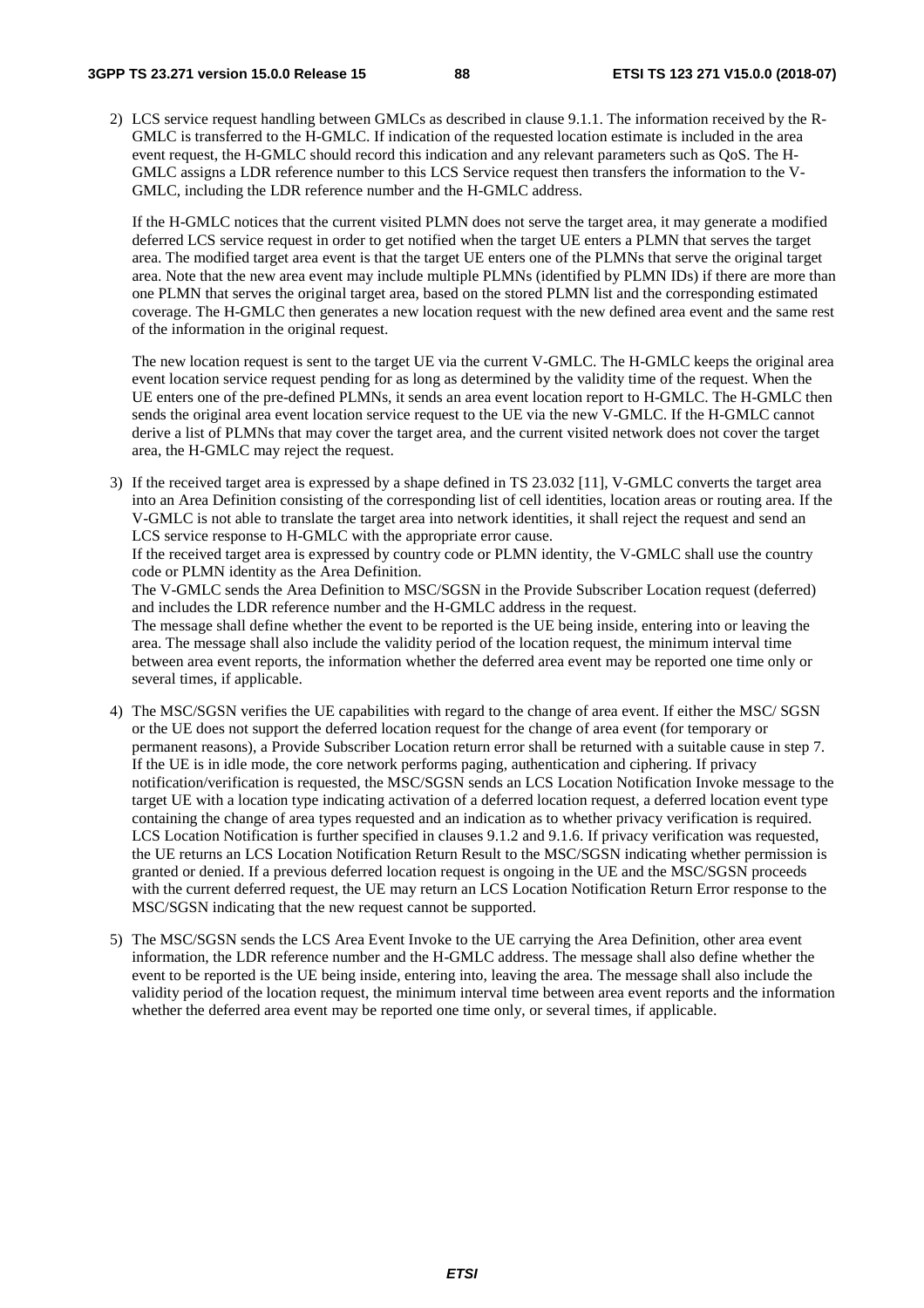2) LCS service request handling between GMLCs as described in clause 9.1.1. The information received by the R-GMLC is transferred to the H-GMLC. If indication of the requested location estimate is included in the area event request, the H-GMLC should record this indication and any relevant parameters such as QoS. The H-GMLC assigns a LDR reference number to this LCS Service request then transfers the information to the V-GMLC, including the LDR reference number and the H-GMLC address.

   If the H-GMLC notices that the current visited PLMN does not serve the target area, it may generate a modified deferred LCS service request in order to get notified when the target UE enters a PLMN that serves the target area. The modified target area event is that the target UE enters one of the PLMNs that serve the original target area. Note that the new area event may include multiple PLMNs (identified by PLMN IDs) if there are more than one PLMN that serves the original target area, based on the stored PLMN list and the corresponding estimated coverage. The H-GMLC then generates a new location request with the new defined area event and the same rest of the information in the original request.

   The new location request is sent to the target UE via the current V-GMLC. The H-GMLC keeps the original area event location service request pending for as long as determined by the validity time of the request. When the UE enters one of the pre-defined PLMNs, it sends an area event location report to H-GMLC. The H-GMLC then sends the original area event location service request to the UE via the new V-GMLC. If the H-GMLC cannot derive a list of PLMNs that may cover the target area, and the current visited network does not cover the target area, the H-GMLC may reject the request.

3) If the received target area is expressed by a shape defined in TS 23.032 [11], V-GMLC converts the target area into an Area Definition consisting of the corresponding list of cell identities, location areas or routing area. If the V-GMLC is not able to translate the target area into network identities, it shall reject the request and send an LCS service response to H-GMLC with the appropriate error cause.
   If the received target area is expressed by country code or PLMN identity, the V-GMLC shall use the country code or PLMN identity as the Area Definition.
   The V-GMLC sends the Area Definition to MSC/SGSN in the Provide Subscriber Location request (deferred) and includes the LDR reference number and the H-GMLC address in the request.
   The message shall define whether the event to be reported is the UE being inside, entering into or leaving the area. The message shall also include the validity period of the location request, the minimum interval time between area event reports, the information whether the deferred area event may be reported one time only or several times, if applicable.

4) The MSC/SGSN verifies the UE capabilities with regard to the change of area event. If either the MSC/ SGSN or the UE does not support the deferred location request for the change of area event (for temporary or permanent reasons), a Provide Subscriber Location return error shall be returned with a suitable cause in step 7. If the UE is in idle mode, the core network performs paging, authentication and ciphering. If privacy notification/verification is requested, the MSC/SGSN sends an LCS Location Notification Invoke message to the target UE with a location type indicating activation of a deferred location request, a deferred location event type containing the change of area types requested and an indication as to whether privacy verification is required. LCS Location Notification is further specified in clauses 9.1.2 and 9.1.6. If privacy verification was requested, the UE returns an LCS Location Notification Return Result to the MSC/SGSN indicating whether permission is granted or denied. If a previous deferred location request is ongoing in the UE and the MSC/SGSN proceeds with the current deferred request, the UE may return an LCS Location Notification Return Error response to the MSC/SGSN indicating that the new request cannot be supported.

5) The MSC/SGSN sends the LCS Area Event Invoke to the UE carrying the Area Definition, other area event information, the LDR reference number and the H-GMLC address. The message shall also define whether the event to be reported is the UE being inside, entering into, leaving the area. The message shall also include the validity period of the location request, the minimum interval time between area event reports and the information whether the deferred area event may be reported one time only, or several times, if applicable.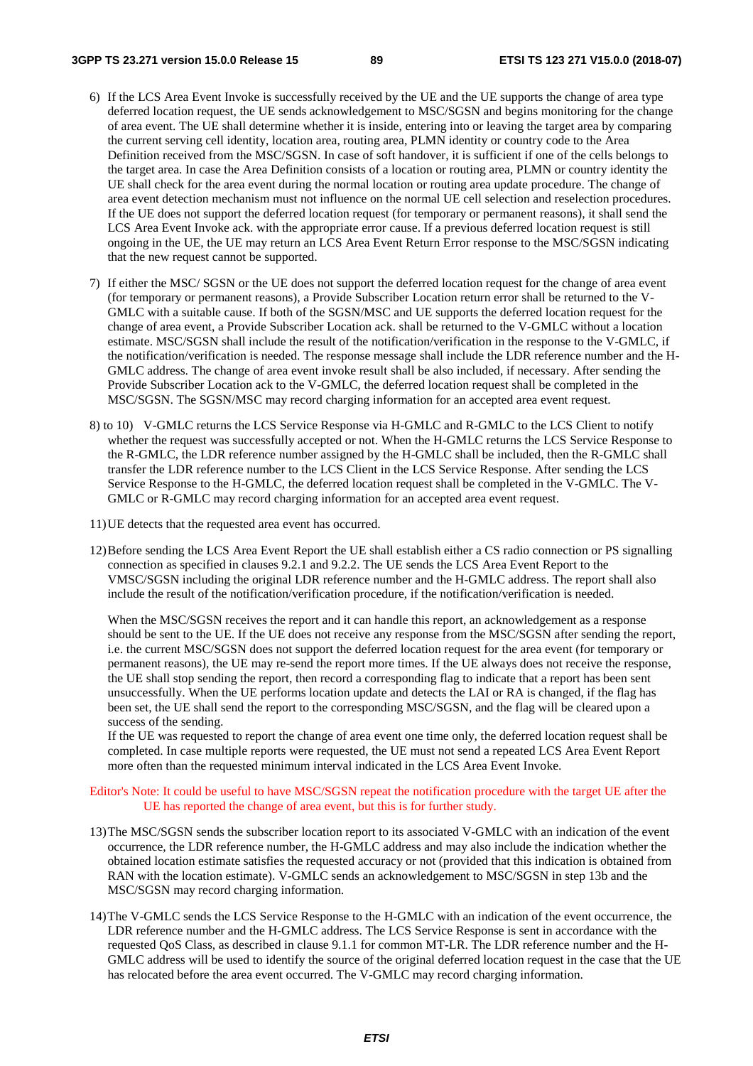6) If the LCS Area Event Invoke is successfully received by the UE and the UE supports the change of area type deferred location request, the UE sends acknowledgement to MSC/SGSN and begins monitoring for the change of area event. The UE shall determine whether it is inside, entering into or leaving the target area by comparing the current serving cell identity, location area, routing area, PLMN identity or country code to the Area Definition received from the MSC/SGSN. In case of soft handover, it is sufficient if one of the cells belongs to the target area. In case the Area Definition consists of a location or routing area, PLMN or country identity the UE shall check for the area event during the normal location or routing area update procedure. The change of area event detection mechanism must not influence on the normal UE cell selection and reselection procedures. If the UE does not support the deferred location request (for temporary or permanent reasons), it shall send the LCS Area Event Invoke ack. with the appropriate error cause. If a previous deferred location request is still ongoing in the UE, the UE may return an LCS Area Event Return Error response to the MSC/SGSN indicating that the new request cannot be supported.

7) If either the MSC/ SGSN or the UE does not support the deferred location request for the change of area event (for temporary or permanent reasons), a Provide Subscriber Location return error shall be returned to the V-GMLC with a suitable cause. If both of the SGSN/MSC and UE supports the deferred location request for the change of area event, a Provide Subscriber Location ack. shall be returned to the V-GMLC without a location estimate. MSC/SGSN shall include the result of the notification/verification in the response to the V-GMLC, if the notification/verification is needed. The response message shall include the LDR reference number and the H-GMLC address. The change of area event invoke result shall be also included, if necessary. After sending the Provide Subscriber Location ack to the V-GMLC, the deferred location request shall be completed in the MSC/SGSN. The SGSN/MSC may record charging information for an accepted area event request.

8) to 10) V-GMLC returns the LCS Service Response via H-GMLC and R-GMLC to the LCS Client to notify whether the request was successfully accepted or not. When the H-GMLC returns the LCS Service Response to the R-GMLC, the LDR reference number assigned by the H-GMLC shall be included, then the R-GMLC shall transfer the LDR reference number to the LCS Client in the LCS Service Response. After sending the LCS Service Response to the H-GMLC, the deferred location request shall be completed in the V-GMLC. The V-GMLC or R-GMLC may record charging information for an accepted area event request.

11) UE detects that the requested area event has occurred.

12) Before sending the LCS Area Event Report the UE shall establish either a CS radio connection or PS signalling connection as specified in clauses 9.2.1 and 9.2.2. The UE sends the LCS Area Event Report to the VMSC/SGSN including the original LDR reference number and the H-GMLC address. The report shall also include the result of the notification/verification procedure, if the notification/verification is needed.

    When the MSC/SGSN receives the report and it can handle this report, an acknowledgement as a response should be sent to the UE. If the UE does not receive any response from the MSC/SGSN after sending the report, i.e. the current MSC/SGSN does not support the deferred location request for the area event (for temporary or permanent reasons), the UE may re-send the report more times. If the UE always does not receive the response, the UE shall stop sending the report, then record a corresponding flag to indicate that a report has been sent unsuccessfully. When the UE performs location update and detects the LAI or RA is changed, if the flag has been set, the UE shall send the report to the corresponding MSC/SGSN, and the flag will be cleared upon a success of the sending.

    If the UE was requested to report the change of area event one time only, the deferred location request shall be completed. In case multiple reports were requested, the UE must not send a repeated LCS Area Event Report more often than the requested minimum interval indicated in the LCS Area Event Invoke.

Editor's Note: It could be useful to have MSC/SGSN repeat the notification procedure with the target UE after the UE has reported the change of area event, but this is for further study.

13) The MSC/SGSN sends the subscriber location report to its associated V-GMLC with an indication of the event occurrence, the LDR reference number, the H-GMLC address and may also include the indication whether the obtained location estimate satisfies the requested accuracy or not (provided that this indication is obtained from RAN with the location estimate). V-GMLC sends an acknowledgement to MSC/SGSN in step 13b and the MSC/SGSN may record charging information.

14) The V-GMLC sends the LCS Service Response to the H-GMLC with an indication of the event occurrence, the LDR reference number and the H-GMLC address. The LCS Service Response is sent in accordance with the requested QoS Class, as described in clause 9.1.1 for common MT-LR. The LDR reference number and the H-GMLC address will be used to identify the source of the original deferred location request in the case that the UE has relocated before the area event occurred. The V-GMLC may record charging information.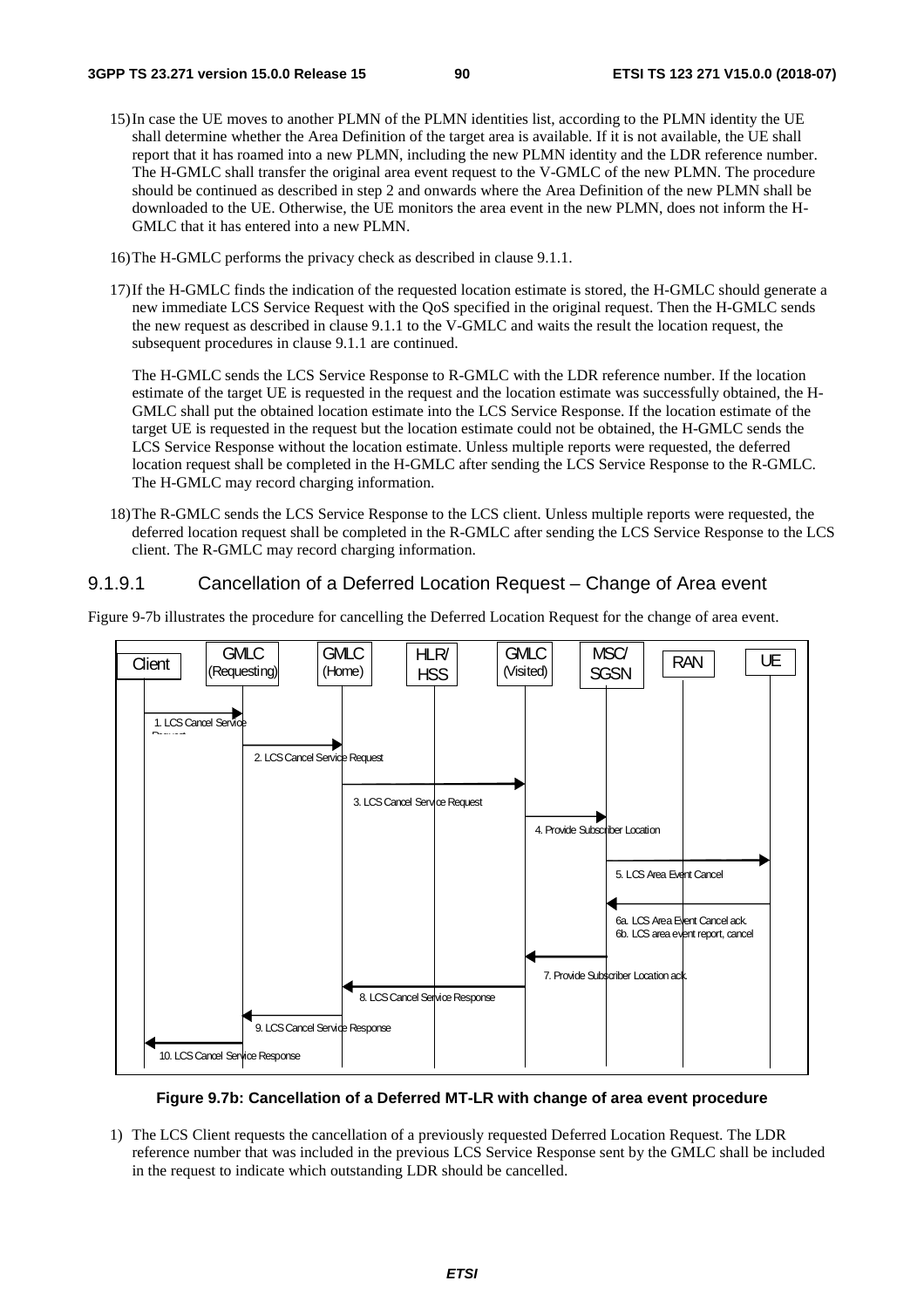15) In case the UE moves to another PLMN of the PLMN identities list, according to the PLMN identity the UE shall determine whether the Area Definition of the target area is available. If it is not available, the UE shall report that it has roamed into a new PLMN, including the new PLMN identity and the LDR reference number. The H-GMLC shall transfer the original area event request to the V-GMLC of the new PLMN. The procedure should be continued as described in step 2 and onwards where the Area Definition of the new PLMN shall be downloaded to the UE. Otherwise, the UE monitors the area event in the new PLMN, does not inform the H-GMLC that it has entered into a new PLMN.

16) The H-GMLC performs the privacy check as described in clause 9.1.1.

17) If the H-GMLC finds the indication of the requested location estimate is stored, the H-GMLC should generate a new immediate LCS Service Request with the QoS specified in the original request. Then the H-GMLC sends the new request as described in clause 9.1.1 to the V-GMLC and waits the result the location request, the subsequent procedures in clause 9.1.1 are continued.

    The H-GMLC sends the LCS Service Response to R-GMLC with the LDR reference number. If the location estimate of the target UE is requested in the request and the location estimate was successfully obtained, the H-GMLC shall put the obtained location estimate into the LCS Service Response. If the location estimate of the target UE is requested in the request but the location estimate could not be obtained, the H-GMLC sends the LCS Service Response without the location estimate. Unless multiple reports were requested, the deferred location request shall be completed in the H-GMLC after sending the LCS Service Response to the R-GMLC. The H-GMLC may record charging information.

18) The R-GMLC sends the LCS Service Response to the LCS client. Unless multiple reports were requested, the deferred location request shall be completed in the R-GMLC after sending the LCS Service Response to the LCS client. The R-GMLC may record charging information.

### 9.1.9.1 Cancellation of a Deferred Location Request – Change of Area event

Figure 9-7b illustrates the procedure for cancelling the Deferred Location Request for the change of area event.

Client | GMLC (Requesting) | GMLC (Home) | HLR/HSS | GMLC (Visited) | MSC/SGSN | RAN | UE

1. LCS Cancel Service Request
2. LCS Cancel Service Request
3. LCS Cancel Service Request
4. Provide Subscriber Location
5. LCS Area Event Cancel
6a. LCS Area Event Cancel ack.
6b. LCS area event report, cancel
7. Provide Subscriber Location ack.
8. LCS Cancel Service Response
9. LCS Cancel Service Response
10. LCS Cancel Service Response

**Figure 9.7b: Cancellation of a Deferred MT-LR with change of area event procedure**

1) The LCS Client requests the cancellation of a previously requested Deferred Location Request. The LDR reference number that was included in the previous LCS Service Response sent by the GMLC shall be included in the request to indicate which outstanding LDR should be cancelled.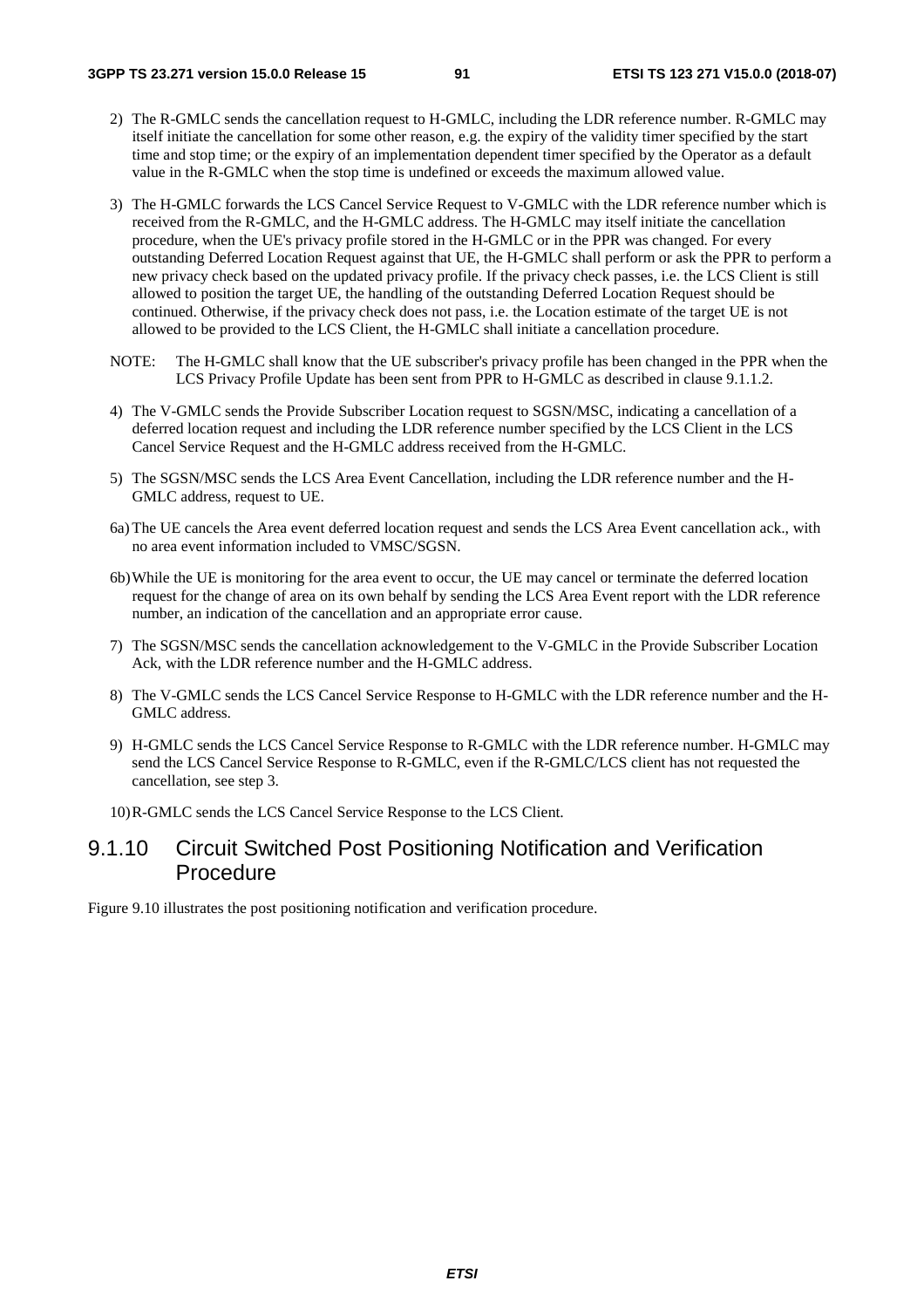2) The R-GMLC sends the cancellation request to H-GMLC, including the LDR reference number. R-GMLC may itself initiate the cancellation for some other reason, e.g. the expiry of the validity timer specified by the start time and stop time; or the expiry of an implementation dependent timer specified by the Operator as a default value in the R-GMLC when the stop time is undefined or exceeds the maximum allowed value.

3) The H-GMLC forwards the LCS Cancel Service Request to V-GMLC with the LDR reference number which is received from the R-GMLC, and the H-GMLC address. The H-GMLC may itself initiate the cancellation procedure, when the UE's privacy profile stored in the H-GMLC or in the PPR was changed. For every outstanding Deferred Location Request against that UE, the H-GMLC shall perform or ask the PPR to perform a new privacy check based on the updated privacy profile. If the privacy check passes, i.e. the LCS Client is still allowed to position the target UE, the handling of the outstanding Deferred Location Request should be continued. Otherwise, if the privacy check does not pass, i.e. the Location estimate of the target UE is not allowed to be provided to the LCS Client, the H-GMLC shall initiate a cancellation procedure.

NOTE: The H-GMLC shall know that the UE subscriber's privacy profile has been changed in the PPR when the LCS Privacy Profile Update has been sent from PPR to H-GMLC as described in clause 9.1.1.2.

4) The V-GMLC sends the Provide Subscriber Location request to SGSN/MSC, indicating a cancellation of a deferred location request and including the LDR reference number specified by the LCS Client in the LCS Cancel Service Request and the H-GMLC address received from the H-GMLC.

5) The SGSN/MSC sends the LCS Area Event Cancellation, including the LDR reference number and the H-GMLC address, request to UE.

6a) The UE cancels the Area event deferred location request and sends the LCS Area Event cancellation ack., with no area event information included to VMSC/SGSN.

6b) While the UE is monitoring for the area event to occur, the UE may cancel or terminate the deferred location request for the change of area on its own behalf by sending the LCS Area Event report with the LDR reference number, an indication of the cancellation and an appropriate error cause.

7) The SGSN/MSC sends the cancellation acknowledgement to the V-GMLC in the Provide Subscriber Location Ack, with the LDR reference number and the H-GMLC address.

8) The V-GMLC sends the LCS Cancel Service Response to H-GMLC with the LDR reference number and the H-GMLC address.

9) H-GMLC sends the LCS Cancel Service Response to R-GMLC with the LDR reference number. H-GMLC may send the LCS Cancel Service Response to R-GMLC, even if the R-GMLC/LCS client has not requested the cancellation, see step 3.

10) R-GMLC sends the LCS Cancel Service Response to the LCS Client.

### 9.1.10 Circuit Switched Post Positioning Notification and Verification Procedure

Figure 9.10 illustrates the post positioning notification and verification procedure.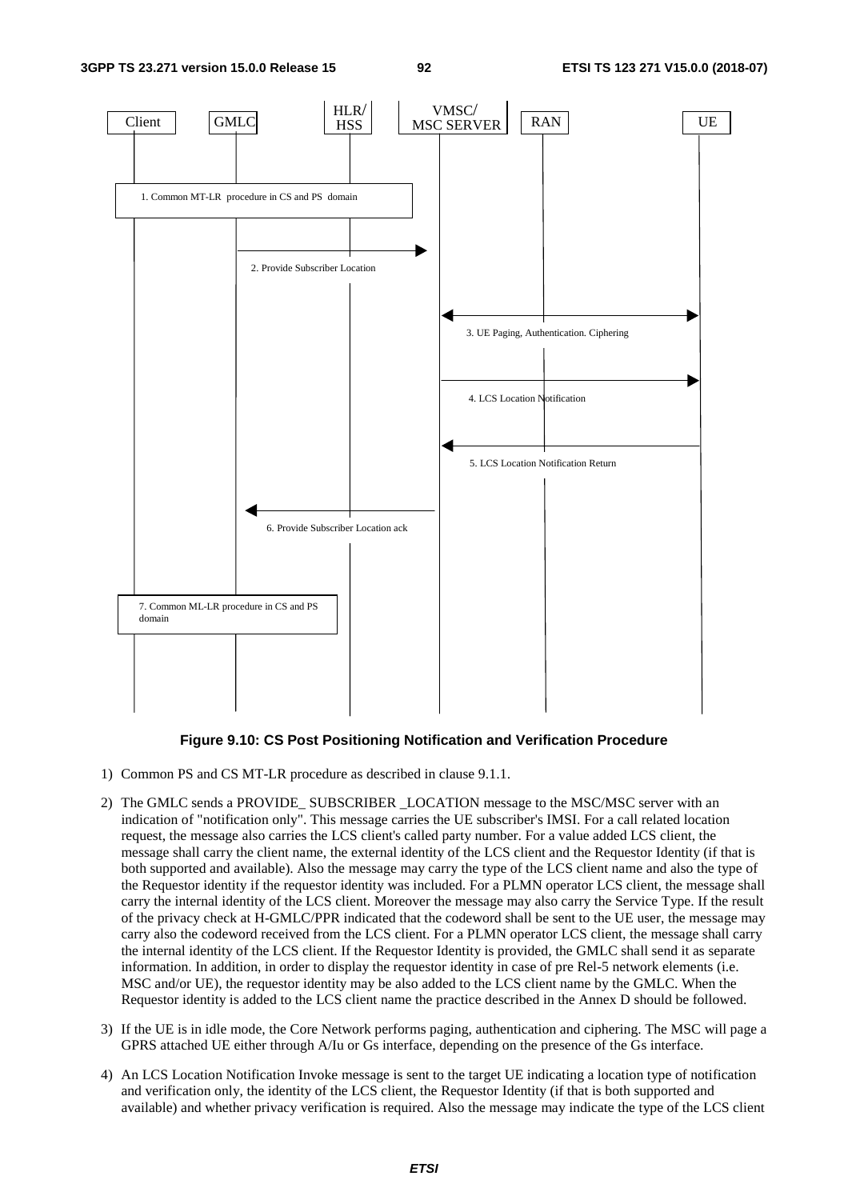**Figure 9.10: CS Post Positioning Notification and Verification Procedure**

1) Common PS and CS MT-LR procedure as described in clause 9.1.1.

2) The GMLC sends a PROVIDE_ SUBSCRIBER _LOCATION message to the MSC/MSC server with an indication of "notification only". This message carries the UE subscriber's IMSI. For a call related location request, the message also carries the LCS client's called party number. For a value added LCS client, the message shall carry the client name, the external identity of the LCS client and the Requestor Identity (if that is both supported and available). Also the message may carry the type of the LCS client name and also the type of the Requestor identity if the requestor identity was included. For a PLMN operator LCS client, the message shall carry the internal identity of the LCS client. Moreover the message may also carry the Service Type. If the result of the privacy check at H-GMLC/PPR indicated that the codeword shall be sent to the UE user, the message may carry also the codeword received from the LCS client. For a PLMN operator LCS client, the message shall carry the internal identity of the LCS client. If the Requestor Identity is provided, the GMLC shall send it as separate information. In addition, in order to display the requestor identity in case of pre Rel-5 network elements (i.e. MSC and/or UE), the requestor identity may be also added to the LCS client name by the GMLC. When the Requestor identity is added to the LCS client name the practice described in the Annex D should be followed.

3) If the UE is in idle mode, the Core Network performs paging, authentication and ciphering. The MSC will page a GPRS attached UE either through A/Iu or Gs interface, depending on the presence of the Gs interface.

4) An LCS Location Notification Invoke message is sent to the target UE indicating a location type of notification and verification only, the identity of the LCS client, the Requestor Identity (if that is both supported and available) and whether privacy verification is required. Also the message may indicate the type of the LCS client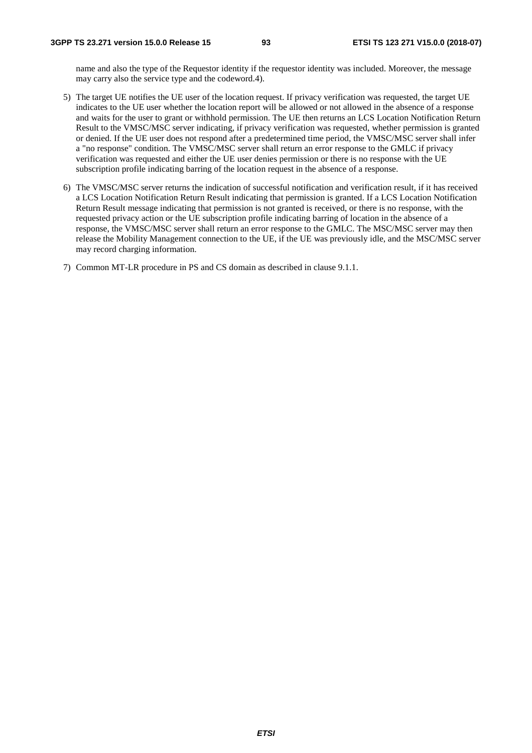name and also the type of the Requestor identity if the requestor identity was included. Moreover, the message may carry also the service type and the codeword.4).

5) The target UE notifies the UE user of the location request. If privacy verification was requested, the target UE indicates to the UE user whether the location report will be allowed or not allowed in the absence of a response and waits for the user to grant or withhold permission. The UE then returns an LCS Location Notification Return Result to the VMSC/MSC server indicating, if privacy verification was requested, whether permission is granted or denied. If the UE user does not respond after a predetermined time period, the VMSC/MSC server shall infer a "no response" condition. The VMSC/MSC server shall return an error response to the GMLC if privacy verification was requested and either the UE user denies permission or there is no response with the UE subscription profile indicating barring of the location request in the absence of a response.

6) The VMSC/MSC server returns the indication of successful notification and verification result, if it has received a LCS Location Notification Return Result indicating that permission is granted. If a LCS Location Notification Return Result message indicating that permission is not granted is received, or there is no response, with the requested privacy action or the UE subscription profile indicating barring of location in the absence of a response, the VMSC/MSC server shall return an error response to the GMLC. The MSC/MSC server may then release the Mobility Management connection to the UE, if the UE was previously idle, and the MSC/MSC server may record charging information.

7) Common MT-LR procedure in PS and CS domain as described in clause 9.1.1.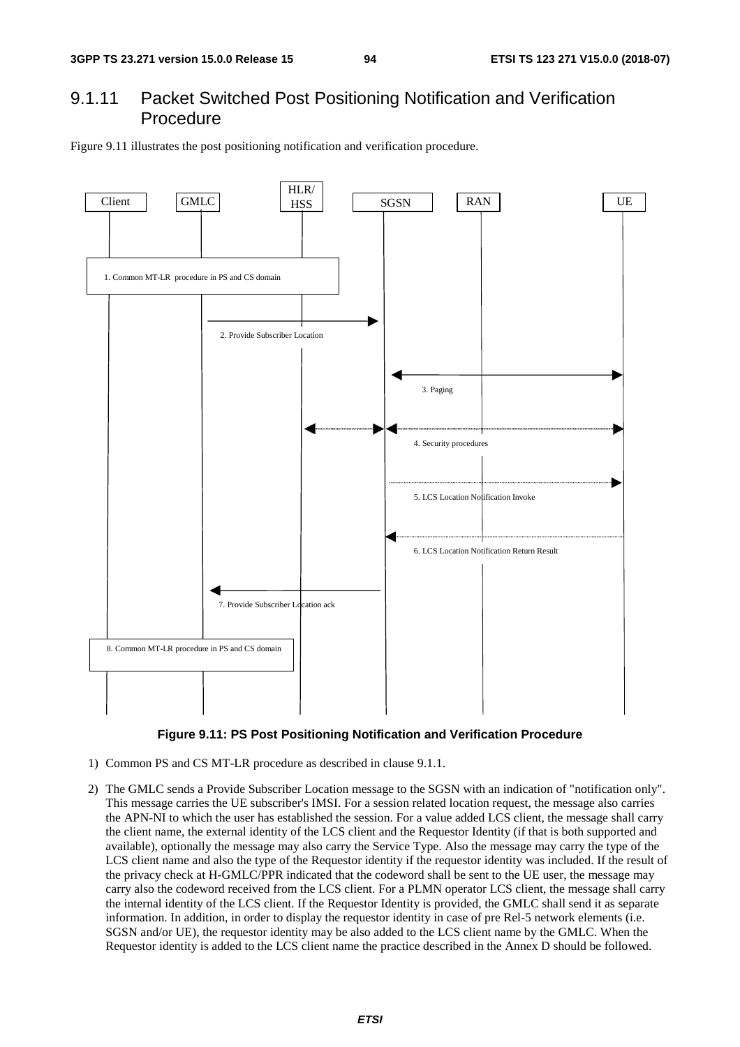## 9.1.11 Packet Switched Post Positioning Notification and Verification Procedure

Figure 9.11 illustrates the post positioning notification and verification procedure.

**Figure 9.11: PS Post Positioning Notification and Verification Procedure**

1) Common PS and CS MT-LR procedure as described in clause 9.1.1.

2) The GMLC sends a Provide Subscriber Location message to the SGSN with an indication of "notification only". This message carries the UE subscriber's IMSI. For a session related location request, the message also carries the APN-NI to which the user has established the session. For a value added LCS client, the message shall carry the client name, the external identity of the LCS client and the Requestor Identity (if that is both supported and available), optionally the message may also carry the Service Type. Also the message may carry the type of the LCS client name and also the type of the Requestor identity if the requestor identity was included. If the result of the privacy check at H-GMLC/PPR indicated that the codeword shall be sent to the UE user, the message may carry also the codeword received from the LCS client. For a PLMN operator LCS client, the message shall carry the internal identity of the LCS client. If the Requestor Identity is provided, the GMLC shall send it as separate information. In addition, in order to display the requestor identity in case of pre Rel-5 network elements (i.e. SGSN and/or UE), the requestor identity may be also added to the LCS client name by the GMLC. When the Requestor identity is added to the LCS client name the practice described in the Annex D should be followed.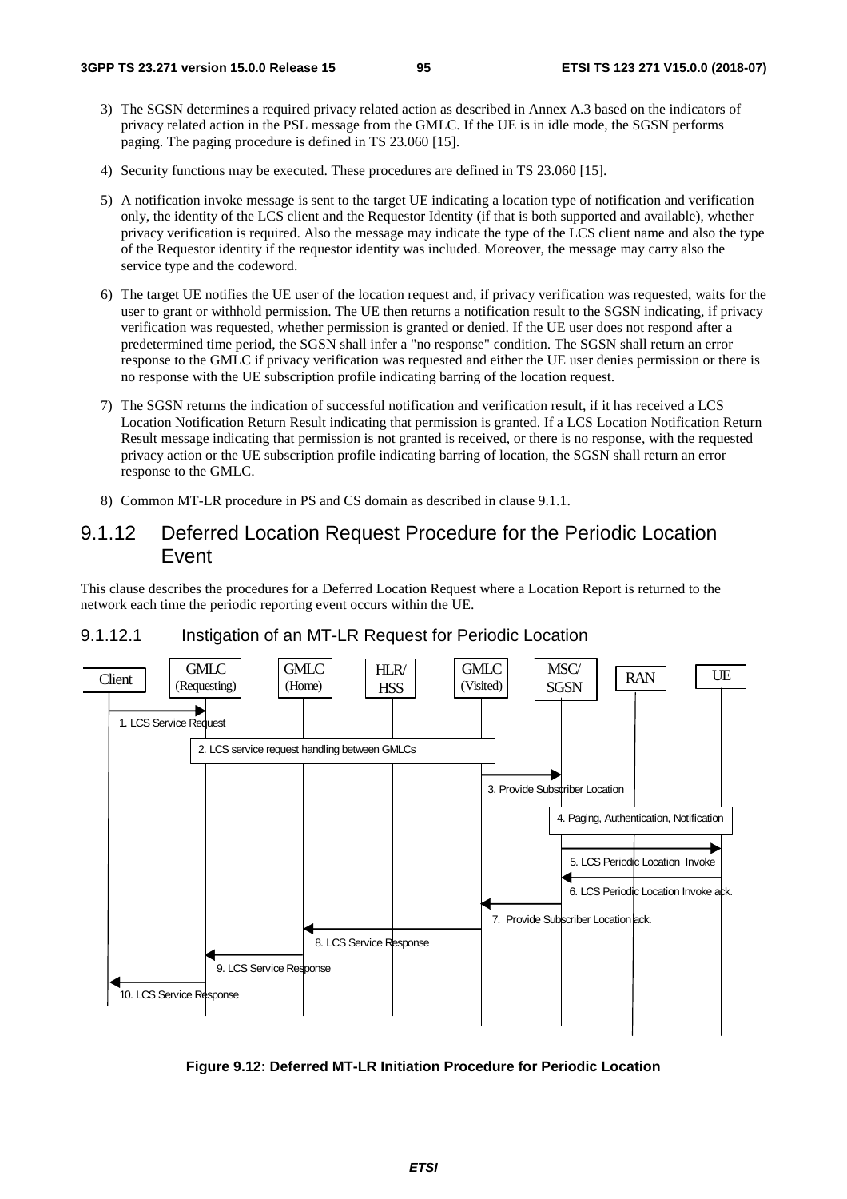3) The SGSN determines a required privacy related action as described in Annex A.3 based on the indicators of privacy related action in the PSL message from the GMLC. If the UE is in idle mode, the SGSN performs paging. The paging procedure is defined in TS 23.060 [15].

4) Security functions may be executed. These procedures are defined in TS 23.060 [15].

5) A notification invoke message is sent to the target UE indicating a location type of notification and verification only, the identity of the LCS client and the Requestor Identity (if that is both supported and available), whether privacy verification is required. Also the message may indicate the type of the LCS client name and also the type of the Requestor identity if the requestor identity was included. Moreover, the message may carry also the service type and the codeword.

6) The target UE notifies the UE user of the location request and, if privacy verification was requested, waits for the user to grant or withhold permission. The UE then returns a notification result to the SGSN indicating, if privacy verification was requested, whether permission is granted or denied. If the UE user does not respond after a predetermined time period, the SGSN shall infer a "no response" condition. The SGSN shall return an error response to the GMLC if privacy verification was requested and either the UE user denies permission or there is no response with the UE subscription profile indicating barring of the location request.

7) The SGSN returns the indication of successful notification and verification result, if it has received a LCS Location Notification Return Result indicating that permission is granted. If a LCS Location Notification Return Result message indicating that permission is not granted is received, or there is no response, with the requested privacy action or the UE subscription profile indicating barring of location, the SGSN shall return an error response to the GMLC.

8) Common MT-LR procedure in PS and CS domain as described in clause 9.1.1.

## 9.1.12 Deferred Location Request Procedure for the Periodic Location Event

This clause describes the procedures for a Deferred Location Request where a Location Report is returned to the network each time the periodic reporting event occurs within the UE.

### 9.1.12.1 Instigation of an MT-LR Request for Periodic Location

Client | GMLC (Requesting) | GMLC (Home) | HLR/HSS | GMLC (Visited) | MSC/SGSN | RAN | UE

1. LCS Service Request
2. LCS service request handling between GMLCs
3. Provide Subscriber Location
4. Paging, Authentication, Notification
5. LCS Periodic Location Invoke
6. LCS Periodic Location Invoke ack.
7. Provide Subscriber Location ack.
8. LCS Service Response
9. LCS Service Response
10. LCS Service Response

**Figure 9.12: Deferred MT-LR Initiation Procedure for Periodic Location**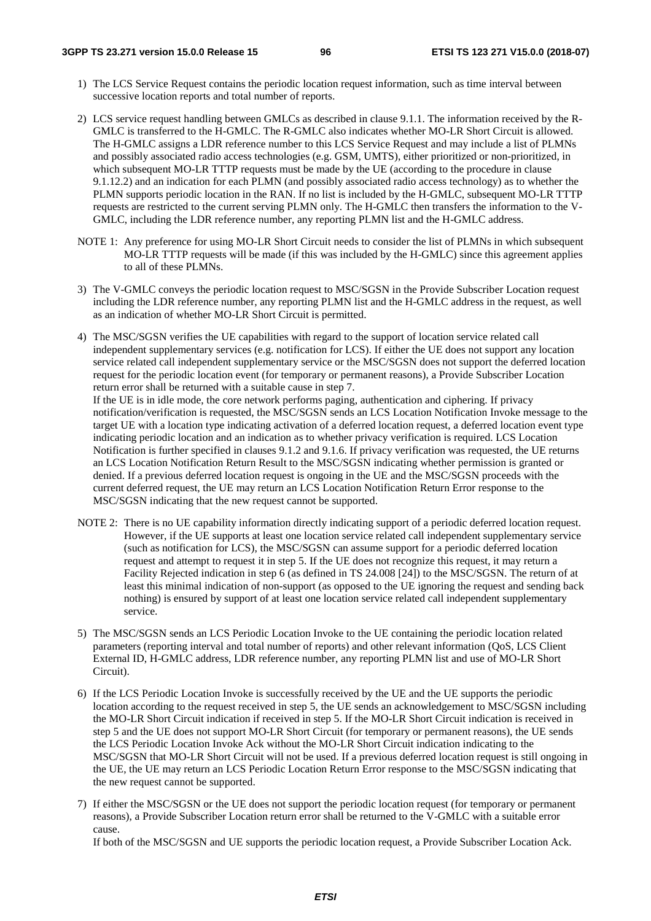1) The LCS Service Request contains the periodic location request information, such as time interval between successive location reports and total number of reports.

2) LCS service request handling between GMLCs as described in clause 9.1.1. The information received by the R-GMLC is transferred to the H-GMLC. The R-GMLC also indicates whether MO-LR Short Circuit is allowed. The H-GMLC assigns a LDR reference number to this LCS Service Request and may include a list of PLMNs and possibly associated radio access technologies (e.g. GSM, UMTS), either prioritized or non-prioritized, in which subsequent MO-LR TTTP requests must be made by the UE (according to the procedure in clause 9.1.12.2) and an indication for each PLMN (and possibly associated radio access technology) as to whether the PLMN supports periodic location in the RAN. If no list is included by the H-GMLC, subsequent MO-LR TTTP requests are restricted to the current serving PLMN only. The H-GMLC then transfers the information to the V-GMLC, including the LDR reference number, any reporting PLMN list and the H-GMLC address.

NOTE 1: Any preference for using MO-LR Short Circuit needs to consider the list of PLMNs in which subsequent MO-LR TTTP requests will be made (if this was included by the H-GMLC) since this agreement applies to all of these PLMNs.

3) The V-GMLC conveys the periodic location request to MSC/SGSN in the Provide Subscriber Location request including the LDR reference number, any reporting PLMN list and the H-GMLC address in the request, as well as an indication of whether MO-LR Short Circuit is permitted.

4) The MSC/SGSN verifies the UE capabilities with regard to the support of location service related call independent supplementary services (e.g. notification for LCS). If either the UE does not support any location service related call independent supplementary service or the MSC/SGSN does not support the deferred location request for the periodic location event (for temporary or permanent reasons), a Provide Subscriber Location return error shall be returned with a suitable cause in step 7.
If the UE is in idle mode, the core network performs paging, authentication and ciphering. If privacy notification/verification is requested, the MSC/SGSN sends an LCS Location Notification Invoke message to the target UE with a location type indicating activation of a deferred location request, a deferred location event type indicating periodic location and an indication as to whether privacy verification is required. LCS Location Notification is further specified in clauses 9.1.2 and 9.1.6. If privacy verification was requested, the UE returns an LCS Location Notification Return Result to the MSC/SGSN indicating whether permission is granted or denied. If a previous deferred location request is ongoing in the UE and the MSC/SGSN proceeds with the current deferred request, the UE may return an LCS Location Notification Return Error response to the MSC/SGSN indicating that the new request cannot be supported.

NOTE 2: There is no UE capability information directly indicating support of a periodic deferred location request. However, if the UE supports at least one location service related call independent supplementary service (such as notification for LCS), the MSC/SGSN can assume support for a periodic deferred location request and attempt to request it in step 5. If the UE does not recognize this request, it may return a Facility Rejected indication in step 6 (as defined in TS 24.008 [24]) to the MSC/SGSN. The return of at least this minimal indication of non-support (as opposed to the UE ignoring the request and sending back nothing) is ensured by support of at least one location service related call independent supplementary service.

5) The MSC/SGSN sends an LCS Periodic Location Invoke to the UE containing the periodic location related parameters (reporting interval and total number of reports) and other relevant information (QoS, LCS Client External ID, H-GMLC address, LDR reference number, any reporting PLMN list and use of MO-LR Short Circuit).

6) If the LCS Periodic Location Invoke is successfully received by the UE and the UE supports the periodic location according to the request received in step 5, the UE sends an acknowledgement to MSC/SGSN including the MO-LR Short Circuit indication if received in step 5. If the MO-LR Short Circuit indication is received in step 5 and the UE does not support MO-LR Short Circuit (for temporary or permanent reasons), the UE sends the LCS Periodic Location Invoke Ack without the MO-LR Short Circuit indication indicating to the MSC/SGSN that MO-LR Short Circuit will not be used. If a previous deferred location request is still ongoing in the UE, the UE may return an LCS Periodic Location Return Error response to the MSC/SGSN indicating that the new request cannot be supported.

7) If either the MSC/SGSN or the UE does not support the periodic location request (for temporary or permanent reasons), a Provide Subscriber Location return error shall be returned to the V-GMLC with a suitable error cause.
If both of the MSC/SGSN and UE supports the periodic location request, a Provide Subscriber Location Ack.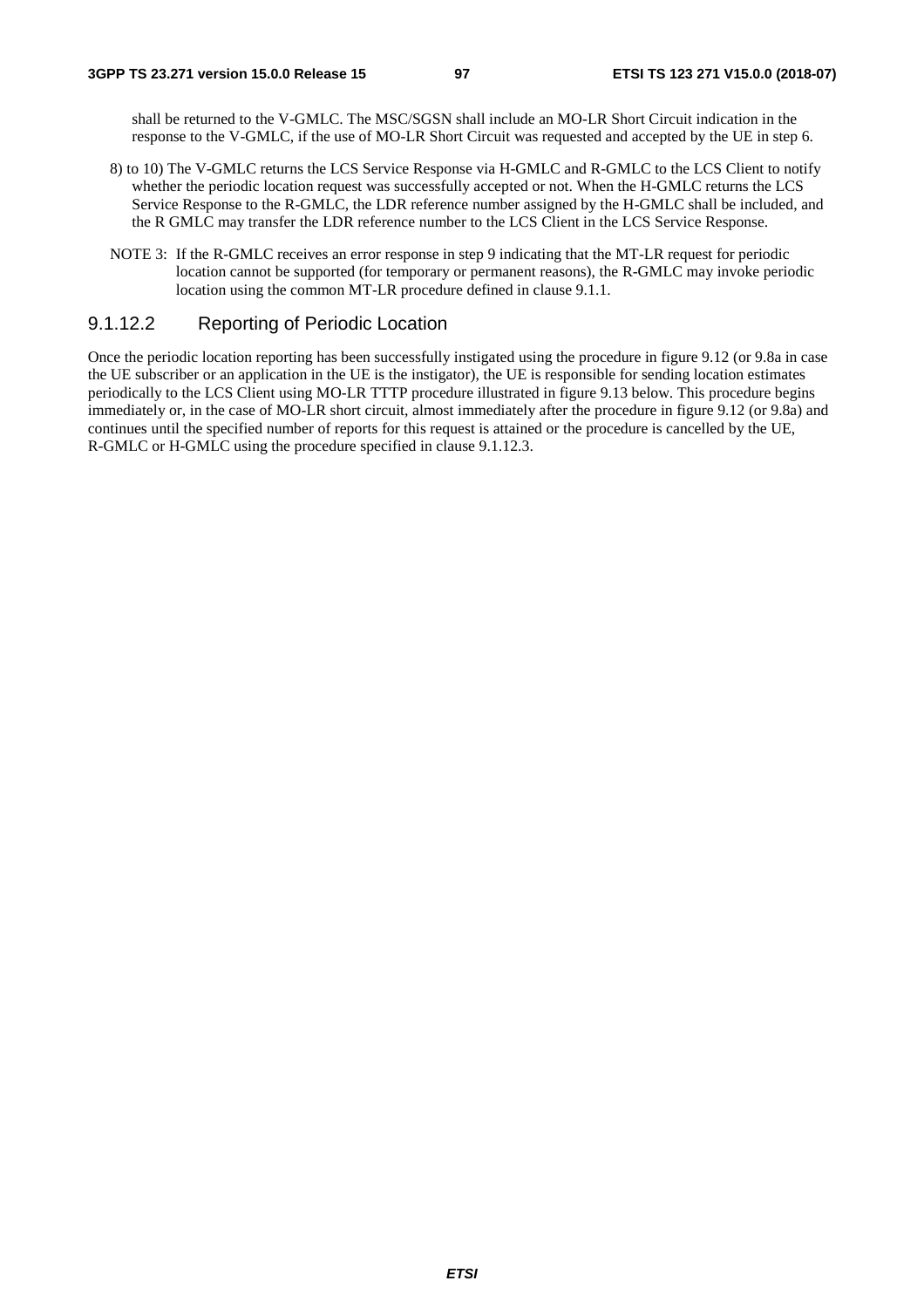shall be returned to the V-GMLC. The MSC/SGSN shall include an MO-LR Short Circuit indication in the response to the V-GMLC, if the use of MO-LR Short Circuit was requested and accepted by the UE in step 6.

8) to 10) The V-GMLC returns the LCS Service Response via H-GMLC and R-GMLC to the LCS Client to notify whether the periodic location request was successfully accepted or not. When the H-GMLC returns the LCS Service Response to the R-GMLC, the LDR reference number assigned by the H-GMLC shall be included, and the R GMLC may transfer the LDR reference number to the LCS Client in the LCS Service Response.

NOTE 3: If the R-GMLC receives an error response in step 9 indicating that the MT-LR request for periodic location cannot be supported (for temporary or permanent reasons), the R-GMLC may invoke periodic location using the common MT-LR procedure defined in clause 9.1.1.

#### 9.1.12.2 Reporting of Periodic Location

Once the periodic location reporting has been successfully instigated using the procedure in figure 9.12 (or 9.8a in case the UE subscriber or an application in the UE is the instigator), the UE is responsible for sending location estimates periodically to the LCS Client using MO-LR TTTP procedure illustrated in figure 9.13 below. This procedure begins immediately or, in the case of MO-LR short circuit, almost immediately after the procedure in figure 9.12 (or 9.8a) and continues until the specified number of reports for this request is attained or the procedure is cancelled by the UE, R-GMLC or H-GMLC using the procedure specified in clause 9.1.12.3.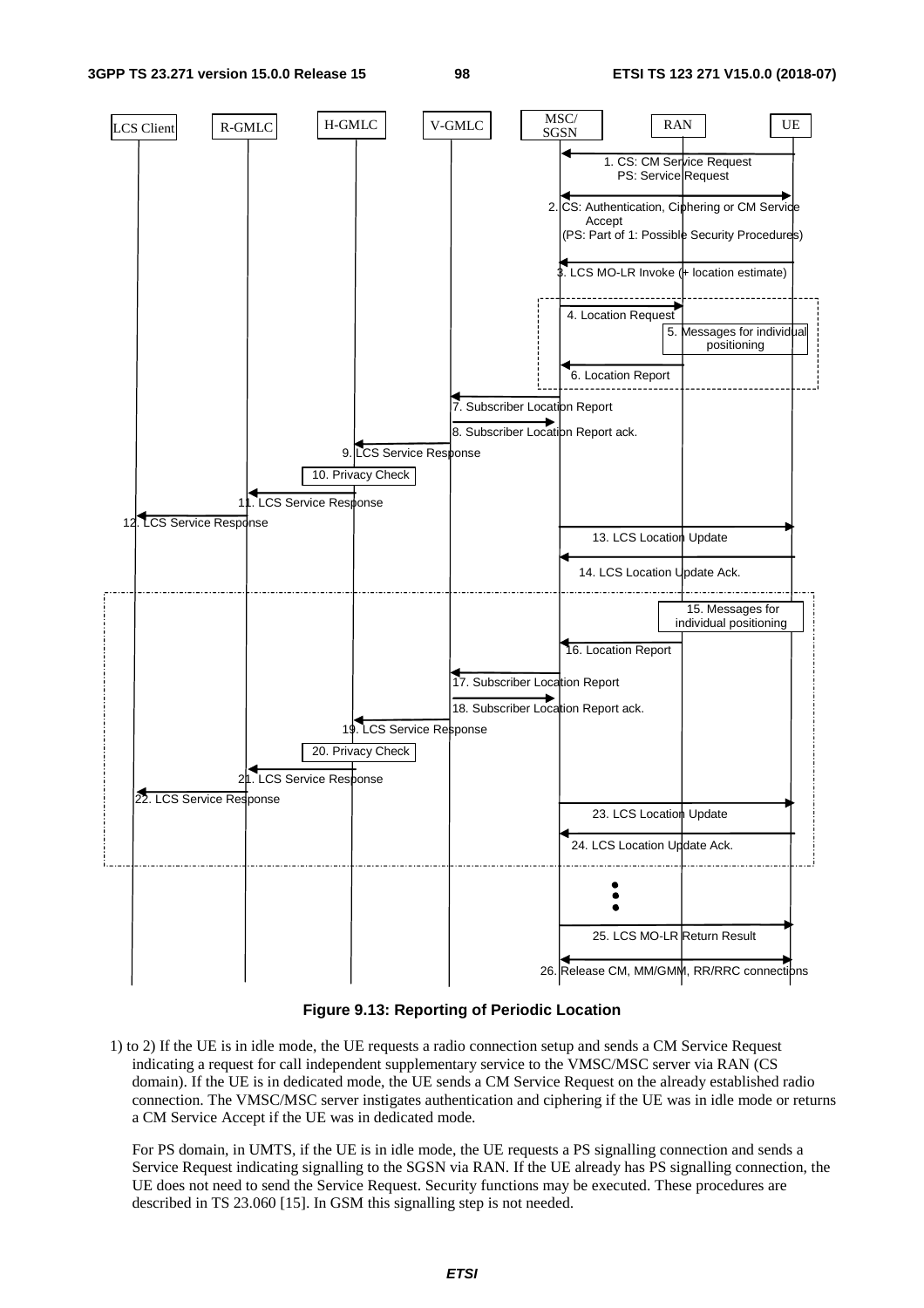**Figure 9.13: Reporting of Periodic Location**

1) to 2) If the UE is in idle mode, the UE requests a radio connection setup and sends a CM Service Request indicating a request for call independent supplementary service to the VMSC/MSC server via RAN (CS domain). If the UE is in dedicated mode, the UE sends a CM Service Request on the already established radio connection. The VMSC/MSC server instigates authentication and ciphering if the UE was in idle mode or returns a CM Service Accept if the UE was in dedicated mode.

For PS domain, in UMTS, if the UE is in idle mode, the UE requests a PS signalling connection and sends a Service Request indicating signalling to the SGSN via RAN. If the UE already has PS signalling connection, the UE does not need to send the Service Request. Security functions may be executed. These procedures are described in TS 23.060 [15]. In GSM this signalling step is not needed.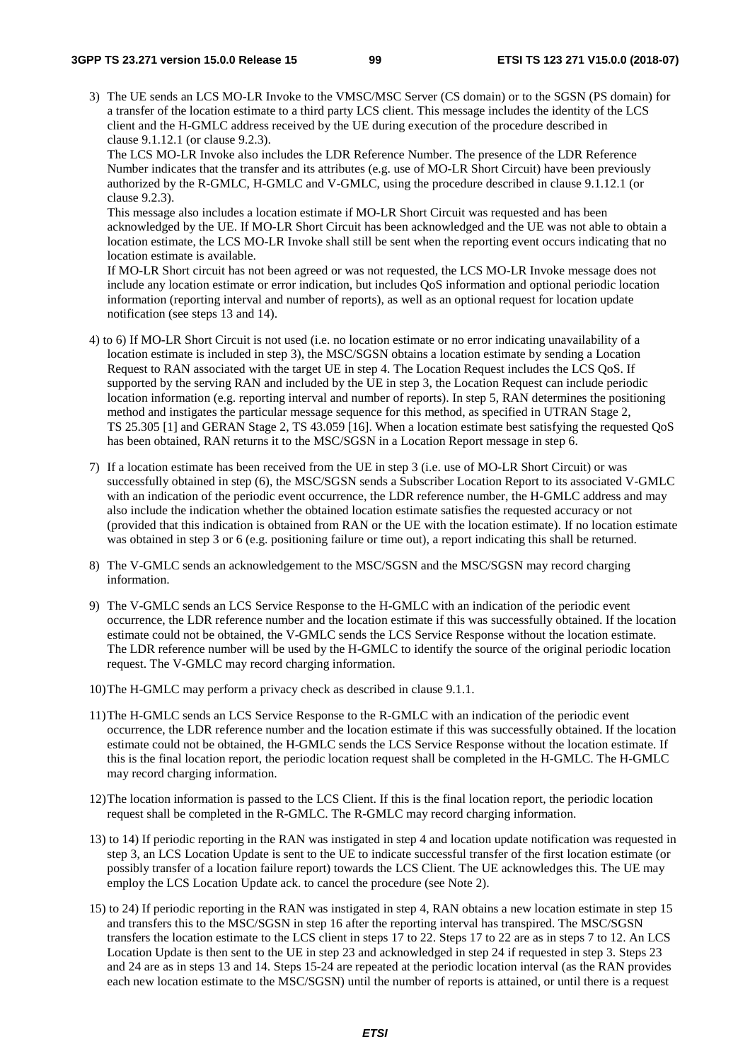3) The UE sends an LCS MO-LR Invoke to the VMSC/MSC Server (CS domain) or to the SGSN (PS domain) for a transfer of the location estimate to a third party LCS client. This message includes the identity of the LCS client and the H-GMLC address received by the UE during execution of the procedure described in clause 9.1.12.1 (or clause 9.2.3).

   The LCS MO-LR Invoke also includes the LDR Reference Number. The presence of the LDR Reference Number indicates that the transfer and its attributes (e.g. use of MO-LR Short Circuit) have been previously authorized by the R-GMLC, H-GMLC and V-GMLC, using the procedure described in clause 9.1.12.1 (or clause 9.2.3).

   This message also includes a location estimate if MO-LR Short Circuit was requested and has been acknowledged by the UE. If MO-LR Short Circuit has been acknowledged and the UE was not able to obtain a location estimate, the LCS MO-LR Invoke shall still be sent when the reporting event occurs indicating that no location estimate is available.

   If MO-LR Short circuit has not been agreed or was not requested, the LCS MO-LR Invoke message does not include any location estimate or error indication, but includes QoS information and optional periodic location information (reporting interval and number of reports), as well as an optional request for location update notification (see steps 13 and 14).

4) to 6) If MO-LR Short Circuit is not used (i.e. no location estimate or no error indicating unavailability of a location estimate is included in step 3), the MSC/SGSN obtains a location estimate by sending a Location Request to RAN associated with the target UE in step 4. The Location Request includes the LCS QoS. If supported by the serving RAN and included by the UE in step 3, the Location Request can include periodic location information (e.g. reporting interval and number of reports). In step 5, RAN determines the positioning method and instigates the particular message sequence for this method, as specified in UTRAN Stage 2, TS 25.305 [1] and GERAN Stage 2, TS 43.059 [16]. When a location estimate best satisfying the requested QoS has been obtained, RAN returns it to the MSC/SGSN in a Location Report message in step 6.

7) If a location estimate has been received from the UE in step 3 (i.e. use of MO-LR Short Circuit) or was successfully obtained in step (6), the MSC/SGSN sends a Subscriber Location Report to its associated V-GMLC with an indication of the periodic event occurrence, the LDR reference number, the H-GMLC address and may also include the indication whether the obtained location estimate satisfies the requested accuracy or not (provided that this indication is obtained from RAN or the UE with the location estimate). If no location estimate was obtained in step 3 or 6 (e.g. positioning failure or time out), a report indicating this shall be returned.

8) The V-GMLC sends an acknowledgement to the MSC/SGSN and the MSC/SGSN may record charging information.

9) The V-GMLC sends an LCS Service Response to the H-GMLC with an indication of the periodic event occurrence, the LDR reference number and the location estimate if this was successfully obtained. If the location estimate could not be obtained, the V-GMLC sends the LCS Service Response without the location estimate. The LDR reference number will be used by the H-GMLC to identify the source of the original periodic location request. The V-GMLC may record charging information.

10) The H-GMLC may perform a privacy check as described in clause 9.1.1.

11) The H-GMLC sends an LCS Service Response to the R-GMLC with an indication of the periodic event occurrence, the LDR reference number and the location estimate if this was successfully obtained. If the location estimate could not be obtained, the H-GMLC sends the LCS Service Response without the location estimate. If this is the final location report, the periodic location request shall be completed in the H-GMLC. The H-GMLC may record charging information.

12) The location information is passed to the LCS Client. If this is the final location report, the periodic location request shall be completed in the R-GMLC. The R-GMLC may record charging information.

13) to 14) If periodic reporting in the RAN was instigated in step 4 and location update notification was requested in step 3, an LCS Location Update is sent to the UE to indicate successful transfer of the first location estimate (or possibly transfer of a location failure report) towards the LCS Client. The UE acknowledges this. The UE may employ the LCS Location Update ack. to cancel the procedure (see Note 2).

15) to 24) If periodic reporting in the RAN was instigated in step 4, RAN obtains a new location estimate in step 15 and transfers this to the MSC/SGSN in step 16 after the reporting interval has transpired. The MSC/SGSN transfers the location estimate to the LCS client in steps 17 to 22. Steps 17 to 22 are as in steps 7 to 12. An LCS Location Update is then sent to the UE in step 23 and acknowledged in step 24 if requested in step 3. Steps 23 and 24 are as in steps 13 and 14. Steps 15-24 are repeated at the periodic location interval (as the RAN provides each new location estimate to the MSC/SGSN) until the number of reports is attained, or until there is a request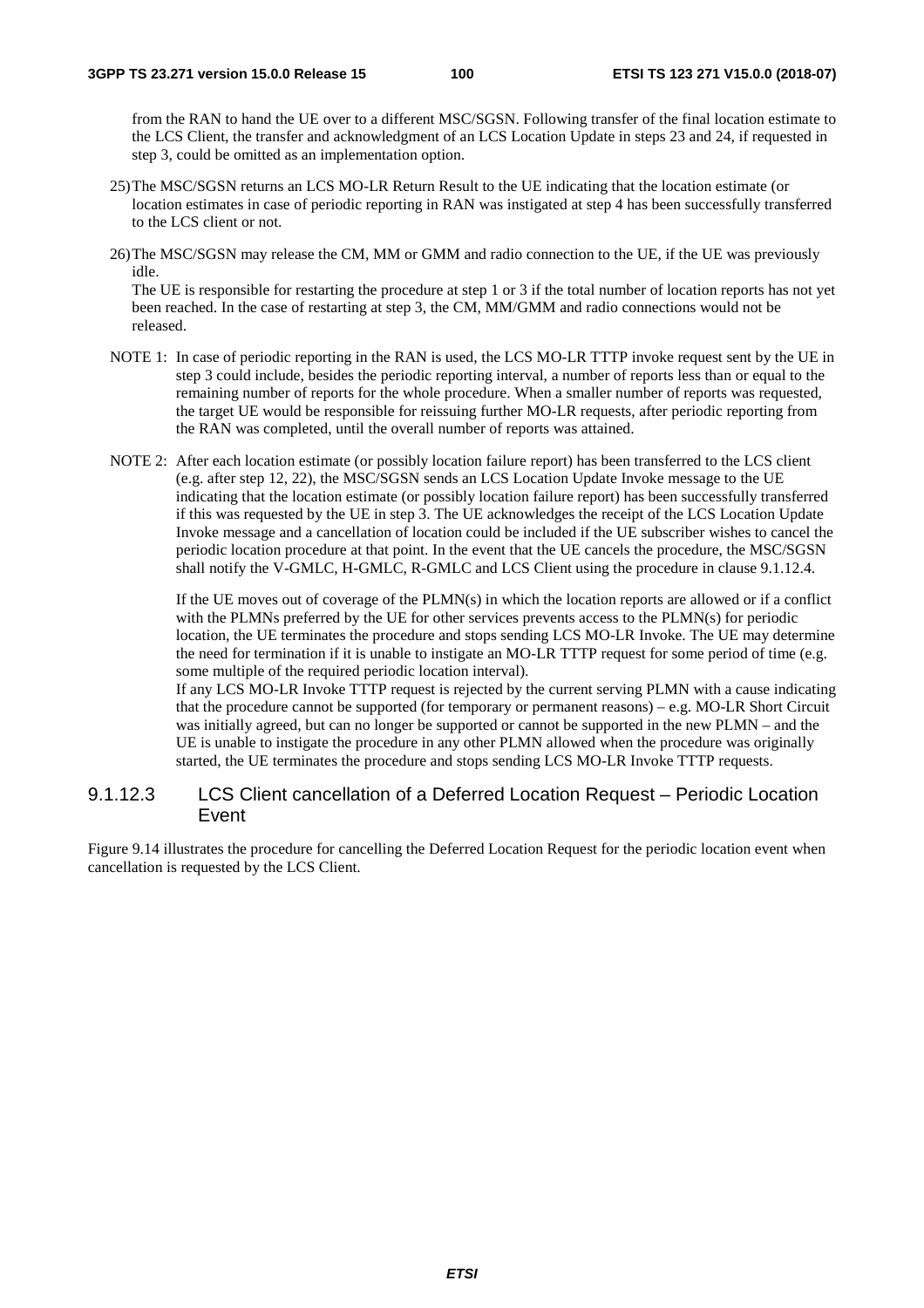from the RAN to hand the UE over to a different MSC/SGSN. Following transfer of the final location estimate to the LCS Client, the transfer and acknowledgment of an LCS Location Update in steps 23 and 24, if requested in step 3, could be omitted as an implementation option.

25) The MSC/SGSN returns an LCS MO-LR Return Result to the UE indicating that the location estimate (or location estimates in case of periodic reporting in RAN was instigated at step 4 has been successfully transferred to the LCS client or not.

26) The MSC/SGSN may release the CM, MM or GMM and radio connection to the UE, if the UE was previously idle.
The UE is responsible for restarting the procedure at step 1 or 3 if the total number of location reports has not yet been reached. In the case of restarting at step 3, the CM, MM/GMM and radio connections would not be released.

NOTE 1: In case of periodic reporting in the RAN is used, the LCS MO-LR TTTP invoke request sent by the UE in step 3 could include, besides the periodic reporting interval, a number of reports less than or equal to the remaining number of reports for the whole procedure. When a smaller number of reports was requested, the target UE would be responsible for reissuing further MO-LR requests, after periodic reporting from the RAN was completed, until the overall number of reports was attained.

NOTE 2: After each location estimate (or possibly location failure report) has been transferred to the LCS client (e.g. after step 12, 22), the MSC/SGSN sends an LCS Location Update Invoke message to the UE indicating that the location estimate (or possibly location failure report) has been successfully transferred if this was requested by the UE in step 3. The UE acknowledges the receipt of the LCS Location Update Invoke message and a cancellation of location could be included if the UE subscriber wishes to cancel the periodic location procedure at that point. In the event that the UE cancels the procedure, the MSC/SGSN shall notify the V-GMLC, H-GMLC, R-GMLC and LCS Client using the procedure in clause 9.1.12.4.

If the UE moves out of coverage of the PLMN(s) in which the location reports are allowed or if a conflict with the PLMNs preferred by the UE for other services prevents access to the PLMN(s) for periodic location, the UE terminates the procedure and stops sending LCS MO-LR Invoke. The UE may determine the need for termination if it is unable to instigate an MO-LR TTTP request for some period of time (e.g. some multiple of the required periodic location interval).
If any LCS MO-LR Invoke TTTP request is rejected by the current serving PLMN with a cause indicating that the procedure cannot be supported (for temporary or permanent reasons) – e.g. MO-LR Short Circuit was initially agreed, but can no longer be supported or cannot be supported in the new PLMN – and the UE is unable to instigate the procedure in any other PLMN allowed when the procedure was originally started, the UE terminates the procedure and stops sending LCS MO-LR Invoke TTTP requests.

#### 9.1.12.3 LCS Client cancellation of a Deferred Location Request – Periodic Location Event

Figure 9.14 illustrates the procedure for cancelling the Deferred Location Request for the periodic location event when cancellation is requested by the LCS Client.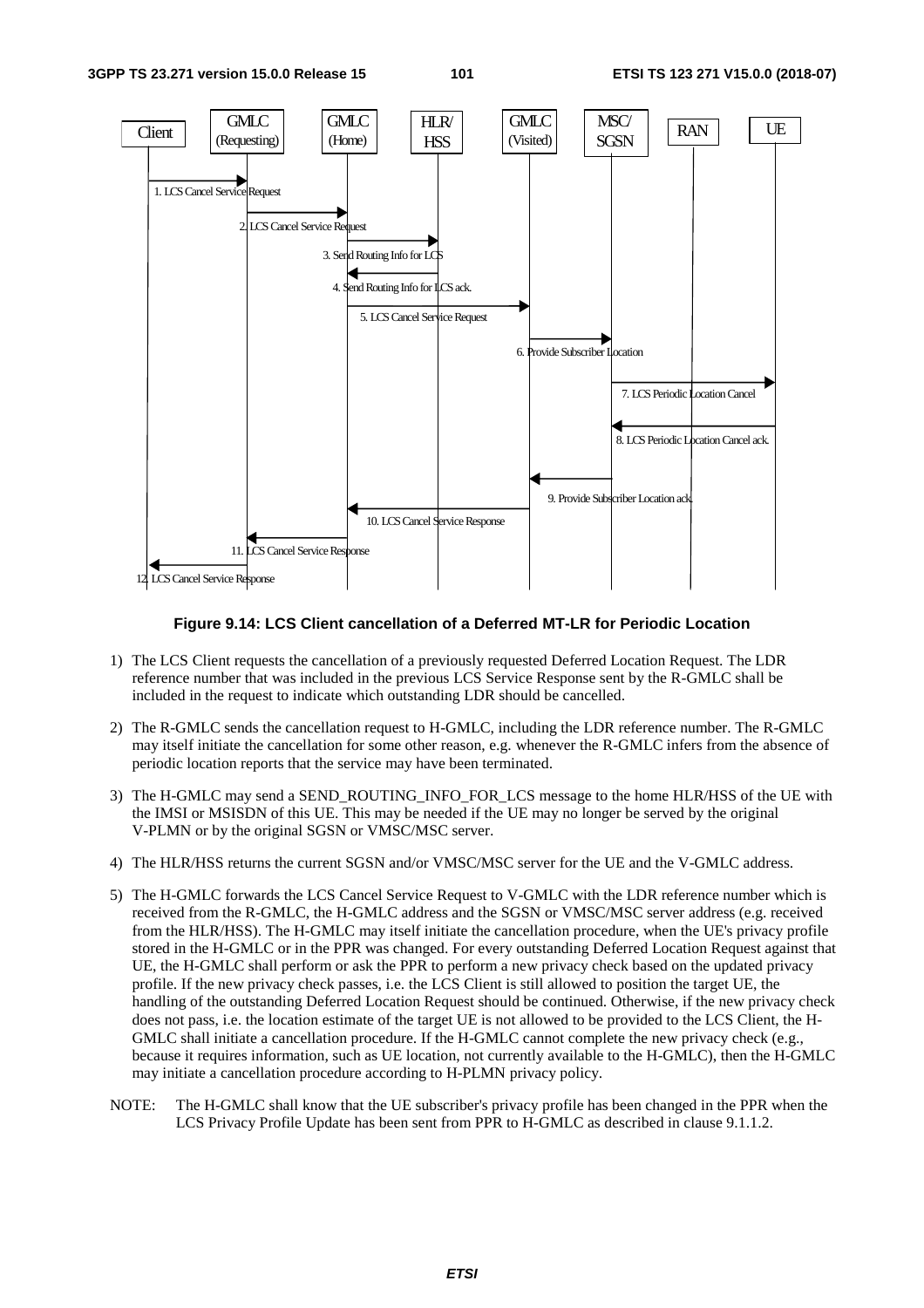**Figure 9.14: LCS Client cancellation of a Deferred MT-LR for Periodic Location**

1) The LCS Client requests the cancellation of a previously requested Deferred Location Request. The LDR reference number that was included in the previous LCS Service Response sent by the R-GMLC shall be included in the request to indicate which outstanding LDR should be cancelled.

2) The R-GMLC sends the cancellation request to H-GMLC, including the LDR reference number. The R-GMLC may itself initiate the cancellation for some other reason, e.g. whenever the R-GMLC infers from the absence of periodic location reports that the service may have been terminated.

3) The H-GMLC may send a SEND_ROUTING_INFO_FOR_LCS message to the home HLR/HSS of the UE with the IMSI or MSISDN of this UE. This may be needed if the UE may no longer be served by the original V-PLMN or by the original SGSN or VMSC/MSC server.

4) The HLR/HSS returns the current SGSN and/or VMSC/MSC server for the UE and the V-GMLC address.

5) The H-GMLC forwards the LCS Cancel Service Request to V-GMLC with the LDR reference number which is received from the R-GMLC, the H-GMLC address and the SGSN or VMSC/MSC server address (e.g. received from the HLR/HSS). The H-GMLC may itself initiate the cancellation procedure, when the UE's privacy profile stored in the H-GMLC or in the PPR was changed. For every outstanding Deferred Location Request against that UE, the H-GMLC shall perform or ask the PPR to perform a new privacy check based on the updated privacy profile. If the new privacy check passes, i.e. the LCS Client is still allowed to position the target UE, the handling of the outstanding Deferred Location Request should be continued. Otherwise, if the new privacy check does not pass, i.e. the location estimate of the target UE is not allowed to be provided to the LCS Client, the H-GMLC shall initiate a cancellation procedure. If the H-GMLC cannot complete the new privacy check (e.g., because it requires information, such as UE location, not currently available to the H-GMLC), then the H-GMLC may initiate a cancellation procedure according to H-PLMN privacy policy.

NOTE: The H-GMLC shall know that the UE subscriber's privacy profile has been changed in the PPR when the LCS Privacy Profile Update has been sent from PPR to H-GMLC as described in clause 9.1.1.2.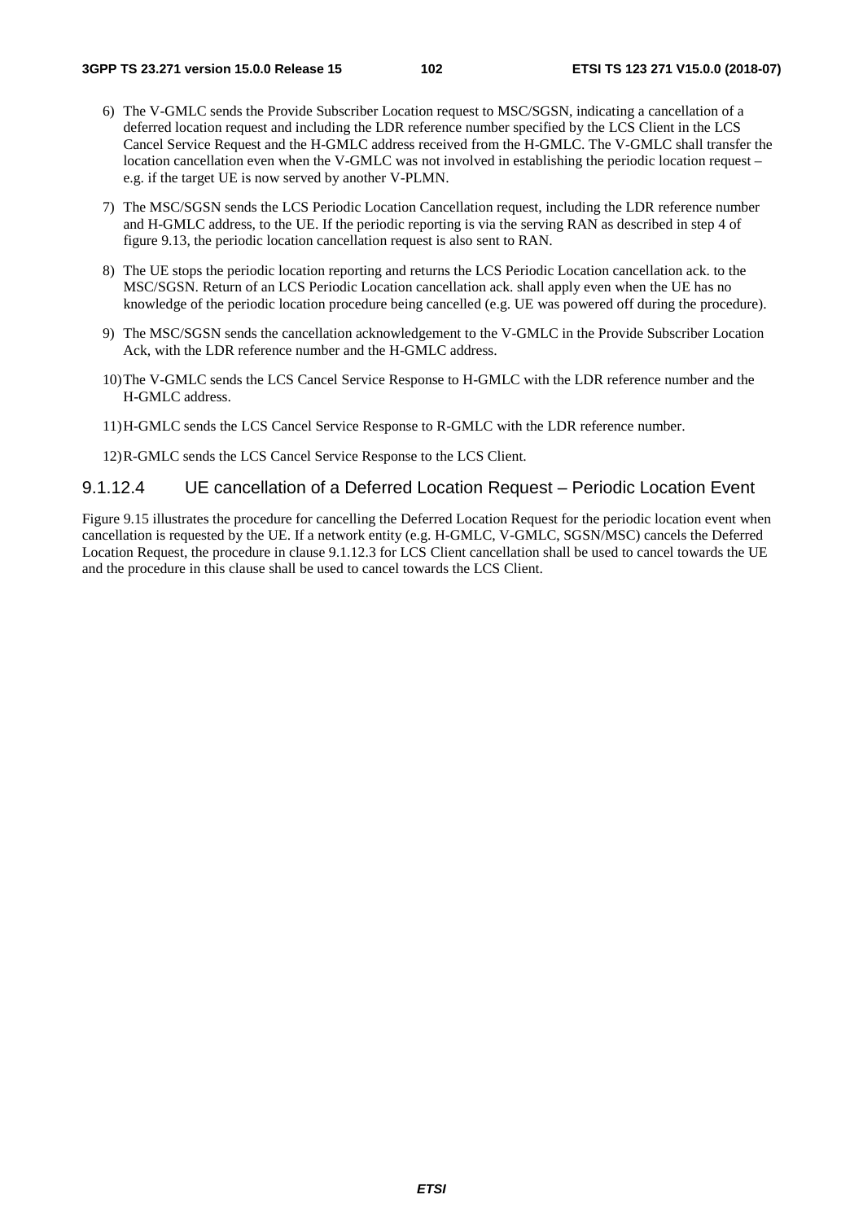6) The V-GMLC sends the Provide Subscriber Location request to MSC/SGSN, indicating a cancellation of a deferred location request and including the LDR reference number specified by the LCS Client in the LCS Cancel Service Request and the H-GMLC address received from the H-GMLC. The V-GMLC shall transfer the location cancellation even when the V-GMLC was not involved in establishing the periodic location request – e.g. if the target UE is now served by another V-PLMN.

7) The MSC/SGSN sends the LCS Periodic Location Cancellation request, including the LDR reference number and H-GMLC address, to the UE. If the periodic reporting is via the serving RAN as described in step 4 of figure 9.13, the periodic location cancellation request is also sent to RAN.

8) The UE stops the periodic location reporting and returns the LCS Periodic Location cancellation ack. to the MSC/SGSN. Return of an LCS Periodic Location cancellation ack. shall apply even when the UE has no knowledge of the periodic location procedure being cancelled (e.g. UE was powered off during the procedure).

9) The MSC/SGSN sends the cancellation acknowledgement to the V-GMLC in the Provide Subscriber Location Ack, with the LDR reference number and the H-GMLC address.

10) The V-GMLC sends the LCS Cancel Service Response to H-GMLC with the LDR reference number and the H-GMLC address.

11) H-GMLC sends the LCS Cancel Service Response to R-GMLC with the LDR reference number.

12) R-GMLC sends the LCS Cancel Service Response to the LCS Client.

### 9.1.12.4 UE cancellation of a Deferred Location Request – Periodic Location Event

Figure 9.15 illustrates the procedure for cancelling the Deferred Location Request for the periodic location event when cancellation is requested by the UE. If a network entity (e.g. H-GMLC, V-GMLC, SGSN/MSC) cancels the Deferred Location Request, the procedure in clause 9.1.12.3 for LCS Client cancellation shall be used to cancel towards the UE and the procedure in this clause shall be used to cancel towards the LCS Client.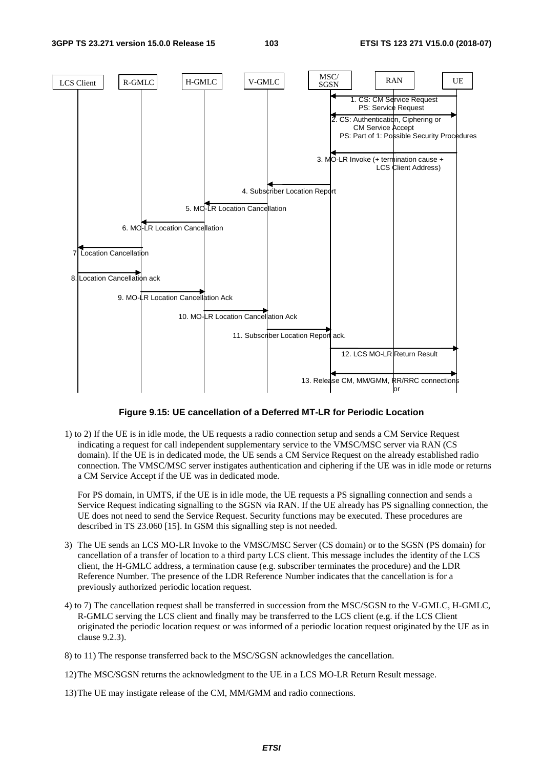**Figure 9.15: UE cancellation of a Deferred MT-LR for Periodic Location**

1) to 2) If the UE is in idle mode, the UE requests a radio connection setup and sends a CM Service Request indicating a request for call independent supplementary service to the VMSC/MSC server via RAN (CS domain). If the UE is in dedicated mode, the UE sends a CM Service Request on the already established radio connection. The VMSC/MSC server instigates authentication and ciphering if the UE was in idle mode or returns a CM Service Accept if the UE was in dedicated mode.

   For PS domain, in UMTS, if the UE is in idle mode, the UE requests a PS signalling connection and sends a Service Request indicating signalling to the SGSN via RAN. If the UE already has PS signalling connection, the UE does not need to send the Service Request. Security functions may be executed. These procedures are described in TS 23.060 [15]. In GSM this signalling step is not needed.

3) The UE sends an LCS MO-LR Invoke to the VMSC/MSC Server (CS domain) or to the SGSN (PS domain) for cancellation of a transfer of location to a third party LCS client. This message includes the identity of the LCS client, the H-GMLC address, a termination cause (e.g. subscriber terminates the procedure) and the LDR Reference Number. The presence of the LDR Reference Number indicates that the cancellation is for a previously authorized periodic location request.

4) to 7) The cancellation request shall be transferred in succession from the MSC/SGSN to the V-GMLC, H-GMLC, R-GMLC serving the LCS client and finally may be transferred to the LCS client (e.g. if the LCS Client originated the periodic location request or was informed of a periodic location request originated by the UE as in clause 9.2.3).

8) to 11) The response transferred back to the MSC/SGSN acknowledges the cancellation.

12) The MSC/SGSN returns the acknowledgment to the UE in a LCS MO-LR Return Result message.

13) The UE may instigate release of the CM, MM/GMM and radio connections.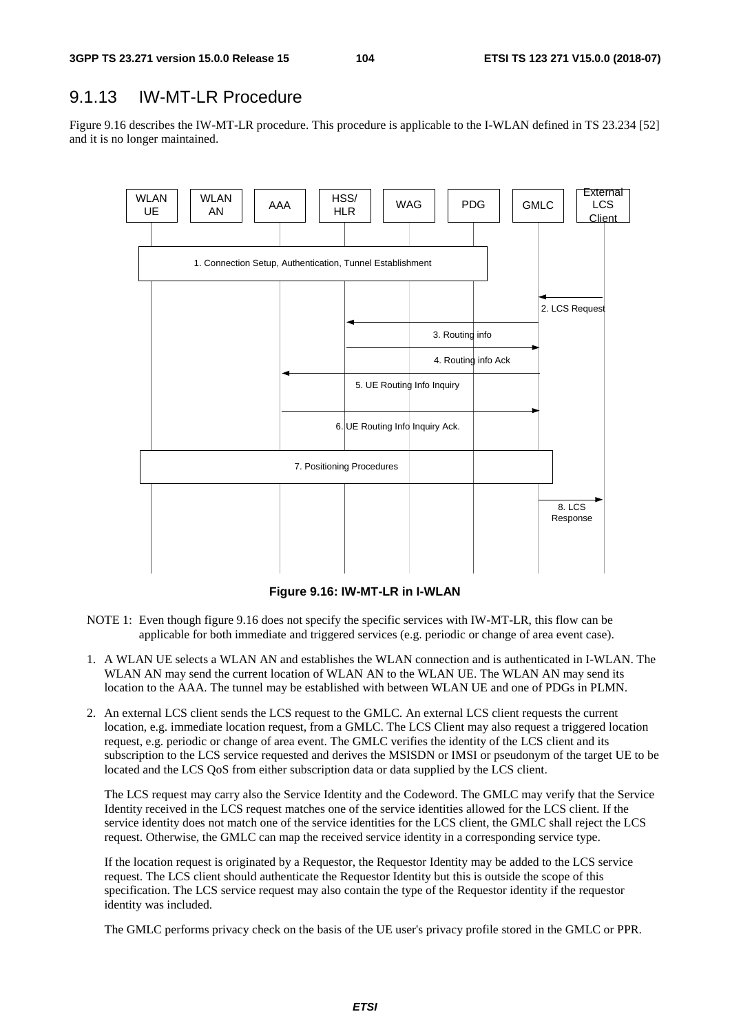## 9.1.13 IW-MT-LR Procedure

Figure 9.16 describes the IW-MT-LR procedure. This procedure is applicable to the I-WLAN defined in TS 23.234 [52] and it is no longer maintained.

**Figure 9.16: IW-MT-LR in I-WLAN**

NOTE 1: Even though figure 9.16 does not specify the specific services with IW-MT-LR, this flow can be applicable for both immediate and triggered services (e.g. periodic or change of area event case).

1. A WLAN UE selects a WLAN AN and establishes the WLAN connection and is authenticated in I-WLAN. The WLAN AN may send the current location of WLAN AN to the WLAN UE. The WLAN AN may send its location to the AAA. The tunnel may be established with between WLAN UE and one of PDGs in PLMN.

2. An external LCS client sends the LCS request to the GMLC. An external LCS client requests the current location, e.g. immediate location request, from a GMLC. The LCS Client may also request a triggered location request, e.g. periodic or change of area event. The GMLC verifies the identity of the LCS client and its subscription to the LCS service requested and derives the MSISDN or IMSI or pseudonym of the target UE to be located and the LCS QoS from either subscription data or data supplied by the LCS client.

   The LCS request may carry also the Service Identity and the Codeword. The GMLC may verify that the Service Identity received in the LCS request matches one of the service identities allowed for the LCS client. If the service identity does not match one of the service identities for the LCS client, the GMLC shall reject the LCS request. Otherwise, the GMLC can map the received service identity in a corresponding service type.

   If the location request is originated by a Requestor, the Requestor Identity may be added to the LCS service request. The LCS client should authenticate the Requestor Identity but this is outside the scope of this specification. The LCS service request may also contain the type of the Requestor identity if the requestor identity was included.

   The GMLC performs privacy check on the basis of the UE user's privacy profile stored in the GMLC or PPR.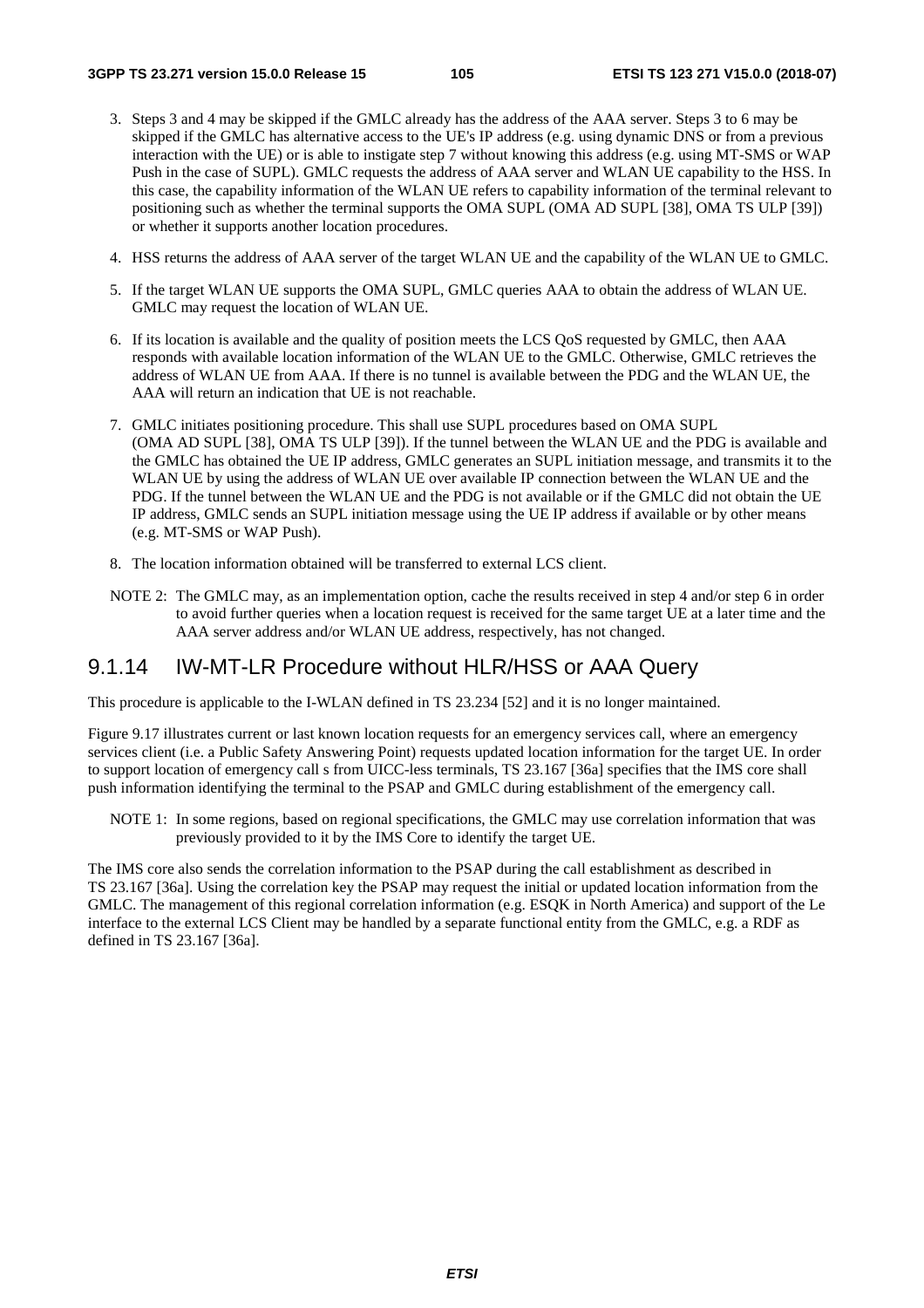3. Steps 3 and 4 may be skipped if the GMLC already has the address of the AAA server. Steps 3 to 6 may be skipped if the GMLC has alternative access to the UE's IP address (e.g. using dynamic DNS or from a previous interaction with the UE) or is able to instigate step 7 without knowing this address (e.g. using MT-SMS or WAP Push in the case of SUPL). GMLC requests the address of AAA server and WLAN UE capability to the HSS. In this case, the capability information of the WLAN UE refers to capability information of the terminal relevant to positioning such as whether the terminal supports the OMA SUPL (OMA AD SUPL [38], OMA TS ULP [39]) or whether it supports another location procedures.

4. HSS returns the address of AAA server of the target WLAN UE and the capability of the WLAN UE to GMLC.

5. If the target WLAN UE supports the OMA SUPL, GMLC queries AAA to obtain the address of WLAN UE. GMLC may request the location of WLAN UE.

6. If its location is available and the quality of position meets the LCS QoS requested by GMLC, then AAA responds with available location information of the WLAN UE to the GMLC. Otherwise, GMLC retrieves the address of WLAN UE from AAA. If there is no tunnel is available between the PDG and the WLAN UE, the AAA will return an indication that UE is not reachable.

7. GMLC initiates positioning procedure. This shall use SUPL procedures based on OMA SUPL (OMA AD SUPL [38], OMA TS ULP [39]). If the tunnel between the WLAN UE and the PDG is available and the GMLC has obtained the UE IP address, GMLC generates an SUPL initiation message, and transmits it to the WLAN UE by using the address of WLAN UE over available IP connection between the WLAN UE and the PDG. If the tunnel between the WLAN UE and the PDG is not available or if the GMLC did not obtain the UE IP address, GMLC sends an SUPL initiation message using the UE IP address if available or by other means (e.g. MT-SMS or WAP Push).

8. The location information obtained will be transferred to external LCS client.

NOTE 2: The GMLC may, as an implementation option, cache the results received in step 4 and/or step 6 in order to avoid further queries when a location request is received for the same target UE at a later time and the AAA server address and/or WLAN UE address, respectively, has not changed.

### 9.1.14 IW-MT-LR Procedure without HLR/HSS or AAA Query

This procedure is applicable to the I-WLAN defined in TS 23.234 [52] and it is no longer maintained.

Figure 9.17 illustrates current or last known location requests for an emergency services call, where an emergency services client (i.e. a Public Safety Answering Point) requests updated location information for the target UE. In order to support location of emergency call s from UICC-less terminals, TS 23.167 [36a] specifies that the IMS core shall push information identifying the terminal to the PSAP and GMLC during establishment of the emergency call.

NOTE 1: In some regions, based on regional specifications, the GMLC may use correlation information that was previously provided to it by the IMS Core to identify the target UE.

The IMS core also sends the correlation information to the PSAP during the call establishment as described in TS 23.167 [36a]. Using the correlation key the PSAP may request the initial or updated location information from the GMLC. The management of this regional correlation information (e.g. ESQK in North America) and support of the Le interface to the external LCS Client may be handled by a separate functional entity from the GMLC, e.g. a RDF as defined in TS 23.167 [36a].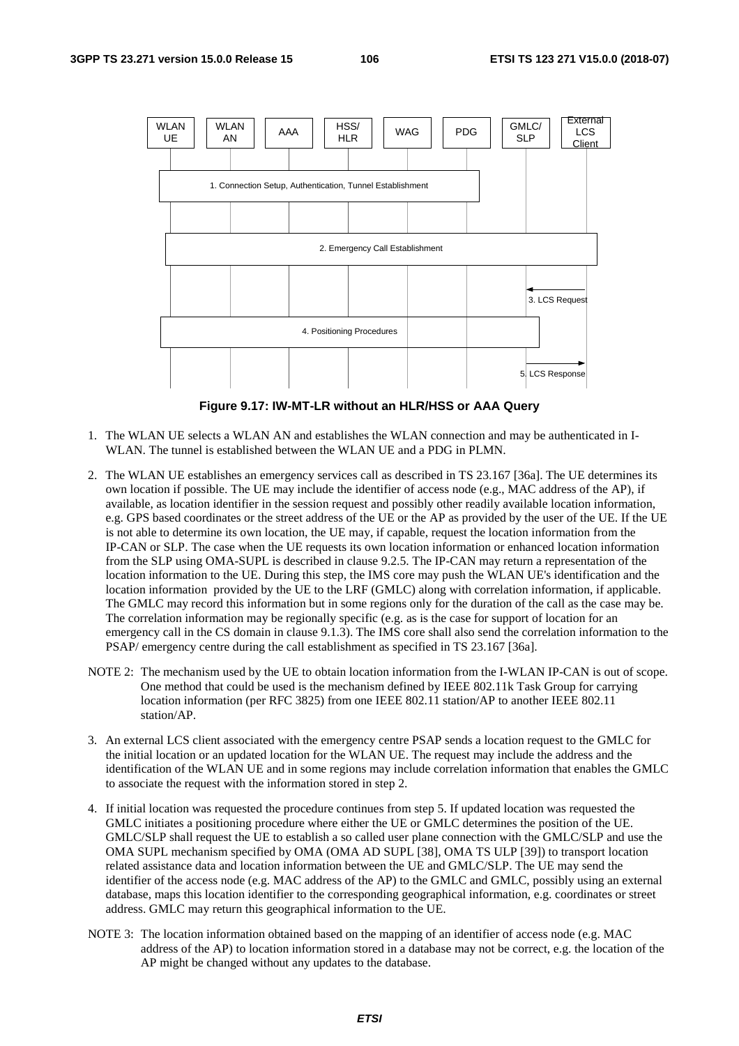**Figure 9.17: IW-MT-LR without an HLR/HSS or AAA Query**

1. The WLAN UE selects a WLAN AN and establishes the WLAN connection and may be authenticated in I-WLAN. The tunnel is established between the WLAN UE and a PDG in PLMN.

2. The WLAN UE establishes an emergency services call as described in TS 23.167 [36a]. The UE determines its own location if possible. The UE may include the identifier of access node (e.g., MAC address of the AP), if available, as location identifier in the session request and possibly other readily available location information, e.g. GPS based coordinates or the street address of the UE or the AP as provided by the user of the UE. If the UE is not able to determine its own location, the UE may, if capable, request the location information from the IP-CAN or SLP. The case when the UE requests its own location information or enhanced location information from the SLP using OMA-SUPL is described in clause 9.2.5. The IP-CAN may return a representation of the location information to the UE. During this step, the IMS core may push the WLAN UE's identification and the location information provided by the UE to the LRF (GMLC) along with correlation information, if applicable. The GMLC may record this information but in some regions only for the duration of the call as the case may be. The correlation information may be regionally specific (e.g. as is the case for support of location for an emergency call in the CS domain in clause 9.1.3). The IMS core shall also send the correlation information to the PSAP/ emergency centre during the call establishment as specified in TS 23.167 [36a].

NOTE 2: The mechanism used by the UE to obtain location information from the I-WLAN IP-CAN is out of scope. One method that could be used is the mechanism defined by IEEE 802.11k Task Group for carrying location information (per RFC 3825) from one IEEE 802.11 station/AP to another IEEE 802.11 station/AP.

3. An external LCS client associated with the emergency centre PSAP sends a location request to the GMLC for the initial location or an updated location for the WLAN UE. The request may include the address and the identification of the WLAN UE and in some regions may include correlation information that enables the GMLC to associate the request with the information stored in step 2.

4. If initial location was requested the procedure continues from step 5. If updated location was requested the GMLC initiates a positioning procedure where either the UE or GMLC determines the position of the UE. GMLC/SLP shall request the UE to establish a so called user plane connection with the GMLC/SLP and use the OMA SUPL mechanism specified by OMA (OMA AD SUPL [38], OMA TS ULP [39]) to transport location related assistance data and location information between the UE and GMLC/SLP. The UE may send the identifier of the access node (e.g. MAC address of the AP) to the GMLC and GMLC, possibly using an external database, maps this location identifier to the corresponding geographical information, e.g. coordinates or street address. GMLC may return this geographical information to the UE.

NOTE 3: The location information obtained based on the mapping of an identifier of access node (e.g. MAC address of the AP) to location information stored in a database may not be correct, e.g. the location of the AP might be changed without any updates to the database.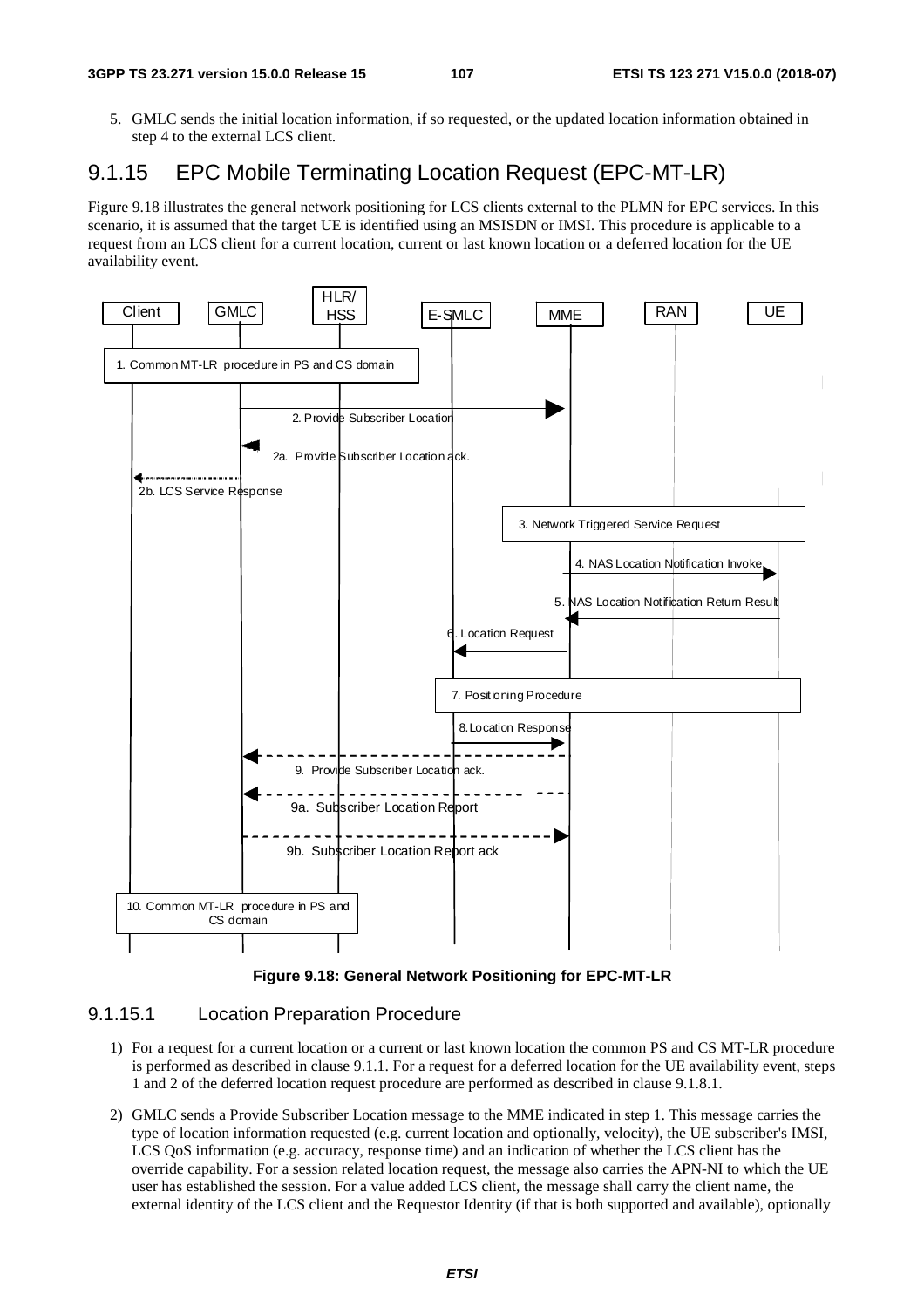5. GMLC sends the initial location information, if so requested, or the updated location information obtained in step 4 to the external LCS client.

## 9.1.15 EPC Mobile Terminating Location Request (EPC-MT-LR)

Figure 9.18 illustrates the general network positioning for LCS clients external to the PLMN for EPC services. In this scenario, it is assumed that the target UE is identified using an MSISDN or IMSI. This procedure is applicable to a request from an LCS client for a current location, current or last known location or a deferred location for the UE availability event.

**Figure 9.18: General Network Positioning for EPC-MT-LR**

### 9.1.15.1 Location Preparation Procedure

1) For a request for a current location or a current or last known location the common PS and CS MT-LR procedure is performed as described in clause 9.1.1. For a request for a deferred location for the UE availability event, steps 1 and 2 of the deferred location request procedure are performed as described in clause 9.1.8.1.

2) GMLC sends a Provide Subscriber Location message to the MME indicated in step 1. This message carries the type of location information requested (e.g. current location and optionally, velocity), the UE subscriber's IMSI, LCS QoS information (e.g. accuracy, response time) and an indication of whether the LCS client has the override capability. For a session related location request, the message also carries the APN-NI to which the UE user has established the session. For a value added LCS client, the message shall carry the client name, the external identity of the LCS client and the Requestor Identity (if that is both supported and available), optionally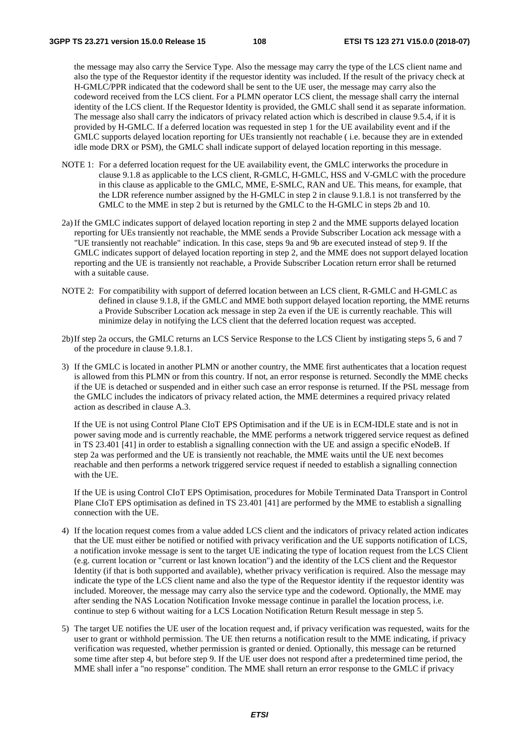the message may also carry the Service Type. Also the message may carry the type of the LCS client name and also the type of the Requestor identity if the requestor identity was included. If the result of the privacy check at H-GMLC/PPR indicated that the codeword shall be sent to the UE user, the message may carry also the codeword received from the LCS client. For a PLMN operator LCS client, the message shall carry the internal identity of the LCS client. If the Requestor Identity is provided, the GMLC shall send it as separate information. The message also shall carry the indicators of privacy related action which is described in clause 9.5.4, if it is provided by H-GMLC. If a deferred location was requested in step 1 for the UE availability event and if the GMLC supports delayed location reporting for UEs transiently not reachable ( i.e. because they are in extended idle mode DRX or PSM), the GMLC shall indicate support of delayed location reporting in this message.

NOTE 1: For a deferred location request for the UE availability event, the GMLC interworks the procedure in clause 9.1.8 as applicable to the LCS client, R-GMLC, H-GMLC, HSS and V-GMLC with the procedure in this clause as applicable to the GMLC, MME, E-SMLC, RAN and UE. This means, for example, that the LDR reference number assigned by the H-GMLC in step 2 in clause 9.1.8.1 is not transferred by the GMLC to the MME in step 2 but is returned by the GMLC to the H-GMLC in steps 2b and 10.

2a) If the GMLC indicates support of delayed location reporting in step 2 and the MME supports delayed location reporting for UEs transiently not reachable, the MME sends a Provide Subscriber Location ack message with a "UE transiently not reachable" indication. In this case, steps 9a and 9b are executed instead of step 9. If the GMLC indicates support of delayed location reporting in step 2, and the MME does not support delayed location reporting and the UE is transiently not reachable, a Provide Subscriber Location return error shall be returned with a suitable cause.

NOTE 2: For compatibility with support of deferred location between an LCS client, R-GMLC and H-GMLC as defined in clause 9.1.8, if the GMLC and MME both support delayed location reporting, the MME returns a Provide Subscriber Location ack message in step 2a even if the UE is currently reachable. This will minimize delay in notifying the LCS client that the deferred location request was accepted.

2b) If step 2a occurs, the GMLC returns an LCS Service Response to the LCS Client by instigating steps 5, 6 and 7 of the procedure in clause 9.1.8.1.

3) If the GMLC is located in another PLMN or another country, the MME first authenticates that a location request is allowed from this PLMN or from this country. If not, an error response is returned. Secondly the MME checks if the UE is detached or suspended and in either such case an error response is returned. If the PSL message from the GMLC includes the indicators of privacy related action, the MME determines a required privacy related action as described in clause A.3.

   If the UE is not using Control Plane CIoT EPS Optimisation and if the UE is in ECM-IDLE state and is not in power saving mode and is currently reachable, the MME performs a network triggered service request as defined in TS 23.401 [41] in order to establish a signalling connection with the UE and assign a specific eNodeB. If step 2a was performed and the UE is transiently not reachable, the MME waits until the UE next becomes reachable and then performs a network triggered service request if needed to establish a signalling connection with the UE.

   If the UE is using Control CIoT EPS Optimisation, procedures for Mobile Terminated Data Transport in Control Plane CIoT EPS optimisation as defined in TS 23.401 [41] are performed by the MME to establish a signalling connection with the UE.

4) If the location request comes from a value added LCS client and the indicators of privacy related action indicates that the UE must either be notified or notified with privacy verification and the UE supports notification of LCS, a notification invoke message is sent to the target UE indicating the type of location request from the LCS Client (e.g. current location or "current or last known location") and the identity of the LCS client and the Requestor Identity (if that is both supported and available), whether privacy verification is required. Also the message may indicate the type of the LCS client name and also the type of the Requestor identity if the requestor identity was included. Moreover, the message may carry also the service type and the codeword. Optionally, the MME may after sending the NAS Location Notification Invoke message continue in parallel the location process, i.e. continue to step 6 without waiting for a LCS Location Notification Return Result message in step 5.

5) The target UE notifies the UE user of the location request and, if privacy verification was requested, waits for the user to grant or withhold permission. The UE then returns a notification result to the MME indicating, if privacy verification was requested, whether permission is granted or denied. Optionally, this message can be returned some time after step 4, but before step 9. If the UE user does not respond after a predetermined time period, the MME shall infer a "no response" condition. The MME shall return an error response to the GMLC if privacy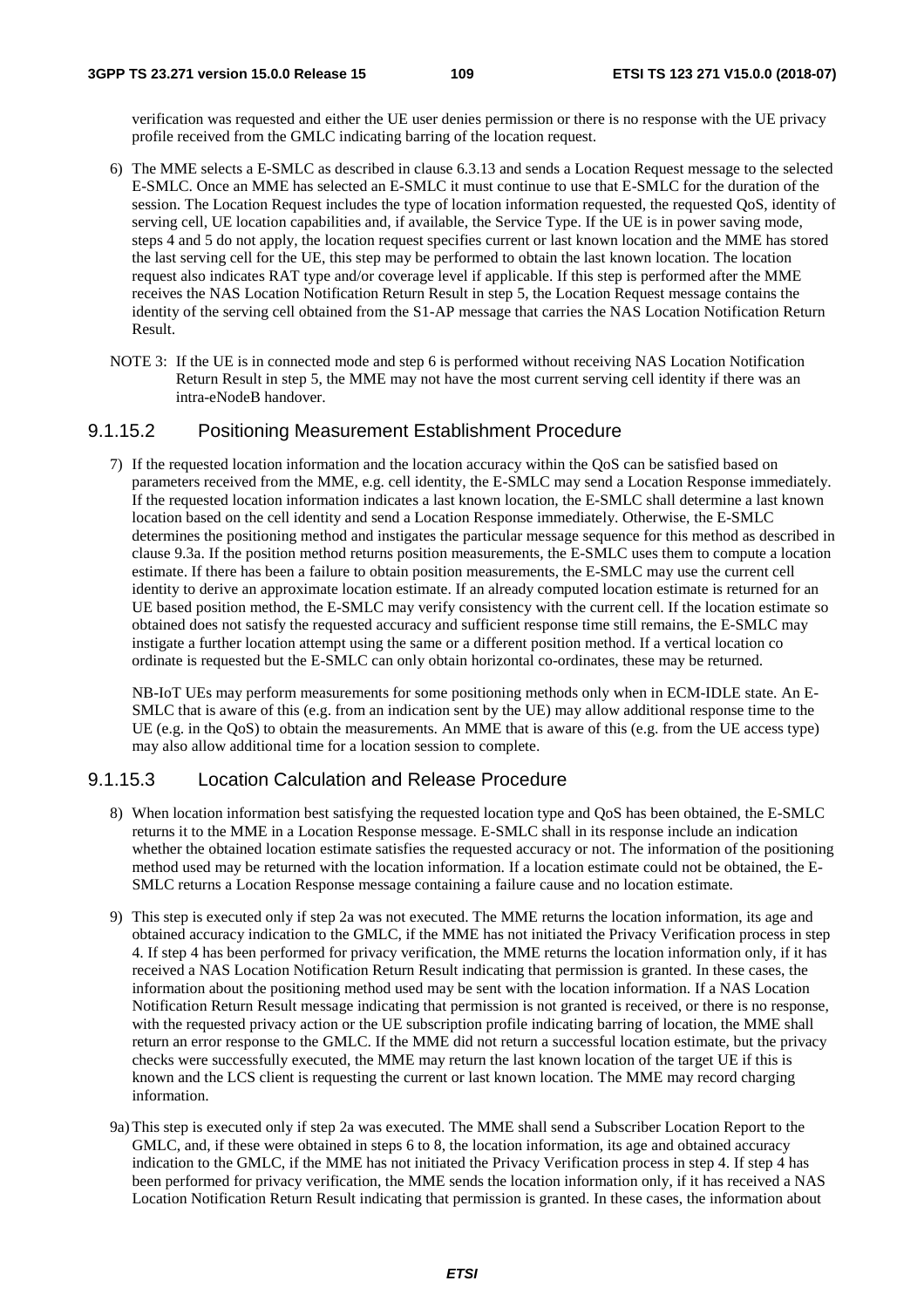verification was requested and either the UE user denies permission or there is no response with the UE privacy profile received from the GMLC indicating barring of the location request.

6) The MME selects a E-SMLC as described in clause 6.3.13 and sends a Location Request message to the selected E-SMLC. Once an MME has selected an E-SMLC it must continue to use that E-SMLC for the duration of the session. The Location Request includes the type of location information requested, the requested QoS, identity of serving cell, UE location capabilities and, if available, the Service Type. If the UE is in power saving mode, steps 4 and 5 do not apply, the location request specifies current or last known location and the MME has stored the last serving cell for the UE, this step may be performed to obtain the last known location. The location request also indicates RAT type and/or coverage level if applicable. If this step is performed after the MME receives the NAS Location Notification Return Result in step 5, the Location Request message contains the identity of the serving cell obtained from the S1-AP message that carries the NAS Location Notification Return Result.

NOTE 3: If the UE is in connected mode and step 6 is performed without receiving NAS Location Notification Return Result in step 5, the MME may not have the most current serving cell identity if there was an intra-eNodeB handover.

#### 9.1.15.2 Positioning Measurement Establishment Procedure

7) If the requested location information and the location accuracy within the QoS can be satisfied based on parameters received from the MME, e.g. cell identity, the E-SMLC may send a Location Response immediately. If the requested location information indicates a last known location, the E-SMLC shall determine a last known location based on the cell identity and send a Location Response immediately. Otherwise, the E-SMLC determines the positioning method and instigates the particular message sequence for this method as described in clause 9.3a. If the position method returns position measurements, the E-SMLC uses them to compute a location estimate. If there has been a failure to obtain position measurements, the E-SMLC may use the current cell identity to derive an approximate location estimate. If an already computed location estimate is returned for an UE based position method, the E-SMLC may verify consistency with the current cell. If the location estimate so obtained does not satisfy the requested accuracy and sufficient response time still remains, the E-SMLC may instigate a further location attempt using the same or a different position method. If a vertical location co ordinate is requested but the E-SMLC can only obtain horizontal co-ordinates, these may be returned.

   NB-IoT UEs may perform measurements for some positioning methods only when in ECM-IDLE state. An E-SMLC that is aware of this (e.g. from an indication sent by the UE) may allow additional response time to the UE (e.g. in the QoS) to obtain the measurements. An MME that is aware of this (e.g. from the UE access type) may also allow additional time for a location session to complete.

#### 9.1.15.3 Location Calculation and Release Procedure

8) When location information best satisfying the requested location type and QoS has been obtained, the E-SMLC returns it to the MME in a Location Response message. E-SMLC shall in its response include an indication whether the obtained location estimate satisfies the requested accuracy or not. The information of the positioning method used may be returned with the location information. If a location estimate could not be obtained, the E-SMLC returns a Location Response message containing a failure cause and no location estimate.

9) This step is executed only if step 2a was not executed. The MME returns the location information, its age and obtained accuracy indication to the GMLC, if the MME has not initiated the Privacy Verification process in step 4. If step 4 has been performed for privacy verification, the MME returns the location information only, if it has received a NAS Location Notification Return Result indicating that permission is granted. In these cases, the information about the positioning method used may be sent with the location information. If a NAS Location Notification Return Result message indicating that permission is not granted is received, or there is no response, with the requested privacy action or the UE subscription profile indicating barring of location, the MME shall return an error response to the GMLC. If the MME did not return a successful location estimate, but the privacy checks were successfully executed, the MME may return the last known location of the target UE if this is known and the LCS client is requesting the current or last known location. The MME may record charging information.

9a) This step is executed only if step 2a was executed. The MME shall send a Subscriber Location Report to the GMLC, and, if these were obtained in steps 6 to 8, the location information, its age and obtained accuracy indication to the GMLC, if the MME has not initiated the Privacy Verification process in step 4. If step 4 has been performed for privacy verification, the MME sends the location information only, if it has received a NAS Location Notification Return Result indicating that permission is granted. In these cases, the information about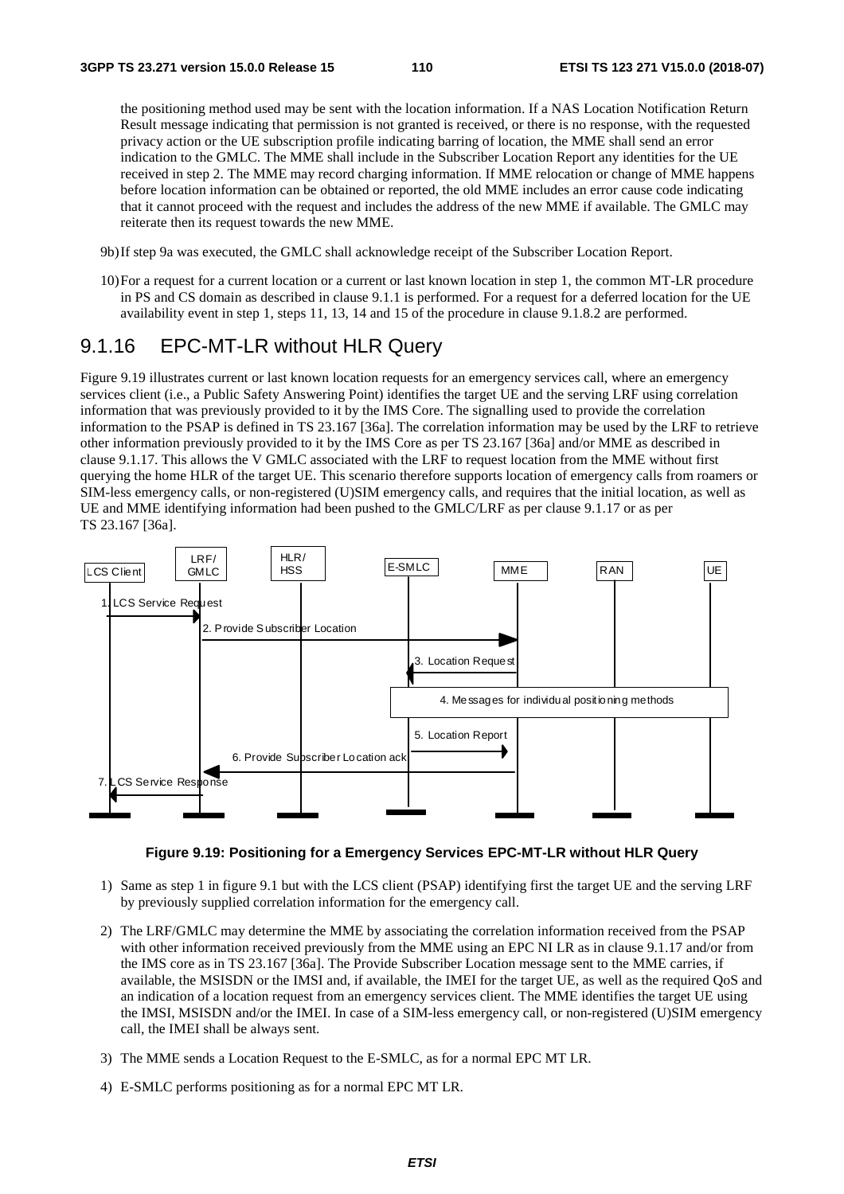the positioning method used may be sent with the location information. If a NAS Location Notification Return Result message indicating that permission is not granted is received, or there is no response, with the requested privacy action or the UE subscription profile indicating barring of location, the MME shall send an error indication to the GMLC. The MME shall include in the Subscriber Location Report any identities for the UE received in step 2. The MME may record charging information. If MME relocation or change of MME happens before location information can be obtained or reported, the old MME includes an error cause code indicating that it cannot proceed with the request and includes the address of the new MME if available. The GMLC may reiterate then its request towards the new MME.

9b) If step 9a was executed, the GMLC shall acknowledge receipt of the Subscriber Location Report.

10) For a request for a current location or a current or last known location in step 1, the common MT-LR procedure in PS and CS domain as described in clause 9.1.1 is performed. For a request for a deferred location for the UE availability event in step 1, steps 11, 13, 14 and 15 of the procedure in clause 9.1.8.2 are performed.

### 9.1.16 EPC-MT-LR without HLR Query

Figure 9.19 illustrates current or last known location requests for an emergency services call, where an emergency services client (i.e., a Public Safety Answering Point) identifies the target UE and the serving LRF using correlation information that was previously provided to it by the IMS Core. The signalling used to provide the correlation information to the PSAP is defined in TS 23.167 [36a]. The correlation information may be used by the LRF to retrieve other information previously provided to it by the IMS Core as per TS 23.167 [36a] and/or MME as described in clause 9.1.17. This allows the V GMLC associated with the LRF to request location from the MME without first querying the home HLR of the target UE. This scenario therefore supports location of emergency calls from roamers or SIM-less emergency calls, or non-registered (U)SIM emergency calls, and requires that the initial location, as well as UE and MME identifying information had been pushed to the GMLC/LRF as per clause 9.1.17 or as per TS 23.167 [36a].

LCS Client | LRF/GMLC | HLR/HSS | E-SMLC | MME | RAN | UE

1. LCS Service Request
2. Provide Subscriber Location
3. Location Request
4. Messages for individual positioning methods
5. Location Report
6. Provide Subscriber Location ack
7. LCS Service Response

**Figure 9.19: Positioning for a Emergency Services EPC-MT-LR without HLR Query**

1) Same as step 1 in figure 9.1 but with the LCS client (PSAP) identifying first the target UE and the serving LRF by previously supplied correlation information for the emergency call.

2) The LRF/GMLC may determine the MME by associating the correlation information received from the PSAP with other information received previously from the MME using an EPC NI LR as in clause 9.1.17 and/or from the IMS core as in TS 23.167 [36a]. The Provide Subscriber Location message sent to the MME carries, if available, the MSISDN or the IMSI and, if available, the IMEI for the target UE, as well as the required QoS and an indication of a location request from an emergency services client. The MME identifies the target UE using the IMSI, MSISDN and/or the IMEI. In case of a SIM-less emergency call, or non-registered (U)SIM emergency call, the IMEI shall be always sent.

3) The MME sends a Location Request to the E-SMLC, as for a normal EPC MT LR.

4) E-SMLC performs positioning as for a normal EPC MT LR.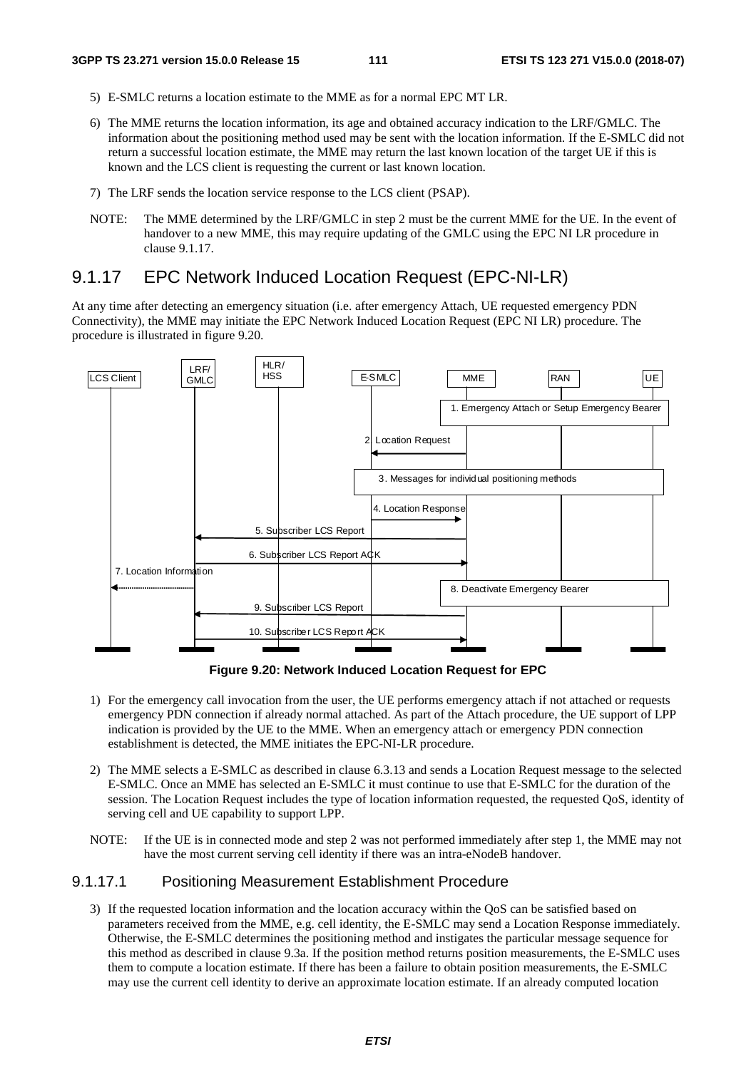5) E-SMLC returns a location estimate to the MME as for a normal EPC MT LR.

6) The MME returns the location information, its age and obtained accuracy indication to the LRF/GMLC. The information about the positioning method used may be sent with the location information. If the E-SMLC did not return a successful location estimate, the MME may return the last known location of the target UE if this is known and the LCS client is requesting the current or last known location.

7) The LRF sends the location service response to the LCS client (PSAP).

NOTE: The MME determined by the LRF/GMLC in step 2 must be the current MME for the UE. In the event of handover to a new MME, this may require updating of the GMLC using the EPC NI LR procedure in clause 9.1.17.

## 9.1.17 EPC Network Induced Location Request (EPC-NI-LR)

At any time after detecting an emergency situation (i.e. after emergency Attach, UE requested emergency PDN Connectivity), the MME may initiate the EPC Network Induced Location Request (EPC NI LR) procedure. The procedure is illustrated in figure 9.20.

**Figure 9.20: Network Induced Location Request for EPC**

1) For the emergency call invocation from the user, the UE performs emergency attach if not attached or requests emergency PDN connection if already normal attached. As part of the Attach procedure, the UE support of LPP indication is provided by the UE to the MME. When an emergency attach or emergency PDN connection establishment is detected, the MME initiates the EPC-NI-LR procedure.

2) The MME selects a E-SMLC as described in clause 6.3.13 and sends a Location Request message to the selected E-SMLC. Once an MME has selected an E-SMLC it must continue to use that E-SMLC for the duration of the session. The Location Request includes the type of location information requested, the requested QoS, identity of serving cell and UE capability to support LPP.

NOTE: If the UE is in connected mode and step 2 was not performed immediately after step 1, the MME may not have the most current serving cell identity if there was an intra-eNodeB handover.

### 9.1.17.1 Positioning Measurement Establishment Procedure

3) If the requested location information and the location accuracy within the QoS can be satisfied based on parameters received from the MME, e.g. cell identity, the E-SMLC may send a Location Response immediately. Otherwise, the E-SMLC determines the positioning method and instigates the particular message sequence for this method as described in clause 9.3a. If the position method returns position measurements, the E-SMLC uses them to compute a location estimate. If there has been a failure to obtain position measurements, the E-SMLC may use the current cell identity to derive an approximate location estimate. If an already computed location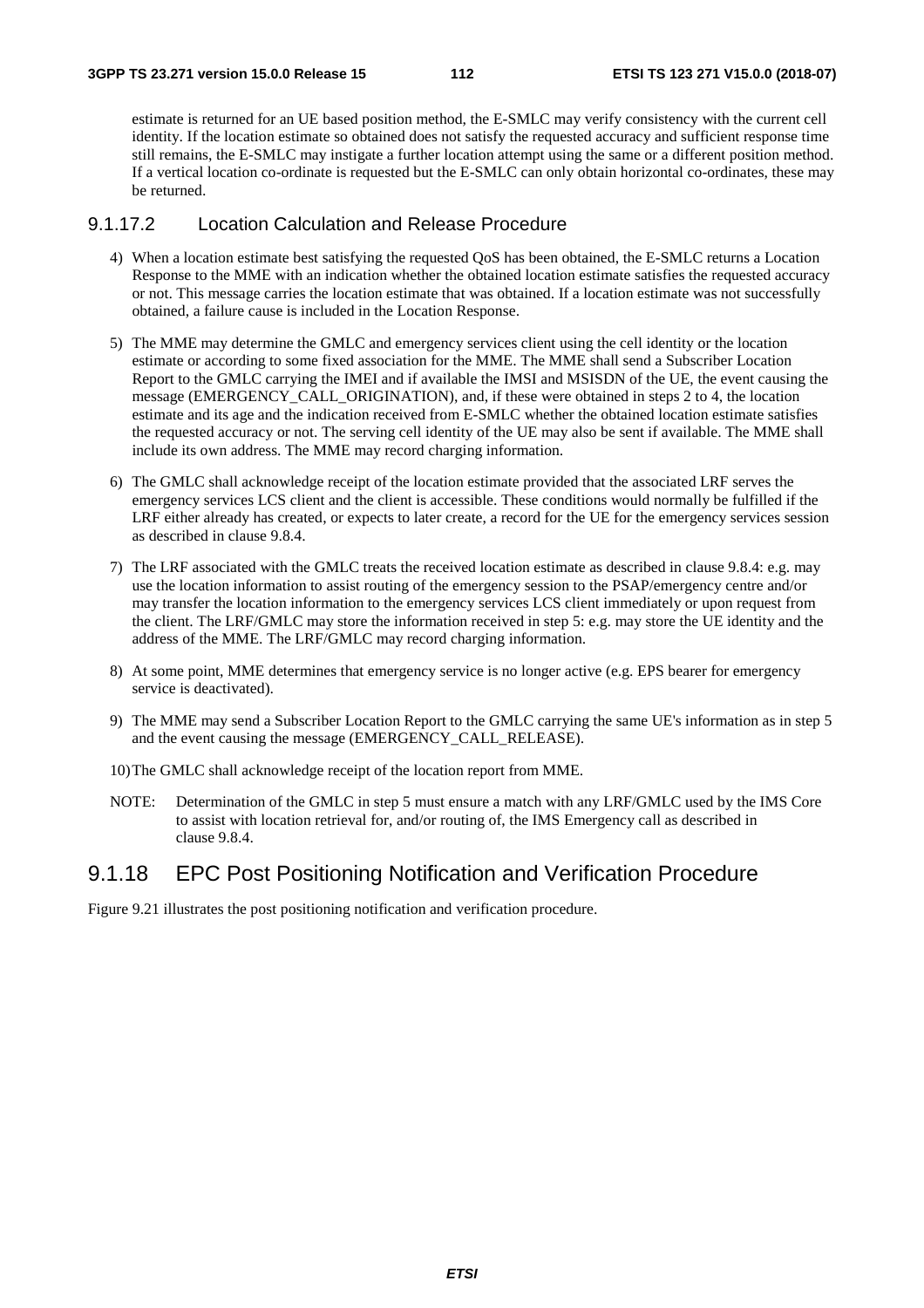estimate is returned for an UE based position method, the E-SMLC may verify consistency with the current cell identity. If the location estimate so obtained does not satisfy the requested accuracy and sufficient response time still remains, the E-SMLC may instigate a further location attempt using the same or a different position method. If a vertical location co-ordinate is requested but the E-SMLC can only obtain horizontal co-ordinates, these may be returned.

#### 9.1.17.2 Location Calculation and Release Procedure

4) When a location estimate best satisfying the requested QoS has been obtained, the E-SMLC returns a Location Response to the MME with an indication whether the obtained location estimate satisfies the requested accuracy or not. This message carries the location estimate that was obtained. If a location estimate was not successfully obtained, a failure cause is included in the Location Response.

5) The MME may determine the GMLC and emergency services client using the cell identity or the location estimate or according to some fixed association for the MME. The MME shall send a Subscriber Location Report to the GMLC carrying the IMEI and if available the IMSI and MSISDN of the UE, the event causing the message (EMERGENCY_CALL_ORIGINATION), and, if these were obtained in steps 2 to 4, the location estimate and its age and the indication received from E-SMLC whether the obtained location estimate satisfies the requested accuracy or not. The serving cell identity of the UE may also be sent if available. The MME shall include its own address. The MME may record charging information.

6) The GMLC shall acknowledge receipt of the location estimate provided that the associated LRF serves the emergency services LCS client and the client is accessible. These conditions would normally be fulfilled if the LRF either already has created, or expects to later create, a record for the UE for the emergency services session as described in clause 9.8.4.

7) The LRF associated with the GMLC treats the received location estimate as described in clause 9.8.4: e.g. may use the location information to assist routing of the emergency session to the PSAP/emergency centre and/or may transfer the location information to the emergency services LCS client immediately or upon request from the client. The LRF/GMLC may store the information received in step 5: e.g. may store the UE identity and the address of the MME. The LRF/GMLC may record charging information.

8) At some point, MME determines that emergency service is no longer active (e.g. EPS bearer for emergency service is deactivated).

9) The MME may send a Subscriber Location Report to the GMLC carrying the same UE's information as in step 5 and the event causing the message (EMERGENCY_CALL_RELEASE).

10) The GMLC shall acknowledge receipt of the location report from MME.

NOTE: Determination of the GMLC in step 5 must ensure a match with any LRF/GMLC used by the IMS Core to assist with location retrieval for, and/or routing of, the IMS Emergency call as described in clause 9.8.4.

### 9.1.18 EPC Post Positioning Notification and Verification Procedure

Figure 9.21 illustrates the post positioning notification and verification procedure.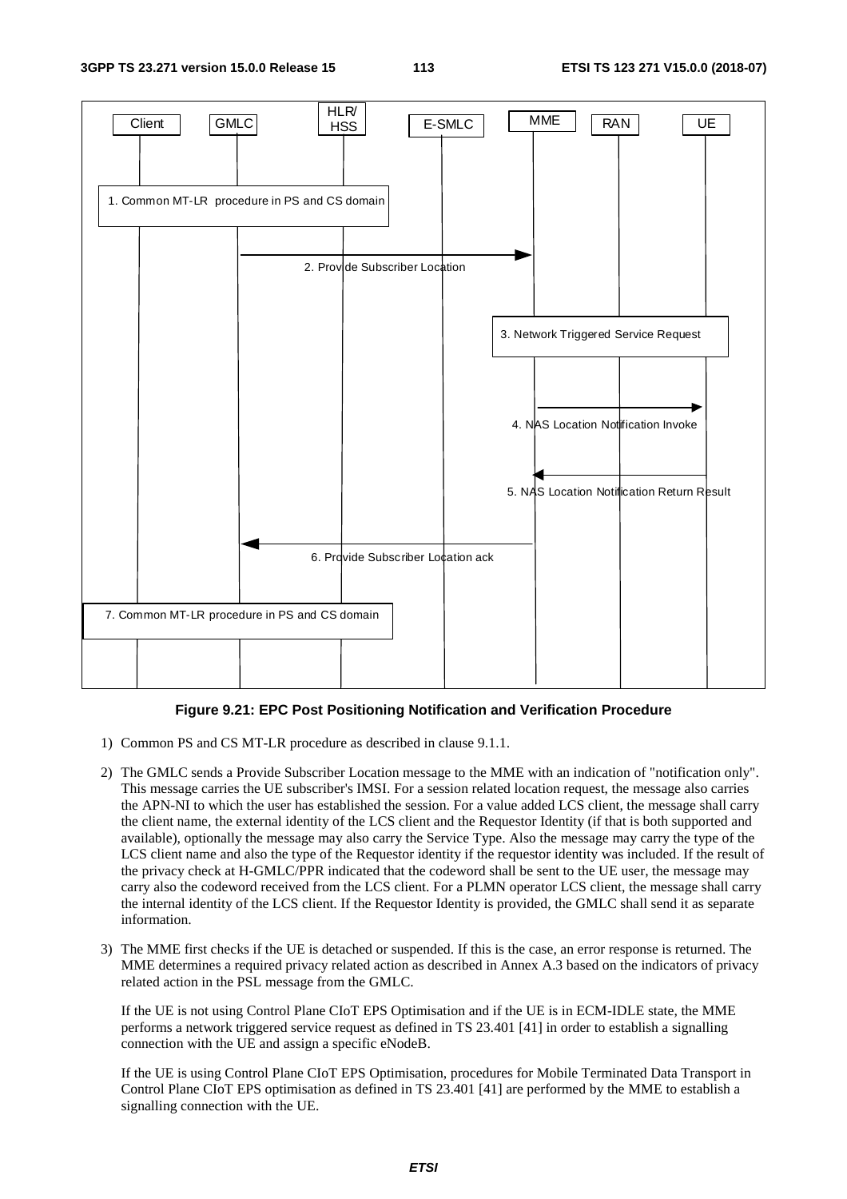**Figure 9.21: EPC Post Positioning Notification and Verification Procedure**

1) Common PS and CS MT-LR procedure as described in clause 9.1.1.

2) The GMLC sends a Provide Subscriber Location message to the MME with an indication of "notification only". This message carries the UE subscriber's IMSI. For a session related location request, the message also carries the APN-NI to which the user has established the session. For a value added LCS client, the message shall carry the client name, the external identity of the LCS client and the Requestor Identity (if that is both supported and available), optionally the message may also carry the Service Type. Also the message may carry the type of the LCS client name and also the type of the Requestor identity if the requestor identity was included. If the result of the privacy check at H-GMLC/PPR indicated that the codeword shall be sent to the UE user, the message may carry also the codeword received from the LCS client. For a PLMN operator LCS client, the message shall carry the internal identity of the LCS client. If the Requestor Identity is provided, the GMLC shall send it as separate information.

3) The MME first checks if the UE is detached or suspended. If this is the case, an error response is returned. The MME determines a required privacy related action as described in Annex A.3 based on the indicators of privacy related action in the PSL message from the GMLC.

   If the UE is not using Control Plane CIoT EPS Optimisation and if the UE is in ECM-IDLE state, the MME performs a network triggered service request as defined in TS 23.401 [41] in order to establish a signalling connection with the UE and assign a specific eNodeB.

   If the UE is using Control Plane CIoT EPS Optimisation, procedures for Mobile Terminated Data Transport in Control Plane CIoT EPS optimisation as defined in TS 23.401 [41] are performed by the MME to establish a signalling connection with the UE.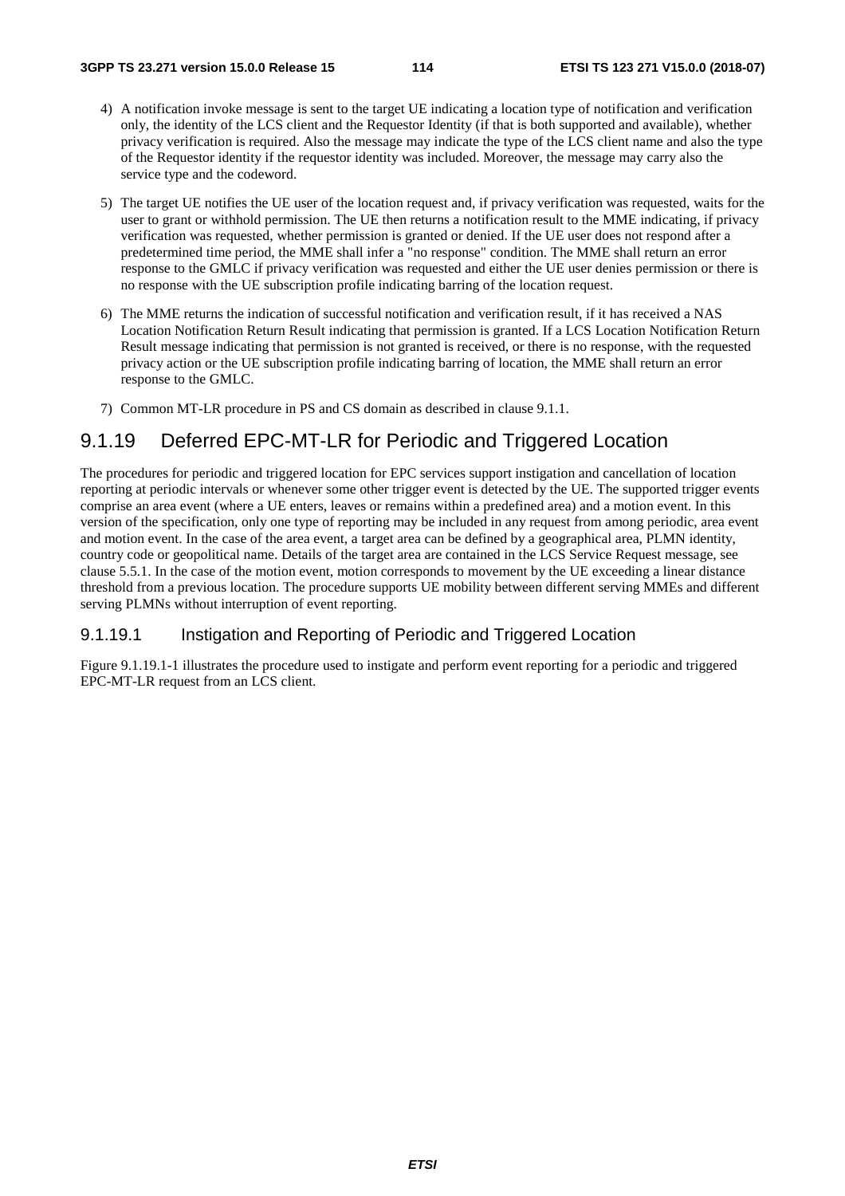4) A notification invoke message is sent to the target UE indicating a location type of notification and verification only, the identity of the LCS client and the Requestor Identity (if that is both supported and available), whether privacy verification is required. Also the message may indicate the type of the LCS client name and also the type of the Requestor identity if the requestor identity was included. Moreover, the message may carry also the service type and the codeword.

5) The target UE notifies the UE user of the location request and, if privacy verification was requested, waits for the user to grant or withhold permission. The UE then returns a notification result to the MME indicating, if privacy verification was requested, whether permission is granted or denied. If the UE user does not respond after a predetermined time period, the MME shall infer a "no response" condition. The MME shall return an error response to the GMLC if privacy verification was requested and either the UE user denies permission or there is no response with the UE subscription profile indicating barring of the location request.

6) The MME returns the indication of successful notification and verification result, if it has received a NAS Location Notification Return Result indicating that permission is granted. If a LCS Location Notification Return Result message indicating that permission is not granted is received, or there is no response, with the requested privacy action or the UE subscription profile indicating barring of location, the MME shall return an error response to the GMLC.

7) Common MT-LR procedure in PS and CS domain as described in clause 9.1.1.

### 9.1.19 Deferred EPC-MT-LR for Periodic and Triggered Location

The procedures for periodic and triggered location for EPC services support instigation and cancellation of location reporting at periodic intervals or whenever some other trigger event is detected by the UE. The supported trigger events comprise an area event (where a UE enters, leaves or remains within a predefined area) and a motion event. In this version of the specification, only one type of reporting may be included in any request from among periodic, area event and motion event. In the case of the area event, a target area can be defined by a geographical area, PLMN identity, country code or geopolitical name. Details of the target area are contained in the LCS Service Request message, see clause 5.5.1. In the case of the motion event, motion corresponds to movement by the UE exceeding a linear distance threshold from a previous location. The procedure supports UE mobility between different serving MMEs and different serving PLMNs without interruption of event reporting.

#### 9.1.19.1 Instigation and Reporting of Periodic and Triggered Location

Figure 9.1.19.1-1 illustrates the procedure used to instigate and perform event reporting for a periodic and triggered EPC-MT-LR request from an LCS client.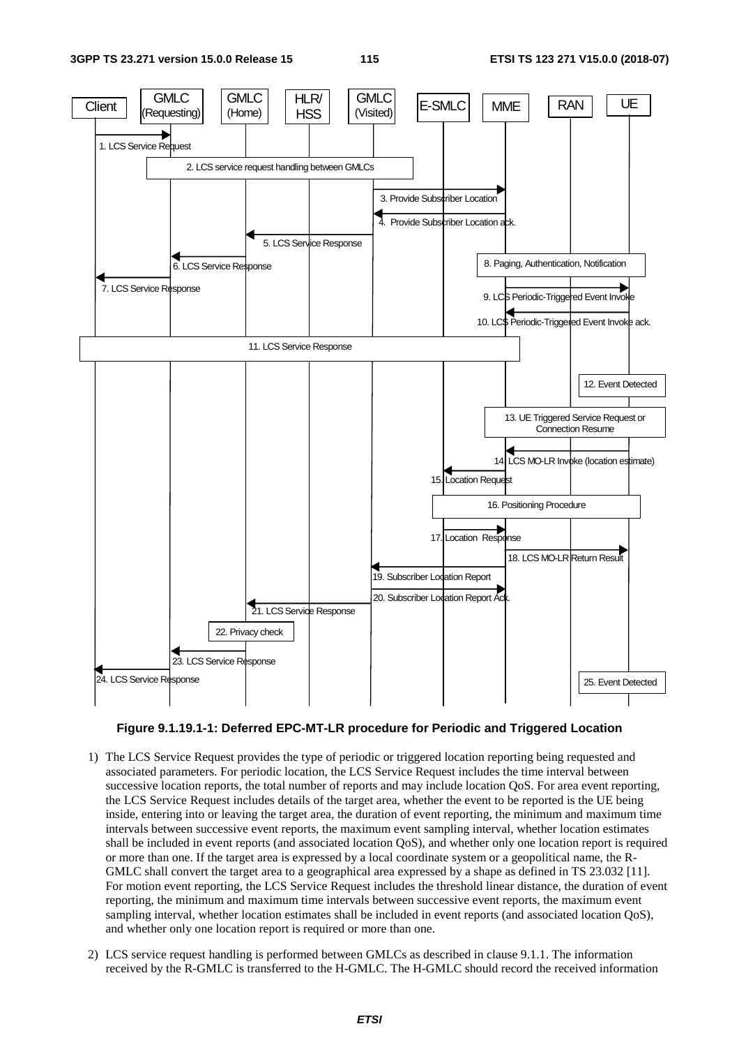**Figure 9.1.19.1-1: Deferred EPC-MT-LR procedure for Periodic and Triggered Location**

1) The LCS Service Request provides the type of periodic or triggered location reporting being requested and associated parameters. For periodic location, the LCS Service Request includes the time interval between successive location reports, the total number of reports and may include location QoS. For area event reporting, the LCS Service Request includes details of the target area, whether the event to be reported is the UE being inside, entering into or leaving the target area, the duration of event reporting, the minimum and maximum time intervals between successive event reports, the maximum event sampling interval, whether location estimates shall be included in event reports (and associated location QoS), and whether only one location report is required or more than one. If the target area is expressed by a local coordinate system or a geopolitical name, the R-GMLC shall convert the target area to a geographical area expressed by a shape as defined in TS 23.032 [11]. For motion event reporting, the LCS Service Request includes the threshold linear distance, the duration of event reporting, the minimum and maximum time intervals between successive event reports, the maximum event sampling interval, whether location estimates shall be included in event reports (and associated location QoS), and whether only one location report is required or more than one.

2) LCS service request handling is performed between GMLCs as described in clause 9.1.1. The information received by the R-GMLC is transferred to the H-GMLC. The H-GMLC should record the received information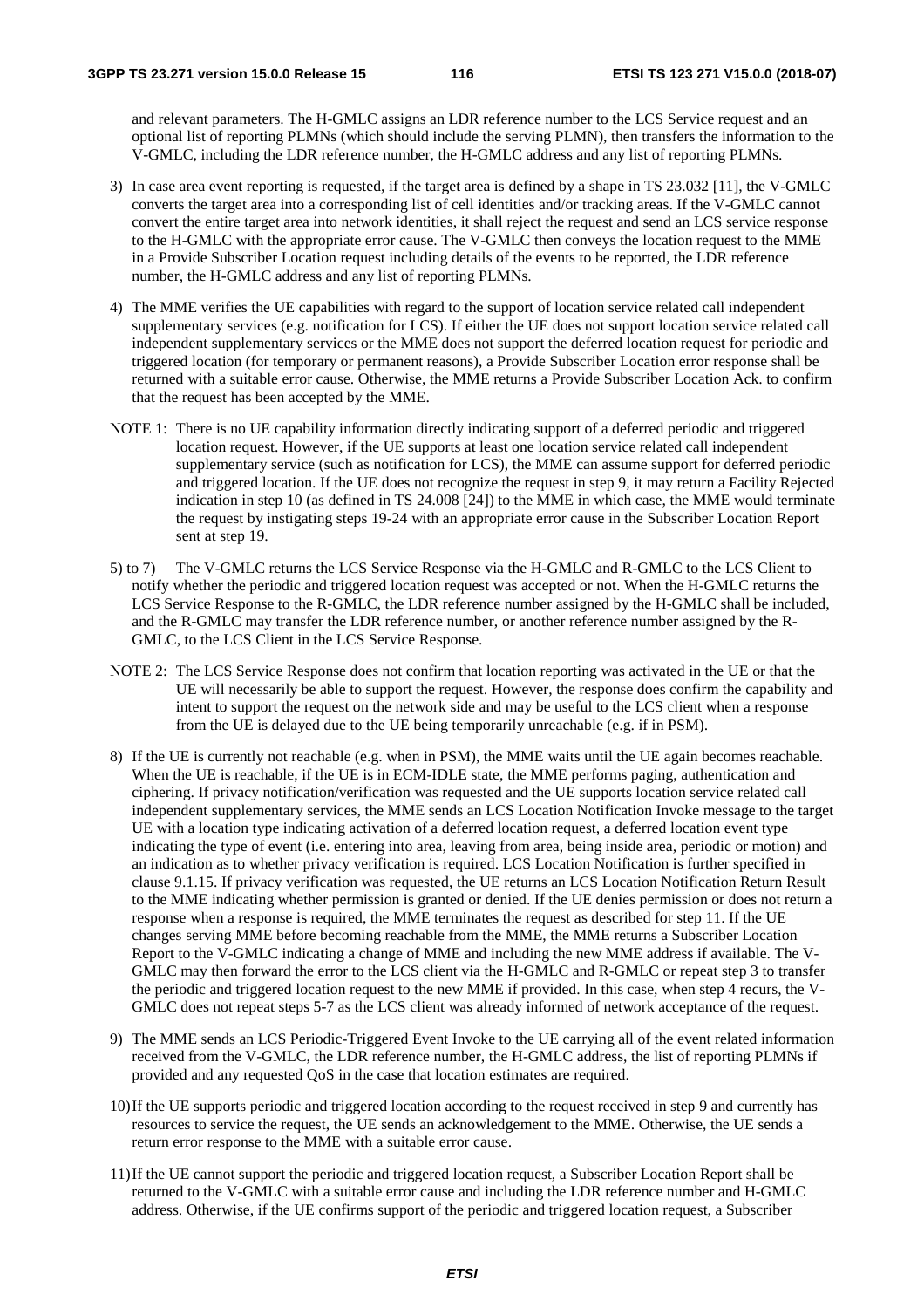and relevant parameters. The H-GMLC assigns an LDR reference number to the LCS Service request and an optional list of reporting PLMNs (which should include the serving PLMN), then transfers the information to the V-GMLC, including the LDR reference number, the H-GMLC address and any list of reporting PLMNs.

3) In case area event reporting is requested, if the target area is defined by a shape in TS 23.032 [11], the V-GMLC converts the target area into a corresponding list of cell identities and/or tracking areas. If the V-GMLC cannot convert the entire target area into network identities, it shall reject the request and send an LCS service response to the H-GMLC with the appropriate error cause. The V-GMLC then conveys the location request to the MME in a Provide Subscriber Location request including details of the events to be reported, the LDR reference number, the H-GMLC address and any list of reporting PLMNs.

4) The MME verifies the UE capabilities with regard to the support of location service related call independent supplementary services (e.g. notification for LCS). If either the UE does not support location service related call independent supplementary services or the MME does not support the deferred location request for periodic and triggered location (for temporary or permanent reasons), a Provide Subscriber Location error response shall be returned with a suitable error cause. Otherwise, the MME returns a Provide Subscriber Location Ack. to confirm that the request has been accepted by the MME.

NOTE 1: There is no UE capability information directly indicating support of a deferred periodic and triggered location request. However, if the UE supports at least one location service related call independent supplementary service (such as notification for LCS), the MME can assume support for deferred periodic and triggered location. If the UE does not recognize the request in step 9, it may return a Facility Rejected indication in step 10 (as defined in TS 24.008 [24]) to the MME in which case, the MME would terminate the request by instigating steps 19-24 with an appropriate error cause in the Subscriber Location Report sent at step 19.

5) to 7) The V-GMLC returns the LCS Service Response via the H-GMLC and R-GMLC to the LCS Client to notify whether the periodic and triggered location request was accepted or not. When the H-GMLC returns the LCS Service Response to the R-GMLC, the LDR reference number assigned by the H-GMLC shall be included, and the R-GMLC may transfer the LDR reference number, or another reference number assigned by the R-GMLC, to the LCS Client in the LCS Service Response.

NOTE 2: The LCS Service Response does not confirm that location reporting was activated in the UE or that the UE will necessarily be able to support the request. However, the response does confirm the capability and intent to support the request on the network side and may be useful to the LCS client when a response from the UE is delayed due to the UE being temporarily unreachable (e.g. if in PSM).

8) If the UE is currently not reachable (e.g. when in PSM), the MME waits until the UE again becomes reachable. When the UE is reachable, if the UE is in ECM-IDLE state, the MME performs paging, authentication and ciphering. If privacy notification/verification was requested and the UE supports location service related call independent supplementary services, the MME sends an LCS Location Notification Invoke message to the target UE with a location type indicating activation of a deferred location request, a deferred location event type indicating the type of event (i.e. entering into area, leaving from area, being inside area, periodic or motion) and an indication as to whether privacy verification is required. LCS Location Notification is further specified in clause 9.1.15. If privacy verification was requested, the UE returns an LCS Location Notification Return Result to the MME indicating whether permission is granted or denied. If the UE denies permission or does not return a response when a response is required, the MME terminates the request as described for step 11. If the UE changes serving MME before becoming reachable from the MME, the MME returns a Subscriber Location Report to the V-GMLC indicating a change of MME and including the new MME address if available. The V-GMLC may then forward the error to the LCS client via the H-GMLC and R-GMLC or repeat step 3 to transfer the periodic and triggered location request to the new MME if provided. In this case, when step 4 recurs, the V-GMLC does not repeat steps 5-7 as the LCS client was already informed of network acceptance of the request.

9) The MME sends an LCS Periodic-Triggered Event Invoke to the UE carrying all of the event related information received from the V-GMLC, the LDR reference number, the H-GMLC address, the list of reporting PLMNs if provided and any requested QoS in the case that location estimates are required.

10) If the UE supports periodic and triggered location according to the request received in step 9 and currently has resources to service the request, the UE sends an acknowledgement to the MME. Otherwise, the UE sends a return error response to the MME with a suitable error cause.

11) If the UE cannot support the periodic and triggered location request, a Subscriber Location Report shall be returned to the V-GMLC with a suitable error cause and including the LDR reference number and H-GMLC address. Otherwise, if the UE confirms support of the periodic and triggered location request, a Subscriber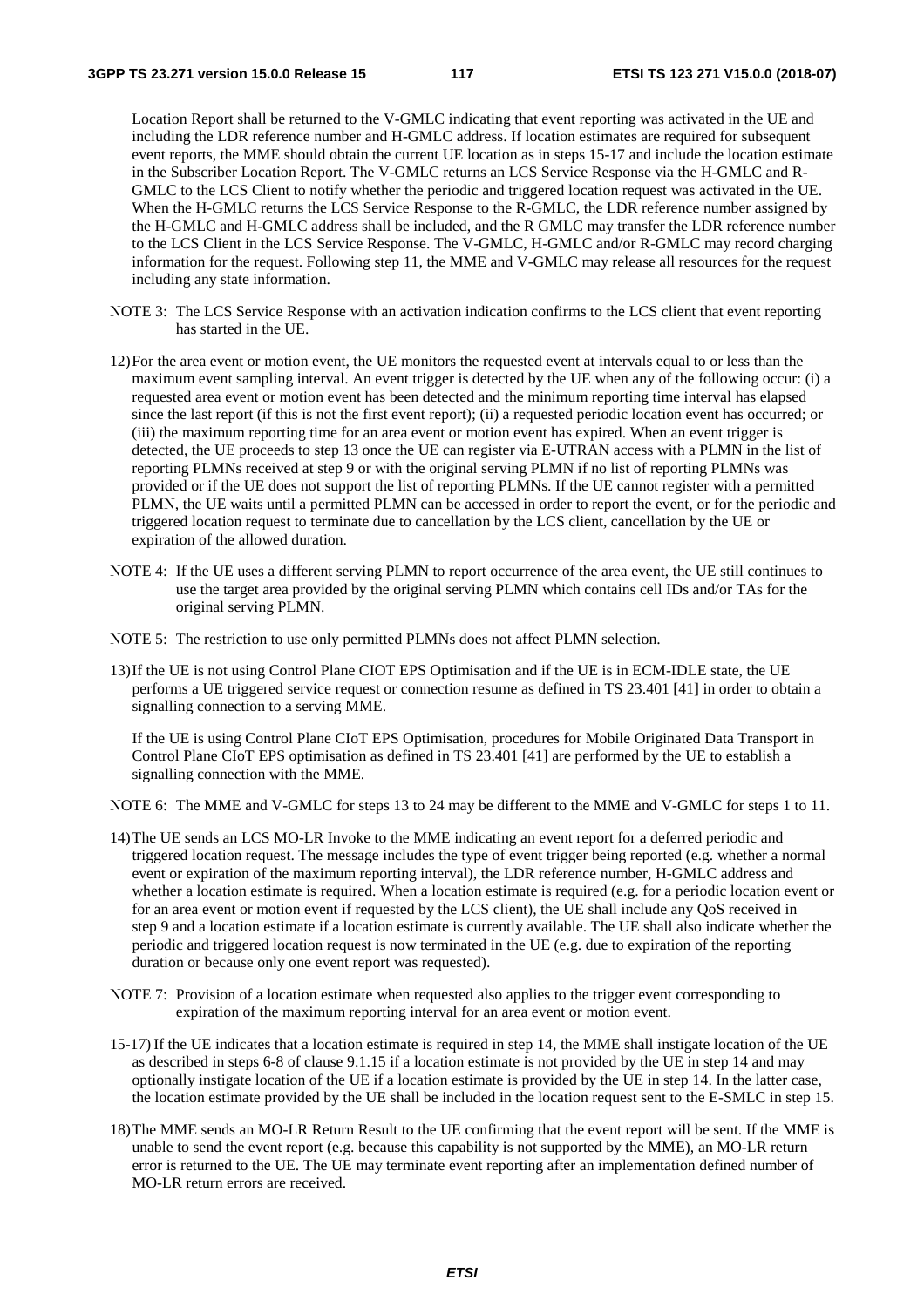Location Report shall be returned to the V-GMLC indicating that event reporting was activated in the UE and including the LDR reference number and H-GMLC address. If location estimates are required for subsequent event reports, the MME should obtain the current UE location as in steps 15-17 and include the location estimate in the Subscriber Location Report. The V-GMLC returns an LCS Service Response via the H-GMLC and R-GMLC to the LCS Client to notify whether the periodic and triggered location request was activated in the UE. When the H-GMLC returns the LCS Service Response to the R-GMLC, the LDR reference number assigned by the H-GMLC and H-GMLC address shall be included, and the R GMLC may transfer the LDR reference number to the LCS Client in the LCS Service Response. The V-GMLC, H-GMLC and/or R-GMLC may record charging information for the request. Following step 11, the MME and V-GMLC may release all resources for the request including any state information.

NOTE 3: The LCS Service Response with an activation indication confirms to the LCS client that event reporting has started in the UE.

12) For the area event or motion event, the UE monitors the requested event at intervals equal to or less than the maximum event sampling interval. An event trigger is detected by the UE when any of the following occur: (i) a requested area event or motion event has been detected and the minimum reporting time interval has elapsed since the last report (if this is not the first event report); (ii) a requested periodic location event has occurred; or (iii) the maximum reporting time for an area event or motion event has expired. When an event trigger is detected, the UE proceeds to step 13 once the UE can register via E-UTRAN access with a PLMN in the list of reporting PLMNs received at step 9 or with the original serving PLMN if no list of reporting PLMNs was provided or if the UE does not support the list of reporting PLMNs. If the UE cannot register with a permitted PLMN, the UE waits until a permitted PLMN can be accessed in order to report the event, or for the periodic and triggered location request to terminate due to cancellation by the LCS client, cancellation by the UE or expiration of the allowed duration.

NOTE 4: If the UE uses a different serving PLMN to report occurrence of the area event, the UE still continues to use the target area provided by the original serving PLMN which contains cell IDs and/or TAs for the original serving PLMN.

NOTE 5: The restriction to use only permitted PLMNs does not affect PLMN selection.

13) If the UE is not using Control Plane CIOT EPS Optimisation and if the UE is in ECM-IDLE state, the UE performs a UE triggered service request or connection resume as defined in TS 23.401 [41] in order to obtain a signalling connection to a serving MME.

    If the UE is using Control Plane CIoT EPS Optimisation, procedures for Mobile Originated Data Transport in Control Plane CIoT EPS optimisation as defined in TS 23.401 [41] are performed by the UE to establish a signalling connection with the MME.

NOTE 6: The MME and V-GMLC for steps 13 to 24 may be different to the MME and V-GMLC for steps 1 to 11.

14) The UE sends an LCS MO-LR Invoke to the MME indicating an event report for a deferred periodic and triggered location request. The message includes the type of event trigger being reported (e.g. whether a normal event or expiration of the maximum reporting interval), the LDR reference number, H-GMLC address and whether a location estimate is required. When a location estimate is required (e.g. for a periodic location event or for an area event or motion event if requested by the LCS client), the UE shall include any QoS received in step 9 and a location estimate if a location estimate is currently available. The UE shall also indicate whether the periodic and triggered location request is now terminated in the UE (e.g. due to expiration of the reporting duration or because only one event report was requested).

NOTE 7: Provision of a location estimate when requested also applies to the trigger event corresponding to expiration of the maximum reporting interval for an area event or motion event.

15-17) If the UE indicates that a location estimate is required in step 14, the MME shall instigate location of the UE as described in steps 6-8 of clause 9.1.15 if a location estimate is not provided by the UE in step 14 and may optionally instigate location of the UE if a location estimate is provided by the UE in step 14. In the latter case, the location estimate provided by the UE shall be included in the location request sent to the E-SMLC in step 15.

18) The MME sends an MO-LR Return Result to the UE confirming that the event report will be sent. If the MME is unable to send the event report (e.g. because this capability is not supported by the MME), an MO-LR return error is returned to the UE. The UE may terminate event reporting after an implementation defined number of MO-LR return errors are received.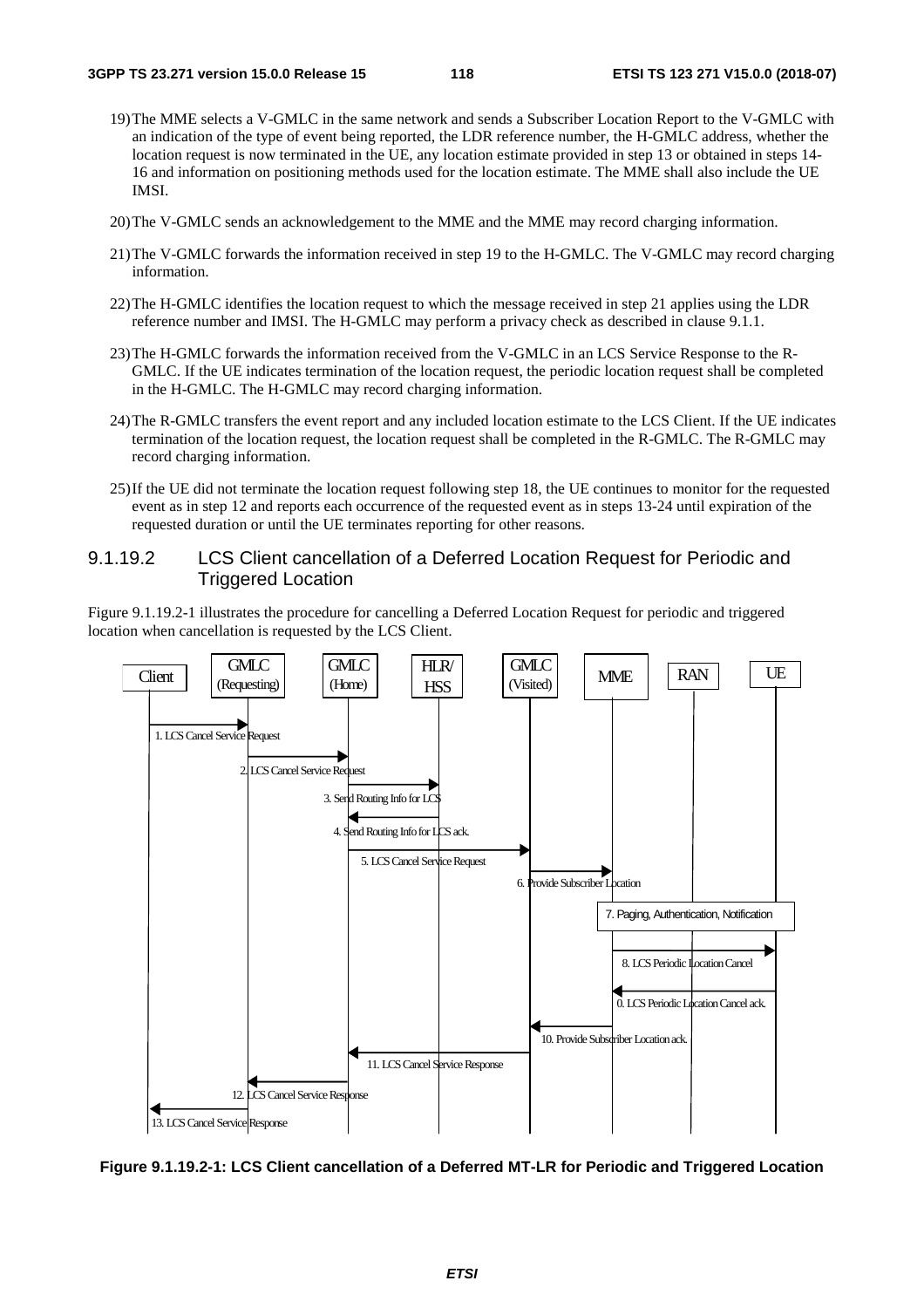19) The MME selects a V-GMLC in the same network and sends a Subscriber Location Report to the V-GMLC with an indication of the type of event being reported, the LDR reference number, the H-GMLC address, whether the location request is now terminated in the UE, any location estimate provided in step 13 or obtained in steps 14-16 and information on positioning methods used for the location estimate. The MME shall also include the UE IMSI.

20) The V-GMLC sends an acknowledgement to the MME and the MME may record charging information.

21) The V-GMLC forwards the information received in step 19 to the H-GMLC. The V-GMLC may record charging information.

22) The H-GMLC identifies the location request to which the message received in step 21 applies using the LDR reference number and IMSI. The H-GMLC may perform a privacy check as described in clause 9.1.1.

23) The H-GMLC forwards the information received from the V-GMLC in an LCS Service Response to the R-GMLC. If the UE indicates termination of the location request, the periodic location request shall be completed in the H-GMLC. The H-GMLC may record charging information.

24) The R-GMLC transfers the event report and any included location estimate to the LCS Client. If the UE indicates termination of the location request, the location request shall be completed in the R-GMLC. The R-GMLC may record charging information.

25) If the UE did not terminate the location request following step 18, the UE continues to monitor for the requested event as in step 12 and reports each occurrence of the requested event as in steps 13-24 until expiration of the requested duration or until the UE terminates reporting for other reasons.

### 9.1.19.2 LCS Client cancellation of a Deferred Location Request for Periodic and Triggered Location

Figure 9.1.19.2-1 illustrates the procedure for cancelling a Deferred Location Request for periodic and triggered location when cancellation is requested by the LCS Client.

Client | GMLC (Requesting) | GMLC (Home) | HLR/HSS | GMLC (Visited) | MME | RAN | UE

1. LCS Cancel Service Request
2. LCS Cancel Service Request
3. Send Routing Info for LCS
4. Send Routing Info for LCS ack.
5. LCS Cancel Service Request
6. Provide Subscriber Location
7. Paging, Authentication, Notification
8. LCS Periodic Location Cancel
0. LCS Periodic Location Cancel ack.
10. Provide Subscriber Location ack.
11. LCS Cancel Service Response
12. LCS Cancel Service Response
13. LCS Cancel Service Response

**Figure 9.1.19.2-1: LCS Client cancellation of a Deferred MT-LR for Periodic and Triggered Location**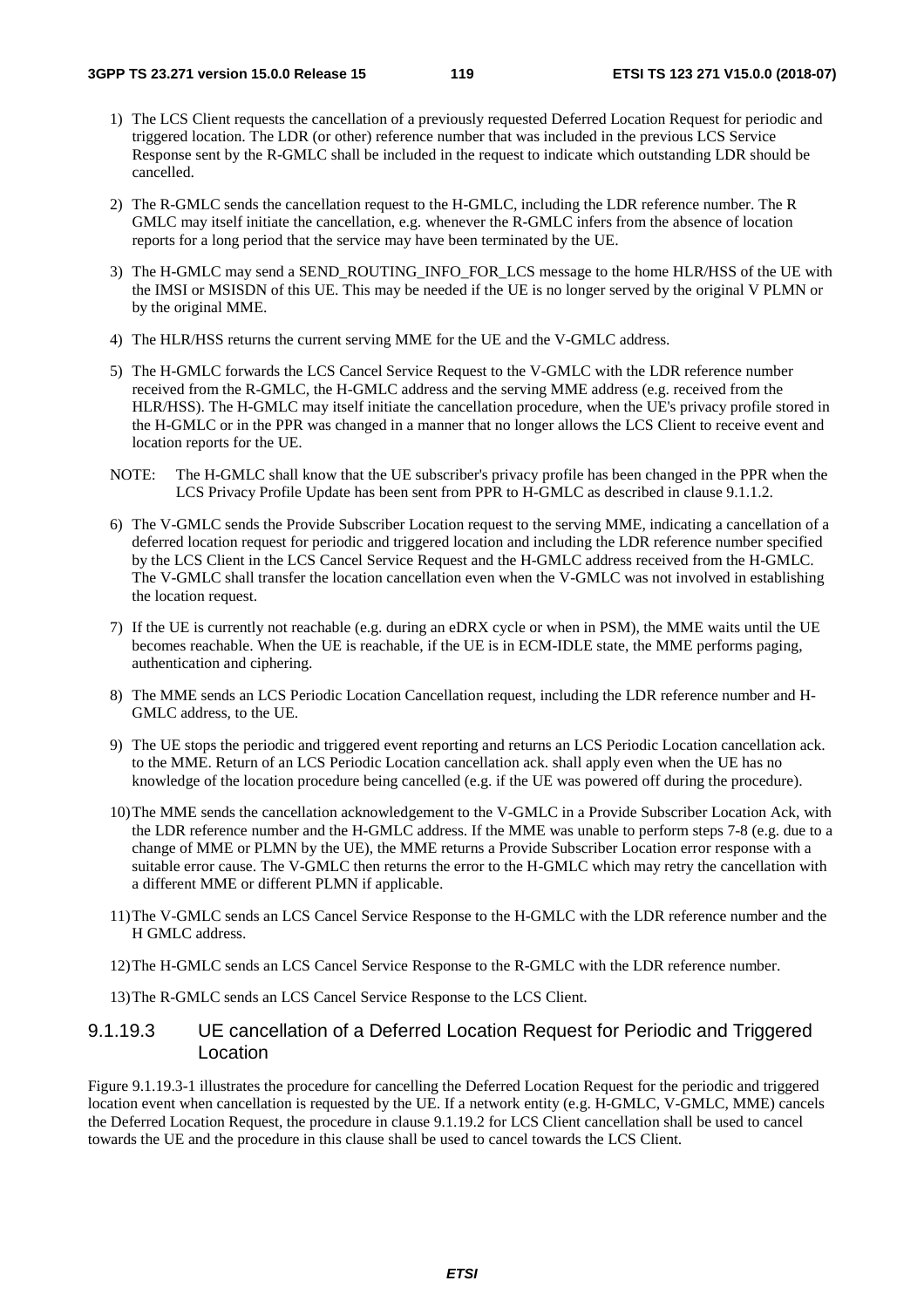1) The LCS Client requests the cancellation of a previously requested Deferred Location Request for periodic and triggered location. The LDR (or other) reference number that was included in the previous LCS Service Response sent by the R-GMLC shall be included in the request to indicate which outstanding LDR should be cancelled.

2) The R-GMLC sends the cancellation request to the H-GMLC, including the LDR reference number. The R GMLC may itself initiate the cancellation, e.g. whenever the R-GMLC infers from the absence of location reports for a long period that the service may have been terminated by the UE.

3) The H-GMLC may send a SEND_ROUTING_INFO_FOR_LCS message to the home HLR/HSS of the UE with the IMSI or MSISDN of this UE. This may be needed if the UE is no longer served by the original V PLMN or by the original MME.

4) The HLR/HSS returns the current serving MME for the UE and the V-GMLC address.

5) The H-GMLC forwards the LCS Cancel Service Request to the V-GMLC with the LDR reference number received from the R-GMLC, the H-GMLC address and the serving MME address (e.g. received from the HLR/HSS). The H-GMLC may itself initiate the cancellation procedure, when the UE's privacy profile stored in the H-GMLC or in the PPR was changed in a manner that no longer allows the LCS Client to receive event and location reports for the UE.

NOTE: The H-GMLC shall know that the UE subscriber's privacy profile has been changed in the PPR when the LCS Privacy Profile Update has been sent from PPR to H-GMLC as described in clause 9.1.1.2.

6) The V-GMLC sends the Provide Subscriber Location request to the serving MME, indicating a cancellation of a deferred location request for periodic and triggered location and including the LDR reference number specified by the LCS Client in the LCS Cancel Service Request and the H-GMLC address received from the H-GMLC. The V-GMLC shall transfer the location cancellation even when the V-GMLC was not involved in establishing the location request.

7) If the UE is currently not reachable (e.g. during an eDRX cycle or when in PSM), the MME waits until the UE becomes reachable. When the UE is reachable, if the UE is in ECM-IDLE state, the MME performs paging, authentication and ciphering.

8) The MME sends an LCS Periodic Location Cancellation request, including the LDR reference number and H-GMLC address, to the UE.

9) The UE stops the periodic and triggered event reporting and returns an LCS Periodic Location cancellation ack. to the MME. Return of an LCS Periodic Location cancellation ack. shall apply even when the UE has no knowledge of the location procedure being cancelled (e.g. if the UE was powered off during the procedure).

10) The MME sends the cancellation acknowledgement to the V-GMLC in a Provide Subscriber Location Ack, with the LDR reference number and the H-GMLC address. If the MME was unable to perform steps 7-8 (e.g. due to a change of MME or PLMN by the UE), the MME returns a Provide Subscriber Location error response with a suitable error cause. The V-GMLC then returns the error to the H-GMLC which may retry the cancellation with a different MME or different PLMN if applicable.

11) The V-GMLC sends an LCS Cancel Service Response to the H-GMLC with the LDR reference number and the H GMLC address.

12) The H-GMLC sends an LCS Cancel Service Response to the R-GMLC with the LDR reference number.

13) The R-GMLC sends an LCS Cancel Service Response to the LCS Client.

### 9.1.19.3 UE cancellation of a Deferred Location Request for Periodic and Triggered Location

Figure 9.1.19.3-1 illustrates the procedure for cancelling the Deferred Location Request for the periodic and triggered location event when cancellation is requested by the UE. If a network entity (e.g. H-GMLC, V-GMLC, MME) cancels the Deferred Location Request, the procedure in clause 9.1.19.2 for LCS Client cancellation shall be used to cancel towards the UE and the procedure in this clause shall be used to cancel towards the LCS Client.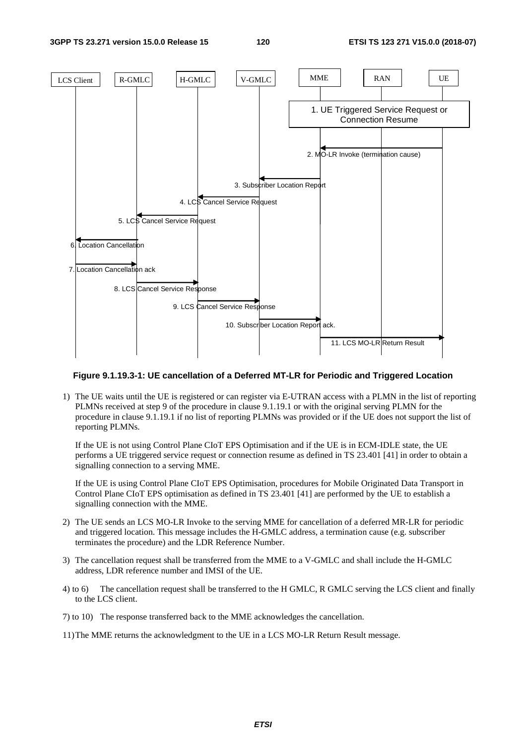**Figure 9.1.19.3-1: UE cancellation of a Deferred MT-LR for Periodic and Triggered Location**

1) The UE waits until the UE is registered or can register via E-UTRAN access with a PLMN in the list of reporting PLMNs received at step 9 of the procedure in clause 9.1.19.1 or with the original serving PLMN for the procedure in clause 9.1.19.1 if no list of reporting PLMNs was provided or if the UE does not support the list of reporting PLMNs.

   If the UE is not using Control Plane CIoT EPS Optimisation and if the UE is in ECM-IDLE state, the UE performs a UE triggered service request or connection resume as defined in TS 23.401 [41] in order to obtain a signalling connection to a serving MME.

   If the UE is using Control Plane CIoT EPS Optimisation, procedures for Mobile Originated Data Transport in Control Plane CIoT EPS optimisation as defined in TS 23.401 [41] are performed by the UE to establish a signalling connection with the MME.

2) The UE sends an LCS MO-LR Invoke to the serving MME for cancellation of a deferred MR-LR for periodic and triggered location. This message includes the H-GMLC address, a termination cause (e.g. subscriber terminates the procedure) and the LDR Reference Number.

3) The cancellation request shall be transferred from the MME to a V-GMLC and shall include the H-GMLC address, LDR reference number and IMSI of the UE.

4) to 6) The cancellation request shall be transferred to the H GMLC, R GMLC serving the LCS client and finally to the LCS client.

7) to 10) The response transferred back to the MME acknowledges the cancellation.

11) The MME returns the acknowledgment to the UE in a LCS MO-LR Return Result message.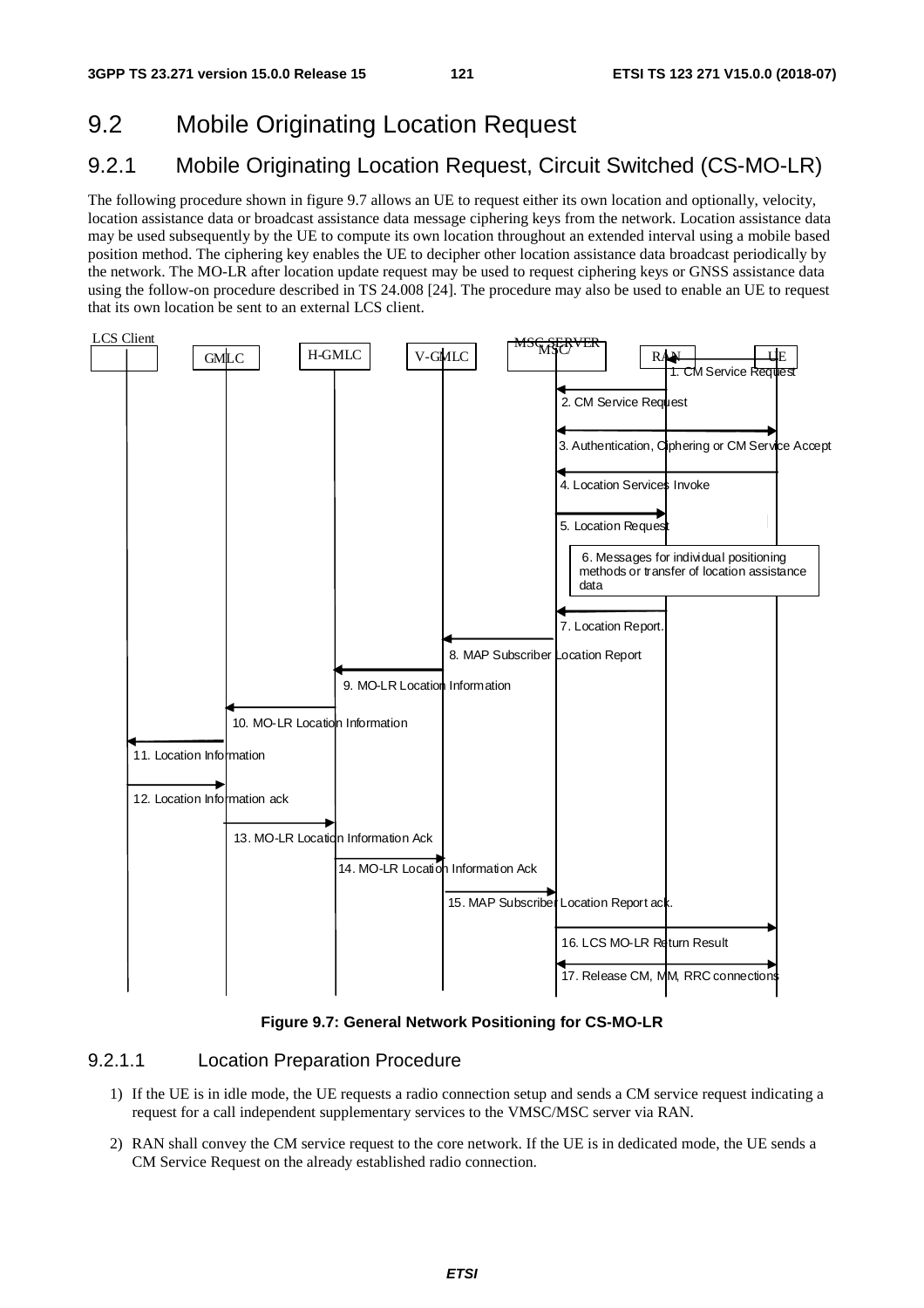## 9.2 Mobile Originating Location Request

### 9.2.1 Mobile Originating Location Request, Circuit Switched (CS-MO-LR)

The following procedure shown in figure 9.7 allows an UE to request either its own location and optionally, velocity, location assistance data or broadcast assistance data message ciphering keys from the network. Location assistance data may be used subsequently by the UE to compute its own location throughout an extended interval using a mobile based position method. The ciphering key enables the UE to decipher other location assistance data broadcast periodically by the network. The MO-LR after location update request may be used to request ciphering keys or GNSS assistance data using the follow-on procedure described in TS 24.008 [24]. The procedure may also be used to enable an UE to request that its own location be sent to an external LCS client.

**Figure 9.7: General Network Positioning for CS-MO-LR**

#### 9.2.1.1 Location Preparation Procedure

1) If the UE is in idle mode, the UE requests a radio connection setup and sends a CM service request indicating a request for a call independent supplementary services to the VMSC/MSC server via RAN.

2) RAN shall convey the CM service request to the core network. If the UE is in dedicated mode, the UE sends a CM Service Request on the already established radio connection.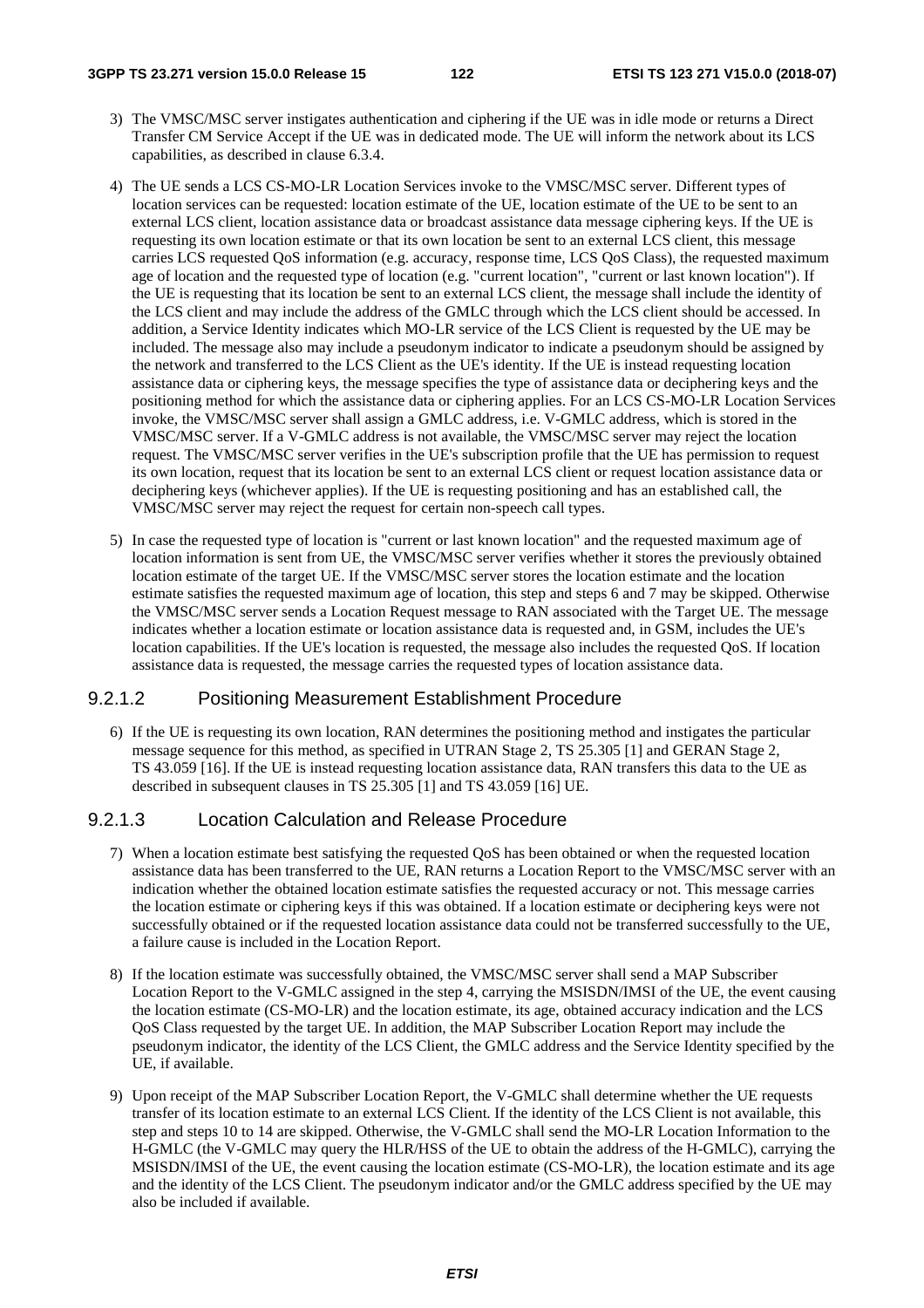3) The VMSC/MSC server instigates authentication and ciphering if the UE was in idle mode or returns a Direct Transfer CM Service Accept if the UE was in dedicated mode. The UE will inform the network about its LCS capabilities, as described in clause 6.3.4.

4) The UE sends a LCS CS-MO-LR Location Services invoke to the VMSC/MSC server. Different types of location services can be requested: location estimate of the UE, location estimate of the UE to be sent to an external LCS client, location assistance data or broadcast assistance data message ciphering keys. If the UE is requesting its own location estimate or that its own location be sent to an external LCS client, this message carries LCS requested QoS information (e.g. accuracy, response time, LCS QoS Class), the requested maximum age of location and the requested type of location (e.g. "current location", "current or last known location"). If the UE is requesting that its location be sent to an external LCS client, the message shall include the identity of the LCS client and may include the address of the GMLC through which the LCS client should be accessed. In addition, a Service Identity indicates which MO-LR service of the LCS Client is requested by the UE may be included. The message also may include a pseudonym indicator to indicate a pseudonym should be assigned by the network and transferred to the LCS Client as the UE's identity. If the UE is instead requesting location assistance data or ciphering keys, the message specifies the type of assistance data or deciphering keys and the positioning method for which the assistance data or ciphering applies. For an LCS CS-MO-LR Location Services invoke, the VMSC/MSC server shall assign a GMLC address, i.e. V-GMLC address, which is stored in the VMSC/MSC server. If a V-GMLC address is not available, the VMSC/MSC server may reject the location request. The VMSC/MSC server verifies in the UE's subscription profile that the UE has permission to request its own location, request that its location be sent to an external LCS client or request location assistance data or deciphering keys (whichever applies). If the UE is requesting positioning and has an established call, the VMSC/MSC server may reject the request for certain non-speech call types.

5) In case the requested type of location is "current or last known location" and the requested maximum age of location information is sent from UE, the VMSC/MSC server verifies whether it stores the previously obtained location estimate of the target UE. If the VMSC/MSC server stores the location estimate and the location estimate satisfies the requested maximum age of location, this step and steps 6 and 7 may be skipped. Otherwise the VMSC/MSC server sends a Location Request message to RAN associated with the Target UE. The message indicates whether a location estimate or location assistance data is requested and, in GSM, includes the UE's location capabilities. If the UE's location is requested, the message also includes the requested QoS. If location assistance data is requested, the message carries the requested types of location assistance data.

#### 9.2.1.2 Positioning Measurement Establishment Procedure

6) If the UE is requesting its own location, RAN determines the positioning method and instigates the particular message sequence for this method, as specified in UTRAN Stage 2, TS 25.305 [1] and GERAN Stage 2, TS 43.059 [16]. If the UE is instead requesting location assistance data, RAN transfers this data to the UE as described in subsequent clauses in TS 25.305 [1] and TS 43.059 [16] UE.

#### 9.2.1.3 Location Calculation and Release Procedure

7) When a location estimate best satisfying the requested QoS has been obtained or when the requested location assistance data has been transferred to the UE, RAN returns a Location Report to the VMSC/MSC server with an indication whether the obtained location estimate satisfies the requested accuracy or not. This message carries the location estimate or ciphering keys if this was obtained. If a location estimate or deciphering keys were not successfully obtained or if the requested location assistance data could not be transferred successfully to the UE, a failure cause is included in the Location Report.

8) If the location estimate was successfully obtained, the VMSC/MSC server shall send a MAP Subscriber Location Report to the V-GMLC assigned in the step 4, carrying the MSISDN/IMSI of the UE, the event causing the location estimate (CS-MO-LR) and the location estimate, its age, obtained accuracy indication and the LCS QoS Class requested by the target UE. In addition, the MAP Subscriber Location Report may include the pseudonym indicator, the identity of the LCS Client, the GMLC address and the Service Identity specified by the UE, if available.

9) Upon receipt of the MAP Subscriber Location Report, the V-GMLC shall determine whether the UE requests transfer of its location estimate to an external LCS Client. If the identity of the LCS Client is not available, this step and steps 10 to 14 are skipped. Otherwise, the V-GMLC shall send the MO-LR Location Information to the H-GMLC (the V-GMLC may query the HLR/HSS of the UE to obtain the address of the H-GMLC), carrying the MSISDN/IMSI of the UE, the event causing the location estimate (CS-MO-LR), the location estimate and its age and the identity of the LCS Client. The pseudonym indicator and/or the GMLC address specified by the UE may also be included if available.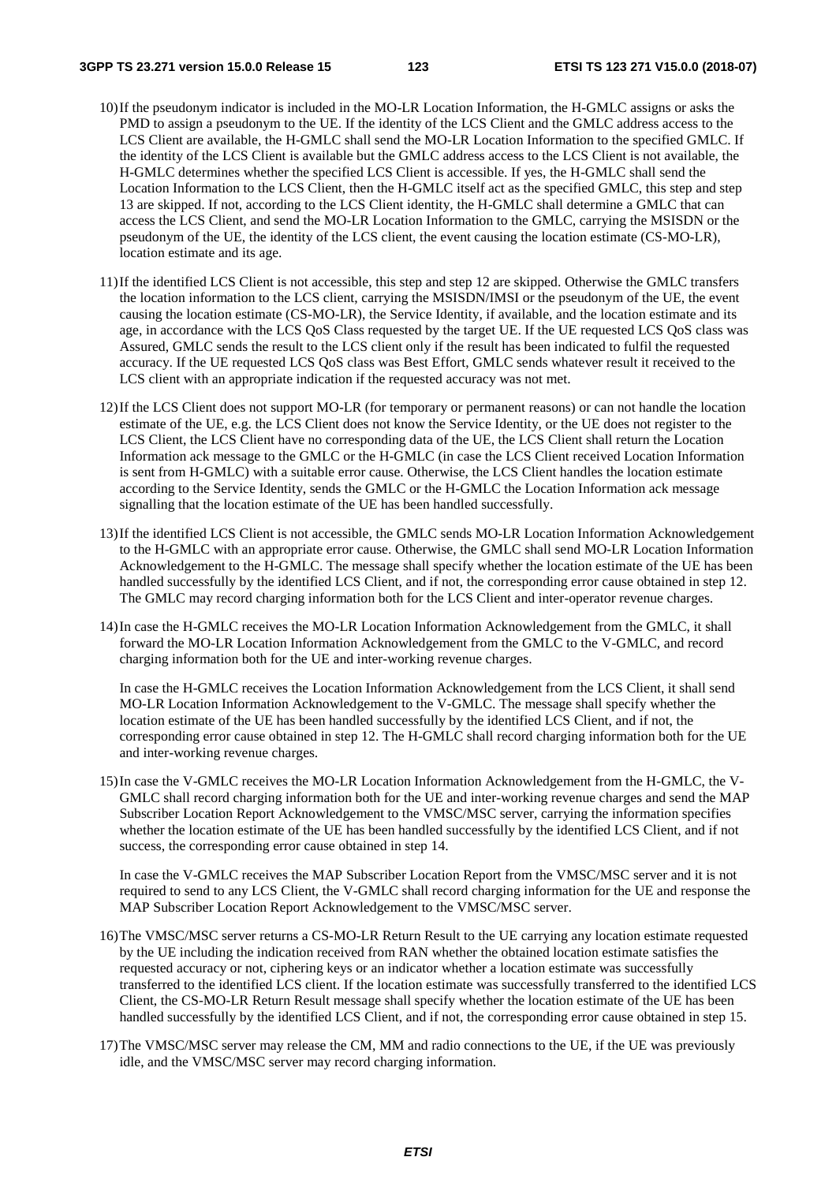10) If the pseudonym indicator is included in the MO-LR Location Information, the H-GMLC assigns or asks the PMD to assign a pseudonym to the UE. If the identity of the LCS Client and the GMLC address access to the LCS Client are available, the H-GMLC shall send the MO-LR Location Information to the specified GMLC. If the identity of the LCS Client is available but the GMLC address access to the LCS Client is not available, the H-GMLC determines whether the specified LCS Client is accessible. If yes, the H-GMLC shall send the Location Information to the LCS Client, then the H-GMLC itself act as the specified GMLC, this step and step 13 are skipped. If not, according to the LCS Client identity, the H-GMLC shall determine a GMLC that can access the LCS Client, and send the MO-LR Location Information to the GMLC, carrying the MSISDN or the pseudonym of the UE, the identity of the LCS client, the event causing the location estimate (CS-MO-LR), location estimate and its age.

11) If the identified LCS Client is not accessible, this step and step 12 are skipped. Otherwise the GMLC transfers the location information to the LCS client, carrying the MSISDN/IMSI or the pseudonym of the UE, the event causing the location estimate (CS-MO-LR), the Service Identity, if available, and the location estimate and its age, in accordance with the LCS QoS Class requested by the target UE. If the UE requested LCS QoS class was Assured, GMLC sends the result to the LCS client only if the result has been indicated to fulfil the requested accuracy. If the UE requested LCS QoS class was Best Effort, GMLC sends whatever result it received to the LCS client with an appropriate indication if the requested accuracy was not met.

12) If the LCS Client does not support MO-LR (for temporary or permanent reasons) or can not handle the location estimate of the UE, e.g. the LCS Client does not know the Service Identity, or the UE does not register to the LCS Client, the LCS Client have no corresponding data of the UE, the LCS Client shall return the Location Information ack message to the GMLC or the H-GMLC (in case the LCS Client received Location Information is sent from H-GMLC) with a suitable error cause. Otherwise, the LCS Client handles the location estimate according to the Service Identity, sends the GMLC or the H-GMLC the Location Information ack message signalling that the location estimate of the UE has been handled successfully.

13) If the identified LCS Client is not accessible, the GMLC sends MO-LR Location Information Acknowledgement to the H-GMLC with an appropriate error cause. Otherwise, the GMLC shall send MO-LR Location Information Acknowledgement to the H-GMLC. The message shall specify whether the location estimate of the UE has been handled successfully by the identified LCS Client, and if not, the corresponding error cause obtained in step 12. The GMLC may record charging information both for the LCS Client and inter-operator revenue charges.

14) In case the H-GMLC receives the MO-LR Location Information Acknowledgement from the GMLC, it shall forward the MO-LR Location Information Acknowledgement from the GMLC to the V-GMLC, and record charging information both for the UE and inter-working revenue charges.

    In case the H-GMLC receives the Location Information Acknowledgement from the LCS Client, it shall send MO-LR Location Information Acknowledgement to the V-GMLC. The message shall specify whether the location estimate of the UE has been handled successfully by the identified LCS Client, and if not, the corresponding error cause obtained in step 12. The H-GMLC shall record charging information both for the UE and inter-working revenue charges.

15) In case the V-GMLC receives the MO-LR Location Information Acknowledgement from the H-GMLC, the V-GMLC shall record charging information both for the UE and inter-working revenue charges and send the MAP Subscriber Location Report Acknowledgement to the VMSC/MSC server, carrying the information specifies whether the location estimate of the UE has been handled successfully by the identified LCS Client, and if not success, the corresponding error cause obtained in step 14.

    In case the V-GMLC receives the MAP Subscriber Location Report from the VMSC/MSC server and it is not required to send to any LCS Client, the V-GMLC shall record charging information for the UE and response the MAP Subscriber Location Report Acknowledgement to the VMSC/MSC server.

16) The VMSC/MSC server returns a CS-MO-LR Return Result to the UE carrying any location estimate requested by the UE including the indication received from RAN whether the obtained location estimate satisfies the requested accuracy or not, ciphering keys or an indicator whether a location estimate was successfully transferred to the identified LCS client. If the location estimate was successfully transferred to the identified LCS Client, the CS-MO-LR Return Result message shall specify whether the location estimate of the UE has been handled successfully by the identified LCS Client, and if not, the corresponding error cause obtained in step 15.

17) The VMSC/MSC server may release the CM, MM and radio connections to the UE, if the UE was previously idle, and the VMSC/MSC server may record charging information.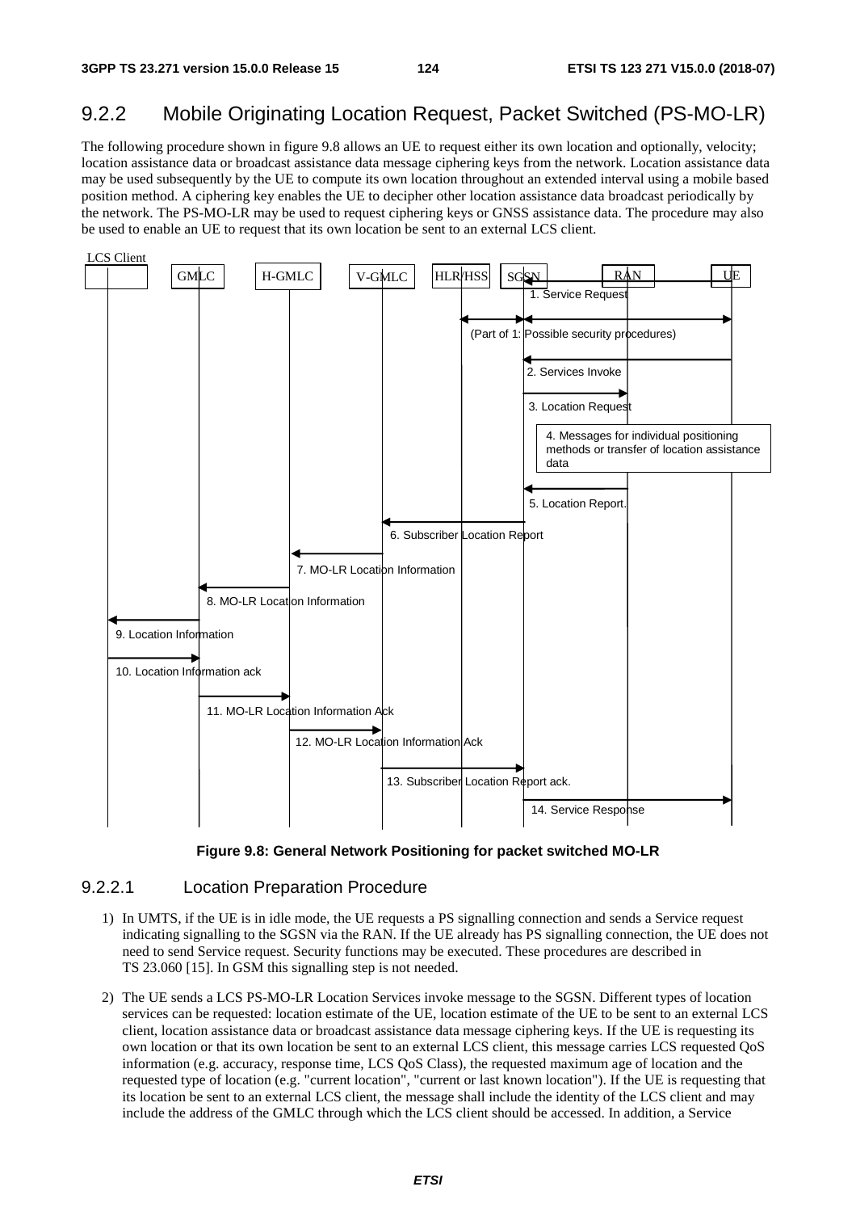## 9.2.2 Mobile Originating Location Request, Packet Switched (PS-MO-LR)

The following procedure shown in figure 9.8 allows an UE to request either its own location and optionally, velocity; location assistance data or broadcast assistance data message ciphering keys from the network. Location assistance data may be used subsequently by the UE to compute its own location throughout an extended interval using a mobile based position method. A ciphering key enables the UE to decipher other location assistance data broadcast periodically by the network. The PS-MO-LR may be used to request ciphering keys or GNSS assistance data. The procedure may also be used to enable an UE to request that its own location be sent to an external LCS client.

**Figure 9.8: General Network Positioning for packet switched MO-LR**

### 9.2.2.1 Location Preparation Procedure

1) In UMTS, if the UE is in idle mode, the UE requests a PS signalling connection and sends a Service request indicating signalling to the SGSN via the RAN. If the UE already has PS signalling connection, the UE does not need to send Service request. Security functions may be executed. These procedures are described in TS 23.060 [15]. In GSM this signalling step is not needed.

2) The UE sends a LCS PS-MO-LR Location Services invoke message to the SGSN. Different types of location services can be requested: location estimate of the UE, location estimate of the UE to be sent to an external LCS client, location assistance data or broadcast assistance data message ciphering keys. If the UE is requesting its own location or that its own location be sent to an external LCS client, this message carries LCS requested QoS information (e.g. accuracy, response time, LCS QoS Class), the requested maximum age of location and the requested type of location (e.g. "current location", "current or last known location"). If the UE is requesting that its location be sent to an external LCS client, the message shall include the identity of the LCS client and may include the address of the GMLC through which the LCS client should be accessed. In addition, a Service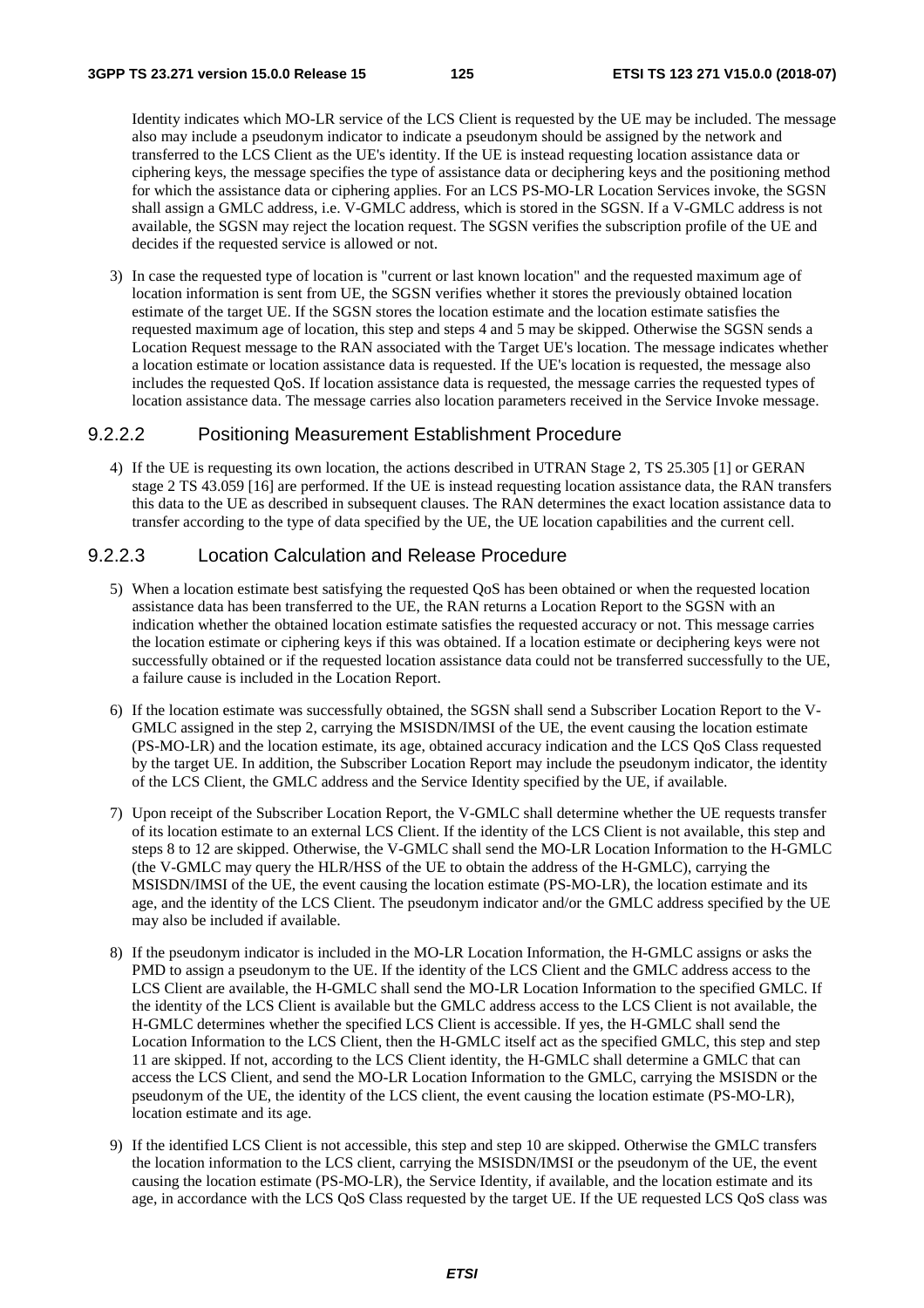Identity indicates which MO-LR service of the LCS Client is requested by the UE may be included. The message also may include a pseudonym indicator to indicate a pseudonym should be assigned by the network and transferred to the LCS Client as the UE's identity. If the UE is instead requesting location assistance data or ciphering keys, the message specifies the type of assistance data or deciphering keys and the positioning method for which the assistance data or ciphering applies. For an LCS PS-MO-LR Location Services invoke, the SGSN shall assign a GMLC address, i.e. V-GMLC address, which is stored in the SGSN. If a V-GMLC address is not available, the SGSN may reject the location request. The SGSN verifies the subscription profile of the UE and decides if the requested service is allowed or not.

3) In case the requested type of location is "current or last known location" and the requested maximum age of location information is sent from UE, the SGSN verifies whether it stores the previously obtained location estimate of the target UE. If the SGSN stores the location estimate and the location estimate satisfies the requested maximum age of location, this step and steps 4 and 5 may be skipped. Otherwise the SGSN sends a Location Request message to the RAN associated with the Target UE's location. The message indicates whether a location estimate or location assistance data is requested. If the UE's location is requested, the message also includes the requested QoS. If location assistance data is requested, the message carries the requested types of location assistance data. The message carries also location parameters received in the Service Invoke message.

#### 9.2.2.2 Positioning Measurement Establishment Procedure

4) If the UE is requesting its own location, the actions described in UTRAN Stage 2, TS 25.305 [1] or GERAN stage 2 TS 43.059 [16] are performed. If the UE is instead requesting location assistance data, the RAN transfers this data to the UE as described in subsequent clauses. The RAN determines the exact location assistance data to transfer according to the type of data specified by the UE, the UE location capabilities and the current cell.

#### 9.2.2.3 Location Calculation and Release Procedure

5) When a location estimate best satisfying the requested QoS has been obtained or when the requested location assistance data has been transferred to the UE, the RAN returns a Location Report to the SGSN with an indication whether the obtained location estimate satisfies the requested accuracy or not. This message carries the location estimate or ciphering keys if this was obtained. If a location estimate or deciphering keys were not successfully obtained or if the requested location assistance data could not be transferred successfully to the UE, a failure cause is included in the Location Report.

6) If the location estimate was successfully obtained, the SGSN shall send a Subscriber Location Report to the V-GMLC assigned in the step 2, carrying the MSISDN/IMSI of the UE, the event causing the location estimate (PS-MO-LR) and the location estimate, its age, obtained accuracy indication and the LCS QoS Class requested by the target UE. In addition, the Subscriber Location Report may include the pseudonym indicator, the identity of the LCS Client, the GMLC address and the Service Identity specified by the UE, if available.

7) Upon receipt of the Subscriber Location Report, the V-GMLC shall determine whether the UE requests transfer of its location estimate to an external LCS Client. If the identity of the LCS Client is not available, this step and steps 8 to 12 are skipped. Otherwise, the V-GMLC shall send the MO-LR Location Information to the H-GMLC (the V-GMLC may query the HLR/HSS of the UE to obtain the address of the H-GMLC), carrying the MSISDN/IMSI of the UE, the event causing the location estimate (PS-MO-LR), the location estimate and its age, and the identity of the LCS Client. The pseudonym indicator and/or the GMLC address specified by the UE may also be included if available.

8) If the pseudonym indicator is included in the MO-LR Location Information, the H-GMLC assigns or asks the PMD to assign a pseudonym to the UE. If the identity of the LCS Client and the GMLC address access to the LCS Client are available, the H-GMLC shall send the MO-LR Location Information to the specified GMLC. If the identity of the LCS Client is available but the GMLC address access to the LCS Client is not available, the H-GMLC determines whether the specified LCS Client is accessible. If yes, the H-GMLC shall send the Location Information to the LCS Client, then the H-GMLC itself act as the specified GMLC, this step and step 11 are skipped. If not, according to the LCS Client identity, the H-GMLC shall determine a GMLC that can access the LCS Client, and send the MO-LR Location Information to the GMLC, carrying the MSISDN or the pseudonym of the UE, the identity of the LCS client, the event causing the location estimate (PS-MO-LR), location estimate and its age.

9) If the identified LCS Client is not accessible, this step and step 10 are skipped. Otherwise the GMLC transfers the location information to the LCS client, carrying the MSISDN/IMSI or the pseudonym of the UE, the event causing the location estimate (PS-MO-LR), the Service Identity, if available, and the location estimate and its age, in accordance with the LCS QoS Class requested by the target UE. If the UE requested LCS QoS class was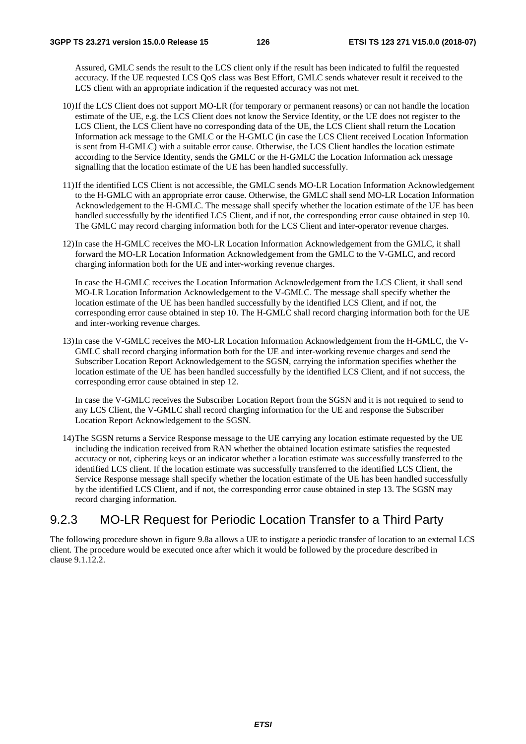Assured, GMLC sends the result to the LCS client only if the result has been indicated to fulfil the requested accuracy. If the UE requested LCS QoS class was Best Effort, GMLC sends whatever result it received to the LCS client with an appropriate indication if the requested accuracy was not met.

10) If the LCS Client does not support MO-LR (for temporary or permanent reasons) or can not handle the location estimate of the UE, e.g. the LCS Client does not know the Service Identity, or the UE does not register to the LCS Client, the LCS Client have no corresponding data of the UE, the LCS Client shall return the Location Information ack message to the GMLC or the H-GMLC (in case the LCS Client received Location Information is sent from H-GMLC) with a suitable error cause. Otherwise, the LCS Client handles the location estimate according to the Service Identity, sends the GMLC or the H-GMLC the Location Information ack message signalling that the location estimate of the UE has been handled successfully.

11) If the identified LCS Client is not accessible, the GMLC sends MO-LR Location Information Acknowledgement to the H-GMLC with an appropriate error cause. Otherwise, the GMLC shall send MO-LR Location Information Acknowledgement to the H-GMLC. The message shall specify whether the location estimate of the UE has been handled successfully by the identified LCS Client, and if not, the corresponding error cause obtained in step 10. The GMLC may record charging information both for the LCS Client and inter-operator revenue charges.

12) In case the H-GMLC receives the MO-LR Location Information Acknowledgement from the GMLC, it shall forward the MO-LR Location Information Acknowledgement from the GMLC to the V-GMLC, and record charging information both for the UE and inter-working revenue charges.

    In case the H-GMLC receives the Location Information Acknowledgement from the LCS Client, it shall send MO-LR Location Information Acknowledgement to the V-GMLC. The message shall specify whether the location estimate of the UE has been handled successfully by the identified LCS Client, and if not, the corresponding error cause obtained in step 10. The H-GMLC shall record charging information both for the UE and inter-working revenue charges.

13) In case the V-GMLC receives the MO-LR Location Information Acknowledgement from the H-GMLC, the V-GMLC shall record charging information both for the UE and inter-working revenue charges and send the Subscriber Location Report Acknowledgement to the SGSN, carrying the information specifies whether the location estimate of the UE has been handled successfully by the identified LCS Client, and if not success, the corresponding error cause obtained in step 12.

    In case the V-GMLC receives the Subscriber Location Report from the SGSN and it is not required to send to any LCS Client, the V-GMLC shall record charging information for the UE and response the Subscriber Location Report Acknowledgement to the SGSN.

14) The SGSN returns a Service Response message to the UE carrying any location estimate requested by the UE including the indication received from RAN whether the obtained location estimate satisfies the requested accuracy or not, ciphering keys or an indicator whether a location estimate was successfully transferred to the identified LCS client. If the location estimate was successfully transferred to the identified LCS Client, the Service Response message shall specify whether the location estimate of the UE has been handled successfully by the identified LCS Client, and if not, the corresponding error cause obtained in step 13. The SGSN may record charging information.

### 9.2.3 MO-LR Request for Periodic Location Transfer to a Third Party

The following procedure shown in figure 9.8a allows a UE to instigate a periodic transfer of location to an external LCS client. The procedure would be executed once after which it would be followed by the procedure described in clause 9.1.12.2.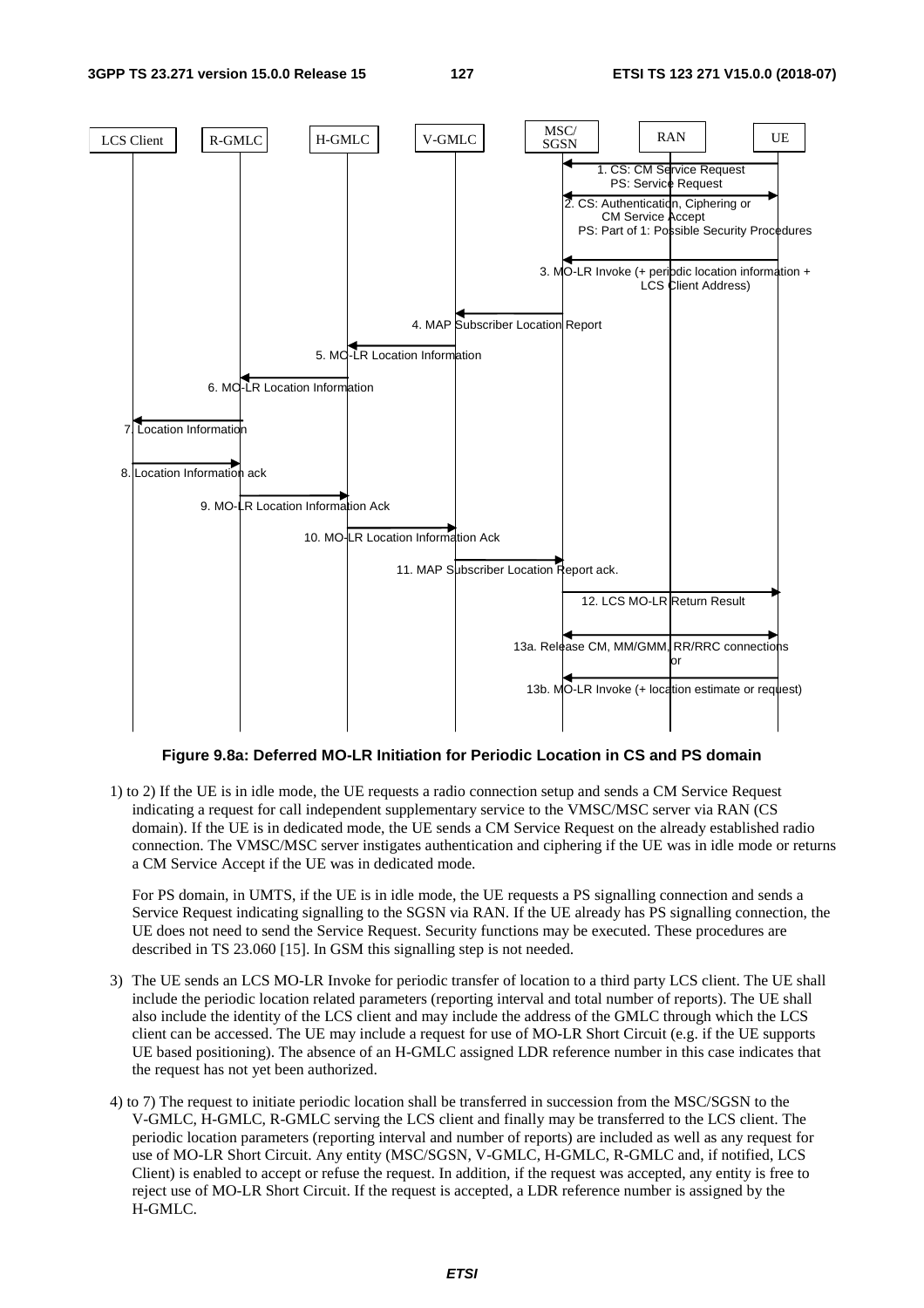**Figure 9.8a: Deferred MO-LR Initiation for Periodic Location in CS and PS domain**

1) to 2) If the UE is in idle mode, the UE requests a radio connection setup and sends a CM Service Request indicating a request for call independent supplementary service to the VMSC/MSC server via RAN (CS domain). If the UE is in dedicated mode, the UE sends a CM Service Request on the already established radio connection. The VMSC/MSC server instigates authentication and ciphering if the UE was in idle mode or returns a CM Service Accept if the UE was in dedicated mode.

   For PS domain, in UMTS, if the UE is in idle mode, the UE requests a PS signalling connection and sends a Service Request indicating signalling to the SGSN via RAN. If the UE already has PS signalling connection, the UE does not need to send the Service Request. Security functions may be executed. These procedures are described in TS 23.060 [15]. In GSM this signalling step is not needed.

3) The UE sends an LCS MO-LR Invoke for periodic transfer of location to a third party LCS client. The UE shall include the periodic location related parameters (reporting interval and total number of reports). The UE shall also include the identity of the LCS client and may include the address of the GMLC through which the LCS client can be accessed. The UE may include a request for use of MO-LR Short Circuit (e.g. if the UE supports UE based positioning). The absence of an H-GMLC assigned LDR reference number in this case indicates that the request has not yet been authorized.

4) to 7) The request to initiate periodic location shall be transferred in succession from the MSC/SGSN to the V-GMLC, H-GMLC, R-GMLC serving the LCS client and finally may be transferred to the LCS client. The periodic location parameters (reporting interval and number of reports) are included as well as any request for use of MO-LR Short Circuit. Any entity (MSC/SGSN, V-GMLC, H-GMLC, R-GMLC and, if notified, LCS Client) is enabled to accept or refuse the request. In addition, if the request was accepted, any entity is free to reject use of MO-LR Short Circuit. If the request is accepted, a LDR reference number is assigned by the H-GMLC.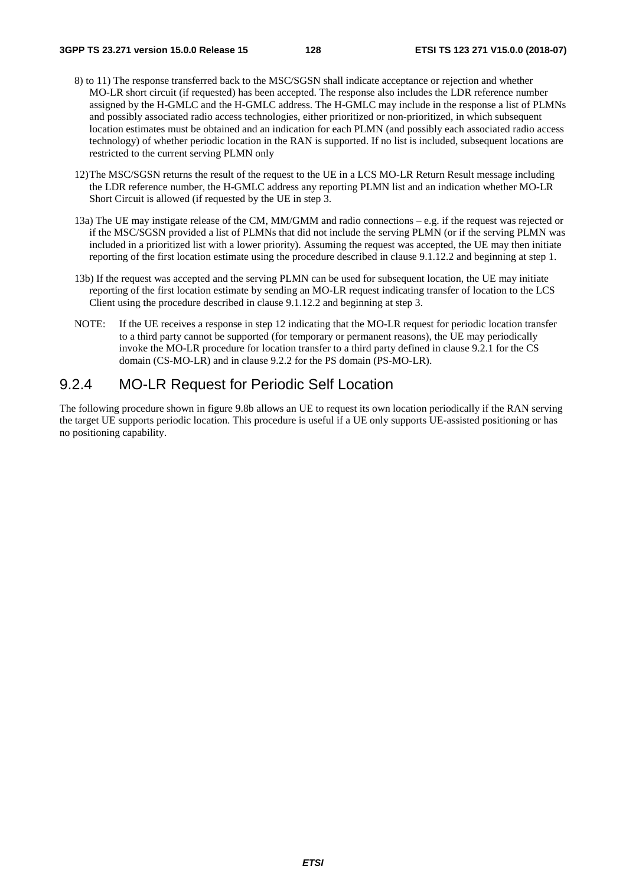8) to 11) The response transferred back to the MSC/SGSN shall indicate acceptance or rejection and whether MO-LR short circuit (if requested) has been accepted. The response also includes the LDR reference number assigned by the H-GMLC and the H-GMLC address. The H-GMLC may include in the response a list of PLMNs and possibly associated radio access technologies, either prioritized or non-prioritized, in which subsequent location estimates must be obtained and an indication for each PLMN (and possibly each associated radio access technology) of whether periodic location in the RAN is supported. If no list is included, subsequent locations are restricted to the current serving PLMN only

12) The MSC/SGSN returns the result of the request to the UE in a LCS MO-LR Return Result message including the LDR reference number, the H-GMLC address any reporting PLMN list and an indication whether MO-LR Short Circuit is allowed (if requested by the UE in step 3.

13a) The UE may instigate release of the CM, MM/GMM and radio connections – e.g. if the request was rejected or if the MSC/SGSN provided a list of PLMNs that did not include the serving PLMN (or if the serving PLMN was included in a prioritized list with a lower priority). Assuming the request was accepted, the UE may then initiate reporting of the first location estimate using the procedure described in clause 9.1.12.2 and beginning at step 1.

13b) If the request was accepted and the serving PLMN can be used for subsequent location, the UE may initiate reporting of the first location estimate by sending an MO-LR request indicating transfer of location to the LCS Client using the procedure described in clause 9.1.12.2 and beginning at step 3.

NOTE: If the UE receives a response in step 12 indicating that the MO-LR request for periodic location transfer to a third party cannot be supported (for temporary or permanent reasons), the UE may periodically invoke the MO-LR procedure for location transfer to a third party defined in clause 9.2.1 for the CS domain (CS-MO-LR) and in clause 9.2.2 for the PS domain (PS-MO-LR).

### 9.2.4 MO-LR Request for Periodic Self Location

The following procedure shown in figure 9.8b allows an UE to request its own location periodically if the RAN serving the target UE supports periodic location. This procedure is useful if a UE only supports UE-assisted positioning or has no positioning capability.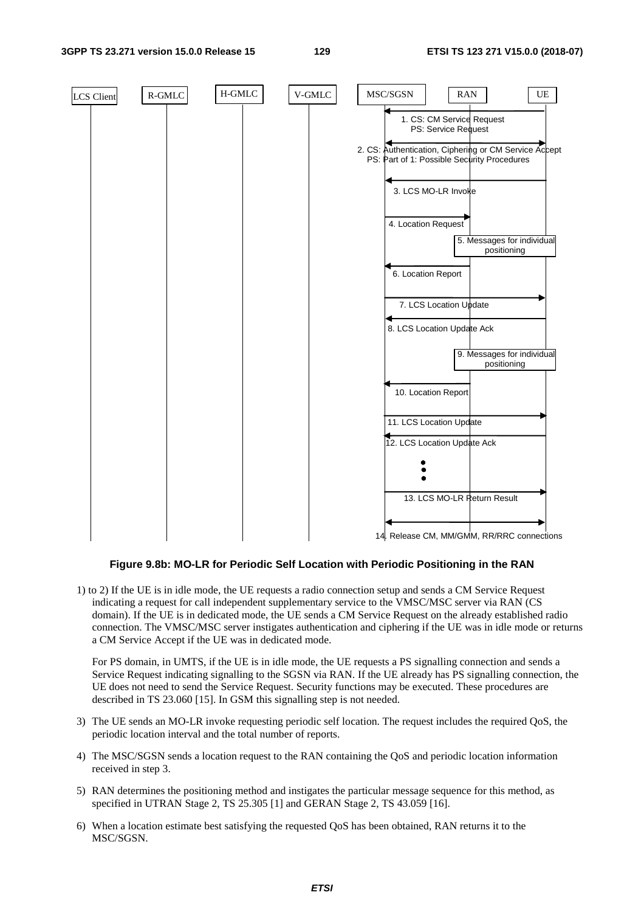**Figure 9.8b: MO-LR for Periodic Self Location with Periodic Positioning in the RAN**

1) to 2) If the UE is in idle mode, the UE requests a radio connection setup and sends a CM Service Request indicating a request for call independent supplementary service to the VMSC/MSC server via RAN (CS domain). If the UE is in dedicated mode, the UE sends a CM Service Request on the already established radio connection. The VMSC/MSC server instigates authentication and ciphering if the UE was in idle mode or returns a CM Service Accept if the UE was in dedicated mode.

   For PS domain, in UMTS, if the UE is in idle mode, the UE requests a PS signalling connection and sends a Service Request indicating signalling to the SGSN via RAN. If the UE already has PS signalling connection, the UE does not need to send the Service Request. Security functions may be executed. These procedures are described in TS 23.060 [15]. In GSM this signalling step is not needed.

3) The UE sends an MO-LR invoke requesting periodic self location. The request includes the required QoS, the periodic location interval and the total number of reports.

4) The MSC/SGSN sends a location request to the RAN containing the QoS and periodic location information received in step 3.

5) RAN determines the positioning method and instigates the particular message sequence for this method, as specified in UTRAN Stage 2, TS 25.305 [1] and GERAN Stage 2, TS 43.059 [16].

6) When a location estimate best satisfying the requested QoS has been obtained, RAN returns it to the MSC/SGSN.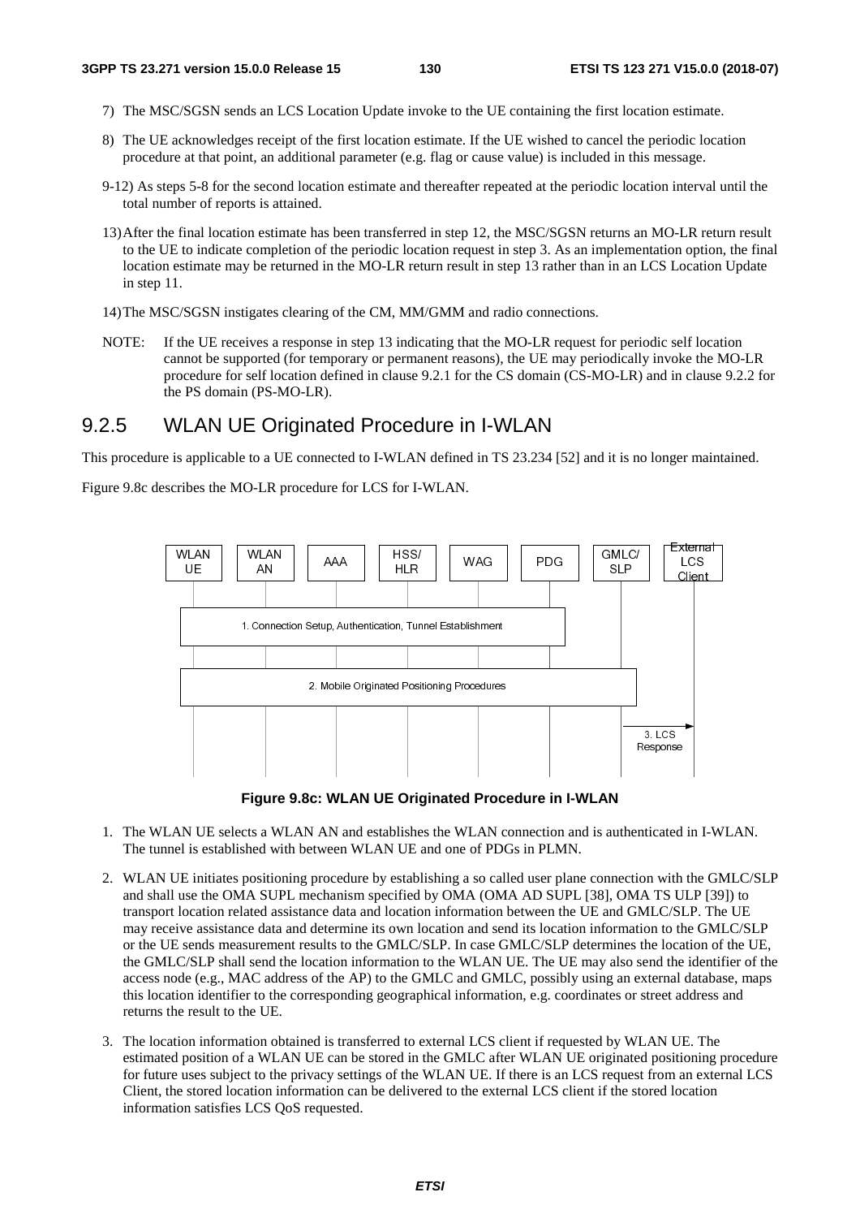7) The MSC/SGSN sends an LCS Location Update invoke to the UE containing the first location estimate.

8) The UE acknowledges receipt of the first location estimate. If the UE wished to cancel the periodic location procedure at that point, an additional parameter (e.g. flag or cause value) is included in this message.

9-12) As steps 5-8 for the second location estimate and thereafter repeated at the periodic location interval until the total number of reports is attained.

13) After the final location estimate has been transferred in step 12, the MSC/SGSN returns an MO-LR return result to the UE to indicate completion of the periodic location request in step 3. As an implementation option, the final location estimate may be returned in the MO-LR return result in step 13 rather than in an LCS Location Update in step 11.

14) The MSC/SGSN instigates clearing of the CM, MM/GMM and radio connections.

NOTE: If the UE receives a response in step 13 indicating that the MO-LR request for periodic self location cannot be supported (for temporary or permanent reasons), the UE may periodically invoke the MO-LR procedure for self location defined in clause 9.2.1 for the CS domain (CS-MO-LR) and in clause 9.2.2 for the PS domain (PS-MO-LR).

### 9.2.5 WLAN UE Originated Procedure in I-WLAN

This procedure is applicable to a UE connected to I-WLAN defined in TS 23.234 [52] and it is no longer maintained.

Figure 9.8c describes the MO-LR procedure for LCS for I-WLAN.

WLAN UE | WLAN AN | AAA | HSS/HLR | WAG | PDG | GMLC/SLP | External LCS Client

1. Connection Setup, Authentication, Tunnel Establishment

2. Mobile Originated Positioning Procedures

3. LCS Response

**Figure 9.8c: WLAN UE Originated Procedure in I-WLAN**

1. The WLAN UE selects a WLAN AN and establishes the WLAN connection and is authenticated in I-WLAN. The tunnel is established with between WLAN UE and one of PDGs in PLMN.

2. WLAN UE initiates positioning procedure by establishing a so called user plane connection with the GMLC/SLP and shall use the OMA SUPL mechanism specified by OMA (OMA AD SUPL [38], OMA TS ULP [39]) to transport location related assistance data and location information between the UE and GMLC/SLP. The UE may receive assistance data and determine its own location and send its location information to the GMLC/SLP or the UE sends measurement results to the GMLC/SLP. In case GMLC/SLP determines the location of the UE, the GMLC/SLP shall send the location information to the WLAN UE. The UE may also send the identifier of the access node (e.g., MAC address of the AP) to the GMLC and GMLC, possibly using an external database, maps this location identifier to the corresponding geographical information, e.g. coordinates or street address and returns the result to the UE.

3. The location information obtained is transferred to external LCS client if requested by WLAN UE. The estimated position of a WLAN UE can be stored in the GMLC after WLAN UE originated positioning procedure for future uses subject to the privacy settings of the WLAN UE. If there is an LCS request from an external LCS Client, the stored location information can be delivered to the external LCS client if the stored location information satisfies LCS QoS requested.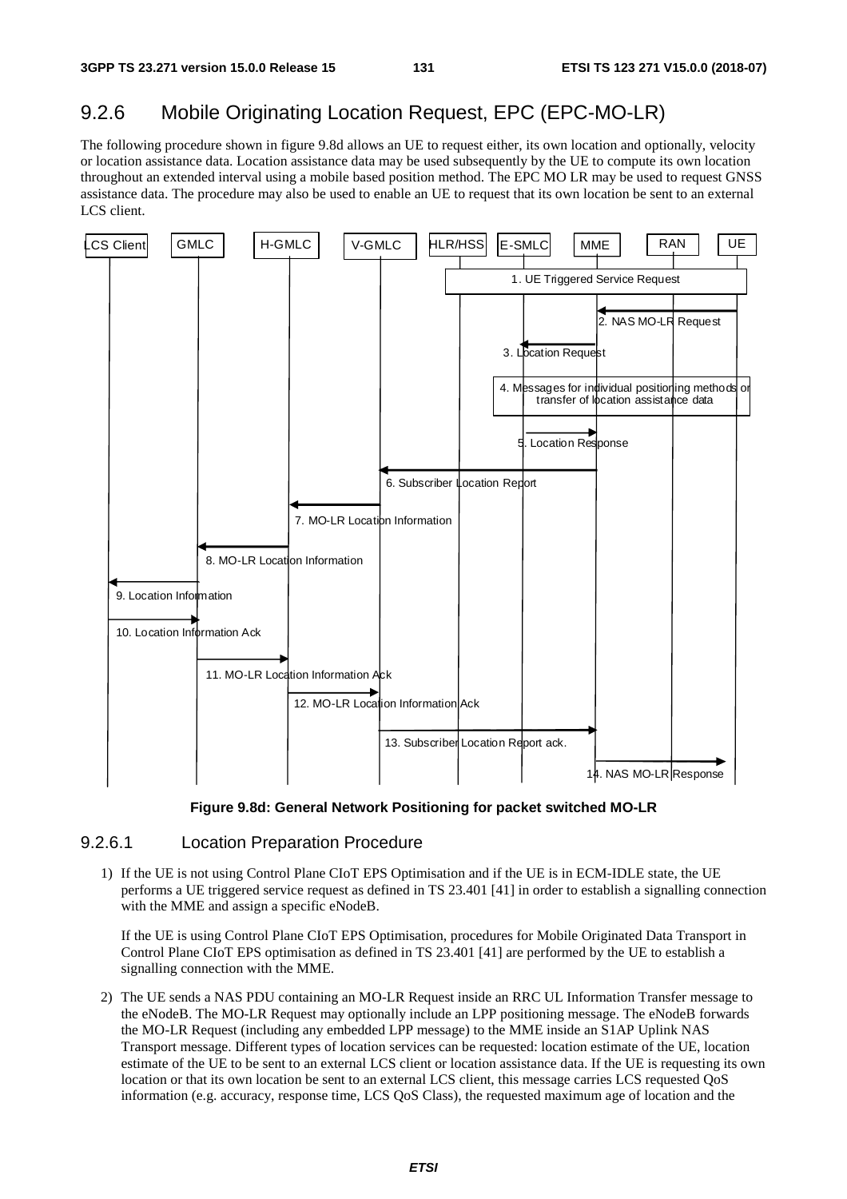## 9.2.6 Mobile Originating Location Request, EPC (EPC-MO-LR)

The following procedure shown in figure 9.8d allows an UE to request either, its own location and optionally, velocity or location assistance data. Location assistance data may be used subsequently by the UE to compute its own location throughout an extended interval using a mobile based position method. The EPC MO LR may be used to request GNSS assistance data. The procedure may also be used to enable an UE to request that its own location be sent to an external LCS client.

**Figure 9.8d: General Network Positioning for packet switched MO-LR**

### 9.2.6.1 Location Preparation Procedure

1) If the UE is not using Control Plane CIoT EPS Optimisation and if the UE is in ECM-IDLE state, the UE performs a UE triggered service request as defined in TS 23.401 [41] in order to establish a signalling connection with the MME and assign a specific eNodeB.

   If the UE is using Control Plane CIoT EPS Optimisation, procedures for Mobile Originated Data Transport in Control Plane CIoT EPS optimisation as defined in TS 23.401 [41] are performed by the UE to establish a signalling connection with the MME.

2) The UE sends a NAS PDU containing an MO-LR Request inside an RRC UL Information Transfer message to the eNodeB. The MO-LR Request may optionally include an LPP positioning message. The eNodeB forwards the MO-LR Request (including any embedded LPP message) to the MME inside an S1AP Uplink NAS Transport message. Different types of location services can be requested: location estimate of the UE, location estimate of the UE to be sent to an external LCS client or location assistance data. If the UE is requesting its own location or that its own location be sent to an external LCS client, this message carries LCS requested QoS information (e.g. accuracy, response time, LCS QoS Class), the requested maximum age of location and the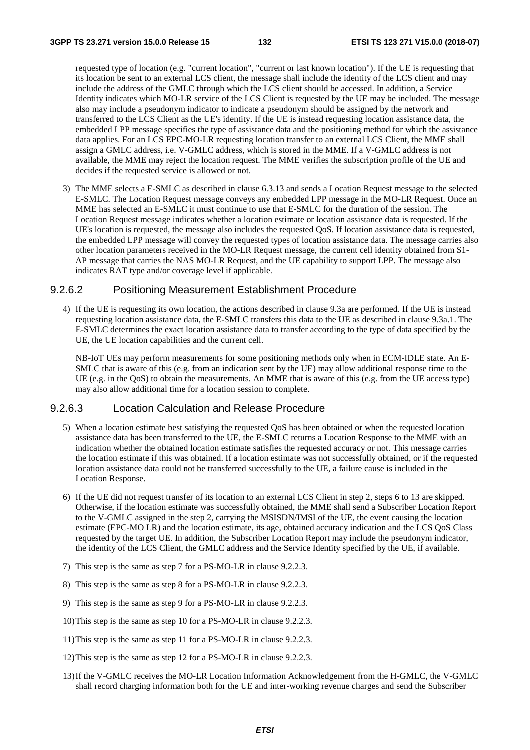requested type of location (e.g. "current location", "current or last known location"). If the UE is requesting that its location be sent to an external LCS client, the message shall include the identity of the LCS client and may include the address of the GMLC through which the LCS client should be accessed. In addition, a Service Identity indicates which MO-LR service of the LCS Client is requested by the UE may be included. The message also may include a pseudonym indicator to indicate a pseudonym should be assigned by the network and transferred to the LCS Client as the UE's identity. If the UE is instead requesting location assistance data, the embedded LPP message specifies the type of assistance data and the positioning method for which the assistance data applies. For an LCS EPC-MO-LR requesting location transfer to an external LCS Client, the MME shall assign a GMLC address, i.e. V-GMLC address, which is stored in the MME. If a V-GMLC address is not available, the MME may reject the location request. The MME verifies the subscription profile of the UE and decides if the requested service is allowed or not.

3) The MME selects a E-SMLC as described in clause 6.3.13 and sends a Location Request message to the selected E-SMLC. The Location Request message conveys any embedded LPP message in the MO-LR Request. Once an MME has selected an E-SMLC it must continue to use that E-SMLC for the duration of the session. The Location Request message indicates whether a location estimate or location assistance data is requested. If the UE's location is requested, the message also includes the requested QoS. If location assistance data is requested, the embedded LPP message will convey the requested types of location assistance data. The message carries also other location parameters received in the MO-LR Request message, the current cell identity obtained from S1-AP message that carries the NAS MO-LR Request, and the UE capability to support LPP. The message also indicates RAT type and/or coverage level if applicable.

#### 9.2.6.2 Positioning Measurement Establishment Procedure

4) If the UE is requesting its own location, the actions described in clause 9.3a are performed. If the UE is instead requesting location assistance data, the E-SMLC transfers this data to the UE as described in clause 9.3a.1. The E-SMLC determines the exact location assistance data to transfer according to the type of data specified by the UE, the UE location capabilities and the current cell.

   NB-IoT UEs may perform measurements for some positioning methods only when in ECM-IDLE state. An E-SMLC that is aware of this (e.g. from an indication sent by the UE) may allow additional response time to the UE (e.g. in the QoS) to obtain the measurements. An MME that is aware of this (e.g. from the UE access type) may also allow additional time for a location session to complete.

#### 9.2.6.3 Location Calculation and Release Procedure

5) When a location estimate best satisfying the requested QoS has been obtained or when the requested location assistance data has been transferred to the UE, the E-SMLC returns a Location Response to the MME with an indication whether the obtained location estimate satisfies the requested accuracy or not. This message carries the location estimate if this was obtained. If a location estimate was not successfully obtained, or if the requested location assistance data could not be transferred successfully to the UE, a failure cause is included in the Location Response.

6) If the UE did not request transfer of its location to an external LCS Client in step 2, steps 6 to 13 are skipped. Otherwise, if the location estimate was successfully obtained, the MME shall send a Subscriber Location Report to the V-GMLC assigned in the step 2, carrying the MSISDN/IMSI of the UE, the event causing the location estimate (EPC-MO LR) and the location estimate, its age, obtained accuracy indication and the LCS QoS Class requested by the target UE. In addition, the Subscriber Location Report may include the pseudonym indicator, the identity of the LCS Client, the GMLC address and the Service Identity specified by the UE, if available.

7) This step is the same as step 7 for a PS-MO-LR in clause 9.2.2.3.

8) This step is the same as step 8 for a PS-MO-LR in clause 9.2.2.3.

9) This step is the same as step 9 for a PS-MO-LR in clause 9.2.2.3.

10) This step is the same as step 10 for a PS-MO-LR in clause 9.2.2.3.

11) This step is the same as step 11 for a PS-MO-LR in clause 9.2.2.3.

12) This step is the same as step 12 for a PS-MO-LR in clause 9.2.2.3.

13) If the V-GMLC receives the MO-LR Location Information Acknowledgement from the H-GMLC, the V-GMLC shall record charging information both for the UE and inter-working revenue charges and send the Subscriber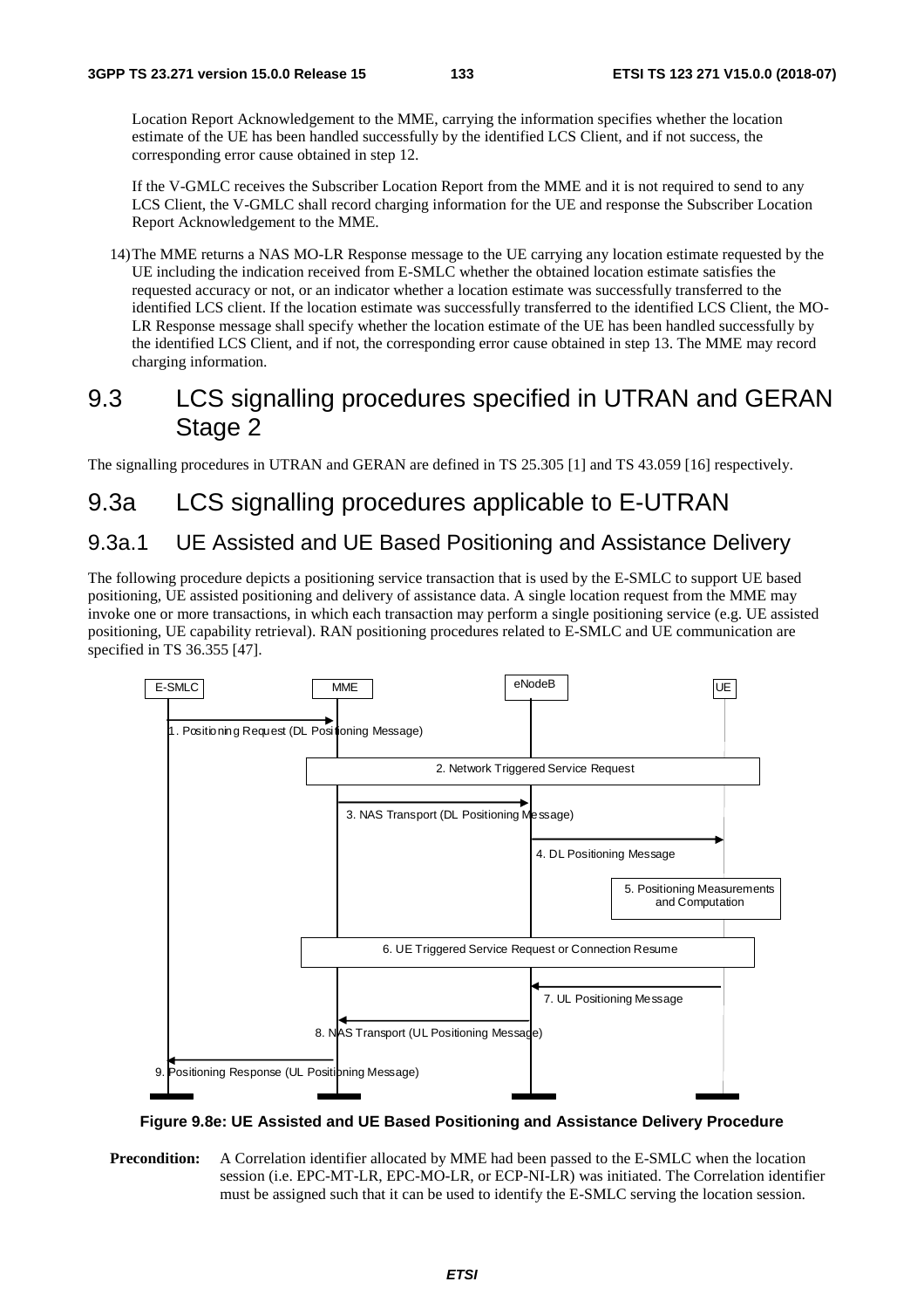Location Report Acknowledgement to the MME, carrying the information specifies whether the location estimate of the UE has been handled successfully by the identified LCS Client, and if not success, the corresponding error cause obtained in step 12.

If the V-GMLC receives the Subscriber Location Report from the MME and it is not required to send to any LCS Client, the V-GMLC shall record charging information for the UE and response the Subscriber Location Report Acknowledgement to the MME.

14) The MME returns a NAS MO-LR Response message to the UE carrying any location estimate requested by the UE including the indication received from E-SMLC whether the obtained location estimate satisfies the requested accuracy or not, or an indicator whether a location estimate was successfully transferred to the identified LCS client. If the location estimate was successfully transferred to the identified LCS Client, the MO-LR Response message shall specify whether the location estimate of the UE has been handled successfully by the identified LCS Client, and if not, the corresponding error cause obtained in step 13. The MME may record charging information.

# 9.3 LCS signalling procedures specified in UTRAN and GERAN Stage 2

The signalling procedures in UTRAN and GERAN are defined in TS 25.305 [1] and TS 43.059 [16] respectively.

# 9.3a LCS signalling procedures applicable to E-UTRAN

## 9.3a.1 UE Assisted and UE Based Positioning and Assistance Delivery

The following procedure depicts a positioning service transaction that is used by the E-SMLC to support UE based positioning, UE assisted positioning and delivery of assistance data. A single location request from the MME may invoke one or more transactions, in which each transaction may perform a single positioning service (e.g. UE assisted positioning, UE capability retrieval). RAN positioning procedures related to E-SMLC and UE communication are specified in TS 36.355 [47].

E-SMLC | MME | eNodeB | UE

1. Positioning Request (DL Positioning Message)
2. Network Triggered Service Request
3. NAS Transport (DL Positioning Message)
4. DL Positioning Message
5. Positioning Measurements and Computation
6. UE Triggered Service Request or Connection Resume
7. UL Positioning Message
8. NAS Transport (UL Positioning Message)
9. Positioning Response (UL Positioning Message)

**Figure 9.8e: UE Assisted and UE Based Positioning and Assistance Delivery Procedure**

**Precondition:** A Correlation identifier allocated by MME had been passed to the E-SMLC when the location session (i.e. EPC-MT-LR, EPC-MO-LR, or ECP-NI-LR) was initiated. The Correlation identifier must be assigned such that it can be used to identify the E-SMLC serving the location session.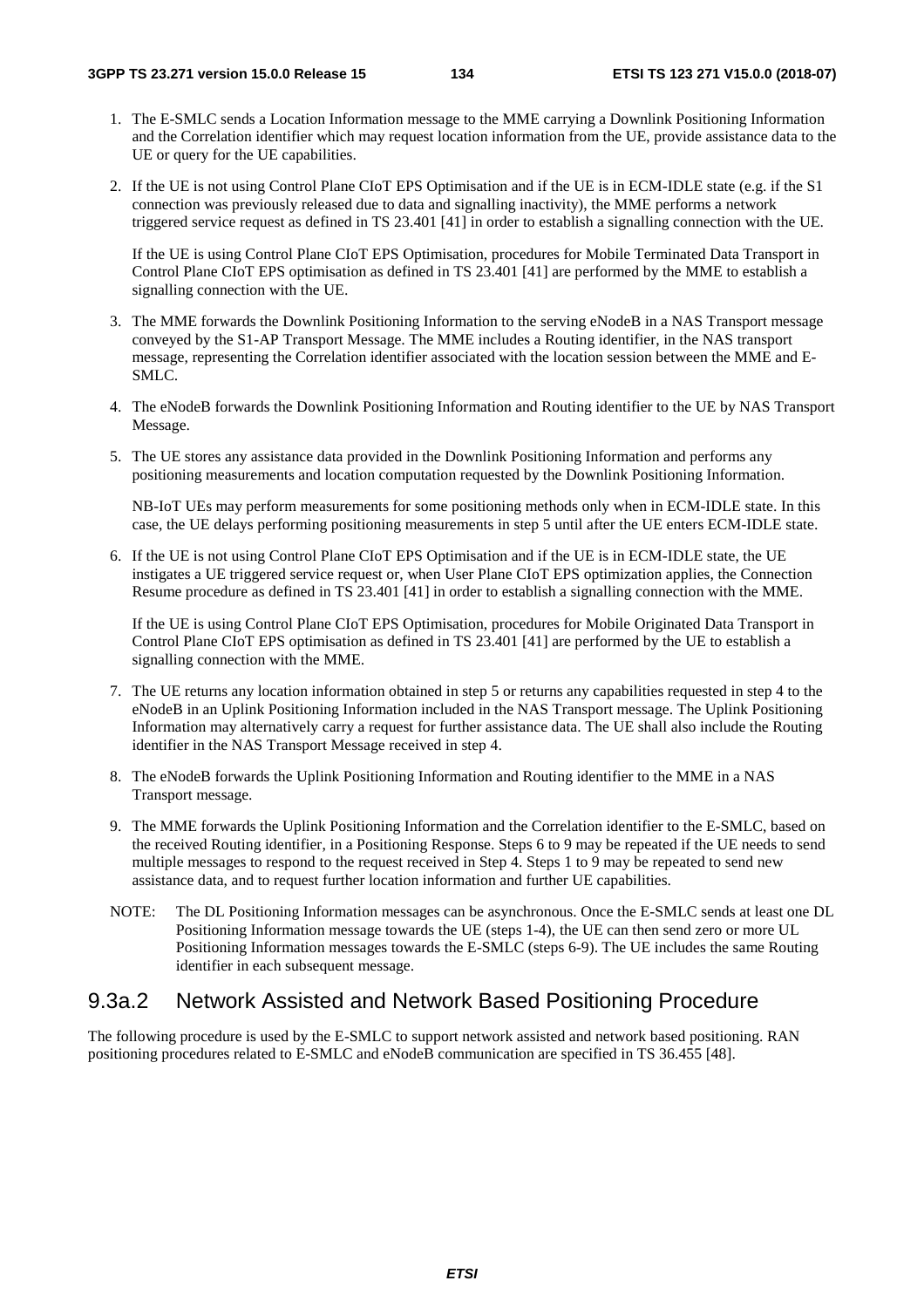1. The E-SMLC sends a Location Information message to the MME carrying a Downlink Positioning Information and the Correlation identifier which may request location information from the UE, provide assistance data to the UE or query for the UE capabilities.

2. If the UE is not using Control Plane CIoT EPS Optimisation and if the UE is in ECM-IDLE state (e.g. if the S1 connection was previously released due to data and signalling inactivity), the MME performs a network triggered service request as defined in TS 23.401 [41] in order to establish a signalling connection with the UE.

   If the UE is using Control Plane CIoT EPS Optimisation, procedures for Mobile Terminated Data Transport in Control Plane CIoT EPS optimisation as defined in TS 23.401 [41] are performed by the MME to establish a signalling connection with the UE.

3. The MME forwards the Downlink Positioning Information to the serving eNodeB in a NAS Transport message conveyed by the S1-AP Transport Message. The MME includes a Routing identifier, in the NAS transport message, representing the Correlation identifier associated with the location session between the MME and E-SMLC.

4. The eNodeB forwards the Downlink Positioning Information and Routing identifier to the UE by NAS Transport Message.

5. The UE stores any assistance data provided in the Downlink Positioning Information and performs any positioning measurements and location computation requested by the Downlink Positioning Information.

   NB-IoT UEs may perform measurements for some positioning methods only when in ECM-IDLE state. In this case, the UE delays performing positioning measurements in step 5 until after the UE enters ECM-IDLE state.

6. If the UE is not using Control Plane CIoT EPS Optimisation and if the UE is in ECM-IDLE state, the UE instigates a UE triggered service request or, when User Plane CIoT EPS optimization applies, the Connection Resume procedure as defined in TS 23.401 [41] in order to establish a signalling connection with the MME.

   If the UE is using Control Plane CIoT EPS Optimisation, procedures for Mobile Originated Data Transport in Control Plane CIoT EPS optimisation as defined in TS 23.401 [41] are performed by the UE to establish a signalling connection with the MME.

7. The UE returns any location information obtained in step 5 or returns any capabilities requested in step 4 to the eNodeB in an Uplink Positioning Information included in the NAS Transport message. The Uplink Positioning Information may alternatively carry a request for further assistance data. The UE shall also include the Routing identifier in the NAS Transport Message received in step 4.

8. The eNodeB forwards the Uplink Positioning Information and Routing identifier to the MME in a NAS Transport message.

9. The MME forwards the Uplink Positioning Information and the Correlation identifier to the E-SMLC, based on the received Routing identifier, in a Positioning Response. Steps 6 to 9 may be repeated if the UE needs to send multiple messages to respond to the request received in Step 4. Steps 1 to 9 may be repeated to send new assistance data, and to request further location information and further UE capabilities.

NOTE: The DL Positioning Information messages can be asynchronous. Once the E-SMLC sends at least one DL Positioning Information message towards the UE (steps 1-4), the UE can then send zero or more UL Positioning Information messages towards the E-SMLC (steps 6-9). The UE includes the same Routing identifier in each subsequent message.

## 9.3a.2 Network Assisted and Network Based Positioning Procedure

The following procedure is used by the E-SMLC to support network assisted and network based positioning. RAN positioning procedures related to E-SMLC and eNodeB communication are specified in TS 36.455 [48].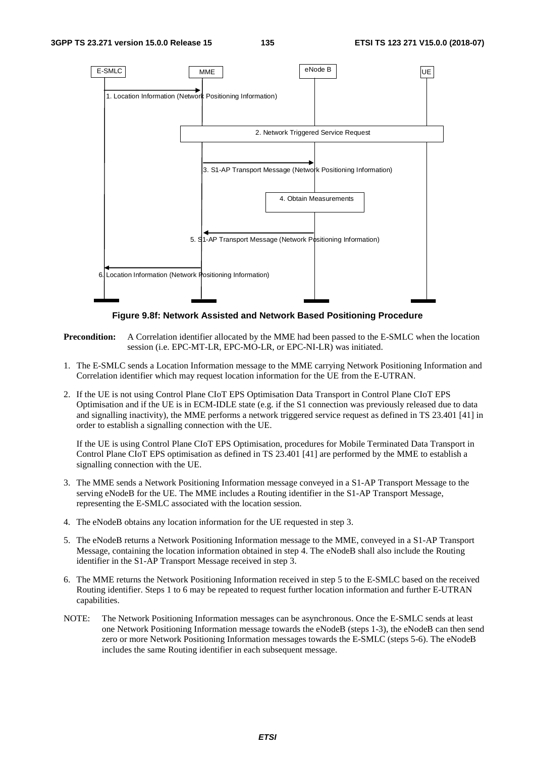**Figure 9.8f: Network Assisted and Network Based Positioning Procedure**

**Precondition:** A Correlation identifier allocated by the MME had been passed to the E-SMLC when the location session (i.e. EPC-MT-LR, EPC-MO-LR, or EPC-NI-LR) was initiated.

1. The E-SMLC sends a Location Information message to the MME carrying Network Positioning Information and Correlation identifier which may request location information for the UE from the E-UTRAN.

2. If the UE is not using Control Plane CIoT EPS Optimisation Data Transport in Control Plane CIoT EPS Optimisation and if the UE is in ECM-IDLE state (e.g. if the S1 connection was previously released due to data and signalling inactivity), the MME performs a network triggered service request as defined in TS 23.401 [41] in order to establish a signalling connection with the UE.

   If the UE is using Control Plane CIoT EPS Optimisation, procedures for Mobile Terminated Data Transport in Control Plane CIoT EPS optimisation as defined in TS 23.401 [41] are performed by the MME to establish a signalling connection with the UE.

3. The MME sends a Network Positioning Information message conveyed in a S1-AP Transport Message to the serving eNodeB for the UE. The MME includes a Routing identifier in the S1-AP Transport Message, representing the E-SMLC associated with the location session.

4. The eNodeB obtains any location information for the UE requested in step 3.

5. The eNodeB returns a Network Positioning Information message to the MME, conveyed in a S1-AP Transport Message, containing the location information obtained in step 4. The eNodeB shall also include the Routing identifier in the S1-AP Transport Message received in step 3.

6. The MME returns the Network Positioning Information received in step 5 to the E-SMLC based on the received Routing identifier. Steps 1 to 6 may be repeated to request further location information and further E-UTRAN capabilities.

NOTE: The Network Positioning Information messages can be asynchronous. Once the E-SMLC sends at least one Network Positioning Information message towards the eNodeB (steps 1-3), the eNodeB can then send zero or more Network Positioning Information messages towards the E-SMLC (steps 5-6). The eNodeB includes the same Routing identifier in each subsequent message.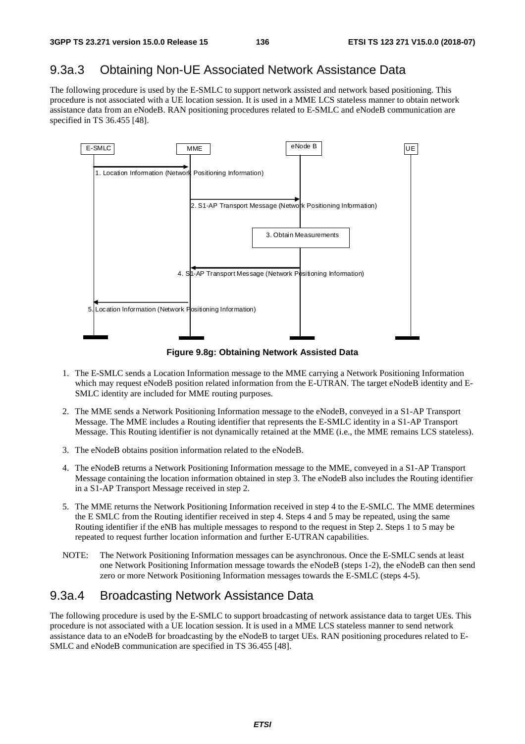## 9.3a.3 Obtaining Non-UE Associated Network Assistance Data

The following procedure is used by the E-SMLC to support network assisted and network based positioning. This procedure is not associated with a UE location session. It is used in a MME LCS stateless manner to obtain network assistance data from an eNodeB. RAN positioning procedures related to E-SMLC and eNodeB communication are specified in TS 36.455 [48].

**Figure 9.8g: Obtaining Network Assisted Data**

1. The E-SMLC sends a Location Information message to the MME carrying a Network Positioning Information which may request eNodeB position related information from the E-UTRAN. The target eNodeB identity and E-SMLC identity are included for MME routing purposes.

2. The MME sends a Network Positioning Information message to the eNodeB, conveyed in a S1-AP Transport Message. The MME includes a Routing identifier that represents the E-SMLC identity in a S1-AP Transport Message. This Routing identifier is not dynamically retained at the MME (i.e., the MME remains LCS stateless).

3. The eNodeB obtains position information related to the eNodeB.

4. The eNodeB returns a Network Positioning Information message to the MME, conveyed in a S1-AP Transport Message containing the location information obtained in step 3. The eNodeB also includes the Routing identifier in a S1-AP Transport Message received in step 2.

5. The MME returns the Network Positioning Information received in step 4 to the E-SMLC. The MME determines the E SMLC from the Routing identifier received in step 4. Steps 4 and 5 may be repeated, using the same Routing identifier if the eNB has multiple messages to respond to the request in Step 2. Steps 1 to 5 may be repeated to request further location information and further E-UTRAN capabilities.

NOTE: The Network Positioning Information messages can be asynchronous. Once the E-SMLC sends at least one Network Positioning Information message towards the eNodeB (steps 1-2), the eNodeB can then send zero or more Network Positioning Information messages towards the E-SMLC (steps 4-5).

## 9.3a.4 Broadcasting Network Assistance Data

The following procedure is used by the E-SMLC to support broadcasting of network assistance data to target UEs. This procedure is not associated with a UE location session. It is used in a MME LCS stateless manner to send network assistance data to an eNodeB for broadcasting by the eNodeB to target UEs. RAN positioning procedures related to E-SMLC and eNodeB communication are specified in TS 36.455 [48].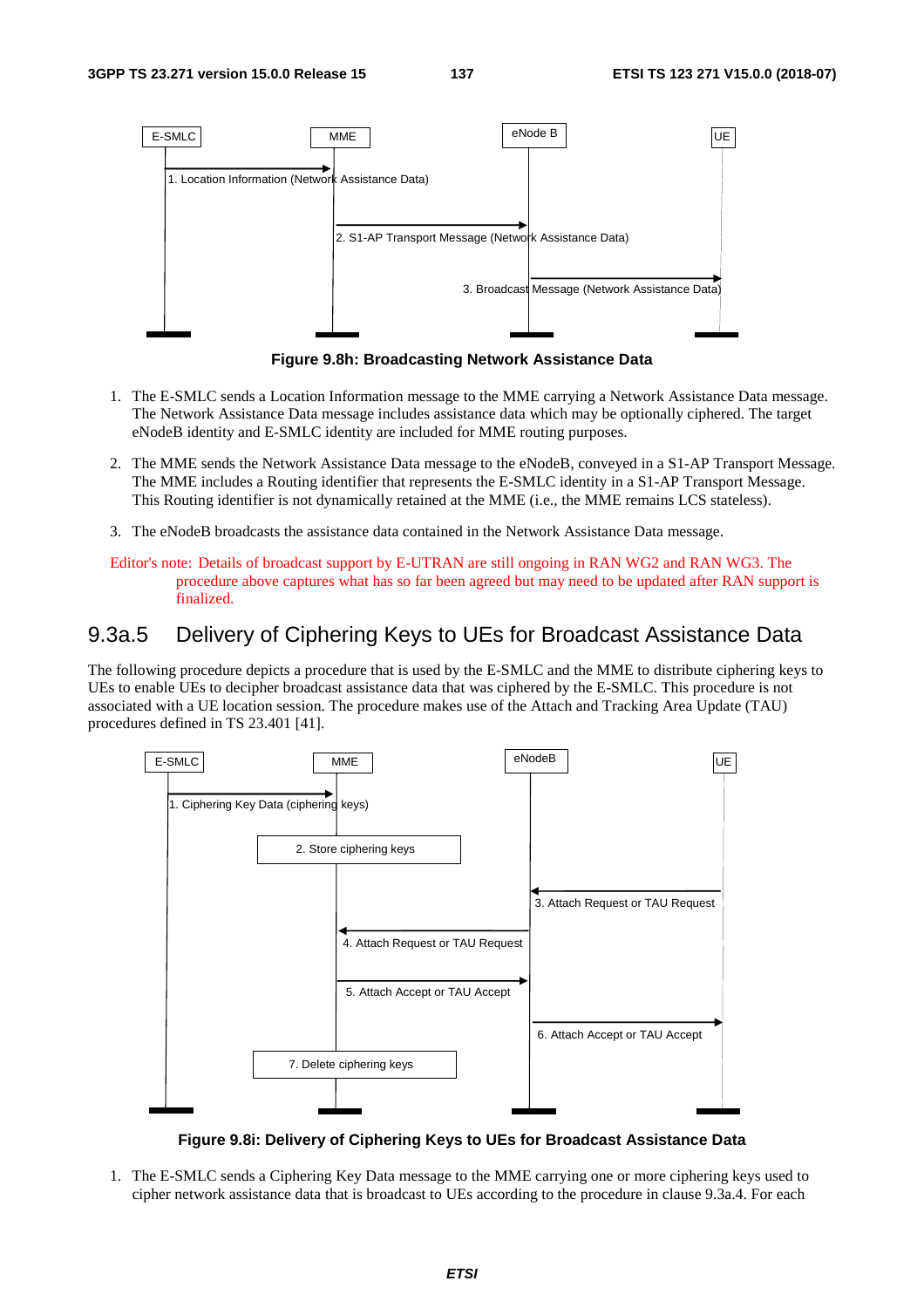Figure 9.8h: Broadcasting Network Assistance Data

1. The E-SMLC sends a Location Information message to the MME carrying a Network Assistance Data message. The Network Assistance Data message includes assistance data which may be optionally ciphered. The target eNodeB identity and E-SMLC identity are included for MME routing purposes.

2. The MME sends the Network Assistance Data message to the eNodeB, conveyed in a S1-AP Transport Message. The MME includes a Routing identifier that represents the E-SMLC identity in a S1-AP Transport Message. This Routing identifier is not dynamically retained at the MME (i.e., the MME remains LCS stateless).

3. The eNodeB broadcasts the assistance data contained in the Network Assistance Data message.

Editor's note: Details of broadcast support by E-UTRAN are still ongoing in RAN WG2 and RAN WG3. The procedure above captures what has so far been agreed but may need to be updated after RAN support is finalized.

### 9.3a.5 Delivery of Ciphering Keys to UEs for Broadcast Assistance Data

The following procedure depicts a procedure that is used by the E-SMLC and the MME to distribute ciphering keys to UEs to enable UEs to decipher broadcast assistance data that was ciphered by the E-SMLC. This procedure is not associated with a UE location session. The procedure makes use of the Attach and Tracking Area Update (TAU) procedures defined in TS 23.401 [41].

Figure 9.8i: Delivery of Ciphering Keys to UEs for Broadcast Assistance Data

1. The E-SMLC sends a Ciphering Key Data message to the MME carrying one or more ciphering keys used to cipher network assistance data that is broadcast to UEs according to the procedure in clause 9.3a.4. For each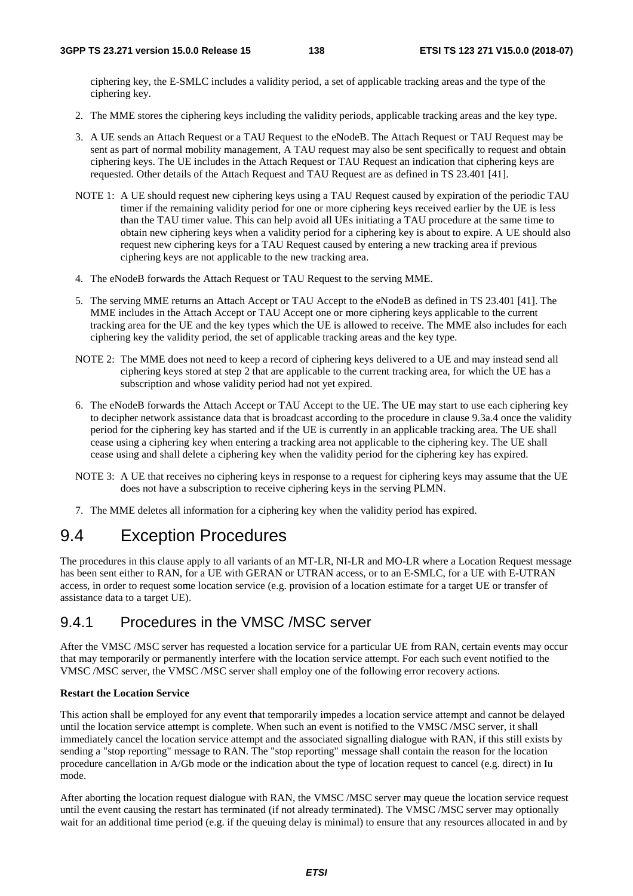ciphering key, the E-SMLC includes a validity period, a set of applicable tracking areas and the type of the ciphering key.

2. The MME stores the ciphering keys including the validity periods, applicable tracking areas and the key type.

3. A UE sends an Attach Request or a TAU Request to the eNodeB. The Attach Request or TAU Request may be sent as part of normal mobility management, A TAU request may also be sent specifically to request and obtain ciphering keys. The UE includes in the Attach Request or TAU Request an indication that ciphering keys are requested. Other details of the Attach Request and TAU Request are as defined in TS 23.401 [41].

NOTE 1: A UE should request new ciphering keys using a TAU Request caused by expiration of the periodic TAU timer if the remaining validity period for one or more ciphering keys received earlier by the UE is less than the TAU timer value. This can help avoid all UEs initiating a TAU procedure at the same time to obtain new ciphering keys when a validity period for a ciphering key is about to expire. A UE should also request new ciphering keys for a TAU Request caused by entering a new tracking area if previous ciphering keys are not applicable to the new tracking area.

4. The eNodeB forwards the Attach Request or TAU Request to the serving MME.

5. The serving MME returns an Attach Accept or TAU Accept to the eNodeB as defined in TS 23.401 [41]. The MME includes in the Attach Accept or TAU Accept one or more ciphering keys applicable to the current tracking area for the UE and the key types which the UE is allowed to receive. The MME also includes for each ciphering key the validity period, the set of applicable tracking areas and the key type.

NOTE 2: The MME does not need to keep a record of ciphering keys delivered to a UE and may instead send all ciphering keys stored at step 2 that are applicable to the current tracking area, for which the UE has a subscription and whose validity period had not yet expired.

6. The eNodeB forwards the Attach Accept or TAU Accept to the UE. The UE may start to use each ciphering key to decipher network assistance data that is broadcast according to the procedure in clause 9.3a.4 once the validity period for the ciphering key has started and if the UE is currently in an applicable tracking area. The UE shall cease using a ciphering key when entering a tracking area not applicable to the ciphering key. The UE shall cease using and shall delete a ciphering key when the validity period for the ciphering key has expired.

NOTE 3: A UE that receives no ciphering keys in response to a request for ciphering keys may assume that the UE does not have a subscription to receive ciphering keys in the serving PLMN.

7. The MME deletes all information for a ciphering key when the validity period has expired.

# 9.4 Exception Procedures

The procedures in this clause apply to all variants of an MT-LR, NI-LR and MO-LR where a Location Request message has been sent either to RAN, for a UE with GERAN or UTRAN access, or to an E-SMLC, for a UE with E-UTRAN access, in order to request some location service (e.g. provision of a location estimate for a target UE or transfer of assistance data to a target UE).

## 9.4.1 Procedures in the VMSC /MSC server

After the VMSC /MSC server has requested a location service for a particular UE from RAN, certain events may occur that may temporarily or permanently interfere with the location service attempt. For each such event notified to the VMSC /MSC server, the VMSC /MSC server shall employ one of the following error recovery actions.

**Restart the Location Service**

This action shall be employed for any event that temporarily impedes a location service attempt and cannot be delayed until the location service attempt is complete. When such an event is notified to the VMSC /MSC server, it shall immediately cancel the location service attempt and the associated signalling dialogue with RAN, if this still exists by sending a "stop reporting" message to RAN. The "stop reporting" message shall contain the reason for the location procedure cancellation in A/Gb mode or the indication about the type of location request to cancel (e.g. direct) in Iu mode.

After aborting the location request dialogue with RAN, the VMSC /MSC server may queue the location service request until the event causing the restart has terminated (if not already terminated). The VMSC /MSC server may optionally wait for an additional time period (e.g. if the queuing delay is minimal) to ensure that any resources allocated in and by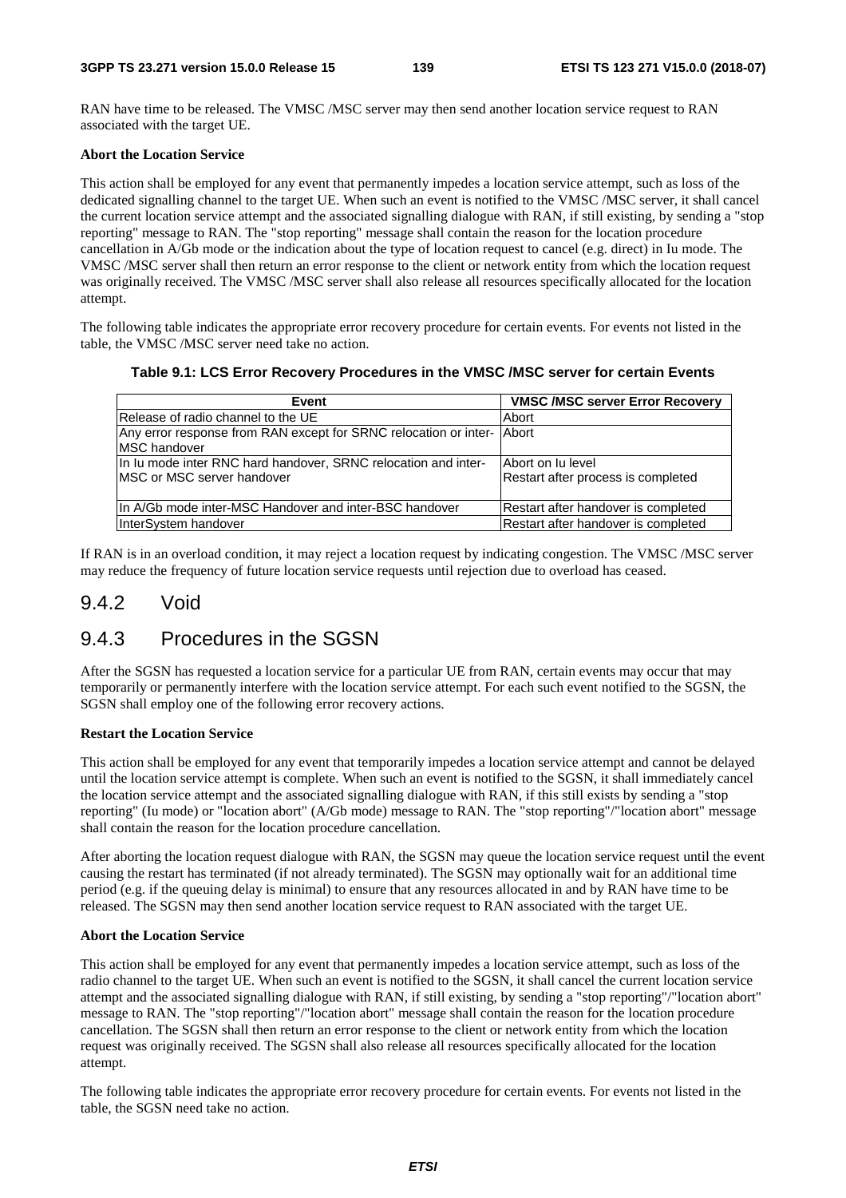RAN have time to be released. The VMSC /MSC server may then send another location service request to RAN associated with the target UE.

**Abort the Location Service**

This action shall be employed for any event that permanently impedes a location service attempt, such as loss of the dedicated signalling channel to the target UE. When such an event is notified to the VMSC /MSC server, it shall cancel the current location service attempt and the associated signalling dialogue with RAN, if still existing, by sending a "stop reporting" message to RAN. The "stop reporting" message shall contain the reason for the location procedure cancellation in A/Gb mode or the indication about the type of location request to cancel (e.g. direct) in Iu mode. The VMSC /MSC server shall then return an error response to the client or network entity from which the location request was originally received. The VMSC /MSC server shall also release all resources specifically allocated for the location attempt.

The following table indicates the appropriate error recovery procedure for certain events. For events not listed in the table, the VMSC /MSC server need take no action.

**Table 9.1: LCS Error Recovery Procedures in the VMSC /MSC server for certain Events**

| Event | VMSC /MSC server Error Recovery |
|---|---|
| Release of radio channel to the UE | Abort |
| Any error response from RAN except for SRNC relocation or inter-MSC handover | Abort |
| In Iu mode inter RNC hard handover, SRNC relocation and inter-MSC or MSC server handover | Abort on Iu level<br>Restart after process is completed |
| In A/Gb mode inter-MSC Handover and inter-BSC handover | Restart after handover is completed |
| InterSystem handover | Restart after handover is completed |

If RAN is in an overload condition, it may reject a location request by indicating congestion. The VMSC /MSC server may reduce the frequency of future location service requests until rejection due to overload has ceased.

## 9.4.2 Void

## 9.4.3 Procedures in the SGSN

After the SGSN has requested a location service for a particular UE from RAN, certain events may occur that may temporarily or permanently interfere with the location service attempt. For each such event notified to the SGSN, the SGSN shall employ one of the following error recovery actions.

**Restart the Location Service**

This action shall be employed for any event that temporarily impedes a location service attempt and cannot be delayed until the location service attempt is complete. When such an event is notified to the SGSN, it shall immediately cancel the location service attempt and the associated signalling dialogue with RAN, if this still exists by sending a "stop reporting" (Iu mode) or "location abort" (A/Gb mode) message to RAN. The "stop reporting"/"location abort" message shall contain the reason for the location procedure cancellation.

After aborting the location request dialogue with RAN, the SGSN may queue the location service request until the event causing the restart has terminated (if not already terminated). The SGSN may optionally wait for an additional time period (e.g. if the queuing delay is minimal) to ensure that any resources allocated in and by RAN have time to be released. The SGSN may then send another location service request to RAN associated with the target UE.

**Abort the Location Service**

This action shall be employed for any event that permanently impedes a location service attempt, such as loss of the radio channel to the target UE. When such an event is notified to the SGSN, it shall cancel the current location service attempt and the associated signalling dialogue with RAN, if still existing, by sending a "stop reporting"/"location abort" message to RAN. The "stop reporting"/"location abort" message shall contain the reason for the location procedure cancellation. The SGSN shall then return an error response to the client or network entity from which the location request was originally received. The SGSN shall also release all resources specifically allocated for the location attempt.

The following table indicates the appropriate error recovery procedure for certain events. For events not listed in the table, the SGSN need take no action.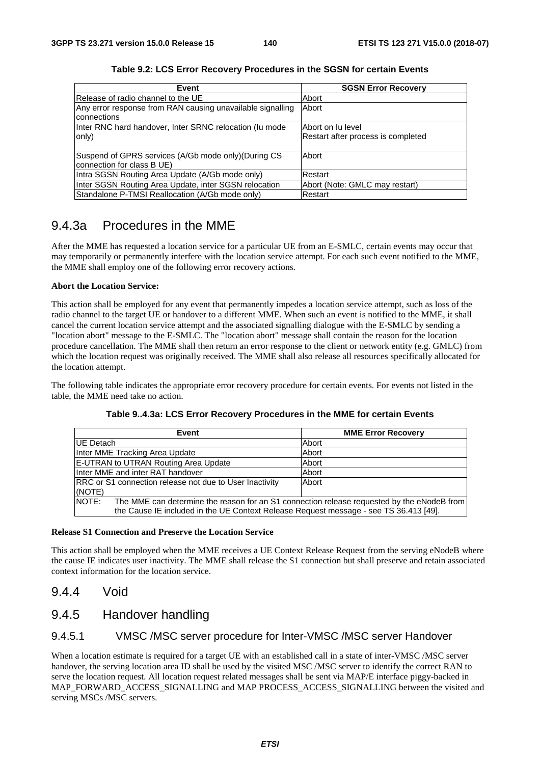**Table 9.2: LCS Error Recovery Procedures in the SGSN for certain Events**

| Event | SGSN Error Recovery |
| --- | --- |
| Release of radio channel to the UE | Abort |
| Any error response from RAN causing unavailable signalling connections | Abort |
| Inter RNC hard handover, Inter SRNC relocation (Iu mode only) | Abort on Iu level<br>Restart after process is completed |
| Suspend of GPRS services (A/Gb mode only)(During CS connection for class B UE) | Abort |
| Intra SGSN Routing Area Update (A/Gb mode only) | Restart |
| Inter SGSN Routing Area Update, inter SGSN relocation | Abort (Note: GMLC may restart) |
| Standalone P-TMSI Reallocation (A/Gb mode only) | Restart |

### 9.4.3a Procedures in the MME

After the MME has requested a location service for a particular UE from an E-SMLC, certain events may occur that may temporarily or permanently interfere with the location service attempt. For each such event notified to the MME, the MME shall employ one of the following error recovery actions.

**Abort the Location Service:**

This action shall be employed for any event that permanently impedes a location service attempt, such as loss of the radio channel to the target UE or handover to a different MME. When such an event is notified to the MME, it shall cancel the current location service attempt and the associated signalling dialogue with the E-SMLC by sending a "location abort" message to the E-SMLC. The "location abort" message shall contain the reason for the location procedure cancellation. The MME shall then return an error response to the client or network entity (e.g. GMLC) from which the location request was originally received. The MME shall also release all resources specifically allocated for the location attempt.

The following table indicates the appropriate error recovery procedure for certain events. For events not listed in the table, the MME need take no action.

**Table 9..4.3a: LCS Error Recovery Procedures in the MME for certain Events**

| Event | MME Error Recovery |
| --- | --- |
| UE Detach | Abort |
| Inter MME Tracking Area Update | Abort |
| E-UTRAN to UTRAN Routing Area Update | Abort |
| Inter MME and inter RAT handover | Abort |
| RRC or S1 connection release not due to User Inactivity (NOTE) | Abort |
| NOTE: The MME can determine the reason for an S1 connection release requested by the eNodeB from the Cause IE included in the UE Context Release Request message - see TS 36.413 [49]. | |

**Release S1 Connection and Preserve the Location Service**

This action shall be employed when the MME receives a UE Context Release Request from the serving eNodeB where the cause IE indicates user inactivity. The MME shall release the S1 connection but shall preserve and retain associated context information for the location service.

### 9.4.4 Void

### 9.4.5 Handover handling

#### 9.4.5.1 VMSC /MSC server procedure for Inter-VMSC /MSC server Handover

When a location estimate is required for a target UE with an established call in a state of inter-VMSC /MSC server handover, the serving location area ID shall be used by the visited MSC /MSC server to identify the correct RAN to serve the location request. All location request related messages shall be sent via MAP/E interface piggy-backed in MAP_FORWARD_ACCESS_SIGNALLING and MAP PROCESS_ACCESS_SIGNALLING between the visited and serving MSCs /MSC servers.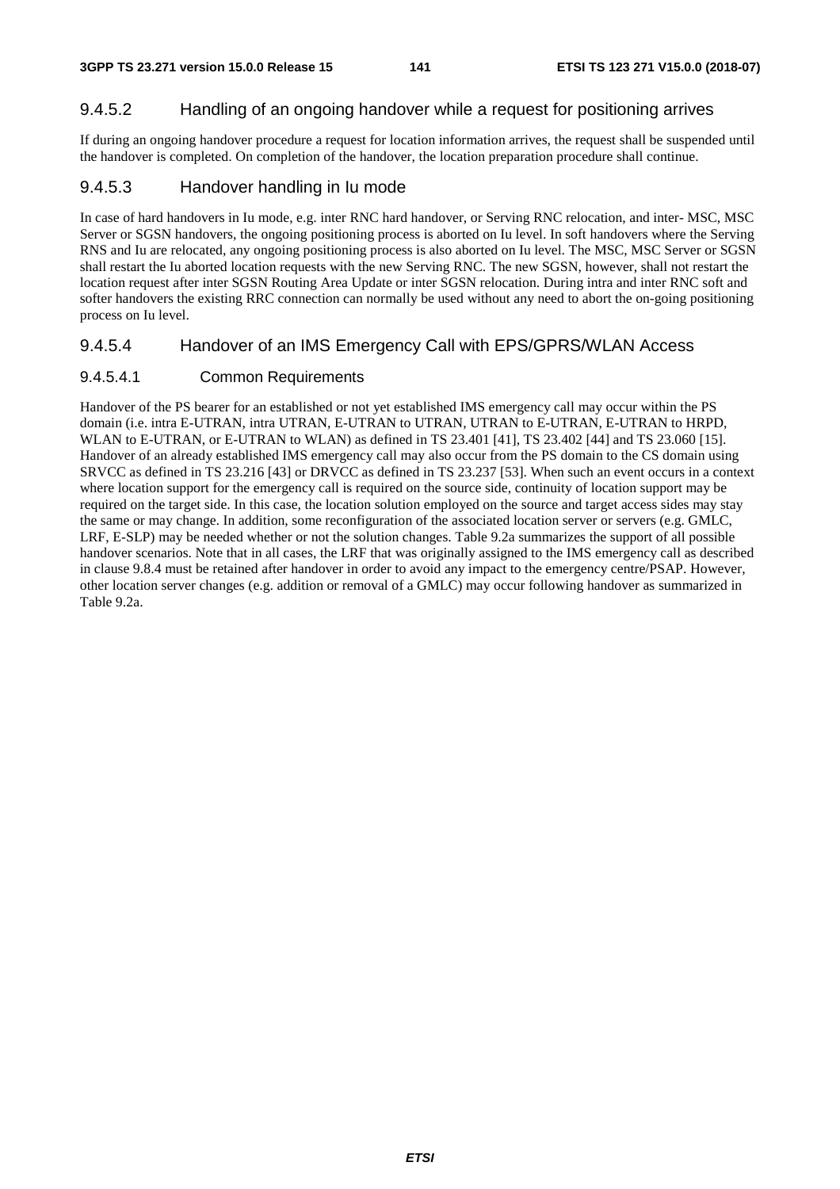#### 9.4.5.2 Handling of an ongoing handover while a request for positioning arrives

If during an ongoing handover procedure a request for location information arrives, the request shall be suspended until the handover is completed. On completion of the handover, the location preparation procedure shall continue.

#### 9.4.5.3 Handover handling in Iu mode

In case of hard handovers in Iu mode, e.g. inter RNC hard handover, or Serving RNC relocation, and inter- MSC, MSC Server or SGSN handovers, the ongoing positioning process is aborted on Iu level. In soft handovers where the Serving RNS and Iu are relocated, any ongoing positioning process is also aborted on Iu level. The MSC, MSC Server or SGSN shall restart the Iu aborted location requests with the new Serving RNC. The new SGSN, however, shall not restart the location request after inter SGSN Routing Area Update or inter SGSN relocation. During intra and inter RNC soft and softer handovers the existing RRC connection can normally be used without any need to abort the on-going positioning process on Iu level.

#### 9.4.5.4 Handover of an IMS Emergency Call with EPS/GPRS/WLAN Access

##### 9.4.5.4.1 Common Requirements

Handover of the PS bearer for an established or not yet established IMS emergency call may occur within the PS domain (i.e. intra E-UTRAN, intra UTRAN, E-UTRAN to UTRAN, UTRAN to E-UTRAN, E-UTRAN to HRPD, WLAN to E-UTRAN, or E-UTRAN to WLAN) as defined in TS 23.401 [41], TS 23.402 [44] and TS 23.060 [15]. Handover of an already established IMS emergency call may also occur from the PS domain to the CS domain using SRVCC as defined in TS 23.216 [43] or DRVCC as defined in TS 23.237 [53]. When such an event occurs in a context where location support for the emergency call is required on the source side, continuity of location support may be required on the target side. In this case, the location solution employed on the source and target access sides may stay the same or may change. In addition, some reconfiguration of the associated location server or servers (e.g. GMLC, LRF, E-SLP) may be needed whether or not the solution changes. Table 9.2a summarizes the support of all possible handover scenarios. Note that in all cases, the LRF that was originally assigned to the IMS emergency call as described in clause 9.8.4 must be retained after handover in order to avoid any impact to the emergency centre/PSAP. However, other location server changes (e.g. addition or removal of a GMLC) may occur following handover as summarized in Table 9.2a.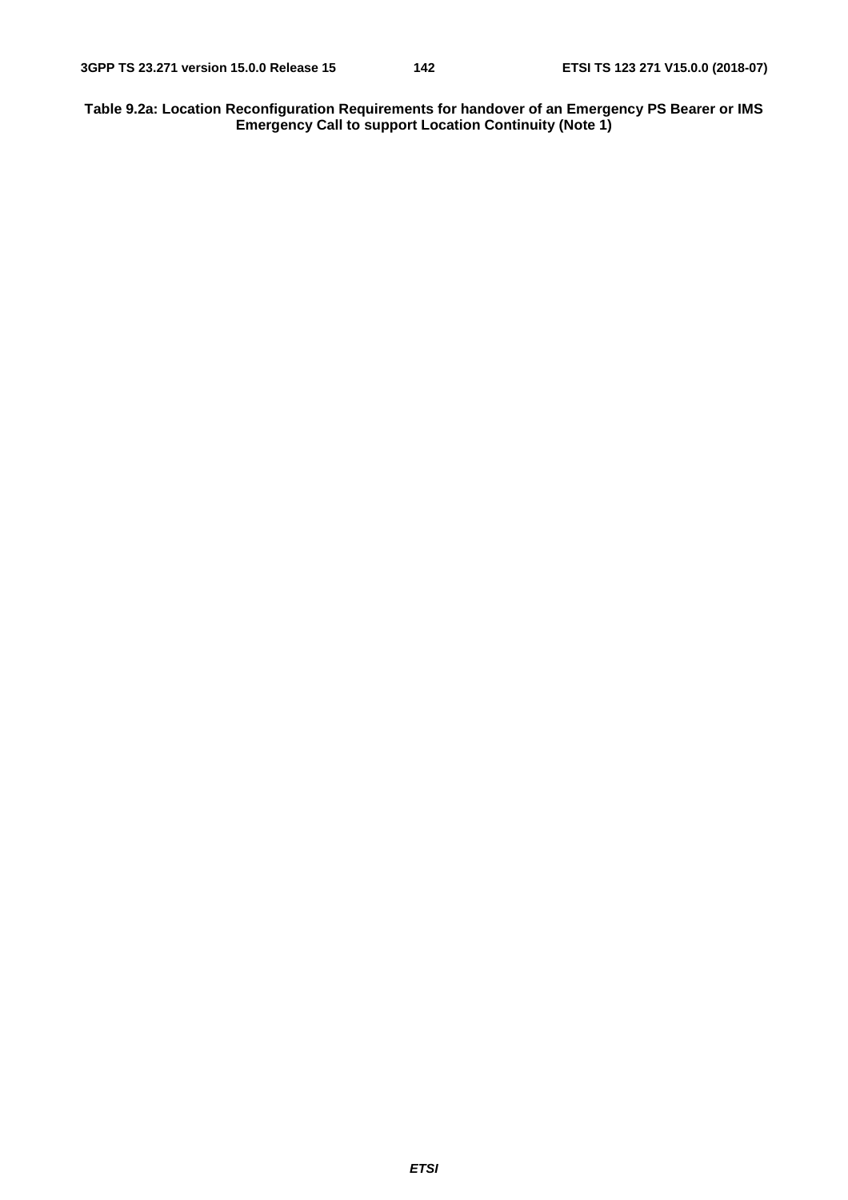**Table 9.2a: Location Reconfiguration Requirements for handover of an Emergency PS Bearer or IMS Emergency Call to support Location Continuity (Note 1)**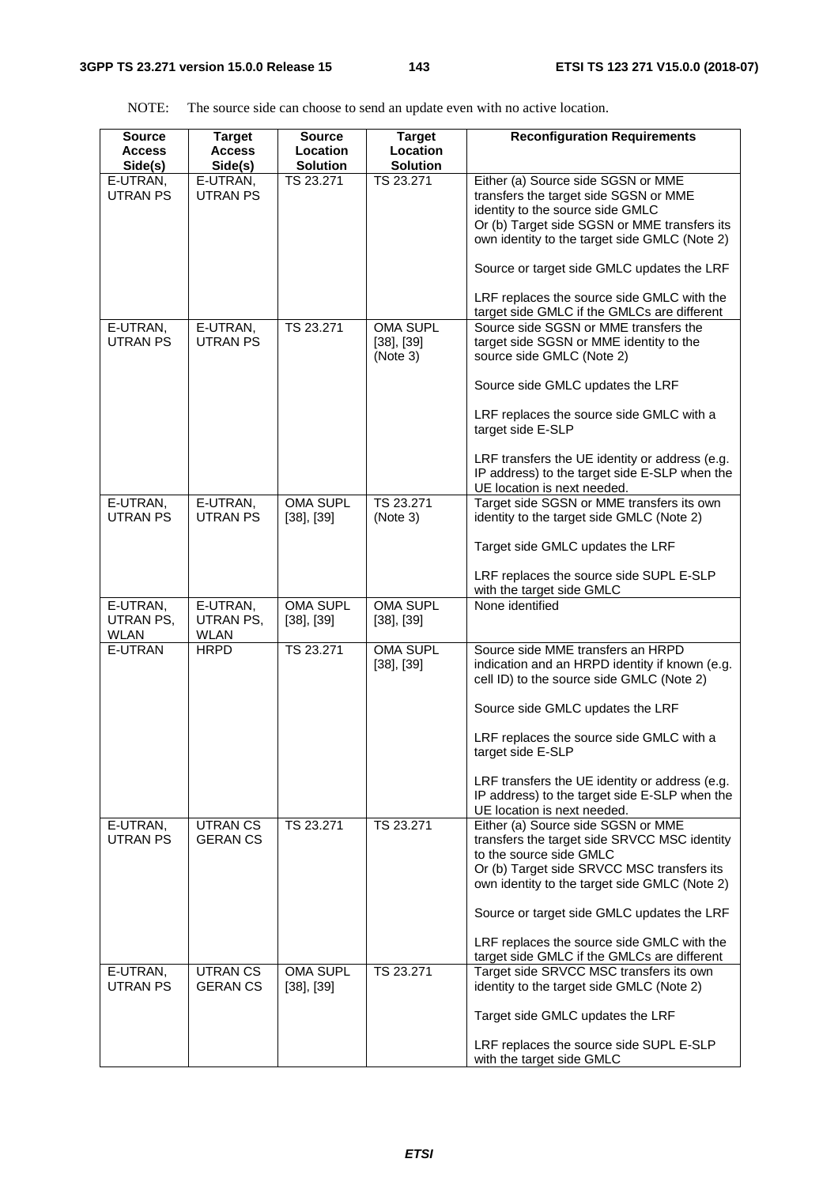NOTE: The source side can choose to send an update even with no active location.

| Source Access Side(s) | Target Access Side(s) | Source Location Solution | Target Location Solution | Reconfiguration Requirements |
|---|---|---|---|---|
| E-UTRAN, UTRAN PS | E-UTRAN, UTRAN PS | TS 23.271 | TS 23.271 | Either (a) Source side SGSN or MME transfers the target side SGSN or MME identity to the source side GMLC<br>Or (b) Target side SGSN or MME transfers its own identity to the target side GMLC (Note 2)<br><br>Source or target side GMLC updates the LRF<br><br>LRF replaces the source side GMLC with the target side GMLC if the GMLCs are different |
| E-UTRAN, UTRAN PS | E-UTRAN, UTRAN PS | TS 23.271 | OMA SUPL [38], [39] (Note 3) | Source side SGSN or MME transfers the target side SGSN or MME identity to the source side GMLC (Note 2)<br><br>Source side GMLC updates the LRF<br><br>LRF replaces the source side GMLC with a target side E-SLP<br><br>LRF transfers the UE identity or address (e.g. IP address) to the target side E-SLP when the UE location is next needed. |
| E-UTRAN, UTRAN PS | E-UTRAN, UTRAN PS | OMA SUPL [38], [39] | TS 23.271 (Note 3) | Target side SGSN or MME transfers its own identity to the target side GMLC (Note 2)<br><br>Target side GMLC updates the LRF<br><br>LRF replaces the source side SUPL E-SLP with the target side GMLC |
| E-UTRAN, UTRAN PS, WLAN | E-UTRAN, UTRAN PS, WLAN | OMA SUPL [38], [39] | OMA SUPL [38], [39] | None identified |
| E-UTRAN | HRPD | TS 23.271 | OMA SUPL [38], [39] | Source side MME transfers an HRPD indication and an HRPD identity if known (e.g. cell ID) to the source side GMLC (Note 2)<br><br>Source side GMLC updates the LRF<br><br>LRF replaces the source side GMLC with a target side E-SLP<br><br>LRF transfers the UE identity or address (e.g. IP address) to the target side E-SLP when the UE location is next needed. |
| E-UTRAN, UTRAN PS | UTRAN CS GERAN CS | TS 23.271 | TS 23.271 | Either (a) Source side SGSN or MME transfers the target side SRVCC MSC identity to the source side GMLC<br>Or (b) Target side SRVCC MSC transfers its own identity to the target side GMLC (Note 2)<br><br>Source or target side GMLC updates the LRF<br><br>LRF replaces the source side GMLC with the target side GMLC if the GMLCs are different |
| E-UTRAN, UTRAN PS | UTRAN CS GERAN CS | OMA SUPL [38], [39] | TS 23.271 | Target side SRVCC MSC transfers its own identity to the target side GMLC (Note 2)<br><br>Target side GMLC updates the LRF<br><br>LRF replaces the source side SUPL E-SLP with the target side GMLC |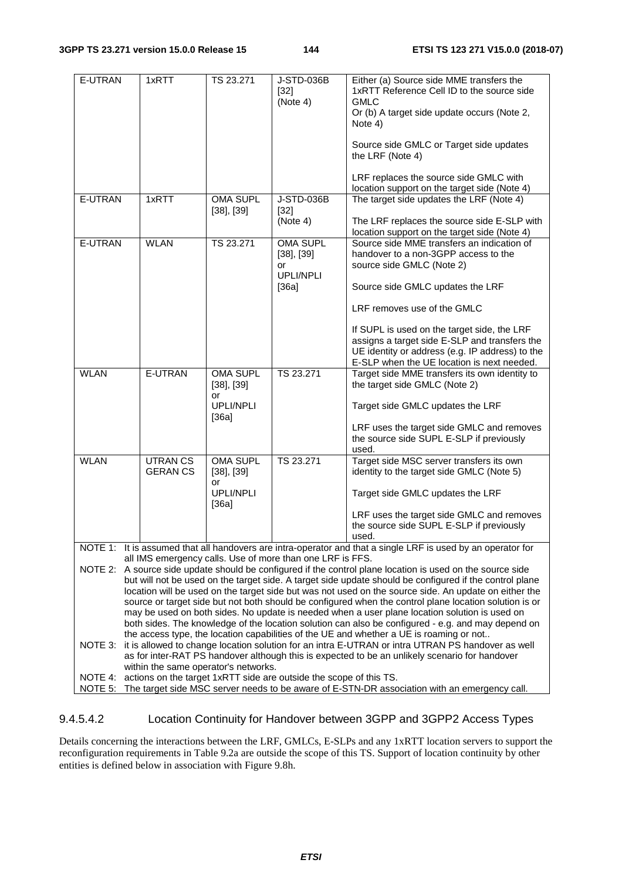| E-UTRAN | 1xRTT | TS 23.271 | J-STD-036B [32] (Note 4) | Either (a) Source side MME transfers the 1xRTT Reference Cell ID to the source side GMLC<br>Or (b) A target side update occurs (Note 2, Note 4)<br><br>Source side GMLC or Target side updates the LRF (Note 4)<br><br>LRF replaces the source side GMLC with location support on the target side (Note 4) |
|---|---|---|---|---|
| E-UTRAN | 1xRTT | OMA SUPL [38], [39] | J-STD-036B [32] (Note 4) | The target side updates the LRF (Note 4)<br><br>The LRF replaces the source side E-SLP with location support on the target side (Note 4) |
| E-UTRAN | WLAN | TS 23.271 | OMA SUPL [38], [39] or UPLI/NPLI [36a] | Source side MME transfers an indication of handover to a non-3GPP access to the source side GMLC (Note 2)<br><br>Source side GMLC updates the LRF<br><br>LRF removes use of the GMLC<br><br>If SUPL is used on the target side, the LRF assigns a target side E-SLP and transfers the UE identity or address (e.g. IP address) to the E-SLP when the UE location is next needed. |
| WLAN | E-UTRAN | OMA SUPL [38], [39] or UPLI/NPLI [36a] | TS 23.271 | Target side MME transfers its own identity to the target side GMLC (Note 2)<br><br>Target side GMLC updates the LRF<br><br>LRF uses the target side GMLC and removes the source side SUPL E-SLP if previously used. |
| WLAN | UTRAN CS GERAN CS | OMA SUPL [38], [39] or UPLI/NPLI [36a] | TS 23.271 | Target side MSC server transfers its own identity to the target side GMLC (Note 5)<br><br>Target side GMLC updates the LRF<br><br>LRF uses the target side GMLC and removes the source side SUPL E-SLP if previously used. |

NOTE 1: It is assumed that all handovers are intra-operator and that a single LRF is used by an operator for all IMS emergency calls. Use of more than one LRF is FFS.

NOTE 2: A source side update should be configured if the control plane location is used on the source side but will not be used on the target side. A target side update should be configured if the control plane location will be used on the target side but was not used on the source side. An update on either the source or target side but not both should be configured when the control plane location solution is or may be used on both sides. No update is needed when a user plane location solution is used on both sides. The knowledge of the location solution can also be configured - e.g. and may depend on the access type, the location capabilities of the UE and whether a UE is roaming or not..

NOTE 3: it is allowed to change location solution for an intra E-UTRAN or intra UTRAN PS handover as well as for inter-RAT PS handover although this is expected to be an unlikely scenario for handover within the same operator's networks.

NOTE 4: actions on the target 1xRTT side are outside the scope of this TS.

NOTE 5: The target side MSC server needs to be aware of E-STN-DR association with an emergency call.

#### 9.4.5.4.2 Location Continuity for Handover between 3GPP and 3GPP2 Access Types

Details concerning the interactions between the LRF, GMLCs, E-SLPs and any 1xRTT location servers to support the reconfiguration requirements in Table 9.2a are outside the scope of this TS. Support of location continuity by other entities is defined below in association with Figure 9.8h.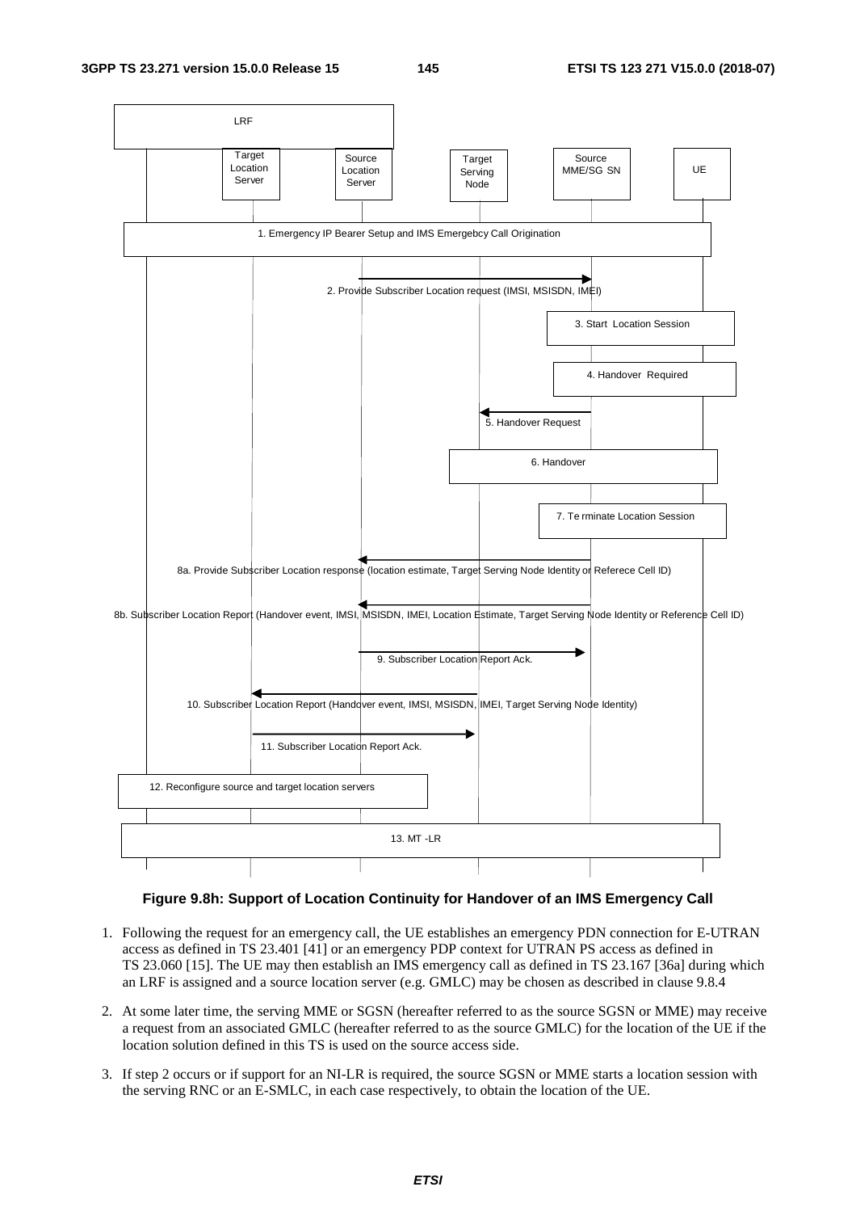**Figure 9.8h: Support of Location Continuity for Handover of an IMS Emergency Call**

1. Following the request for an emergency call, the UE establishes an emergency PDN connection for E-UTRAN access as defined in TS 23.401 [41] or an emergency PDP context for UTRAN PS access as defined in TS 23.060 [15]. The UE may then establish an IMS emergency call as defined in TS 23.167 [36a] during which an LRF is assigned and a source location server (e.g. GMLC) may be chosen as described in clause 9.8.4

2. At some later time, the serving MME or SGSN (hereafter referred to as the source SGSN or MME) may receive a request from an associated GMLC (hereafter referred to as the source GMLC) for the location of the UE if the location solution defined in this TS is used on the source access side.

3. If step 2 occurs or if support for an NI-LR is required, the source SGSN or MME starts a location session with the serving RNC or an E-SMLC, in each case respectively, to obtain the location of the UE.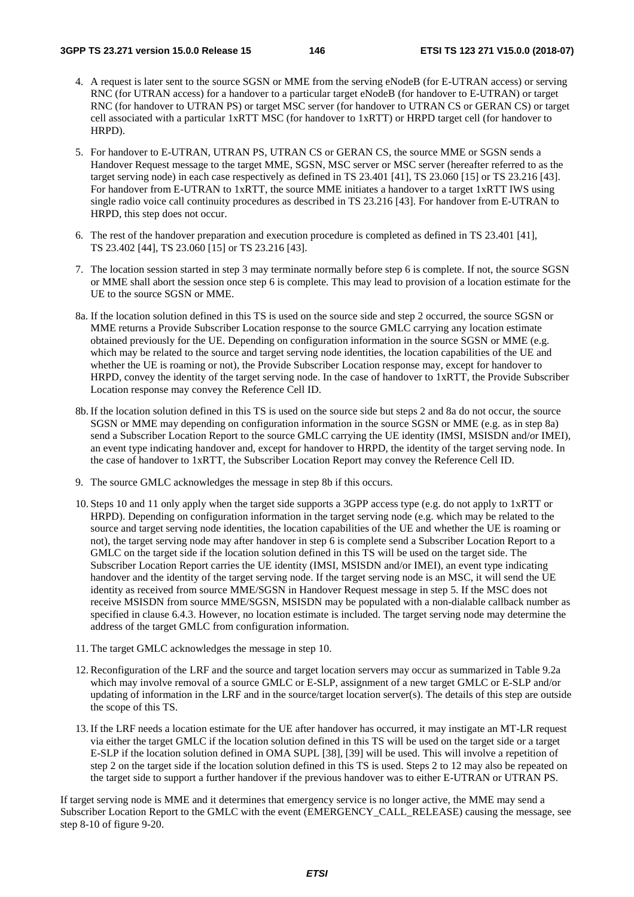4. A request is later sent to the source SGSN or MME from the serving eNodeB (for E-UTRAN access) or serving RNC (for UTRAN access) for a handover to a particular target eNodeB (for handover to E-UTRAN) or target RNC (for handover to UTRAN PS) or target MSC server (for handover to UTRAN CS or GERAN CS) or target cell associated with a particular 1xRTT MSC (for handover to 1xRTT) or HRPD target cell (for handover to HRPD).

5. For handover to E-UTRAN, UTRAN PS, UTRAN CS or GERAN CS, the source MME or SGSN sends a Handover Request message to the target MME, SGSN, MSC server or MSC server (hereafter referred to as the target serving node) in each case respectively as defined in TS 23.401 [41], TS 23.060 [15] or TS 23.216 [43]. For handover from E-UTRAN to 1xRTT, the source MME initiates a handover to a target 1xRTT IWS using single radio voice call continuity procedures as described in TS 23.216 [43]. For handover from E-UTRAN to HRPD, this step does not occur.

6. The rest of the handover preparation and execution procedure is completed as defined in TS 23.401 [41], TS 23.402 [44], TS 23.060 [15] or TS 23.216 [43].

7. The location session started in step 3 may terminate normally before step 6 is complete. If not, the source SGSN or MME shall abort the session once step 6 is complete. This may lead to provision of a location estimate for the UE to the source SGSN or MME.

8a. If the location solution defined in this TS is used on the source side and step 2 occurred, the source SGSN or MME returns a Provide Subscriber Location response to the source GMLC carrying any location estimate obtained previously for the UE. Depending on configuration information in the source SGSN or MME (e.g. which may be related to the source and target serving node identities, the location capabilities of the UE and whether the UE is roaming or not), the Provide Subscriber Location response may, except for handover to HRPD, convey the identity of the target serving node. In the case of handover to 1xRTT, the Provide Subscriber Location response may convey the Reference Cell ID.

8b. If the location solution defined in this TS is used on the source side but steps 2 and 8a do not occur, the source SGSN or MME may depending on configuration information in the source SGSN or MME (e.g. as in step 8a) send a Subscriber Location Report to the source GMLC carrying the UE identity (IMSI, MSISDN and/or IMEI), an event type indicating handover and, except for handover to HRPD, the identity of the target serving node. In the case of handover to 1xRTT, the Subscriber Location Report may convey the Reference Cell ID.

9. The source GMLC acknowledges the message in step 8b if this occurs.

10. Steps 10 and 11 only apply when the target side supports a 3GPP access type (e.g. do not apply to 1xRTT or HRPD). Depending on configuration information in the target serving node (e.g. which may be related to the source and target serving node identities, the location capabilities of the UE and whether the UE is roaming or not), the target serving node may after handover in step 6 is complete send a Subscriber Location Report to a GMLC on the target side if the location solution defined in this TS will be used on the target side. The Subscriber Location Report carries the UE identity (IMSI, MSISDN and/or IMEI), an event type indicating handover and the identity of the target serving node. If the target serving node is an MSC, it will send the UE identity as received from source MME/SGSN in Handover Request message in step 5. If the MSC does not receive MSISDN from source MME/SGSN, MSISDN may be populated with a non-dialable callback number as specified in clause 6.4.3. However, no location estimate is included. The target serving node may determine the address of the target GMLC from configuration information.

11. The target GMLC acknowledges the message in step 10.

12. Reconfiguration of the LRF and the source and target location servers may occur as summarized in Table 9.2a which may involve removal of a source GMLC or E-SLP, assignment of a new target GMLC or E-SLP and/or updating of information in the LRF and in the source/target location server(s). The details of this step are outside the scope of this TS.

13. If the LRF needs a location estimate for the UE after handover has occurred, it may instigate an MT-LR request via either the target GMLC if the location solution defined in this TS will be used on the target side or a target E-SLP if the location solution defined in OMA SUPL [38], [39] will be used. This will involve a repetition of step 2 on the target side if the location solution defined in this TS is used. Steps 2 to 12 may also be repeated on the target side to support a further handover if the previous handover was to either E-UTRAN or UTRAN PS.

If target serving node is MME and it determines that emergency service is no longer active, the MME may send a Subscriber Location Report to the GMLC with the event (EMERGENCY_CALL_RELEASE) causing the message, see step 8-10 of figure 9-20.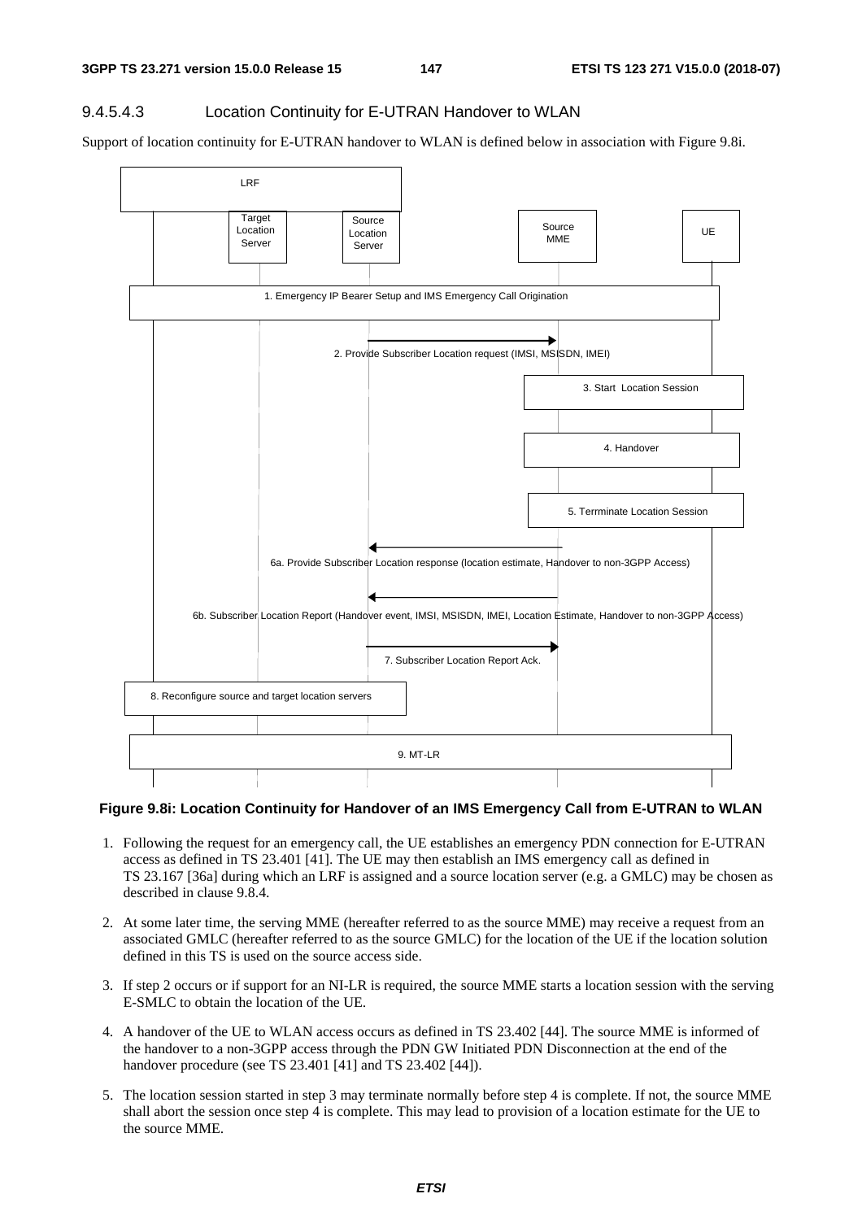### 9.4.5.4.3 Location Continuity for E-UTRAN Handover to WLAN

Support of location continuity for E-UTRAN handover to WLAN is defined below in association with Figure 9.8i.

LRF

Target Location Server | Source Location Server | Source MME | UE

1. Emergency IP Bearer Setup and IMS Emergency Call Origination

2. Provide Subscriber Location request (IMSI, MSISDN, IMEI)

3. Start Location Session

4. Handover

5. Terrminate Location Session

6a. Provide Subscriber Location response (location estimate, Handover to non-3GPP Access)

6b. Subscriber Location Report (Handover event, IMSI, MSISDN, IMEI, Location Estimate, Handover to non-3GPP Access)

7. Subscriber Location Report Ack.

8. Reconfigure source and target location servers

9. MT-LR

**Figure 9.8i: Location Continuity for Handover of an IMS Emergency Call from E-UTRAN to WLAN**

1. Following the request for an emergency call, the UE establishes an emergency PDN connection for E-UTRAN access as defined in TS 23.401 [41]. The UE may then establish an IMS emergency call as defined in TS 23.167 [36a] during which an LRF is assigned and a source location server (e.g. a GMLC) may be chosen as described in clause 9.8.4.

2. At some later time, the serving MME (hereafter referred to as the source MME) may receive a request from an associated GMLC (hereafter referred to as the source GMLC) for the location of the UE if the location solution defined in this TS is used on the source access side.

3. If step 2 occurs or if support for an NI-LR is required, the source MME starts a location session with the serving E-SMLC to obtain the location of the UE.

4. A handover of the UE to WLAN access occurs as defined in TS 23.402 [44]. The source MME is informed of the handover to a non-3GPP access through the PDN GW Initiated PDN Disconnection at the end of the handover procedure (see TS 23.401 [41] and TS 23.402 [44]).

5. The location session started in step 3 may terminate normally before step 4 is complete. If not, the source MME shall abort the session once step 4 is complete. This may lead to provision of a location estimate for the UE to the source MME.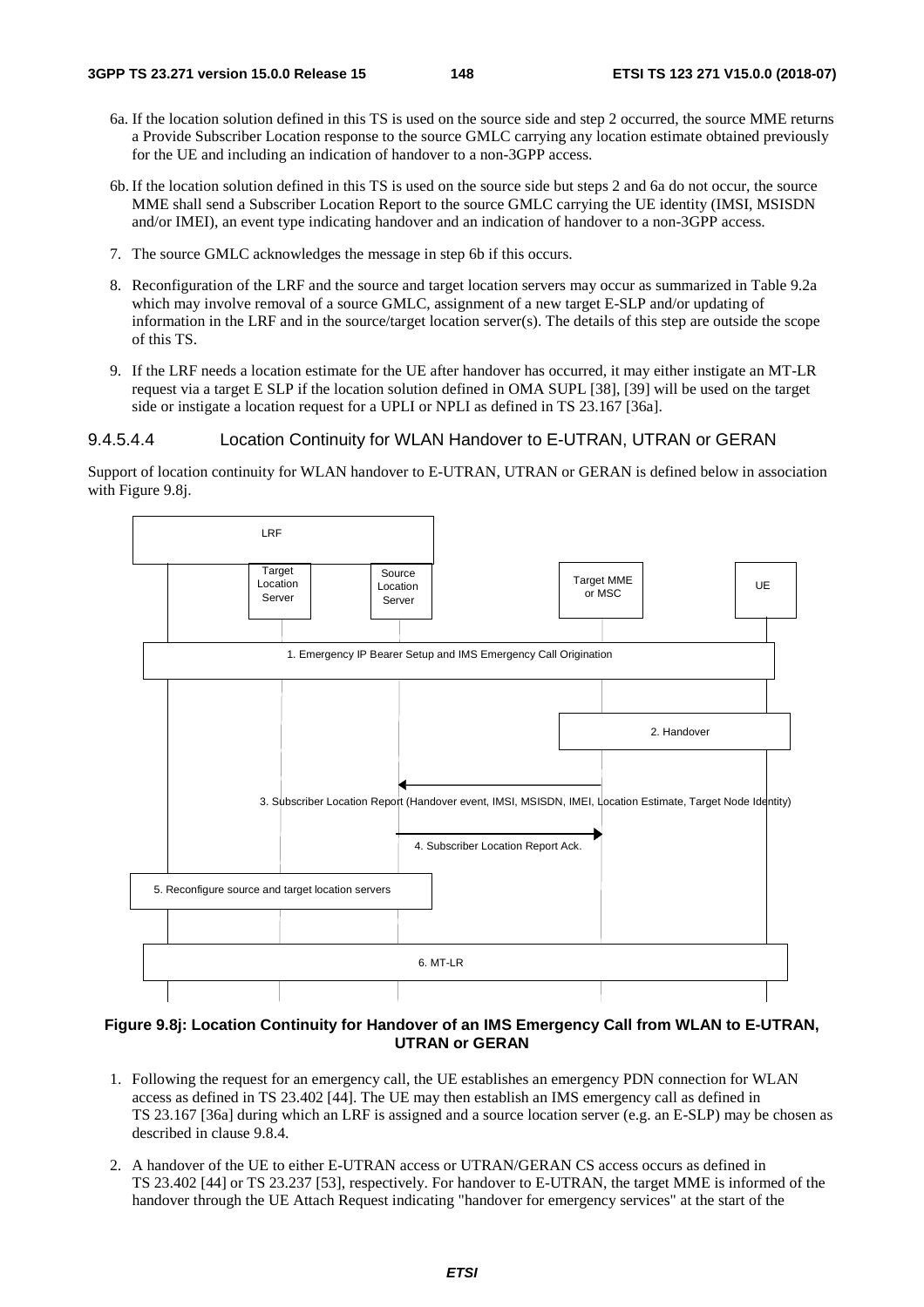6a. If the location solution defined in this TS is used on the source side and step 2 occurred, the source MME returns a Provide Subscriber Location response to the source GMLC carrying any location estimate obtained previously for the UE and including an indication of handover to a non-3GPP access.

6b. If the location solution defined in this TS is used on the source side but steps 2 and 6a do not occur, the source MME shall send a Subscriber Location Report to the source GMLC carrying the UE identity (IMSI, MSISDN and/or IMEI), an event type indicating handover and an indication of handover to a non-3GPP access.

7. The source GMLC acknowledges the message in step 6b if this occurs.

8. Reconfiguration of the LRF and the source and target location servers may occur as summarized in Table 9.2a which may involve removal of a source GMLC, assignment of a new target E-SLP and/or updating of information in the LRF and in the source/target location server(s). The details of this step are outside the scope of this TS.

9. If the LRF needs a location estimate for the UE after handover has occurred, it may either instigate an MT-LR request via a target E SLP if the location solution defined in OMA SUPL [38], [39] will be used on the target side or instigate a location request for a UPLI or NPLI as defined in TS 23.167 [36a].

#### 9.4.5.4.4 Location Continuity for WLAN Handover to E-UTRAN, UTRAN or GERAN

Support of location continuity for WLAN handover to E-UTRAN, UTRAN or GERAN is defined below in association with Figure 9.8j.

LRF | Target Location Server | Source Location Server | Target MME or MSC | UE

1. Emergency IP Bearer Setup and IMS Emergency Call Origination

2. Handover

3. Subscriber Location Report (Handover event, IMSI, MSISDN, IMEI, Location Estimate, Target Node Identity)

4. Subscriber Location Report Ack.

5. Reconfigure source and target location servers

6. MT-LR

**Figure 9.8j: Location Continuity for Handover of an IMS Emergency Call from WLAN to E-UTRAN, UTRAN or GERAN**

1. Following the request for an emergency call, the UE establishes an emergency PDN connection for WLAN access as defined in TS 23.402 [44]. The UE may then establish an IMS emergency call as defined in TS 23.167 [36a] during which an LRF is assigned and a source location server (e.g. an E-SLP) may be chosen as described in clause 9.8.4.

2. A handover of the UE to either E-UTRAN access or UTRAN/GERAN CS access occurs as defined in TS 23.402 [44] or TS 23.237 [53], respectively. For handover to E-UTRAN, the target MME is informed of the handover through the UE Attach Request indicating "handover for emergency services" at the start of the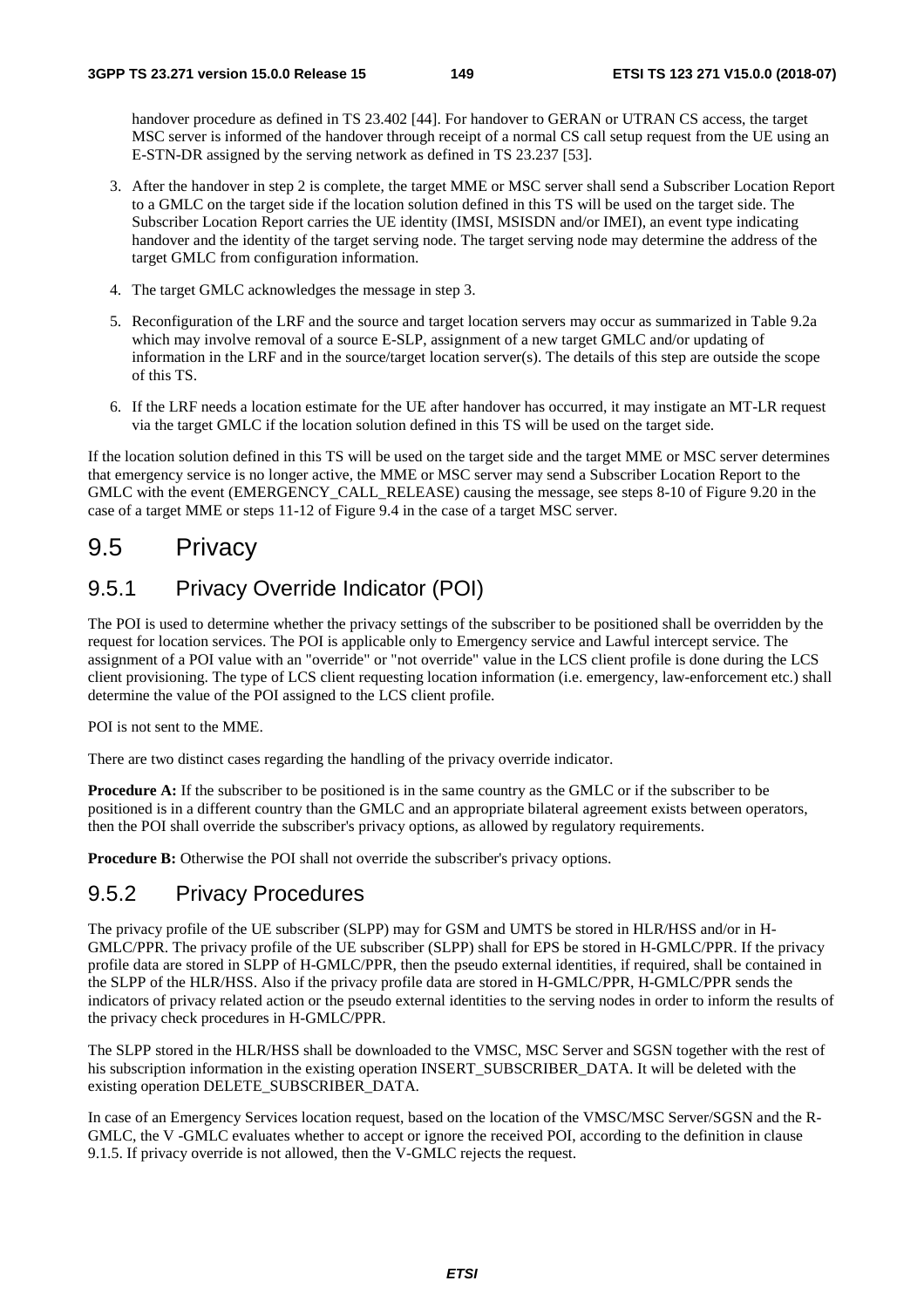handover procedure as defined in TS 23.402 [44]. For handover to GERAN or UTRAN CS access, the target MSC server is informed of the handover through receipt of a normal CS call setup request from the UE using an E-STN-DR assigned by the serving network as defined in TS 23.237 [53].

3. After the handover in step 2 is complete, the target MME or MSC server shall send a Subscriber Location Report to a GMLC on the target side if the location solution defined in this TS will be used on the target side. The Subscriber Location Report carries the UE identity (IMSI, MSISDN and/or IMEI), an event type indicating handover and the identity of the target serving node. The target serving node may determine the address of the target GMLC from configuration information.

4. The target GMLC acknowledges the message in step 3.

5. Reconfiguration of the LRF and the source and target location servers may occur as summarized in Table 9.2a which may involve removal of a source E-SLP, assignment of a new target GMLC and/or updating of information in the LRF and in the source/target location server(s). The details of this step are outside the scope of this TS.

6. If the LRF needs a location estimate for the UE after handover has occurred, it may instigate an MT-LR request via the target GMLC if the location solution defined in this TS will be used on the target side.

If the location solution defined in this TS will be used on the target side and the target MME or MSC server determines that emergency service is no longer active, the MME or MSC server may send a Subscriber Location Report to the GMLC with the event (EMERGENCY_CALL_RELEASE) causing the message, see steps 8-10 of Figure 9.20 in the case of a target MME or steps 11-12 of Figure 9.4 in the case of a target MSC server.

# 9.5 Privacy

## 9.5.1 Privacy Override Indicator (POI)

The POI is used to determine whether the privacy settings of the subscriber to be positioned shall be overridden by the request for location services. The POI is applicable only to Emergency service and Lawful intercept service. The assignment of a POI value with an "override" or "not override" value in the LCS client profile is done during the LCS client provisioning. The type of LCS client requesting location information (i.e. emergency, law-enforcement etc.) shall determine the value of the POI assigned to the LCS client profile.

POI is not sent to the MME.

There are two distinct cases regarding the handling of the privacy override indicator.

**Procedure A:** If the subscriber to be positioned is in the same country as the GMLC or if the subscriber to be positioned is in a different country than the GMLC and an appropriate bilateral agreement exists between operators, then the POI shall override the subscriber's privacy options, as allowed by regulatory requirements.

**Procedure B:** Otherwise the POI shall not override the subscriber's privacy options.

## 9.5.2 Privacy Procedures

The privacy profile of the UE subscriber (SLPP) may for GSM and UMTS be stored in HLR/HSS and/or in H-GMLC/PPR. The privacy profile of the UE subscriber (SLPP) shall for EPS be stored in H-GMLC/PPR. If the privacy profile data are stored in SLPP of H-GMLC/PPR, then the pseudo external identities, if required, shall be contained in the SLPP of the HLR/HSS. Also if the privacy profile data are stored in H-GMLC/PPR, H-GMLC/PPR sends the indicators of privacy related action or the pseudo external identities to the serving nodes in order to inform the results of the privacy check procedures in H-GMLC/PPR.

The SLPP stored in the HLR/HSS shall be downloaded to the VMSC, MSC Server and SGSN together with the rest of his subscription information in the existing operation INSERT_SUBSCRIBER_DATA. It will be deleted with the existing operation DELETE_SUBSCRIBER_DATA.

In case of an Emergency Services location request, based on the location of the VMSC/MSC Server/SGSN and the R-GMLC, the V -GMLC evaluates whether to accept or ignore the received POI, according to the definition in clause 9.1.5. If privacy override is not allowed, then the V-GMLC rejects the request.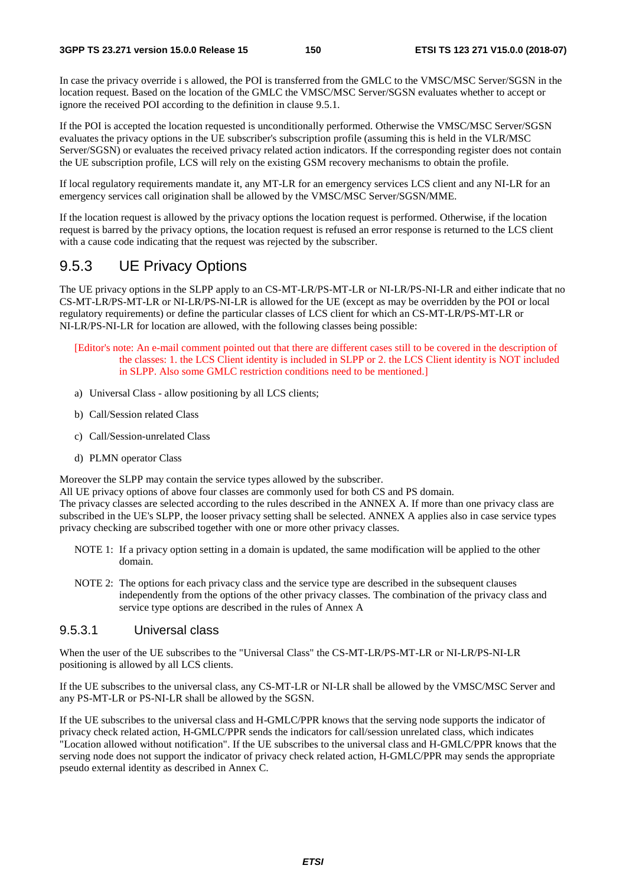In case the privacy override i s allowed, the POI is transferred from the GMLC to the VMSC/MSC Server/SGSN in the location request. Based on the location of the GMLC the VMSC/MSC Server/SGSN evaluates whether to accept or ignore the received POI according to the definition in clause 9.5.1.

If the POI is accepted the location requested is unconditionally performed. Otherwise the VMSC/MSC Server/SGSN evaluates the privacy options in the UE subscriber's subscription profile (assuming this is held in the VLR/MSC Server/SGSN) or evaluates the received privacy related action indicators. If the corresponding register does not contain the UE subscription profile, LCS will rely on the existing GSM recovery mechanisms to obtain the profile.

If local regulatory requirements mandate it, any MT-LR for an emergency services LCS client and any NI-LR for an emergency services call origination shall be allowed by the VMSC/MSC Server/SGSN/MME.

If the location request is allowed by the privacy options the location request is performed. Otherwise, if the location request is barred by the privacy options, the location request is refused an error response is returned to the LCS client with a cause code indicating that the request was rejected by the subscriber.

## 9.5.3 UE Privacy Options

The UE privacy options in the SLPP apply to an CS-MT-LR/PS-MT-LR or NI-LR/PS-NI-LR and either indicate that no CS-MT-LR/PS-MT-LR or NI-LR/PS-NI-LR is allowed for the UE (except as may be overridden by the POI or local regulatory requirements) or define the particular classes of LCS client for which an CS-MT-LR/PS-MT-LR or NI-LR/PS-NI-LR for location are allowed, with the following classes being possible:

[Editor's note: An e-mail comment pointed out that there are different cases still to be covered in the description of the classes: 1. the LCS Client identity is included in SLPP or 2. the LCS Client identity is NOT included in SLPP. Also some GMLC restriction conditions need to be mentioned.]

a) Universal Class - allow positioning by all LCS clients;

b) Call/Session related Class

c) Call/Session-unrelated Class

d) PLMN operator Class

Moreover the SLPP may contain the service types allowed by the subscriber.
All UE privacy options of above four classes are commonly used for both CS and PS domain.
The privacy classes are selected according to the rules described in the ANNEX A. If more than one privacy class are subscribed in the UE's SLPP, the looser privacy setting shall be selected. ANNEX A applies also in case service types privacy checking are subscribed together with one or more other privacy classes.

NOTE 1: If a privacy option setting in a domain is updated, the same modification will be applied to the other domain.

NOTE 2: The options for each privacy class and the service type are described in the subsequent clauses independently from the options of the other privacy classes. The combination of the privacy class and service type options are described in the rules of Annex A

### 9.5.3.1 Universal class

When the user of the UE subscribes to the "Universal Class" the CS-MT-LR/PS-MT-LR or NI-LR/PS-NI-LR positioning is allowed by all LCS clients.

If the UE subscribes to the universal class, any CS-MT-LR or NI-LR shall be allowed by the VMSC/MSC Server and any PS-MT-LR or PS-NI-LR shall be allowed by the SGSN.

If the UE subscribes to the universal class and H-GMLC/PPR knows that the serving node supports the indicator of privacy check related action, H-GMLC/PPR sends the indicators for call/session unrelated class, which indicates "Location allowed without notification". If the UE subscribes to the universal class and H-GMLC/PPR knows that the serving node does not support the indicator of privacy check related action, H-GMLC/PPR may sends the appropriate pseudo external identity as described in Annex C.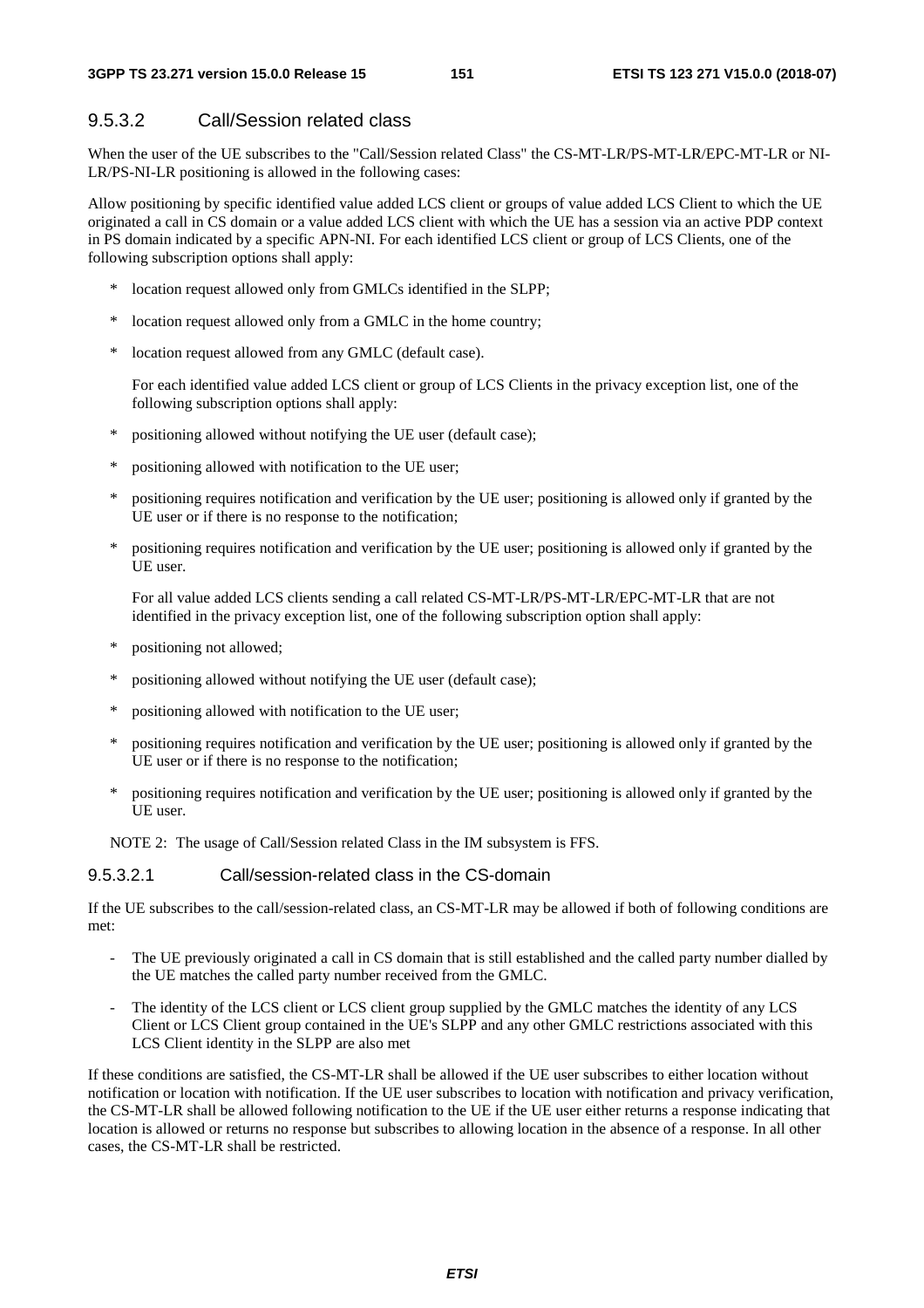#### 9.5.3.2 Call/Session related class

When the user of the UE subscribes to the "Call/Session related Class" the CS-MT-LR/PS-MT-LR/EPC-MT-LR or NI-LR/PS-NI-LR positioning is allowed in the following cases:

Allow positioning by specific identified value added LCS client or groups of value added LCS Client to which the UE originated a call in CS domain or a value added LCS client with which the UE has a session via an active PDP context in PS domain indicated by a specific APN-NI. For each identified LCS client or group of LCS Clients, one of the following subscription options shall apply:

- * location request allowed only from GMLCs identified in the SLPP;
- * location request allowed only from a GMLC in the home country;
- * location request allowed from any GMLC (default case).

  For each identified value added LCS client or group of LCS Clients in the privacy exception list, one of the following subscription options shall apply:

- * positioning allowed without notifying the UE user (default case);
- * positioning allowed with notification to the UE user;
- * positioning requires notification and verification by the UE user; positioning is allowed only if granted by the UE user or if there is no response to the notification;
- * positioning requires notification and verification by the UE user; positioning is allowed only if granted by the UE user.

  For all value added LCS clients sending a call related CS-MT-LR/PS-MT-LR/EPC-MT-LR that are not identified in the privacy exception list, one of the following subscription option shall apply:

- * positioning not allowed;
- * positioning allowed without notifying the UE user (default case);
- * positioning allowed with notification to the UE user;
- * positioning requires notification and verification by the UE user; positioning is allowed only if granted by the UE user or if there is no response to the notification;
- * positioning requires notification and verification by the UE user; positioning is allowed only if granted by the UE user.

NOTE 2: The usage of Call/Session related Class in the IM subsystem is FFS.

##### 9.5.3.2.1 Call/session-related class in the CS-domain

If the UE subscribes to the call/session-related class, an CS-MT-LR may be allowed if both of following conditions are met:

- The UE previously originated a call in CS domain that is still established and the called party number dialled by the UE matches the called party number received from the GMLC.
- The identity of the LCS client or LCS client group supplied by the GMLC matches the identity of any LCS Client or LCS Client group contained in the UE's SLPP and any other GMLC restrictions associated with this LCS Client identity in the SLPP are also met

If these conditions are satisfied, the CS-MT-LR shall be allowed if the UE user subscribes to either location without notification or location with notification. If the UE user subscribes to location with notification and privacy verification, the CS-MT-LR shall be allowed following notification to the UE if the UE user either returns a response indicating that location is allowed or returns no response but subscribes to allowing location in the absence of a response. In all other cases, the CS-MT-LR shall be restricted.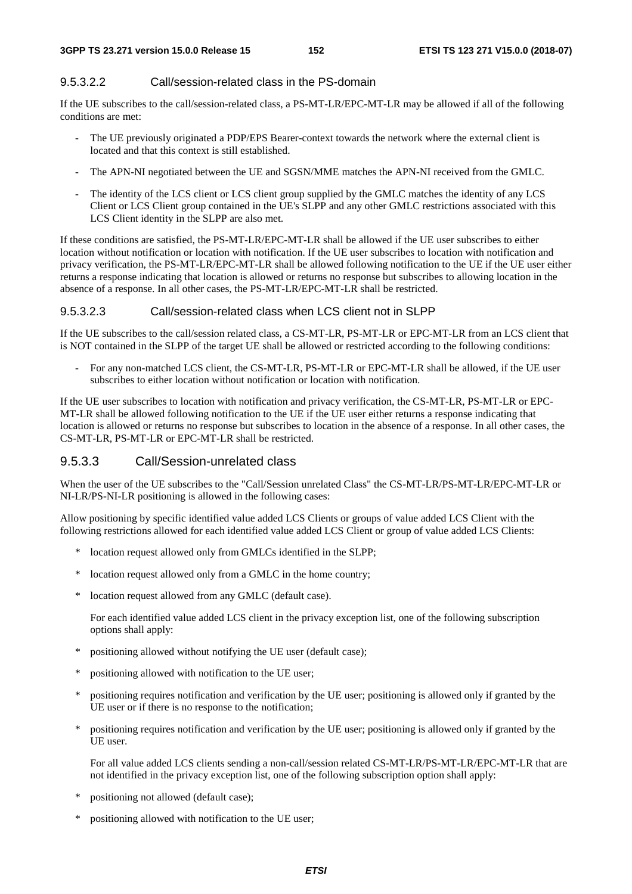#### 9.5.3.2.2 Call/session-related class in the PS-domain

If the UE subscribes to the call/session-related class, a PS-MT-LR/EPC-MT-LR may be allowed if all of the following conditions are met:

- The UE previously originated a PDP/EPS Bearer-context towards the network where the external client is located and that this context is still established.
- The APN-NI negotiated between the UE and SGSN/MME matches the APN-NI received from the GMLC.
- The identity of the LCS client or LCS client group supplied by the GMLC matches the identity of any LCS Client or LCS Client group contained in the UE's SLPP and any other GMLC restrictions associated with this LCS Client identity in the SLPP are also met.

If these conditions are satisfied, the PS-MT-LR/EPC-MT-LR shall be allowed if the UE user subscribes to either location without notification or location with notification. If the UE user subscribes to location with notification and privacy verification, the PS-MT-LR/EPC-MT-LR shall be allowed following notification to the UE if the UE user either returns a response indicating that location is allowed or returns no response but subscribes to allowing location in the absence of a response. In all other cases, the PS-MT-LR/EPC-MT-LR shall be restricted.

#### 9.5.3.2.3 Call/session-related class when LCS client not in SLPP

If the UE subscribes to the call/session related class, a CS-MT-LR, PS-MT-LR or EPC-MT-LR from an LCS client that is NOT contained in the SLPP of the target UE shall be allowed or restricted according to the following conditions:

- For any non-matched LCS client, the CS-MT-LR, PS-MT-LR or EPC-MT-LR shall be allowed, if the UE user subscribes to either location without notification or location with notification.

If the UE user subscribes to location with notification and privacy verification, the CS-MT-LR, PS-MT-LR or EPC-MT-LR shall be allowed following notification to the UE if the UE user either returns a response indicating that location is allowed or returns no response but subscribes to location in the absence of a response. In all other cases, the CS-MT-LR, PS-MT-LR or EPC-MT-LR shall be restricted.

### 9.5.3.3 Call/Session-unrelated class

When the user of the UE subscribes to the "Call/Session unrelated Class" the CS-MT-LR/PS-MT-LR/EPC-MT-LR or NI-LR/PS-NI-LR positioning is allowed in the following cases:

Allow positioning by specific identified value added LCS Clients or groups of value added LCS Client with the following restrictions allowed for each identified value added LCS Client or group of value added LCS Clients:

\* location request allowed only from GMLCs identified in the SLPP;

\* location request allowed only from a GMLC in the home country;

\* location request allowed from any GMLC (default case).

For each identified value added LCS client in the privacy exception list, one of the following subscription options shall apply:

\* positioning allowed without notifying the UE user (default case);

\* positioning allowed with notification to the UE user;

\* positioning requires notification and verification by the UE user; positioning is allowed only if granted by the UE user or if there is no response to the notification;

\* positioning requires notification and verification by the UE user; positioning is allowed only if granted by the UE user.

For all value added LCS clients sending a non-call/session related CS-MT-LR/PS-MT-LR/EPC-MT-LR that are not identified in the privacy exception list, one of the following subscription option shall apply:

\* positioning not allowed (default case);

\* positioning allowed with notification to the UE user;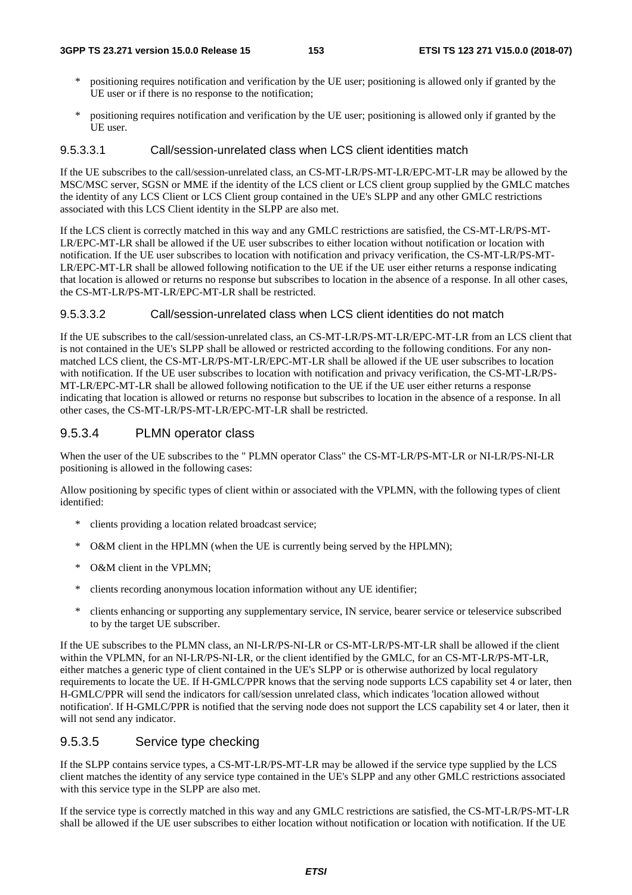- * positioning requires notification and verification by the UE user; positioning is allowed only if granted by the UE user or if there is no response to the notification;
- * positioning requires notification and verification by the UE user; positioning is allowed only if granted by the UE user.

##### 9.5.3.3.1 Call/session-unrelated class when LCS client identities match

If the UE subscribes to the call/session-unrelated class, an CS-MT-LR/PS-MT-LR/EPC-MT-LR may be allowed by the MSC/MSC server, SGSN or MME if the identity of the LCS client or LCS client group supplied by the GMLC matches the identity of any LCS Client or LCS Client group contained in the UE's SLPP and any other GMLC restrictions associated with this LCS Client identity in the SLPP are also met.

If the LCS client is correctly matched in this way and any GMLC restrictions are satisfied, the CS-MT-LR/PS-MT-LR/EPC-MT-LR shall be allowed if the UE user subscribes to either location without notification or location with notification. If the UE user subscribes to location with notification and privacy verification, the CS-MT-LR/PS-MT-LR/EPC-MT-LR shall be allowed following notification to the UE if the UE user either returns a response indicating that location is allowed or returns no response but subscribes to location in the absence of a response. In all other cases, the CS-MT-LR/PS-MT-LR/EPC-MT-LR shall be restricted.

##### 9.5.3.3.2 Call/session-unrelated class when LCS client identities do not match

If the UE subscribes to the call/session-unrelated class, an CS-MT-LR/PS-MT-LR/EPC-MT-LR from an LCS client that is not contained in the UE's SLPP shall be allowed or restricted according to the following conditions. For any non-matched LCS client, the CS-MT-LR/PS-MT-LR/EPC-MT-LR shall be allowed if the UE user subscribes to location with notification. If the UE user subscribes to location with notification and privacy verification, the CS-MT-LR/PS-MT-LR/EPC-MT-LR shall be allowed following notification to the UE if the UE user either returns a response indicating that location is allowed or returns no response but subscribes to location in the absence of a response. In all other cases, the CS-MT-LR/PS-MT-LR/EPC-MT-LR shall be restricted.

#### 9.5.3.4 PLMN operator class

When the user of the UE subscribes to the " PLMN operator Class" the CS-MT-LR/PS-MT-LR or NI-LR/PS-NI-LR positioning is allowed in the following cases:

Allow positioning by specific types of client within or associated with the VPLMN, with the following types of client identified:

- * clients providing a location related broadcast service;
- * O&M client in the HPLMN (when the UE is currently being served by the HPLMN);
- * O&M client in the VPLMN;
- * clients recording anonymous location information without any UE identifier;
- * clients enhancing or supporting any supplementary service, IN service, bearer service or teleservice subscribed to by the target UE subscriber.

If the UE subscribes to the PLMN class, an NI-LR/PS-NI-LR or CS-MT-LR/PS-MT-LR shall be allowed if the client within the VPLMN, for an NI-LR/PS-NI-LR, or the client identified by the GMLC, for an CS-MT-LR/PS-MT-LR, either matches a generic type of client contained in the UE's SLPP or is otherwise authorized by local regulatory requirements to locate the UE. If H-GMLC/PPR knows that the serving node supports LCS capability set 4 or later, then H-GMLC/PPR will send the indicators for call/session unrelated class, which indicates 'location allowed without notification'. If H-GMLC/PPR is notified that the serving node does not support the LCS capability set 4 or later, then it will not send any indicator.

#### 9.5.3.5 Service type checking

If the SLPP contains service types, a CS-MT-LR/PS-MT-LR may be allowed if the service type supplied by the LCS client matches the identity of any service type contained in the UE's SLPP and any other GMLC restrictions associated with this service type in the SLPP are also met.

If the service type is correctly matched in this way and any GMLC restrictions are satisfied, the CS-MT-LR/PS-MT-LR shall be allowed if the UE user subscribes to either location without notification or location with notification. If the UE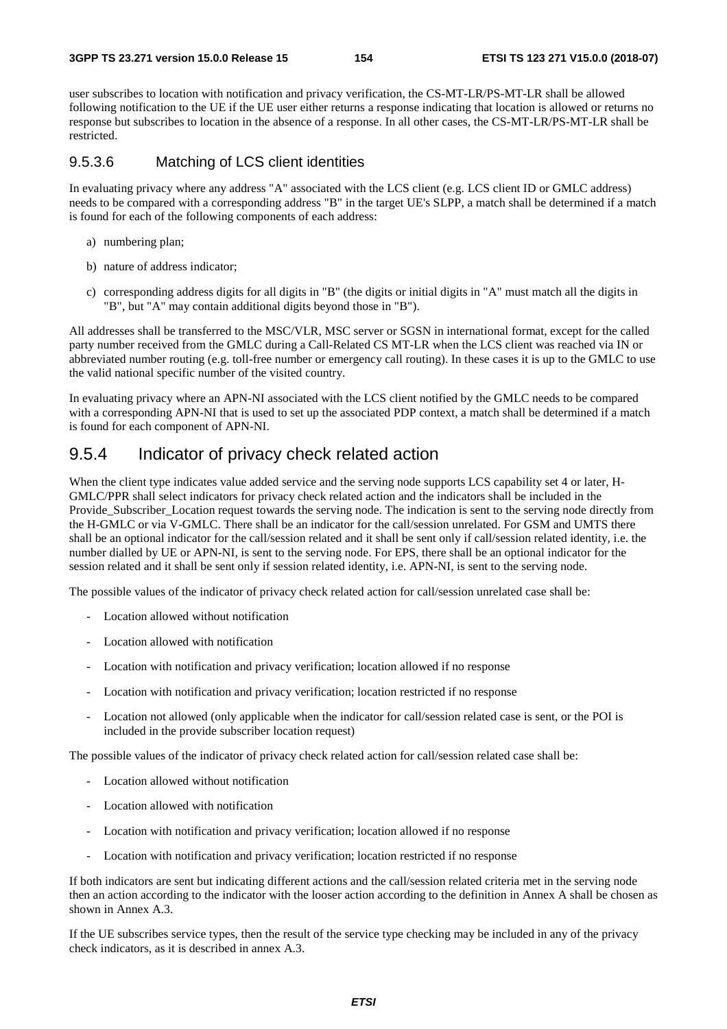user subscribes to location with notification and privacy verification, the CS-MT-LR/PS-MT-LR shall be allowed following notification to the UE if the UE user either returns a response indicating that location is allowed or returns no response but subscribes to location in the absence of a response. In all other cases, the CS-MT-LR/PS-MT-LR shall be restricted.

### 9.5.3.6 Matching of LCS client identities

In evaluating privacy where any address "A" associated with the LCS client (e.g. LCS client ID or GMLC address) needs to be compared with a corresponding address "B" in the target UE's SLPP, a match shall be determined if a match is found for each of the following components of each address:

a) numbering plan;

b) nature of address indicator;

c) corresponding address digits for all digits in "B" (the digits or initial digits in "A" must match all the digits in "B", but "A" may contain additional digits beyond those in "B").

All addresses shall be transferred to the MSC/VLR, MSC server or SGSN in international format, except for the called party number received from the GMLC during a Call-Related CS MT-LR when the LCS client was reached via IN or abbreviated number routing (e.g. toll-free number or emergency call routing). In these cases it is up to the GMLC to use the valid national specific number of the visited country.

In evaluating privacy where an APN-NI associated with the LCS client notified by the GMLC needs to be compared with a corresponding APN-NI that is used to set up the associated PDP context, a match shall be determined if a match is found for each component of APN-NI.

## 9.5.4 Indicator of privacy check related action

When the client type indicates value added service and the serving node supports LCS capability set 4 or later, H-GMLC/PPR shall select indicators for privacy check related action and the indicators shall be included in the Provide_Subscriber_Location request towards the serving node. The indication is sent to the serving node directly from the H-GMLC or via V-GMLC. There shall be an indicator for the call/session unrelated. For GSM and UMTS there shall be an optional indicator for the call/session related and it shall be sent only if call/session related identity, i.e. the number dialled by UE or APN-NI, is sent to the serving node. For EPS, there shall be an optional indicator for the session related and it shall be sent only if session related identity, i.e. APN-NI, is sent to the serving node.

The possible values of the indicator of privacy check related action for call/session unrelated case shall be:

- Location allowed without notification
- Location allowed with notification
- Location with notification and privacy verification; location allowed if no response
- Location with notification and privacy verification; location restricted if no response
- Location not allowed (only applicable when the indicator for call/session related case is sent, or the POI is included in the provide subscriber location request)

The possible values of the indicator of privacy check related action for call/session related case shall be:

- Location allowed without notification
- Location allowed with notification
- Location with notification and privacy verification; location allowed if no response
- Location with notification and privacy verification; location restricted if no response

If both indicators are sent but indicating different actions and the call/session related criteria met in the serving node then an action according to the indicator with the looser action according to the definition in Annex A shall be chosen as shown in Annex A.3.

If the UE subscribes service types, then the result of the service type checking may be included in any of the privacy check indicators, as it is described in annex A.3.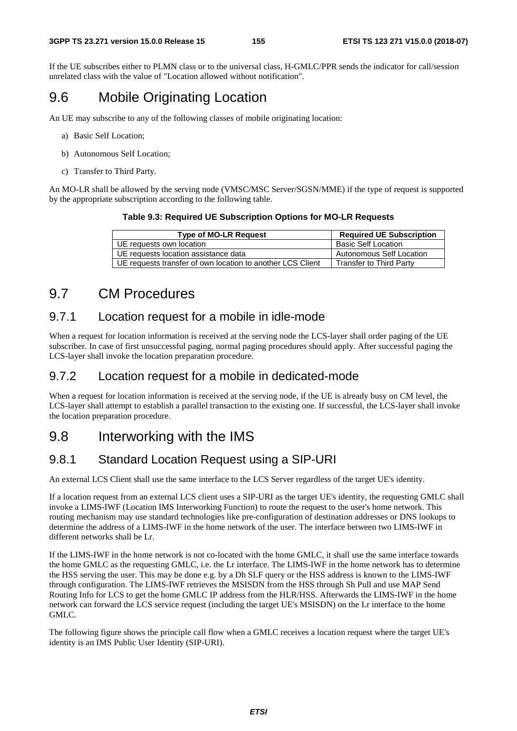If the UE subscribes either to PLMN class or to the universal class, H-GMLC/PPR sends the indicator for call/session unrelated class with the value of "Location allowed without notification".

# 9.6 Mobile Originating Location

An UE may subscribe to any of the following classes of mobile originating location:

a) Basic Self Location;

b) Autonomous Self Location;

c) Transfer to Third Party.

An MO-LR shall be allowed by the serving node (VMSC/MSC Server/SGSN/MME) if the type of request is supported by the appropriate subscription according to the following table.

**Table 9.3: Required UE Subscription Options for MO-LR Requests**

| Type of MO-LR Request | Required UE Subscription |
| --- | --- |
| UE requests own location | Basic Self Location |
| UE requests location assistance data | Autonomous Self Location |
| UE requests transfer of own location to another LCS Client | Transfer to Third Party |

# 9.7 CM Procedures

## 9.7.1 Location request for a mobile in idle-mode

When a request for location information is received at the serving node the LCS-layer shall order paging of the UE subscriber. In case of first unsuccessful paging, normal paging procedures should apply. After successful paging the LCS-layer shall invoke the location preparation procedure.

## 9.7.2 Location request for a mobile in dedicated-mode

When a request for location information is received at the serving node, if the UE is already busy on CM level, the LCS-layer shall attempt to establish a parallel transaction to the existing one. If successful, the LCS-layer shall invoke the location preparation procedure.

# 9.8 Interworking with the IMS

## 9.8.1 Standard Location Request using a SIP-URI

An external LCS Client shall use the same interface to the LCS Server regardless of the target UE's identity.

If a location request from an external LCS client uses a SIP-URI as the target UE's identity, the requesting GMLC shall invoke a LIMS-IWF (Location IMS Interworking Function) to route the request to the user's home network. This routing mechanism may use standard technologies like pre-configuration of destination addresses or DNS lookups to determine the address of a LIMS-IWF in the home network of the user. The interface between two LIMS-IWF in different networks shall be Lr.

If the LIMS-IWF in the home network is not co-located with the home GMLC, it shall use the same interface towards the home GMLC as the requesting GMLC, i.e. the Lr interface. The LIMS-IWF in the home network has to determine the HSS serving the user. This may be done e.g. by a Dh SLF query or the HSS address is known to the LIMS-IWF through configuration. The LIMS-IWF retrieves the MSISDN from the HSS through Sh Pull and use MAP Send Routing Info for LCS to get the home GMLC IP address from the HLR/HSS. Afterwards the LIMS-IWF in the home network can forward the LCS service request (including the target UE's MSISDN) on the Lr interface to the home GMLC.

The following figure shows the principle call flow when a GMLC receives a location request where the target UE's identity is an IMS Public User Identity (SIP-URI).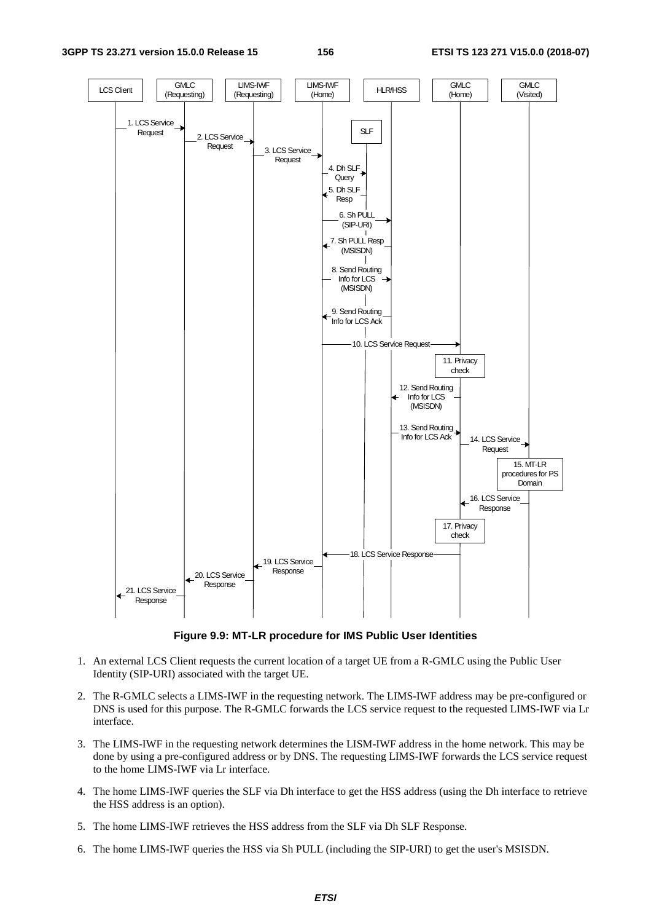**Figure 9.9: MT-LR procedure for IMS Public User Identities**

1. An external LCS Client requests the current location of a target UE from a R-GMLC using the Public User Identity (SIP-URI) associated with the target UE.

2. The R-GMLC selects a LIMS-IWF in the requesting network. The LIMS-IWF address may be pre-configured or DNS is used for this purpose. The R-GMLC forwards the LCS service request to the requested LIMS-IWF via Lr interface.

3. The LIMS-IWF in the requesting network determines the LISM-IWF address in the home network. This may be done by using a pre-configured address or by DNS. The requesting LIMS-IWF forwards the LCS service request to the home LIMS-IWF via Lr interface.

4. The home LIMS-IWF queries the SLF via Dh interface to get the HSS address (using the Dh interface to retrieve the HSS address is an option).

5. The home LIMS-IWF retrieves the HSS address from the SLF via Dh SLF Response.

6. The home LIMS-IWF queries the HSS via Sh PULL (including the SIP-URI) to get the user's MSISDN.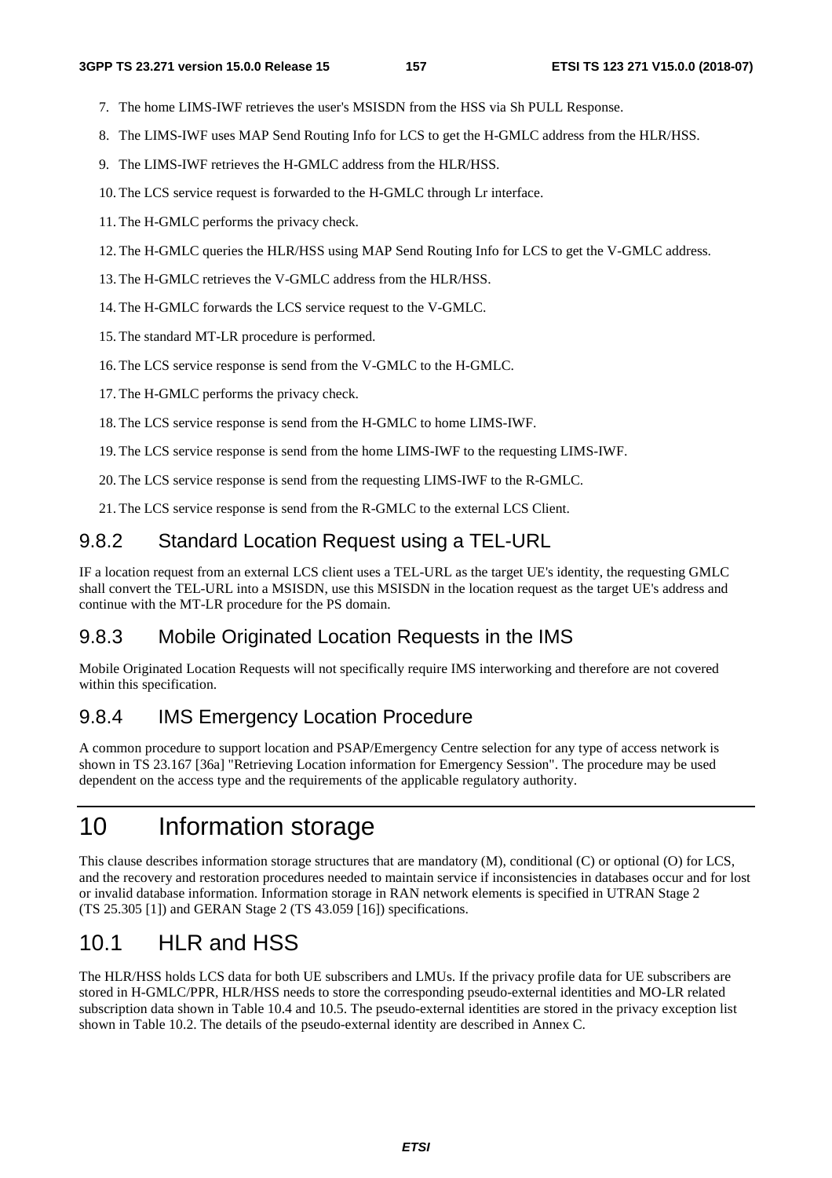7. The home LIMS-IWF retrieves the user's MSISDN from the HSS via Sh PULL Response.

8. The LIMS-IWF uses MAP Send Routing Info for LCS to get the H-GMLC address from the HLR/HSS.

9. The LIMS-IWF retrieves the H-GMLC address from the HLR/HSS.

10. The LCS service request is forwarded to the H-GMLC through Lr interface.

11. The H-GMLC performs the privacy check.

12. The H-GMLC queries the HLR/HSS using MAP Send Routing Info for LCS to get the V-GMLC address.

13. The H-GMLC retrieves the V-GMLC address from the HLR/HSS.

14. The H-GMLC forwards the LCS service request to the V-GMLC.

15. The standard MT-LR procedure is performed.

16. The LCS service response is send from the V-GMLC to the H-GMLC.

17. The H-GMLC performs the privacy check.

18. The LCS service response is send from the H-GMLC to home LIMS-IWF.

19. The LCS service response is send from the home LIMS-IWF to the requesting LIMS-IWF.

20. The LCS service response is send from the requesting LIMS-IWF to the R-GMLC.

21. The LCS service response is send from the R-GMLC to the external LCS Client.

### 9.8.2 Standard Location Request using a TEL-URL

IF a location request from an external LCS client uses a TEL-URL as the target UE's identity, the requesting GMLC shall convert the TEL-URL into a MSISDN, use this MSISDN in the location request as the target UE's address and continue with the MT-LR procedure for the PS domain.

### 9.8.3 Mobile Originated Location Requests in the IMS

Mobile Originated Location Requests will not specifically require IMS interworking and therefore are not covered within this specification.

### 9.8.4 IMS Emergency Location Procedure

A common procedure to support location and PSAP/Emergency Centre selection for any type of access network is shown in TS 23.167 [36a] "Retrieving Location information for Emergency Session". The procedure may be used dependent on the access type and the requirements of the applicable regulatory authority.

# 10 Information storage

This clause describes information storage structures that are mandatory (M), conditional (C) or optional (O) for LCS, and the recovery and restoration procedures needed to maintain service if inconsistencies in databases occur and for lost or invalid database information. Information storage in RAN network elements is specified in UTRAN Stage 2 (TS 25.305 [1]) and GERAN Stage 2 (TS 43.059 [16]) specifications.

## 10.1 HLR and HSS

The HLR/HSS holds LCS data for both UE subscribers and LMUs. If the privacy profile data for UE subscribers are stored in H-GMLC/PPR, HLR/HSS needs to store the corresponding pseudo-external identities and MO-LR related subscription data shown in Table 10.4 and 10.5. The pseudo-external identities are stored in the privacy exception list shown in Table 10.2. The details of the pseudo-external identity are described in Annex C.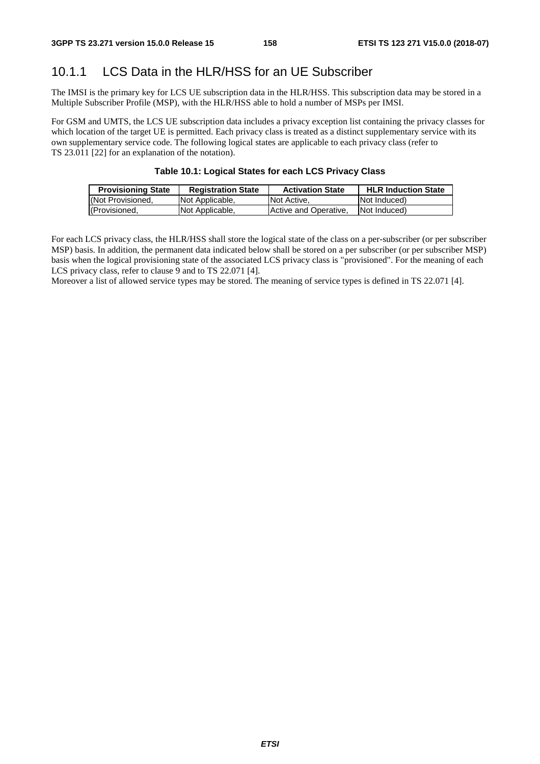### 10.1.1 LCS Data in the HLR/HSS for an UE Subscriber

The IMSI is the primary key for LCS UE subscription data in the HLR/HSS. This subscription data may be stored in a Multiple Subscriber Profile (MSP), with the HLR/HSS able to hold a number of MSPs per IMSI.

For GSM and UMTS, the LCS UE subscription data includes a privacy exception list containing the privacy classes for which location of the target UE is permitted. Each privacy class is treated as a distinct supplementary service with its own supplementary service code. The following logical states are applicable to each privacy class (refer to TS 23.011 [22] for an explanation of the notation).

**Table 10.1: Logical States for each LCS Privacy Class**

| Provisioning State | Registration State | Activation State | HLR Induction State |
|---|---|---|---|
| (Not Provisioned, | Not Applicable, | Not Active, | Not Induced) |
| (Provisioned, | Not Applicable, | Active and Operative, | Not Induced) |

For each LCS privacy class, the HLR/HSS shall store the logical state of the class on a per-subscriber (or per subscriber MSP) basis. In addition, the permanent data indicated below shall be stored on a per subscriber (or per subscriber MSP) basis when the logical provisioning state of the associated LCS privacy class is "provisioned". For the meaning of each LCS privacy class, refer to clause 9 and to TS 22.071 [4].
Moreover a list of allowed service types may be stored. The meaning of service types is defined in TS 22.071 [4].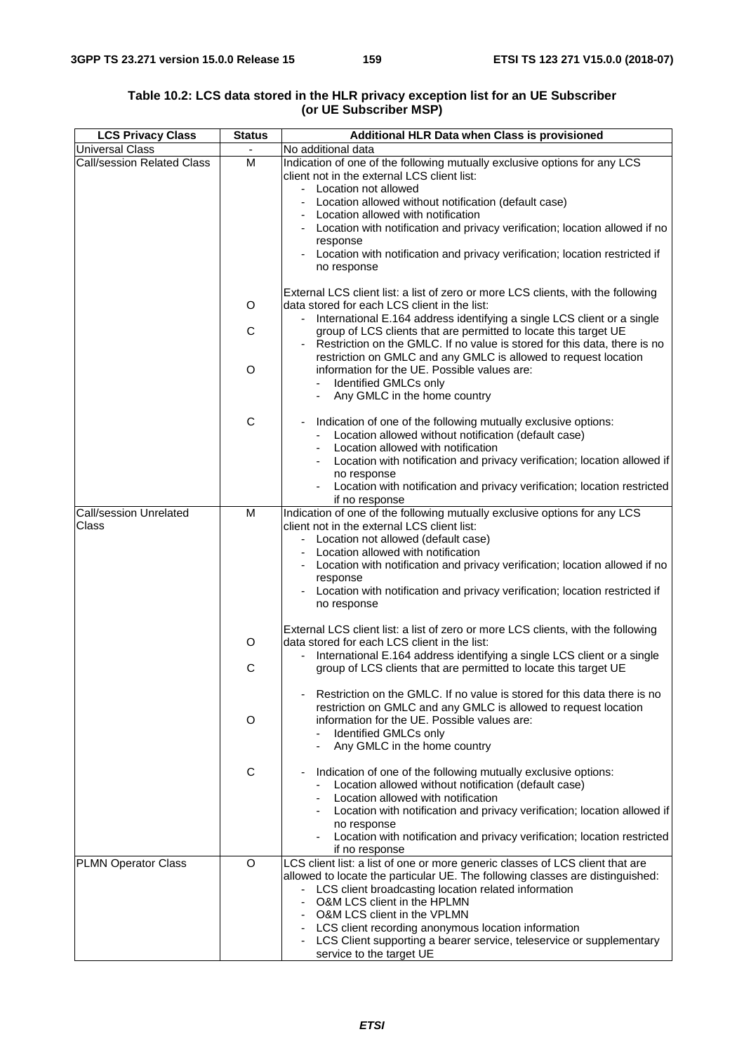**Table 10.2: LCS data stored in the HLR privacy exception list for an UE Subscriber (or UE Subscriber MSP)**

| LCS Privacy Class | Status | Additional HLR Data when Class is provisioned |
|---|---|---|
| Universal Class | - | No additional data |
| Call/session Related Class | M | Indication of one of the following mutually exclusive options for any LCS client not in the external LCS client list:<br>- Location not allowed<br>- Location allowed without notification (default case)<br>- Location allowed with notification<br>- Location with notification and privacy verification; location allowed if no response<br>- Location with notification and privacy verification; location restricted if no response |
| | O | External LCS client list: a list of zero or more LCS clients, with the following data stored for each LCS client in the list: |
| | C | - International E.164 address identifying a single LCS client or a single group of LCS clients that are permitted to locate this target UE |
| | O | - Restriction on the GMLC. If no value is stored for this data, there is no restriction on GMLC and any GMLC is allowed to request location information for the UE. Possible values are:<br>- Identified GMLCs only<br>- Any GMLC in the home country |
| | C | - Indication of one of the following mutually exclusive options:<br>- Location allowed without notification (default case)<br>- Location allowed with notification<br>- Location with notification and privacy verification; location allowed if no response<br>- Location with notification and privacy verification; location restricted if no response |
| Call/session Unrelated Class | M | Indication of one of the following mutually exclusive options for any LCS client not in the external LCS client list:<br>- Location not allowed (default case)<br>- Location allowed with notification<br>- Location with notification and privacy verification; location allowed if no response<br>- Location with notification and privacy verification; location restricted if no response |
| | O | External LCS client list: a list of zero or more LCS clients, with the following data stored for each LCS client in the list: |
| | C | - International E.164 address identifying a single LCS client or a single group of LCS clients that are permitted to locate this target UE |
| | O | - Restriction on the GMLC. If no value is stored for this data there is no restriction on GMLC and any GMLC is allowed to request location information for the UE. Possible values are:<br>- Identified GMLCs only<br>- Any GMLC in the home country |
| | C | - Indication of one of the following mutually exclusive options:<br>- Location allowed without notification (default case)<br>- Location allowed with notification<br>- Location with notification and privacy verification; location allowed if no response<br>- Location with notification and privacy verification; location restricted if no response |
| PLMN Operator Class | O | LCS client list: a list of one or more generic classes of LCS client that are allowed to locate the particular UE. The following classes are distinguished:<br>- LCS client broadcasting location related information<br>- O&M LCS client in the HPLMN<br>- O&M LCS client in the VPLMN<br>- LCS client recording anonymous location information<br>- LCS Client supporting a bearer service, teleservice or supplementary service to the target UE |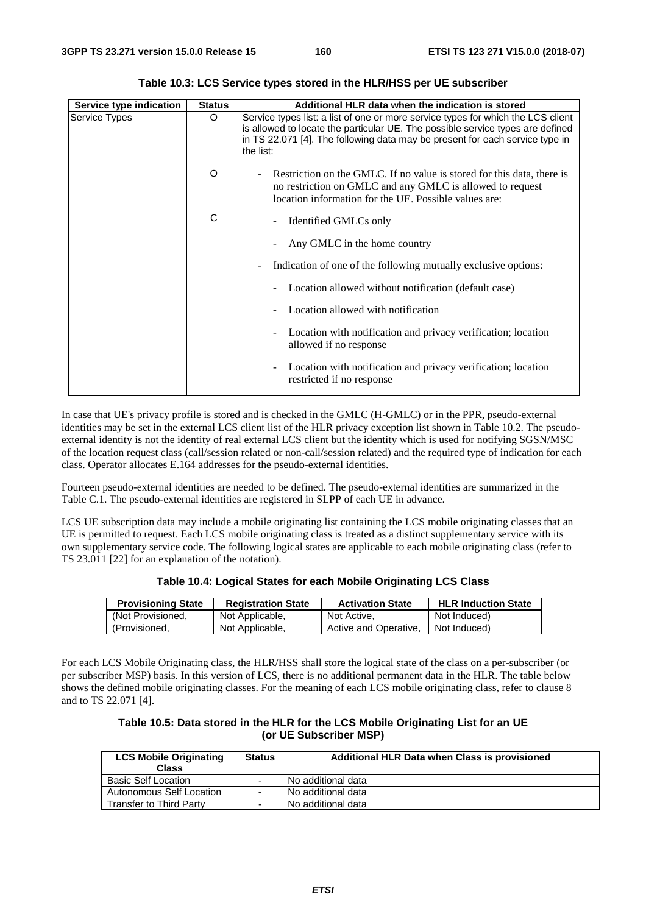**Table 10.3: LCS Service types stored in the HLR/HSS per UE subscriber**

| Service type indication | Status | Additional HLR data when the indication is stored |
|---|---|---|
| Service Types | O | Service types list: a list of one or more service types for which the LCS client is allowed to locate the particular UE. The possible service types are defined in TS 22.071 [4]. The following data may be present for each service type in the list: |
| | O | - Restriction on the GMLC. If no value is stored for this data, there is no restriction on GMLC and any GMLC is allowed to request location information for the UE. Possible values are: |
| | C | - Identified GMLCs only<br>- Any GMLC in the home country<br>- Indication of one of the following mutually exclusive options:<br>- Location allowed without notification (default case)<br>- Location allowed with notification<br>- Location with notification and privacy verification; location allowed if no response<br>- Location with notification and privacy verification; location restricted if no response |

In case that UE's privacy profile is stored and is checked in the GMLC (H-GMLC) or in the PPR, pseudo-external identities may be set in the external LCS client list of the HLR privacy exception list shown in Table 10.2. The pseudo-external identity is not the identity of real external LCS client but the identity which is used for notifying SGSN/MSC of the location request class (call/session related or non-call/session related) and the required type of indication for each class. Operator allocates E.164 addresses for the pseudo-external identities.

Fourteen pseudo-external identities are needed to be defined. The pseudo-external identities are summarized in the Table C.1. The pseudo-external identities are registered in SLPP of each UE in advance.

LCS UE subscription data may include a mobile originating list containing the LCS mobile originating classes that an UE is permitted to request. Each LCS mobile originating class is treated as a distinct supplementary service with its own supplementary service code. The following logical states are applicable to each mobile originating class (refer to TS 23.011 [22] for an explanation of the notation).

**Table 10.4: Logical States for each Mobile Originating LCS Class**

| Provisioning State | Registration State | Activation State | HLR Induction State |
|---|---|---|---|
| (Not Provisioned, | Not Applicable, | Not Active, | Not Induced) |
| (Provisioned, | Not Applicable, | Active and Operative, | Not Induced) |

For each LCS Mobile Originating class, the HLR/HSS shall store the logical state of the class on a per-subscriber (or per subscriber MSP) basis. In this version of LCS, there is no additional permanent data in the HLR. The table below shows the defined mobile originating classes. For the meaning of each LCS mobile originating class, refer to clause 8 and to TS 22.071 [4].

**Table 10.5: Data stored in the HLR for the LCS Mobile Originating List for an UE (or UE Subscriber MSP)**

| LCS Mobile Originating Class | Status | Additional HLR Data when Class is provisioned |
|---|---|---|
| Basic Self Location | - | No additional data |
| Autonomous Self Location | - | No additional data |
| Transfer to Third Party | - | No additional data |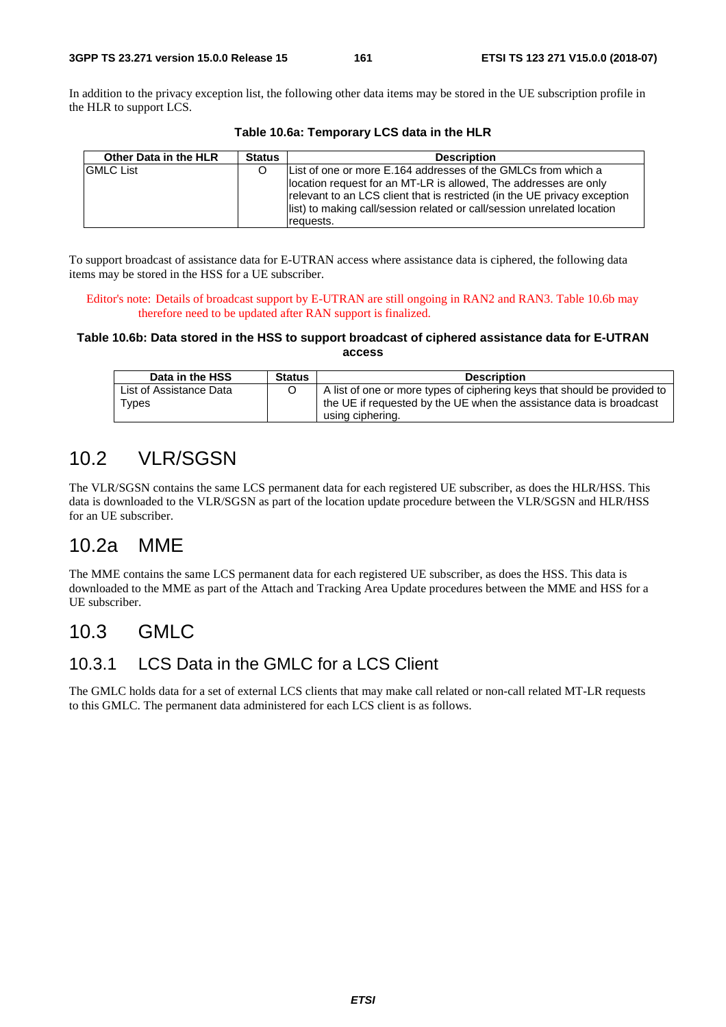In addition to the privacy exception list, the following other data items may be stored in the UE subscription profile in the HLR to support LCS.

**Table 10.6a: Temporary LCS data in the HLR**

| Other Data in the HLR | Status | Description |
|---|---|---|
| GMLC List | O | List of one or more E.164 addresses of the GMLCs from which a location request for an MT-LR is allowed, The addresses are only relevant to an LCS client that is restricted (in the UE privacy exception list) to making call/session related or call/session unrelated location requests. |

To support broadcast of assistance data for E-UTRAN access where assistance data is ciphered, the following data items may be stored in the HSS for a UE subscriber.

Editor's note: Details of broadcast support by E-UTRAN are still ongoing in RAN2 and RAN3. Table 10.6b may therefore need to be updated after RAN support is finalized.

**Table 10.6b: Data stored in the HSS to support broadcast of ciphered assistance data for E-UTRAN access**

| Data in the HSS | Status | Description |
|---|---|---|
| List of Assistance Data Types | O | A list of one or more types of ciphering keys that should be provided to the UE if requested by the UE when the assistance data is broadcast using ciphering. |

## 10.2 VLR/SGSN

The VLR/SGSN contains the same LCS permanent data for each registered UE subscriber, as does the HLR/HSS. This data is downloaded to the VLR/SGSN as part of the location update procedure between the VLR/SGSN and HLR/HSS for an UE subscriber.

## 10.2a MME

The MME contains the same LCS permanent data for each registered UE subscriber, as does the HSS. This data is downloaded to the MME as part of the Attach and Tracking Area Update procedures between the MME and HSS for a UE subscriber.

## 10.3 GMLC

### 10.3.1 LCS Data in the GMLC for a LCS Client

The GMLC holds data for a set of external LCS clients that may make call related or non-call related MT-LR requests to this GMLC. The permanent data administered for each LCS client is as follows.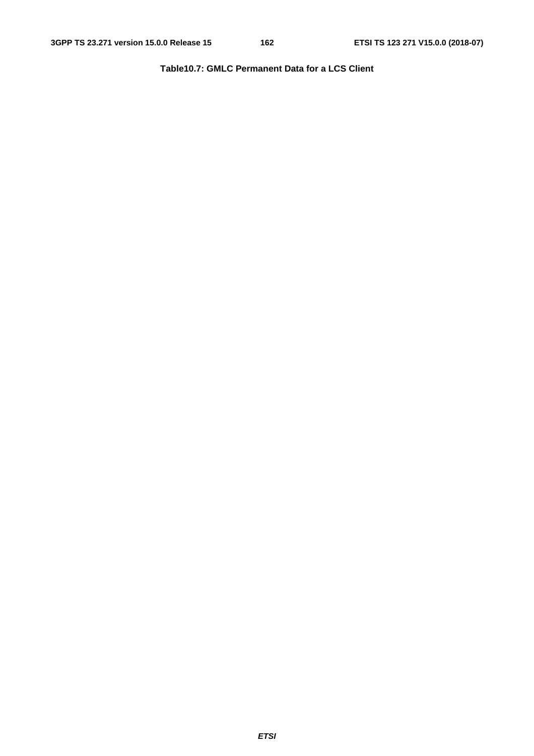**Table10.7: GMLC Permanent Data for a LCS Client**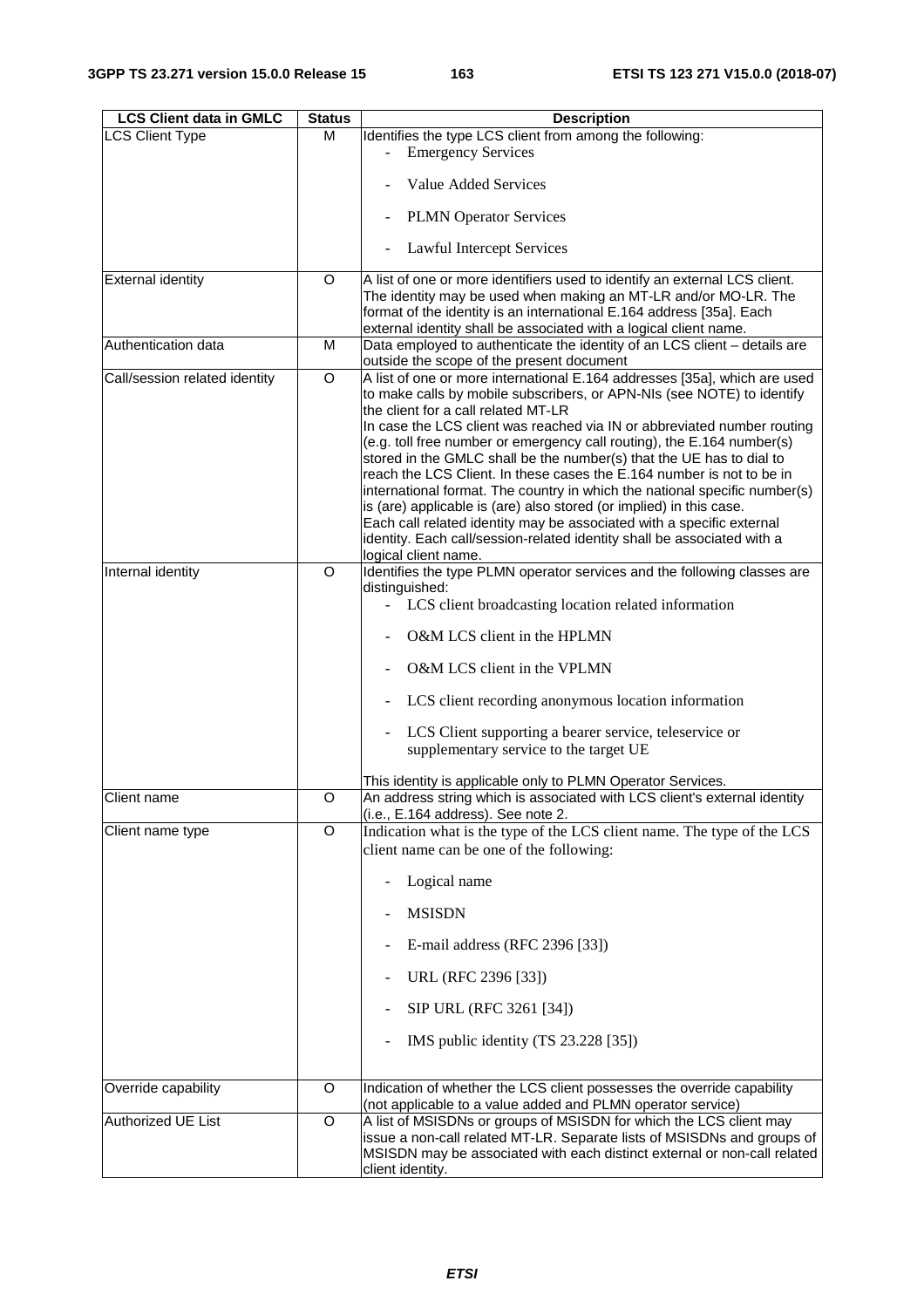| LCS Client data in GMLC | Status | Description |
|---|---|---|
| LCS Client Type | M | Identifies the type LCS client from among the following:<br>- Emergency Services<br>- Value Added Services<br>- PLMN Operator Services<br>- Lawful Intercept Services |
| External identity | O | A list of one or more identifiers used to identify an external LCS client. The identity may be used when making an MT-LR and/or MO-LR. The format of the identity is an international E.164 address [35a]. Each external identity shall be associated with a logical client name. |
| Authentication data | M | Data employed to authenticate the identity of an LCS client – details are outside the scope of the present document |
| Call/session related identity | O | A list of one or more international E.164 addresses [35a], which are used to make calls by mobile subscribers, or APN-NIs (see NOTE) to identify the client for a call related MT-LR<br>In case the LCS client was reached via IN or abbreviated number routing (e.g. toll free number or emergency call routing), the E.164 number(s) stored in the GMLC shall be the number(s) that the UE has to dial to reach the LCS Client. In these cases the E.164 number is not to be in international format. The country in which the national specific number(s) is (are) applicable is (are) also stored (or implied) in this case.<br>Each call related identity may be associated with a specific external identity. Each call/session-related identity shall be associated with a logical client name. |
| Internal identity | O | Identifies the type PLMN operator services and the following classes are distinguished:<br>- LCS client broadcasting location related information<br>- O&M LCS client in the HPLMN<br>- O&M LCS client in the VPLMN<br>- LCS client recording anonymous location information<br>- LCS Client supporting a bearer service, teleservice or supplementary service to the target UE<br><br>This identity is applicable only to PLMN Operator Services. |
| Client name | O | An address string which is associated with LCS client's external identity (i.e., E.164 address). See note 2. |
| Client name type | O | Indication what is the type of the LCS client name. The type of the LCS client name can be one of the following:<br>- Logical name<br>- MSISDN<br>- E-mail address (RFC 2396 [33])<br>- URL (RFC 2396 [33])<br>- SIP URL (RFC 3261 [34])<br>- IMS public identity (TS 23.228 [35]) |
| Override capability | O | Indication of whether the LCS client possesses the override capability (not applicable to a value added and PLMN operator service) |
| Authorized UE List | O | A list of MSISDNs or groups of MSISDN for which the LCS client may issue a non-call related MT-LR. Separate lists of MSISDNs and groups of MSISDN may be associated with each distinct external or non-call related client identity. |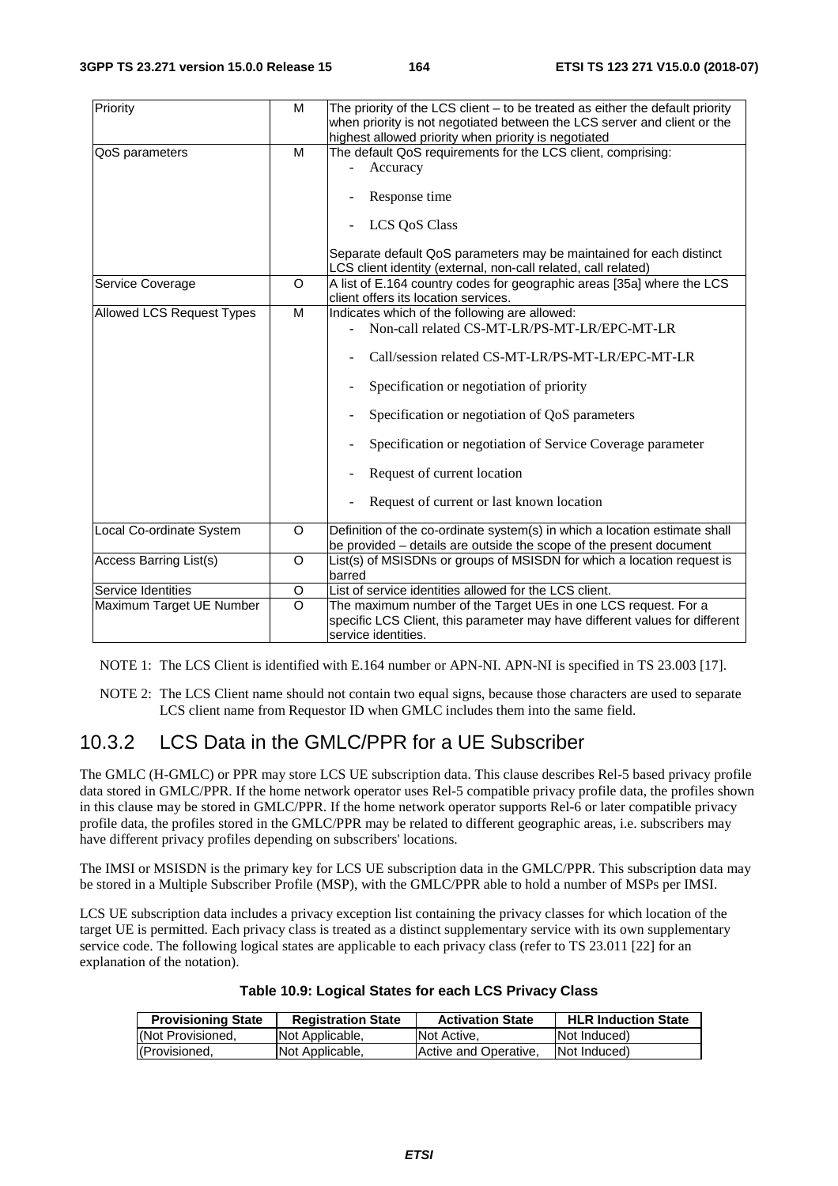| Priority | M | The priority of the LCS client – to be treated as either the default priority when priority is not negotiated between the LCS server and client or the highest allowed priority when priority is negotiated |
|---|---|---|
| QoS parameters | M | The default QoS requirements for the LCS client, comprising:<br>- Accuracy<br>- Response time<br>- LCS QoS Class<br><br>Separate default QoS parameters may be maintained for each distinct LCS client identity (external, non-call related, call related) |
| Service Coverage | O | A list of E.164 country codes for geographic areas [35a] where the LCS client offers its location services. |
| Allowed LCS Request Types | M | Indicates which of the following are allowed:<br>- Non-call related CS-MT-LR/PS-MT-LR/EPC-MT-LR<br>- Call/session related CS-MT-LR/PS-MT-LR/EPC-MT-LR<br>- Specification or negotiation of priority<br>- Specification or negotiation of QoS parameters<br>- Specification or negotiation of Service Coverage parameter<br>- Request of current location<br>- Request of current or last known location |
| Local Co-ordinate System | O | Definition of the co-ordinate system(s) in which a location estimate shall be provided – details are outside the scope of the present document |
| Access Barring List(s) | O | List(s) of MSISDNs or groups of MSISDN for which a location request is barred |
| Service Identities | O | List of service identities allowed for the LCS client. |
| Maximum Target UE Number | O | The maximum number of the Target UEs in one LCS request. For a specific LCS Client, this parameter may have different values for different service identities. |

NOTE 1: The LCS Client is identified with E.164 number or APN-NI. APN-NI is specified in TS 23.003 [17].

NOTE 2: The LCS Client name should not contain two equal signs, because those characters are used to separate LCS client name from Requestor ID when GMLC includes them into the same field.

## 10.3.2 LCS Data in the GMLC/PPR for a UE Subscriber

The GMLC (H-GMLC) or PPR may store LCS UE subscription data. This clause describes Rel-5 based privacy profile data stored in GMLC/PPR. If the home network operator uses Rel-5 compatible privacy profile data, the profiles shown in this clause may be stored in GMLC/PPR. If the home network operator supports Rel-6 or later compatible privacy profile data, the profiles stored in the GMLC/PPR may be related to different geographic areas, i.e. subscribers may have different privacy profiles depending on subscribers' locations.

The IMSI or MSISDN is the primary key for LCS UE subscription data in the GMLC/PPR. This subscription data may be stored in a Multiple Subscriber Profile (MSP), with the GMLC/PPR able to hold a number of MSPs per IMSI.

LCS UE subscription data includes a privacy exception list containing the privacy classes for which location of the target UE is permitted. Each privacy class is treated as a distinct supplementary service with its own supplementary service code. The following logical states are applicable to each privacy class (refer to TS 23.011 [22] for an explanation of the notation).

**Table 10.9: Logical States for each LCS Privacy Class**

| Provisioning State | Registration State | Activation State | HLR Induction State |
|---|---|---|---|
| (Not Provisioned, | Not Applicable, | Not Active, | Not Induced) |
| (Provisioned, | Not Applicable, | Active and Operative, | Not Induced) |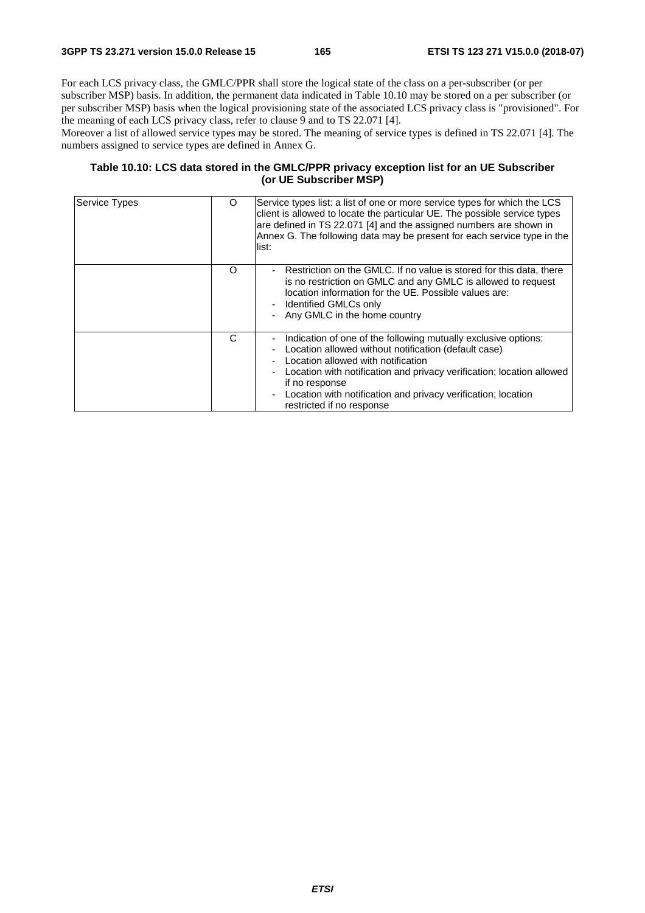For each LCS privacy class, the GMLC/PPR shall store the logical state of the class on a per-subscriber (or per subscriber MSP) basis. In addition, the permanent data indicated in Table 10.10 may be stored on a per subscriber (or per subscriber MSP) basis when the logical provisioning state of the associated LCS privacy class is "provisioned". For the meaning of each LCS privacy class, refer to clause 9 and to TS 22.071 [4].
Moreover a list of allowed service types may be stored. The meaning of service types is defined in TS 22.071 [4]. The numbers assigned to service types are defined in Annex G.

**Table 10.10: LCS data stored in the GMLC/PPR privacy exception list for an UE Subscriber (or UE Subscriber MSP)**

| | | |
|---|---|---|
| Service Types | O | Service types list: a list of one or more service types for which the LCS client is allowed to locate the particular UE. The possible service types are defined in TS 22.071 [4] and the assigned numbers are shown in Annex G. The following data may be present for each service type in the list: |
| | O | - Restriction on the GMLC. If no value is stored for this data, there is no restriction on GMLC and any GMLC is allowed to request location information for the UE. Possible values are:<br>- Identified GMLCs only<br>- Any GMLC in the home country |
| | C | - Indication of one of the following mutually exclusive options:<br>- Location allowed without notification (default case)<br>- Location allowed with notification<br>- Location with notification and privacy verification; location allowed if no response<br>- Location with notification and privacy verification; location restricted if no response |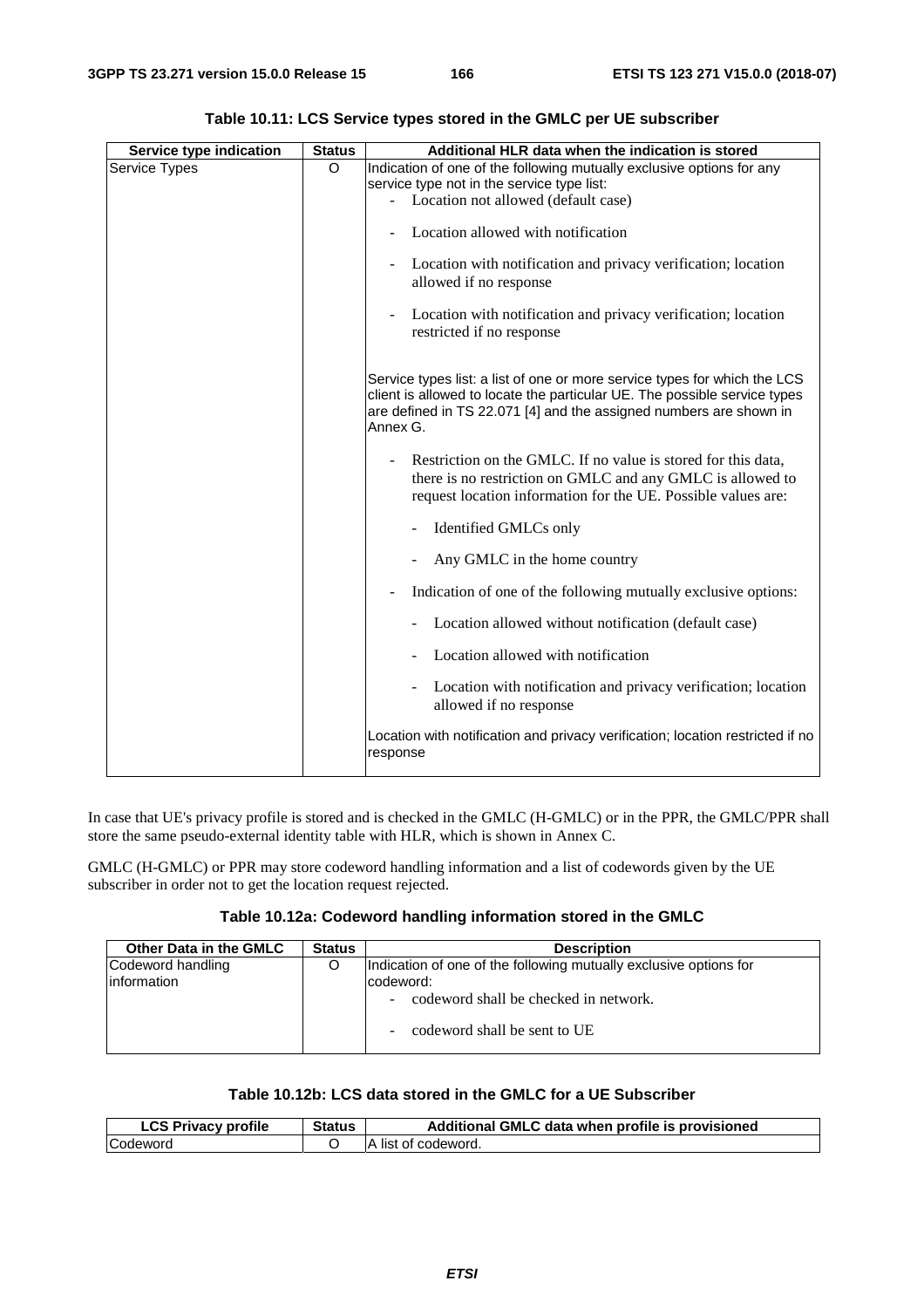**Table 10.11: LCS Service types stored in the GMLC per UE subscriber**

| Service type indication | Status | Additional HLR data when the indication is stored |
|---|---|---|
| Service Types | O | Indication of one of the following mutually exclusive options for any service type not in the service type list:<br>- Location not allowed (default case)<br>- Location allowed with notification<br>- Location with notification and privacy verification; location allowed if no response<br>- Location with notification and privacy verification; location restricted if no response<br><br>Service types list: a list of one or more service types for which the LCS client is allowed to locate the particular UE. The possible service types are defined in TS 22.071 [4] and the assigned numbers are shown in Annex G.<br>- Restriction on the GMLC. If no value is stored for this data, there is no restriction on GMLC and any GMLC is allowed to request location information for the UE. Possible values are:<br>&nbsp;&nbsp;- Identified GMLCs only<br>&nbsp;&nbsp;- Any GMLC in the home country<br>- Indication of one of the following mutually exclusive options:<br>&nbsp;&nbsp;- Location allowed without notification (default case)<br>&nbsp;&nbsp;- Location allowed with notification<br>&nbsp;&nbsp;- Location with notification and privacy verification; location allowed if no response<br><br>Location with notification and privacy verification; location restricted if no response |

In case that UE's privacy profile is stored and is checked in the GMLC (H-GMLC) or in the PPR, the GMLC/PPR shall store the same pseudo-external identity table with HLR, which is shown in Annex C.

GMLC (H-GMLC) or PPR may store codeword handling information and a list of codewords given by the UE subscriber in order not to get the location request rejected.

**Table 10.12a: Codeword handling information stored in the GMLC**

| Other Data in the GMLC | Status | Description |
|---|---|---|
| Codeword handling information | O | Indication of one of the following mutually exclusive options for codeword:<br>- codeword shall be checked in network.<br>- codeword shall be sent to UE |

**Table 10.12b: LCS data stored in the GMLC for a UE Subscriber**

| LCS Privacy profile | Status | Additional GMLC data when profile is provisioned |
|---|---|---|
| Codeword | O | A list of codeword. |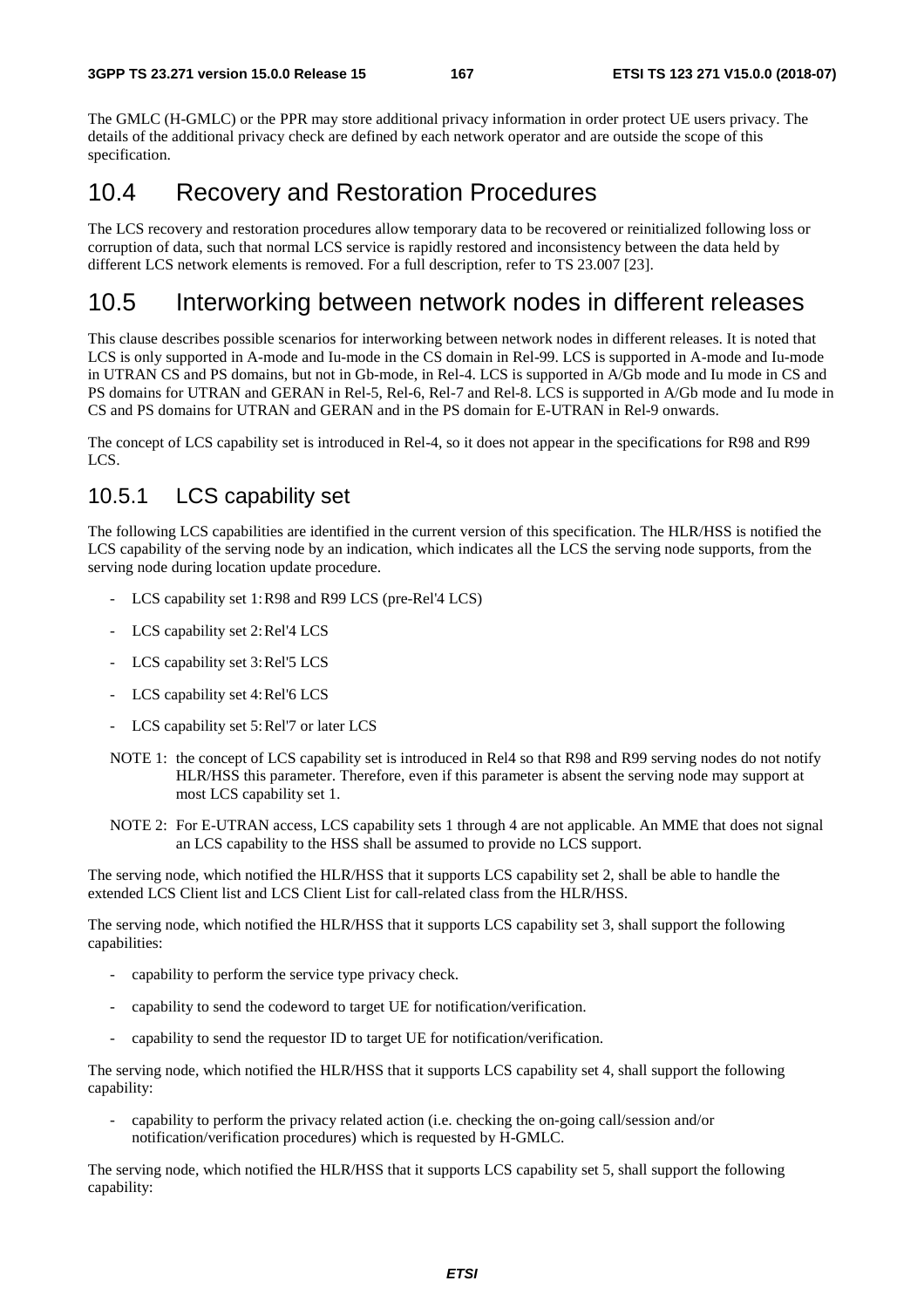The GMLC (H-GMLC) or the PPR may store additional privacy information in order protect UE users privacy. The details of the additional privacy check are defined by each network operator and are outside the scope of this specification.

## 10.4 Recovery and Restoration Procedures

The LCS recovery and restoration procedures allow temporary data to be recovered or reinitialized following loss or corruption of data, such that normal LCS service is rapidly restored and inconsistency between the data held by different LCS network elements is removed. For a full description, refer to TS 23.007 [23].

## 10.5 Interworking between network nodes in different releases

This clause describes possible scenarios for interworking between network nodes in different releases. It is noted that LCS is only supported in A-mode and Iu-mode in the CS domain in Rel-99. LCS is supported in A-mode and Iu-mode in UTRAN CS and PS domains, but not in Gb-mode, in Rel-4. LCS is supported in A/Gb mode and Iu mode in CS and PS domains for UTRAN and GERAN in Rel-5, Rel-6, Rel-7 and Rel-8. LCS is supported in A/Gb mode and Iu mode in CS and PS domains for UTRAN and GERAN and in the PS domain for E-UTRAN in Rel-9 onwards.

The concept of LCS capability set is introduced in Rel-4, so it does not appear in the specifications for R98 and R99 LCS.

### 10.5.1 LCS capability set

The following LCS capabilities are identified in the current version of this specification. The HLR/HSS is notified the LCS capability of the serving node by an indication, which indicates all the LCS the serving node supports, from the serving node during location update procedure.

- LCS capability set 1: R98 and R99 LCS (pre-Rel'4 LCS)
- LCS capability set 2: Rel'4 LCS
- LCS capability set 3: Rel'5 LCS
- LCS capability set 4: Rel'6 LCS
- LCS capability set 5: Rel'7 or later LCS

NOTE 1: the concept of LCS capability set is introduced in Rel4 so that R98 and R99 serving nodes do not notify HLR/HSS this parameter. Therefore, even if this parameter is absent the serving node may support at most LCS capability set 1.

NOTE 2: For E-UTRAN access, LCS capability sets 1 through 4 are not applicable. An MME that does not signal an LCS capability to the HSS shall be assumed to provide no LCS support.

The serving node, which notified the HLR/HSS that it supports LCS capability set 2, shall be able to handle the extended LCS Client list and LCS Client List for call-related class from the HLR/HSS.

The serving node, which notified the HLR/HSS that it supports LCS capability set 3, shall support the following capabilities:

- capability to perform the service type privacy check.
- capability to send the codeword to target UE for notification/verification.
- capability to send the requestor ID to target UE for notification/verification.

The serving node, which notified the HLR/HSS that it supports LCS capability set 4, shall support the following capability:

- capability to perform the privacy related action (i.e. checking the on-going call/session and/or notification/verification procedures) which is requested by H-GMLC.

The serving node, which notified the HLR/HSS that it supports LCS capability set 5, shall support the following capability: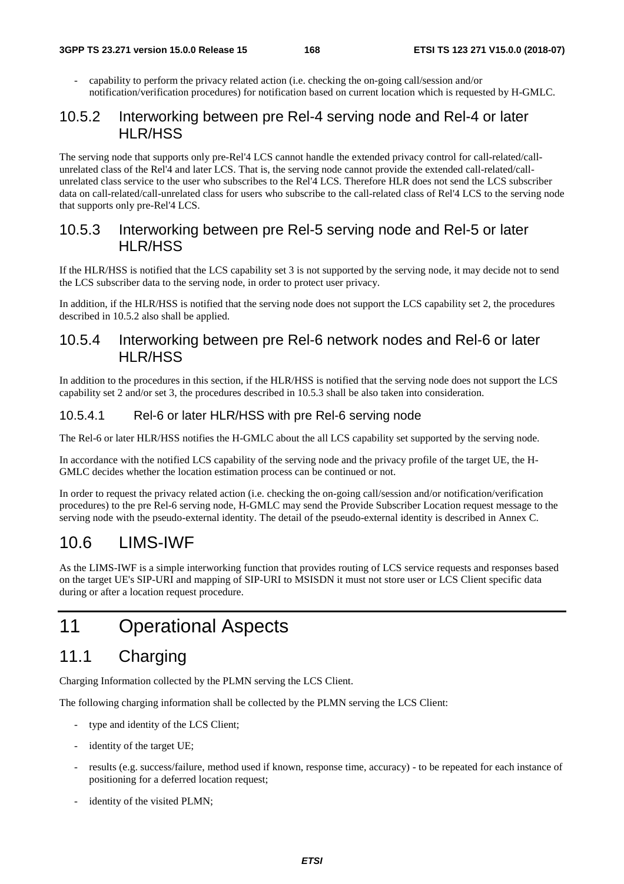- capability to perform the privacy related action (i.e. checking the on-going call/session and/or notification/verification procedures) for notification based on current location which is requested by H-GMLC.

### 10.5.2 Interworking between pre Rel-4 serving node and Rel-4 or later HLR/HSS

The serving node that supports only pre-Rel'4 LCS cannot handle the extended privacy control for call-related/call-unrelated class of the Rel'4 and later LCS. That is, the serving node cannot provide the extended call-related/call-unrelated class service to the user who subscribes to the Rel'4 LCS. Therefore HLR does not send the LCS subscriber data on call-related/call-unrelated class for users who subscribe to the call-related class of Rel'4 LCS to the serving node that supports only pre-Rel'4 LCS.

### 10.5.3 Interworking between pre Rel-5 serving node and Rel-5 or later HLR/HSS

If the HLR/HSS is notified that the LCS capability set 3 is not supported by the serving node, it may decide not to send the LCS subscriber data to the serving node, in order to protect user privacy.

In addition, if the HLR/HSS is notified that the serving node does not support the LCS capability set 2, the procedures described in 10.5.2 also shall be applied.

### 10.5.4 Interworking between pre Rel-6 network nodes and Rel-6 or later HLR/HSS

In addition to the procedures in this section, if the HLR/HSS is notified that the serving node does not support the LCS capability set 2 and/or set 3, the procedures described in 10.5.3 shall be also taken into consideration.

#### 10.5.4.1 Rel-6 or later HLR/HSS with pre Rel-6 serving node

The Rel-6 or later HLR/HSS notifies the H-GMLC about the all LCS capability set supported by the serving node.

In accordance with the notified LCS capability of the serving node and the privacy profile of the target UE, the H-GMLC decides whether the location estimation process can be continued or not.

In order to request the privacy related action (i.e. checking the on-going call/session and/or notification/verification procedures) to the pre Rel-6 serving node, H-GMLC may send the Provide Subscriber Location request message to the serving node with the pseudo-external identity. The detail of the pseudo-external identity is described in Annex C.

## 10.6 LIMS-IWF

As the LIMS-IWF is a simple interworking function that provides routing of LCS service requests and responses based on the target UE's SIP-URI and mapping of SIP-URI to MSISDN it must not store user or LCS Client specific data during or after a location request procedure.

# 11 Operational Aspects

## 11.1 Charging

Charging Information collected by the PLMN serving the LCS Client.

The following charging information shall be collected by the PLMN serving the LCS Client:

- type and identity of the LCS Client;
- identity of the target UE;
- results (e.g. success/failure, method used if known, response time, accuracy) - to be repeated for each instance of positioning for a deferred location request;
- identity of the visited PLMN;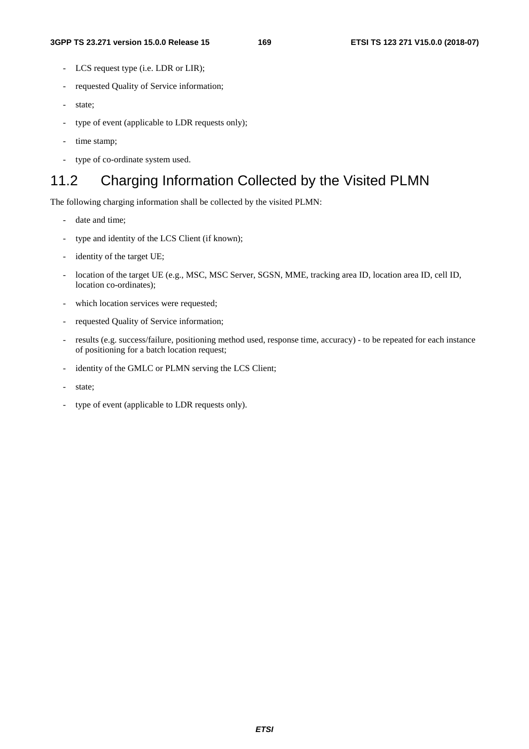- LCS request type (i.e. LDR or LIR);
- requested Quality of Service information;
- state;
- type of event (applicable to LDR requests only);
- time stamp;
- type of co-ordinate system used.

## 11.2 Charging Information Collected by the Visited PLMN

The following charging information shall be collected by the visited PLMN:

- date and time;
- type and identity of the LCS Client (if known);
- identity of the target UE;
- location of the target UE (e.g., MSC, MSC Server, SGSN, MME, tracking area ID, location area ID, cell ID, location co-ordinates);
- which location services were requested;
- requested Quality of Service information;
- results (e.g. success/failure, positioning method used, response time, accuracy) - to be repeated for each instance of positioning for a batch location request;
- identity of the GMLC or PLMN serving the LCS Client;
- state;
- type of event (applicable to LDR requests only).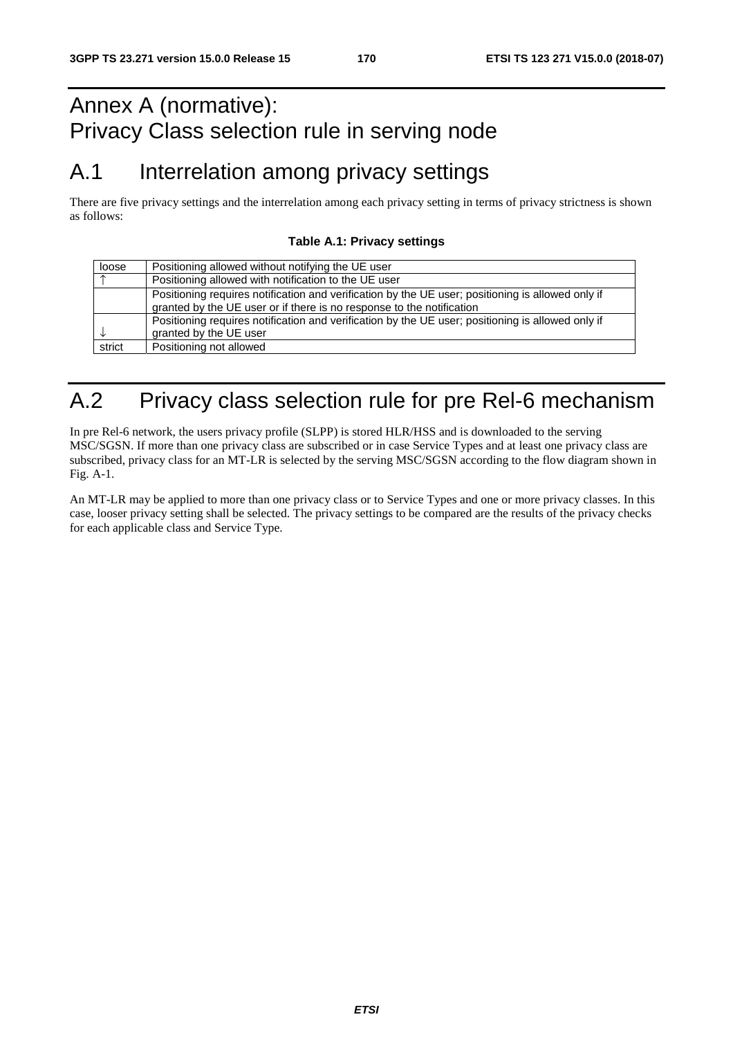# Annex A (normative): Privacy Class selection rule in serving node

# A.1 Interrelation among privacy settings

There are five privacy settings and the interrelation among each privacy setting in terms of privacy strictness is shown as follows:

**Table A.1: Privacy settings**

| | |
|---|---|
| loose | Positioning allowed without notifying the UE user |
| ↑ | Positioning allowed with notification to the UE user |
| | Positioning requires notification and verification by the UE user; positioning is allowed only if granted by the UE user or if there is no response to the notification |
| ↓ | Positioning requires notification and verification by the UE user; positioning is allowed only if granted by the UE user |
| strict | Positioning not allowed |

# A.2 Privacy class selection rule for pre Rel-6 mechanism

In pre Rel-6 network, the users privacy profile (SLPP) is stored HLR/HSS and is downloaded to the serving MSC/SGSN. If more than one privacy class are subscribed or in case Service Types and at least one privacy class are subscribed, privacy class for an MT-LR is selected by the serving MSC/SGSN according to the flow diagram shown in Fig. A-1.

An MT-LR may be applied to more than one privacy class or to Service Types and one or more privacy classes. In this case, looser privacy setting shall be selected. The privacy settings to be compared are the results of the privacy checks for each applicable class and Service Type.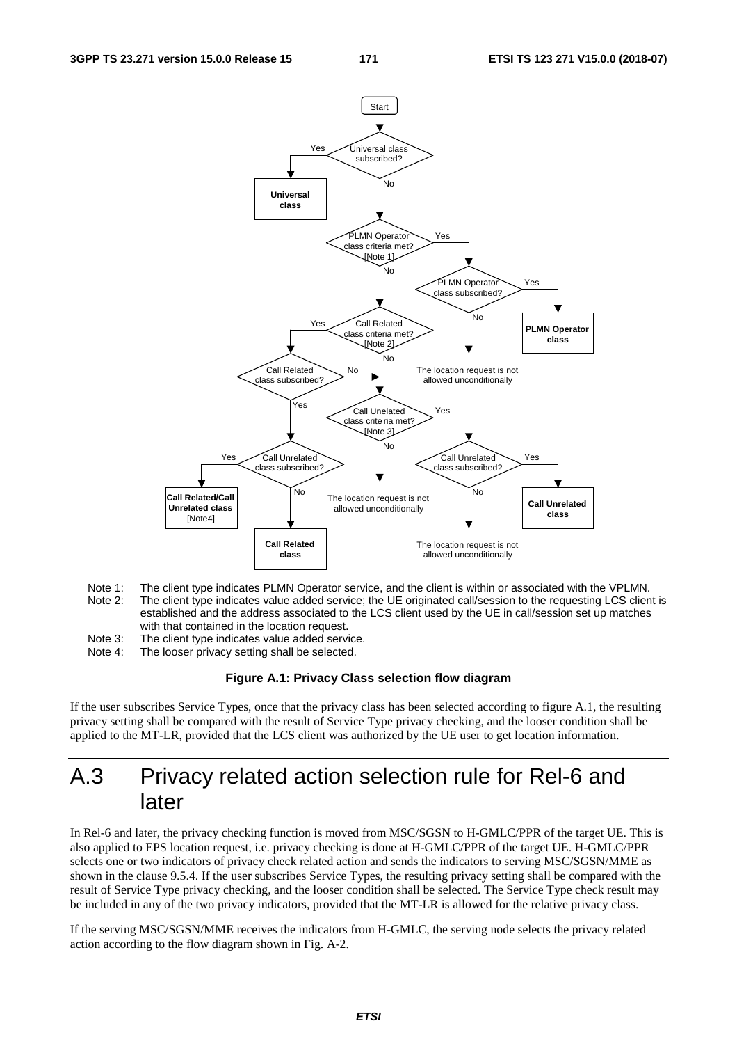Note 1: The client type indicates PLMN Operator service, and the client is within or associated with the VPLMN.

Note 2: The client type indicates value added service; the UE originated call/session to the requesting LCS client is established and the address associated to the LCS client used by the UE in call/session set up matches with that contained in the location request.

Note 3: The client type indicates value added service.

Note 4: The looser privacy setting shall be selected.

**Figure A.1: Privacy Class selection flow diagram**

If the user subscribes Service Types, once that the privacy class has been selected according to figure A.1, the resulting privacy setting shall be compared with the result of Service Type privacy checking, and the looser condition shall be applied to the MT-LR, provided that the LCS client was authorized by the UE user to get location information.

# A.3 Privacy related action selection rule for Rel-6 and later

In Rel-6 and later, the privacy checking function is moved from MSC/SGSN to H-GMLC/PPR of the target UE. This is also applied to EPS location request, i.e. privacy checking is done at H-GMLC/PPR of the target UE. H-GMLC/PPR selects one or two indicators of privacy check related action and sends the indicators to serving MSC/SGSN/MME as shown in the clause 9.5.4. If the user subscribes Service Types, the resulting privacy setting shall be compared with the result of Service Type privacy checking, and the looser condition shall be selected. The Service Type check result may be included in any of the two privacy indicators, provided that the MT-LR is allowed for the relative privacy class.

If the serving MSC/SGSN/MME receives the indicators from H-GMLC, the serving node selects the privacy related action according to the flow diagram shown in Fig. A-2.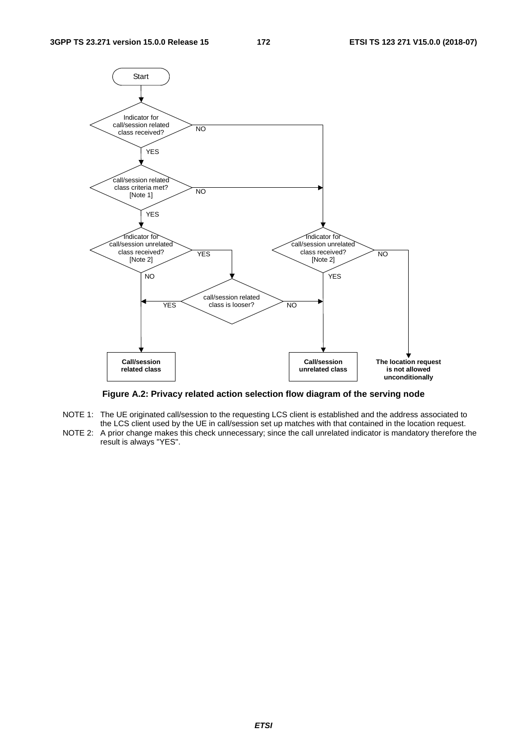Start

Indicator for call/session related class received?

- NO → Indicator for call/session unrelated class received? [Note 2] (right branch)
- YES → call/session related class criteria met? [Note 1]

call/session related class criteria met? [Note 1]

- NO → Indicator for call/session unrelated class received? [Note 2] (right branch)
- YES → Indicator for call/session unrelated class received? [Note 2] (left branch)

Indicator for call/session unrelated class received? [Note 2] (left branch)

- NO → **Call/session related class**
- YES → call/session related class is looser?

call/session related class is looser?

- YES → **Call/session related class**
- NO → **Call/session unrelated class**

Indicator for call/session unrelated class received? [Note 2] (right branch)

- YES → **Call/session unrelated class**
- NO → **The location request is not allowed unconditionally**

**Figure A.2: Privacy related action selection flow diagram of the serving node**

NOTE 1: The UE originated call/session to the requesting LCS client is established and the address associated to the LCS client used by the UE in call/session set up matches with that contained in the location request.

NOTE 2: A prior change makes this check unnecessary; since the call unrelated indicator is mandatory therefore the result is always "YES".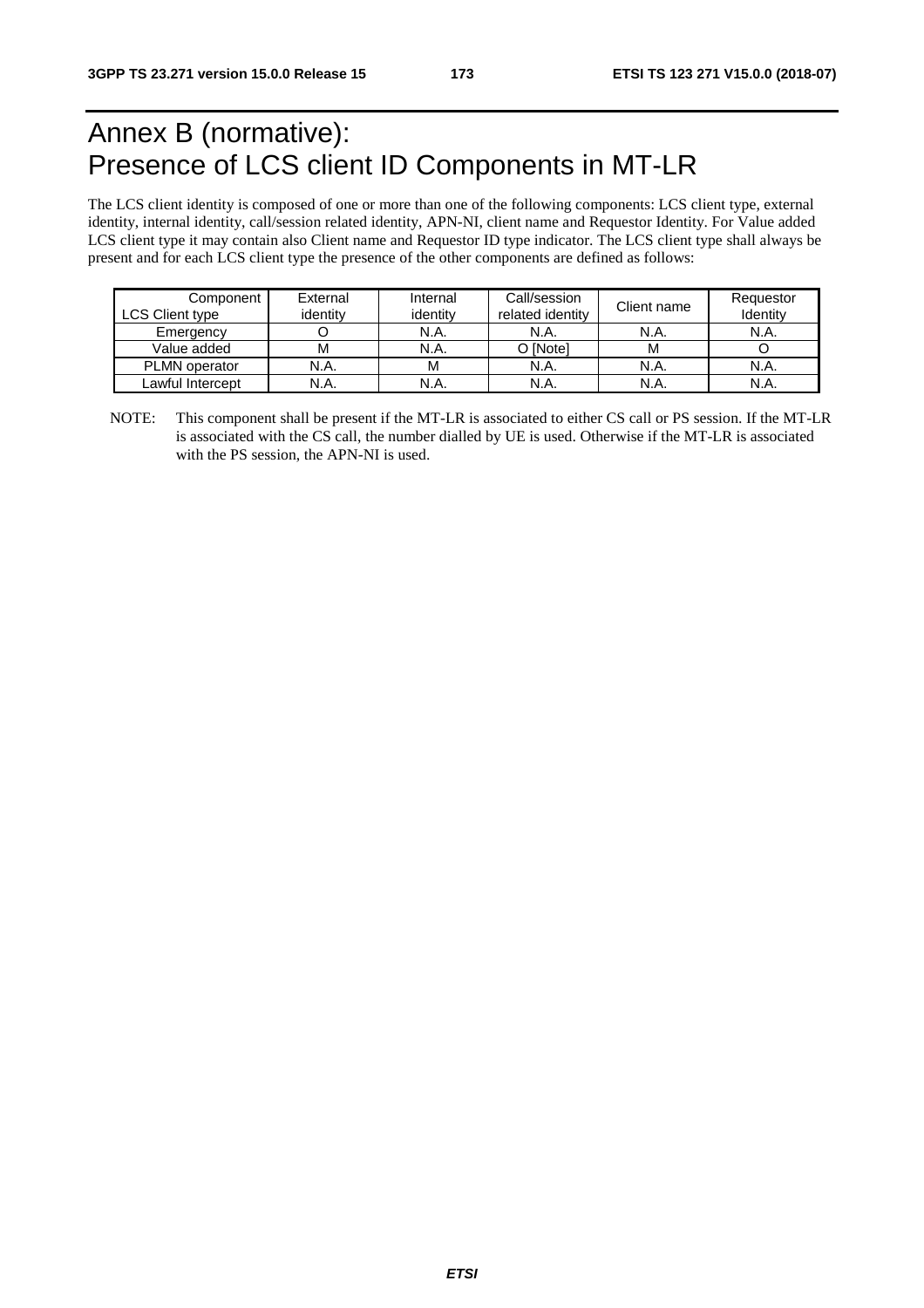# Annex B (normative):<br>Presence of LCS client ID Components in MT-LR

The LCS client identity is composed of one or more than one of the following components: LCS client type, external identity, internal identity, call/session related identity, APN-NI, client name and Requestor Identity. For Value added LCS client type it may contain also Client name and Requestor ID type indicator. The LCS client type shall always be present and for each LCS client type the presence of the other components are defined as follows:

| Component<br>LCS Client type | External identity | Internal identity | Call/session related identity | Client name | Requestor Identity |
|---|---|---|---|---|---|
| Emergency | O | N.A. | N.A. | N.A. | N.A. |
| Value added | M | N.A. | O [Note] | M | O |
| PLMN operator | N.A. | M | N.A. | N.A. | N.A. |
| Lawful Intercept | N.A. | N.A. | N.A. | N.A. | N.A. |

NOTE: This component shall be present if the MT-LR is associated to either CS call or PS session. If the MT-LR is associated with the CS call, the number dialled by UE is used. Otherwise if the MT-LR is associated with the PS session, the APN-NI is used.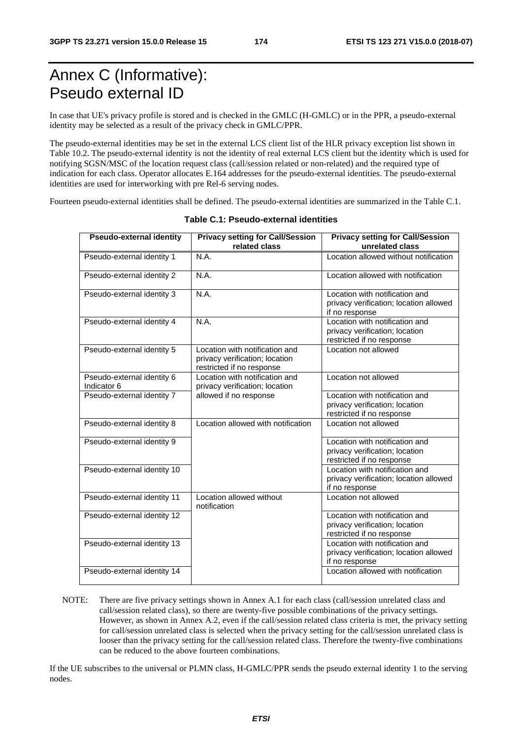# Annex C (Informative): Pseudo external ID

In case that UE's privacy profile is stored and is checked in the GMLC (H-GMLC) or in the PPR, a pseudo-external identity may be selected as a result of the privacy check in GMLC/PPR.

The pseudo-external identities may be set in the external LCS client list of the HLR privacy exception list shown in Table 10.2. The pseudo-external identity is not the identity of real external LCS client but the identity which is used for notifying SGSN/MSC of the location request class (call/session related or non-related) and the required type of indication for each class. Operator allocates E.164 addresses for the pseudo-external identities. The pseudo-external identities are used for interworking with pre Rel-6 serving nodes.

Fourteen pseudo-external identities shall be defined. The pseudo-external identities are summarized in the Table C.1.

**Table C.1: Pseudo-external identities**

| Pseudo-external identity | Privacy setting for Call/Session related class | Privacy setting for Call/Session unrelated class |
|---|---|---|
| Pseudo-external identity 1 | N.A. | Location allowed without notification |
| Pseudo-external identity 2 | N.A. | Location allowed with notification |
| Pseudo-external identity 3 | N.A. | Location with notification and privacy verification; location allowed if no response |
| Pseudo-external identity 4 | N.A. | Location with notification and privacy verification; location restricted if no response |
| Pseudo-external identity 5 | Location with notification and privacy verification; location restricted if no response | Location not allowed |
| Pseudo-external identity 6 Indicator 6 | Location with notification and privacy verification; location allowed if no response | Location not allowed |
| Pseudo-external identity 7 | | Location with notification and privacy verification; location restricted if no response |
| Pseudo-external identity 8 | Location allowed with notification | Location not allowed |
| Pseudo-external identity 9 | | Location with notification and privacy verification; location restricted if no response |
| Pseudo-external identity 10 | | Location with notification and privacy verification; location allowed if no response |
| Pseudo-external identity 11 | Location allowed without notification | Location not allowed |
| Pseudo-external identity 12 | | Location with notification and privacy verification; location restricted if no response |
| Pseudo-external identity 13 | | Location with notification and privacy verification; location allowed if no response |
| Pseudo-external identity 14 | | Location allowed with notification |

NOTE: There are five privacy settings shown in Annex A.1 for each class (call/session unrelated class and call/session related class), so there are twenty-five possible combinations of the privacy settings. However, as shown in Annex A.2, even if the call/session related class criteria is met, the privacy setting for call/session unrelated class is selected when the privacy setting for the call/session unrelated class is looser than the privacy setting for the call/session related class. Therefore the twenty-five combinations can be reduced to the above fourteen combinations.

If the UE subscribes to the universal or PLMN class, H-GMLC/PPR sends the pseudo external identity 1 to the serving nodes.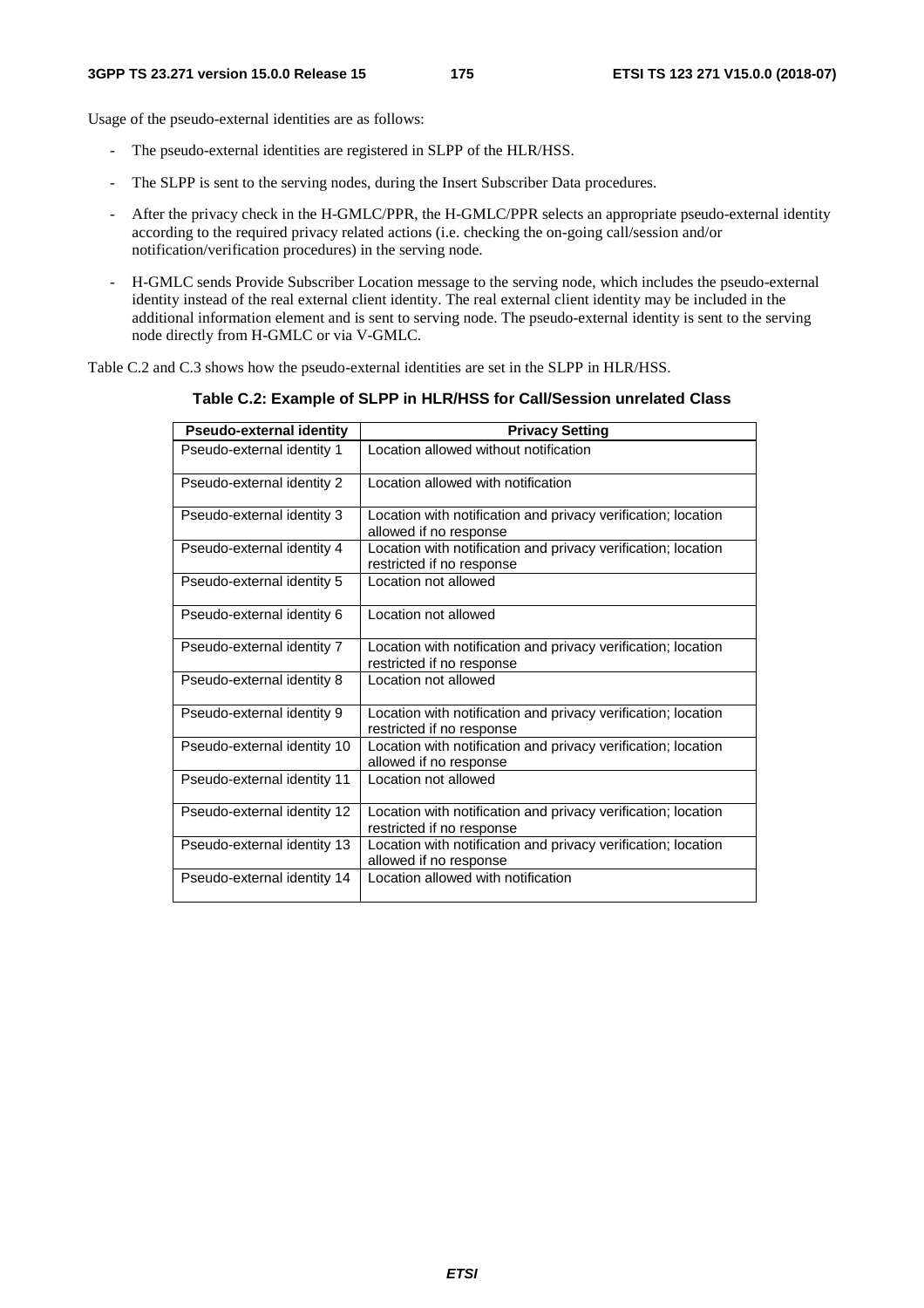Usage of the pseudo-external identities are as follows:

- The pseudo-external identities are registered in SLPP of the HLR/HSS.
- The SLPP is sent to the serving nodes, during the Insert Subscriber Data procedures.
- After the privacy check in the H-GMLC/PPR, the H-GMLC/PPR selects an appropriate pseudo-external identity according to the required privacy related actions (i.e. checking the on-going call/session and/or notification/verification procedures) in the serving node.
- H-GMLC sends Provide Subscriber Location message to the serving node, which includes the pseudo-external identity instead of the real external client identity. The real external client identity may be included in the additional information element and is sent to serving node. The pseudo-external identity is sent to the serving node directly from H-GMLC or via V-GMLC.

Table C.2 and C.3 shows how the pseudo-external identities are set in the SLPP in HLR/HSS.

**Table C.2: Example of SLPP in HLR/HSS for Call/Session unrelated Class**

| Pseudo-external identity | Privacy Setting |
|---|---|
| Pseudo-external identity 1 | Location allowed without notification |
| Pseudo-external identity 2 | Location allowed with notification |
| Pseudo-external identity 3 | Location with notification and privacy verification; location allowed if no response |
| Pseudo-external identity 4 | Location with notification and privacy verification; location restricted if no response |
| Pseudo-external identity 5 | Location not allowed |
| Pseudo-external identity 6 | Location not allowed |
| Pseudo-external identity 7 | Location with notification and privacy verification; location restricted if no response |
| Pseudo-external identity 8 | Location not allowed |
| Pseudo-external identity 9 | Location with notification and privacy verification; location restricted if no response |
| Pseudo-external identity 10 | Location with notification and privacy verification; location allowed if no response |
| Pseudo-external identity 11 | Location not allowed |
| Pseudo-external identity 12 | Location with notification and privacy verification; location restricted if no response |
| Pseudo-external identity 13 | Location with notification and privacy verification; location allowed if no response |
| Pseudo-external identity 14 | Location allowed with notification |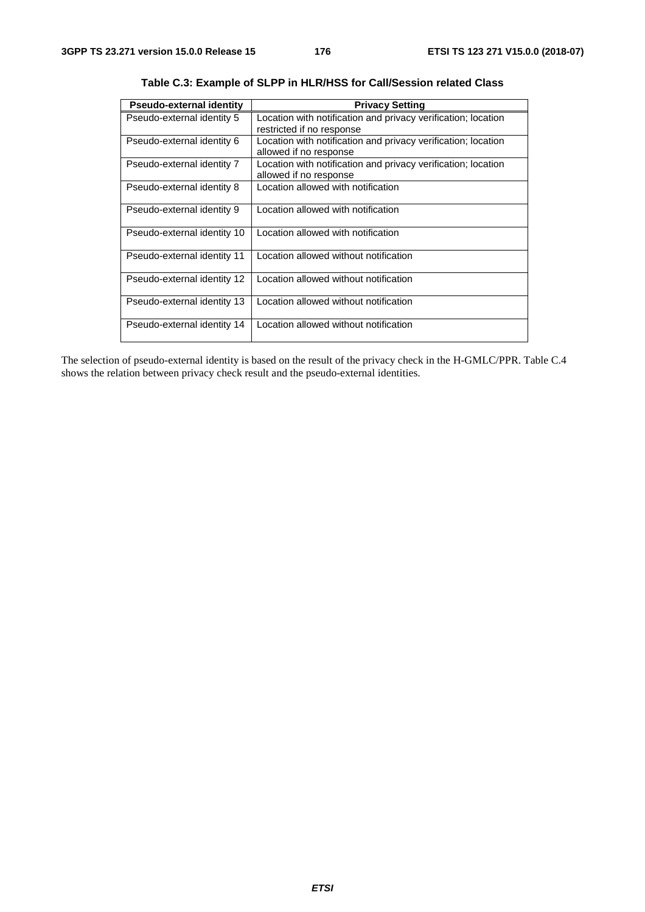**Table C.3: Example of SLPP in HLR/HSS for Call/Session related Class**

| Pseudo-external identity | Privacy Setting |
|---|---|
| Pseudo-external identity 5 | Location with notification and privacy verification; location restricted if no response |
| Pseudo-external identity 6 | Location with notification and privacy verification; location allowed if no response |
| Pseudo-external identity 7 | Location with notification and privacy verification; location allowed if no response |
| Pseudo-external identity 8 | Location allowed with notification |
| Pseudo-external identity 9 | Location allowed with notification |
| Pseudo-external identity 10 | Location allowed with notification |
| Pseudo-external identity 11 | Location allowed without notification |
| Pseudo-external identity 12 | Location allowed without notification |
| Pseudo-external identity 13 | Location allowed without notification |
| Pseudo-external identity 14 | Location allowed without notification |

The selection of pseudo-external identity is based on the result of the privacy check in the H-GMLC/PPR. Table C.4 shows the relation between privacy check result and the pseudo-external identities.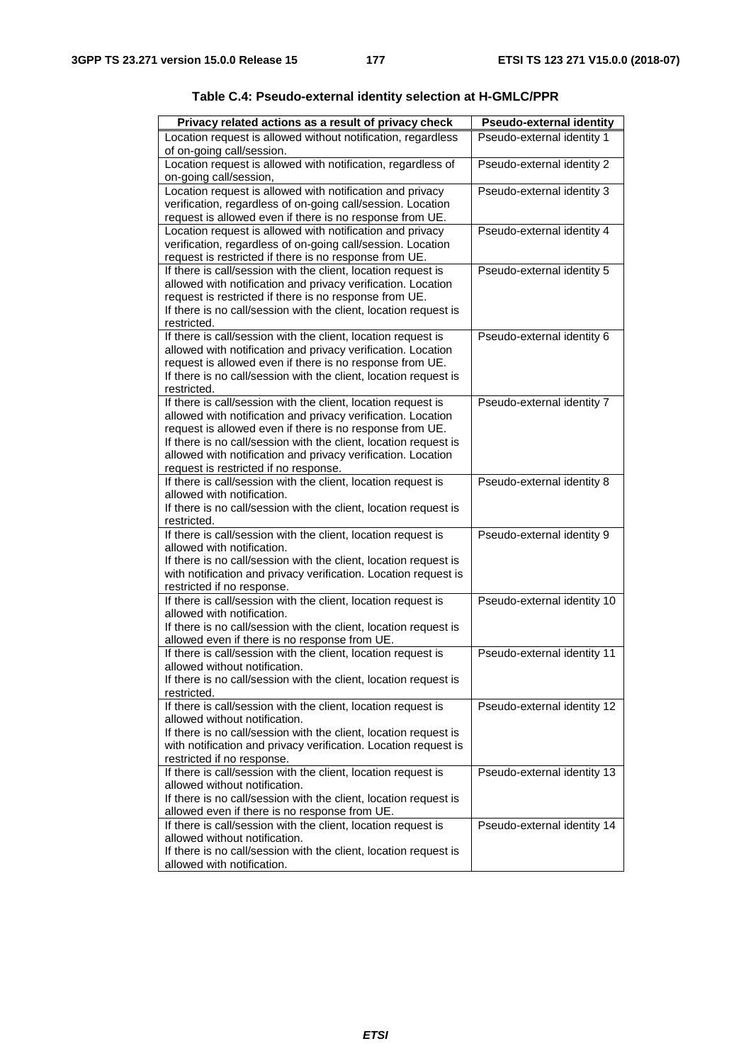**Table C.4: Pseudo-external identity selection at H-GMLC/PPR**

| Privacy related actions as a result of privacy check | Pseudo-external identity |
|---|---|
| Location request is allowed without notification, regardless of on-going call/session. | Pseudo-external identity 1 |
| Location request is allowed with notification, regardless of on-going call/session, | Pseudo-external identity 2 |
| Location request is allowed with notification and privacy verification, regardless of on-going call/session. Location request is allowed even if there is no response from UE. | Pseudo-external identity 3 |
| Location request is allowed with notification and privacy verification, regardless of on-going call/session. Location request is restricted if there is no response from UE. | Pseudo-external identity 4 |
| If there is call/session with the client, location request is allowed with notification and privacy verification. Location request is restricted if there is no response from UE. If there is no call/session with the client, location request is restricted. | Pseudo-external identity 5 |
| If there is call/session with the client, location request is allowed with notification and privacy verification. Location request is allowed even if there is no response from UE. If there is no call/session with the client, location request is restricted. | Pseudo-external identity 6 |
| If there is call/session with the client, location request is allowed with notification and privacy verification. Location request is allowed even if there is no response from UE. If there is no call/session with the client, location request is allowed with notification and privacy verification. Location request is restricted if no response. | Pseudo-external identity 7 |
| If there is call/session with the client, location request is allowed with notification. If there is no call/session with the client, location request is restricted. | Pseudo-external identity 8 |
| If there is call/session with the client, location request is allowed with notification. If there is no call/session with the client, location request is with notification and privacy verification. Location request is restricted if no response. | Pseudo-external identity 9 |
| If there is call/session with the client, location request is allowed with notification. If there is no call/session with the client, location request is allowed even if there is no response from UE. | Pseudo-external identity 10 |
| If there is call/session with the client, location request is allowed without notification. If there is no call/session with the client, location request is restricted. | Pseudo-external identity 11 |
| If there is call/session with the client, location request is allowed without notification. If there is no call/session with the client, location request is with notification and privacy verification. Location request is restricted if no response. | Pseudo-external identity 12 |
| If there is call/session with the client, location request is allowed without notification. If there is no call/session with the client, location request is allowed even if there is no response from UE. | Pseudo-external identity 13 |
| If there is call/session with the client, location request is allowed without notification. If there is no call/session with the client, location request is allowed with notification. | Pseudo-external identity 14 |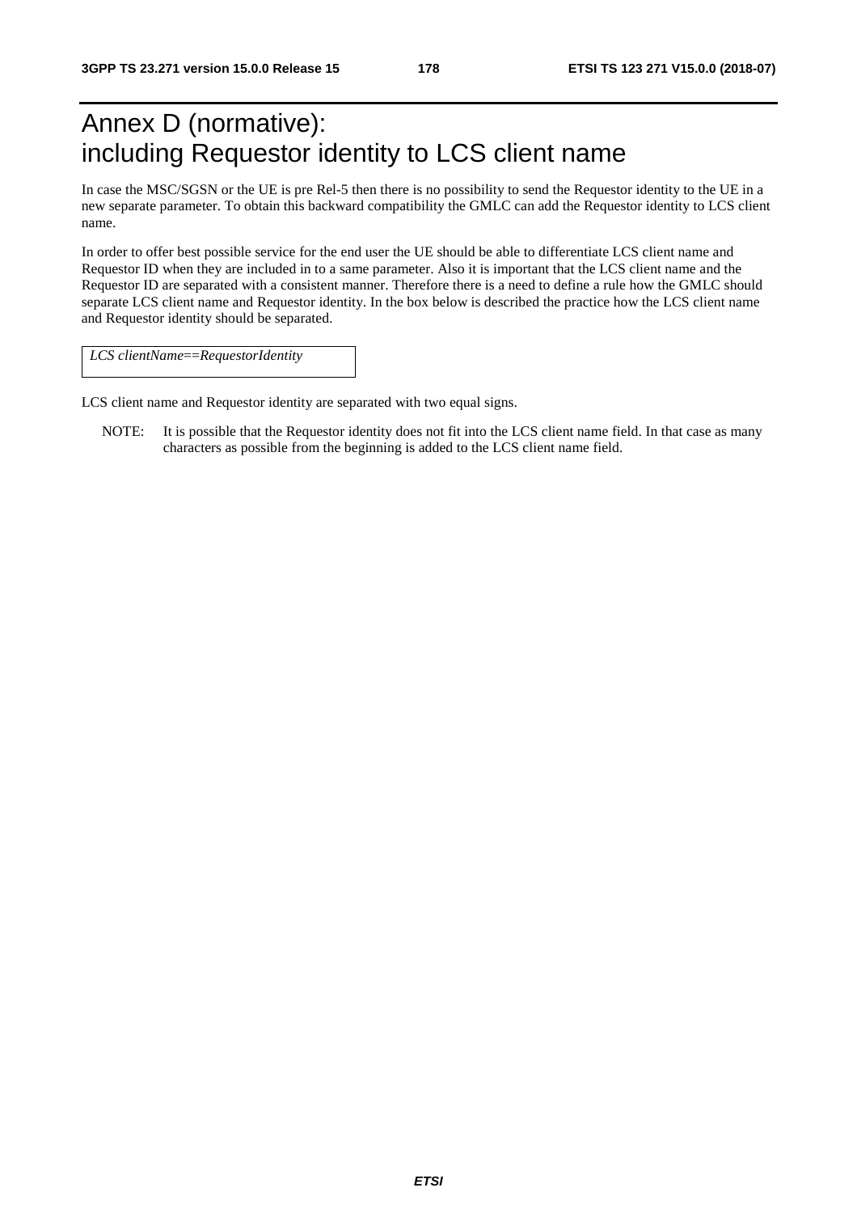# Annex D (normative): including Requestor identity to LCS client name

In case the MSC/SGSN or the UE is pre Rel-5 then there is no possibility to send the Requestor identity to the UE in a new separate parameter. To obtain this backward compatibility the GMLC can add the Requestor identity to LCS client name.

In order to offer best possible service for the end user the UE should be able to differentiate LCS client name and Requestor ID when they are included in to a same parameter. Also it is important that the LCS client name and the Requestor ID are separated with a consistent manner. Therefore there is a need to define a rule how the GMLC should separate LCS client name and Requestor identity. In the box below is described the practice how the LCS client name and Requestor identity should be separated.

```
LCS clientName==RequestorIdentity
```

LCS client name and Requestor identity are separated with two equal signs.

NOTE: It is possible that the Requestor identity does not fit into the LCS client name field. In that case as many characters as possible from the beginning is added to the LCS client name field.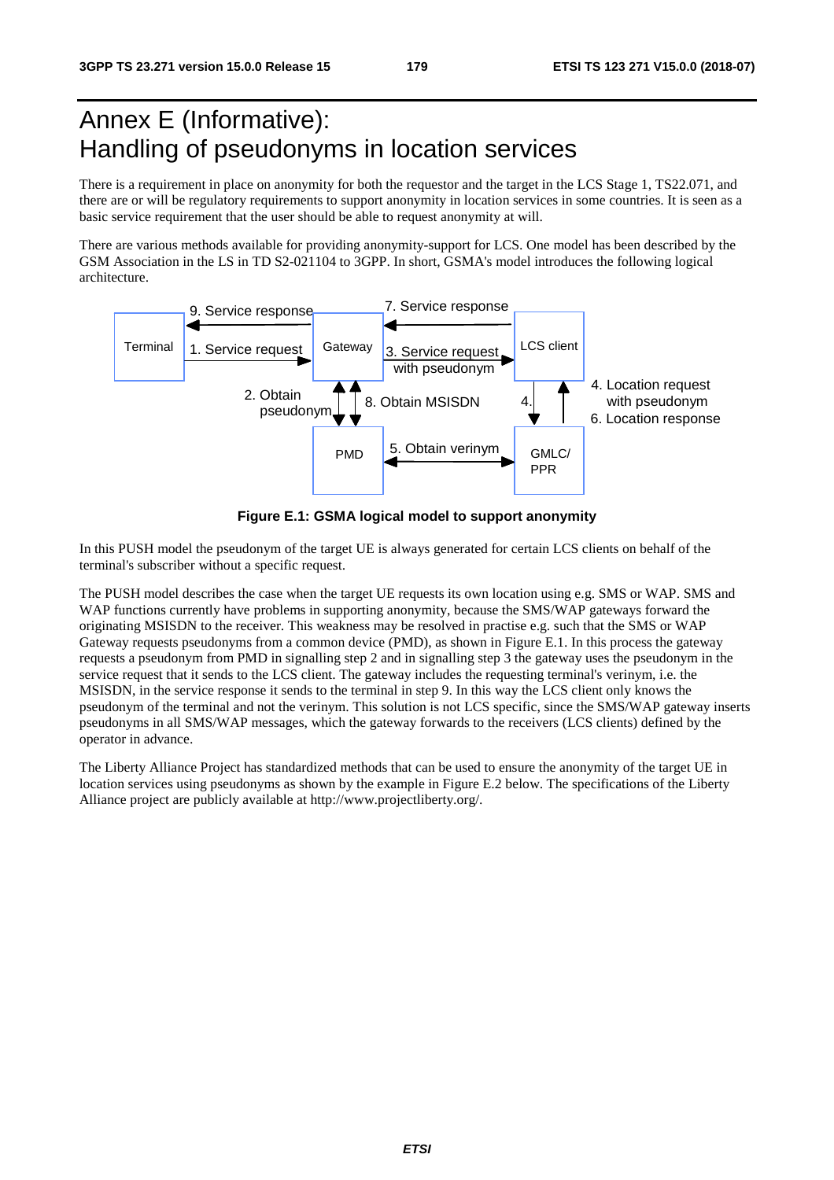# Annex E (Informative): Handling of pseudonyms in location services

There is a requirement in place on anonymity for both the requestor and the target in the LCS Stage 1, TS22.071, and there are or will be regulatory requirements to support anonymity in location services in some countries. It is seen as a basic service requirement that the user should be able to request anonymity at will.

There are various methods available for providing anonymity-support for LCS. One model has been described by the GSM Association in the LS in TD S2-021104 to 3GPP. In short, GSMA's model introduces the following logical architecture.

**Figure E.1: GSMA logical model to support anonymity**

In this PUSH model the pseudonym of the target UE is always generated for certain LCS clients on behalf of the terminal's subscriber without a specific request.

The PUSH model describes the case when the target UE requests its own location using e.g. SMS or WAP. SMS and WAP functions currently have problems in supporting anonymity, because the SMS/WAP gateways forward the originating MSISDN to the receiver. This weakness may be resolved in practise e.g. such that the SMS or WAP Gateway requests pseudonyms from a common device (PMD), as shown in Figure E.1. In this process the gateway requests a pseudonym from PMD in signalling step 2 and in signalling step 3 the gateway uses the pseudonym in the service request that it sends to the LCS client. The gateway includes the requesting terminal's verinym, i.e. the MSISDN, in the service response it sends to the terminal in step 9. In this way the LCS client only knows the pseudonym of the terminal and not the verinym. This solution is not LCS specific, since the SMS/WAP gateway inserts pseudonyms in all SMS/WAP messages, which the gateway forwards to the receivers (LCS clients) defined by the operator in advance.

The Liberty Alliance Project has standardized methods that can be used to ensure the anonymity of the target UE in location services using pseudonyms as shown by the example in Figure E.2 below. The specifications of the Liberty Alliance project are publicly available at http://www.projectliberty.org/.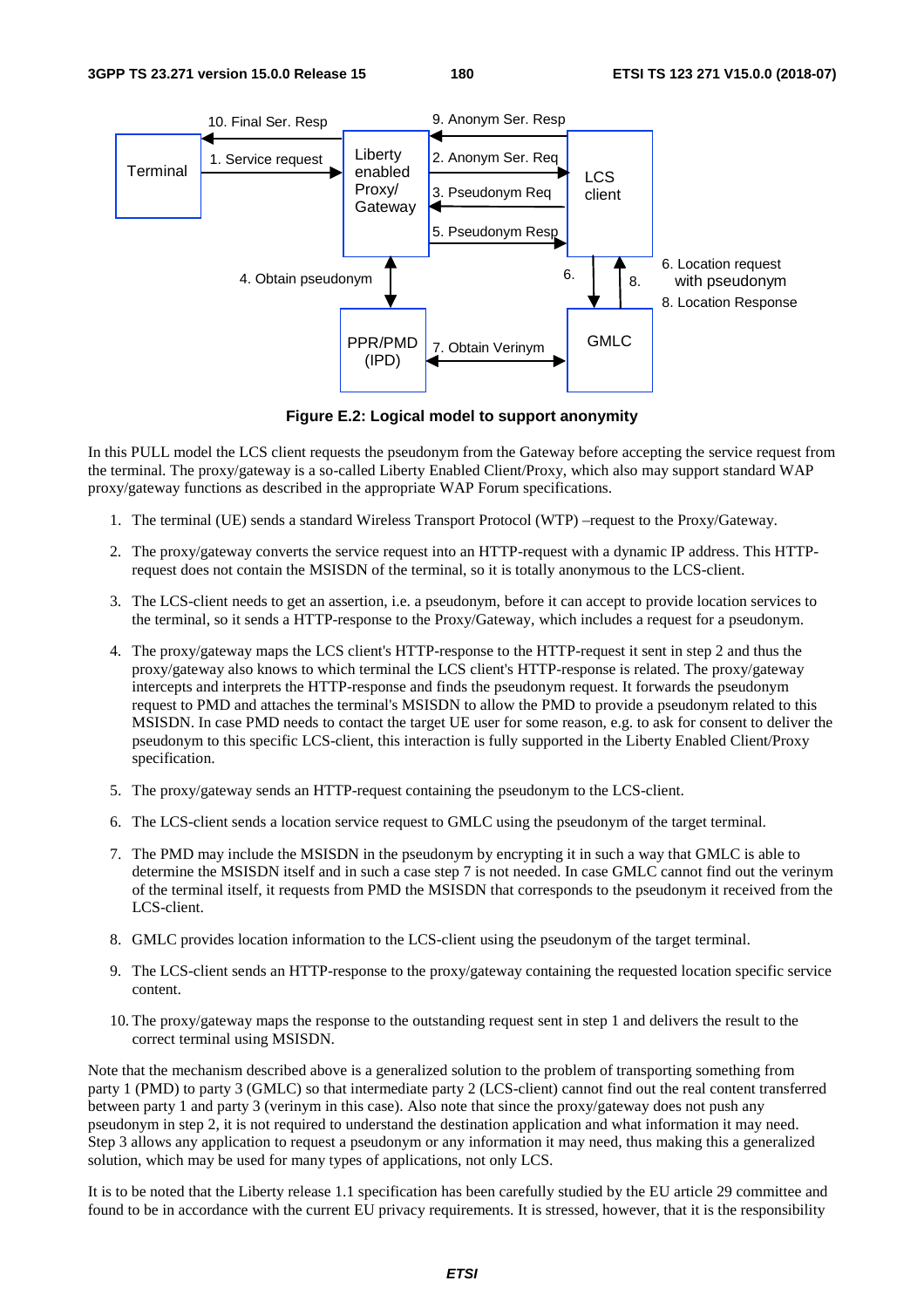Figure E.2: Logical model to support anonymity

In this PULL model the LCS client requests the pseudonym from the Gateway before accepting the service request from the terminal. The proxy/gateway is a so-called Liberty Enabled Client/Proxy, which also may support standard WAP proxy/gateway functions as described in the appropriate WAP Forum specifications.

1. The terminal (UE) sends a standard Wireless Transport Protocol (WTP) –request to the Proxy/Gateway.

2. The proxy/gateway converts the service request into an HTTP-request with a dynamic IP address. This HTTP-request does not contain the MSISDN of the terminal, so it is totally anonymous to the LCS-client.

3. The LCS-client needs to get an assertion, i.e. a pseudonym, before it can accept to provide location services to the terminal, so it sends a HTTP-response to the Proxy/Gateway, which includes a request for a pseudonym.

4. The proxy/gateway maps the LCS client's HTTP-response to the HTTP-request it sent in step 2 and thus the proxy/gateway also knows to which terminal the LCS client's HTTP-response is related. The proxy/gateway intercepts and interprets the HTTP-response and finds the pseudonym request. It forwards the pseudonym request to PMD and attaches the terminal's MSISDN to allow the PMD to provide a pseudonym related to this MSISDN. In case PMD needs to contact the target UE user for some reason, e.g. to ask for consent to deliver the pseudonym to this specific LCS-client, this interaction is fully supported in the Liberty Enabled Client/Proxy specification.

5. The proxy/gateway sends an HTTP-request containing the pseudonym to the LCS-client.

6. The LCS-client sends a location service request to GMLC using the pseudonym of the target terminal.

7. The PMD may include the MSISDN in the pseudonym by encrypting it in such a way that GMLC is able to determine the MSISDN itself and in such a case step 7 is not needed. In case GMLC cannot find out the verinym of the terminal itself, it requests from PMD the MSISDN that corresponds to the pseudonym it received from the LCS-client.

8. GMLC provides location information to the LCS-client using the pseudonym of the target terminal.

9. The LCS-client sends an HTTP-response to the proxy/gateway containing the requested location specific service content.

10. The proxy/gateway maps the response to the outstanding request sent in step 1 and delivers the result to the correct terminal using MSISDN.

Note that the mechanism described above is a generalized solution to the problem of transporting something from party 1 (PMD) to party 3 (GMLC) so that intermediate party 2 (LCS-client) cannot find out the real content transferred between party 1 and party 3 (verinym in this case). Also note that since the proxy/gateway does not push any pseudonym in step 2, it is not required to understand the destination application and what information it may need. Step 3 allows any application to request a pseudonym or any information it may need, thus making this a generalized solution, which may be used for many types of applications, not only LCS.

It is to be noted that the Liberty release 1.1 specification has been carefully studied by the EU article 29 committee and found to be in accordance with the current EU privacy requirements. It is stressed, however, that it is the responsibility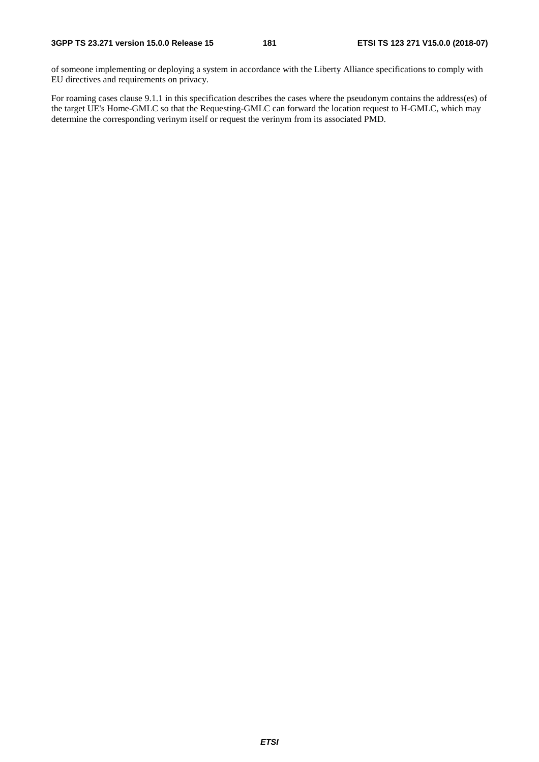of someone implementing or deploying a system in accordance with the Liberty Alliance specifications to comply with EU directives and requirements on privacy.

For roaming cases clause 9.1.1 in this specification describes the cases where the pseudonym contains the address(es) of the target UE's Home-GMLC so that the Requesting-GMLC can forward the location request to H-GMLC, which may determine the corresponding verinym itself or request the verinym from its associated PMD.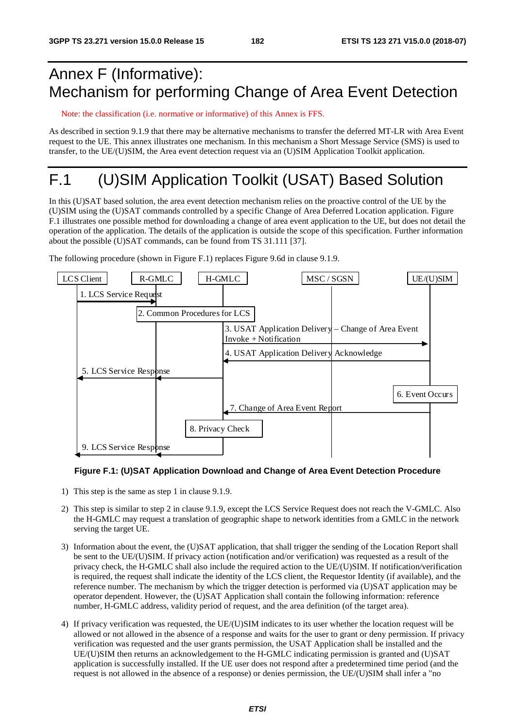# Annex F (Informative): Mechanism for performing Change of Area Event Detection

Note: the classification (i.e. normative or informative) of this Annex is FFS.

As described in section 9.1.9 that there may be alternative mechanisms to transfer the deferred MT-LR with Area Event request to the UE. This annex illustrates one mechanism. In this mechanism a Short Message Service (SMS) is used to transfer, to the UE/(U)SIM, the Area event detection request via an (U)SIM Application Toolkit application.

# F.1 (U)SIM Application Toolkit (USAT) Based Solution

In this (U)SAT based solution, the area event detection mechanism relies on the proactive control of the UE by the (U)SIM using the (U)SAT commands controlled by a specific Change of Area Deferred Location application. Figure F.1 illustrates one possible method for downloading a change of area event application to the UE, but does not detail the operation of the application. The details of the application is outside the scope of this specification. Further information about the possible (U)SAT commands, can be found from TS 31.111 [37].

The following procedure (shown in Figure F.1) replaces Figure 9.6d in clause 9.1.9.

LCS Client | R-GMLC | H-GMLC | MSC / SGSN | UE/(U)SIM

1. LCS Service Request
2. Common Procedures for LCS
3. USAT Application Delivery – Change of Area Event Invoke + Notification
4. USAT Application Delivery Acknowledge
5. LCS Service Response
6. Event Occurs
7. Change of Area Event Report
8. Privacy Check
9. LCS Service Response

**Figure F.1: (U)SAT Application Download and Change of Area Event Detection Procedure**

1) This step is the same as step 1 in clause 9.1.9.

2) This step is similar to step 2 in clause 9.1.9, except the LCS Service Request does not reach the V-GMLC. Also the H-GMLC may request a translation of geographic shape to network identities from a GMLC in the network serving the target UE.

3) Information about the event, the (U)SAT application, that shall trigger the sending of the Location Report shall be sent to the UE/(U)SIM. If privacy action (notification and/or verification) was requested as a result of the privacy check, the H-GMLC shall also include the required action to the UE/(U)SIM. If notification/verification is required, the request shall indicate the identity of the LCS client, the Requestor Identity (if available), and the reference number. The mechanism by which the trigger detection is performed via (U)SAT application may be operator dependent. However, the (U)SAT Application shall contain the following information: reference number, H-GMLC address, validity period of request, and the area definition (of the target area).

4) If privacy verification was requested, the UE/(U)SIM indicates to its user whether the location request will be allowed or not allowed in the absence of a response and waits for the user to grant or deny permission. If privacy verification was requested and the user grants permission, the USAT Application shall be installed and the UE/(U)SIM then returns an acknowledgement to the H-GMLC indicating permission is granted and (U)SAT application is successfully installed. If the UE user does not respond after a predetermined time period (and the request is not allowed in the absence of a response) or denies permission, the UE/(U)SIM shall infer a "no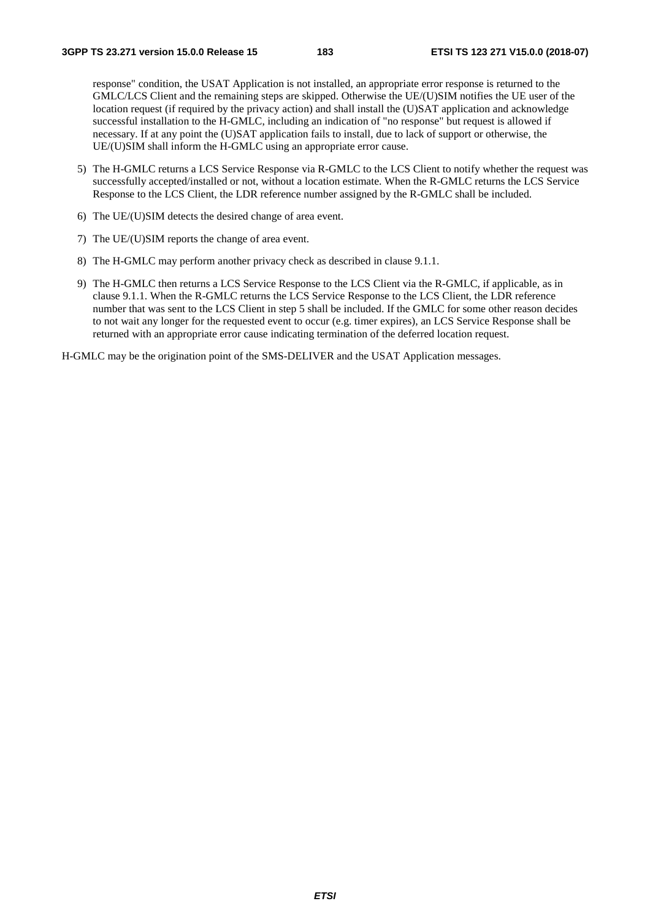response" condition, the USAT Application is not installed, an appropriate error response is returned to the GMLC/LCS Client and the remaining steps are skipped. Otherwise the UE/(U)SIM notifies the UE user of the location request (if required by the privacy action) and shall install the (U)SAT application and acknowledge successful installation to the H-GMLC, including an indication of "no response" but request is allowed if necessary. If at any point the (U)SAT application fails to install, due to lack of support or otherwise, the UE/(U)SIM shall inform the H-GMLC using an appropriate error cause.

5) The H-GMLC returns a LCS Service Response via R-GMLC to the LCS Client to notify whether the request was successfully accepted/installed or not, without a location estimate. When the R-GMLC returns the LCS Service Response to the LCS Client, the LDR reference number assigned by the R-GMLC shall be included.

6) The UE/(U)SIM detects the desired change of area event.

7) The UE/(U)SIM reports the change of area event.

8) The H-GMLC may perform another privacy check as described in clause 9.1.1.

9) The H-GMLC then returns a LCS Service Response to the LCS Client via the R-GMLC, if applicable, as in clause 9.1.1. When the R-GMLC returns the LCS Service Response to the LCS Client, the LDR reference number that was sent to the LCS Client in step 5 shall be included. If the GMLC for some other reason decides to not wait any longer for the requested event to occur (e.g. timer expires), an LCS Service Response shall be returned with an appropriate error cause indicating termination of the deferred location request.

H-GMLC may be the origination point of the SMS-DELIVER and the USAT Application messages.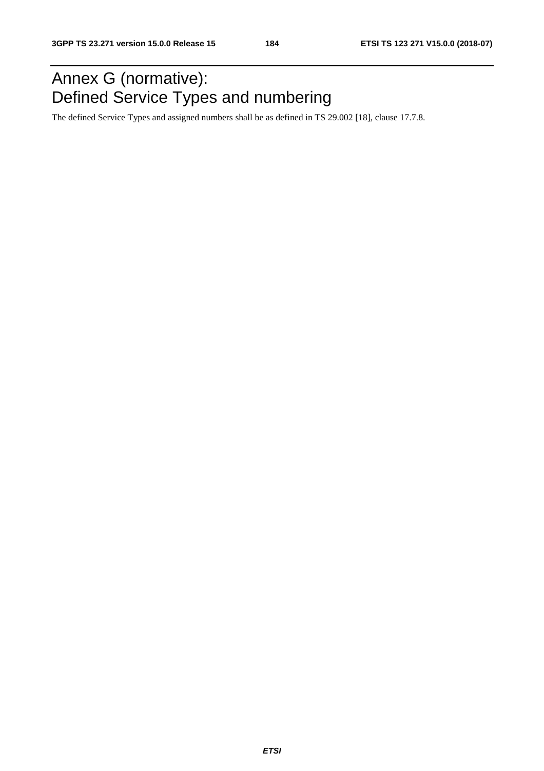# Annex G (normative): Defined Service Types and numbering

The defined Service Types and assigned numbers shall be as defined in TS 29.002 [18], clause 17.7.8.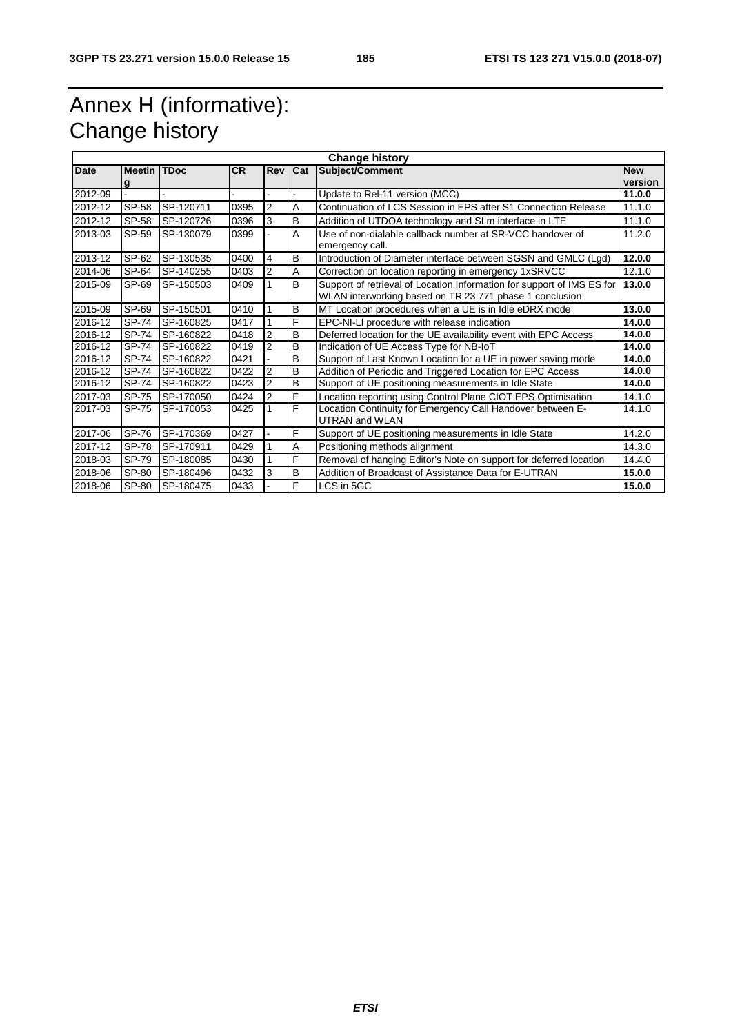# Annex H (informative): Change history

| Change history | | | | | | | |
|---|---|---|---|---|---|---|---|
| **Date** | **Meeting** | **TDoc** | **CR** | **Rev** | **Cat** | **Subject/Comment** | **New version** |
| 2012-09 | - | - | - | - | - | Update to Rel-11 version (MCC) | **11.0.0** |
| 2012-12 | SP-58 | SP-120711 | 0395 | 2 | A | Continuation of LCS Session in EPS after S1 Connection Release | 11.1.0 |
| 2012-12 | SP-58 | SP-120726 | 0396 | 3 | B | Addition of UTDOA technology and SLm interface in LTE | 11.1.0 |
| 2013-03 | SP-59 | SP-130079 | 0399 | - | A | Use of non-dialable callback number at SR-VCC handover of emergency call. | 11.2.0 |
| 2013-12 | SP-62 | SP-130535 | 0400 | 4 | B | Introduction of Diameter interface between SGSN and GMLC (Lgd) | **12.0.0** |
| 2014-06 | SP-64 | SP-140255 | 0403 | 2 | A | Correction on location reporting in emergency 1xSRVCC | 12.1.0 |
| 2015-09 | SP-69 | SP-150503 | 0409 | 1 | B | Support of retrieval of Location Information for support of IMS ES for WLAN interworking based on TR 23.771 phase 1 conclusion | **13.0.0** |
| 2015-09 | SP-69 | SP-150501 | 0410 | 1 | B | MT Location procedures when a UE is in Idle eDRX mode | **13.0.0** |
| 2016-12 | SP-74 | SP-160825 | 0417 | 1 | F | EPC-NI-LI procedure with release indication | **14.0.0** |
| 2016-12 | SP-74 | SP-160822 | 0418 | 2 | B | Deferred location for the UE availability event with EPC Access | **14.0.0** |
| 2016-12 | SP-74 | SP-160822 | 0419 | 2 | B | Indication of UE Access Type for NB-IoT | **14.0.0** |
| 2016-12 | SP-74 | SP-160822 | 0421 | - | B | Support of Last Known Location for a UE in power saving mode | **14.0.0** |
| 2016-12 | SP-74 | SP-160822 | 0422 | 2 | B | Addition of Periodic and Triggered Location for EPC Access | **14.0.0** |
| 2016-12 | SP-74 | SP-160822 | 0423 | 2 | B | Support of UE positioning measurements in Idle State | **14.0.0** |
| 2017-03 | SP-75 | SP-170050 | 0424 | 2 | F | Location reporting using Control Plane CIOT EPS Optimisation | 14.1.0 |
| 2017-03 | SP-75 | SP-170053 | 0425 | 1 | F | Location Continuity for Emergency Call Handover between E-UTRAN and WLAN | 14.1.0 |
| 2017-06 | SP-76 | SP-170369 | 0427 | - | F | Support of UE positioning measurements in Idle State | 14.2.0 |
| 2017-12 | SP-78 | SP-170911 | 0429 | 1 | A | Positioning methods alignment | 14.3.0 |
| 2018-03 | SP-79 | SP-180085 | 0430 | 1 | F | Removal of hanging Editor's Note on support for deferred location | 14.4.0 |
| 2018-06 | SP-80 | SP-180496 | 0432 | 3 | B | Addition of Broadcast of Assistance Data for E-UTRAN | **15.0.0** |
| 2018-06 | SP-80 | SP-180475 | 0433 | - | F | LCS in 5GC | **15.0.0** |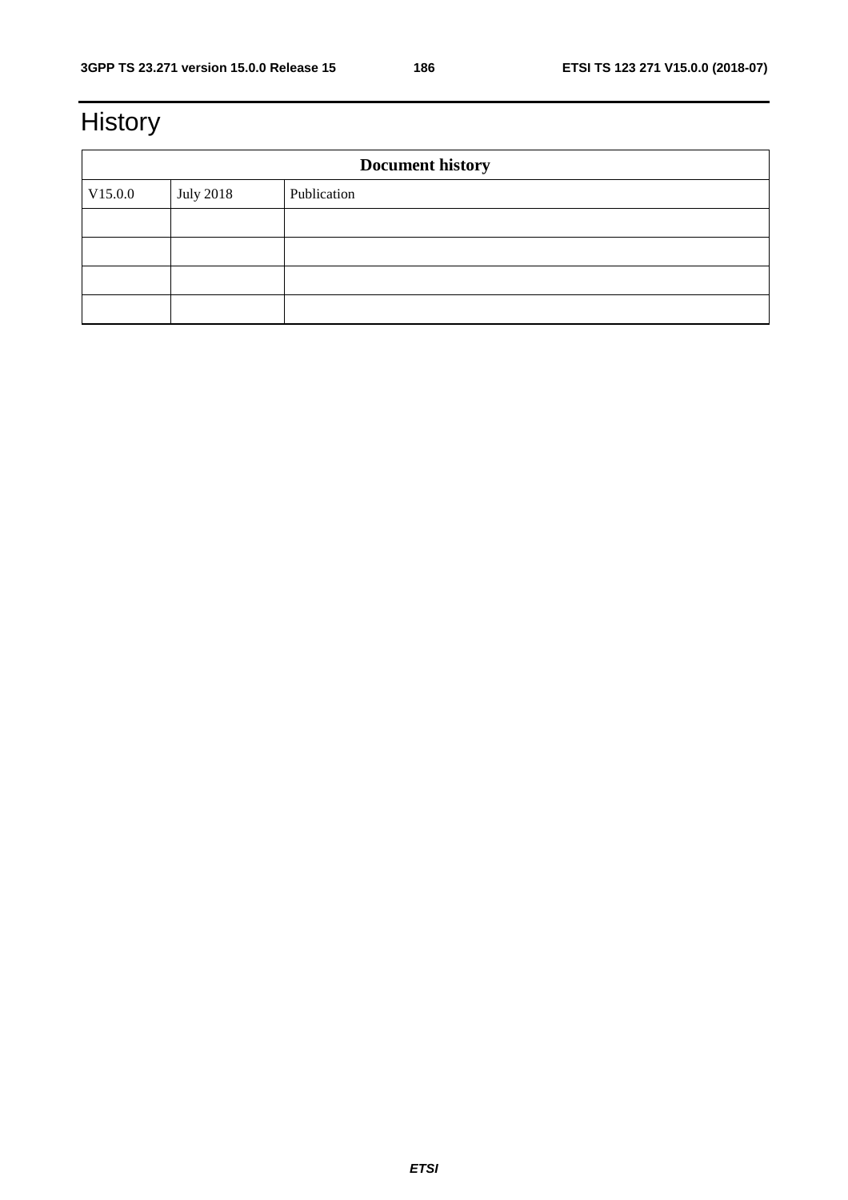# History

| Document history | | |
|---|---|---|
| V15.0.0 | July 2018 | Publication |
| | | |
| | | |
| | | |
| | | |